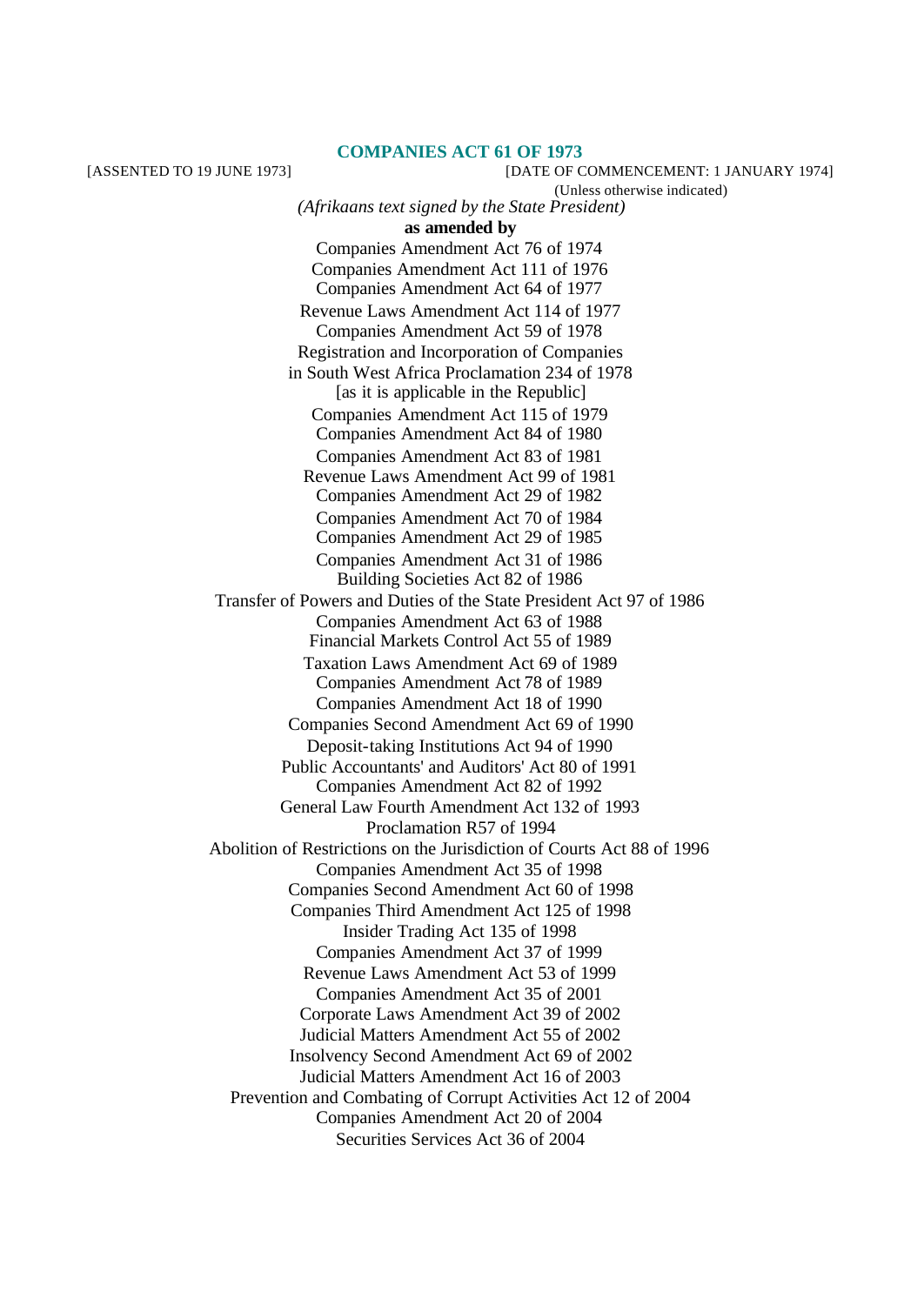# COMPANIES ACT 61 OF 1973

[ASSENTED TO 19 JUNE 1973] [DATE OF COMMENCEMENT: 1 JANUARY 1974]

(Unless otherwise indicated)

*(Afrikaans text signed by the State President)*

**as amended by**

Companies Amendment Act 76 of 1974
Companies Amendment Act 111 of 1976
Companies Amendment Act 64 of 1977
Revenue Laws Amendment Act 114 of 1977
Companies Amendment Act 59 of 1978
Registration and Incorporation of Companies in South West Africa Proclamation 234 of 1978 [as it is applicable in the Republic]
Companies Amendment Act 115 of 1979
Companies Amendment Act 84 of 1980
Companies Amendment Act 83 of 1981
Revenue Laws Amendment Act 99 of 1981
Companies Amendment Act 29 of 1982
Companies Amendment Act 70 of 1984
Companies Amendment Act 29 of 1985
Companies Amendment Act 31 of 1986
Building Societies Act 82 of 1986
Transfer of Powers and Duties of the State President Act 97 of 1986
Companies Amendment Act 63 of 1988
Financial Markets Control Act 55 of 1989
Taxation Laws Amendment Act 69 of 1989
Companies Amendment Act 78 of 1989
Companies Amendment Act 18 of 1990
Companies Second Amendment Act 69 of 1990
Deposit-taking Institutions Act 94 of 1990
Public Accountants' and Auditors' Act 80 of 1991
Companies Amendment Act 82 of 1992
General Law Fourth Amendment Act 132 of 1993
Proclamation R57 of 1994
Abolition of Restrictions on the Jurisdiction of Courts Act 88 of 1996
Companies Amendment Act 35 of 1998
Companies Second Amendment Act 60 of 1998
Companies Third Amendment Act 125 of 1998
Insider Trading Act 135 of 1998
Companies Amendment Act 37 of 1999
Revenue Laws Amendment Act 53 of 1999
Companies Amendment Act 35 of 2001
Corporate Laws Amendment Act 39 of 2002
Judicial Matters Amendment Act 55 of 2002
Insolvency Second Amendment Act 69 of 2002
Judicial Matters Amendment Act 16 of 2003
Prevention and Combating of Corrupt Activities Act 12 of 2004
Companies Amendment Act 20 of 2004
Securities Services Act 36 of 2004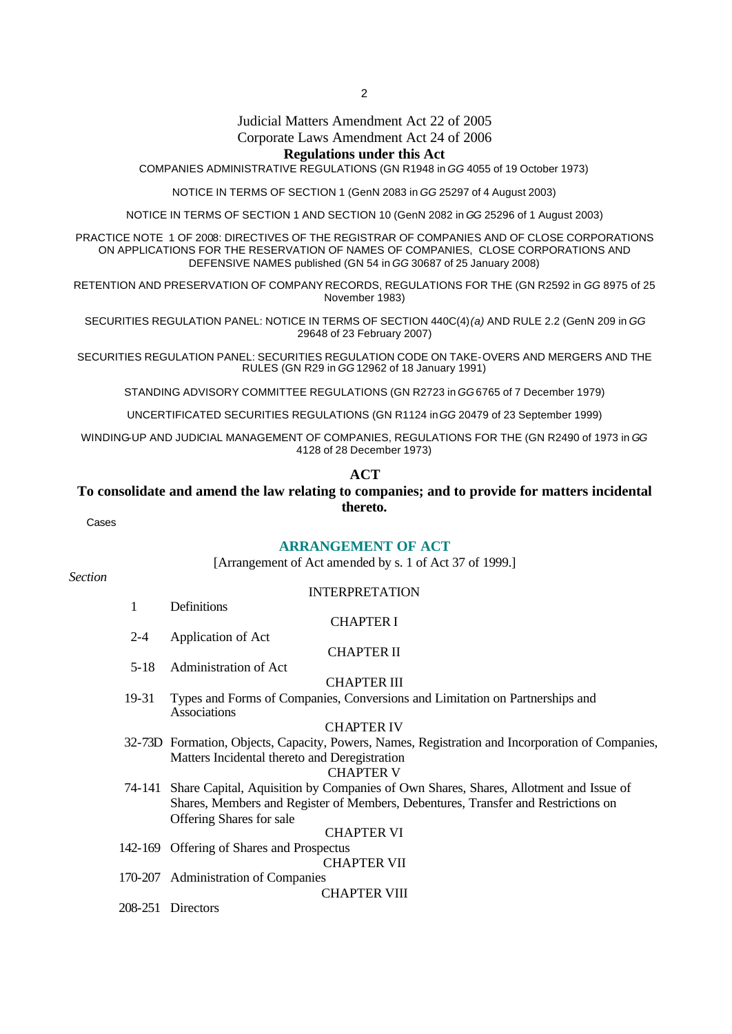Judicial Matters Amendment Act 22 of 2005
Corporate Laws Amendment Act 24 of 2006

**Regulations under this Act**

COMPANIES ADMINISTRATIVE REGULATIONS (GN R1948 in *GG* 4055 of 19 October 1973)

NOTICE IN TERMS OF SECTION 1 (GenN 2083 in *GG* 25297 of 4 August 2003)

NOTICE IN TERMS OF SECTION 1 AND SECTION 10 (GenN 2082 in *GG* 25296 of 1 August 2003)

PRACTICE NOTE 1 OF 2008: DIRECTIVES OF THE REGISTRAR OF COMPANIES AND OF CLOSE CORPORATIONS ON APPLICATIONS FOR THE RESERVATION OF NAMES OF COMPANIES, CLOSE CORPORATIONS AND DEFENSIVE NAMES published (GN 54 in *GG* 30687 of 25 January 2008)

RETENTION AND PRESERVATION OF COMPANY RECORDS, REGULATIONS FOR THE (GN R2592 in *GG* 8975 of 25 November 1983)

SECURITIES REGULATION PANEL: NOTICE IN TERMS OF SECTION 440C(4)*(a)* AND RULE 2.2 (GenN 209 in *GG* 29648 of 23 February 2007)

SECURITIES REGULATION PANEL: SECURITIES REGULATION CODE ON TAKE-OVERS AND MERGERS AND THE RULES (GN R29 in *GG* 12962 of 18 January 1991)

STANDING ADVISORY COMMITTEE REGULATIONS (GN R2723 in *GG* 6765 of 7 December 1979)

UNCERTIFICATED SECURITIES REGULATIONS (GN R1124 in *GG* 20479 of 23 September 1999)

WINDING-UP AND JUDICIAL MANAGEMENT OF COMPANIES, REGULATIONS FOR THE (GN R2490 of 1973 in *GG* 4128 of 28 December 1973)

## ACT

**To consolidate and amend the law relating to companies; and to provide for matters incidental thereto.**

Cases

## ARRANGEMENT OF ACT

[Arrangement of Act amended by s. 1 of Act 37 of 1999.]

*Section*

INTERPRETATION

1 Definitions

CHAPTER I

2-4 Application of Act

CHAPTER II

5-18 Administration of Act

CHAPTER III

19-31 Types and Forms of Companies, Conversions and Limitation on Partnerships and Associations

CHAPTER IV

32-73D Formation, Objects, Capacity, Powers, Names, Registration and Incorporation of Companies, Matters Incidental thereto and Deregistration

CHAPTER V

74-141 Share Capital, Aquisition by Companies of Own Shares, Shares, Allotment and Issue of Shares, Members and Register of Members, Debentures, Transfer and Restrictions on Offering Shares for sale

CHAPTER VI

142-169 Offering of Shares and Prospectus

CHAPTER VII

170-207 Administration of Companies

CHAPTER VIII

208-251 Directors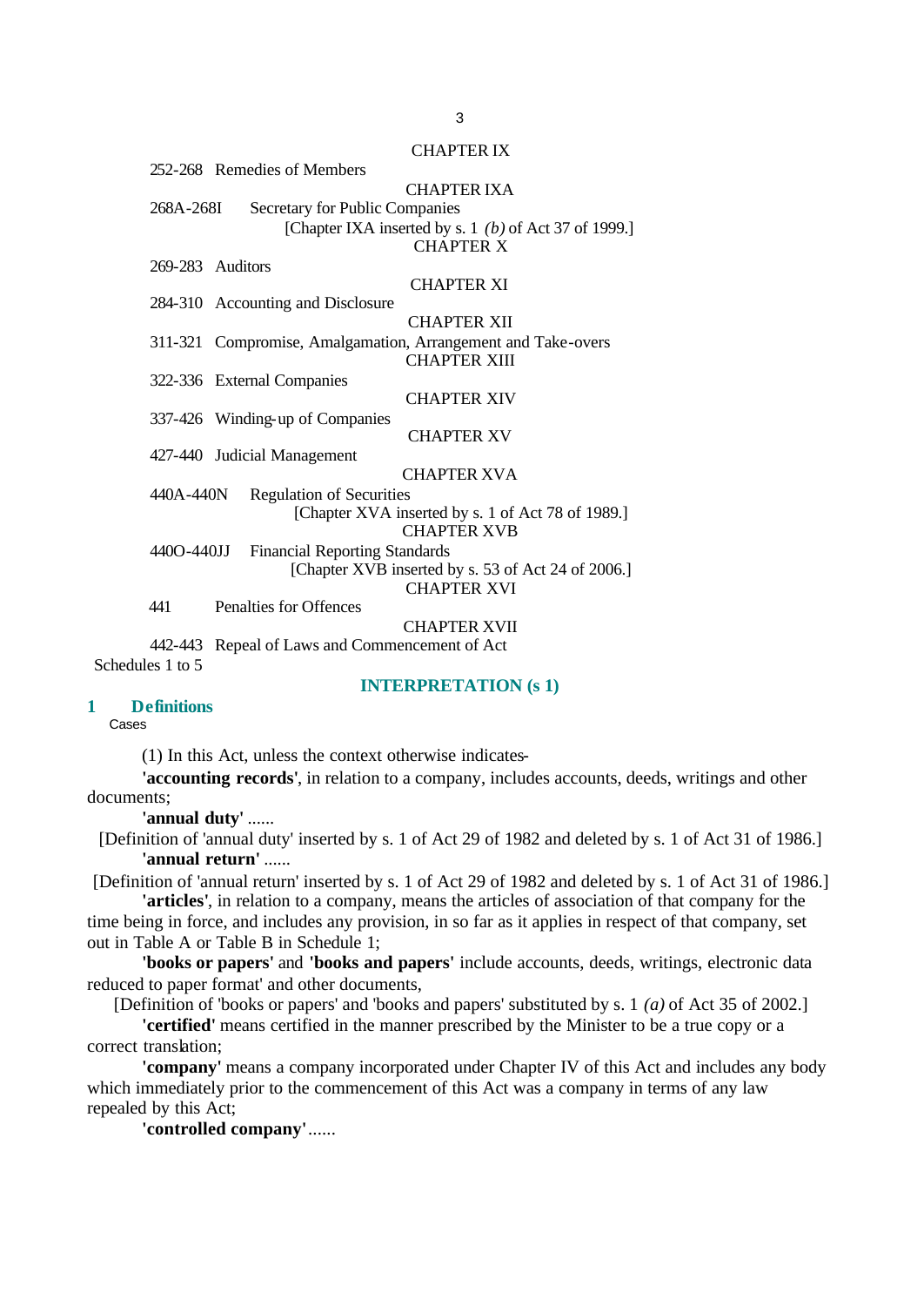CHAPTER IX

252-268 Remedies of Members

CHAPTER IXA

268A-268I Secretary for Public Companies

[Chapter IXA inserted by s. 1 *(b)* of Act 37 of 1999.]

CHAPTER X

269-283 Auditors

CHAPTER XI

284-310 Accounting and Disclosure

CHAPTER XII

311-321 Compromise, Amalgamation, Arrangement and Take-overs

CHAPTER XIII

322-336 External Companies

CHAPTER XIV

337-426 Winding-up of Companies

CHAPTER XV

427-440 Judicial Management

CHAPTER XVA

440A-440N Regulation of Securities

[Chapter XVA inserted by s. 1 of Act 78 of 1989.]

CHAPTER XVB

440O-440JJ Financial Reporting Standards

[Chapter XVB inserted by s. 53 of Act 24 of 2006.]

CHAPTER XVI

441 Penalties for Offences

CHAPTER XVII

442-443 Repeal of Laws and Commencement of Act

Schedules 1 to 5

## INTERPRETATION (s 1)

### 1 Definitions

Cases

(1) In this Act, unless the context otherwise indicates-

**'accounting records'**, in relation to a company, includes accounts, deeds, writings and other documents;

**'annual duty'** ......

[Definition of 'annual duty' inserted by s. 1 of Act 29 of 1982 and deleted by s. 1 of Act 31 of 1986.]

**'annual return'** ......

[Definition of 'annual return' inserted by s. 1 of Act 29 of 1982 and deleted by s. 1 of Act 31 of 1986.]

**'articles'**, in relation to a company, means the articles of association of that company for the time being in force, and includes any provision, in so far as it applies in respect of that company, set out in Table A or Table B in Schedule 1;

**'books or papers'** and **'books and papers'** include accounts, deeds, writings, electronic data reduced to paper format' and other documents,

[Definition of 'books or papers' and 'books and papers' substituted by s. 1 *(a)* of Act 35 of 2002.]

**'certified'** means certified in the manner prescribed by the Minister to be a true copy or a correct translation;

**'company'** means a company incorporated under Chapter IV of this Act and includes any body which immediately prior to the commencement of this Act was a company in terms of any law repealed by this Act;

**'controlled company'** ......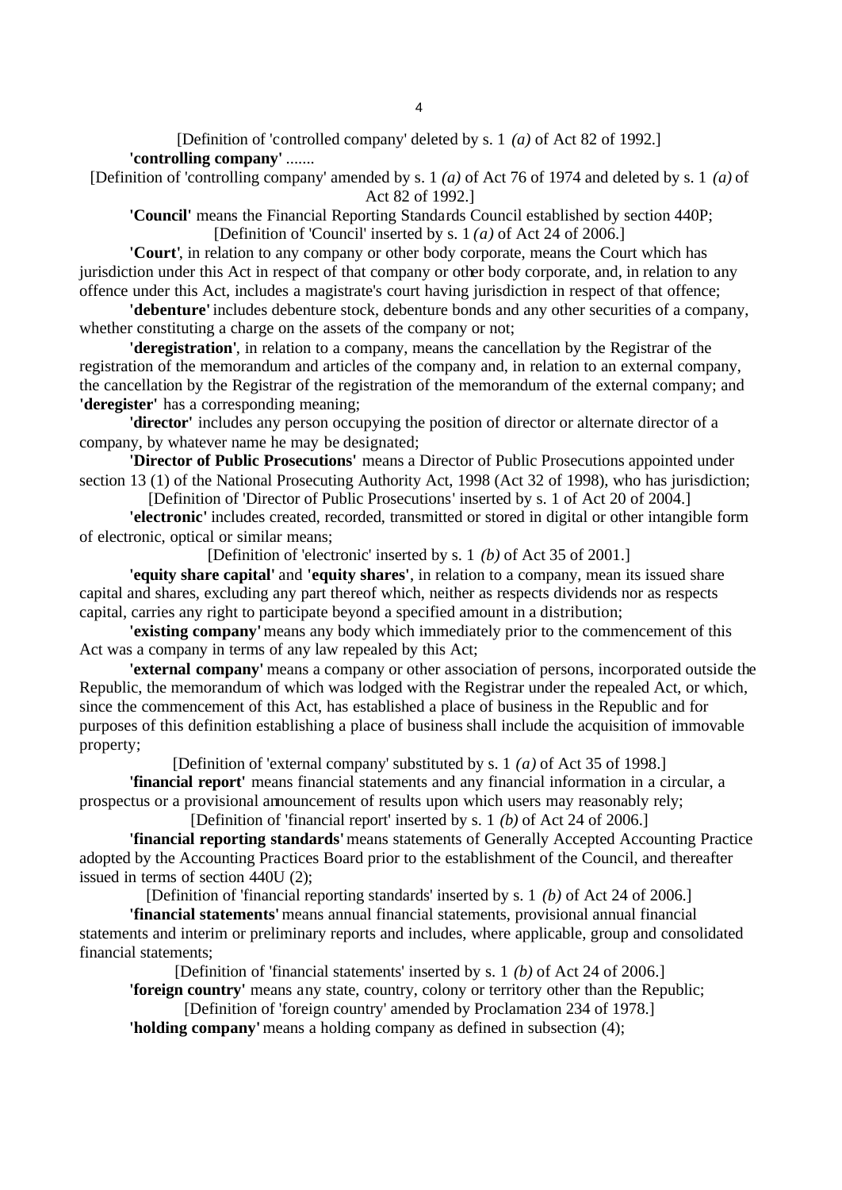[Definition of 'controlled company' deleted by s. 1 *(a)* of Act 82 of 1992.]

**'controlling company'** .......

[Definition of 'controlling company' amended by s. 1 *(a)* of Act 76 of 1974 and deleted by s. 1 *(a)* of Act 82 of 1992.]

**'Council'** means the Financial Reporting Standards Council established by section 440P;

[Definition of 'Council' inserted by s. 1 *(a)* of Act 24 of 2006.]

**'Court'**, in relation to any company or other body corporate, means the Court which has jurisdiction under this Act in respect of that company or other body corporate, and, in relation to any offence under this Act, includes a magistrate's court having jurisdiction in respect of that offence;

**'debenture'** includes debenture stock, debenture bonds and any other securities of a company, whether constituting a charge on the assets of the company or not;

**'deregistration'**, in relation to a company, means the cancellation by the Registrar of the registration of the memorandum and articles of the company and, in relation to an external company, the cancellation by the Registrar of the registration of the memorandum of the external company; and **'deregister'** has a corresponding meaning;

**'director'** includes any person occupying the position of director or alternate director of a company, by whatever name he may be designated;

**'Director of Public Prosecutions'** means a Director of Public Prosecutions appointed under section 13 (1) of the National Prosecuting Authority Act, 1998 (Act 32 of 1998), who has jurisdiction;

[Definition of 'Director of Public Prosecutions' inserted by s. 1 of Act 20 of 2004.]

**'electronic'** includes created, recorded, transmitted or stored in digital or other intangible form of electronic, optical or similar means;

[Definition of 'electronic' inserted by s. 1 *(b)* of Act 35 of 2001.]

**'equity share capital'** and **'equity shares'**, in relation to a company, mean its issued share capital and shares, excluding any part thereof which, neither as respects dividends nor as respects capital, carries any right to participate beyond a specified amount in a distribution;

**'existing company'** means any body which immediately prior to the commencement of this Act was a company in terms of any law repealed by this Act;

**'external company'** means a company or other association of persons, incorporated outside the Republic, the memorandum of which was lodged with the Registrar under the repealed Act, or which, since the commencement of this Act, has established a place of business in the Republic and for purposes of this definition establishing a place of business shall include the acquisition of immovable property;

[Definition of 'external company' substituted by s. 1 *(a)* of Act 35 of 1998.]

**'financial report'** means financial statements and any financial information in a circular, a prospectus or a provisional announcement of results upon which users may reasonably rely;

[Definition of 'financial report' inserted by s. 1 *(b)* of Act 24 of 2006.]

**'financial reporting standards'** means statements of Generally Accepted Accounting Practice adopted by the Accounting Practices Board prior to the establishment of the Council, and thereafter issued in terms of section 440U (2);

[Definition of 'financial reporting standards' inserted by s. 1 *(b)* of Act 24 of 2006.]

**'financial statements'** means annual financial statements, provisional annual financial statements and interim or preliminary reports and includes, where applicable, group and consolidated financial statements;

[Definition of 'financial statements' inserted by s. 1 *(b)* of Act 24 of 2006.]

**'foreign country'** means any state, country, colony or territory other than the Republic;

[Definition of 'foreign country' amended by Proclamation 234 of 1978.]

**'holding company'** means a holding company as defined in subsection (4);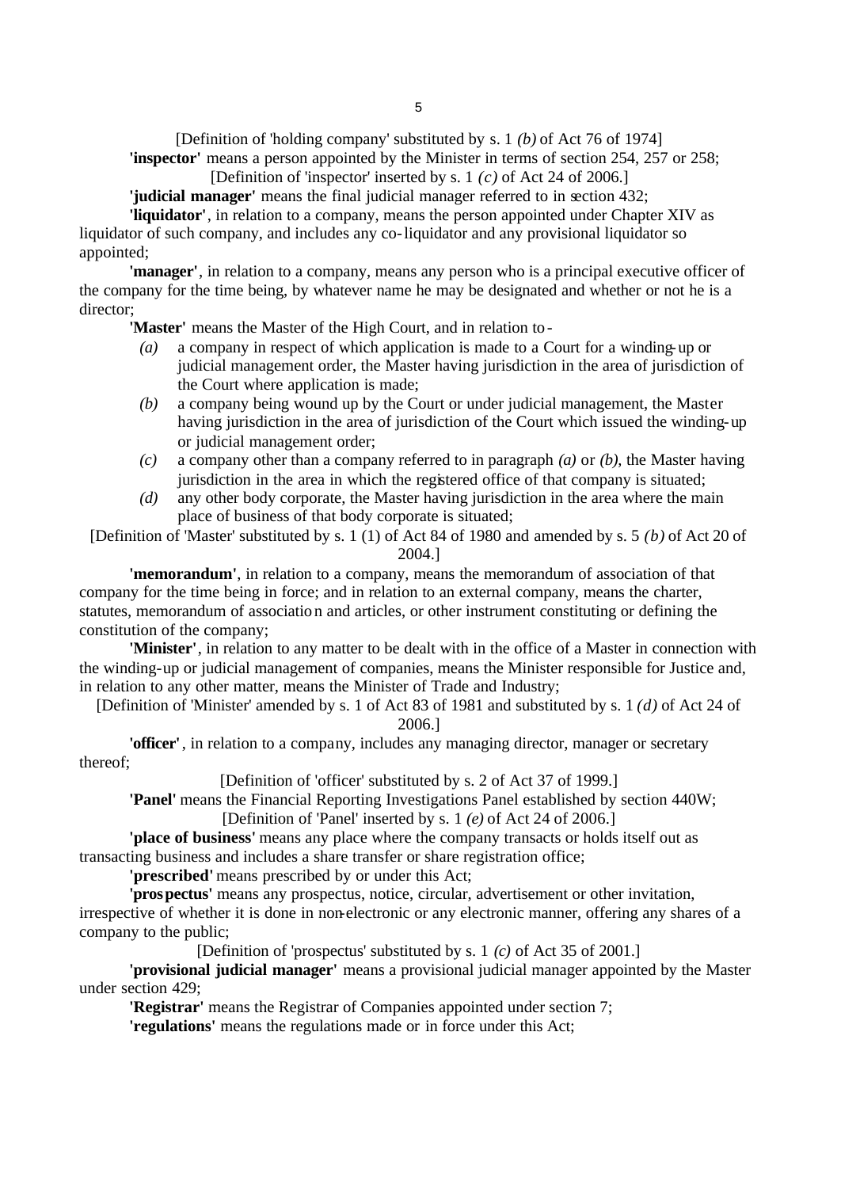[Definition of 'holding company' substituted by s. 1 *(b)* of Act 76 of 1974]

**'inspector'** means a person appointed by the Minister in terms of section 254, 257 or 258;

[Definition of 'inspector' inserted by s. 1 *(c)* of Act 24 of 2006.]

**'judicial manager'** means the final judicial manager referred to in section 432;

**'liquidator'**, in relation to a company, means the person appointed under Chapter XIV as liquidator of such company, and includes any co-liquidator and any provisional liquidator so appointed;

**'manager'**, in relation to a company, means any person who is a principal executive officer of the company for the time being, by whatever name he may be designated and whether or not he is a director;

**'Master'** means the Master of the High Court, and in relation to-

- *(a)* a company in respect of which application is made to a Court for a winding-up or judicial management order, the Master having jurisdiction in the area of jurisdiction of the Court where application is made;
- *(b)* a company being wound up by the Court or under judicial management, the Master having jurisdiction in the area of jurisdiction of the Court which issued the winding-up or judicial management order;
- *(c)* a company other than a company referred to in paragraph *(a)* or *(b)*, the Master having jurisdiction in the area in which the registered office of that company is situated;
- *(d)* any other body corporate, the Master having jurisdiction in the area where the main place of business of that body corporate is situated;

[Definition of 'Master' substituted by s. 1 (1) of Act 84 of 1980 and amended by s. 5 *(b)* of Act 20 of 2004.]

**'memorandum'**, in relation to a company, means the memorandum of association of that company for the time being in force; and in relation to an external company, means the charter, statutes, memorandum of association and articles, or other instrument constituting or defining the constitution of the company;

**'Minister'**, in relation to any matter to be dealt with in the office of a Master in connection with the winding-up or judicial management of companies, means the Minister responsible for Justice and, in relation to any other matter, means the Minister of Trade and Industry;

[Definition of 'Minister' amended by s. 1 of Act 83 of 1981 and substituted by s. 1 *(d)* of Act 24 of 2006.]

**'officer'**, in relation to a company, includes any managing director, manager or secretary thereof;

[Definition of 'officer' substituted by s. 2 of Act 37 of 1999.]

**'Panel'** means the Financial Reporting Investigations Panel established by section 440W;

[Definition of 'Panel' inserted by s. 1 *(e)* of Act 24 of 2006.]

**'place of business'** means any place where the company transacts or holds itself out as transacting business and includes a share transfer or share registration office;

**'prescribed'** means prescribed by or under this Act;

**'prospectus'** means any prospectus, notice, circular, advertisement or other invitation, irrespective of whether it is done in non-electronic or any electronic manner, offering any shares of a company to the public;

[Definition of 'prospectus' substituted by s. 1 *(c)* of Act 35 of 2001.]

**'provisional judicial manager'** means a provisional judicial manager appointed by the Master under section 429;

**'Registrar'** means the Registrar of Companies appointed under section 7;

**'regulations'** means the regulations made or in force under this Act;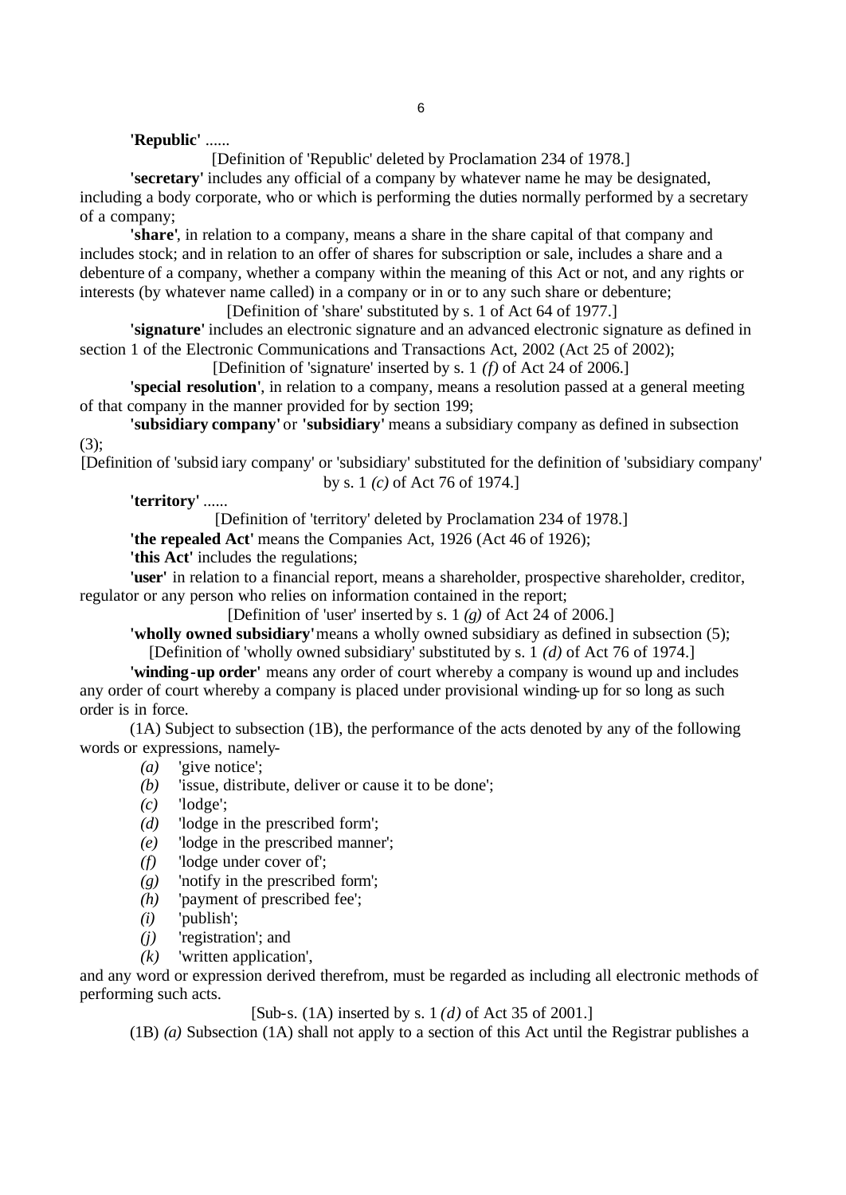**'Republic'** ......

[Definition of 'Republic' deleted by Proclamation 234 of 1978.]

**'secretary'** includes any official of a company by whatever name he may be designated, including a body corporate, who or which is performing the duties normally performed by a secretary of a company;

**'share'**, in relation to a company, means a share in the share capital of that company and includes stock; and in relation to an offer of shares for subscription or sale, includes a share and a debenture of a company, whether a company within the meaning of this Act or not, and any rights or interests (by whatever name called) in a company or in or to any such share or debenture;

[Definition of 'share' substituted by s. 1 of Act 64 of 1977.]

**'signature'** includes an electronic signature and an advanced electronic signature as defined in section 1 of the Electronic Communications and Transactions Act, 2002 (Act 25 of 2002);

[Definition of 'signature' inserted by s. 1 *(f)* of Act 24 of 2006.]

**'special resolution'**, in relation to a company, means a resolution passed at a general meeting of that company in the manner provided for by section 199;

**'subsidiary company'** or **'subsidiary'** means a subsidiary company as defined in subsection (3);

[Definition of 'subsidiary company' or 'subsidiary' substituted for the definition of 'subsidiary company' by s. 1 *(c)* of Act 76 of 1974.]

**'territory'** ......

[Definition of 'territory' deleted by Proclamation 234 of 1978.]

**'the repealed Act'** means the Companies Act, 1926 (Act 46 of 1926);

**'this Act'** includes the regulations;

**'user'** in relation to a financial report, means a shareholder, prospective shareholder, creditor, regulator or any person who relies on information contained in the report;

[Definition of 'user' inserted by s. 1 *(g)* of Act 24 of 2006.]

**'wholly owned subsidiary'** means a wholly owned subsidiary as defined in subsection (5);

[Definition of 'wholly owned subsidiary' substituted by s. 1 *(d)* of Act 76 of 1974.]

**'winding-up order'** means any order of court whereby a company is wound up and includes any order of court whereby a company is placed under provisional winding-up for so long as such order is in force.

(1A) Subject to subsection (1B), the performance of the acts denoted by any of the following words or expressions, namely-

- *(a)* 'give notice';
- *(b)* 'issue, distribute, deliver or cause it to be done';
- *(c)* 'lodge';
- *(d)* 'lodge in the prescribed form';
- *(e)* 'lodge in the prescribed manner';
- *(f)* 'lodge under cover of';
- *(g)* 'notify in the prescribed form';
- *(h)* 'payment of prescribed fee';
- *(i)* 'publish';
- *(j)* 'registration'; and
- *(k)* 'written application',

and any word or expression derived therefrom, must be regarded as including all electronic methods of performing such acts.

[Sub-s. (1A) inserted by s. 1 *(d)* of Act 35 of 2001.]

(1B) *(a)* Subsection (1A) shall not apply to a section of this Act until the Registrar publishes a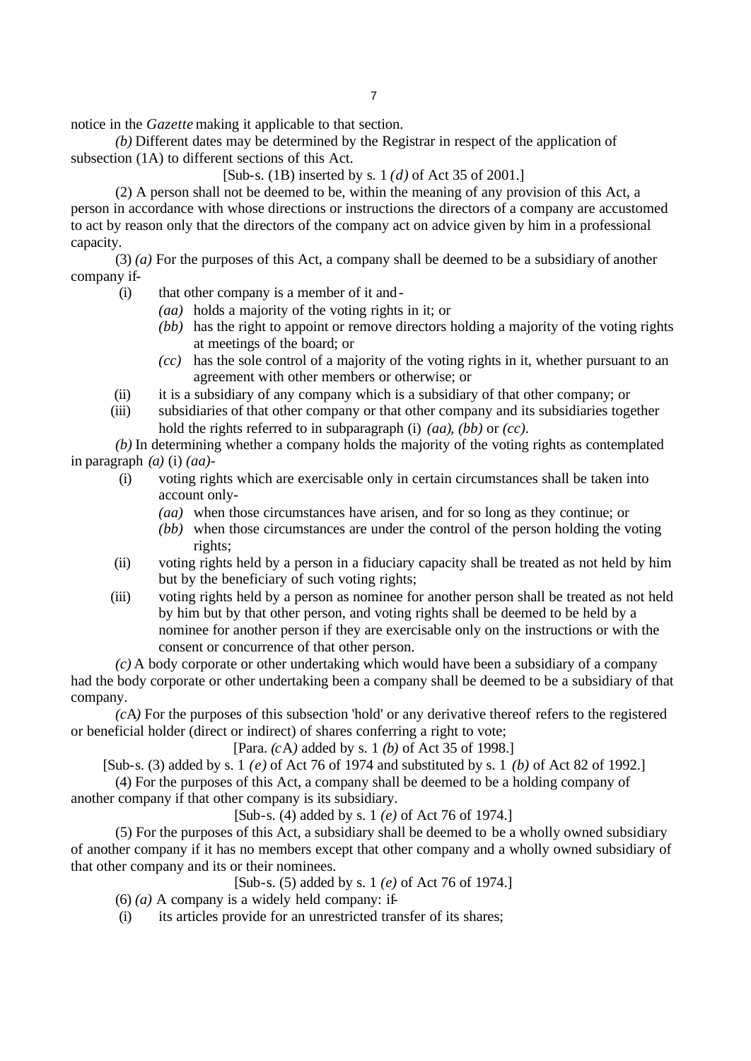notice in the *Gazette* making it applicable to that section.

*(b)* Different dates may be determined by the Registrar in respect of the application of subsection (1A) to different sections of this Act.

[Sub-s. (1B) inserted by s. 1 *(d)* of Act 35 of 2001.]

(2) A person shall not be deemed to be, within the meaning of any provision of this Act, a person in accordance with whose directions or instructions the directors of a company are accustomed to act by reason only that the directors of the company act on advice given by him in a professional capacity.

(3) *(a)* For the purposes of this Act, a company shall be deemed to be a subsidiary of another company if-

(i) that other company is a member of it and-

*(aa)* holds a majority of the voting rights in it; or

*(bb)* has the right to appoint or remove directors holding a majority of the voting rights at meetings of the board; or

*(cc)* has the sole control of a majority of the voting rights in it, whether pursuant to an agreement with other members or otherwise; or

(ii) it is a subsidiary of any company which is a subsidiary of that other company; or

(iii) subsidiaries of that other company or that other company and its subsidiaries together hold the rights referred to in subparagraph (i) *(aa)*, *(bb)* or *(cc)*.

*(b)* In determining whether a company holds the majority of the voting rights as contemplated in paragraph *(a)* (i) *(aa)*-

(i) voting rights which are exercisable only in certain circumstances shall be taken into account only-

*(aa)* when those circumstances have arisen, and for so long as they continue; or

*(bb)* when those circumstances are under the control of the person holding the voting rights;

(ii) voting rights held by a person in a fiduciary capacity shall be treated as not held by him but by the beneficiary of such voting rights;

(iii) voting rights held by a person as nominee for another person shall be treated as not held by him but by that other person, and voting rights shall be deemed to be held by a nominee for another person if they are exercisable only on the instructions or with the consent or concurrence of that other person.

*(c)* A body corporate or other undertaking which would have been a subsidiary of a company had the body corporate or other undertaking been a company shall be deemed to be a subsidiary of that company.

*(c*A*)* For the purposes of this subsection 'hold' or any derivative thereof refers to the registered or beneficial holder (direct or indirect) of shares conferring a right to vote;

[Para. *(c*A*)* added by s. 1 *(b)* of Act 35 of 1998.]

[Sub-s. (3) added by s. 1 *(e)* of Act 76 of 1974 and substituted by s. 1 *(b)* of Act 82 of 1992.]

(4) For the purposes of this Act, a company shall be deemed to be a holding company of another company if that other company is its subsidiary.

[Sub-s. (4) added by s. 1 *(e)* of Act 76 of 1974.]

(5) For the purposes of this Act, a subsidiary shall be deemed to be a wholly owned subsidiary of another company if it has no members except that other company and a wholly owned subsidiary of that other company and its or their nominees.

[Sub-s. (5) added by s. 1 *(e)* of Act 76 of 1974.]

(6) *(a)* A company is a widely held company: if-

(i) its articles provide for an unrestricted transfer of its shares;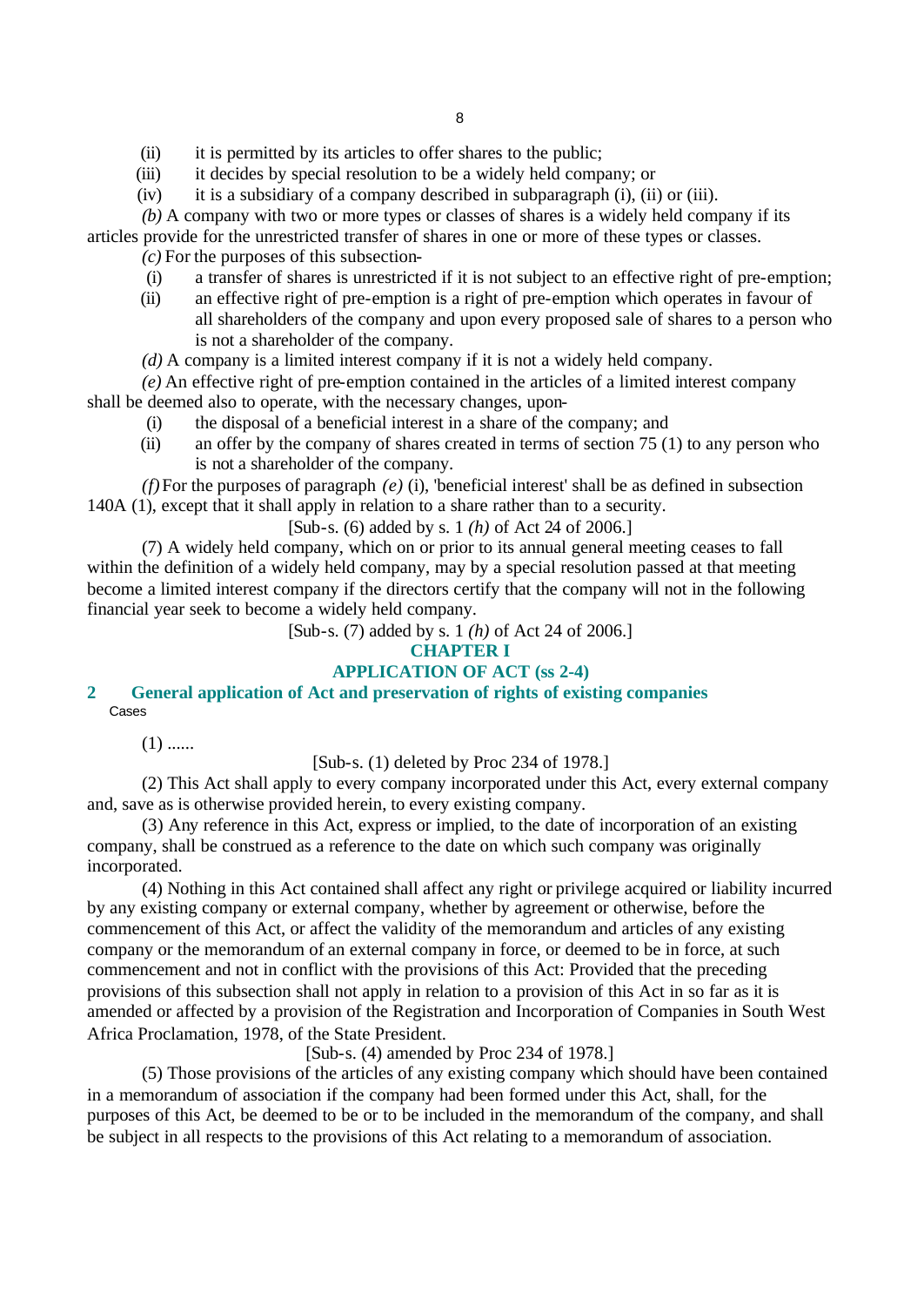(ii) it is permitted by its articles to offer shares to the public;

(iii) it decides by special resolution to be a widely held company; or

(iv) it is a subsidiary of a company described in subparagraph (i), (ii) or (iii).

*(b)* A company with two or more types or classes of shares is a widely held company if its articles provide for the unrestricted transfer of shares in one or more of these types or classes.

*(c)* For the purposes of this subsection-

(i) a transfer of shares is unrestricted if it is not subject to an effective right of pre-emption;

(ii) an effective right of pre-emption is a right of pre-emption which operates in favour of all shareholders of the company and upon every proposed sale of shares to a person who is not a shareholder of the company.

*(d)* A company is a limited interest company if it is not a widely held company.

*(e)* An effective right of pre-emption contained in the articles of a limited interest company shall be deemed also to operate, with the necessary changes, upon-

(i) the disposal of a beneficial interest in a share of the company; and

(ii) an offer by the company of shares created in terms of section 75 (1) to any person who is not a shareholder of the company.

*(f)* For the purposes of paragraph *(e)* (i), 'beneficial interest' shall be as defined in subsection 140A (1), except that it shall apply in relation to a share rather than to a security.

[Sub-s. (6) added by s. 1 *(h)* of Act 24 of 2006.]

(7) A widely held company, which on or prior to its annual general meeting ceases to fall within the definition of a widely held company, may by a special resolution passed at that meeting become a limited interest company if the directors certify that the company will not in the following financial year seek to become a widely held company.

[Sub-s. (7) added by s. 1 *(h)* of Act 24 of 2006.]

## CHAPTER I
## APPLICATION OF ACT (ss 2-4)

### 2 General application of Act and preservation of rights of existing companies

Cases

(1) ......

[Sub-s. (1) deleted by Proc 234 of 1978.]

(2) This Act shall apply to every company incorporated under this Act, every external company and, save as is otherwise provided herein, to every existing company.

(3) Any reference in this Act, express or implied, to the date of incorporation of an existing company, shall be construed as a reference to the date on which such company was originally incorporated.

(4) Nothing in this Act contained shall affect any right or privilege acquired or liability incurred by any existing company or external company, whether by agreement or otherwise, before the commencement of this Act, or affect the validity of the memorandum and articles of any existing company or the memorandum of an external company in force, or deemed to be in force, at such commencement and not in conflict with the provisions of this Act: Provided that the preceding provisions of this subsection shall not apply in relation to a provision of this Act in so far as it is amended or affected by a provision of the Registration and Incorporation of Companies in South West Africa Proclamation, 1978, of the State President.

[Sub-s. (4) amended by Proc 234 of 1978.]

(5) Those provisions of the articles of any existing company which should have been contained in a memorandum of association if the company had been formed under this Act, shall, for the purposes of this Act, be deemed to be or to be included in the memorandum of the company, and shall be subject in all respects to the provisions of this Act relating to a memorandum of association.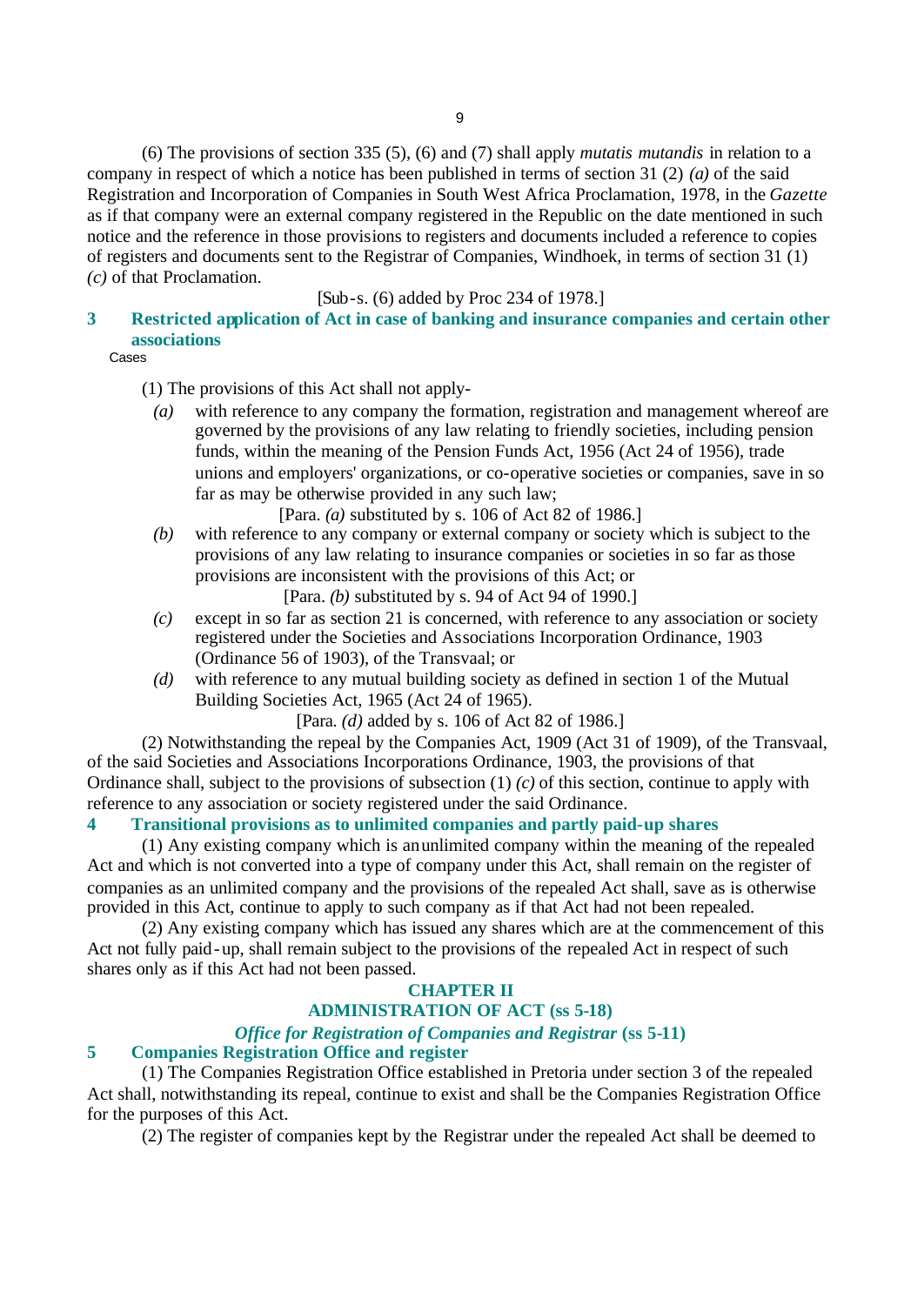(6) The provisions of section 335 (5), (6) and (7) shall apply *mutatis mutandis* in relation to a company in respect of which a notice has been published in terms of section 31 (2) *(a)* of the said Registration and Incorporation of Companies in South West Africa Proclamation, 1978, in the *Gazette* as if that company were an external company registered in the Republic on the date mentioned in such notice and the reference in those provisions to registers and documents included a reference to copies of registers and documents sent to the Registrar of Companies, Windhoek, in terms of section 31 (1) *(c)* of that Proclamation.

[Sub-s. (6) added by Proc 234 of 1978.]

### 3 Restricted application of Act in case of banking and insurance companies and certain other associations

Cases

(1) The provisions of this Act shall not apply-

*(a)* with reference to any company the formation, registration and management whereof are governed by the provisions of any law relating to friendly societies, including pension funds, within the meaning of the Pension Funds Act, 1956 (Act 24 of 1956), trade unions and employers' organizations, or co-operative societies or companies, save in so far as may be otherwise provided in any such law;

[Para. *(a)* substituted by s. 106 of Act 82 of 1986.]

*(b)* with reference to any company or external company or society which is subject to the provisions of any law relating to insurance companies or societies in so far as those provisions are inconsistent with the provisions of this Act; or

[Para. *(b)* substituted by s. 94 of Act 94 of 1990.]

*(c)* except in so far as section 21 is concerned, with reference to any association or society registered under the Societies and Associations Incorporation Ordinance, 1903 (Ordinance 56 of 1903), of the Transvaal; or

*(d)* with reference to any mutual building society as defined in section 1 of the Mutual Building Societies Act, 1965 (Act 24 of 1965).

[Para. *(d)* added by s. 106 of Act 82 of 1986.]

(2) Notwithstanding the repeal by the Companies Act, 1909 (Act 31 of 1909), of the Transvaal, of the said Societies and Associations Incorporations Ordinance, 1903, the provisions of that Ordinance shall, subject to the provisions of subsection (1) *(c)* of this section, continue to apply with reference to any association or society registered under the said Ordinance.

### 4 Transitional provisions as to unlimited companies and partly paid-up shares

(1) Any existing company which is an unlimited company within the meaning of the repealed Act and which is not converted into a type of company under this Act, shall remain on the register of companies as an unlimited company and the provisions of the repealed Act shall, save as is otherwise provided in this Act, continue to apply to such company as if that Act had not been repealed.

(2) Any existing company which has issued any shares which are at the commencement of this Act not fully paid-up, shall remain subject to the provisions of the repealed Act in respect of such shares only as if this Act had not been passed.

## CHAPTER II
## ADMINISTRATION OF ACT (ss 5-18)

### *Office for Registration of Companies and Registrar* (ss 5-11)

### 5 Companies Registration Office and register

(1) The Companies Registration Office established in Pretoria under section 3 of the repealed Act shall, notwithstanding its repeal, continue to exist and shall be the Companies Registration Office for the purposes of this Act.

(2) The register of companies kept by the Registrar under the repealed Act shall be deemed to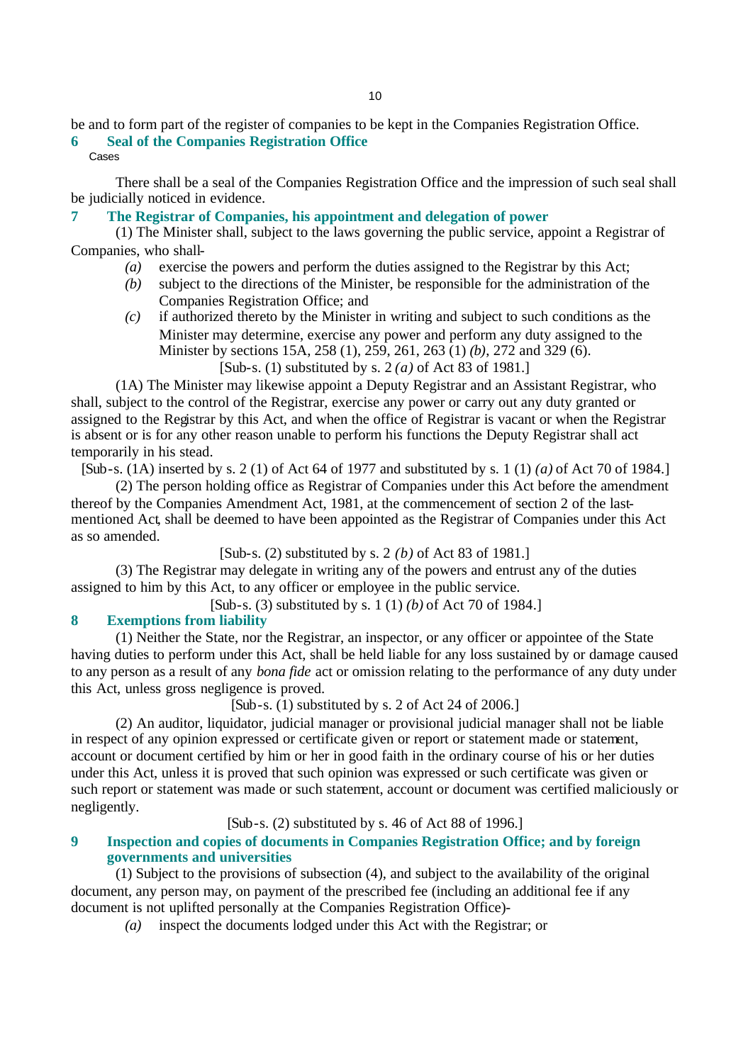be and to form part of the register of companies to be kept in the Companies Registration Office.

## 6 Seal of the Companies Registration Office

Cases

There shall be a seal of the Companies Registration Office and the impression of such seal shall be judicially noticed in evidence.

## 7 The Registrar of Companies, his appointment and delegation of power

(1) The Minister shall, subject to the laws governing the public service, appoint a Registrar of Companies, who shall-

*(a)* exercise the powers and perform the duties assigned to the Registrar by this Act;

*(b)* subject to the directions of the Minister, be responsible for the administration of the Companies Registration Office; and

*(c)* if authorized thereto by the Minister in writing and subject to such conditions as the Minister may determine, exercise any power and perform any duty assigned to the Minister by sections 15A, 258 (1), 259, 261, 263 (1) *(b)*, 272 and 329 (6).

[Sub-s. (1) substituted by s. 2 *(a)* of Act 83 of 1981.]

(1A) The Minister may likewise appoint a Deputy Registrar and an Assistant Registrar, who shall, subject to the control of the Registrar, exercise any power or carry out any duty granted or assigned to the Registrar by this Act, and when the office of Registrar is vacant or when the Registrar is absent or is for any other reason unable to perform his functions the Deputy Registrar shall act temporarily in his stead.

[Sub-s. (1A) inserted by s. 2 (1) of Act 64 of 1977 and substituted by s. 1 (1) *(a)* of Act 70 of 1984.]

(2) The person holding office as Registrar of Companies under this Act before the amendment thereof by the Companies Amendment Act, 1981, at the commencement of section 2 of the last-mentioned Act, shall be deemed to have been appointed as the Registrar of Companies under this Act as so amended.

[Sub-s. (2) substituted by s. 2 *(b)* of Act 83 of 1981.]

(3) The Registrar may delegate in writing any of the powers and entrust any of the duties assigned to him by this Act, to any officer or employee in the public service.

[Sub-s. (3) substituted by s. 1 (1) *(b)* of Act 70 of 1984.]

## 8 Exemptions from liability

(1) Neither the State, nor the Registrar, an inspector, or any officer or appointee of the State having duties to perform under this Act, shall be held liable for any loss sustained by or damage caused to any person as a result of any *bona fide* act or omission relating to the performance of any duty under this Act, unless gross negligence is proved.

[Sub-s. (1) substituted by s. 2 of Act 24 of 2006.]

(2) An auditor, liquidator, judicial manager or provisional judicial manager shall not be liable in respect of any opinion expressed or certificate given or report or statement made or statement, account or document certified by him or her in good faith in the ordinary course of his or her duties under this Act, unless it is proved that such opinion was expressed or such certificate was given or such report or statement was made or such statement, account or document was certified maliciously or negligently.

[Sub-s. (2) substituted by s. 46 of Act 88 of 1996.]

## 9 Inspection and copies of documents in Companies Registration Office; and by foreign governments and universities

(1) Subject to the provisions of subsection (4), and subject to the availability of the original document, any person may, on payment of the prescribed fee (including an additional fee if any document is not uplifted personally at the Companies Registration Office)-

*(a)* inspect the documents lodged under this Act with the Registrar; or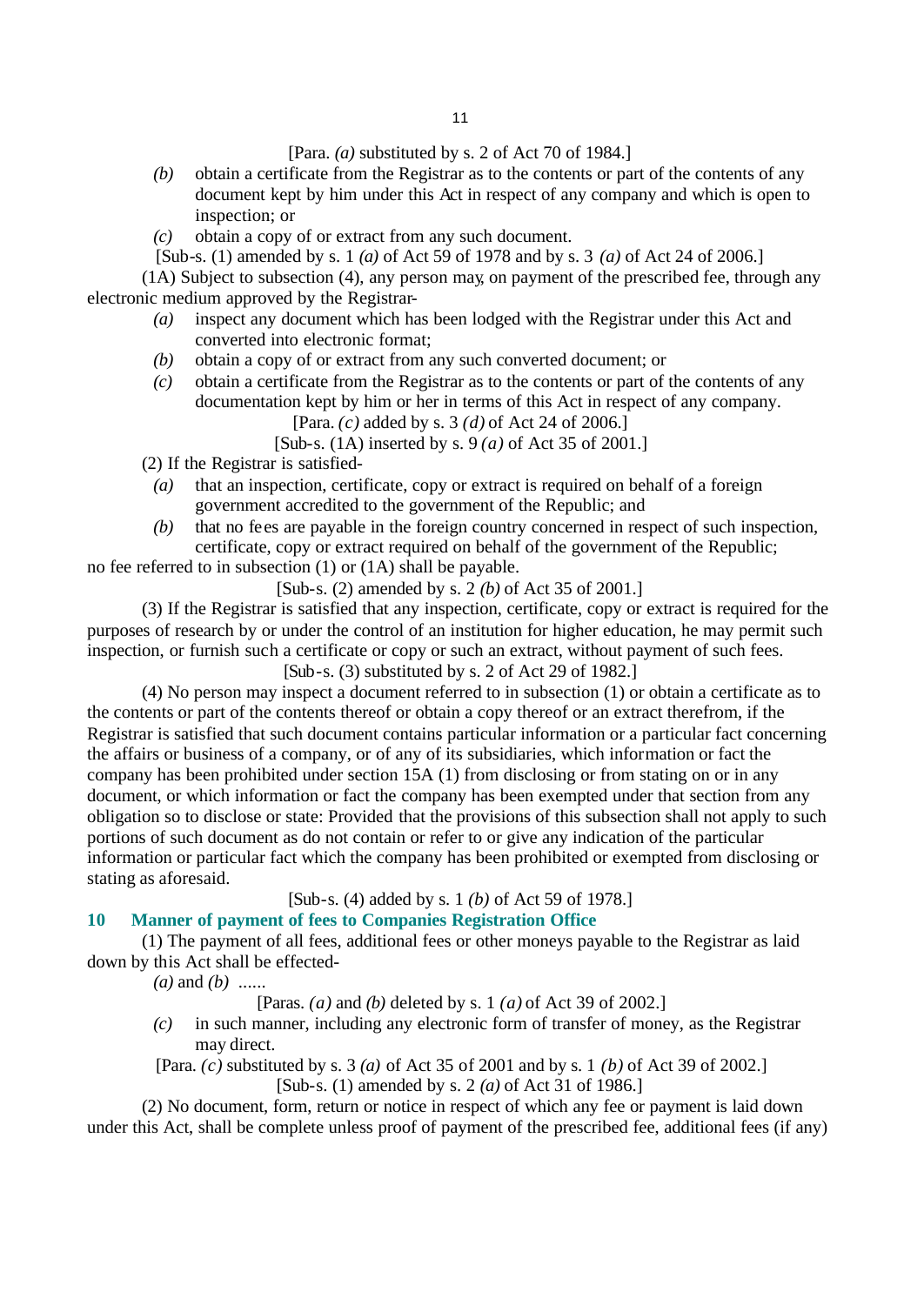[Para. *(a)* substituted by s. 2 of Act 70 of 1984.]

*(b)* obtain a certificate from the Registrar as to the contents or part of the contents of any document kept by him under this Act in respect of any company and which is open to inspection; or

*(c)* obtain a copy of or extract from any such document.

[Sub-s. (1) amended by s. 1 *(a)* of Act 59 of 1978 and by s. 3 *(a)* of Act 24 of 2006.]

(1A) Subject to subsection (4), any person may, on payment of the prescribed fee, through any electronic medium approved by the Registrar-

*(a)* inspect any document which has been lodged with the Registrar under this Act and converted into electronic format;

*(b)* obtain a copy of or extract from any such converted document; or

*(c)* obtain a certificate from the Registrar as to the contents or part of the contents of any documentation kept by him or her in terms of this Act in respect of any company.

[Para. *(c)* added by s. 3 *(d)* of Act 24 of 2006.]

[Sub-s. (1A) inserted by s. 9 *(a)* of Act 35 of 2001.]

(2) If the Registrar is satisfied-

*(a)* that an inspection, certificate, copy or extract is required on behalf of a foreign government accredited to the government of the Republic; and

*(b)* that no fees are payable in the foreign country concerned in respect of such inspection, certificate, copy or extract required on behalf of the government of the Republic;

no fee referred to in subsection (1) or (1A) shall be payable.

[Sub-s. (2) amended by s. 2 *(b)* of Act 35 of 2001.]

(3) If the Registrar is satisfied that any inspection, certificate, copy or extract is required for the purposes of research by or under the control of an institution for higher education, he may permit such inspection, or furnish such a certificate or copy or such an extract, without payment of such fees.

[Sub-s. (3) substituted by s. 2 of Act 29 of 1982.]

(4) No person may inspect a document referred to in subsection (1) or obtain a certificate as to the contents or part of the contents thereof or obtain a copy thereof or an extract therefrom, if the Registrar is satisfied that such document contains particular information or a particular fact concerning the affairs or business of a company, or of any of its subsidiaries, which information or fact the company has been prohibited under section 15A (1) from disclosing or from stating on or in any document, or which information or fact the company has been exempted under that section from any obligation so to disclose or state: Provided that the provisions of this subsection shall not apply to such portions of such document as do not contain or refer to or give any indication of the particular information or particular fact which the company has been prohibited or exempted from disclosing or stating as aforesaid.

[Sub-s. (4) added by s. 1 *(b)* of Act 59 of 1978.]

### 10 Manner of payment of fees to Companies Registration Office

(1) The payment of all fees, additional fees or other moneys payable to the Registrar as laid down by this Act shall be effected-

*(a)* and *(b)* ......

[Paras. *(a)* and *(b)* deleted by s. 1 *(a)* of Act 39 of 2002.]

*(c)* in such manner, including any electronic form of transfer of money, as the Registrar may direct.

[Para. *(c)* substituted by s. 3 *(a)* of Act 35 of 2001 and by s. 1 *(b)* of Act 39 of 2002.]

[Sub-s. (1) amended by s. 2 *(a)* of Act 31 of 1986.]

(2) No document, form, return or notice in respect of which any fee or payment is laid down under this Act, shall be complete unless proof of payment of the prescribed fee, additional fees (if any)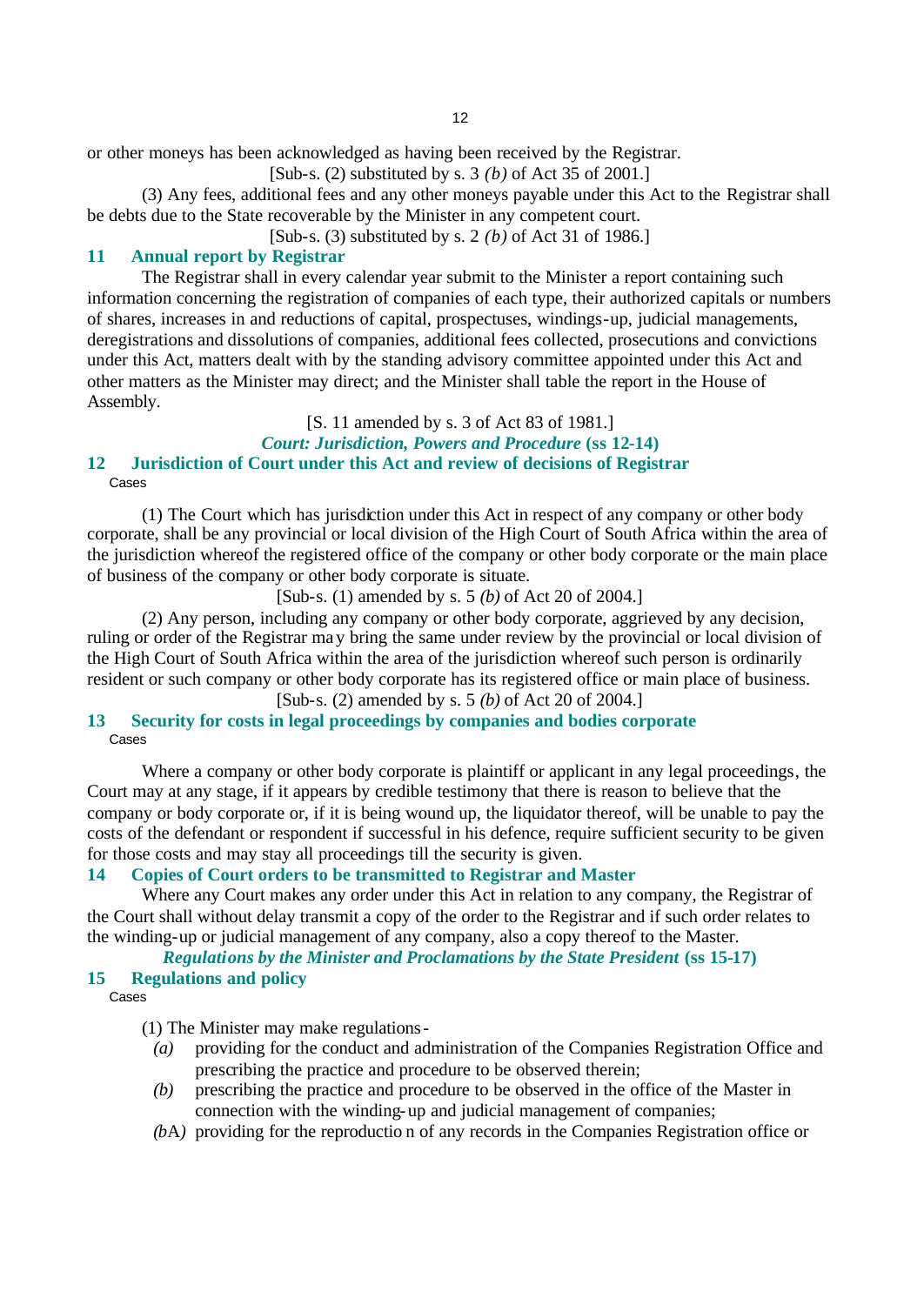or other moneys has been acknowledged as having been received by the Registrar.

[Sub-s. (2) substituted by s. 3 *(b)* of Act 35 of 2001.]

(3) Any fees, additional fees and any other moneys payable under this Act to the Registrar shall be debts due to the State recoverable by the Minister in any competent court.

[Sub-s. (3) substituted by s. 2 *(b)* of Act 31 of 1986.]

### 11 Annual report by Registrar

The Registrar shall in every calendar year submit to the Minister a report containing such information concerning the registration of companies of each type, their authorized capitals or numbers of shares, increases in and reductions of capital, prospectuses, windings-up, judicial managements, deregistrations and dissolutions of companies, additional fees collected, prosecutions and convictions under this Act, matters dealt with by the standing advisory committee appointed under this Act and other matters as the Minister may direct; and the Minister shall table the report in the House of Assembly.

[S. 11 amended by s. 3 of Act 83 of 1981.]

## *Court: Jurisdiction, Powers and Procedure* (ss 12-14)

### 12 Jurisdiction of Court under this Act and review of decisions of Registrar

Cases

(1) The Court which has jurisdiction under this Act in respect of any company or other body corporate, shall be any provincial or local division of the High Court of South Africa within the area of the jurisdiction whereof the registered office of the company or other body corporate or the main place of business of the company or other body corporate is situate.

[Sub-s. (1) amended by s. 5 *(b)* of Act 20 of 2004.]

(2) Any person, including any company or other body corporate, aggrieved by any decision, ruling or order of the Registrar may bring the same under review by the provincial or local division of the High Court of South Africa within the area of the jurisdiction whereof such person is ordinarily resident or such company or other body corporate has its registered office or main place of business.

[Sub-s. (2) amended by s. 5 *(b)* of Act 20 of 2004.]

### 13 Security for costs in legal proceedings by companies and bodies corporate

Cases

Where a company or other body corporate is plaintiff or applicant in any legal proceedings, the Court may at any stage, if it appears by credible testimony that there is reason to believe that the company or body corporate or, if it is being wound up, the liquidator thereof, will be unable to pay the costs of the defendant or respondent if successful in his defence, require sufficient security to be given for those costs and may stay all proceedings till the security is given.

### 14 Copies of Court orders to be transmitted to Registrar and Master

Where any Court makes any order under this Act in relation to any company, the Registrar of the Court shall without delay transmit a copy of the order to the Registrar and if such order relates to the winding-up or judicial management of any company, also a copy thereof to the Master.

## *Regulations by the Minister and Proclamations by the State President* (ss 15-17)

### 15 Regulations and policy

Cases

(1) The Minister may make regulations-

*(a)* providing for the conduct and administration of the Companies Registration Office and prescribing the practice and procedure to be observed therein;

*(b)* prescribing the practice and procedure to be observed in the office of the Master in connection with the winding-up and judicial management of companies;

*(bA)* providing for the reproduction of any records in the Companies Registration office or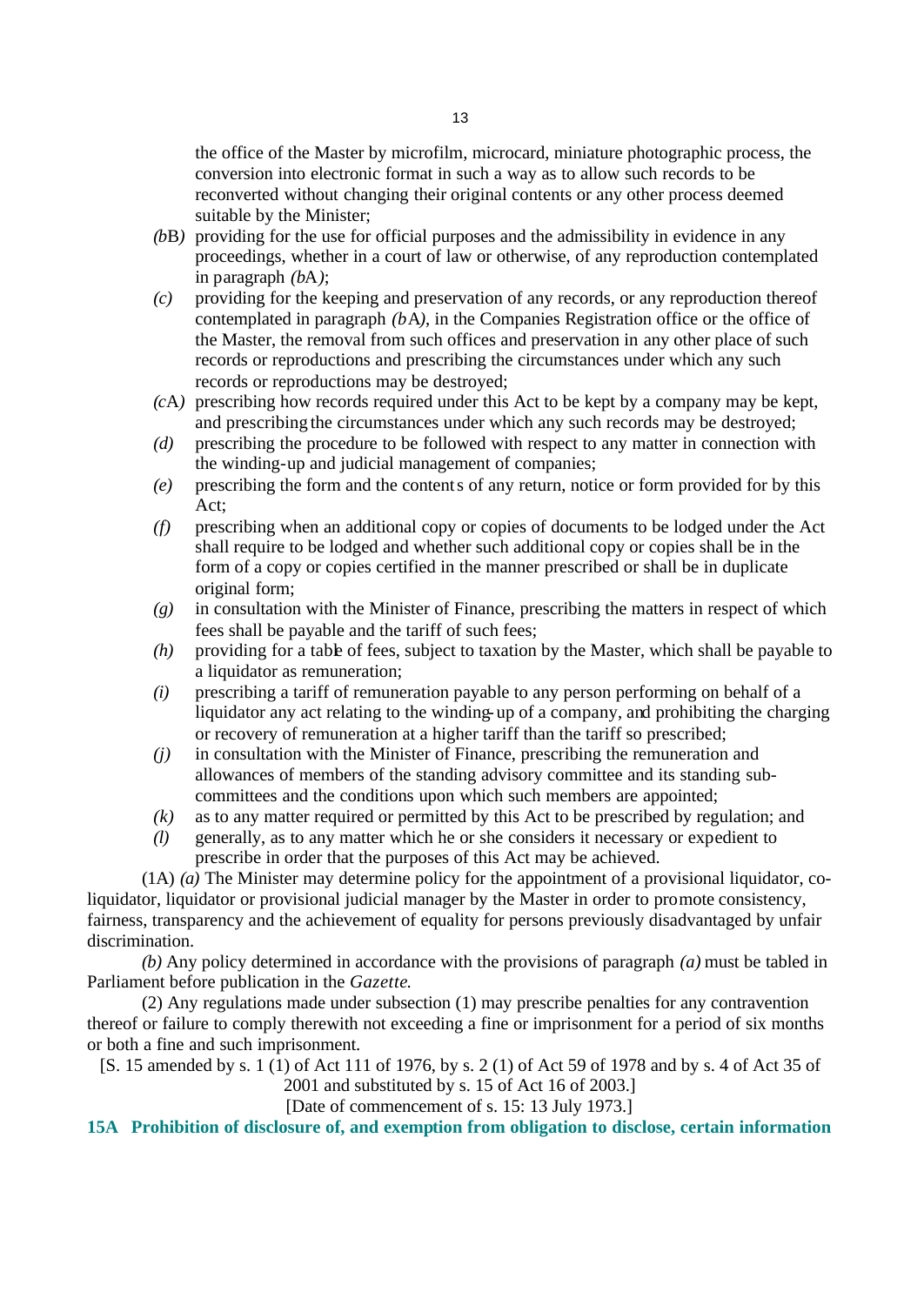the office of the Master by microfilm, microcard, miniature photographic process, the conversion into electronic format in such a way as to allow such records to be reconverted without changing their original contents or any other process deemed suitable by the Minister;

*(b*B*)* providing for the use for official purposes and the admissibility in evidence in any proceedings, whether in a court of law or otherwise, of any reproduction contemplated in paragraph *(b*A*)*;

*(c)* providing for the keeping and preservation of any records, or any reproduction thereof contemplated in paragraph *(b*A*)*, in the Companies Registration office or the office of the Master, the removal from such offices and preservation in any other place of such records or reproductions and prescribing the circumstances under which any such records or reproductions may be destroyed;

*(c*A*)* prescribing how records required under this Act to be kept by a company may be kept, and prescribing the circumstances under which any such records may be destroyed;

*(d)* prescribing the procedure to be followed with respect to any matter in connection with the winding-up and judicial management of companies;

*(e)* prescribing the form and the contents of any return, notice or form provided for by this Act;

*(f)* prescribing when an additional copy or copies of documents to be lodged under the Act shall require to be lodged and whether such additional copy or copies shall be in the form of a copy or copies certified in the manner prescribed or shall be in duplicate original form;

*(g)* in consultation with the Minister of Finance, prescribing the matters in respect of which fees shall be payable and the tariff of such fees;

*(h)* providing for a table of fees, subject to taxation by the Master, which shall be payable to a liquidator as remuneration;

*(i)* prescribing a tariff of remuneration payable to any person performing on behalf of a liquidator any act relating to the winding-up of a company, and prohibiting the charging or recovery of remuneration at a higher tariff than the tariff so prescribed;

*(j)* in consultation with the Minister of Finance, prescribing the remuneration and allowances of members of the standing advisory committee and its standing sub-committees and the conditions upon which such members are appointed;

*(k)* as to any matter required or permitted by this Act to be prescribed by regulation; and

*(l)* generally, as to any matter which he or she considers it necessary or expedient to prescribe in order that the purposes of this Act may be achieved.

(1A) *(a)* The Minister may determine policy for the appointment of a provisional liquidator, co-liquidator, liquidator or provisional judicial manager by the Master in order to promote consistency, fairness, transparency and the achievement of equality for persons previously disadvantaged by unfair discrimination.

*(b)* Any policy determined in accordance with the provisions of paragraph *(a)* must be tabled in Parliament before publication in the *Gazette*.

(2) Any regulations made under subsection (1) may prescribe penalties for any contravention thereof or failure to comply therewith not exceeding a fine or imprisonment for a period of six months or both a fine and such imprisonment.

[S. 15 amended by s. 1 (1) of Act 111 of 1976, by s. 2 (1) of Act 59 of 1978 and by s. 4 of Act 35 of 2001 and substituted by s. 15 of Act 16 of 2003.]

[Date of commencement of s. 15: 13 July 1973.]

**15A Prohibition of disclosure of, and exemption from obligation to disclose, certain information**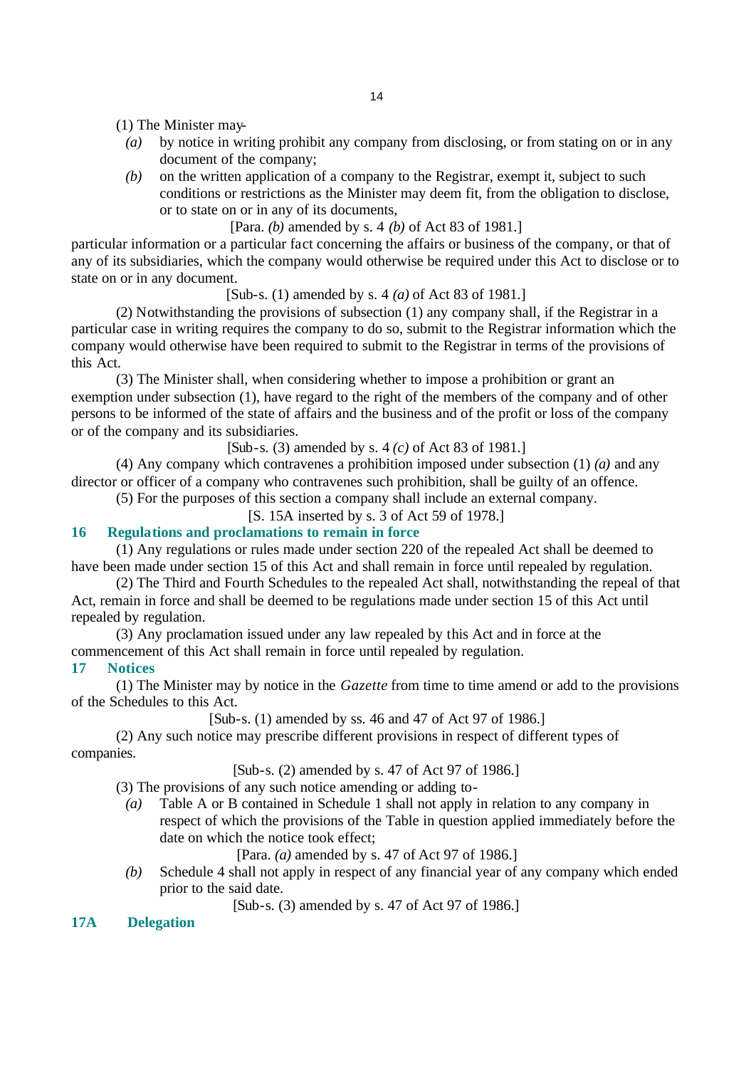(1) The Minister may-

*(a)* by notice in writing prohibit any company from disclosing, or from stating on or in any document of the company;

*(b)* on the written application of a company to the Registrar, exempt it, subject to such conditions or restrictions as the Minister may deem fit, from the obligation to disclose, or to state on or in any of its documents,

[Para. *(b)* amended by s. 4 *(b)* of Act 83 of 1981.]

particular information or a particular fact concerning the affairs or business of the company, or that of any of its subsidiaries, which the company would otherwise be required under this Act to disclose or to state on or in any document.

[Sub-s. (1) amended by s. 4 *(a)* of Act 83 of 1981.]

(2) Notwithstanding the provisions of subsection (1) any company shall, if the Registrar in a particular case in writing requires the company to do so, submit to the Registrar information which the company would otherwise have been required to submit to the Registrar in terms of the provisions of this Act.

(3) The Minister shall, when considering whether to impose a prohibition or grant an exemption under subsection (1), have regard to the right of the members of the company and of other persons to be informed of the state of affairs and the business and of the profit or loss of the company or of the company and its subsidiaries.

[Sub-s. (3) amended by s. 4 *(c)* of Act 83 of 1981.]

(4) Any company which contravenes a prohibition imposed under subsection (1) *(a)* and any director or officer of a company who contravenes such prohibition, shall be guilty of an offence.

(5) For the purposes of this section a company shall include an external company.

[S. 15A inserted by s. 3 of Act 59 of 1978.]

## 16 Regulations and proclamations to remain in force

(1) Any regulations or rules made under section 220 of the repealed Act shall be deemed to have been made under section 15 of this Act and shall remain in force until repealed by regulation.

(2) The Third and Fourth Schedules to the repealed Act shall, notwithstanding the repeal of that Act, remain in force and shall be deemed to be regulations made under section 15 of this Act until repealed by regulation.

(3) Any proclamation issued under any law repealed by this Act and in force at the commencement of this Act shall remain in force until repealed by regulation.

## 17 Notices

(1) The Minister may by notice in the *Gazette* from time to time amend or add to the provisions of the Schedules to this Act.

[Sub-s. (1) amended by ss. 46 and 47 of Act 97 of 1986.]

(2) Any such notice may prescribe different provisions in respect of different types of companies.

[Sub-s. (2) amended by s. 47 of Act 97 of 1986.]

(3) The provisions of any such notice amending or adding to-

*(a)* Table A or B contained in Schedule 1 shall not apply in relation to any company in respect of which the provisions of the Table in question applied immediately before the date on which the notice took effect;

[Para. *(a)* amended by s. 47 of Act 97 of 1986.]

*(b)* Schedule 4 shall not apply in respect of any financial year of any company which ended prior to the said date.

[Sub-s. (3) amended by s. 47 of Act 97 of 1986.]

## 17A Delegation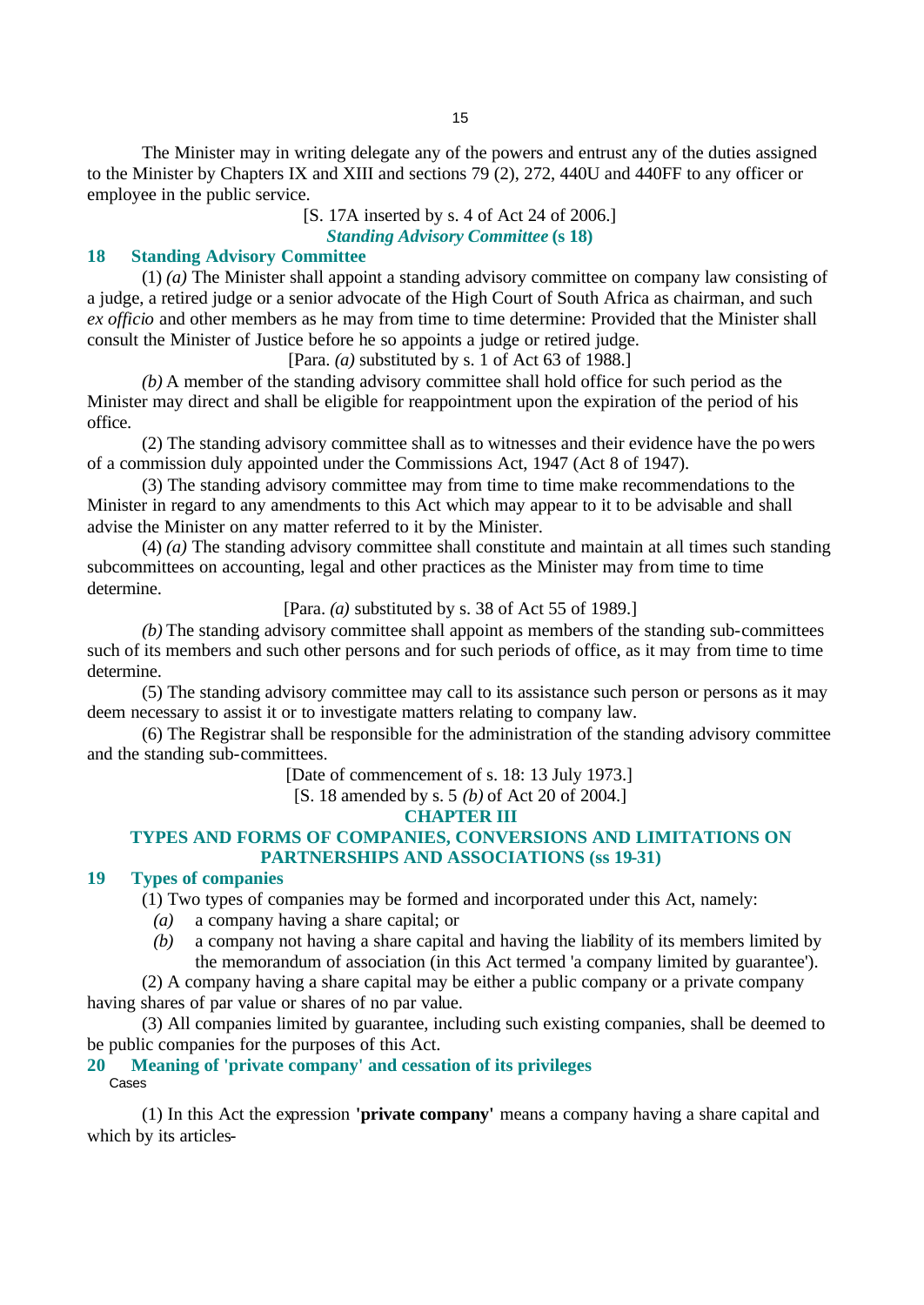The Minister may in writing delegate any of the powers and entrust any of the duties assigned to the Minister by Chapters IX and XIII and sections 79 (2), 272, 440U and 440FF to any officer or employee in the public service.

[S. 17A inserted by s. 4 of Act 24 of 2006.]

***Standing Advisory Committee* (s 18)**

### 18 Standing Advisory Committee

(1) *(a)* The Minister shall appoint a standing advisory committee on company law consisting of a judge, a retired judge or a senior advocate of the High Court of South Africa as chairman, and such *ex officio* and other members as he may from time to time determine: Provided that the Minister shall consult the Minister of Justice before he so appoints a judge or retired judge.

[Para. *(a)* substituted by s. 1 of Act 63 of 1988.]

*(b)* A member of the standing advisory committee shall hold office for such period as the Minister may direct and shall be eligible for reappointment upon the expiration of the period of his office.

(2) The standing advisory committee shall as to witnesses and their evidence have the powers of a commission duly appointed under the Commissions Act, 1947 (Act 8 of 1947).

(3) The standing advisory committee may from time to time make recommendations to the Minister in regard to any amendments to this Act which may appear to it to be advisable and shall advise the Minister on any matter referred to it by the Minister.

(4) *(a)* The standing advisory committee shall constitute and maintain at all times such standing subcommittees on accounting, legal and other practices as the Minister may from time to time determine.

[Para. *(a)* substituted by s. 38 of Act 55 of 1989.]

*(b)* The standing advisory committee shall appoint as members of the standing sub-committees such of its members and such other persons and for such periods of office, as it may from time to time determine.

(5) The standing advisory committee may call to its assistance such person or persons as it may deem necessary to assist it or to investigate matters relating to company law.

(6) The Registrar shall be responsible for the administration of the standing advisory committee and the standing sub-committees.

[Date of commencement of s. 18: 13 July 1973.]

[S. 18 amended by s. 5 *(b)* of Act 20 of 2004.]

## CHAPTER III

## TYPES AND FORMS OF COMPANIES, CONVERSIONS AND LIMITATIONS ON PARTNERSHIPS AND ASSOCIATIONS (ss 19-31)

### 19 Types of companies

(1) Two types of companies may be formed and incorporated under this Act, namely:

*(a)* a company having a share capital; or

*(b)* a company not having a share capital and having the liability of its members limited by the memorandum of association (in this Act termed 'a company limited by guarantee').

(2) A company having a share capital may be either a public company or a private company having shares of par value or shares of no par value.

(3) All companies limited by guarantee, including such existing companies, shall be deemed to be public companies for the purposes of this Act.

### 20 Meaning of 'private company' and cessation of its privileges

Cases

(1) In this Act the expression **'private company'** means a company having a share capital and which by its articles-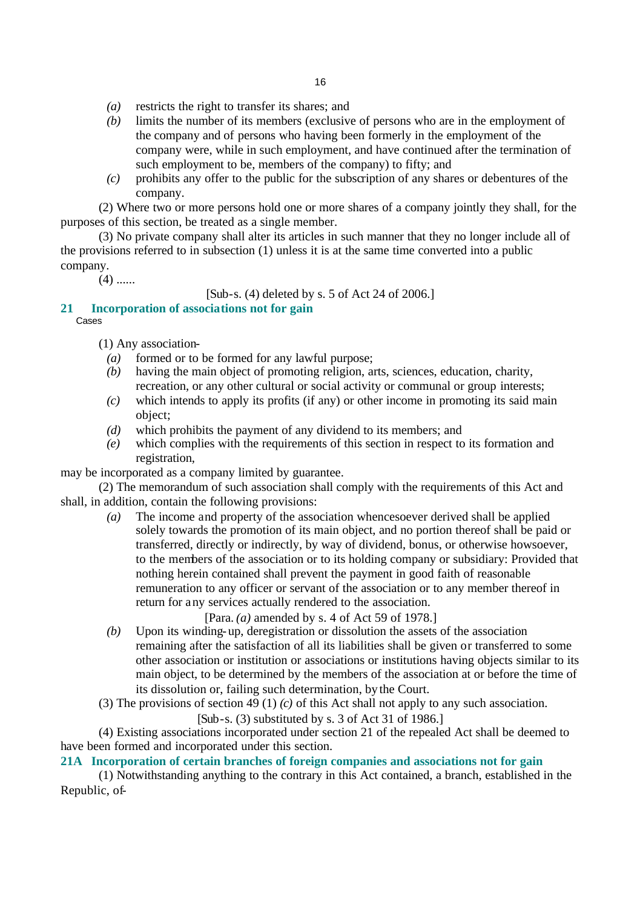*(a)* restricts the right to transfer its shares; and

*(b)* limits the number of its members (exclusive of persons who are in the employment of the company and of persons who having been formerly in the employment of the company were, while in such employment, and have continued after the termination of such employment to be, members of the company) to fifty; and

*(c)* prohibits any offer to the public for the subscription of any shares or debentures of the company.

(2) Where two or more persons hold one or more shares of a company jointly they shall, for the purposes of this section, be treated as a single member.

(3) No private company shall alter its articles in such manner that they no longer include all of the provisions referred to in subsection (1) unless it is at the same time converted into a public company.

(4) ......

[Sub-s. (4) deleted by s. 5 of Act 24 of 2006.]

## 21 Incorporation of associations not for gain

Cases

(1) Any association-

*(a)* formed or to be formed for any lawful purpose;

*(b)* having the main object of promoting religion, arts, sciences, education, charity, recreation, or any other cultural or social activity or communal or group interests;

*(c)* which intends to apply its profits (if any) or other income in promoting its said main object;

*(d)* which prohibits the payment of any dividend to its members; and

*(e)* which complies with the requirements of this section in respect to its formation and registration,

may be incorporated as a company limited by guarantee.

(2) The memorandum of such association shall comply with the requirements of this Act and shall, in addition, contain the following provisions:

*(a)* The income and property of the association whencesoever derived shall be applied solely towards the promotion of its main object, and no portion thereof shall be paid or transferred, directly or indirectly, by way of dividend, bonus, or otherwise howsoever, to the members of the association or to its holding company or subsidiary: Provided that nothing herein contained shall prevent the payment in good faith of reasonable remuneration to any officer or servant of the association or to any member thereof in return for any services actually rendered to the association.

[Para. *(a)* amended by s. 4 of Act 59 of 1978.]

*(b)* Upon its winding-up, deregistration or dissolution the assets of the association remaining after the satisfaction of all its liabilities shall be given or transferred to some other association or institution or associations or institutions having objects similar to its main object, to be determined by the members of the association at or before the time of its dissolution or, failing such determination, by the Court.

(3) The provisions of section 49 (1) *(c)* of this Act shall not apply to any such association.

[Sub-s. (3) substituted by s. 3 of Act 31 of 1986.]

(4) Existing associations incorporated under section 21 of the repealed Act shall be deemed to have been formed and incorporated under this section.

## 21A Incorporation of certain branches of foreign companies and associations not for gain

(1) Notwithstanding anything to the contrary in this Act contained, a branch, established in the Republic, of-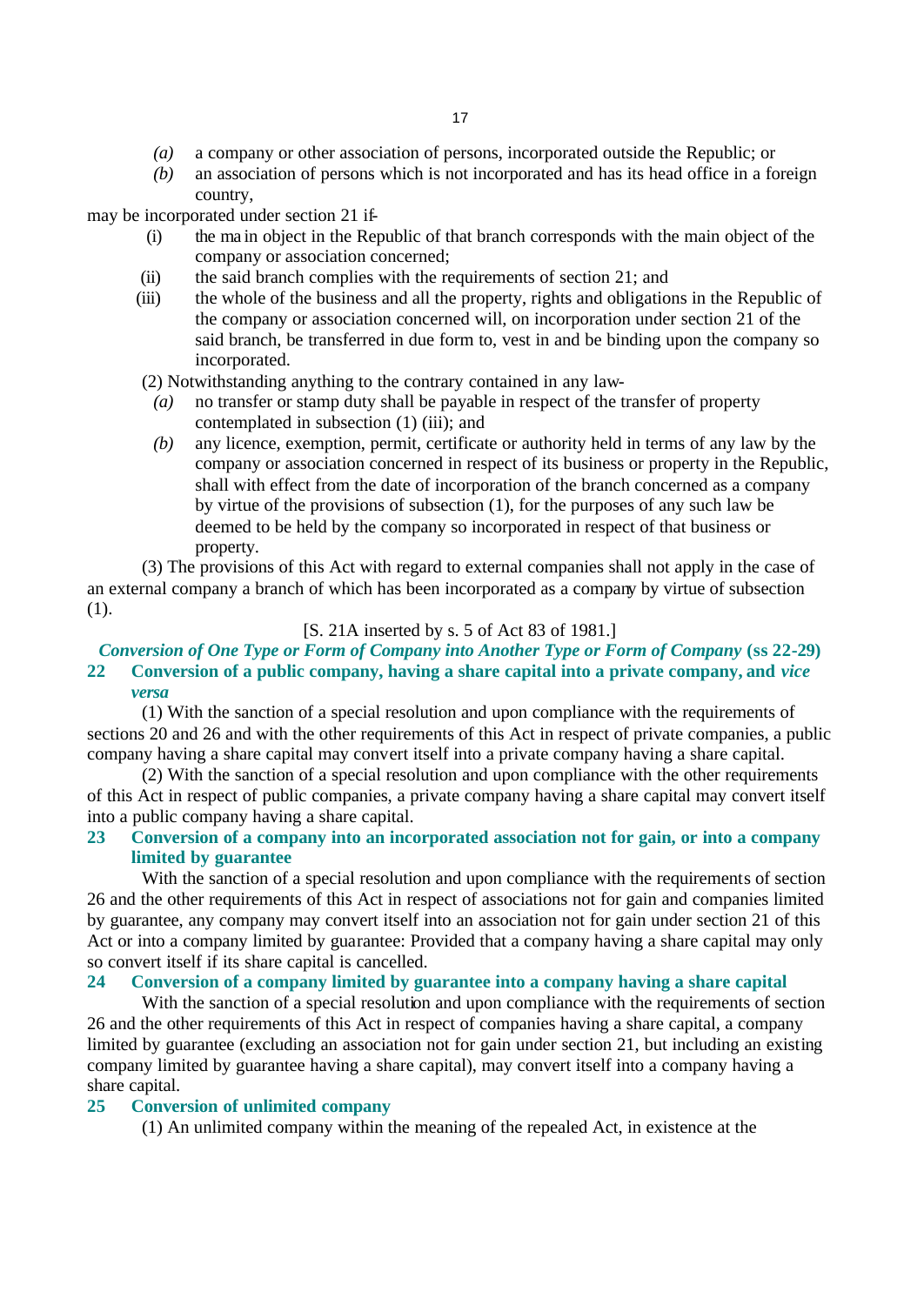*(a)* a company or other association of persons, incorporated outside the Republic; or

*(b)* an association of persons which is not incorporated and has its head office in a foreign country,

may be incorporated under section 21 if-

(i) the main object in the Republic of that branch corresponds with the main object of the company or association concerned;

(ii) the said branch complies with the requirements of section 21; and

(iii) the whole of the business and all the property, rights and obligations in the Republic of the company or association concerned will, on incorporation under section 21 of the said branch, be transferred in due form to, vest in and be binding upon the company so incorporated.

(2) Notwithstanding anything to the contrary contained in any law-

*(a)* no transfer or stamp duty shall be payable in respect of the transfer of property contemplated in subsection (1) (iii); and

*(b)* any licence, exemption, permit, certificate or authority held in terms of any law by the company or association concerned in respect of its business or property in the Republic, shall with effect from the date of incorporation of the branch concerned as a company by virtue of the provisions of subsection (1), for the purposes of any such law be deemed to be held by the company so incorporated in respect of that business or property.

(3) The provisions of this Act with regard to external companies shall not apply in the case of an external company a branch of which has been incorporated as a company by virtue of subsection (1).

[S. 21A inserted by s. 5 of Act 83 of 1981.]

## *Conversion of One Type or Form of Company into Another Type or Form of Company* (ss 22-29)

### 22 Conversion of a public company, having a share capital into a private company, and *vice versa*

(1) With the sanction of a special resolution and upon compliance with the requirements of sections 20 and 26 and with the other requirements of this Act in respect of private companies, a public company having a share capital may convert itself into a private company having a share capital.

(2) With the sanction of a special resolution and upon compliance with the other requirements of this Act in respect of public companies, a private company having a share capital may convert itself into a public company having a share capital.

### 23 Conversion of a company into an incorporated association not for gain, or into a company limited by guarantee

With the sanction of a special resolution and upon compliance with the requirements of section 26 and the other requirements of this Act in respect of associations not for gain and companies limited by guarantee, any company may convert itself into an association not for gain under section 21 of this Act or into a company limited by guarantee: Provided that a company having a share capital may only so convert itself if its share capital is cancelled.

### 24 Conversion of a company limited by guarantee into a company having a share capital

With the sanction of a special resolution and upon compliance with the requirements of section 26 and the other requirements of this Act in respect of companies having a share capital, a company limited by guarantee (excluding an association not for gain under section 21, but including an existing company limited by guarantee having a share capital), may convert itself into a company having a share capital.

### 25 Conversion of unlimited company

(1) An unlimited company within the meaning of the repealed Act, in existence at the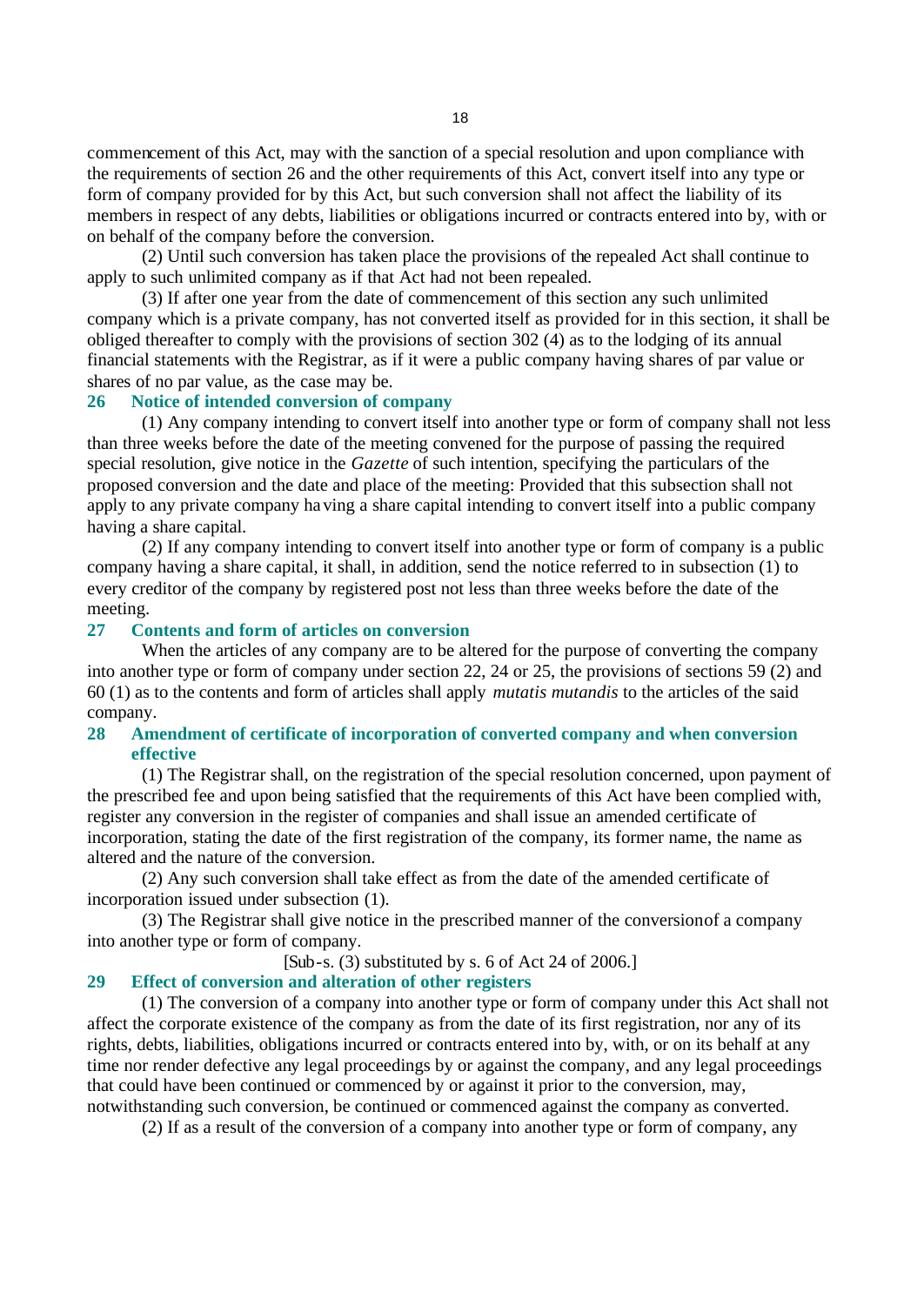commencement of this Act, may with the sanction of a special resolution and upon compliance with the requirements of section 26 and the other requirements of this Act, convert itself into any type or form of company provided for by this Act, but such conversion shall not affect the liability of its members in respect of any debts, liabilities or obligations incurred or contracts entered into by, with or on behalf of the company before the conversion.

(2) Until such conversion has taken place the provisions of the repealed Act shall continue to apply to such unlimited company as if that Act had not been repealed.

(3) If after one year from the date of commencement of this section any such unlimited company which is a private company, has not converted itself as provided for in this section, it shall be obliged thereafter to comply with the provisions of section 302 (4) as to the lodging of its annual financial statements with the Registrar, as if it were a public company having shares of par value or shares of no par value, as the case may be.

### 26 Notice of intended conversion of company

(1) Any company intending to convert itself into another type or form of company shall not less than three weeks before the date of the meeting convened for the purpose of passing the required special resolution, give notice in the *Gazette* of such intention, specifying the particulars of the proposed conversion and the date and place of the meeting: Provided that this subsection shall not apply to any private company having a share capital intending to convert itself into a public company having a share capital.

(2) If any company intending to convert itself into another type or form of company is a public company having a share capital, it shall, in addition, send the notice referred to in subsection (1) to every creditor of the company by registered post not less than three weeks before the date of the meeting.

### 27 Contents and form of articles on conversion

When the articles of any company are to be altered for the purpose of converting the company into another type or form of company under section 22, 24 or 25, the provisions of sections 59 (2) and 60 (1) as to the contents and form of articles shall apply *mutatis mutandis* to the articles of the said company.

### 28 Amendment of certificate of incorporation of converted company and when conversion effective

(1) The Registrar shall, on the registration of the special resolution concerned, upon payment of the prescribed fee and upon being satisfied that the requirements of this Act have been complied with, register any conversion in the register of companies and shall issue an amended certificate of incorporation, stating the date of the first registration of the company, its former name, the name as altered and the nature of the conversion.

(2) Any such conversion shall take effect as from the date of the amended certificate of incorporation issued under subsection (1).

(3) The Registrar shall give notice in the prescribed manner of the conversion of a company into another type or form of company.

[Sub-s. (3) substituted by s. 6 of Act 24 of 2006.]

### 29 Effect of conversion and alteration of other registers

(1) The conversion of a company into another type or form of company under this Act shall not affect the corporate existence of the company as from the date of its first registration, nor any of its rights, debts, liabilities, obligations incurred or contracts entered into by, with, or on its behalf at any time nor render defective any legal proceedings by or against the company, and any legal proceedings that could have been continued or commenced by or against it prior to the conversion, may, notwithstanding such conversion, be continued or commenced against the company as converted.

(2) If as a result of the conversion of a company into another type or form of company, any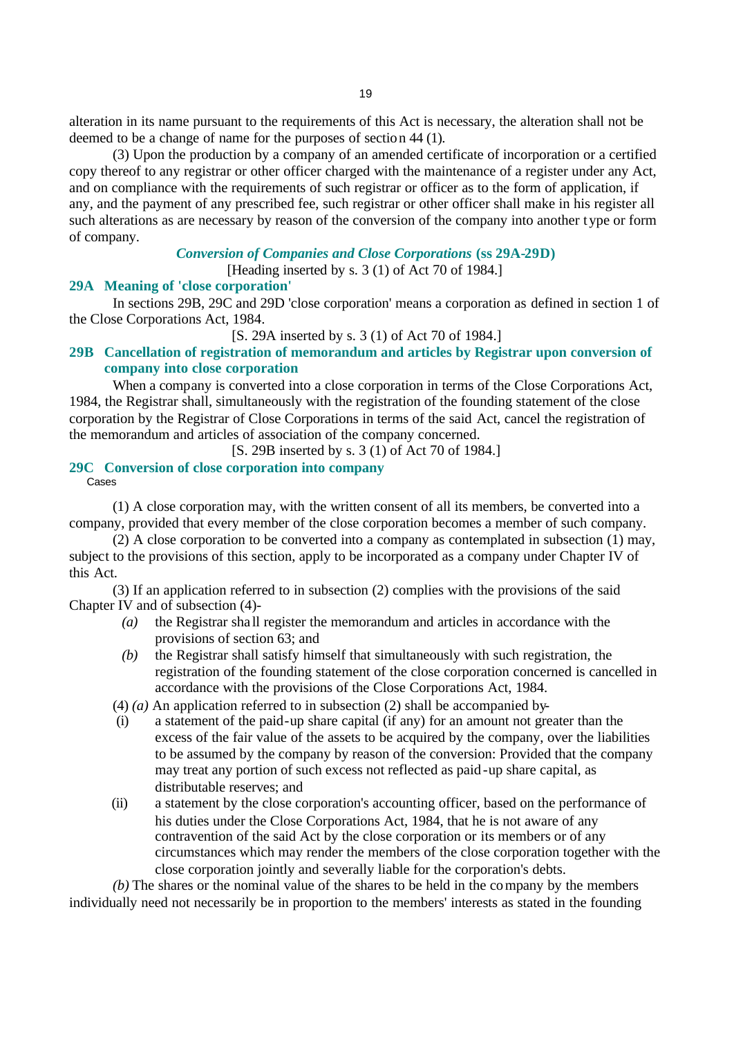alteration in its name pursuant to the requirements of this Act is necessary, the alteration shall not be deemed to be a change of name for the purposes of section 44 (1).

(3) Upon the production by a company of an amended certificate of incorporation or a certified copy thereof to any registrar or other officer charged with the maintenance of a register under any Act, and on compliance with the requirements of such registrar or officer as to the form of application, if any, and the payment of any prescribed fee, such registrar or other officer shall make in his register all such alterations as are necessary by reason of the conversion of the company into another type or form of company.

### *Conversion of Companies and Close Corporations* (ss 29A-29D)

[Heading inserted by s. 3 (1) of Act 70 of 1984.]

### 29A Meaning of 'close corporation'

In sections 29B, 29C and 29D 'close corporation' means a corporation as defined in section 1 of the Close Corporations Act, 1984.

[S. 29A inserted by s. 3 (1) of Act 70 of 1984.]

### 29B Cancellation of registration of memorandum and articles by Registrar upon conversion of company into close corporation

When a company is converted into a close corporation in terms of the Close Corporations Act, 1984, the Registrar shall, simultaneously with the registration of the founding statement of the close corporation by the Registrar of Close Corporations in terms of the said Act, cancel the registration of the memorandum and articles of association of the company concerned.

[S. 29B inserted by s. 3 (1) of Act 70 of 1984.]

### 29C Conversion of close corporation into company

Cases

(1) A close corporation may, with the written consent of all its members, be converted into a company, provided that every member of the close corporation becomes a member of such company.

(2) A close corporation to be converted into a company as contemplated in subsection (1) may, subject to the provisions of this section, apply to be incorporated as a company under Chapter IV of this Act.

(3) If an application referred to in subsection (2) complies with the provisions of the said Chapter IV and of subsection (4)-

*(a)* the Registrar shall register the memorandum and articles in accordance with the provisions of section 63; and

*(b)* the Registrar shall satisfy himself that simultaneously with such registration, the registration of the founding statement of the close corporation concerned is cancelled in accordance with the provisions of the Close Corporations Act, 1984.

(4) *(a)* An application referred to in subsection (2) shall be accompanied by-

(i) a statement of the paid-up share capital (if any) for an amount not greater than the excess of the fair value of the assets to be acquired by the company, over the liabilities to be assumed by the company by reason of the conversion: Provided that the company may treat any portion of such excess not reflected as paid-up share capital, as distributable reserves; and

(ii) a statement by the close corporation's accounting officer, based on the performance of his duties under the Close Corporations Act, 1984, that he is not aware of any contravention of the said Act by the close corporation or its members or of any circumstances which may render the members of the close corporation together with the close corporation jointly and severally liable for the corporation's debts.

*(b)* The shares or the nominal value of the shares to be held in the company by the members individually need not necessarily be in proportion to the members' interests as stated in the founding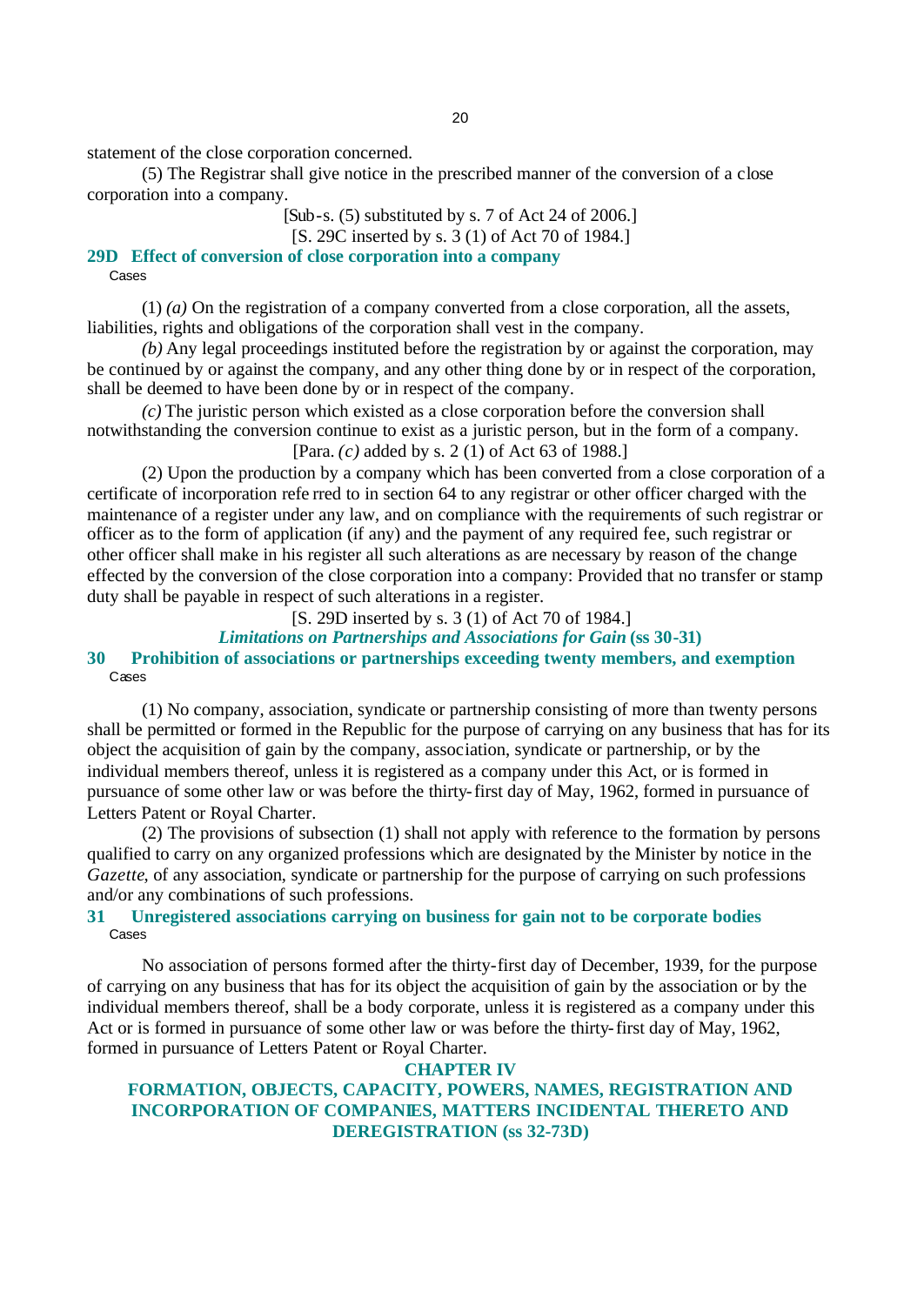statement of the close corporation concerned.

(5) The Registrar shall give notice in the prescribed manner of the conversion of a close corporation into a company.

[Sub-s. (5) substituted by s. 7 of Act 24 of 2006.]

[S. 29C inserted by s. 3 (1) of Act 70 of 1984.]

### 29D Effect of conversion of close corporation into a company

Cases

(1) *(a)* On the registration of a company converted from a close corporation, all the assets, liabilities, rights and obligations of the corporation shall vest in the company.

*(b)* Any legal proceedings instituted before the registration by or against the corporation, may be continued by or against the company, and any other thing done by or in respect of the corporation, shall be deemed to have been done by or in respect of the company.

*(c)* The juristic person which existed as a close corporation before the conversion shall notwithstanding the conversion continue to exist as a juristic person, but in the form of a company.

[Para. *(c)* added by s. 2 (1) of Act 63 of 1988.]

(2) Upon the production by a company which has been converted from a close corporation of a certificate of incorporation referred to in section 64 to any registrar or other officer charged with the maintenance of a register under any law, and on compliance with the requirements of such registrar or officer as to the form of application (if any) and the payment of any required fee, such registrar or other officer shall make in his register all such alterations as are necessary by reason of the change effected by the conversion of the close corporation into a company: Provided that no transfer or stamp duty shall be payable in respect of such alterations in a register.

[S. 29D inserted by s. 3 (1) of Act 70 of 1984.]

***Limitations on Partnerships and Associations for Gain* (ss 30-31)**

### 30 Prohibition of associations or partnerships exceeding twenty members, and exemption

Cases

(1) No company, association, syndicate or partnership consisting of more than twenty persons shall be permitted or formed in the Republic for the purpose of carrying on any business that has for its object the acquisition of gain by the company, association, syndicate or partnership, or by the individual members thereof, unless it is registered as a company under this Act, or is formed in pursuance of some other law or was before the thirty-first day of May, 1962, formed in pursuance of Letters Patent or Royal Charter.

(2) The provisions of subsection (1) shall not apply with reference to the formation by persons qualified to carry on any organized professions which are designated by the Minister by notice in the *Gazette*, of any association, syndicate or partnership for the purpose of carrying on such professions and/or any combinations of such professions.

### 31 Unregistered associations carrying on business for gain not to be corporate bodies

Cases

No association of persons formed after the thirty-first day of December, 1939, for the purpose of carrying on any business that has for its object the acquisition of gain by the association or by the individual members thereof, shall be a body corporate, unless it is registered as a company under this Act or is formed in pursuance of some other law or was before the thirty-first day of May, 1962, formed in pursuance of Letters Patent or Royal Charter.

## CHAPTER IV

## FORMATION, OBJECTS, CAPACITY, POWERS, NAMES, REGISTRATION AND INCORPORATION OF COMPANIES, MATTERS INCIDENTAL THERETO AND DEREGISTRATION (ss 32-73D)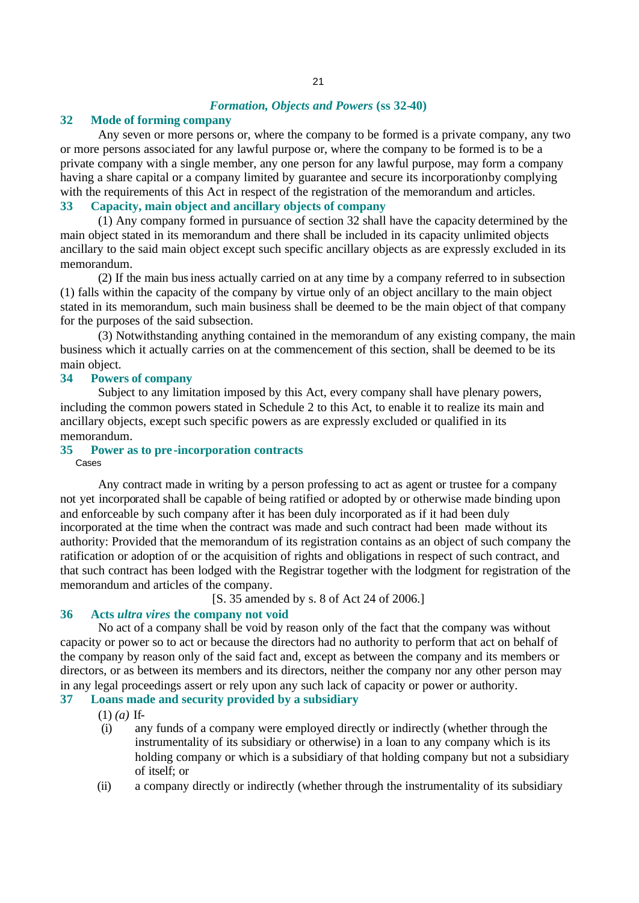## *Formation, Objects and Powers* (ss 32-40)

### 32 Mode of forming company

Any seven or more persons or, where the company to be formed is a private company, any two or more persons associated for any lawful purpose or, where the company to be formed is to be a private company with a single member, any one person for any lawful purpose, may form a company having a share capital or a company limited by guarantee and secure its incorporationby complying with the requirements of this Act in respect of the registration of the memorandum and articles.

### 33 Capacity, main object and ancillary objects of company

(1) Any company formed in pursuance of section 32 shall have the capacity determined by the main object stated in its memorandum and there shall be included in its capacity unlimited objects ancillary to the said main object except such specific ancillary objects as are expressly excluded in its memorandum.

(2) If the main business actually carried on at any time by a company referred to in subsection (1) falls within the capacity of the company by virtue only of an object ancillary to the main object stated in its memorandum, such main business shall be deemed to be the main object of that company for the purposes of the said subsection.

(3) Notwithstanding anything contained in the memorandum of any existing company, the main business which it actually carries on at the commencement of this section, shall be deemed to be its main object.

### 34 Powers of company

Subject to any limitation imposed by this Act, every company shall have plenary powers, including the common powers stated in Schedule 2 to this Act, to enable it to realize its main and ancillary objects, except such specific powers as are expressly excluded or qualified in its memorandum.

### 35 Power as to pre-incorporation contracts

Cases

Any contract made in writing by a person professing to act as agent or trustee for a company not yet incorporated shall be capable of being ratified or adopted by or otherwise made binding upon and enforceable by such company after it has been duly incorporated as if it had been duly incorporated at the time when the contract was made and such contract had been made without its authority: Provided that the memorandum of its registration contains as an object of such company the ratification or adoption of or the acquisition of rights and obligations in respect of such contract, and that such contract has been lodged with the Registrar together with the lodgment for registration of the memorandum and articles of the company.

[S. 35 amended by s. 8 of Act 24 of 2006.]

### 36 Acts *ultra vires* the company not void

No act of a company shall be void by reason only of the fact that the company was without capacity or power so to act or because the directors had no authority to perform that act on behalf of the company by reason only of the said fact and, except as between the company and its members or directors, or as between its members and its directors, neither the company nor any other person may in any legal proceedings assert or rely upon any such lack of capacity or power or authority.

### 37 Loans made and security provided by a subsidiary

(1) *(a)* If-

(i) any funds of a company were employed directly or indirectly (whether through the instrumentality of its subsidiary or otherwise) in a loan to any company which is its holding company or which is a subsidiary of that holding company but not a subsidiary of itself; or

(ii) a company directly or indirectly (whether through the instrumentality of its subsidiary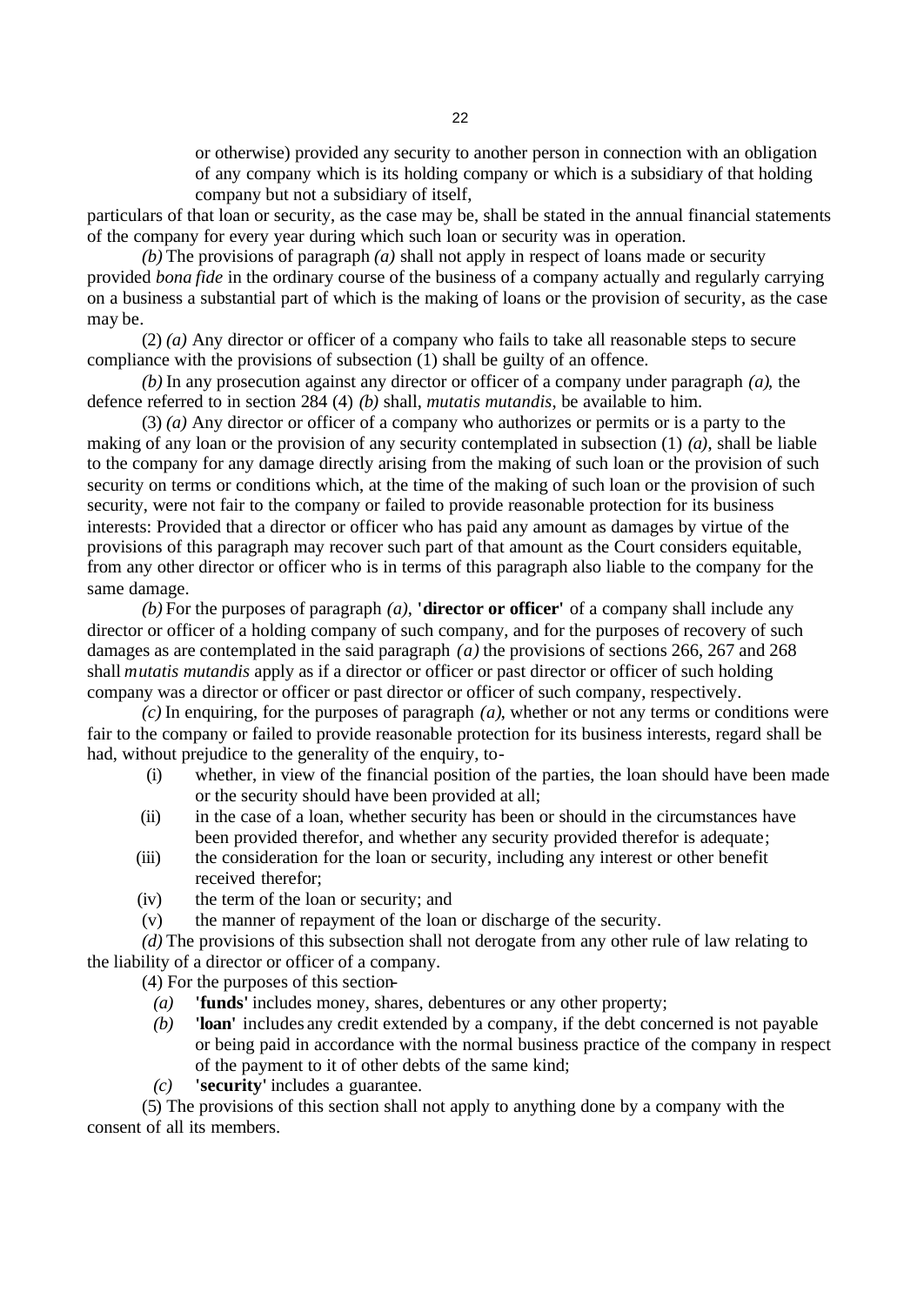or otherwise) provided any security to another person in connection with an obligation of any company which is its holding company or which is a subsidiary of that holding company but not a subsidiary of itself,

particulars of that loan or security, as the case may be, shall be stated in the annual financial statements of the company for every year during which such loan or security was in operation.

*(b)* The provisions of paragraph *(a)* shall not apply in respect of loans made or security provided *bona fide* in the ordinary course of the business of a company actually and regularly carrying on a business a substantial part of which is the making of loans or the provision of security, as the case may be.

(2) *(a)* Any director or officer of a company who fails to take all reasonable steps to secure compliance with the provisions of subsection (1) shall be guilty of an offence.

*(b)* In any prosecution against any director or officer of a company under paragraph *(a)*, the defence referred to in section 284 (4) *(b)* shall, *mutatis mutandis*, be available to him.

(3) *(a)* Any director or officer of a company who authorizes or permits or is a party to the making of any loan or the provision of any security contemplated in subsection (1) *(a)*, shall be liable to the company for any damage directly arising from the making of such loan or the provision of such security on terms or conditions which, at the time of the making of such loan or the provision of such security, were not fair to the company or failed to provide reasonable protection for its business interests: Provided that a director or officer who has paid any amount as damages by virtue of the provisions of this paragraph may recover such part of that amount as the Court considers equitable, from any other director or officer who is in terms of this paragraph also liable to the company for the same damage.

*(b)* For the purposes of paragraph *(a)*, **'director or officer'** of a company shall include any director or officer of a holding company of such company, and for the purposes of recovery of such damages as are contemplated in the said paragraph *(a)* the provisions of sections 266, 267 and 268 shall *mutatis mutandis* apply as if a director or officer or past director or officer of such holding company was a director or officer or past director or officer of such company, respectively.

*(c)* In enquiring, for the purposes of paragraph *(a)*, whether or not any terms or conditions were fair to the company or failed to provide reasonable protection for its business interests, regard shall be had, without prejudice to the generality of the enquiry, to-

- (i) whether, in view of the financial position of the parties, the loan should have been made or the security should have been provided at all;
- (ii) in the case of a loan, whether security has been or should in the circumstances have been provided therefor, and whether any security provided therefor is adequate;
- (iii) the consideration for the loan or security, including any interest or other benefit received therefor;
- (iv) the term of the loan or security; and
- (v) the manner of repayment of the loan or discharge of the security.

*(d)* The provisions of this subsection shall not derogate from any other rule of law relating to the liability of a director or officer of a company.

(4) For the purposes of this section-

- *(a)* **'funds'** includes money, shares, debentures or any other property;
- *(b)* **'loan'** includes any credit extended by a company, if the debt concerned is not payable or being paid in accordance with the normal business practice of the company in respect of the payment to it of other debts of the same kind;
- *(c)* **'security'** includes a guarantee.

(5) The provisions of this section shall not apply to anything done by a company with the consent of all its members.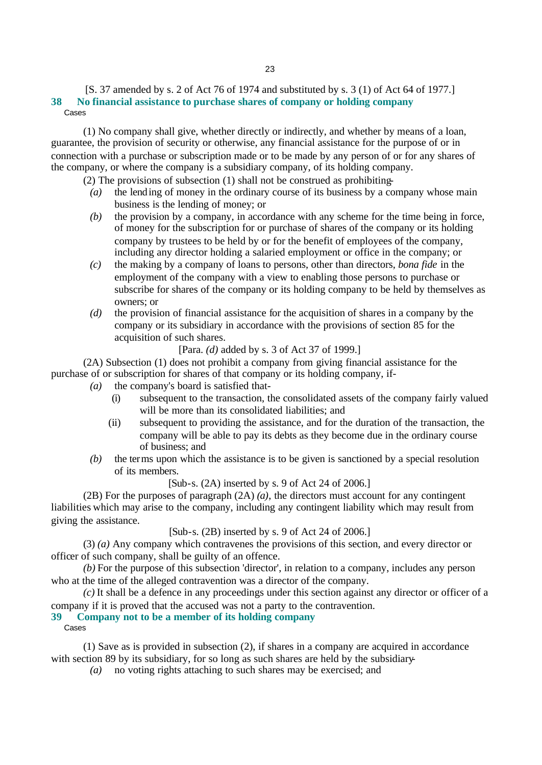[S. 37 amended by s. 2 of Act 76 of 1974 and substituted by s. 3 (1) of Act 64 of 1977.]

### 38 No financial assistance to purchase shares of company or holding company

Cases

(1) No company shall give, whether directly or indirectly, and whether by means of a loan, guarantee, the provision of security or otherwise, any financial assistance for the purpose of or in connection with a purchase or subscription made or to be made by any person of or for any shares of the company, or where the company is a subsidiary company, of its holding company.

(2) The provisions of subsection (1) shall not be construed as prohibiting-

*(a)* the lending of money in the ordinary course of its business by a company whose main business is the lending of money; or

*(b)* the provision by a company, in accordance with any scheme for the time being in force, of money for the subscription for or purchase of shares of the company or its holding company by trustees to be held by or for the benefit of employees of the company, including any director holding a salaried employment or office in the company; or

*(c)* the making by a company of loans to persons, other than directors, *bona fide* in the employment of the company with a view to enabling those persons to purchase or subscribe for shares of the company or its holding company to be held by themselves as owners; or

*(d)* the provision of financial assistance for the acquisition of shares in a company by the company or its subsidiary in accordance with the provisions of section 85 for the acquisition of such shares.

[Para. *(d)* added by s. 3 of Act 37 of 1999.]

(2A) Subsection (1) does not prohibit a company from giving financial assistance for the purchase of or subscription for shares of that company or its holding company, if-

*(a)* the company's board is satisfied that-

(i) subsequent to the transaction, the consolidated assets of the company fairly valued will be more than its consolidated liabilities; and

(ii) subsequent to providing the assistance, and for the duration of the transaction, the company will be able to pay its debts as they become due in the ordinary course of business; and

*(b)* the terms upon which the assistance is to be given is sanctioned by a special resolution of its members.

[Sub-s. (2A) inserted by s. 9 of Act 24 of 2006.]

(2B) For the purposes of paragraph (2A) *(a)*, the directors must account for any contingent liabilities which may arise to the company, including any contingent liability which may result from giving the assistance.

[Sub-s. (2B) inserted by s. 9 of Act 24 of 2006.]

(3) *(a)* Any company which contravenes the provisions of this section, and every director or officer of such company, shall be guilty of an offence.

*(b)* For the purpose of this subsection 'director', in relation to a company, includes any person who at the time of the alleged contravention was a director of the company.

*(c)* It shall be a defence in any proceedings under this section against any director or officer of a company if it is proved that the accused was not a party to the contravention.

### 39 Company not to be a member of its holding company

Cases

(1) Save as is provided in subsection (2), if shares in a company are acquired in accordance with section 89 by its subsidiary, for so long as such shares are held by the subsidiary-

*(a)* no voting rights attaching to such shares may be exercised; and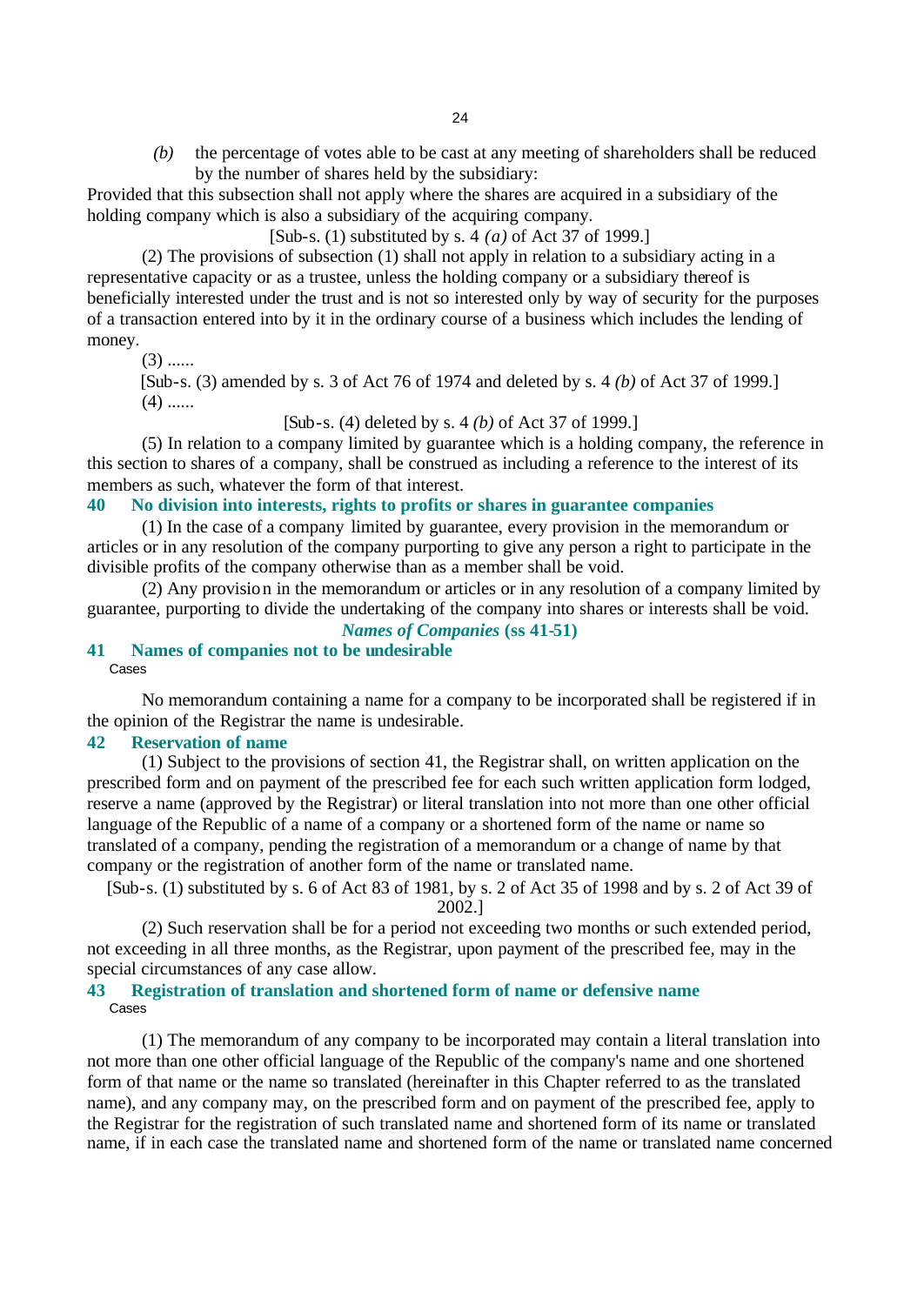*(b)* the percentage of votes able to be cast at any meeting of shareholders shall be reduced by the number of shares held by the subsidiary:

Provided that this subsection shall not apply where the shares are acquired in a subsidiary of the holding company which is also a subsidiary of the acquiring company.

[Sub-s. (1) substituted by s. 4 *(a)* of Act 37 of 1999.]

(2) The provisions of subsection (1) shall not apply in relation to a subsidiary acting in a representative capacity or as a trustee, unless the holding company or a subsidiary thereof is beneficially interested under the trust and is not so interested only by way of security for the purposes of a transaction entered into by it in the ordinary course of a business which includes the lending of money.

(3) ......

[Sub-s. (3) amended by s. 3 of Act 76 of 1974 and deleted by s. 4 *(b)* of Act 37 of 1999.]

(4) ......

[Sub-s. (4) deleted by s. 4 *(b)* of Act 37 of 1999.]

(5) In relation to a company limited by guarantee which is a holding company, the reference in this section to shares of a company, shall be construed as including a reference to the interest of its members as such, whatever the form of that interest.

### 40 No division into interests, rights to profits or shares in guarantee companies

(1) In the case of a company limited by guarantee, every provision in the memorandum or articles or in any resolution of the company purporting to give any person a right to participate in the divisible profits of the company otherwise than as a member shall be void.

(2) Any provision in the memorandum or articles or in any resolution of a company limited by guarantee, purporting to divide the undertaking of the company into shares or interests shall be void.

## *Names of Companies* (ss 41-51)

### 41 Names of companies not to be undesirable

Cases

No memorandum containing a name for a company to be incorporated shall be registered if in the opinion of the Registrar the name is undesirable.

### 42 Reservation of name

(1) Subject to the provisions of section 41, the Registrar shall, on written application on the prescribed form and on payment of the prescribed fee for each such written application form lodged, reserve a name (approved by the Registrar) or literal translation into not more than one other official language of the Republic of a name of a company or a shortened form of the name or name so translated of a company, pending the registration of a memorandum or a change of name by that company or the registration of another form of the name or translated name.

[Sub-s. (1) substituted by s. 6 of Act 83 of 1981, by s. 2 of Act 35 of 1998 and by s. 2 of Act 39 of 2002.]

(2) Such reservation shall be for a period not exceeding two months or such extended period, not exceeding in all three months, as the Registrar, upon payment of the prescribed fee, may in the special circumstances of any case allow.

### 43 Registration of translation and shortened form of name or defensive name

Cases

(1) The memorandum of any company to be incorporated may contain a literal translation into not more than one other official language of the Republic of the company's name and one shortened form of that name or the name so translated (hereinafter in this Chapter referred to as the translated name), and any company may, on the prescribed form and on payment of the prescribed fee, apply to the Registrar for the registration of such translated name and shortened form of its name or translated name, if in each case the translated name and shortened form of the name or translated name concerned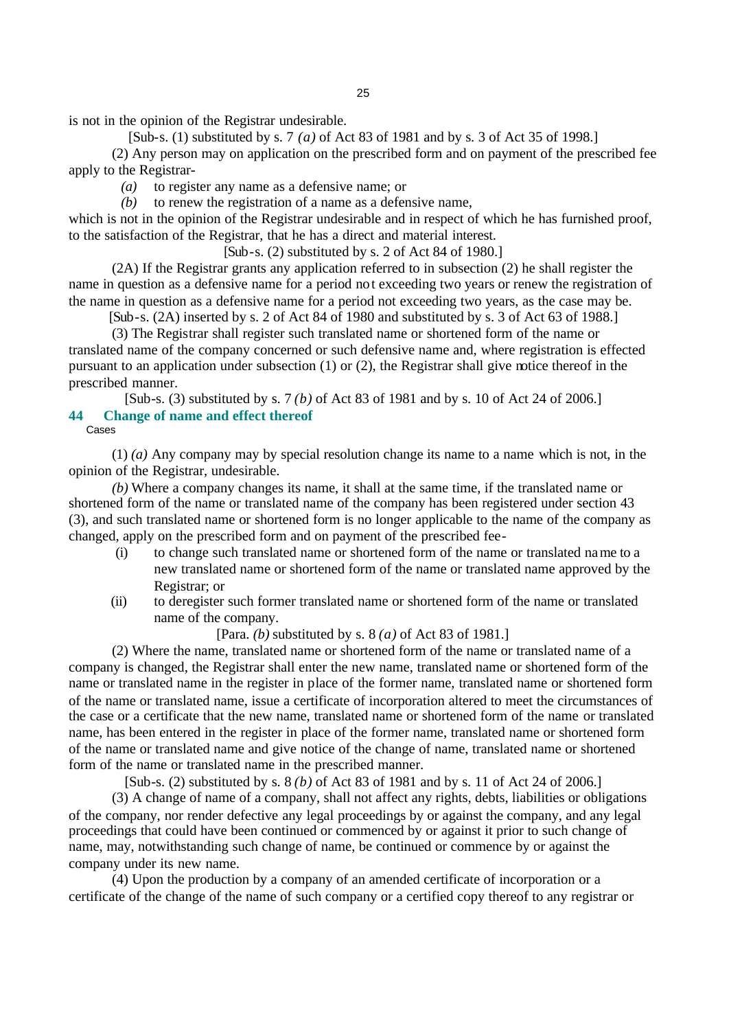is not in the opinion of the Registrar undesirable.

[Sub-s. (1) substituted by s. 7 *(a)* of Act 83 of 1981 and by s. 3 of Act 35 of 1998.]

(2) Any person may on application on the prescribed form and on payment of the prescribed fee apply to the Registrar-

*(a)* to register any name as a defensive name; or

*(b)* to renew the registration of a name as a defensive name,

which is not in the opinion of the Registrar undesirable and in respect of which he has furnished proof, to the satisfaction of the Registrar, that he has a direct and material interest.

[Sub-s. (2) substituted by s. 2 of Act 84 of 1980.]

(2A) If the Registrar grants any application referred to in subsection (2) he shall register the name in question as a defensive name for a period not exceeding two years or renew the registration of the name in question as a defensive name for a period not exceeding two years, as the case may be.

[Sub-s. (2A) inserted by s. 2 of Act 84 of 1980 and substituted by s. 3 of Act 63 of 1988.]

(3) The Registrar shall register such translated name or shortened form of the name or translated name of the company concerned or such defensive name and, where registration is effected pursuant to an application under subsection (1) or (2), the Registrar shall give notice thereof in the prescribed manner.

[Sub-s. (3) substituted by s. 7 *(b)* of Act 83 of 1981 and by s. 10 of Act 24 of 2006.]

## 44 Change of name and effect thereof

Cases

(1) *(a)* Any company may by special resolution change its name to a name which is not, in the opinion of the Registrar, undesirable.

*(b)* Where a company changes its name, it shall at the same time, if the translated name or shortened form of the name or translated name of the company has been registered under section 43 (3), and such translated name or shortened form is no longer applicable to the name of the company as changed, apply on the prescribed form and on payment of the prescribed fee-

(i) to change such translated name or shortened form of the name or translated name to a new translated name or shortened form of the name or translated name approved by the Registrar; or

(ii) to deregister such former translated name or shortened form of the name or translated name of the company.

[Para. *(b)* substituted by s. 8 *(a)* of Act 83 of 1981.]

(2) Where the name, translated name or shortened form of the name or translated name of a company is changed, the Registrar shall enter the new name, translated name or shortened form of the name or translated name in the register in place of the former name, translated name or shortened form of the name or translated name, issue a certificate of incorporation altered to meet the circumstances of the case or a certificate that the new name, translated name or shortened form of the name or translated name, has been entered in the register in place of the former name, translated name or shortened form of the name or translated name and give notice of the change of name, translated name or shortened form of the name or translated name in the prescribed manner.

[Sub-s. (2) substituted by s. 8 *(b)* of Act 83 of 1981 and by s. 11 of Act 24 of 2006.]

(3) A change of name of a company, shall not affect any rights, debts, liabilities or obligations of the company, nor render defective any legal proceedings by or against the company, and any legal proceedings that could have been continued or commenced by or against it prior to such change of name, may, notwithstanding such change of name, be continued or commence by or against the company under its new name.

(4) Upon the production by a company of an amended certificate of incorporation or a certificate of the change of the name of such company or a certified copy thereof to any registrar or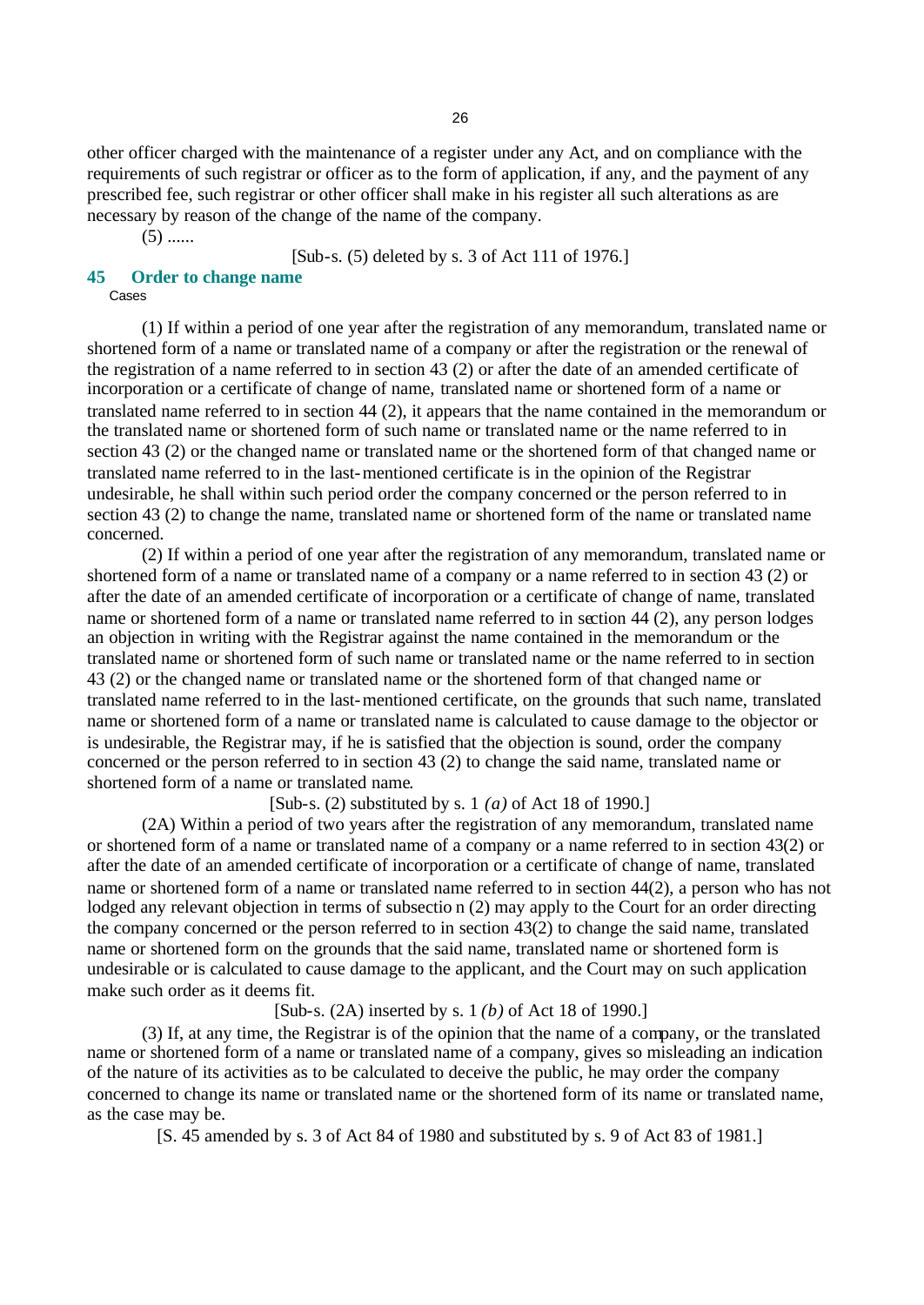other officer charged with the maintenance of a register under any Act, and on compliance with the requirements of such registrar or officer as to the form of application, if any, and the payment of any prescribed fee, such registrar or other officer shall make in his register all such alterations as are necessary by reason of the change of the name of the company.

(5) ......

[Sub-s. (5) deleted by s. 3 of Act 111 of 1976.]

## 45 Order to change name

Cases

(1) If within a period of one year after the registration of any memorandum, translated name or shortened form of a name or translated name of a company or after the registration or the renewal of the registration of a name referred to in section 43 (2) or after the date of an amended certificate of incorporation or a certificate of change of name, translated name or shortened form of a name or translated name referred to in section 44 (2), it appears that the name contained in the memorandum or the translated name or shortened form of such name or translated name or the name referred to in section 43 (2) or the changed name or translated name or the shortened form of that changed name or translated name referred to in the last-mentioned certificate is in the opinion of the Registrar undesirable, he shall within such period order the company concerned or the person referred to in section 43 (2) to change the name, translated name or shortened form of the name or translated name concerned.

(2) If within a period of one year after the registration of any memorandum, translated name or shortened form of a name or translated name of a company or a name referred to in section 43 (2) or after the date of an amended certificate of incorporation or a certificate of change of name, translated name or shortened form of a name or translated name referred to in section 44 (2), any person lodges an objection in writing with the Registrar against the name contained in the memorandum or the translated name or shortened form of such name or translated name or the name referred to in section 43 (2) or the changed name or translated name or the shortened form of that changed name or translated name referred to in the last-mentioned certificate, on the grounds that such name, translated name or shortened form of a name or translated name is calculated to cause damage to the objector or is undesirable, the Registrar may, if he is satisfied that the objection is sound, order the company concerned or the person referred to in section 43 (2) to change the said name, translated name or shortened form of a name or translated name.

[Sub-s. (2) substituted by s. 1 *(a)* of Act 18 of 1990.]

(2A) Within a period of two years after the registration of any memorandum, translated name or shortened form of a name or translated name of a company or a name referred to in section 43(2) or after the date of an amended certificate of incorporation or a certificate of change of name, translated name or shortened form of a name or translated name referred to in section 44(2), a person who has not lodged any relevant objection in terms of subsection (2) may apply to the Court for an order directing the company concerned or the person referred to in section 43(2) to change the said name, translated name or shortened form on the grounds that the said name, translated name or shortened form is undesirable or is calculated to cause damage to the applicant, and the Court may on such application make such order as it deems fit.

[Sub-s. (2A) inserted by s. 1 *(b)* of Act 18 of 1990.]

(3) If, at any time, the Registrar is of the opinion that the name of a company, or the translated name or shortened form of a name or translated name of a company, gives so misleading an indication of the nature of its activities as to be calculated to deceive the public, he may order the company concerned to change its name or translated name or the shortened form of its name or translated name, as the case may be.

[S. 45 amended by s. 3 of Act 84 of 1980 and substituted by s. 9 of Act 83 of 1981.]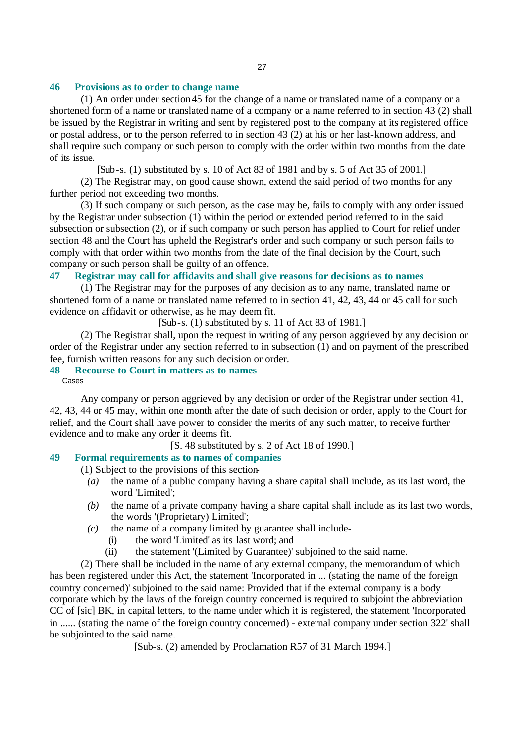### 46 Provisions as to order to change name

(1) An order under section 45 for the change of a name or translated name of a company or a shortened form of a name or translated name of a company or a name referred to in section 43 (2) shall be issued by the Registrar in writing and sent by registered post to the company at its registered office or postal address, or to the person referred to in section 43 (2) at his or her last-known address, and shall require such company or such person to comply with the order within two months from the date of its issue.

[Sub-s. (1) substituted by s. 10 of Act 83 of 1981 and by s. 5 of Act 35 of 2001.]

(2) The Registrar may, on good cause shown, extend the said period of two months for any further period not exceeding two months.

(3) If such company or such person, as the case may be, fails to comply with any order issued by the Registrar under subsection (1) within the period or extended period referred to in the said subsection or subsection (2), or if such company or such person has applied to Court for relief under section 48 and the Court has upheld the Registrar's order and such company or such person fails to comply with that order within two months from the date of the final decision by the Court, such company or such person shall be guilty of an offence.

### 47 Registrar may call for affidavits and shall give reasons for decisions as to names

(1) The Registrar may for the purposes of any decision as to any name, translated name or shortened form of a name or translated name referred to in section 41, 42, 43, 44 or 45 call for such evidence on affidavit or otherwise, as he may deem fit.

[Sub-s. (1) substituted by s. 11 of Act 83 of 1981.]

(2) The Registrar shall, upon the request in writing of any person aggrieved by any decision or order of the Registrar under any section referred to in subsection (1) and on payment of the prescribed fee, furnish written reasons for any such decision or order.

### 48 Recourse to Court in matters as to names

Cases

Any company or person aggrieved by any decision or order of the Registrar under section 41, 42, 43, 44 or 45 may, within one month after the date of such decision or order, apply to the Court for relief, and the Court shall have power to consider the merits of any such matter, to receive further evidence and to make any order it deems fit.

[S. 48 substituted by s. 2 of Act 18 of 1990.]

### 49 Formal requirements as to names of companies

(1) Subject to the provisions of this section-

*(a)* the name of a public company having a share capital shall include, as its last word, the word 'Limited';

*(b)* the name of a private company having a share capital shall include as its last two words, the words '(Proprietary) Limited';

*(c)* the name of a company limited by guarantee shall include-

(i) the word 'Limited' as its last word; and

(ii) the statement '(Limited by Guarantee)' subjoined to the said name.

(2) There shall be included in the name of any external company, the memorandum of which has been registered under this Act, the statement 'Incorporated in ... (stating the name of the foreign country concerned)' subjoined to the said name: Provided that if the external company is a body corporate which by the laws of the foreign country concerned is required to subjoint the abbreviation CC of [sic] BK, in capital letters, to the name under which it is registered, the statement 'Incorporated in ...... (stating the name of the foreign country concerned) - external company under section 322' shall be subjointed to the said name.

[Sub-s. (2) amended by Proclamation R57 of 31 March 1994.]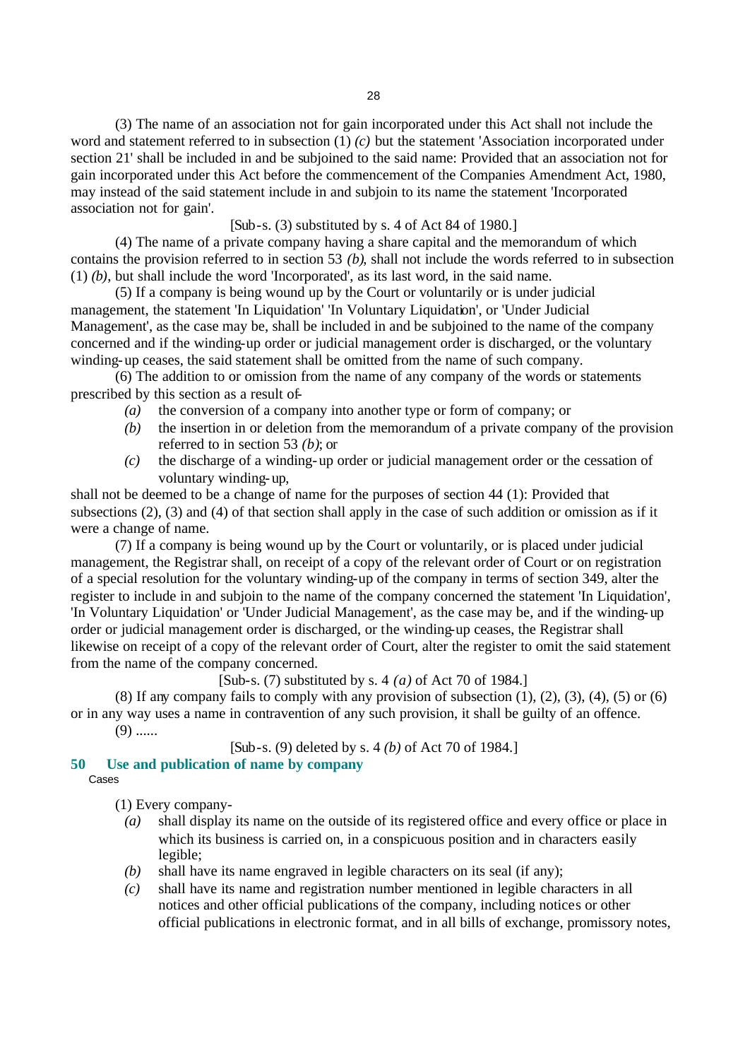(3) The name of an association not for gain incorporated under this Act shall not include the word and statement referred to in subsection (1) *(c)* but the statement 'Association incorporated under section 21' shall be included in and be subjoined to the said name: Provided that an association not for gain incorporated under this Act before the commencement of the Companies Amendment Act, 1980, may instead of the said statement include in and subjoin to its name the statement 'Incorporated association not for gain'.

[Sub-s. (3) substituted by s. 4 of Act 84 of 1980.]

(4) The name of a private company having a share capital and the memorandum of which contains the provision referred to in section 53 *(b)*, shall not include the words referred to in subsection (1) *(b)*, but shall include the word 'Incorporated', as its last word, in the said name.

(5) If a company is being wound up by the Court or voluntarily or is under judicial management, the statement 'In Liquidation' 'In Voluntary Liquidation', or 'Under Judicial Management', as the case may be, shall be included in and be subjoined to the name of the company concerned and if the winding-up order or judicial management order is discharged, or the voluntary winding-up ceases, the said statement shall be omitted from the name of such company.

(6) The addition to or omission from the name of any company of the words or statements prescribed by this section as a result of-

*(a)* the conversion of a company into another type or form of company; or

*(b)* the insertion in or deletion from the memorandum of a private company of the provision referred to in section 53 *(b)*; or

*(c)* the discharge of a winding-up order or judicial management order or the cessation of voluntary winding-up,

shall not be deemed to be a change of name for the purposes of section 44 (1): Provided that subsections (2), (3) and (4) of that section shall apply in the case of such addition or omission as if it were a change of name.

(7) If a company is being wound up by the Court or voluntarily, or is placed under judicial management, the Registrar shall, on receipt of a copy of the relevant order of Court or on registration of a special resolution for the voluntary winding-up of the company in terms of section 349, alter the register to include in and subjoin to the name of the company concerned the statement 'In Liquidation', 'In Voluntary Liquidation' or 'Under Judicial Management', as the case may be, and if the winding-up order or judicial management order is discharged, or the winding-up ceases, the Registrar shall likewise on receipt of a copy of the relevant order of Court, alter the register to omit the said statement from the name of the company concerned.

[Sub-s. (7) substituted by s. 4 *(a)* of Act 70 of 1984.]

(8) If any company fails to comply with any provision of subsection (1), (2), (3), (4), (5) or (6) or in any way uses a name in contravention of any such provision, it shall be guilty of an offence.

(9) ......

[Sub-s. (9) deleted by s. 4 *(b)* of Act 70 of 1984.]

## 50 Use and publication of name by company

Cases

(1) Every company-

*(a)* shall display its name on the outside of its registered office and every office or place in which its business is carried on, in a conspicuous position and in characters easily legible;

*(b)* shall have its name engraved in legible characters on its seal (if any);

*(c)* shall have its name and registration number mentioned in legible characters in all notices and other official publications of the company, including notices or other official publications in electronic format, and in all bills of exchange, promissory notes,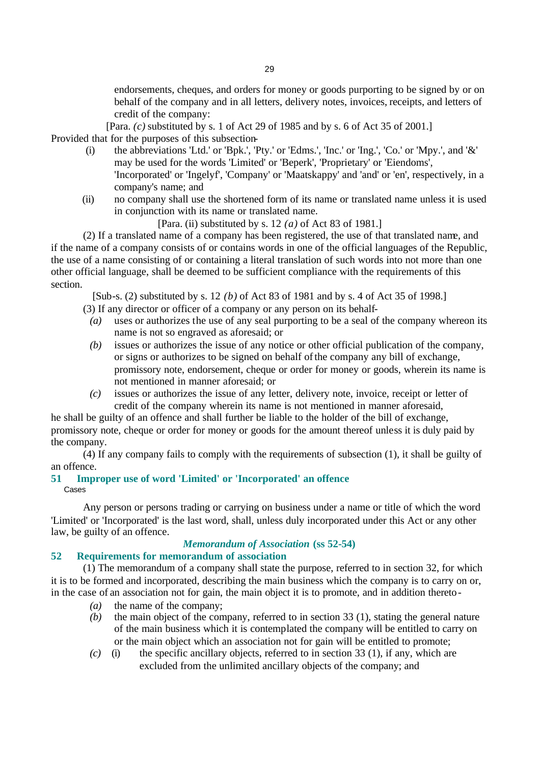endorsements, cheques, and orders for money or goods purporting to be signed by or on behalf of the company and in all letters, delivery notes, invoices, receipts, and letters of credit of the company:

[Para. *(c)* substituted by s. 1 of Act 29 of 1985 and by s. 6 of Act 35 of 2001.]

Provided that for the purposes of this subsection-

(i) the abbreviations 'Ltd.' or 'Bpk.', 'Pty.' or 'Edms.', 'Inc.' or 'Ing.', 'Co.' or 'Mpy.', and '&' may be used for the words 'Limited' or 'Beperk', 'Proprietary' or 'Eiendoms', 'Incorporated' or 'Ingelyf', 'Company' or 'Maatskappy' and 'and' or 'en', respectively, in a company's name; and

(ii) no company shall use the shortened form of its name or translated name unless it is used in conjunction with its name or translated name.

[Para. (ii) substituted by s. 12 *(a)* of Act 83 of 1981.]

(2) If a translated name of a company has been registered, the use of that translated name, and if the name of a company consists of or contains words in one of the official languages of the Republic, the use of a name consisting of or containing a literal translation of such words into not more than one other official language, shall be deemed to be sufficient compliance with the requirements of this section.

[Sub-s. (2) substituted by s. 12 *(b)* of Act 83 of 1981 and by s. 4 of Act 35 of 1998.]

(3) If any director or officer of a company or any person on its behalf-

*(a)* uses or authorizes the use of any seal purporting to be a seal of the company whereon its name is not so engraved as aforesaid; or

*(b)* issues or authorizes the issue of any notice or other official publication of the company, or signs or authorizes to be signed on behalf of the company any bill of exchange, promissory note, endorsement, cheque or order for money or goods, wherein its name is not mentioned in manner aforesaid; or

*(c)* issues or authorizes the issue of any letter, delivery note, invoice, receipt or letter of credit of the company wherein its name is not mentioned in manner aforesaid,

he shall be guilty of an offence and shall further be liable to the holder of the bill of exchange, promissory note, cheque or order for money or goods for the amount thereof unless it is duly paid by the company.

(4) If any company fails to comply with the requirements of subsection (1), it shall be guilty of an offence.

### 51 Improper use of word 'Limited' or 'Incorporated' an offence

Cases

Any person or persons trading or carrying on business under a name or title of which the word 'Limited' or 'Incorporated' is the last word, shall, unless duly incorporated under this Act or any other law, be guilty of an offence.

## *Memorandum of Association* (ss 52-54)

### 52 Requirements for memorandum of association

(1) The memorandum of a company shall state the purpose, referred to in section 32, for which it is to be formed and incorporated, describing the main business which the company is to carry on or, in the case of an association not for gain, the main object it is to promote, and in addition thereto-

*(a)* the name of the company;

*(b)* the main object of the company, referred to in section 33 (1), stating the general nature of the main business which it is contemplated the company will be entitled to carry on or the main object which an association not for gain will be entitled to promote;

*(c)* (i) the specific ancillary objects, referred to in section 33 (1), if any, which are excluded from the unlimited ancillary objects of the company; and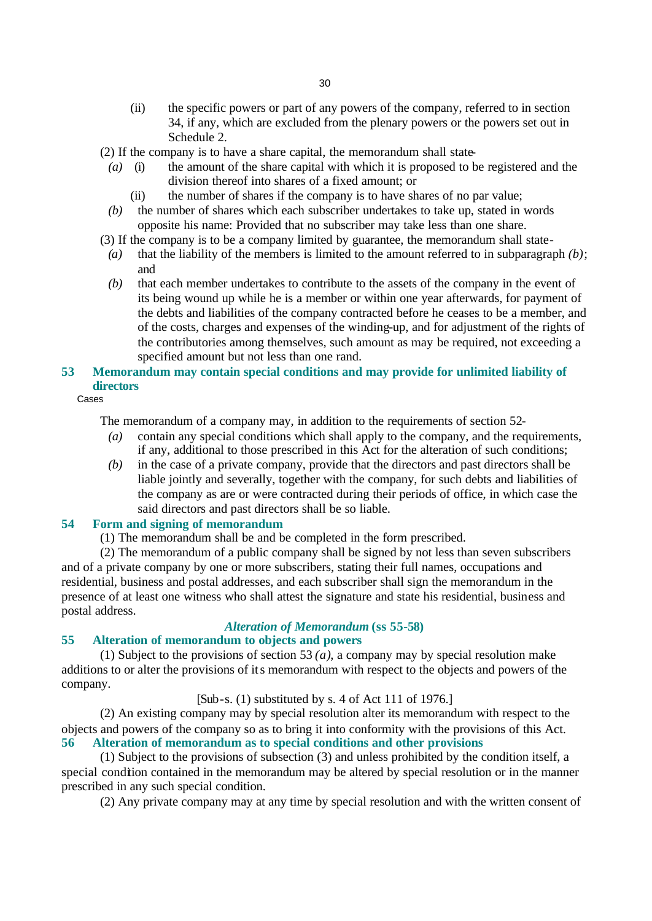(ii) the specific powers or part of any powers of the company, referred to in section 34, if any, which are excluded from the plenary powers or the powers set out in Schedule 2.

(2) If the company is to have a share capital, the memorandum shall state-

*(a)* (i) the amount of the share capital with which it is proposed to be registered and the division thereof into shares of a fixed amount; or

(ii) the number of shares if the company is to have shares of no par value;

*(b)* the number of shares which each subscriber undertakes to take up, stated in words opposite his name: Provided that no subscriber may take less than one share.

(3) If the company is to be a company limited by guarantee, the memorandum shall state-

*(a)* that the liability of the members is limited to the amount referred to in subparagraph *(b)*; and

*(b)* that each member undertakes to contribute to the assets of the company in the event of its being wound up while he is a member or within one year afterwards, for payment of the debts and liabilities of the company contracted before he ceases to be a member, and of the costs, charges and expenses of the winding-up, and for adjustment of the rights of the contributories among themselves, such amount as may be required, not exceeding a specified amount but not less than one rand.

## 53 Memorandum may contain special conditions and may provide for unlimited liability of directors

Cases

The memorandum of a company may, in addition to the requirements of section 52-

*(a)* contain any special conditions which shall apply to the company, and the requirements, if any, additional to those prescribed in this Act for the alteration of such conditions;

*(b)* in the case of a private company, provide that the directors and past directors shall be liable jointly and severally, together with the company, for such debts and liabilities of the company as are or were contracted during their periods of office, in which case the said directors and past directors shall be so liable.

## 54 Form and signing of memorandum

(1) The memorandum shall be and be completed in the form prescribed.

(2) The memorandum of a public company shall be signed by not less than seven subscribers and of a private company by one or more subscribers, stating their full names, occupations and residential, business and postal addresses, and each subscriber shall sign the memorandum in the presence of at least one witness who shall attest the signature and state his residential, business and postal address.

### *Alteration of Memorandum* (ss 55-58)

## 55 Alteration of memorandum to objects and powers

(1) Subject to the provisions of section 53 *(a)*, a company may by special resolution make additions to or alter the provisions of its memorandum with respect to the objects and powers of the company.

[Sub-s. (1) substituted by s. 4 of Act 111 of 1976.]

(2) An existing company may by special resolution alter its memorandum with respect to the objects and powers of the company so as to bring it into conformity with the provisions of this Act.

## 56 Alteration of memorandum as to special conditions and other provisions

(1) Subject to the provisions of subsection (3) and unless prohibited by the condition itself, a special condition contained in the memorandum may be altered by special resolution or in the manner prescribed in any such special condition.

(2) Any private company may at any time by special resolution and with the written consent of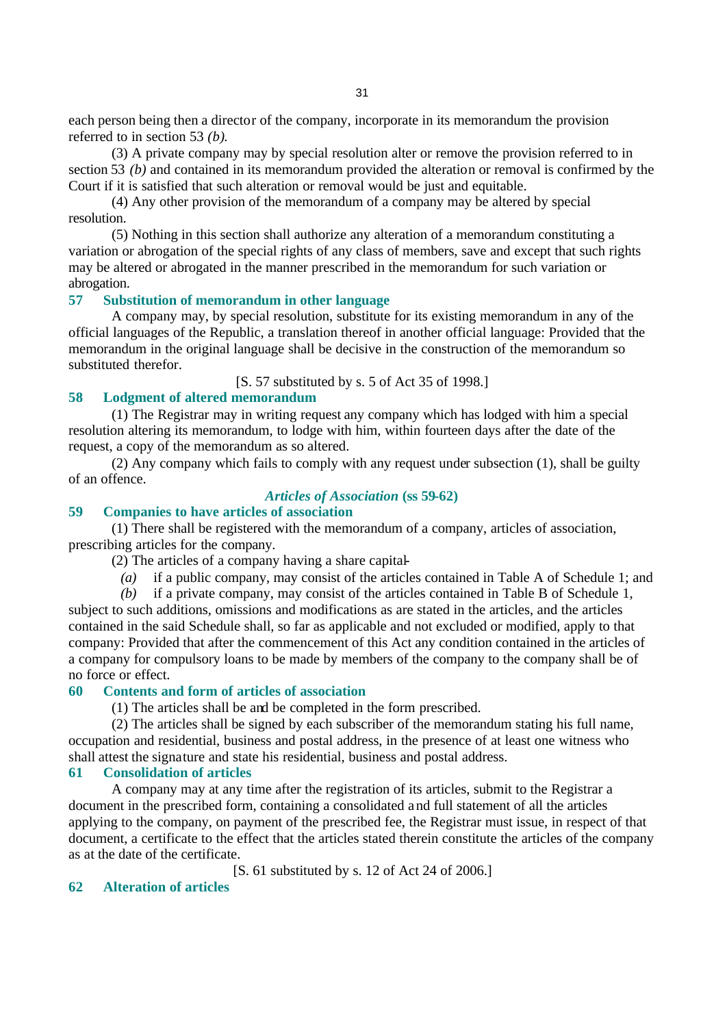each person being then a director of the company, incorporate in its memorandum the provision referred to in section 53 *(b)*.

(3) A private company may by special resolution alter or remove the provision referred to in section 53 *(b)* and contained in its memorandum provided the alteration or removal is confirmed by the Court if it is satisfied that such alteration or removal would be just and equitable.

(4) Any other provision of the memorandum of a company may be altered by special resolution.

(5) Nothing in this section shall authorize any alteration of a memorandum constituting a variation or abrogation of the special rights of any class of members, save and except that such rights may be altered or abrogated in the manner prescribed in the memorandum for such variation or abrogation.

### 57 Substitution of memorandum in other language

A company may, by special resolution, substitute for its existing memorandum in any of the official languages of the Republic, a translation thereof in another official language: Provided that the memorandum in the original language shall be decisive in the construction of the memorandum so substituted therefor.

[S. 57 substituted by s. 5 of Act 35 of 1998.]

### 58 Lodgment of altered memorandum

(1) The Registrar may in writing request any company which has lodged with him a special resolution altering its memorandum, to lodge with him, within fourteen days after the date of the request, a copy of the memorandum as so altered.

(2) Any company which fails to comply with any request under subsection (1), shall be guilty of an offence.

## *Articles of Association* (ss 59-62)

### 59 Companies to have articles of association

(1) There shall be registered with the memorandum of a company, articles of association, prescribing articles for the company.

(2) The articles of a company having a share capital-

*(a)* if a public company, may consist of the articles contained in Table A of Schedule 1; and

*(b)* if a private company, may consist of the articles contained in Table B of Schedule 1,

subject to such additions, omissions and modifications as are stated in the articles, and the articles contained in the said Schedule shall, so far as applicable and not excluded or modified, apply to that company: Provided that after the commencement of this Act any condition contained in the articles of a company for compulsory loans to be made by members of the company to the company shall be of no force or effect.

### 60 Contents and form of articles of association

(1) The articles shall be and be completed in the form prescribed.

(2) The articles shall be signed by each subscriber of the memorandum stating his full name, occupation and residential, business and postal address, in the presence of at least one witness who shall attest the signature and state his residential, business and postal address.

### 61 Consolidation of articles

A company may at any time after the registration of its articles, submit to the Registrar a document in the prescribed form, containing a consolidated and full statement of all the articles applying to the company, on payment of the prescribed fee, the Registrar must issue, in respect of that document, a certificate to the effect that the articles stated therein constitute the articles of the company as at the date of the certificate.

[S. 61 substituted by s. 12 of Act 24 of 2006.]

### 62 Alteration of articles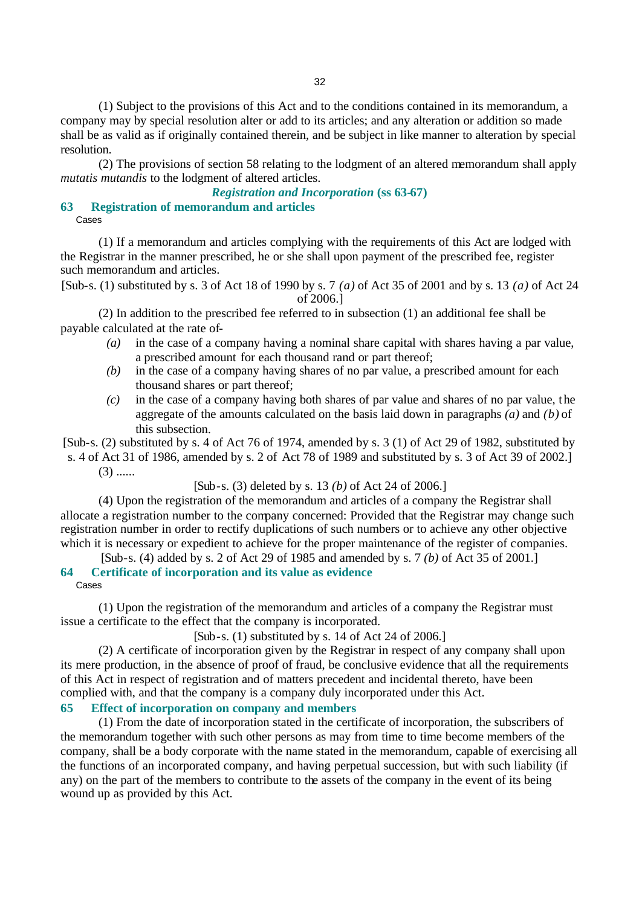(1) Subject to the provisions of this Act and to the conditions contained in its memorandum, a company may by special resolution alter or add to its articles; and any alteration or addition so made shall be as valid as if originally contained therein, and be subject in like manner to alteration by special resolution.

(2) The provisions of section 58 relating to the lodgment of an altered memorandum shall apply *mutatis mutandis* to the lodgment of altered articles.

### *Registration and Incorporation* (ss 63-67)

### 63 Registration of memorandum and articles

Cases

(1) If a memorandum and articles complying with the requirements of this Act are lodged with the Registrar in the manner prescribed, he or she shall upon payment of the prescribed fee, register such memorandum and articles.

[Sub-s. (1) substituted by s. 3 of Act 18 of 1990 by s. 7 *(a)* of Act 35 of 2001 and by s. 13 *(a)* of Act 24 of 2006.]

(2) In addition to the prescribed fee referred to in subsection (1) an additional fee shall be payable calculated at the rate of-

*(a)* in the case of a company having a nominal share capital with shares having a par value, a prescribed amount for each thousand rand or part thereof;

*(b)* in the case of a company having shares of no par value, a prescribed amount for each thousand shares or part thereof;

*(c)* in the case of a company having both shares of par value and shares of no par value, the aggregate of the amounts calculated on the basis laid down in paragraphs *(a)* and *(b)* of this subsection.

[Sub-s. (2) substituted by s. 4 of Act 76 of 1974, amended by s. 3 (1) of Act 29 of 1982, substituted by s. 4 of Act 31 of 1986, amended by s. 2 of Act 78 of 1989 and substituted by s. 3 of Act 39 of 2002.]

(3) ......

[Sub-s. (3) deleted by s. 13 *(b)* of Act 24 of 2006.]

(4) Upon the registration of the memorandum and articles of a company the Registrar shall allocate a registration number to the company concerned: Provided that the Registrar may change such registration number in order to rectify duplications of such numbers or to achieve any other objective which it is necessary or expedient to achieve for the proper maintenance of the register of companies.

[Sub-s. (4) added by s. 2 of Act 29 of 1985 and amended by s. 7 *(b)* of Act 35 of 2001.]

### 64 Certificate of incorporation and its value as evidence

Cases

(1) Upon the registration of the memorandum and articles of a company the Registrar must issue a certificate to the effect that the company is incorporated.

[Sub-s. (1) substituted by s. 14 of Act 24 of 2006.]

(2) A certificate of incorporation given by the Registrar in respect of any company shall upon its mere production, in the absence of proof of fraud, be conclusive evidence that all the requirements of this Act in respect of registration and of matters precedent and incidental thereto, have been complied with, and that the company is a company duly incorporated under this Act.

### 65 Effect of incorporation on company and members

(1) From the date of incorporation stated in the certificate of incorporation, the subscribers of the memorandum together with such other persons as may from time to time become members of the company, shall be a body corporate with the name stated in the memorandum, capable of exercising all the functions of an incorporated company, and having perpetual succession, but with such liability (if any) on the part of the members to contribute to the assets of the company in the event of its being wound up as provided by this Act.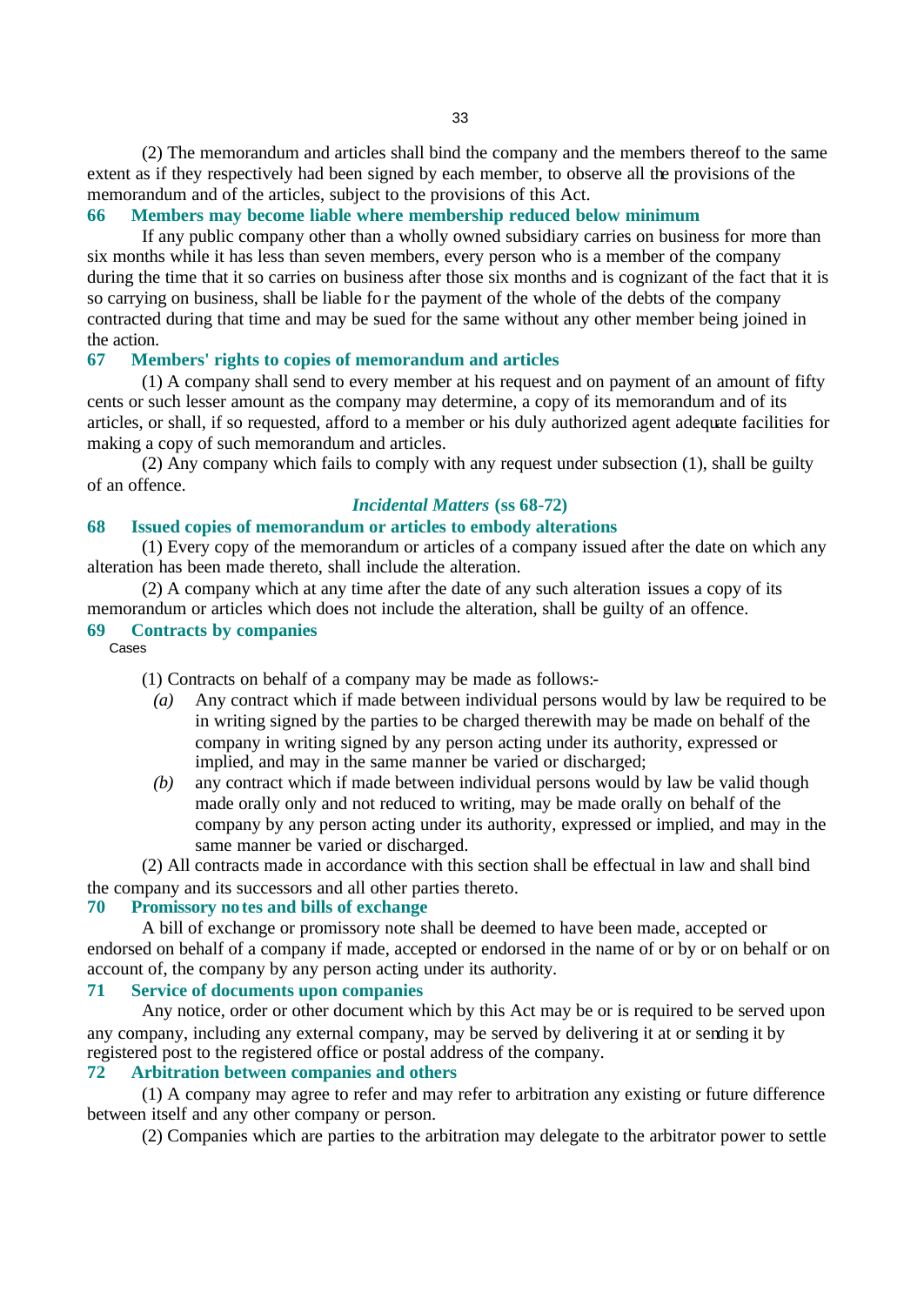(2) The memorandum and articles shall bind the company and the members thereof to the same extent as if they respectively had been signed by each member, to observe all the provisions of the memorandum and of the articles, subject to the provisions of this Act.

### 66 Members may become liable where membership reduced below minimum

If any public company other than a wholly owned subsidiary carries on business for more than six months while it has less than seven members, every person who is a member of the company during the time that it so carries on business after those six months and is cognizant of the fact that it is so carrying on business, shall be liable for the payment of the whole of the debts of the company contracted during that time and may be sued for the same without any other member being joined in the action.

### 67 Members' rights to copies of memorandum and articles

(1) A company shall send to every member at his request and on payment of an amount of fifty cents or such lesser amount as the company may determine, a copy of its memorandum and of its articles, or shall, if so requested, afford to a member or his duly authorized agent adequate facilities for making a copy of such memorandum and articles.

(2) Any company which fails to comply with any request under subsection (1), shall be guilty of an offence.

## *Incidental Matters* (ss 68-72)

### 68 Issued copies of memorandum or articles to embody alterations

(1) Every copy of the memorandum or articles of a company issued after the date on which any alteration has been made thereto, shall include the alteration.

(2) A company which at any time after the date of any such alteration issues a copy of its memorandum or articles which does not include the alteration, shall be guilty of an offence.

### 69 Contracts by companies

Cases

(1) Contracts on behalf of a company may be made as follows:-

*(a)* Any contract which if made between individual persons would by law be required to be in writing signed by the parties to be charged therewith may be made on behalf of the company in writing signed by any person acting under its authority, expressed or implied, and may in the same manner be varied or discharged;

*(b)* any contract which if made between individual persons would by law be valid though made orally only and not reduced to writing, may be made orally on behalf of the company by any person acting under its authority, expressed or implied, and may in the same manner be varied or discharged.

(2) All contracts made in accordance with this section shall be effectual in law and shall bind the company and its successors and all other parties thereto.

### 70 Promissory notes and bills of exchange

A bill of exchange or promissory note shall be deemed to have been made, accepted or endorsed on behalf of a company if made, accepted or endorsed in the name of or by or on behalf or on account of, the company by any person acting under its authority.

### 71 Service of documents upon companies

Any notice, order or other document which by this Act may be or is required to be served upon any company, including any external company, may be served by delivering it at or sending it by registered post to the registered office or postal address of the company.

### 72 Arbitration between companies and others

(1) A company may agree to refer and may refer to arbitration any existing or future difference between itself and any other company or person.

(2) Companies which are parties to the arbitration may delegate to the arbitrator power to settle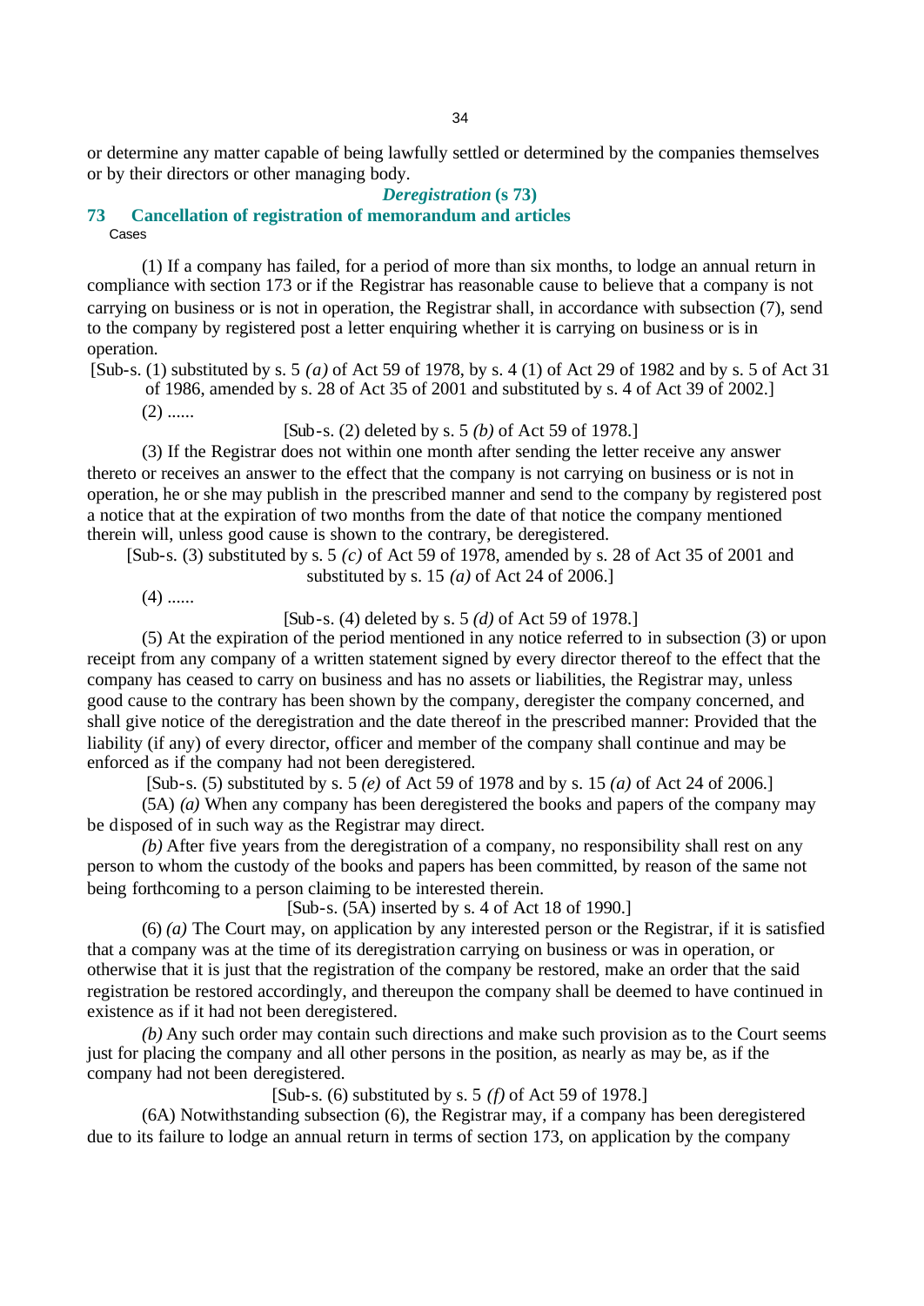or determine any matter capable of being lawfully settled or determined by the companies themselves or by their directors or other managing body.

### *Deregistration* (s 73)

## 73 Cancellation of registration of memorandum and articles

Cases

(1) If a company has failed, for a period of more than six months, to lodge an annual return in compliance with section 173 or if the Registrar has reasonable cause to believe that a company is not carrying on business or is not in operation, the Registrar shall, in accordance with subsection (7), send to the company by registered post a letter enquiring whether it is carrying on business or is in operation.

[Sub-s. (1) substituted by s. 5 *(a)* of Act 59 of 1978, by s. 4 (1) of Act 29 of 1982 and by s. 5 of Act 31 of 1986, amended by s. 28 of Act 35 of 2001 and substituted by s. 4 of Act 39 of 2002.]

(2) ......

[Sub-s. (2) deleted by s. 5 *(b)* of Act 59 of 1978.]

(3) If the Registrar does not within one month after sending the letter receive any answer thereto or receives an answer to the effect that the company is not carrying on business or is not in operation, he or she may publish in the prescribed manner and send to the company by registered post a notice that at the expiration of two months from the date of that notice the company mentioned therein will, unless good cause is shown to the contrary, be deregistered.

[Sub-s. (3) substituted by s. 5 *(c)* of Act 59 of 1978, amended by s. 28 of Act 35 of 2001 and substituted by s. 15 *(a)* of Act 24 of 2006.]

(4) ......

[Sub-s. (4) deleted by s. 5 *(d)* of Act 59 of 1978.]

(5) At the expiration of the period mentioned in any notice referred to in subsection (3) or upon receipt from any company of a written statement signed by every director thereof to the effect that the company has ceased to carry on business and has no assets or liabilities, the Registrar may, unless good cause to the contrary has been shown by the company, deregister the company concerned, and shall give notice of the deregistration and the date thereof in the prescribed manner: Provided that the liability (if any) of every director, officer and member of the company shall continue and may be enforced as if the company had not been deregistered.

[Sub-s. (5) substituted by s. 5 *(e)* of Act 59 of 1978 and by s. 15 *(a)* of Act 24 of 2006.]

(5A) *(a)* When any company has been deregistered the books and papers of the company may be disposed of in such way as the Registrar may direct.

*(b)* After five years from the deregistration of a company, no responsibility shall rest on any person to whom the custody of the books and papers has been committed, by reason of the same not being forthcoming to a person claiming to be interested therein.

[Sub-s. (5A) inserted by s. 4 of Act 18 of 1990.]

(6) *(a)* The Court may, on application by any interested person or the Registrar, if it is satisfied that a company was at the time of its deregistration carrying on business or was in operation, or otherwise that it is just that the registration of the company be restored, make an order that the said registration be restored accordingly, and thereupon the company shall be deemed to have continued in existence as if it had not been deregistered.

*(b)* Any such order may contain such directions and make such provision as to the Court seems just for placing the company and all other persons in the position, as nearly as may be, as if the company had not been deregistered.

[Sub-s. (6) substituted by s. 5 *(f)* of Act 59 of 1978.]

(6A) Notwithstanding subsection (6), the Registrar may, if a company has been deregistered due to its failure to lodge an annual return in terms of section 173, on application by the company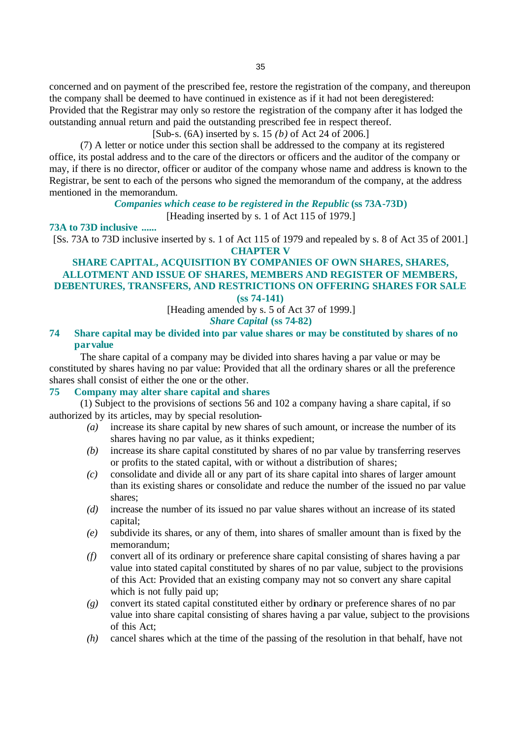concerned and on payment of the prescribed fee, restore the registration of the company, and thereupon the company shall be deemed to have continued in existence as if it had not been deregistered: Provided that the Registrar may only so restore the registration of the company after it has lodged the outstanding annual return and paid the outstanding prescribed fee in respect thereof.

[Sub-s. (6A) inserted by s. 15 *(b)* of Act 24 of 2006.]

(7) A letter or notice under this section shall be addressed to the company at its registered office, its postal address and to the care of the directors or officers and the auditor of the company or may, if there is no director, officer or auditor of the company whose name and address is known to the Registrar, be sent to each of the persons who signed the memorandum of the company, at the address mentioned in the memorandum.

***Companies which cease to be registered in the Republic*** **(ss 73A-73D)**

[Heading inserted by s. 1 of Act 115 of 1979.]

**73A to 73D inclusive ......**

[Ss. 73A to 73D inclusive inserted by s. 1 of Act 115 of 1979 and repealed by s. 8 of Act 35 of 2001.]

## CHAPTER V

## SHARE CAPITAL, ACQUISITION BY COMPANIES OF OWN SHARES, SHARES, ALLOTMENT AND ISSUE OF SHARES, MEMBERS AND REGISTER OF MEMBERS, DEBENTURES, TRANSFERS, AND RESTRICTIONS ON OFFERING SHARES FOR SALE (ss 74-141)

[Heading amended by s. 5 of Act 37 of 1999.]

***Share Capital*** **(ss 74-82)**

### 74 Share capital may be divided into par value shares or may be constituted by shares of no par value

The share capital of a company may be divided into shares having a par value or may be constituted by shares having no par value: Provided that all the ordinary shares or all the preference shares shall consist of either the one or the other.

### 75 Company may alter share capital and shares

(1) Subject to the provisions of sections 56 and 102 a company having a share capital, if so authorized by its articles, may by special resolution-

- *(a)* increase its share capital by new shares of such amount, or increase the number of its shares having no par value, as it thinks expedient;
- *(b)* increase its share capital constituted by shares of no par value by transferring reserves or profits to the stated capital, with or without a distribution of shares;
- *(c)* consolidate and divide all or any part of its share capital into shares of larger amount than its existing shares or consolidate and reduce the number of the issued no par value shares;
- *(d)* increase the number of its issued no par value shares without an increase of its stated capital;
- *(e)* subdivide its shares, or any of them, into shares of smaller amount than is fixed by the memorandum;
- *(f)* convert all of its ordinary or preference share capital consisting of shares having a par value into stated capital constituted by shares of no par value, subject to the provisions of this Act: Provided that an existing company may not so convert any share capital which is not fully paid up;
- *(g)* convert its stated capital constituted either by ordinary or preference shares of no par value into share capital consisting of shares having a par value, subject to the provisions of this Act;
- *(h)* cancel shares which at the time of the passing of the resolution in that behalf, have not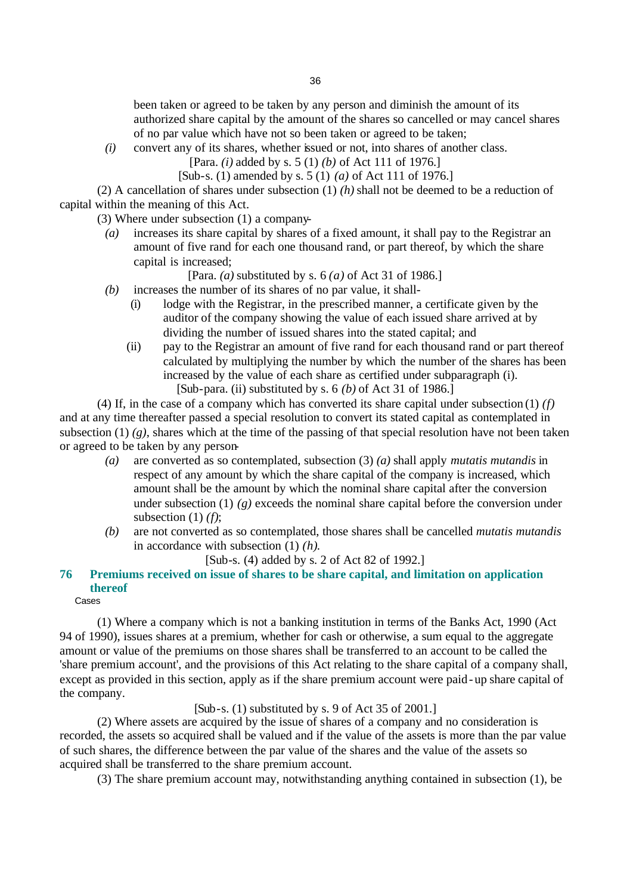been taken or agreed to be taken by any person and diminish the amount of its authorized share capital by the amount of the shares so cancelled or may cancel shares of no par value which have not so been taken or agreed to be taken;

*(i)* convert any of its shares, whether issued or not, into shares of another class.

[Para. *(i)* added by s. 5 (1) *(b)* of Act 111 of 1976.]

[Sub-s. (1) amended by s. 5 (1) *(a)* of Act 111 of 1976.]

(2) A cancellation of shares under subsection (1) *(h)* shall not be deemed to be a reduction of capital within the meaning of this Act.

(3) Where under subsection (1) a company-

*(a)* increases its share capital by shares of a fixed amount, it shall pay to the Registrar an amount of five rand for each one thousand rand, or part thereof, by which the share capital is increased;

[Para. *(a)* substituted by s. 6 *(a)* of Act 31 of 1986.]

*(b)* increases the number of its shares of no par value, it shall-

(i) lodge with the Registrar, in the prescribed manner, a certificate given by the auditor of the company showing the value of each issued share arrived at by dividing the number of issued shares into the stated capital; and

(ii) pay to the Registrar an amount of five rand for each thousand rand or part thereof calculated by multiplying the number by which the number of the shares has been increased by the value of each share as certified under subparagraph (i).

[Sub-para. (ii) substituted by s. 6 *(b)* of Act 31 of 1986.]

(4) If, in the case of a company which has converted its share capital under subsection (1) *(f)* and at any time thereafter passed a special resolution to convert its stated capital as contemplated in subsection (1) *(g)*, shares which at the time of the passing of that special resolution have not been taken or agreed to be taken by any person-

*(a)* are converted as so contemplated, subsection (3) *(a)* shall apply *mutatis mutandis* in respect of any amount by which the share capital of the company is increased, which amount shall be the amount by which the nominal share capital after the conversion under subsection (1) *(g)* exceeds the nominal share capital before the conversion under subsection (1) *(f)*;

*(b)* are not converted as so contemplated, those shares shall be cancelled *mutatis mutandis* in accordance with subsection (1) *(h)*.

[Sub-s. (4) added by s. 2 of Act 82 of 1992.]

## 76 Premiums received on issue of shares to be share capital, and limitation on application thereof

Cases

(1) Where a company which is not a banking institution in terms of the Banks Act, 1990 (Act 94 of 1990), issues shares at a premium, whether for cash or otherwise, a sum equal to the aggregate amount or value of the premiums on those shares shall be transferred to an account to be called the 'share premium account', and the provisions of this Act relating to the share capital of a company shall, except as provided in this section, apply as if the share premium account were paid-up share capital of the company.

[Sub-s. (1) substituted by s. 9 of Act 35 of 2001.]

(2) Where assets are acquired by the issue of shares of a company and no consideration is recorded, the assets so acquired shall be valued and if the value of the assets is more than the par value of such shares, the difference between the par value of the shares and the value of the assets so acquired shall be transferred to the share premium account.

(3) The share premium account may, notwithstanding anything contained in subsection (1), be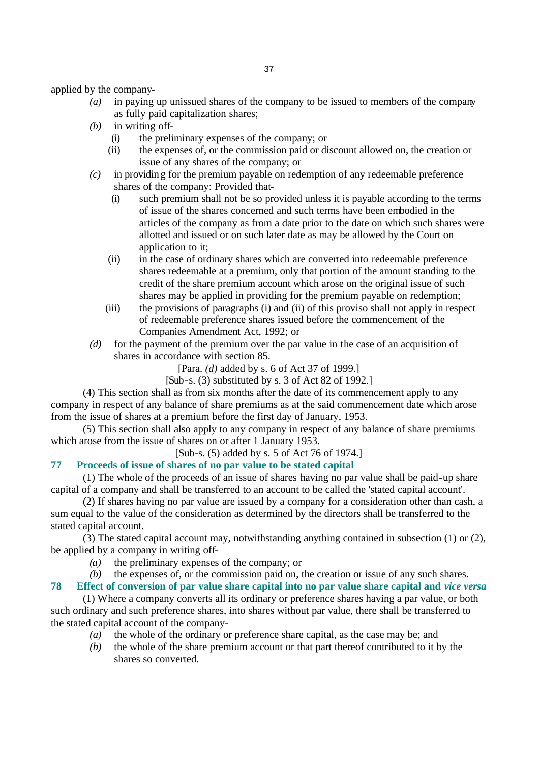applied by the company-

*(a)* in paying up unissued shares of the company to be issued to members of the company as fully paid capitalization shares;

*(b)* in writing off-

(i) the preliminary expenses of the company; or

(ii) the expenses of, or the commission paid or discount allowed on, the creation or issue of any shares of the company; or

*(c)* in providing for the premium payable on redemption of any redeemable preference shares of the company: Provided that-

(i) such premium shall not be so provided unless it is payable according to the terms of issue of the shares concerned and such terms have been embodied in the articles of the company as from a date prior to the date on which such shares were allotted and issued or on such later date as may be allowed by the Court on application to it;

(ii) in the case of ordinary shares which are converted into redeemable preference shares redeemable at a premium, only that portion of the amount standing to the credit of the share premium account which arose on the original issue of such shares may be applied in providing for the premium payable on redemption;

(iii) the provisions of paragraphs (i) and (ii) of this proviso shall not apply in respect of redeemable preference shares issued before the commencement of the Companies Amendment Act, 1992; or

*(d)* for the payment of the premium over the par value in the case of an acquisition of shares in accordance with section 85.

[Para. *(d)* added by s. 6 of Act 37 of 1999.]

[Sub-s. (3) substituted by s. 3 of Act 82 of 1992.]

(4) This section shall as from six months after the date of its commencement apply to any company in respect of any balance of share premiums as at the said commencement date which arose from the issue of shares at a premium before the first day of January, 1953.

(5) This section shall also apply to any company in respect of any balance of share premiums which arose from the issue of shares on or after 1 January 1953.

[Sub-s. (5) added by s. 5 of Act 76 of 1974.]

### 77 Proceeds of issue of shares of no par value to be stated capital

(1) The whole of the proceeds of an issue of shares having no par value shall be paid-up share capital of a company and shall be transferred to an account to be called the 'stated capital account'.

(2) If shares having no par value are issued by a company for a consideration other than cash, a sum equal to the value of the consideration as determined by the directors shall be transferred to the stated capital account.

(3) The stated capital account may, notwithstanding anything contained in subsection (1) or (2), be applied by a company in writing off-

*(a)* the preliminary expenses of the company; or

*(b)* the expenses of, or the commission paid on, the creation or issue of any such shares.

### 78 Effect of conversion of par value share capital into no par value share capital and *vice versa*

(1) Where a company converts all its ordinary or preference shares having a par value, or both such ordinary and such preference shares, into shares without par value, there shall be transferred to the stated capital account of the company-

*(a)* the whole of the ordinary or preference share capital, as the case may be; and

*(b)* the whole of the share premium account or that part thereof contributed to it by the shares so converted.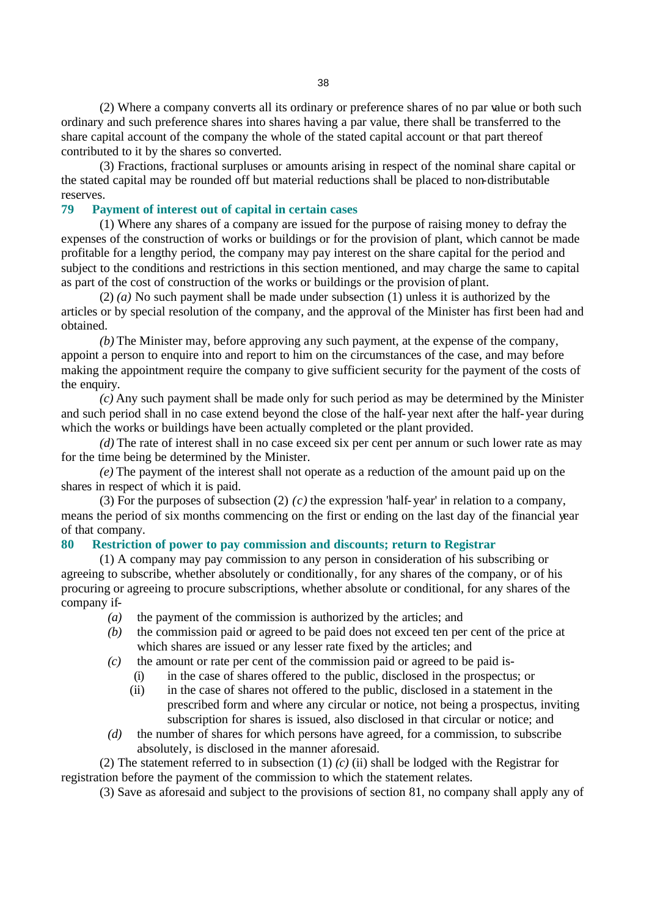(2) Where a company converts all its ordinary or preference shares of no par value or both such ordinary and such preference shares into shares having a par value, there shall be transferred to the share capital account of the company the whole of the stated capital account or that part thereof contributed to it by the shares so converted.

(3) Fractions, fractional surpluses or amounts arising in respect of the nominal share capital or the stated capital may be rounded off but material reductions shall be placed to non-distributable reserves.

### 79 Payment of interest out of capital in certain cases

(1) Where any shares of a company are issued for the purpose of raising money to defray the expenses of the construction of works or buildings or for the provision of plant, which cannot be made profitable for a lengthy period, the company may pay interest on the share capital for the period and subject to the conditions and restrictions in this section mentioned, and may charge the same to capital as part of the cost of construction of the works or buildings or the provision of plant.

(2) *(a)* No such payment shall be made under subsection (1) unless it is authorized by the articles or by special resolution of the company, and the approval of the Minister has first been had and obtained.

*(b)* The Minister may, before approving any such payment, at the expense of the company, appoint a person to enquire into and report to him on the circumstances of the case, and may before making the appointment require the company to give sufficient security for the payment of the costs of the enquiry.

*(c)* Any such payment shall be made only for such period as may be determined by the Minister and such period shall in no case extend beyond the close of the half-year next after the half-year during which the works or buildings have been actually completed or the plant provided.

*(d)* The rate of interest shall in no case exceed six per cent per annum or such lower rate as may for the time being be determined by the Minister.

*(e)* The payment of the interest shall not operate as a reduction of the amount paid up on the shares in respect of which it is paid.

(3) For the purposes of subsection (2) *(c)* the expression 'half-year' in relation to a company, means the period of six months commencing on the first or ending on the last day of the financial year of that company.

### 80 Restriction of power to pay commission and discounts; return to Registrar

(1) A company may pay commission to any person in consideration of his subscribing or agreeing to subscribe, whether absolutely or conditionally, for any shares of the company, or of his procuring or agreeing to procure subscriptions, whether absolute or conditional, for any shares of the company if-

- *(a)* the payment of the commission is authorized by the articles; and
- *(b)* the commission paid or agreed to be paid does not exceed ten per cent of the price at which shares are issued or any lesser rate fixed by the articles; and
- *(c)* the amount or rate per cent of the commission paid or agreed to be paid is-
  - (i) in the case of shares offered to the public, disclosed in the prospectus; or
  - (ii) in the case of shares not offered to the public, disclosed in a statement in the prescribed form and where any circular or notice, not being a prospectus, inviting subscription for shares is issued, also disclosed in that circular or notice; and
- *(d)* the number of shares for which persons have agreed, for a commission, to subscribe absolutely, is disclosed in the manner aforesaid.

(2) The statement referred to in subsection (1) *(c)* (ii) shall be lodged with the Registrar for registration before the payment of the commission to which the statement relates.

(3) Save as aforesaid and subject to the provisions of section 81, no company shall apply any of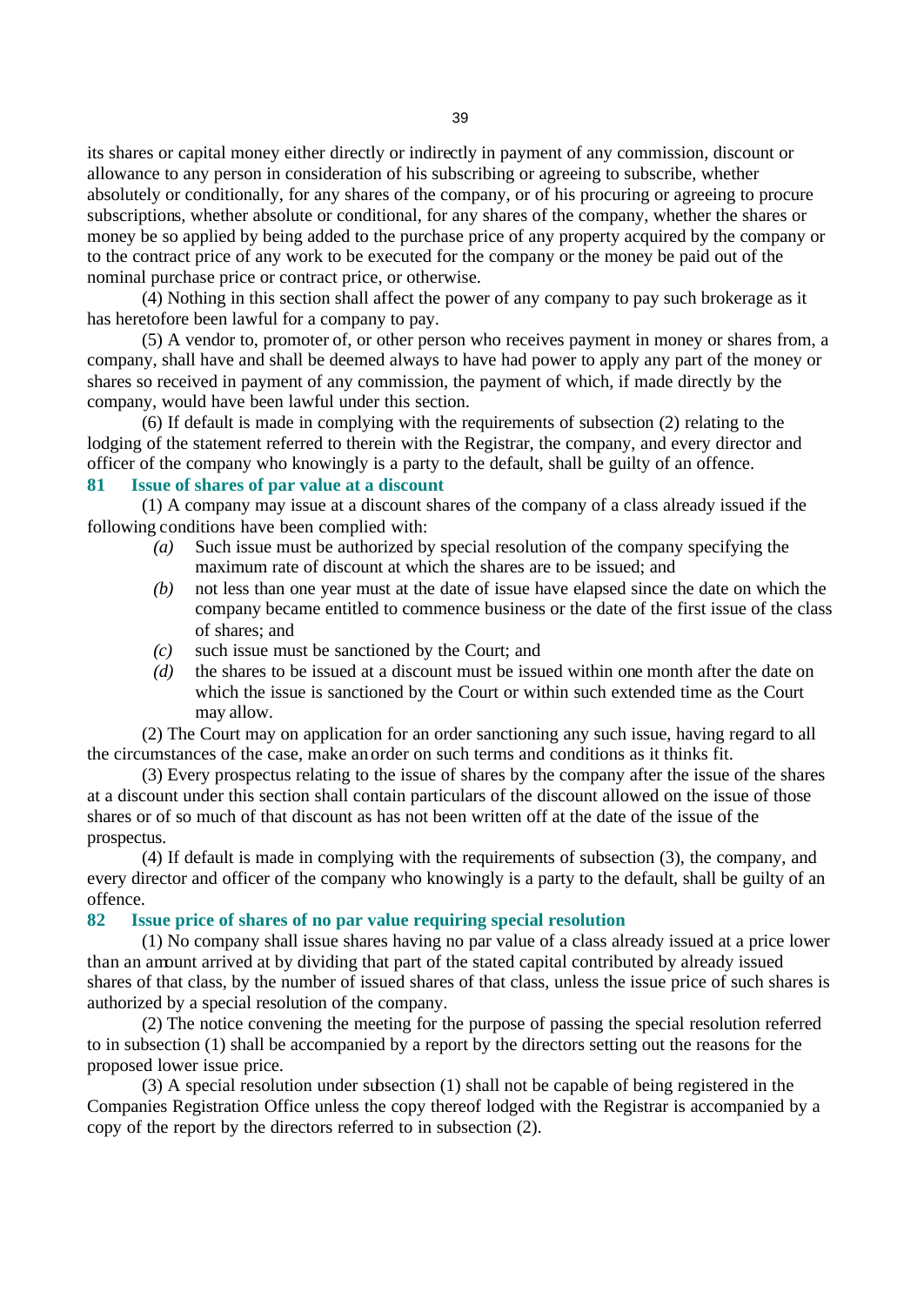its shares or capital money either directly or indirectly in payment of any commission, discount or allowance to any person in consideration of his subscribing or agreeing to subscribe, whether absolutely or conditionally, for any shares of the company, or of his procuring or agreeing to procure subscriptions, whether absolute or conditional, for any shares of the company, whether the shares or money be so applied by being added to the purchase price of any property acquired by the company or to the contract price of any work to be executed for the company or the money be paid out of the nominal purchase price or contract price, or otherwise.

(4) Nothing in this section shall affect the power of any company to pay such brokerage as it has heretofore been lawful for a company to pay.

(5) A vendor to, promoter of, or other person who receives payment in money or shares from, a company, shall have and shall be deemed always to have had power to apply any part of the money or shares so received in payment of any commission, the payment of which, if made directly by the company, would have been lawful under this section.

(6) If default is made in complying with the requirements of subsection (2) relating to the lodging of the statement referred to therein with the Registrar, the company, and every director and officer of the company who knowingly is a party to the default, shall be guilty of an offence.

### 81 Issue of shares of par value at a discount

(1) A company may issue at a discount shares of the company of a class already issued if the following conditions have been complied with:

*(a)* Such issue must be authorized by special resolution of the company specifying the maximum rate of discount at which the shares are to be issued; and

*(b)* not less than one year must at the date of issue have elapsed since the date on which the company became entitled to commence business or the date of the first issue of the class of shares; and

*(c)* such issue must be sanctioned by the Court; and

*(d)* the shares to be issued at a discount must be issued within one month after the date on which the issue is sanctioned by the Court or within such extended time as the Court may allow.

(2) The Court may on application for an order sanctioning any such issue, having regard to all the circumstances of the case, make an order on such terms and conditions as it thinks fit.

(3) Every prospectus relating to the issue of shares by the company after the issue of the shares at a discount under this section shall contain particulars of the discount allowed on the issue of those shares or of so much of that discount as has not been written off at the date of the issue of the prospectus.

(4) If default is made in complying with the requirements of subsection (3), the company, and every director and officer of the company who knowingly is a party to the default, shall be guilty of an offence.

### 82 Issue price of shares of no par value requiring special resolution

(1) No company shall issue shares having no par value of a class already issued at a price lower than an amount arrived at by dividing that part of the stated capital contributed by already issued shares of that class, by the number of issued shares of that class, unless the issue price of such shares is authorized by a special resolution of the company.

(2) The notice convening the meeting for the purpose of passing the special resolution referred to in subsection (1) shall be accompanied by a report by the directors setting out the reasons for the proposed lower issue price.

(3) A special resolution under subsection (1) shall not be capable of being registered in the Companies Registration Office unless the copy thereof lodged with the Registrar is accompanied by a copy of the report by the directors referred to in subsection (2).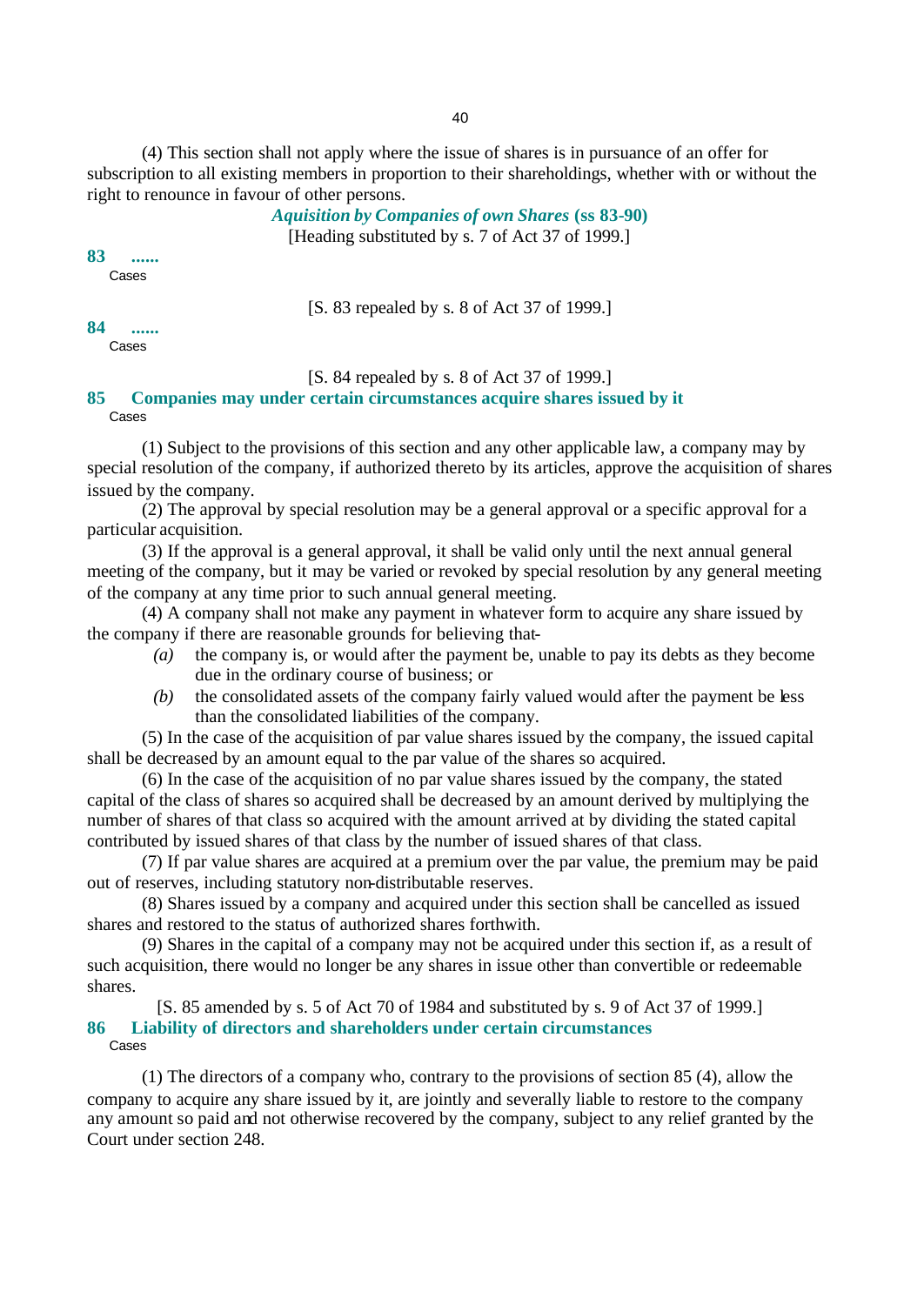(4) This section shall not apply where the issue of shares is in pursuance of an offer for subscription to all existing members in proportion to their shareholdings, whether with or without the right to renounce in favour of other persons.

## *Aquisition by Companies of own Shares* (ss 83-90)

[Heading substituted by s. 7 of Act 37 of 1999.]

### 83 ......

Cases

[S. 83 repealed by s. 8 of Act 37 of 1999.]

### 84 ......

Cases

[S. 84 repealed by s. 8 of Act 37 of 1999.]

### 85 Companies may under certain circumstances acquire shares issued by it

Cases

(1) Subject to the provisions of this section and any other applicable law, a company may by special resolution of the company, if authorized thereto by its articles, approve the acquisition of shares issued by the company.

(2) The approval by special resolution may be a general approval or a specific approval for a particular acquisition.

(3) If the approval is a general approval, it shall be valid only until the next annual general meeting of the company, but it may be varied or revoked by special resolution by any general meeting of the company at any time prior to such annual general meeting.

(4) A company shall not make any payment in whatever form to acquire any share issued by the company if there are reasonable grounds for believing that-

*(a)* the company is, or would after the payment be, unable to pay its debts as they become due in the ordinary course of business; or

*(b)* the consolidated assets of the company fairly valued would after the payment be less than the consolidated liabilities of the company.

(5) In the case of the acquisition of par value shares issued by the company, the issued capital shall be decreased by an amount equal to the par value of the shares so acquired.

(6) In the case of the acquisition of no par value shares issued by the company, the stated capital of the class of shares so acquired shall be decreased by an amount derived by multiplying the number of shares of that class so acquired with the amount arrived at by dividing the stated capital contributed by issued shares of that class by the number of issued shares of that class.

(7) If par value shares are acquired at a premium over the par value, the premium may be paid out of reserves, including statutory non-distributable reserves.

(8) Shares issued by a company and acquired under this section shall be cancelled as issued shares and restored to the status of authorized shares forthwith.

(9) Shares in the capital of a company may not be acquired under this section if, as a result of such acquisition, there would no longer be any shares in issue other than convertible or redeemable shares.

[S. 85 amended by s. 5 of Act 70 of 1984 and substituted by s. 9 of Act 37 of 1999.]

### 86 Liability of directors and shareholders under certain circumstances

Cases

(1) The directors of a company who, contrary to the provisions of section 85 (4), allow the company to acquire any share issued by it, are jointly and severally liable to restore to the company any amount so paid and not otherwise recovered by the company, subject to any relief granted by the Court under section 248.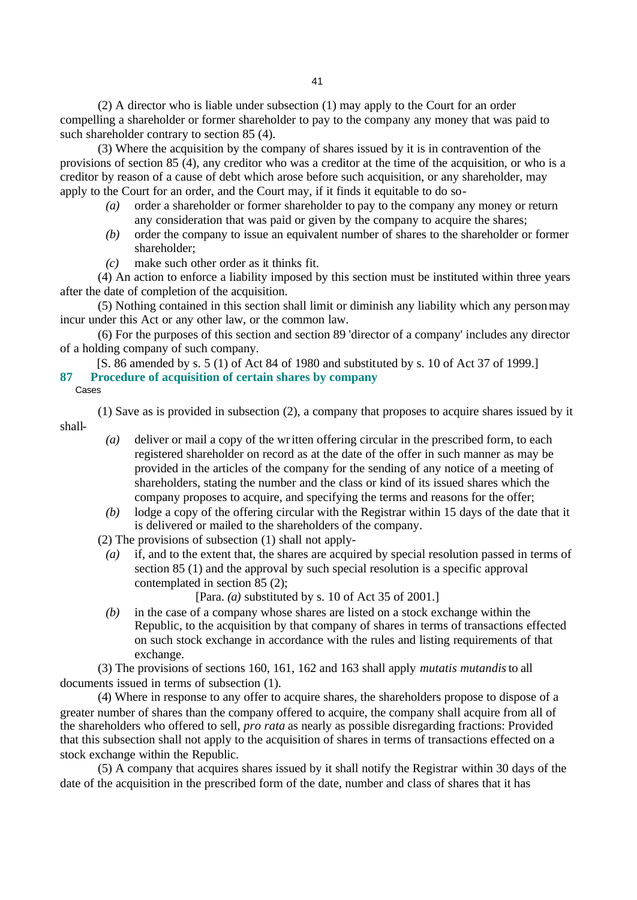(2) A director who is liable under subsection (1) may apply to the Court for an order compelling a shareholder or former shareholder to pay to the company any money that was paid to such shareholder contrary to section 85 (4).

(3) Where the acquisition by the company of shares issued by it is in contravention of the provisions of section 85 (4), any creditor who was a creditor at the time of the acquisition, or who is a creditor by reason of a cause of debt which arose before such acquisition, or any shareholder, may apply to the Court for an order, and the Court may, if it finds it equitable to do so-

*(a)* order a shareholder or former shareholder to pay to the company any money or return any consideration that was paid or given by the company to acquire the shares;

*(b)* order the company to issue an equivalent number of shares to the shareholder or former shareholder;

*(c)* make such other order as it thinks fit.

(4) An action to enforce a liability imposed by this section must be instituted within three years after the date of completion of the acquisition.

(5) Nothing contained in this section shall limit or diminish any liability which any person may incur under this Act or any other law, or the common law.

(6) For the purposes of this section and section 89 'director of a company' includes any director of a holding company of such company.

[S. 86 amended by s. 5 (1) of Act 84 of 1980 and substituted by s. 10 of Act 37 of 1999.]

## 87 Procedure of acquisition of certain shares by company

Cases

(1) Save as is provided in subsection (2), a company that proposes to acquire shares issued by it shall-

*(a)* deliver or mail a copy of the written offering circular in the prescribed form, to each registered shareholder on record as at the date of the offer in such manner as may be provided in the articles of the company for the sending of any notice of a meeting of shareholders, stating the number and the class or kind of its issued shares which the company proposes to acquire, and specifying the terms and reasons for the offer;

*(b)* lodge a copy of the offering circular with the Registrar within 15 days of the date that it is delivered or mailed to the shareholders of the company.

(2) The provisions of subsection (1) shall not apply-

*(a)* if, and to the extent that, the shares are acquired by special resolution passed in terms of section 85 (1) and the approval by such special resolution is a specific approval contemplated in section 85 (2);

[Para. *(a)* substituted by s. 10 of Act 35 of 2001.]

*(b)* in the case of a company whose shares are listed on a stock exchange within the Republic, to the acquisition by that company of shares in terms of transactions effected on such stock exchange in accordance with the rules and listing requirements of that exchange.

(3) The provisions of sections 160, 161, 162 and 163 shall apply *mutatis mutandis* to all documents issued in terms of subsection (1).

(4) Where in response to any offer to acquire shares, the shareholders propose to dispose of a greater number of shares than the company offered to acquire, the company shall acquire from all of the shareholders who offered to sell, *pro rata* as nearly as possible disregarding fractions: Provided that this subsection shall not apply to the acquisition of shares in terms of transactions effected on a stock exchange within the Republic.

(5) A company that acquires shares issued by it shall notify the Registrar within 30 days of the date of the acquisition in the prescribed form of the date, number and class of shares that it has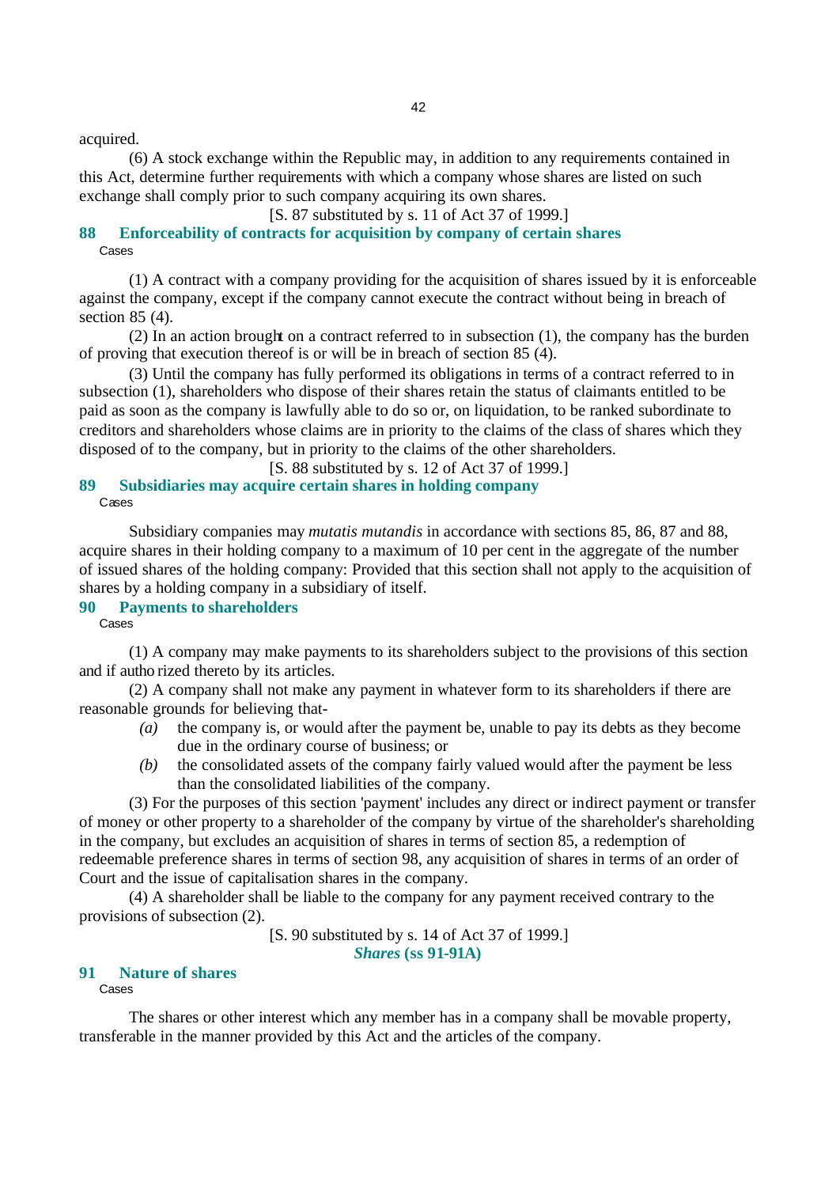acquired.

(6) A stock exchange within the Republic may, in addition to any requirements contained in this Act, determine further requirements with which a company whose shares are listed on such exchange shall comply prior to such company acquiring its own shares.

[S. 87 substituted by s. 11 of Act 37 of 1999.]

## 88 Enforceability of contracts for acquisition by company of certain shares

Cases

(1) A contract with a company providing for the acquisition of shares issued by it is enforceable against the company, except if the company cannot execute the contract without being in breach of section 85 (4).

(2) In an action brought on a contract referred to in subsection (1), the company has the burden of proving that execution thereof is or will be in breach of section 85 (4).

(3) Until the company has fully performed its obligations in terms of a contract referred to in subsection (1), shareholders who dispose of their shares retain the status of claimants entitled to be paid as soon as the company is lawfully able to do so or, on liquidation, to be ranked subordinate to creditors and shareholders whose claims are in priority to the claims of the class of shares which they disposed of to the company, but in priority to the claims of the other shareholders.

[S. 88 substituted by s. 12 of Act 37 of 1999.]

## 89 Subsidiaries may acquire certain shares in holding company

Cases

Subsidiary companies may *mutatis mutandis* in accordance with sections 85, 86, 87 and 88, acquire shares in their holding company to a maximum of 10 per cent in the aggregate of the number of issued shares of the holding company: Provided that this section shall not apply to the acquisition of shares by a holding company in a subsidiary of itself.

## 90 Payments to shareholders

Cases

(1) A company may make payments to its shareholders subject to the provisions of this section and if authorized thereto by its articles.

(2) A company shall not make any payment in whatever form to its shareholders if there are reasonable grounds for believing that-

*(a)* the company is, or would after the payment be, unable to pay its debts as they become due in the ordinary course of business; or

*(b)* the consolidated assets of the company fairly valued would after the payment be less than the consolidated liabilities of the company.

(3) For the purposes of this section 'payment' includes any direct or indirect payment or transfer of money or other property to a shareholder of the company by virtue of the shareholder's shareholding in the company, but excludes an acquisition of shares in terms of section 85, a redemption of redeemable preference shares in terms of section 98, any acquisition of shares in terms of an order of Court and the issue of capitalisation shares in the company.

(4) A shareholder shall be liable to the company for any payment received contrary to the provisions of subsection (2).

[S. 90 substituted by s. 14 of Act 37 of 1999.]

### *Shares* (ss 91-91A)

## 91 Nature of shares

Cases

The shares or other interest which any member has in a company shall be movable property, transferable in the manner provided by this Act and the articles of the company.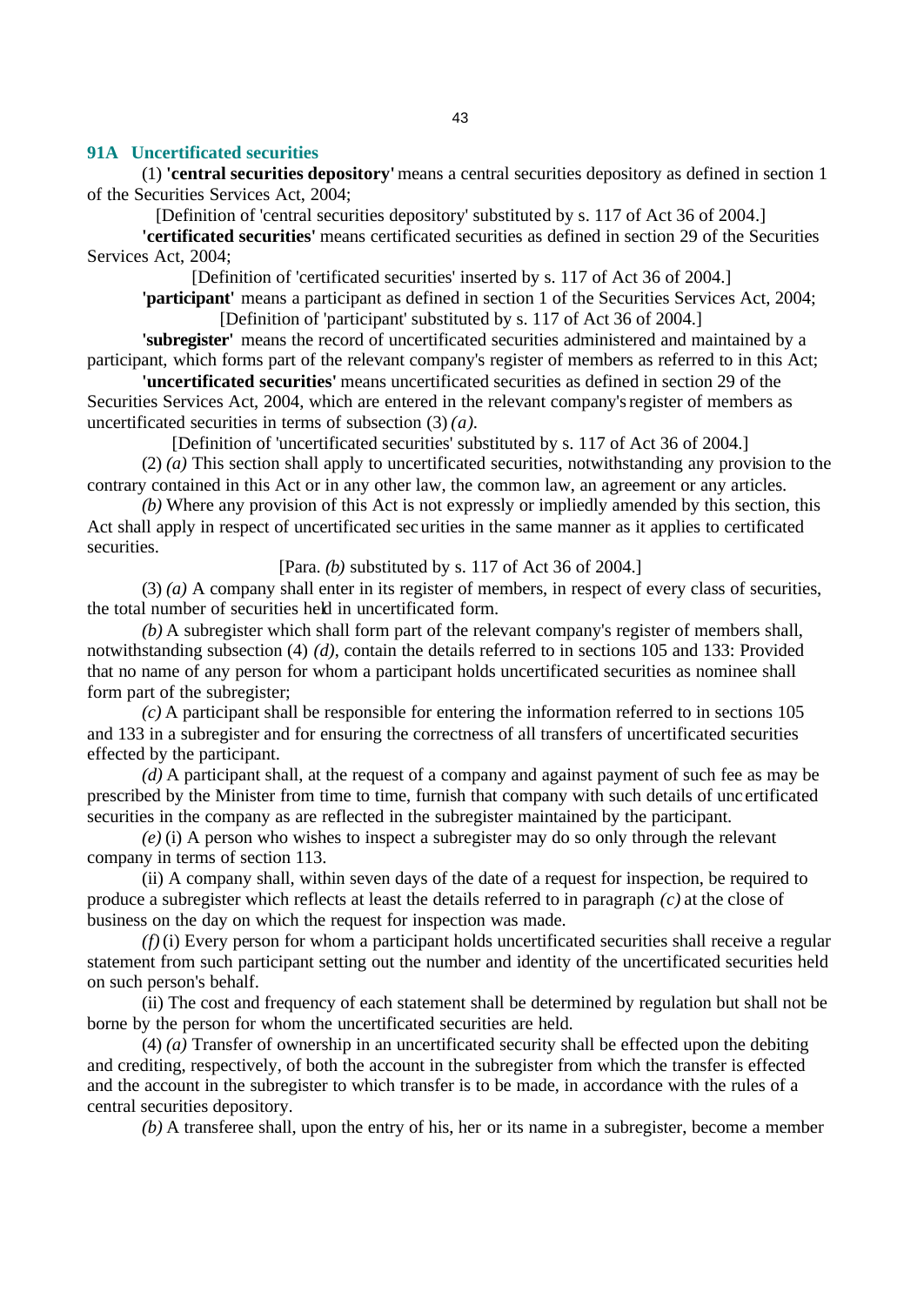### 91A Uncertificated securities

(1) **'central securities depository'** means a central securities depository as defined in section 1 of the Securities Services Act, 2004;

[Definition of 'central securities depository' substituted by s. 117 of Act 36 of 2004.]

**'certificated securities'** means certificated securities as defined in section 29 of the Securities Services Act, 2004;

[Definition of 'certificated securities' inserted by s. 117 of Act 36 of 2004.]

**'participant'** means a participant as defined in section 1 of the Securities Services Act, 2004;

[Definition of 'participant' substituted by s. 117 of Act 36 of 2004.]

**'subregister'** means the record of uncertificated securities administered and maintained by a participant, which forms part of the relevant company's register of members as referred to in this Act;

**'uncertificated securities'** means uncertificated securities as defined in section 29 of the Securities Services Act, 2004, which are entered in the relevant company's register of members as uncertificated securities in terms of subsection (3) *(a)*.

[Definition of 'uncertificated securities' substituted by s. 117 of Act 36 of 2004.]

(2) *(a)* This section shall apply to uncertificated securities, notwithstanding any provision to the contrary contained in this Act or in any other law, the common law, an agreement or any articles.

*(b)* Where any provision of this Act is not expressly or impliedly amended by this section, this Act shall apply in respect of uncertificated securities in the same manner as it applies to certificated securities.

[Para. *(b)* substituted by s. 117 of Act 36 of 2004.]

(3) *(a)* A company shall enter in its register of members, in respect of every class of securities, the total number of securities held in uncertificated form.

*(b)* A subregister which shall form part of the relevant company's register of members shall, notwithstanding subsection (4) *(d)*, contain the details referred to in sections 105 and 133: Provided that no name of any person for whom a participant holds uncertificated securities as nominee shall form part of the subregister;

*(c)* A participant shall be responsible for entering the information referred to in sections 105 and 133 in a subregister and for ensuring the correctness of all transfers of uncertificated securities effected by the participant.

*(d)* A participant shall, at the request of a company and against payment of such fee as may be prescribed by the Minister from time to time, furnish that company with such details of uncertificated securities in the company as are reflected in the subregister maintained by the participant.

*(e)* (i) A person who wishes to inspect a subregister may do so only through the relevant company in terms of section 113.

(ii) A company shall, within seven days of the date of a request for inspection, be required to produce a subregister which reflects at least the details referred to in paragraph *(c)* at the close of business on the day on which the request for inspection was made.

*(f)* (i) Every person for whom a participant holds uncertificated securities shall receive a regular statement from such participant setting out the number and identity of the uncertificated securities held on such person's behalf.

(ii) The cost and frequency of each statement shall be determined by regulation but shall not be borne by the person for whom the uncertificated securities are held.

(4) *(a)* Transfer of ownership in an uncertificated security shall be effected upon the debiting and crediting, respectively, of both the account in the subregister from which the transfer is effected and the account in the subregister to which transfer is to be made, in accordance with the rules of a central securities depository.

*(b)* A transferee shall, upon the entry of his, her or its name in a subregister, become a member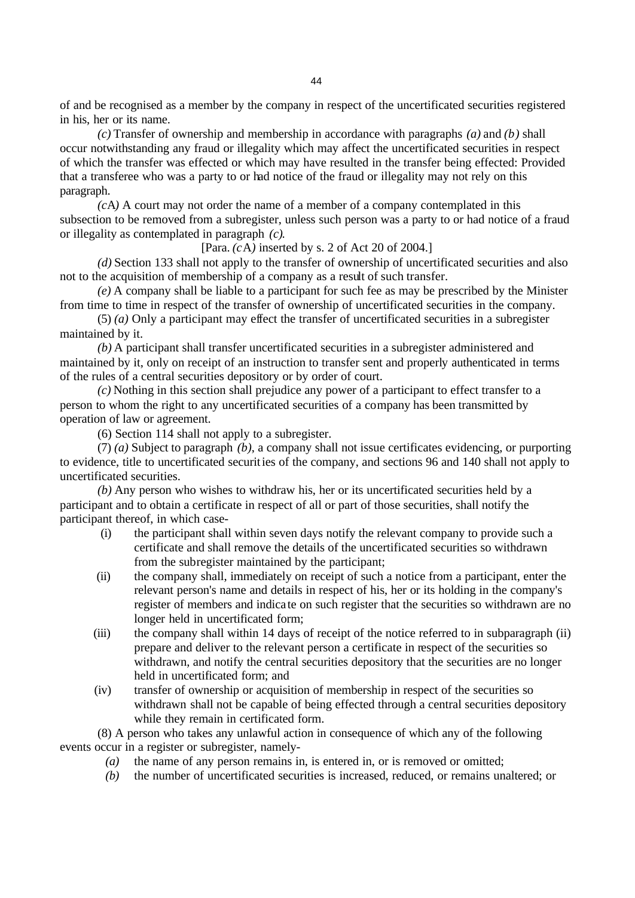of and be recognised as a member by the company in respect of the uncertificated securities registered in his, her or its name.

*(c)* Transfer of ownership and membership in accordance with paragraphs *(a)* and *(b)* shall occur notwithstanding any fraud or illegality which may affect the uncertificated securities in respect of which the transfer was effected or which may have resulted in the transfer being effected: Provided that a transferee who was a party to or had notice of the fraud or illegality may not rely on this paragraph.

*(c*A*)* A court may not order the name of a member of a company contemplated in this subsection to be removed from a subregister, unless such person was a party to or had notice of a fraud or illegality as contemplated in paragraph *(c)*.

[Para. *(c*A*)* inserted by s. 2 of Act 20 of 2004.]

*(d)* Section 133 shall not apply to the transfer of ownership of uncertificated securities and also not to the acquisition of membership of a company as a result of such transfer.

*(e)* A company shall be liable to a participant for such fee as may be prescribed by the Minister from time to time in respect of the transfer of ownership of uncertificated securities in the company.

(5) *(a)* Only a participant may effect the transfer of uncertificated securities in a subregister maintained by it.

*(b)* A participant shall transfer uncertificated securities in a subregister administered and maintained by it, only on receipt of an instruction to transfer sent and properly authenticated in terms of the rules of a central securities depository or by order of court.

*(c)* Nothing in this section shall prejudice any power of a participant to effect transfer to a person to whom the right to any uncertificated securities of a company has been transmitted by operation of law or agreement.

(6) Section 114 shall not apply to a subregister.

(7) *(a)* Subject to paragraph *(b)*, a company shall not issue certificates evidencing, or purporting to evidence, title to uncertificated securities of the company, and sections 96 and 140 shall not apply to uncertificated securities.

*(b)* Any person who wishes to withdraw his, her or its uncertificated securities held by a participant and to obtain a certificate in respect of all or part of those securities, shall notify the participant thereof, in which case-

(i) the participant shall within seven days notify the relevant company to provide such a certificate and shall remove the details of the uncertificated securities so withdrawn from the subregister maintained by the participant;

(ii) the company shall, immediately on receipt of such a notice from a participant, enter the relevant person's name and details in respect of his, her or its holding in the company's register of members and indicate on such register that the securities so withdrawn are no longer held in uncertificated form;

(iii) the company shall within 14 days of receipt of the notice referred to in subparagraph (ii) prepare and deliver to the relevant person a certificate in respect of the securities so withdrawn, and notify the central securities depository that the securities are no longer held in uncertificated form; and

(iv) transfer of ownership or acquisition of membership in respect of the securities so withdrawn shall not be capable of being effected through a central securities depository while they remain in certificated form.

(8) A person who takes any unlawful action in consequence of which any of the following events occur in a register or subregister, namely-

*(a)* the name of any person remains in, is entered in, or is removed or omitted;

*(b)* the number of uncertificated securities is increased, reduced, or remains unaltered; or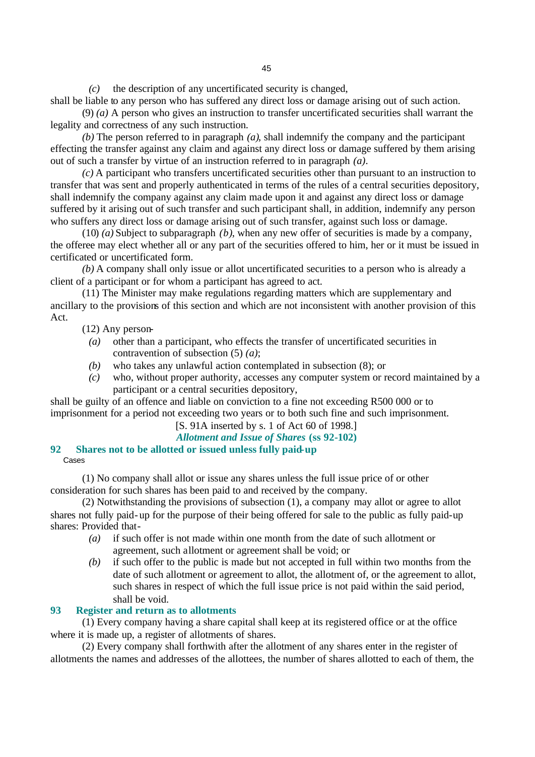*(c)* the description of any uncertificated security is changed,

shall be liable to any person who has suffered any direct loss or damage arising out of such action.

(9) *(a)* A person who gives an instruction to transfer uncertificated securities shall warrant the legality and correctness of any such instruction.

*(b)* The person referred to in paragraph *(a)*, shall indemnify the company and the participant effecting the transfer against any claim and against any direct loss or damage suffered by them arising out of such a transfer by virtue of an instruction referred to in paragraph *(a)*.

*(c)* A participant who transfers uncertificated securities other than pursuant to an instruction to transfer that was sent and properly authenticated in terms of the rules of a central securities depository, shall indemnify the company against any claim made upon it and against any direct loss or damage suffered by it arising out of such transfer and such participant shall, in addition, indemnify any person who suffers any direct loss or damage arising out of such transfer, against such loss or damage.

(10) *(a)* Subject to subparagraph *(b)*, when any new offer of securities is made by a company, the offeree may elect whether all or any part of the securities offered to him, her or it must be issued in certificated or uncertificated form.

*(b)* A company shall only issue or allot uncertificated securities to a person who is already a client of a participant or for whom a participant has agreed to act.

(11) The Minister may make regulations regarding matters which are supplementary and ancillary to the provisions of this section and which are not inconsistent with another provision of this Act.

(12) Any person-

- *(a)* other than a participant, who effects the transfer of uncertificated securities in contravention of subsection (5) *(a)*;
- *(b)* who takes any unlawful action contemplated in subsection (8); or
- *(c)* who, without proper authority, accesses any computer system or record maintained by a participant or a central securities depository,

shall be guilty of an offence and liable on conviction to a fine not exceeding R500 000 or to imprisonment for a period not exceeding two years or to both such fine and such imprisonment.

[S. 91A inserted by s. 1 of Act 60 of 1998.]

***Allotment and Issue of Shares* (ss 92-102)**

## 92 Shares not to be allotted or issued unless fully paid-up

Cases

(1) No company shall allot or issue any shares unless the full issue price of or other consideration for such shares has been paid to and received by the company.

(2) Notwithstanding the provisions of subsection (1), a company may allot or agree to allot shares not fully paid-up for the purpose of their being offered for sale to the public as fully paid-up shares: Provided that-

- *(a)* if such offer is not made within one month from the date of such allotment or agreement, such allotment or agreement shall be void; or
- *(b)* if such offer to the public is made but not accepted in full within two months from the date of such allotment or agreement to allot, the allotment of, or the agreement to allot, such shares in respect of which the full issue price is not paid within the said period, shall be void.

## 93 Register and return as to allotments

(1) Every company having a share capital shall keep at its registered office or at the office where it is made up, a register of allotments of shares.

(2) Every company shall forthwith after the allotment of any shares enter in the register of allotments the names and addresses of the allottees, the number of shares allotted to each of them, the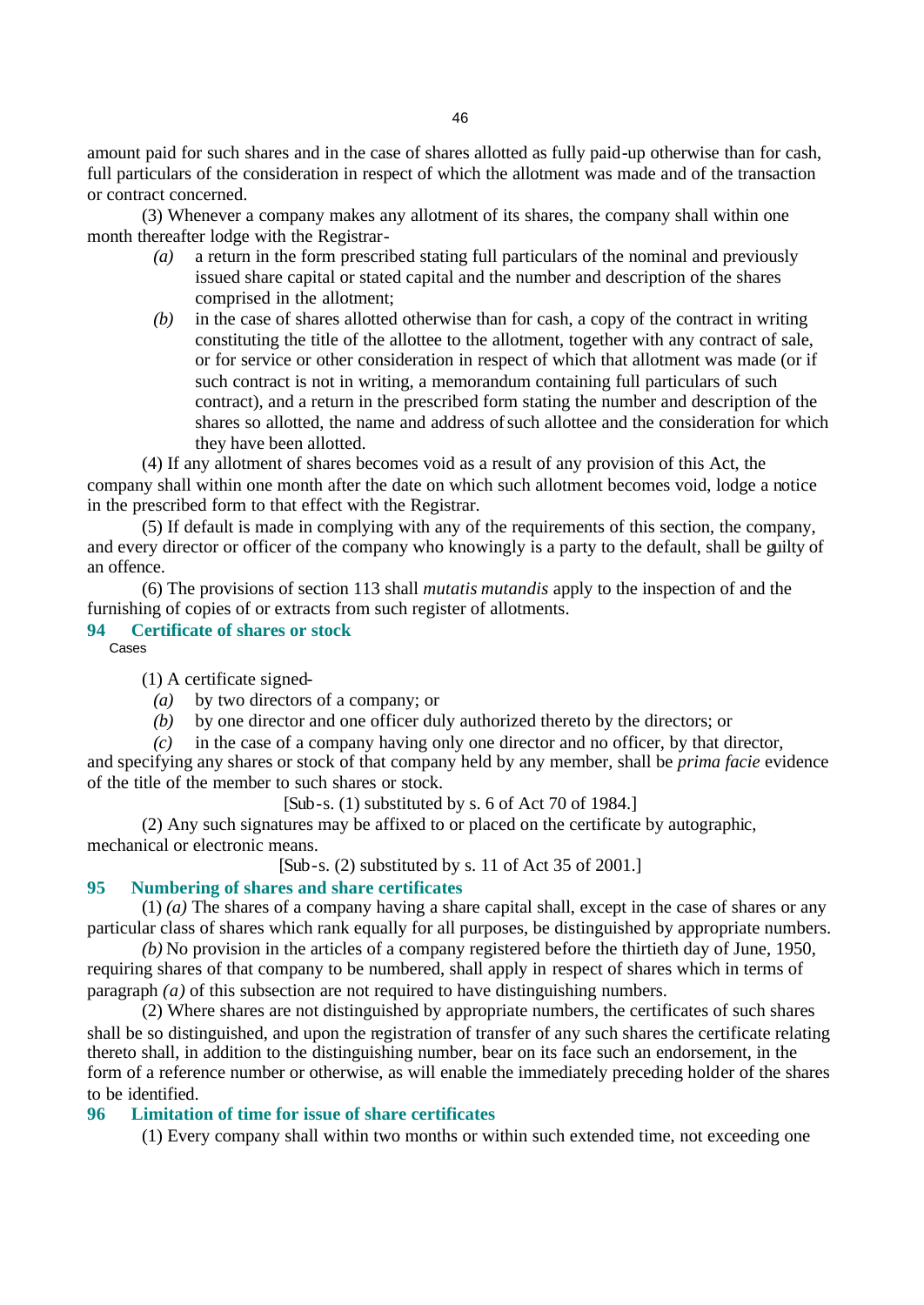amount paid for such shares and in the case of shares allotted as fully paid-up otherwise than for cash, full particulars of the consideration in respect of which the allotment was made and of the transaction or contract concerned.

(3) Whenever a company makes any allotment of its shares, the company shall within one month thereafter lodge with the Registrar-

*(a)* a return in the form prescribed stating full particulars of the nominal and previously issued share capital or stated capital and the number and description of the shares comprised in the allotment;

*(b)* in the case of shares allotted otherwise than for cash, a copy of the contract in writing constituting the title of the allottee to the allotment, together with any contract of sale, or for service or other consideration in respect of which that allotment was made (or if such contract is not in writing, a memorandum containing full particulars of such contract), and a return in the prescribed form stating the number and description of the shares so allotted, the name and address of such allottee and the consideration for which they have been allotted.

(4) If any allotment of shares becomes void as a result of any provision of this Act, the company shall within one month after the date on which such allotment becomes void, lodge a notice in the prescribed form to that effect with the Registrar.

(5) If default is made in complying with any of the requirements of this section, the company, and every director or officer of the company who knowingly is a party to the default, shall be guilty of an offence.

(6) The provisions of section 113 shall *mutatis mutandis* apply to the inspection of and the furnishing of copies of or extracts from such register of allotments.

### 94 Certificate of shares or stock

Cases

(1) A certificate signed-

*(a)* by two directors of a company; or

*(b)* by one director and one officer duly authorized thereto by the directors; or

*(c)* in the case of a company having only one director and no officer, by that director,

and specifying any shares or stock of that company held by any member, shall be *prima facie* evidence of the title of the member to such shares or stock.

[Sub-s. (1) substituted by s. 6 of Act 70 of 1984.]

(2) Any such signatures may be affixed to or placed on the certificate by autographic, mechanical or electronic means.

[Sub-s. (2) substituted by s. 11 of Act 35 of 2001.]

### 95 Numbering of shares and share certificates

(1) *(a)* The shares of a company having a share capital shall, except in the case of shares or any particular class of shares which rank equally for all purposes, be distinguished by appropriate numbers.

*(b)* No provision in the articles of a company registered before the thirtieth day of June, 1950, requiring shares of that company to be numbered, shall apply in respect of shares which in terms of paragraph *(a)* of this subsection are not required to have distinguishing numbers.

(2) Where shares are not distinguished by appropriate numbers, the certificates of such shares shall be so distinguished, and upon the registration of transfer of any such shares the certificate relating thereto shall, in addition to the distinguishing number, bear on its face such an endorsement, in the form of a reference number or otherwise, as will enable the immediately preceding holder of the shares to be identified.

### 96 Limitation of time for issue of share certificates

(1) Every company shall within two months or within such extended time, not exceeding one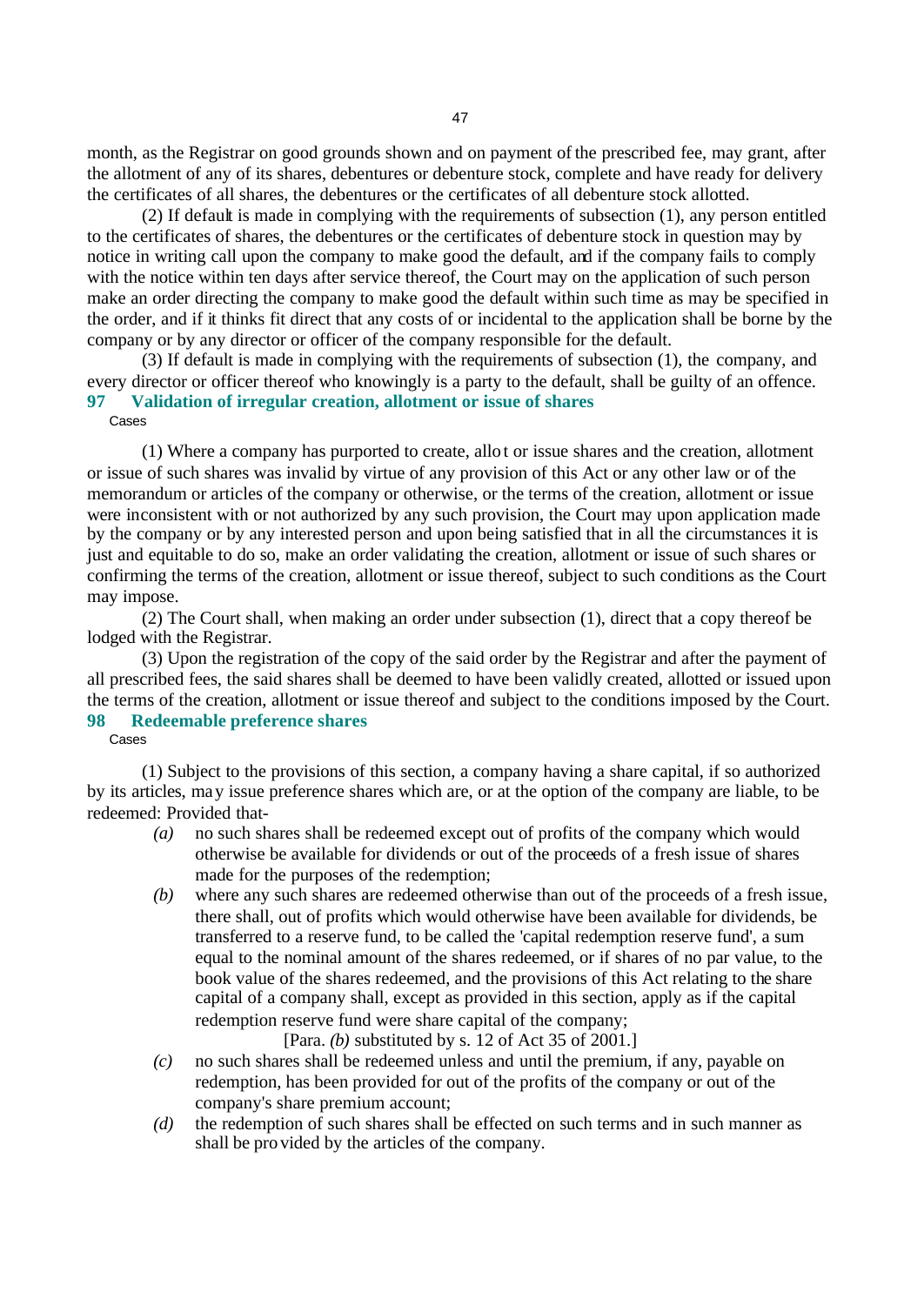month, as the Registrar on good grounds shown and on payment of the prescribed fee, may grant, after the allotment of any of its shares, debentures or debenture stock, complete and have ready for delivery the certificates of all shares, the debentures or the certificates of all debenture stock allotted.

(2) If default is made in complying with the requirements of subsection (1), any person entitled to the certificates of shares, the debentures or the certificates of debenture stock in question may by notice in writing call upon the company to make good the default, and if the company fails to comply with the notice within ten days after service thereof, the Court may on the application of such person make an order directing the company to make good the default within such time as may be specified in the order, and if it thinks fit direct that any costs of or incidental to the application shall be borne by the company or by any director or officer of the company responsible for the default.

(3) If default is made in complying with the requirements of subsection (1), the company, and every director or officer thereof who knowingly is a party to the default, shall be guilty of an offence.

### 97 Validation of irregular creation, allotment or issue of shares

Cases

(1) Where a company has purported to create, allot or issue shares and the creation, allotment or issue of such shares was invalid by virtue of any provision of this Act or any other law or of the memorandum or articles of the company or otherwise, or the terms of the creation, allotment or issue were inconsistent with or not authorized by any such provision, the Court may upon application made by the company or by any interested person and upon being satisfied that in all the circumstances it is just and equitable to do so, make an order validating the creation, allotment or issue of such shares or confirming the terms of the creation, allotment or issue thereof, subject to such conditions as the Court may impose.

(2) The Court shall, when making an order under subsection (1), direct that a copy thereof be lodged with the Registrar.

(3) Upon the registration of the copy of the said order by the Registrar and after the payment of all prescribed fees, the said shares shall be deemed to have been validly created, allotted or issued upon the terms of the creation, allotment or issue thereof and subject to the conditions imposed by the Court.

### 98 Redeemable preference shares

Cases

(1) Subject to the provisions of this section, a company having a share capital, if so authorized by its articles, may issue preference shares which are, or at the option of the company are liable, to be redeemed: Provided that-

*(a)* no such shares shall be redeemed except out of profits of the company which would otherwise be available for dividends or out of the proceeds of a fresh issue of shares made for the purposes of the redemption;

*(b)* where any such shares are redeemed otherwise than out of the proceeds of a fresh issue, there shall, out of profits which would otherwise have been available for dividends, be transferred to a reserve fund, to be called the 'capital redemption reserve fund', a sum equal to the nominal amount of the shares redeemed, or if shares of no par value, to the book value of the shares redeemed, and the provisions of this Act relating to the share capital of a company shall, except as provided in this section, apply as if the capital redemption reserve fund were share capital of the company;

[Para. *(b)* substituted by s. 12 of Act 35 of 2001.]

*(c)* no such shares shall be redeemed unless and until the premium, if any, payable on redemption, has been provided for out of the profits of the company or out of the company's share premium account;

*(d)* the redemption of such shares shall be effected on such terms and in such manner as shall be provided by the articles of the company.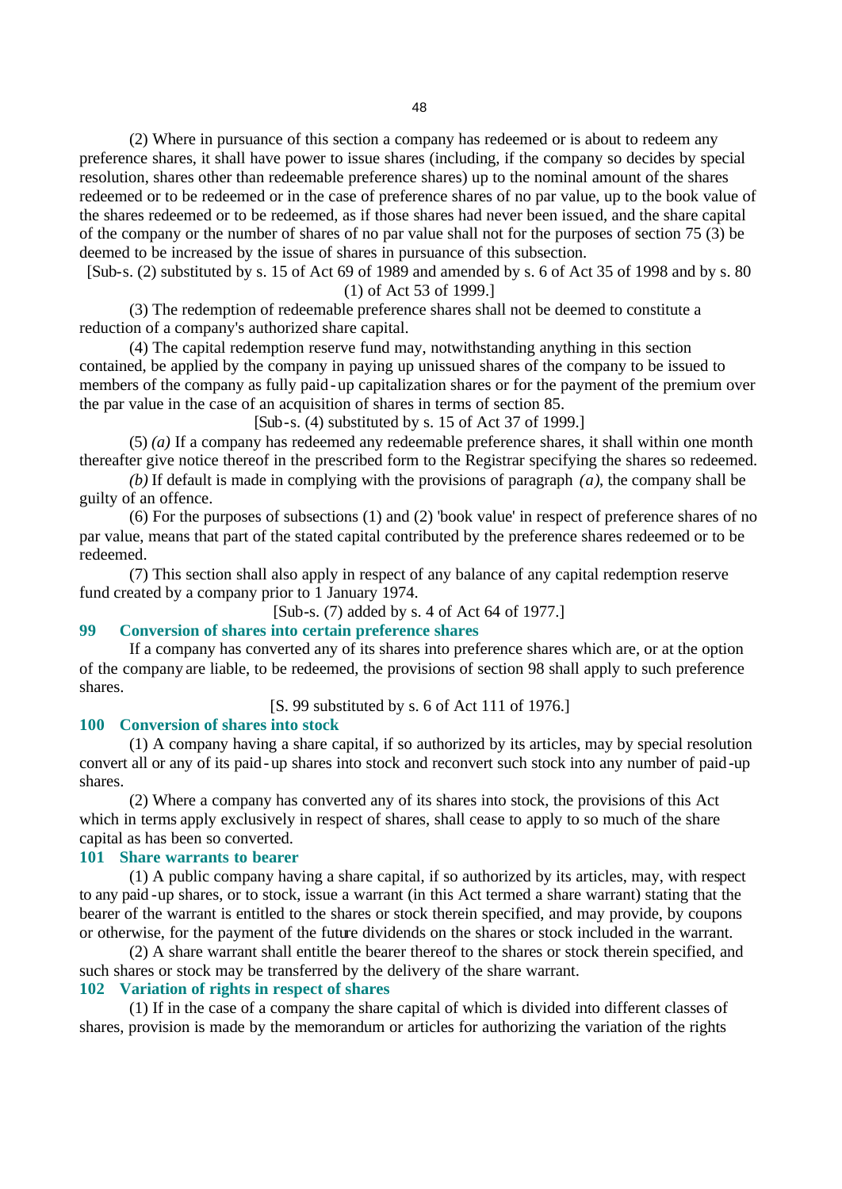(2) Where in pursuance of this section a company has redeemed or is about to redeem any preference shares, it shall have power to issue shares (including, if the company so decides by special resolution, shares other than redeemable preference shares) up to the nominal amount of the shares redeemed or to be redeemed or in the case of preference shares of no par value, up to the book value of the shares redeemed or to be redeemed, as if those shares had never been issued, and the share capital of the company or the number of shares of no par value shall not for the purposes of section 75 (3) be deemed to be increased by the issue of shares in pursuance of this subsection.

[Sub-s. (2) substituted by s. 15 of Act 69 of 1989 and amended by s. 6 of Act 35 of 1998 and by s. 80 (1) of Act 53 of 1999.]

(3) The redemption of redeemable preference shares shall not be deemed to constitute a reduction of a company's authorized share capital.

(4) The capital redemption reserve fund may, notwithstanding anything in this section contained, be applied by the company in paying up unissued shares of the company to be issued to members of the company as fully paid-up capitalization shares or for the payment of the premium over the par value in the case of an acquisition of shares in terms of section 85.

[Sub-s. (4) substituted by s. 15 of Act 37 of 1999.]

(5) *(a)* If a company has redeemed any redeemable preference shares, it shall within one month thereafter give notice thereof in the prescribed form to the Registrar specifying the shares so redeemed.

*(b)* If default is made in complying with the provisions of paragraph *(a)*, the company shall be guilty of an offence.

(6) For the purposes of subsections (1) and (2) 'book value' in respect of preference shares of no par value, means that part of the stated capital contributed by the preference shares redeemed or to be redeemed.

(7) This section shall also apply in respect of any balance of any capital redemption reserve fund created by a company prior to 1 January 1974.

[Sub-s. (7) added by s. 4 of Act 64 of 1977.]

### 99 Conversion of shares into certain preference shares

If a company has converted any of its shares into preference shares which are, or at the option of the company are liable, to be redeemed, the provisions of section 98 shall apply to such preference shares.

[S. 99 substituted by s. 6 of Act 111 of 1976.]

### 100 Conversion of shares into stock

(1) A company having a share capital, if so authorized by its articles, may by special resolution convert all or any of its paid-up shares into stock and reconvert such stock into any number of paid-up shares.

(2) Where a company has converted any of its shares into stock, the provisions of this Act which in terms apply exclusively in respect of shares, shall cease to apply to so much of the share capital as has been so converted.

### 101 Share warrants to bearer

(1) A public company having a share capital, if so authorized by its articles, may, with respect to any paid-up shares, or to stock, issue a warrant (in this Act termed a share warrant) stating that the bearer of the warrant is entitled to the shares or stock therein specified, and may provide, by coupons or otherwise, for the payment of the future dividends on the shares or stock included in the warrant.

(2) A share warrant shall entitle the bearer thereof to the shares or stock therein specified, and such shares or stock may be transferred by the delivery of the share warrant.

### 102 Variation of rights in respect of shares

(1) If in the case of a company the share capital of which is divided into different classes of shares, provision is made by the memorandum or articles for authorizing the variation of the rights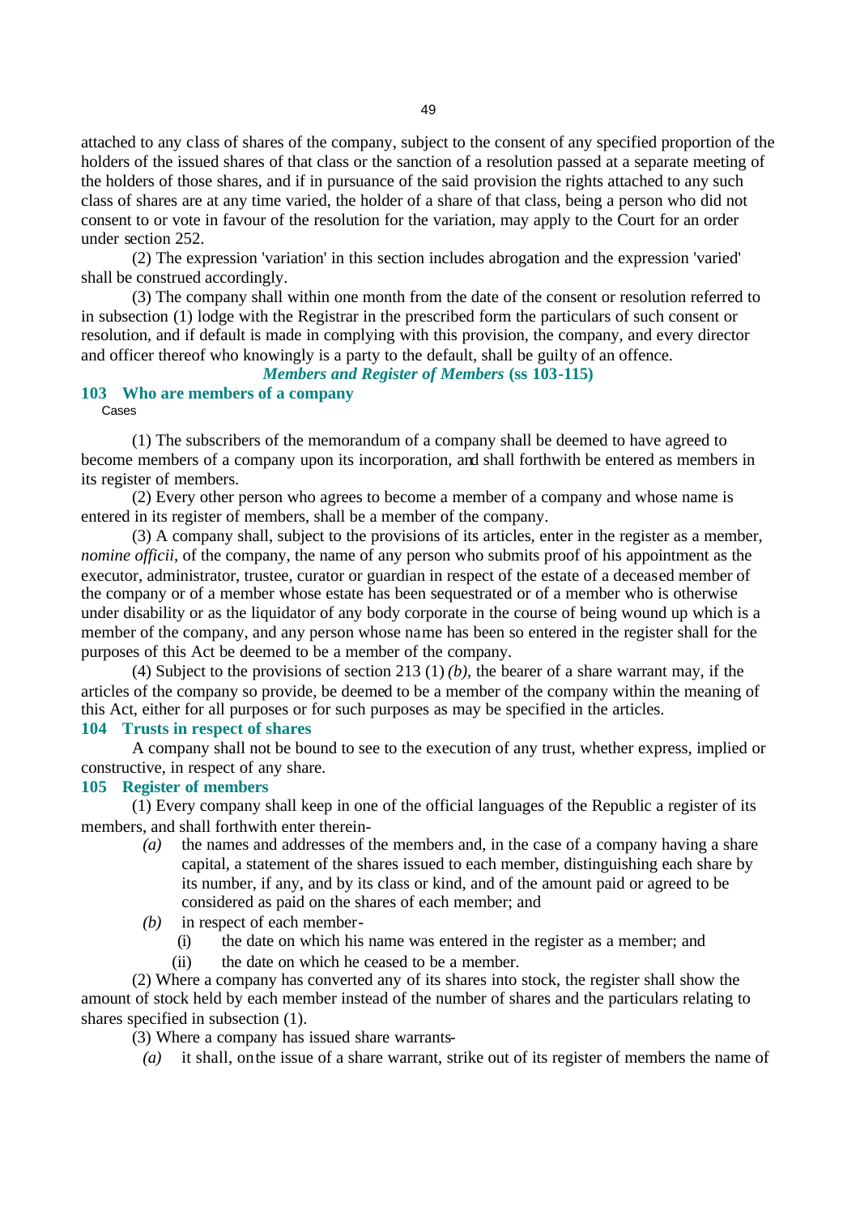attached to any class of shares of the company, subject to the consent of any specified proportion of the holders of the issued shares of that class or the sanction of a resolution passed at a separate meeting of the holders of those shares, and if in pursuance of the said provision the rights attached to any such class of shares are at any time varied, the holder of a share of that class, being a person who did not consent to or vote in favour of the resolution for the variation, may apply to the Court for an order under section 252.

(2) The expression 'variation' in this section includes abrogation and the expression 'varied' shall be construed accordingly.

(3) The company shall within one month from the date of the consent or resolution referred to in subsection (1) lodge with the Registrar in the prescribed form the particulars of such consent or resolution, and if default is made in complying with this provision, the company, and every director and officer thereof who knowingly is a party to the default, shall be guilty of an offence.

***Members and Register of Members* (ss 103-115)**

### 103 Who are members of a company

Cases

(1) The subscribers of the memorandum of a company shall be deemed to have agreed to become members of a company upon its incorporation, and shall forthwith be entered as members in its register of members.

(2) Every other person who agrees to become a member of a company and whose name is entered in its register of members, shall be a member of the company.

(3) A company shall, subject to the provisions of its articles, enter in the register as a member, *nomine officii*, of the company, the name of any person who submits proof of his appointment as the executor, administrator, trustee, curator or guardian in respect of the estate of a deceased member of the company or of a member whose estate has been sequestrated or of a member who is otherwise under disability or as the liquidator of any body corporate in the course of being wound up which is a member of the company, and any person whose name has been so entered in the register shall for the purposes of this Act be deemed to be a member of the company.

(4) Subject to the provisions of section 213 (1) *(b)*, the bearer of a share warrant may, if the articles of the company so provide, be deemed to be a member of the company within the meaning of this Act, either for all purposes or for such purposes as may be specified in the articles.

### 104 Trusts in respect of shares

A company shall not be bound to see to the execution of any trust, whether express, implied or constructive, in respect of any share.

### 105 Register of members

(1) Every company shall keep in one of the official languages of the Republic a register of its members, and shall forthwith enter therein-

*(a)* the names and addresses of the members and, in the case of a company having a share capital, a statement of the shares issued to each member, distinguishing each share by its number, if any, and by its class or kind, and of the amount paid or agreed to be considered as paid on the shares of each member; and

*(b)* in respect of each member-

(i) the date on which his name was entered in the register as a member; and

(ii) the date on which he ceased to be a member.

(2) Where a company has converted any of its shares into stock, the register shall show the amount of stock held by each member instead of the number of shares and the particulars relating to shares specified in subsection (1).

(3) Where a company has issued share warrants-

*(a)* it shall, on the issue of a share warrant, strike out of its register of members the name of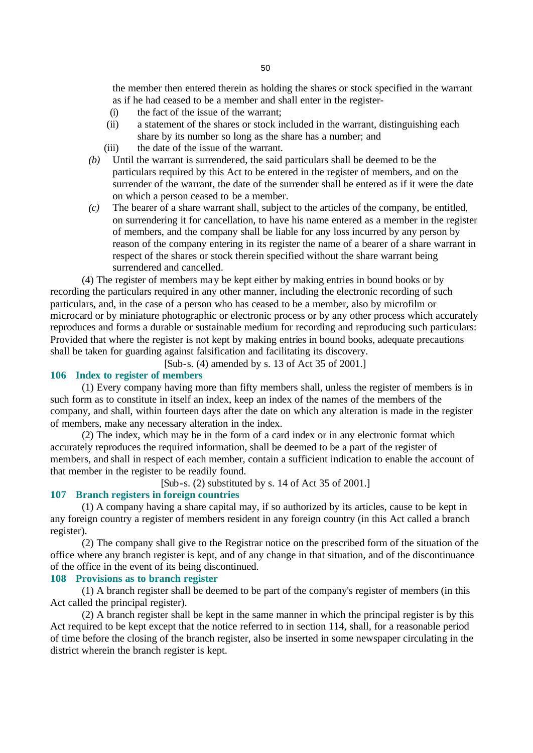the member then entered therein as holding the shares or stock specified in the warrant as if he had ceased to be a member and shall enter in the register-

(i) the fact of the issue of the warrant;

(ii) a statement of the shares or stock included in the warrant, distinguishing each share by its number so long as the share has a number; and

(iii) the date of the issue of the warrant.

*(b)* Until the warrant is surrendered, the said particulars shall be deemed to be the particulars required by this Act to be entered in the register of members, and on the surrender of the warrant, the date of the surrender shall be entered as if it were the date on which a person ceased to be a member.

*(c)* The bearer of a share warrant shall, subject to the articles of the company, be entitled, on surrendering it for cancellation, to have his name entered as a member in the register of members, and the company shall be liable for any loss incurred by any person by reason of the company entering in its register the name of a bearer of a share warrant in respect of the shares or stock therein specified without the share warrant being surrendered and cancelled.

(4) The register of members may be kept either by making entries in bound books or by recording the particulars required in any other manner, including the electronic recording of such particulars, and, in the case of a person who has ceased to be a member, also by microfilm or microcard or by miniature photographic or electronic process or by any other process which accurately reproduces and forms a durable or sustainable medium for recording and reproducing such particulars: Provided that where the register is not kept by making entries in bound books, adequate precautions shall be taken for guarding against falsification and facilitating its discovery.

[Sub-s. (4) amended by s. 13 of Act 35 of 2001.]

### 106 Index to register of members

(1) Every company having more than fifty members shall, unless the register of members is in such form as to constitute in itself an index, keep an index of the names of the members of the company, and shall, within fourteen days after the date on which any alteration is made in the register of members, make any necessary alteration in the index.

(2) The index, which may be in the form of a card index or in any electronic format which accurately reproduces the required information, shall be deemed to be a part of the register of members, and shall in respect of each member, contain a sufficient indication to enable the account of that member in the register to be readily found.

[Sub-s. (2) substituted by s. 14 of Act 35 of 2001.]

### 107 Branch registers in foreign countries

(1) A company having a share capital may, if so authorized by its articles, cause to be kept in any foreign country a register of members resident in any foreign country (in this Act called a branch register).

(2) The company shall give to the Registrar notice on the prescribed form of the situation of the office where any branch register is kept, and of any change in that situation, and of the discontinuance of the office in the event of its being discontinued.

### 108 Provisions as to branch register

(1) A branch register shall be deemed to be part of the company's register of members (in this Act called the principal register).

(2) A branch register shall be kept in the same manner in which the principal register is by this Act required to be kept except that the notice referred to in section 114, shall, for a reasonable period of time before the closing of the branch register, also be inserted in some newspaper circulating in the district wherein the branch register is kept.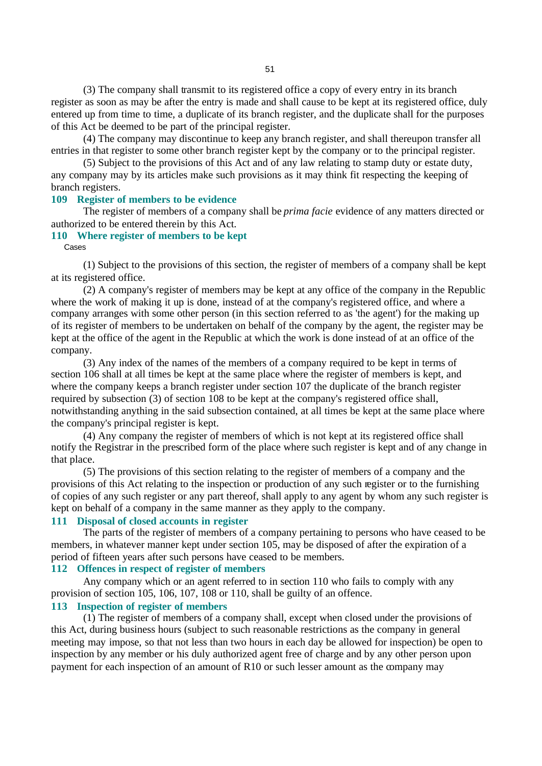(3) The company shall transmit to its registered office a copy of every entry in its branch register as soon as may be after the entry is made and shall cause to be kept at its registered office, duly entered up from time to time, a duplicate of its branch register, and the duplicate shall for the purposes of this Act be deemed to be part of the principal register.

(4) The company may discontinue to keep any branch register, and shall thereupon transfer all entries in that register to some other branch register kept by the company or to the principal register.

(5) Subject to the provisions of this Act and of any law relating to stamp duty or estate duty, any company may by its articles make such provisions as it may think fit respecting the keeping of branch registers.

### 109 Register of members to be evidence

The register of members of a company shall be *prima facie* evidence of any matters directed or authorized to be entered therein by this Act.

### 110 Where register of members to be kept

Cases

(1) Subject to the provisions of this section, the register of members of a company shall be kept at its registered office.

(2) A company's register of members may be kept at any office of the company in the Republic where the work of making it up is done, instead of at the company's registered office, and where a company arranges with some other person (in this section referred to as 'the agent') for the making up of its register of members to be undertaken on behalf of the company by the agent, the register may be kept at the office of the agent in the Republic at which the work is done instead of at an office of the company.

(3) Any index of the names of the members of a company required to be kept in terms of section 106 shall at all times be kept at the same place where the register of members is kept, and where the company keeps a branch register under section 107 the duplicate of the branch register required by subsection (3) of section 108 to be kept at the company's registered office shall, notwithstanding anything in the said subsection contained, at all times be kept at the same place where the company's principal register is kept.

(4) Any company the register of members of which is not kept at its registered office shall notify the Registrar in the prescribed form of the place where such register is kept and of any change in that place.

(5) The provisions of this section relating to the register of members of a company and the provisions of this Act relating to the inspection or production of any such register or to the furnishing of copies of any such register or any part thereof, shall apply to any agent by whom any such register is kept on behalf of a company in the same manner as they apply to the company.

### 111 Disposal of closed accounts in register

The parts of the register of members of a company pertaining to persons who have ceased to be members, in whatever manner kept under section 105, may be disposed of after the expiration of a period of fifteen years after such persons have ceased to be members.

### 112 Offences in respect of register of members

Any company which or an agent referred to in section 110 who fails to comply with any provision of section 105, 106, 107, 108 or 110, shall be guilty of an offence.

### 113 Inspection of register of members

(1) The register of members of a company shall, except when closed under the provisions of this Act, during business hours (subject to such reasonable restrictions as the company in general meeting may impose, so that not less than two hours in each day be allowed for inspection) be open to inspection by any member or his duly authorized agent free of charge and by any other person upon payment for each inspection of an amount of R10 or such lesser amount as the company may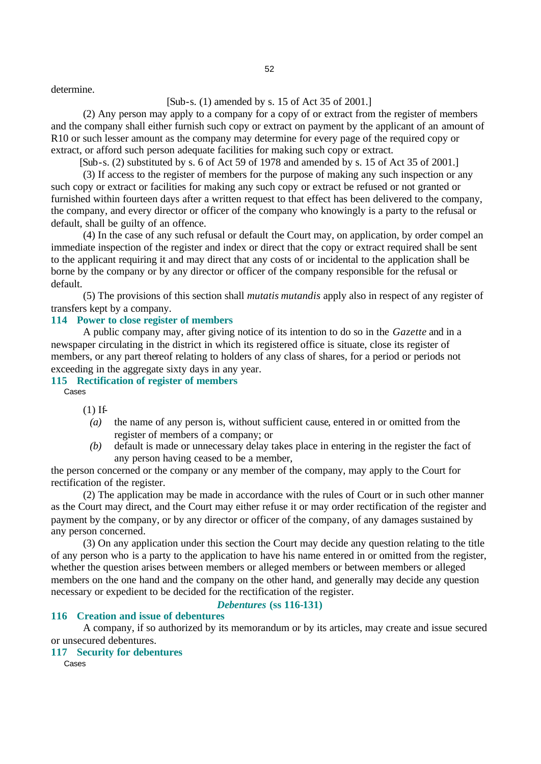determine.

[Sub-s. (1) amended by s. 15 of Act 35 of 2001.]

(2) Any person may apply to a company for a copy of or extract from the register of members and the company shall either furnish such copy or extract on payment by the applicant of an amount of R10 or such lesser amount as the company may determine for every page of the required copy or extract, or afford such person adequate facilities for making such copy or extract.

[Sub-s. (2) substituted by s. 6 of Act 59 of 1978 and amended by s. 15 of Act 35 of 2001.]

(3) If access to the register of members for the purpose of making any such inspection or any such copy or extract or facilities for making any such copy or extract be refused or not granted or furnished within fourteen days after a written request to that effect has been delivered to the company, the company, and every director or officer of the company who knowingly is a party to the refusal or default, shall be guilty of an offence.

(4) In the case of any such refusal or default the Court may, on application, by order compel an immediate inspection of the register and index or direct that the copy or extract required shall be sent to the applicant requiring it and may direct that any costs of or incidental to the application shall be borne by the company or by any director or officer of the company responsible for the refusal or default.

(5) The provisions of this section shall *mutatis mutandis* apply also in respect of any register of transfers kept by a company.

### 114 Power to close register of members

A public company may, after giving notice of its intention to do so in the *Gazette* and in a newspaper circulating in the district in which its registered office is situate, close its register of members, or any part thereof relating to holders of any class of shares, for a period or periods not exceeding in the aggregate sixty days in any year.

### 115 Rectification of register of members

Cases

(1) If-

*(a)* the name of any person is, without sufficient cause, entered in or omitted from the register of members of a company; or

*(b)* default is made or unnecessary delay takes place in entering in the register the fact of any person having ceased to be a member,

the person concerned or the company or any member of the company, may apply to the Court for rectification of the register.

(2) The application may be made in accordance with the rules of Court or in such other manner as the Court may direct, and the Court may either refuse it or may order rectification of the register and payment by the company, or by any director or officer of the company, of any damages sustained by any person concerned.

(3) On any application under this section the Court may decide any question relating to the title of any person who is a party to the application to have his name entered in or omitted from the register, whether the question arises between members or alleged members or between members or alleged members on the one hand and the company on the other hand, and generally may decide any question necessary or expedient to be decided for the rectification of the register.

## *Debentures* (ss 116-131)

### 116 Creation and issue of debentures

A company, if so authorized by its memorandum or by its articles, may create and issue secured or unsecured debentures.

### 117 Security for debentures

Cases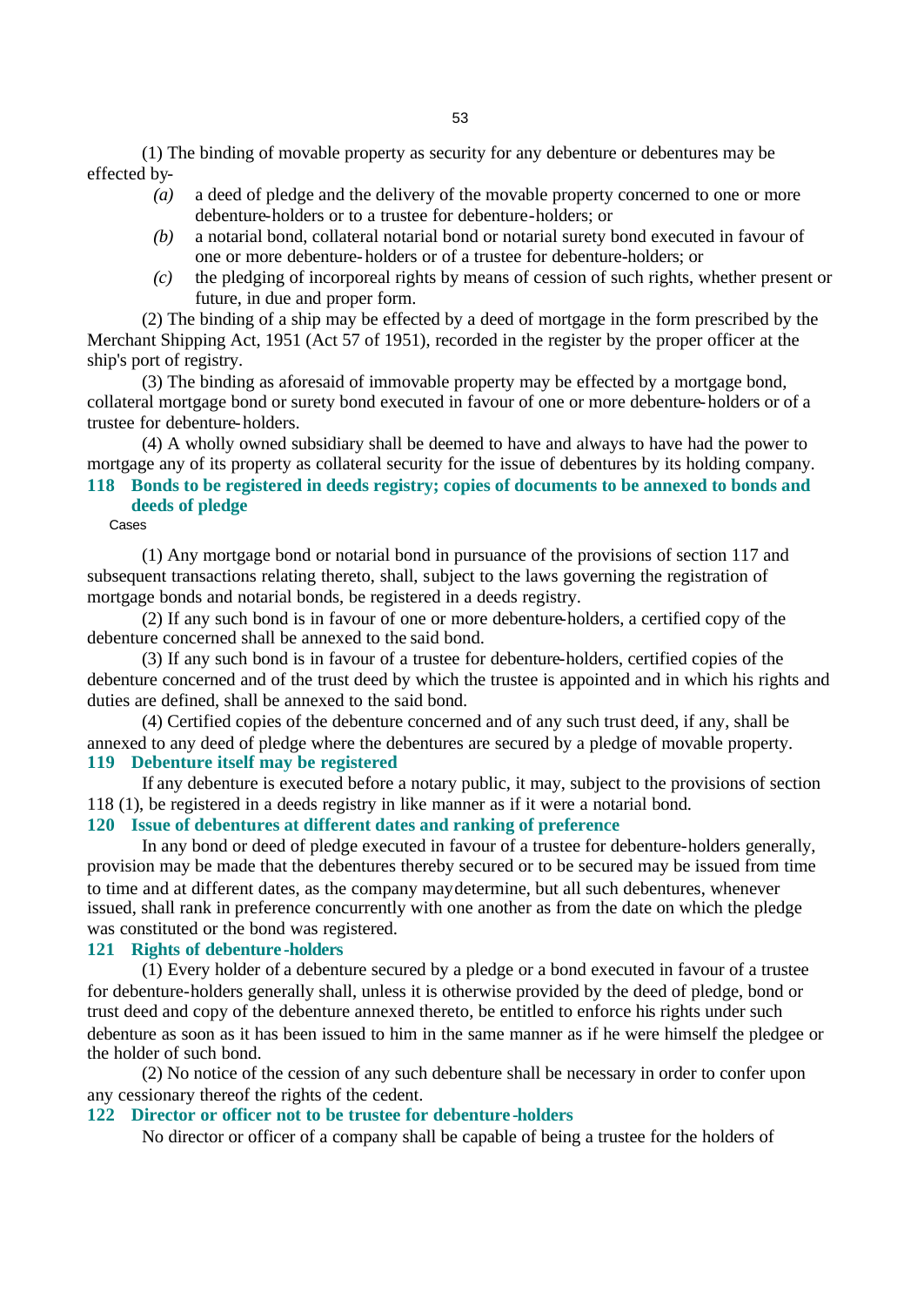(1) The binding of movable property as security for any debenture or debentures may be effected by-

*(a)* a deed of pledge and the delivery of the movable property concerned to one or more debenture-holders or to a trustee for debenture-holders; or

*(b)* a notarial bond, collateral notarial bond or notarial surety bond executed in favour of one or more debenture-holders or of a trustee for debenture-holders; or

*(c)* the pledging of incorporeal rights by means of cession of such rights, whether present or future, in due and proper form.

(2) The binding of a ship may be effected by a deed of mortgage in the form prescribed by the Merchant Shipping Act, 1951 (Act 57 of 1951), recorded in the register by the proper officer at the ship's port of registry.

(3) The binding as aforesaid of immovable property may be effected by a mortgage bond, collateral mortgage bond or surety bond executed in favour of one or more debenture-holders or of a trustee for debenture-holders.

(4) A wholly owned subsidiary shall be deemed to have and always to have had the power to mortgage any of its property as collateral security for the issue of debentures by its holding company.

### 118 Bonds to be registered in deeds registry; copies of documents to be annexed to bonds and deeds of pledge

Cases

(1) Any mortgage bond or notarial bond in pursuance of the provisions of section 117 and subsequent transactions relating thereto, shall, subject to the laws governing the registration of mortgage bonds and notarial bonds, be registered in a deeds registry.

(2) If any such bond is in favour of one or more debenture-holders, a certified copy of the debenture concerned shall be annexed to the said bond.

(3) If any such bond is in favour of a trustee for debenture-holders, certified copies of the debenture concerned and of the trust deed by which the trustee is appointed and in which his rights and duties are defined, shall be annexed to the said bond.

(4) Certified copies of the debenture concerned and of any such trust deed, if any, shall be annexed to any deed of pledge where the debentures are secured by a pledge of movable property.

### 119 Debenture itself may be registered

If any debenture is executed before a notary public, it may, subject to the provisions of section 118 (1), be registered in a deeds registry in like manner as if it were a notarial bond.

### 120 Issue of debentures at different dates and ranking of preference

In any bond or deed of pledge executed in favour of a trustee for debenture-holders generally, provision may be made that the debentures thereby secured or to be secured may be issued from time to time and at different dates, as the company may determine, but all such debentures, whenever issued, shall rank in preference concurrently with one another as from the date on which the pledge was constituted or the bond was registered.

### 121 Rights of debenture-holders

(1) Every holder of a debenture secured by a pledge or a bond executed in favour of a trustee for debenture-holders generally shall, unless it is otherwise provided by the deed of pledge, bond or trust deed and copy of the debenture annexed thereto, be entitled to enforce his rights under such debenture as soon as it has been issued to him in the same manner as if he were himself the pledgee or the holder of such bond.

(2) No notice of the cession of any such debenture shall be necessary in order to confer upon any cessionary thereof the rights of the cedent.

### 122 Director or officer not to be trustee for debenture-holders

No director or officer of a company shall be capable of being a trustee for the holders of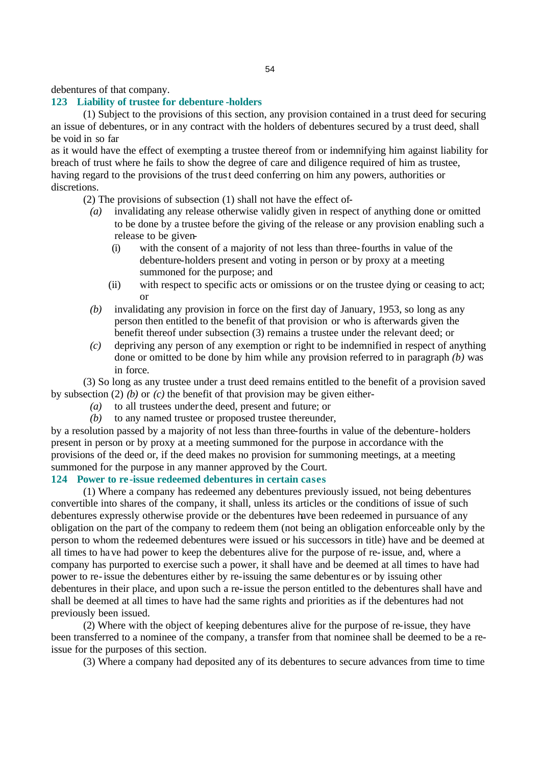debentures of that company.

### 123 Liability of trustee for debenture-holders

(1) Subject to the provisions of this section, any provision contained in a trust deed for securing an issue of debentures, or in any contract with the holders of debentures secured by a trust deed, shall be void in so far as it would have the effect of exempting a trustee thereof from or indemnifying him against liability for breach of trust where he fails to show the degree of care and diligence required of him as trustee, having regard to the provisions of the trust deed conferring on him any powers, authorities or discretions.

(2) The provisions of subsection (1) shall not have the effect of-

*(a)* invalidating any release otherwise validly given in respect of anything done or omitted to be done by a trustee before the giving of the release or any provision enabling such a release to be given-

(i) with the consent of a majority of not less than three-fourths in value of the debenture-holders present and voting in person or by proxy at a meeting summoned for the purpose; and

(ii) with respect to specific acts or omissions or on the trustee dying or ceasing to act; or

*(b)* invalidating any provision in force on the first day of January, 1953, so long as any person then entitled to the benefit of that provision or who is afterwards given the benefit thereof under subsection (3) remains a trustee under the relevant deed; or

*(c)* depriving any person of any exemption or right to be indemnified in respect of anything done or omitted to be done by him while any provision referred to in paragraph *(b)* was in force.

(3) So long as any trustee under a trust deed remains entitled to the benefit of a provision saved by subsection (2) *(b)* or *(c)* the benefit of that provision may be given either-

*(a)* to all trustees under the deed, present and future; or

*(b)* to any named trustee or proposed trustee thereunder,

by a resolution passed by a majority of not less than three-fourths in value of the debenture-holders present in person or by proxy at a meeting summoned for the purpose in accordance with the provisions of the deed or, if the deed makes no provision for summoning meetings, at a meeting summoned for the purpose in any manner approved by the Court.

### 124 Power to re-issue redeemed debentures in certain cases

(1) Where a company has redeemed any debentures previously issued, not being debentures convertible into shares of the company, it shall, unless its articles or the conditions of issue of such debentures expressly otherwise provide or the debentures have been redeemed in pursuance of any obligation on the part of the company to redeem them (not being an obligation enforceable only by the person to whom the redeemed debentures were issued or his successors in title) have and be deemed at all times to have had power to keep the debentures alive for the purpose of re-issue, and, where a company has purported to exercise such a power, it shall have and be deemed at all times to have had power to re-issue the debentures either by re-issuing the same debentures or by issuing other debentures in their place, and upon such a re-issue the person entitled to the debentures shall have and shall be deemed at all times to have had the same rights and priorities as if the debentures had not previously been issued.

(2) Where with the object of keeping debentures alive for the purpose of re-issue, they have been transferred to a nominee of the company, a transfer from that nominee shall be deemed to be a re-issue for the purposes of this section.

(3) Where a company had deposited any of its debentures to secure advances from time to time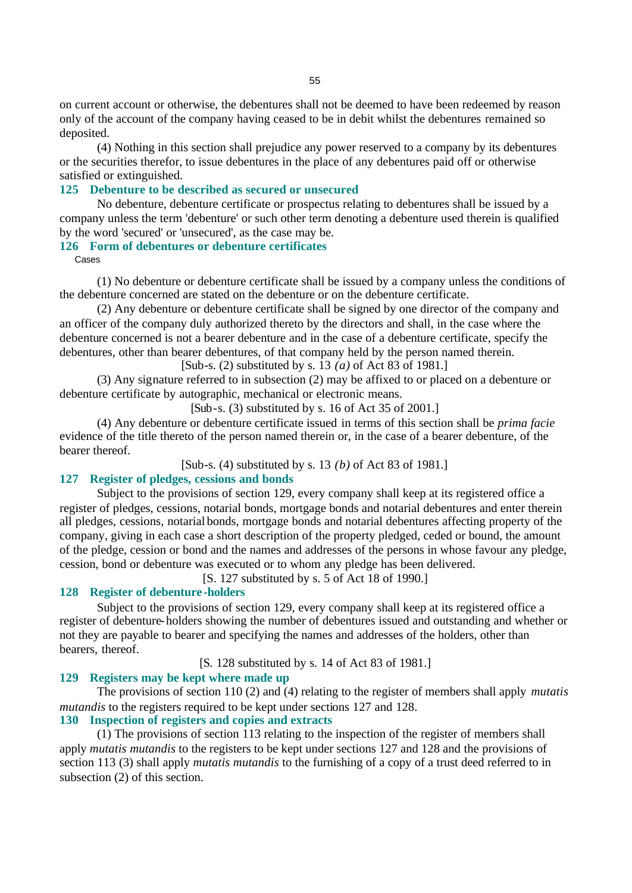on current account or otherwise, the debentures shall not be deemed to have been redeemed by reason only of the account of the company having ceased to be in debit whilst the debentures remained so deposited.

(4) Nothing in this section shall prejudice any power reserved to a company by its debentures or the securities therefor, to issue debentures in the place of any debentures paid off or otherwise satisfied or extinguished.

### 125 Debenture to be described as secured or unsecured

No debenture, debenture certificate or prospectus relating to debentures shall be issued by a company unless the term 'debenture' or such other term denoting a debenture used therein is qualified by the word 'secured' or 'unsecured', as the case may be.

### 126 Form of debentures or debenture certificates

Cases

(1) No debenture or debenture certificate shall be issued by a company unless the conditions of the debenture concerned are stated on the debenture or on the debenture certificate.

(2) Any debenture or debenture certificate shall be signed by one director of the company and an officer of the company duly authorized thereto by the directors and shall, in the case where the debenture concerned is not a bearer debenture and in the case of a debenture certificate, specify the debentures, other than bearer debentures, of that company held by the person named therein.

[Sub-s. (2) substituted by s. 13 *(a)* of Act 83 of 1981.]

(3) Any signature referred to in subsection (2) may be affixed to or placed on a debenture or debenture certificate by autographic, mechanical or electronic means.

[Sub-s. (3) substituted by s. 16 of Act 35 of 2001.]

(4) Any debenture or debenture certificate issued in terms of this section shall be *prima facie* evidence of the title thereto of the person named therein or, in the case of a bearer debenture, of the bearer thereof.

[Sub-s. (4) substituted by s. 13 *(b)* of Act 83 of 1981.]

### 127 Register of pledges, cessions and bonds

Subject to the provisions of section 129, every company shall keep at its registered office a register of pledges, cessions, notarial bonds, mortgage bonds and notarial debentures and enter therein all pledges, cessions, notarial bonds, mortgage bonds and notarial debentures affecting property of the company, giving in each case a short description of the property pledged, ceded or bound, the amount of the pledge, cession or bond and the names and addresses of the persons in whose favour any pledge, cession, bond or debenture was executed or to whom any pledge has been delivered.

[S. 127 substituted by s. 5 of Act 18 of 1990.]

### 128 Register of debenture-holders

Subject to the provisions of section 129, every company shall keep at its registered office a register of debenture-holders showing the number of debentures issued and outstanding and whether or not they are payable to bearer and specifying the names and addresses of the holders, other than bearers, thereof.

[S. 128 substituted by s. 14 of Act 83 of 1981.]

### 129 Registers may be kept where made up

The provisions of section 110 (2) and (4) relating to the register of members shall apply *mutatis mutandis* to the registers required to be kept under sections 127 and 128.

### 130 Inspection of registers and copies and extracts

(1) The provisions of section 113 relating to the inspection of the register of members shall apply *mutatis mutandis* to the registers to be kept under sections 127 and 128 and the provisions of section 113 (3) shall apply *mutatis mutandis* to the furnishing of a copy of a trust deed referred to in subsection (2) of this section.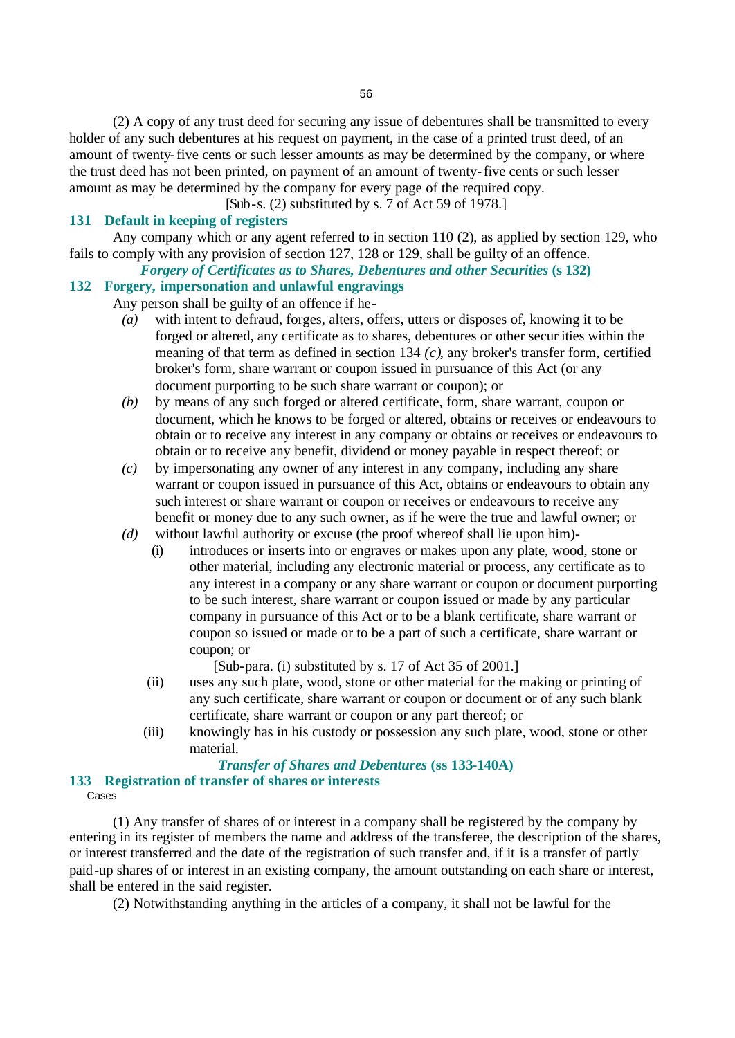(2) A copy of any trust deed for securing any issue of debentures shall be transmitted to every holder of any such debentures at his request on payment, in the case of a printed trust deed, of an amount of twenty-five cents or such lesser amounts as may be determined by the company, or where the trust deed has not been printed, on payment of an amount of twenty-five cents or such lesser amount as may be determined by the company for every page of the required copy.

[Sub-s. (2) substituted by s. 7 of Act 59 of 1978.]

### 131 Default in keeping of registers

Any company which or any agent referred to in section 110 (2), as applied by section 129, who fails to comply with any provision of section 127, 128 or 129, shall be guilty of an offence.

***Forgery of Certificates as to Shares, Debentures and other Securities* (s 132)**

### 132 Forgery, impersonation and unlawful engravings

Any person shall be guilty of an offence if he-

*(a)* with intent to defraud, forges, alters, offers, utters or disposes of, knowing it to be forged or altered, any certificate as to shares, debentures or other securities within the meaning of that term as defined in section 134 *(c)*, any broker's transfer form, certified broker's form, share warrant or coupon issued in pursuance of this Act (or any document purporting to be such share warrant or coupon); or

*(b)* by means of any such forged or altered certificate, form, share warrant, coupon or document, which he knows to be forged or altered, obtains or receives or endeavours to obtain or to receive any interest in any company or obtains or receives or endeavours to obtain or to receive any benefit, dividend or money payable in respect thereof; or

*(c)* by impersonating any owner of any interest in any company, including any share warrant or coupon issued in pursuance of this Act, obtains or endeavours to obtain any such interest or share warrant or coupon or receives or endeavours to receive any benefit or money due to any such owner, as if he were the true and lawful owner; or

*(d)* without lawful authority or excuse (the proof whereof shall lie upon him)-

(i) introduces or inserts into or engraves or makes upon any plate, wood, stone or other material, including any electronic material or process, any certificate as to any interest in a company or any share warrant or coupon or document purporting to be such interest, share warrant or coupon issued or made by any particular company in pursuance of this Act or to be a blank certificate, share warrant or coupon so issued or made or to be a part of such a certificate, share warrant or coupon; or

[Sub-para. (i) substituted by s. 17 of Act 35 of 2001.]

(ii) uses any such plate, wood, stone or other material for the making or printing of any such certificate, share warrant or coupon or document or of any such blank certificate, share warrant or coupon or any part thereof; or

(iii) knowingly has in his custody or possession any such plate, wood, stone or other material.

***Transfer of Shares and Debentures* (ss 133-140A)**

### 133 Registration of transfer of shares or interests

Cases

(1) Any transfer of shares of or interest in a company shall be registered by the company by entering in its register of members the name and address of the transferee, the description of the shares, or interest transferred and the date of the registration of such transfer and, if it is a transfer of partly paid-up shares of or interest in an existing company, the amount outstanding on each share or interest, shall be entered in the said register.

(2) Notwithstanding anything in the articles of a company, it shall not be lawful for the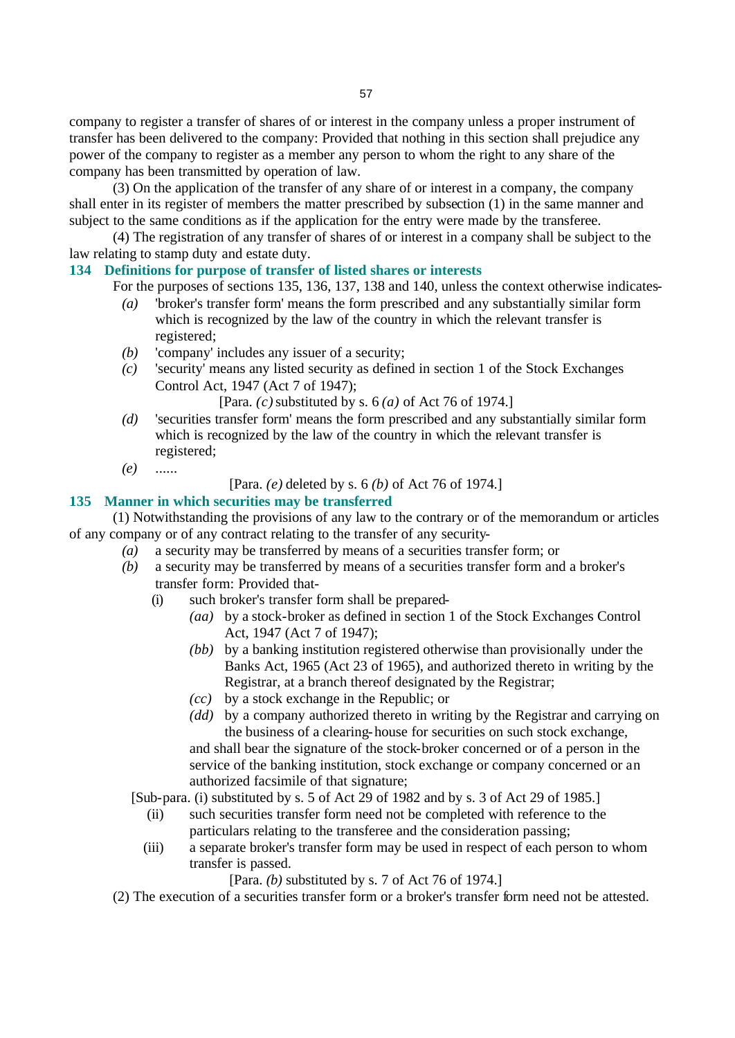company to register a transfer of shares of or interest in the company unless a proper instrument of transfer has been delivered to the company: Provided that nothing in this section shall prejudice any power of the company to register as a member any person to whom the right to any share of the company has been transmitted by operation of law.

(3) On the application of the transfer of any share of or interest in a company, the company shall enter in its register of members the matter prescribed by subsection (1) in the same manner and subject to the same conditions as if the application for the entry were made by the transferee.

(4) The registration of any transfer of shares of or interest in a company shall be subject to the law relating to stamp duty and estate duty.

### 134 Definitions for purpose of transfer of listed shares or interests

For the purposes of sections 135, 136, 137, 138 and 140, unless the context otherwise indicates-

*(a)* 'broker's transfer form' means the form prescribed and any substantially similar form which is recognized by the law of the country in which the relevant transfer is registered;

*(b)* 'company' includes any issuer of a security;

*(c)* 'security' means any listed security as defined in section 1 of the Stock Exchanges Control Act, 1947 (Act 7 of 1947);

[Para. *(c)* substituted by s. 6 *(a)* of Act 76 of 1974.]

*(d)* 'securities transfer form' means the form prescribed and any substantially similar form which is recognized by the law of the country in which the relevant transfer is registered;

*(e)* ......

[Para. *(e)* deleted by s. 6 *(b)* of Act 76 of 1974.]

### 135 Manner in which securities may be transferred

(1) Notwithstanding the provisions of any law to the contrary or of the memorandum or articles of any company or of any contract relating to the transfer of any security-

*(a)* a security may be transferred by means of a securities transfer form; or

*(b)* a security may be transferred by means of a securities transfer form and a broker's transfer form: Provided that-

(i) such broker's transfer form shall be prepared-

*(aa)* by a stock-broker as defined in section 1 of the Stock Exchanges Control Act, 1947 (Act 7 of 1947);

*(bb)* by a banking institution registered otherwise than provisionally under the Banks Act, 1965 (Act 23 of 1965), and authorized thereto in writing by the Registrar, at a branch thereof designated by the Registrar;

*(cc)* by a stock exchange in the Republic; or

*(dd)* by a company authorized thereto in writing by the Registrar and carrying on the business of a clearing-house for securities on such stock exchange,

and shall bear the signature of the stock-broker concerned or of a person in the service of the banking institution, stock exchange or company concerned or an authorized facsimile of that signature;

[Sub-para. (i) substituted by s. 5 of Act 29 of 1982 and by s. 3 of Act 29 of 1985.]

(ii) such securities transfer form need not be completed with reference to the particulars relating to the transferee and the consideration passing;

(iii) a separate broker's transfer form may be used in respect of each person to whom transfer is passed.

[Para. *(b)* substituted by s. 7 of Act 76 of 1974.]

(2) The execution of a securities transfer form or a broker's transfer form need not be attested.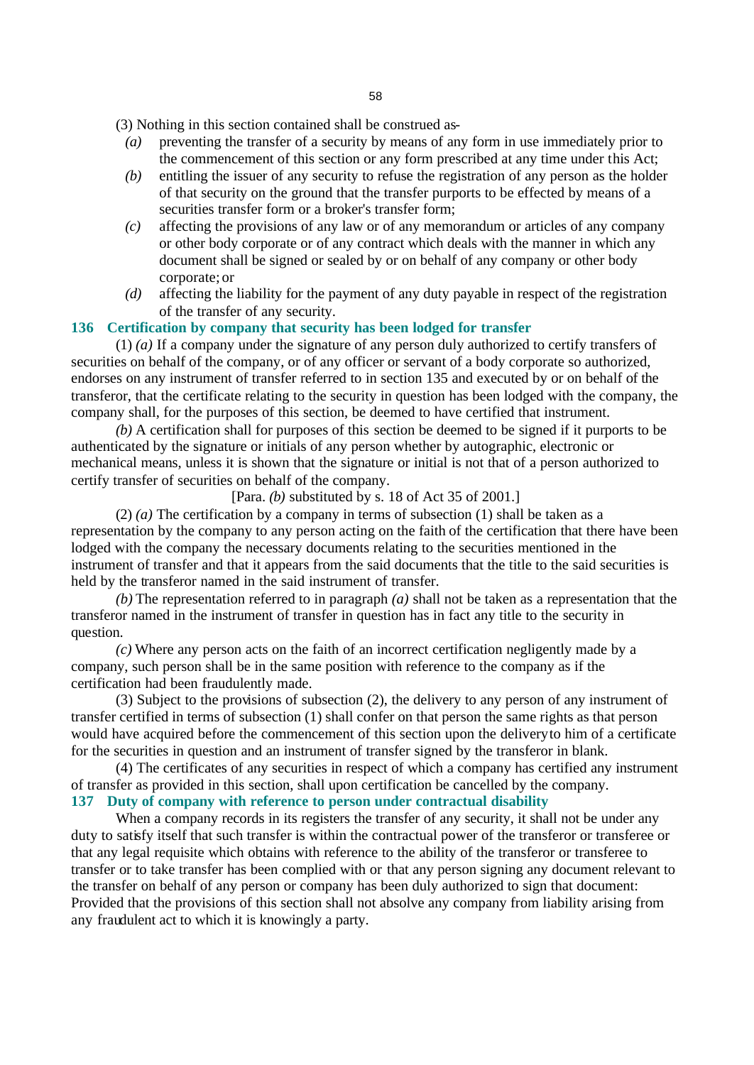(3) Nothing in this section contained shall be construed as-

*(a)* preventing the transfer of a security by means of any form in use immediately prior to the commencement of this section or any form prescribed at any time under this Act;

*(b)* entitling the issuer of any security to refuse the registration of any person as the holder of that security on the ground that the transfer purports to be effected by means of a securities transfer form or a broker's transfer form;

*(c)* affecting the provisions of any law or of any memorandum or articles of any company or other body corporate or of any contract which deals with the manner in which any document shall be signed or sealed by or on behalf of any company or other body corporate; or

*(d)* affecting the liability for the payment of any duty payable in respect of the registration of the transfer of any security.

## 136 Certification by company that security has been lodged for transfer

(1) *(a)* If a company under the signature of any person duly authorized to certify transfers of securities on behalf of the company, or of any officer or servant of a body corporate so authorized, endorses on any instrument of transfer referred to in section 135 and executed by or on behalf of the transferor, that the certificate relating to the security in question has been lodged with the company, the company shall, for the purposes of this section, be deemed to have certified that instrument.

*(b)* A certification shall for purposes of this section be deemed to be signed if it purports to be authenticated by the signature or initials of any person whether by autographic, electronic or mechanical means, unless it is shown that the signature or initial is not that of a person authorized to certify transfer of securities on behalf of the company.

[Para. *(b)* substituted by s. 18 of Act 35 of 2001.]

(2) *(a)* The certification by a company in terms of subsection (1) shall be taken as a representation by the company to any person acting on the faith of the certification that there have been lodged with the company the necessary documents relating to the securities mentioned in the instrument of transfer and that it appears from the said documents that the title to the said securities is held by the transferor named in the said instrument of transfer.

*(b)* The representation referred to in paragraph *(a)* shall not be taken as a representation that the transferor named in the instrument of transfer in question has in fact any title to the security in question.

*(c)* Where any person acts on the faith of an incorrect certification negligently made by a company, such person shall be in the same position with reference to the company as if the certification had been fraudulently made.

(3) Subject to the provisions of subsection (2), the delivery to any person of any instrument of transfer certified in terms of subsection (1) shall confer on that person the same rights as that person would have acquired before the commencement of this section upon the delivery to him of a certificate for the securities in question and an instrument of transfer signed by the transferor in blank.

(4) The certificates of any securities in respect of which a company has certified any instrument of transfer as provided in this section, shall upon certification be cancelled by the company.

## 137 Duty of company with reference to person under contractual disability

When a company records in its registers the transfer of any security, it shall not be under any duty to satisfy itself that such transfer is within the contractual power of the transferor or transferee or that any legal requisite which obtains with reference to the ability of the transferor or transferee to transfer or to take transfer has been complied with or that any person signing any document relevant to the transfer on behalf of any person or company has been duly authorized to sign that document: Provided that the provisions of this section shall not absolve any company from liability arising from any fraudulent act to which it is knowingly a party.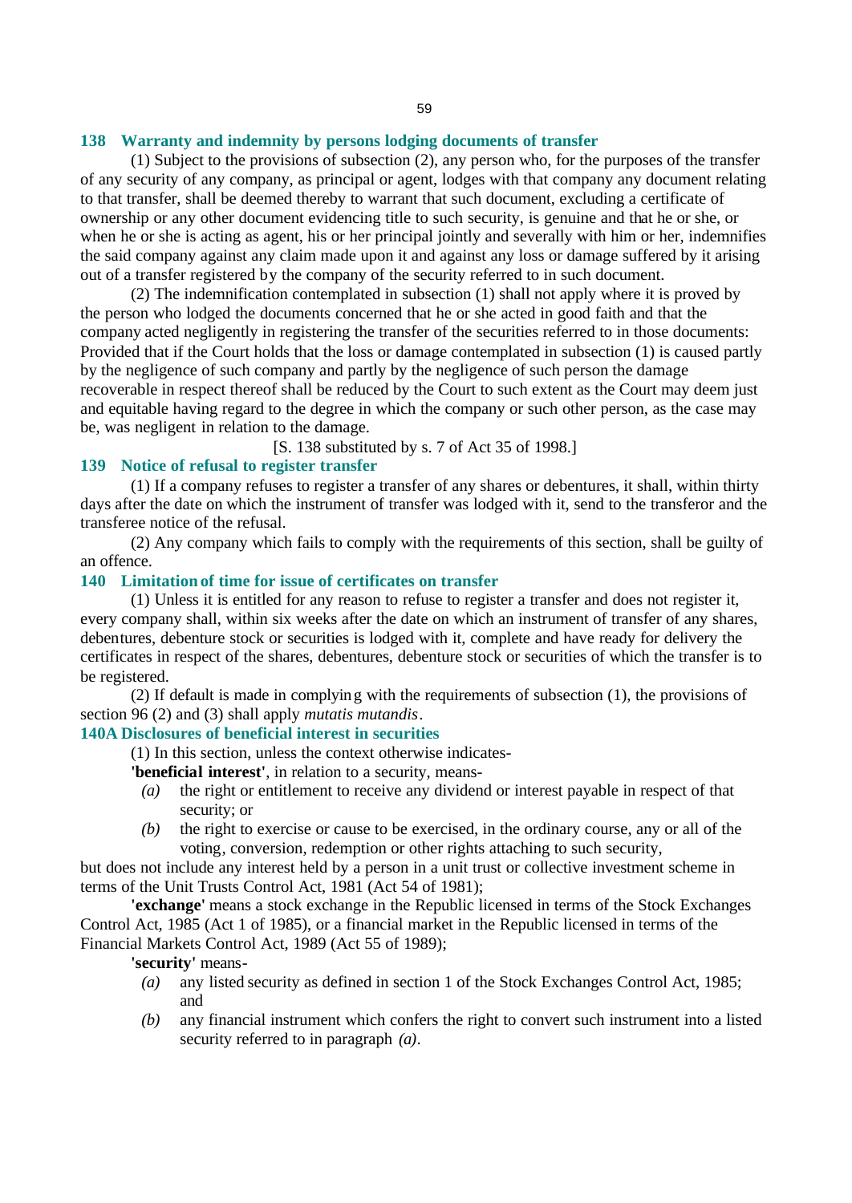### 138 Warranty and indemnity by persons lodging documents of transfer

(1) Subject to the provisions of subsection (2), any person who, for the purposes of the transfer of any security of any company, as principal or agent, lodges with that company any document relating to that transfer, shall be deemed thereby to warrant that such document, excluding a certificate of ownership or any other document evidencing title to such security, is genuine and that he or she, or when he or she is acting as agent, his or her principal jointly and severally with him or her, indemnifies the said company against any claim made upon it and against any loss or damage suffered by it arising out of a transfer registered by the company of the security referred to in such document.

(2) The indemnification contemplated in subsection (1) shall not apply where it is proved by the person who lodged the documents concerned that he or she acted in good faith and that the company acted negligently in registering the transfer of the securities referred to in those documents: Provided that if the Court holds that the loss or damage contemplated in subsection (1) is caused partly by the negligence of such company and partly by the negligence of such person the damage recoverable in respect thereof shall be reduced by the Court to such extent as the Court may deem just and equitable having regard to the degree in which the company or such other person, as the case may be, was negligent in relation to the damage.

[S. 138 substituted by s. 7 of Act 35 of 1998.]

### 139 Notice of refusal to register transfer

(1) If a company refuses to register a transfer of any shares or debentures, it shall, within thirty days after the date on which the instrument of transfer was lodged with it, send to the transferor and the transferee notice of the refusal.

(2) Any company which fails to comply with the requirements of this section, shall be guilty of an offence.

### 140 Limitation of time for issue of certificates on transfer

(1) Unless it is entitled for any reason to refuse to register a transfer and does not register it, every company shall, within six weeks after the date on which an instrument of transfer of any shares, debentures, debenture stock or securities is lodged with it, complete and have ready for delivery the certificates in respect of the shares, debentures, debenture stock or securities of which the transfer is to be registered.

(2) If default is made in complying with the requirements of subsection (1), the provisions of section 96 (2) and (3) shall apply *mutatis mutandis*.

### 140A Disclosures of beneficial interest in securities

(1) In this section, unless the context otherwise indicates-

**'beneficial interest'**, in relation to a security, means-

*(a)* the right or entitlement to receive any dividend or interest payable in respect of that security; or

*(b)* the right to exercise or cause to be exercised, in the ordinary course, any or all of the voting, conversion, redemption or other rights attaching to such security,

but does not include any interest held by a person in a unit trust or collective investment scheme in terms of the Unit Trusts Control Act, 1981 (Act 54 of 1981);

**'exchange'** means a stock exchange in the Republic licensed in terms of the Stock Exchanges Control Act, 1985 (Act 1 of 1985), or a financial market in the Republic licensed in terms of the Financial Markets Control Act, 1989 (Act 55 of 1989);

**'security'** means-

*(a)* any listed security as defined in section 1 of the Stock Exchanges Control Act, 1985; and

*(b)* any financial instrument which confers the right to convert such instrument into a listed security referred to in paragraph *(a)*.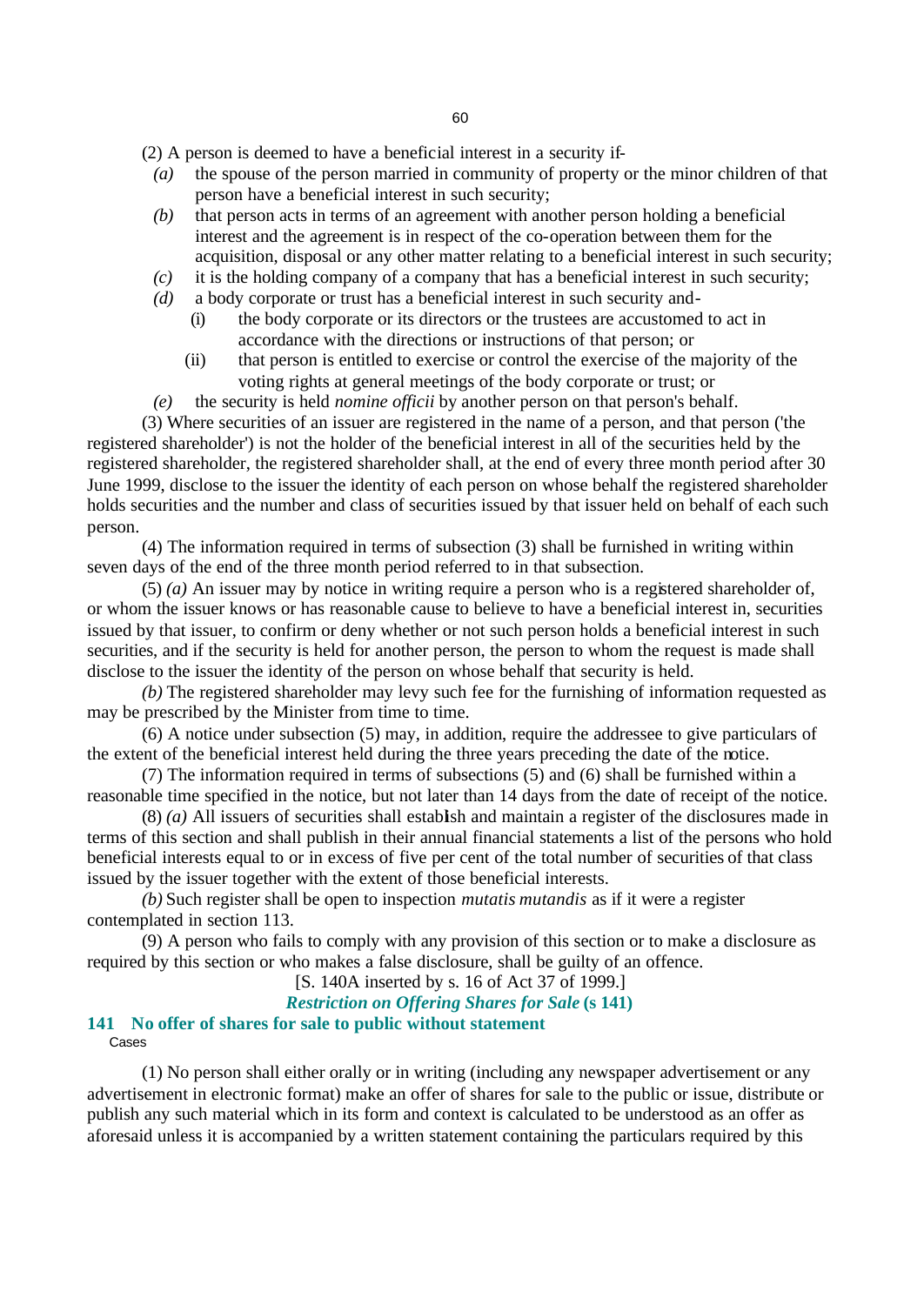(2) A person is deemed to have a beneficial interest in a security if-

*(a)* the spouse of the person married in community of property or the minor children of that person have a beneficial interest in such security;

*(b)* that person acts in terms of an agreement with another person holding a beneficial interest and the agreement is in respect of the co-operation between them for the acquisition, disposal or any other matter relating to a beneficial interest in such security;

*(c)* it is the holding company of a company that has a beneficial interest in such security;

*(d)* a body corporate or trust has a beneficial interest in such security and-

(i) the body corporate or its directors or the trustees are accustomed to act in accordance with the directions or instructions of that person; or

(ii) that person is entitled to exercise or control the exercise of the majority of the voting rights at general meetings of the body corporate or trust; or

*(e)* the security is held *nomine officii* by another person on that person's behalf.

(3) Where securities of an issuer are registered in the name of a person, and that person ('the registered shareholder') is not the holder of the beneficial interest in all of the securities held by the registered shareholder, the registered shareholder shall, at the end of every three month period after 30 June 1999, disclose to the issuer the identity of each person on whose behalf the registered shareholder holds securities and the number and class of securities issued by that issuer held on behalf of each such person.

(4) The information required in terms of subsection (3) shall be furnished in writing within seven days of the end of the three month period referred to in that subsection.

(5) *(a)* An issuer may by notice in writing require a person who is a registered shareholder of, or whom the issuer knows or has reasonable cause to believe to have a beneficial interest in, securities issued by that issuer, to confirm or deny whether or not such person holds a beneficial interest in such securities, and if the security is held for another person, the person to whom the request is made shall disclose to the issuer the identity of the person on whose behalf that security is held.

*(b)* The registered shareholder may levy such fee for the furnishing of information requested as may be prescribed by the Minister from time to time.

(6) A notice under subsection (5) may, in addition, require the addressee to give particulars of the extent of the beneficial interest held during the three years preceding the date of the notice.

(7) The information required in terms of subsections (5) and (6) shall be furnished within a reasonable time specified in the notice, but not later than 14 days from the date of receipt of the notice.

(8) *(a)* All issuers of securities shall establish and maintain a register of the disclosures made in terms of this section and shall publish in their annual financial statements a list of the persons who hold beneficial interests equal to or in excess of five per cent of the total number of securities of that class issued by the issuer together with the extent of those beneficial interests.

*(b)* Such register shall be open to inspection *mutatis mutandis* as if it were a register contemplated in section 113.

(9) A person who fails to comply with any provision of this section or to make a disclosure as required by this section or who makes a false disclosure, shall be guilty of an offence.

[S. 140A inserted by s. 16 of Act 37 of 1999.]

***Restriction on Offering Shares for Sale* (s 141)**

## 141 No offer of shares for sale to public without statement

Cases

(1) No person shall either orally or in writing (including any newspaper advertisement or any advertisement in electronic format) make an offer of shares for sale to the public or issue, distribute or publish any such material which in its form and context is calculated to be understood as an offer as aforesaid unless it is accompanied by a written statement containing the particulars required by this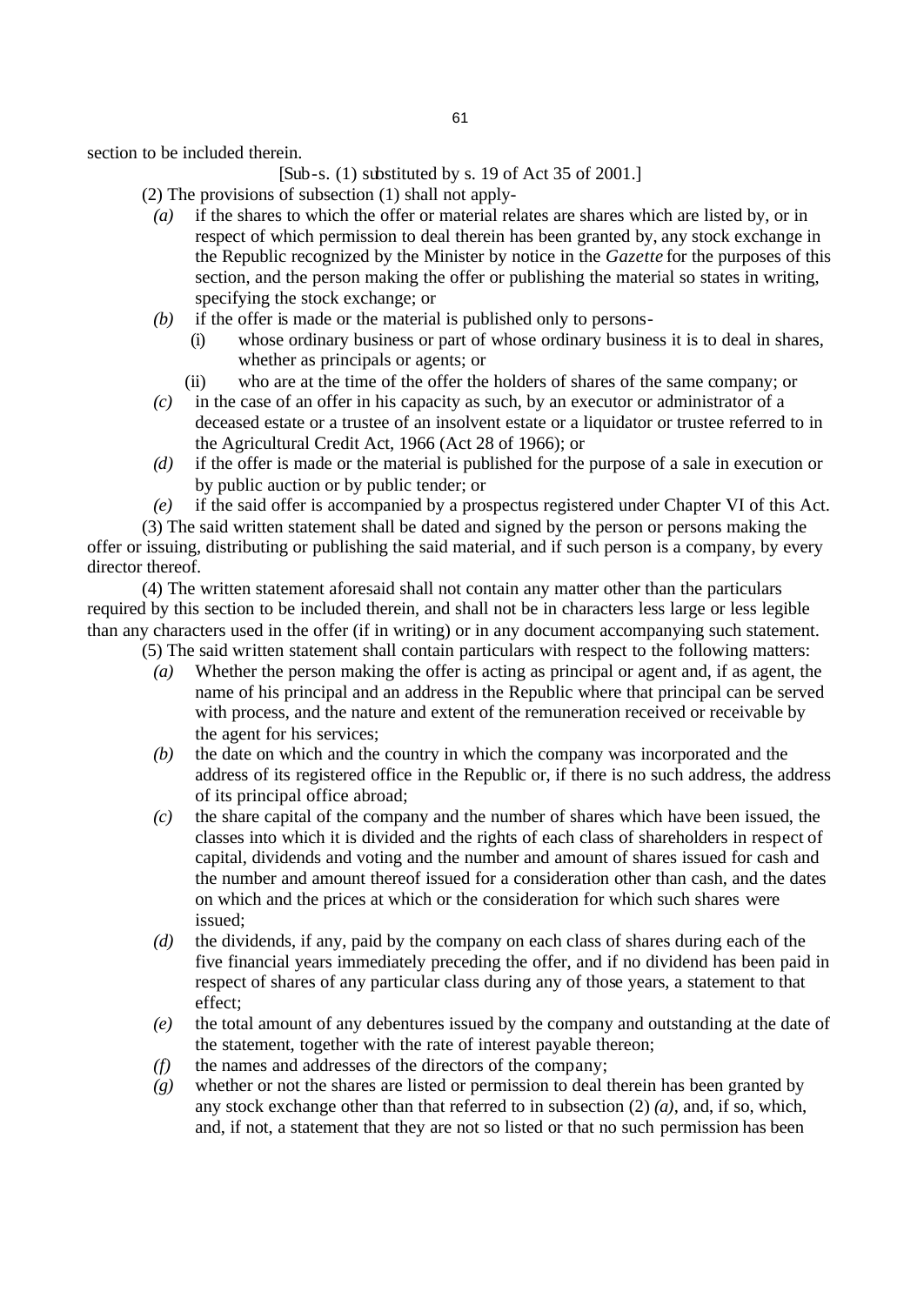section to be included therein.

[Sub-s. (1) substituted by s. 19 of Act 35 of 2001.]

(2) The provisions of subsection (1) shall not apply-

*(a)* if the shares to which the offer or material relates are shares which are listed by, or in respect of which permission to deal therein has been granted by, any stock exchange in the Republic recognized by the Minister by notice in the *Gazette* for the purposes of this section, and the person making the offer or publishing the material so states in writing, specifying the stock exchange; or

*(b)* if the offer is made or the material is published only to persons-

(i) whose ordinary business or part of whose ordinary business it is to deal in shares, whether as principals or agents; or

(ii) who are at the time of the offer the holders of shares of the same company; or

*(c)* in the case of an offer in his capacity as such, by an executor or administrator of a deceased estate or a trustee of an insolvent estate or a liquidator or trustee referred to in the Agricultural Credit Act, 1966 (Act 28 of 1966); or

*(d)* if the offer is made or the material is published for the purpose of a sale in execution or by public auction or by public tender; or

*(e)* if the said offer is accompanied by a prospectus registered under Chapter VI of this Act.

(3) The said written statement shall be dated and signed by the person or persons making the offer or issuing, distributing or publishing the said material, and if such person is a company, by every director thereof.

(4) The written statement aforesaid shall not contain any matter other than the particulars required by this section to be included therein, and shall not be in characters less large or less legible than any characters used in the offer (if in writing) or in any document accompanying such statement.

(5) The said written statement shall contain particulars with respect to the following matters:

*(a)* Whether the person making the offer is acting as principal or agent and, if as agent, the name of his principal and an address in the Republic where that principal can be served with process, and the nature and extent of the remuneration received or receivable by the agent for his services;

*(b)* the date on which and the country in which the company was incorporated and the address of its registered office in the Republic or, if there is no such address, the address of its principal office abroad;

*(c)* the share capital of the company and the number of shares which have been issued, the classes into which it is divided and the rights of each class of shareholders in respect of capital, dividends and voting and the number and amount of shares issued for cash and the number and amount thereof issued for a consideration other than cash, and the dates on which and the prices at which or the consideration for which such shares were issued;

*(d)* the dividends, if any, paid by the company on each class of shares during each of the five financial years immediately preceding the offer, and if no dividend has been paid in respect of shares of any particular class during any of those years, a statement to that effect;

*(e)* the total amount of any debentures issued by the company and outstanding at the date of the statement, together with the rate of interest payable thereon;

*(f)* the names and addresses of the directors of the company;

*(g)* whether or not the shares are listed or permission to deal therein has been granted by any stock exchange other than that referred to in subsection (2) *(a)*, and, if so, which, and, if not, a statement that they are not so listed or that no such permission has been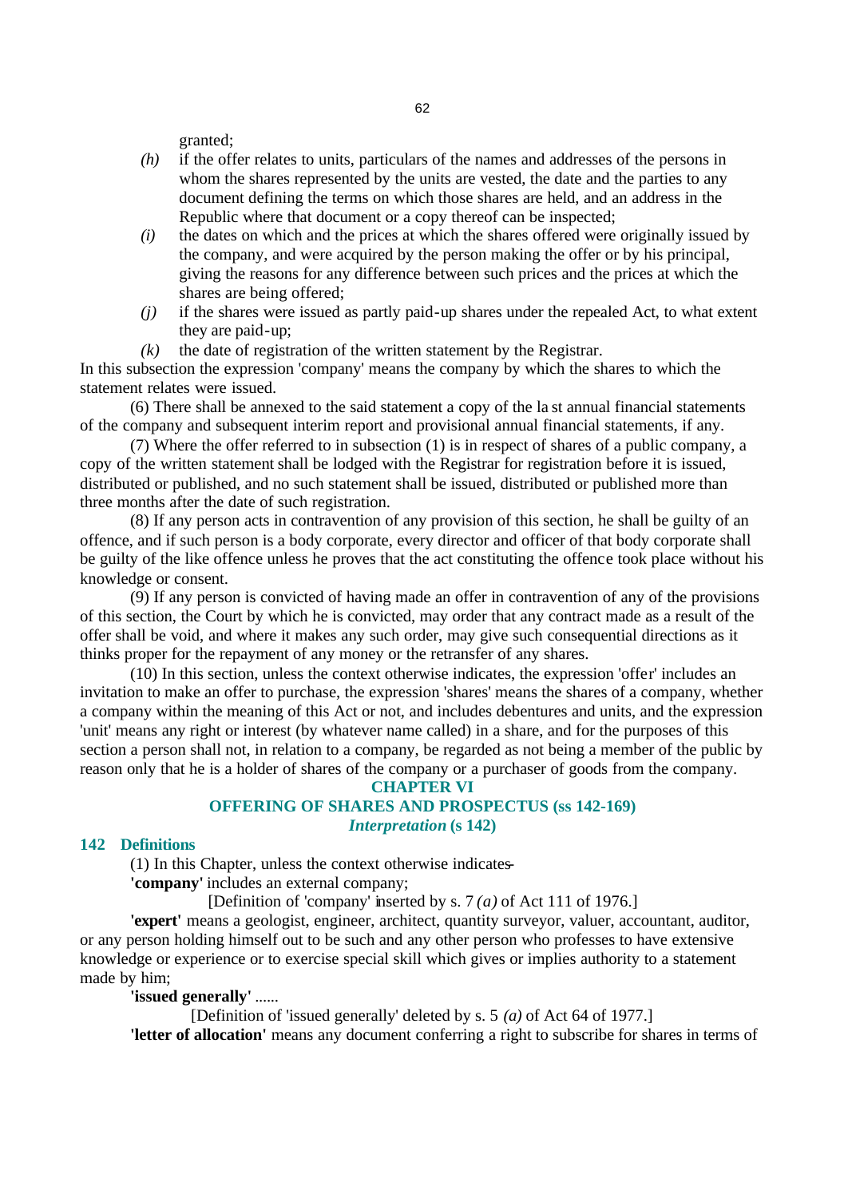granted;

*(h)* if the offer relates to units, particulars of the names and addresses of the persons in whom the shares represented by the units are vested, the date and the parties to any document defining the terms on which those shares are held, and an address in the Republic where that document or a copy thereof can be inspected;

*(i)* the dates on which and the prices at which the shares offered were originally issued by the company, and were acquired by the person making the offer or by his principal, giving the reasons for any difference between such prices and the prices at which the shares are being offered;

*(j)* if the shares were issued as partly paid-up shares under the repealed Act, to what extent they are paid-up;

*(k)* the date of registration of the written statement by the Registrar.

In this subsection the expression 'company' means the company by which the shares to which the statement relates were issued.

(6) There shall be annexed to the said statement a copy of the last annual financial statements of the company and subsequent interim report and provisional annual financial statements, if any.

(7) Where the offer referred to in subsection (1) is in respect of shares of a public company, a copy of the written statement shall be lodged with the Registrar for registration before it is issued, distributed or published, and no such statement shall be issued, distributed or published more than three months after the date of such registration.

(8) If any person acts in contravention of any provision of this section, he shall be guilty of an offence, and if such person is a body corporate, every director and officer of that body corporate shall be guilty of the like offence unless he proves that the act constituting the offence took place without his knowledge or consent.

(9) If any person is convicted of having made an offer in contravention of any of the provisions of this section, the Court by which he is convicted, may order that any contract made as a result of the offer shall be void, and where it makes any such order, may give such consequential directions as it thinks proper for the repayment of any money or the retransfer of any shares.

(10) In this section, unless the context otherwise indicates, the expression 'offer' includes an invitation to make an offer to purchase, the expression 'shares' means the shares of a company, whether a company within the meaning of this Act or not, and includes debentures and units, and the expression 'unit' means any right or interest (by whatever name called) in a share, and for the purposes of this section a person shall not, in relation to a company, be regarded as not being a member of the public by reason only that he is a holder of shares of the company or a purchaser of goods from the company.

## CHAPTER VI
## OFFERING OF SHARES AND PROSPECTUS (ss 142-169)
### *Interpretation* (s 142)

### 142 Definitions

(1) In this Chapter, unless the context otherwise indicates-

**'company'** includes an external company;

[Definition of 'company' inserted by s. 7 *(a)* of Act 111 of 1976.]

**'expert'** means a geologist, engineer, architect, quantity surveyor, valuer, accountant, auditor, or any person holding himself out to be such and any other person who professes to have extensive knowledge or experience or to exercise special skill which gives or implies authority to a statement made by him;

**'issued generally'** ......

[Definition of 'issued generally' deleted by s. 5 *(a)* of Act 64 of 1977.]

**'letter of allocation'** means any document conferring a right to subscribe for shares in terms of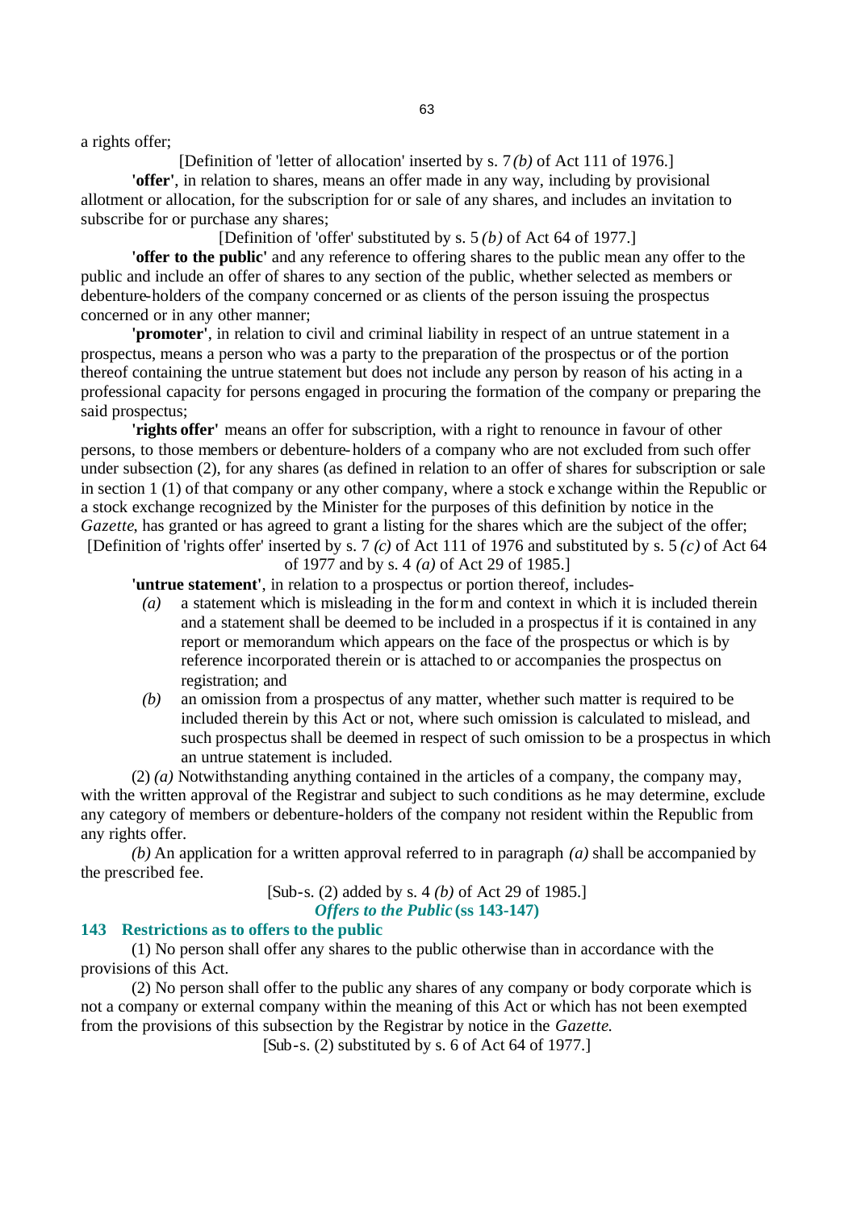a rights offer;

[Definition of 'letter of allocation' inserted by s. 7 *(b)* of Act 111 of 1976.]

**'offer'**, in relation to shares, means an offer made in any way, including by provisional allotment or allocation, for the subscription for or sale of any shares, and includes an invitation to subscribe for or purchase any shares;

[Definition of 'offer' substituted by s. 5 *(b)* of Act 64 of 1977.]

**'offer to the public'** and any reference to offering shares to the public mean any offer to the public and include an offer of shares to any section of the public, whether selected as members or debenture-holders of the company concerned or as clients of the person issuing the prospectus concerned or in any other manner;

**'promoter'**, in relation to civil and criminal liability in respect of an untrue statement in a prospectus, means a person who was a party to the preparation of the prospectus or of the portion thereof containing the untrue statement but does not include any person by reason of his acting in a professional capacity for persons engaged in procuring the formation of the company or preparing the said prospectus;

**'rights offer'** means an offer for subscription, with a right to renounce in favour of other persons, to those members or debenture-holders of a company who are not excluded from such offer under subsection (2), for any shares (as defined in relation to an offer of shares for subscription or sale in section 1 (1) of that company or any other company, where a stock exchange within the Republic or a stock exchange recognized by the Minister for the purposes of this definition by notice in the *Gazette*, has granted or has agreed to grant a listing for the shares which are the subject of the offer;

[Definition of 'rights offer' inserted by s. 7 *(c)* of Act 111 of 1976 and substituted by s. 5 *(c)* of Act 64 of 1977 and by s. 4 *(a)* of Act 29 of 1985.]

**'untrue statement'**, in relation to a prospectus or portion thereof, includes-

*(a)* a statement which is misleading in the form and context in which it is included therein and a statement shall be deemed to be included in a prospectus if it is contained in any report or memorandum which appears on the face of the prospectus or which is by reference incorporated therein or is attached to or accompanies the prospectus on registration; and

*(b)* an omission from a prospectus of any matter, whether such matter is required to be included therein by this Act or not, where such omission is calculated to mislead, and such prospectus shall be deemed in respect of such omission to be a prospectus in which an untrue statement is included.

(2) *(a)* Notwithstanding anything contained in the articles of a company, the company may, with the written approval of the Registrar and subject to such conditions as he may determine, exclude any category of members or debenture-holders of the company not resident within the Republic from any rights offer.

*(b)* An application for a written approval referred to in paragraph *(a)* shall be accompanied by the prescribed fee.

[Sub-s. (2) added by s. 4 *(b)* of Act 29 of 1985.]

***Offers to the Public* (ss 143-147)**

### 143 Restrictions as to offers to the public

(1) No person shall offer any shares to the public otherwise than in accordance with the provisions of this Act.

(2) No person shall offer to the public any shares of any company or body corporate which is not a company or external company within the meaning of this Act or which has not been exempted from the provisions of this subsection by the Registrar by notice in the *Gazette.*

[Sub-s. (2) substituted by s. 6 of Act 64 of 1977.]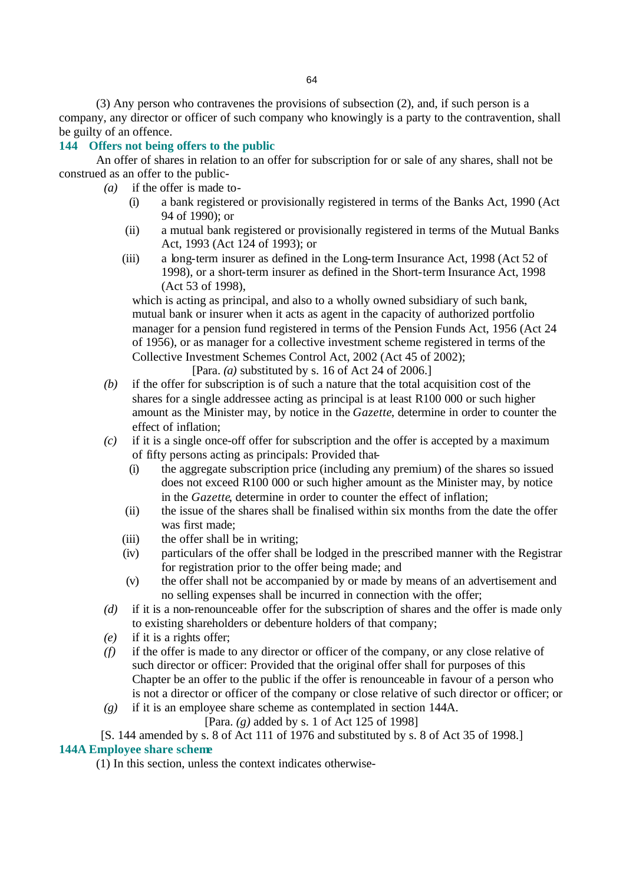(3) Any person who contravenes the provisions of subsection (2), and, if such person is a company, any director or officer of such company who knowingly is a party to the contravention, shall be guilty of an offence.

### 144 Offers not being offers to the public

An offer of shares in relation to an offer for subscription for or sale of any shares, shall not be construed as an offer to the public-

*(a)* if the offer is made to-

(i) a bank registered or provisionally registered in terms of the Banks Act, 1990 (Act 94 of 1990); or

(ii) a mutual bank registered or provisionally registered in terms of the Mutual Banks Act, 1993 (Act 124 of 1993); or

(iii) a long-term insurer as defined in the Long-term Insurance Act, 1998 (Act 52 of 1998), or a short-term insurer as defined in the Short-term Insurance Act, 1998 (Act 53 of 1998),

which is acting as principal, and also to a wholly owned subsidiary of such bank, mutual bank or insurer when it acts as agent in the capacity of authorized portfolio manager for a pension fund registered in terms of the Pension Funds Act, 1956 (Act 24 of 1956), or as manager for a collective investment scheme registered in terms of the Collective Investment Schemes Control Act, 2002 (Act 45 of 2002);

[Para. *(a)* substituted by s. 16 of Act 24 of 2006.]

*(b)* if the offer for subscription is of such a nature that the total acquisition cost of the shares for a single addressee acting as principal is at least R100 000 or such higher amount as the Minister may, by notice in the *Gazette*, determine in order to counter the effect of inflation;

*(c)* if it is a single once-off offer for subscription and the offer is accepted by a maximum of fifty persons acting as principals: Provided that-

(i) the aggregate subscription price (including any premium) of the shares so issued does not exceed R100 000 or such higher amount as the Minister may, by notice in the *Gazette*, determine in order to counter the effect of inflation;

(ii) the issue of the shares shall be finalised within six months from the date the offer was first made;

(iii) the offer shall be in writing;

(iv) particulars of the offer shall be lodged in the prescribed manner with the Registrar for registration prior to the offer being made; and

(v) the offer shall not be accompanied by or made by means of an advertisement and no selling expenses shall be incurred in connection with the offer;

*(d)* if it is a non-renounceable offer for the subscription of shares and the offer is made only to existing shareholders or debenture holders of that company;

*(e)* if it is a rights offer;

*(f)* if the offer is made to any director or officer of the company, or any close relative of such director or officer: Provided that the original offer shall for purposes of this Chapter be an offer to the public if the offer is renounceable in favour of a person who is not a director or officer of the company or close relative of such director or officer; or

*(g)* if it is an employee share scheme as contemplated in section 144A.

[Para. *(g)* added by s. 1 of Act 125 of 1998]

[S. 144 amended by s. 8 of Act 111 of 1976 and substituted by s. 8 of Act 35 of 1998.]

### 144A Employee share scheme

(1) In this section, unless the context indicates otherwise-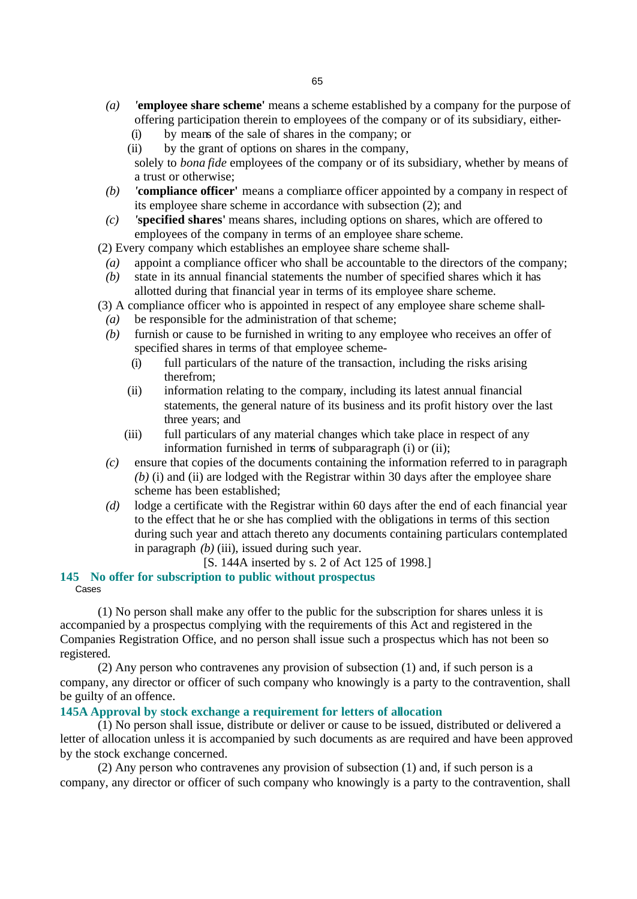*(a)* **'employee share scheme'** means a scheme established by a company for the purpose of offering participation therein to employees of the company or of its subsidiary, either-

(i) by means of the sale of shares in the company; or

(ii) by the grant of options on shares in the company,

solely to *bona fide* employees of the company or of its subsidiary, whether by means of a trust or otherwise;

*(b)* **'compliance officer'** means a compliance officer appointed by a company in respect of its employee share scheme in accordance with subsection (2); and

*(c)* **'specified shares'** means shares, including options on shares, which are offered to employees of the company in terms of an employee share scheme.

(2) Every company which establishes an employee share scheme shall-

*(a)* appoint a compliance officer who shall be accountable to the directors of the company;

*(b)* state in its annual financial statements the number of specified shares which it has allotted during that financial year in terms of its employee share scheme.

(3) A compliance officer who is appointed in respect of any employee share scheme shall-

*(a)* be responsible for the administration of that scheme;

*(b)* furnish or cause to be furnished in writing to any employee who receives an offer of specified shares in terms of that employee scheme-

(i) full particulars of the nature of the transaction, including the risks arising therefrom;

(ii) information relating to the company, including its latest annual financial statements, the general nature of its business and its profit history over the last three years; and

(iii) full particulars of any material changes which take place in respect of any information furnished in terms of subparagraph (i) or (ii);

*(c)* ensure that copies of the documents containing the information referred to in paragraph *(b)* (i) and (ii) are lodged with the Registrar within 30 days after the employee share scheme has been established;

*(d)* lodge a certificate with the Registrar within 60 days after the end of each financial year to the effect that he or she has complied with the obligations in terms of this section during such year and attach thereto any documents containing particulars contemplated in paragraph *(b)* (iii), issued during such year.

[S. 144A inserted by s. 2 of Act 125 of 1998.]

### 145 No offer for subscription to public without prospectus

Cases

(1) No person shall make any offer to the public for the subscription for shares unless it is accompanied by a prospectus complying with the requirements of this Act and registered in the Companies Registration Office, and no person shall issue such a prospectus which has not been so registered.

(2) Any person who contravenes any provision of subsection (1) and, if such person is a company, any director or officer of such company who knowingly is a party to the contravention, shall be guilty of an offence.

### 145A Approval by stock exchange a requirement for letters of allocation

(1) No person shall issue, distribute or deliver or cause to be issued, distributed or delivered a letter of allocation unless it is accompanied by such documents as are required and have been approved by the stock exchange concerned.

(2) Any person who contravenes any provision of subsection (1) and, if such person is a company, any director or officer of such company who knowingly is a party to the contravention, shall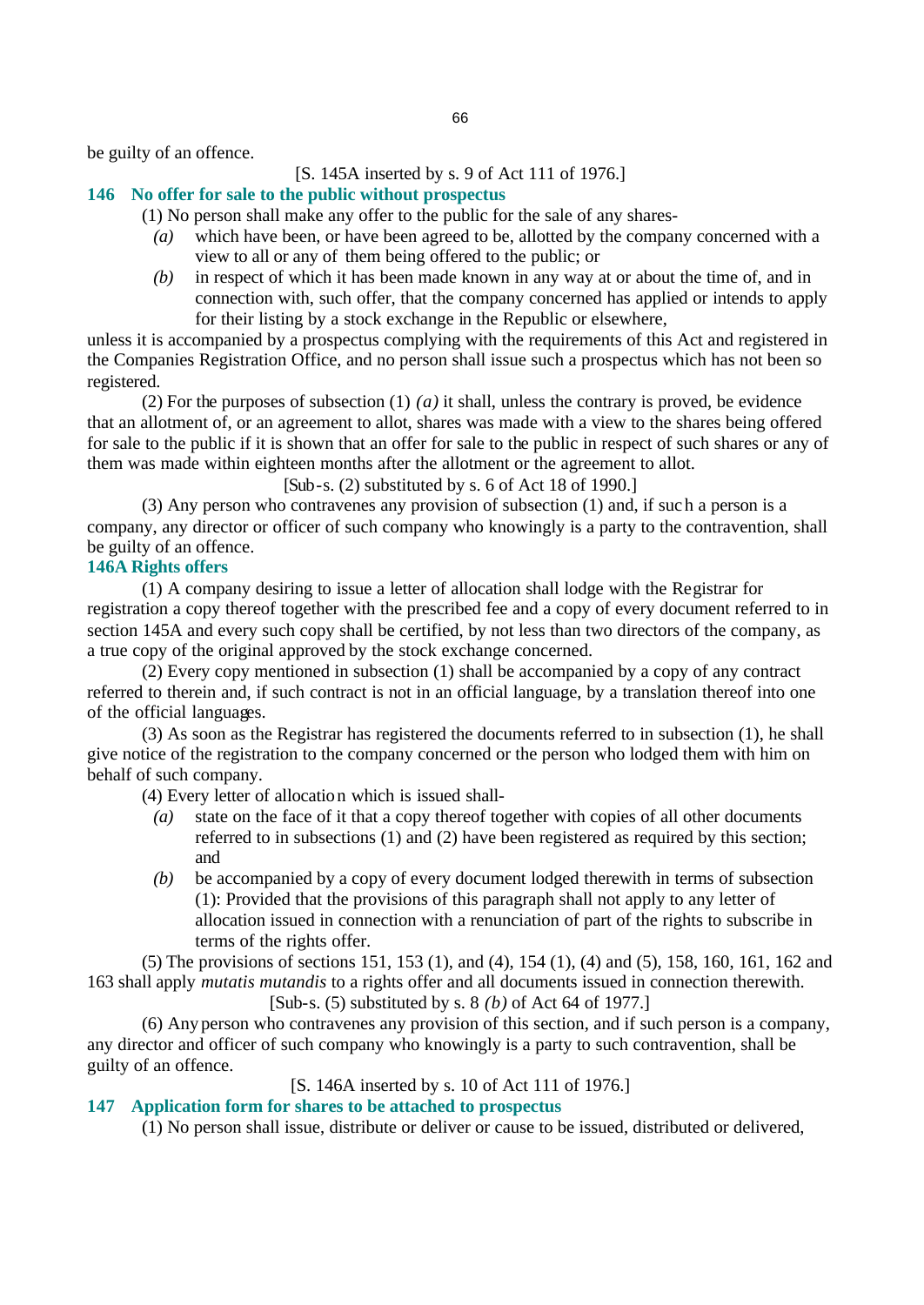be guilty of an offence.

[S. 145A inserted by s. 9 of Act 111 of 1976.]

### 146 No offer for sale to the public without prospectus

(1) No person shall make any offer to the public for the sale of any shares-

*(a)* which have been, or have been agreed to be, allotted by the company concerned with a view to all or any of them being offered to the public; or

*(b)* in respect of which it has been made known in any way at or about the time of, and in connection with, such offer, that the company concerned has applied or intends to apply for their listing by a stock exchange in the Republic or elsewhere,

unless it is accompanied by a prospectus complying with the requirements of this Act and registered in the Companies Registration Office, and no person shall issue such a prospectus which has not been so registered.

(2) For the purposes of subsection (1) *(a)* it shall, unless the contrary is proved, be evidence that an allotment of, or an agreement to allot, shares was made with a view to the shares being offered for sale to the public if it is shown that an offer for sale to the public in respect of such shares or any of them was made within eighteen months after the allotment or the agreement to allot.

[Sub-s. (2) substituted by s. 6 of Act 18 of 1990.]

(3) Any person who contravenes any provision of subsection (1) and, if such a person is a company, any director or officer of such company who knowingly is a party to the contravention, shall be guilty of an offence.

### 146A Rights offers

(1) A company desiring to issue a letter of allocation shall lodge with the Registrar for registration a copy thereof together with the prescribed fee and a copy of every document referred to in section 145A and every such copy shall be certified, by not less than two directors of the company, as a true copy of the original approved by the stock exchange concerned.

(2) Every copy mentioned in subsection (1) shall be accompanied by a copy of any contract referred to therein and, if such contract is not in an official language, by a translation thereof into one of the official languages.

(3) As soon as the Registrar has registered the documents referred to in subsection (1), he shall give notice of the registration to the company concerned or the person who lodged them with him on behalf of such company.

(4) Every letter of allocation which is issued shall-

*(a)* state on the face of it that a copy thereof together with copies of all other documents referred to in subsections (1) and (2) have been registered as required by this section; and

*(b)* be accompanied by a copy of every document lodged therewith in terms of subsection (1): Provided that the provisions of this paragraph shall not apply to any letter of allocation issued in connection with a renunciation of part of the rights to subscribe in terms of the rights offer.

(5) The provisions of sections 151, 153 (1), and (4), 154 (1), (4) and (5), 158, 160, 161, 162 and 163 shall apply *mutatis mutandis* to a rights offer and all documents issued in connection therewith.

[Sub-s. (5) substituted by s. 8 *(b)* of Act 64 of 1977.]

(6) Any person who contravenes any provision of this section, and if such person is a company, any director and officer of such company who knowingly is a party to such contravention, shall be guilty of an offence.

[S. 146A inserted by s. 10 of Act 111 of 1976.]

### 147 Application form for shares to be attached to prospectus

(1) No person shall issue, distribute or deliver or cause to be issued, distributed or delivered,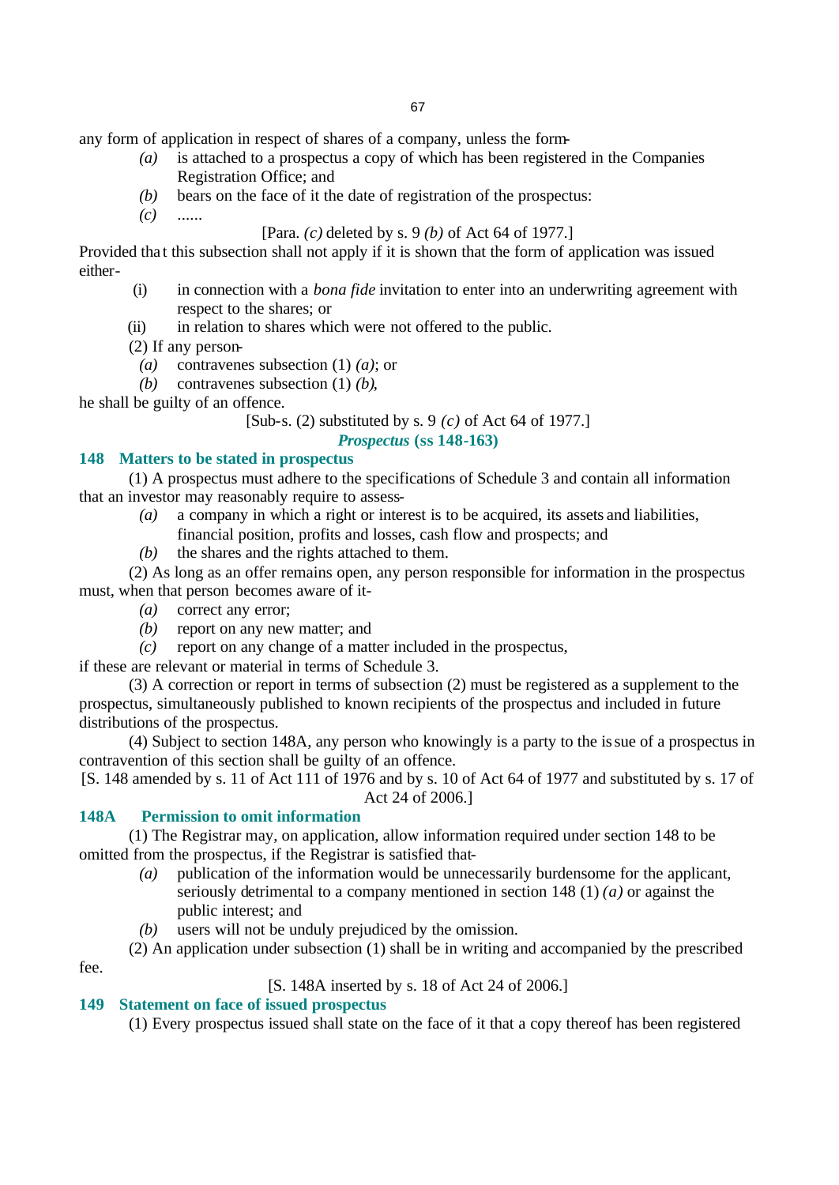any form of application in respect of shares of a company, unless the form-

*(a)* is attached to a prospectus a copy of which has been registered in the Companies Registration Office; and

*(b)* bears on the face of it the date of registration of the prospectus:

*(c)* ......

[Para. *(c)* deleted by s. 9 *(b)* of Act 64 of 1977.]

Provided that this subsection shall not apply if it is shown that the form of application was issued either-

(i) in connection with a *bona fide* invitation to enter into an underwriting agreement with respect to the shares; or

(ii) in relation to shares which were not offered to the public.

(2) If any person-

*(a)* contravenes subsection (1) *(a)*; or

*(b)* contravenes subsection (1) *(b)*,

he shall be guilty of an offence.

[Sub-s. (2) substituted by s. 9 *(c)* of Act 64 of 1977.]

## ***Prospectus* (ss 148-163)**

### 148 Matters to be stated in prospectus

(1) A prospectus must adhere to the specifications of Schedule 3 and contain all information that an investor may reasonably require to assess-

*(a)* a company in which a right or interest is to be acquired, its assets and liabilities, financial position, profits and losses, cash flow and prospects; and

*(b)* the shares and the rights attached to them.

(2) As long as an offer remains open, any person responsible for information in the prospectus must, when that person becomes aware of it-

*(a)* correct any error;

*(b)* report on any new matter; and

*(c)* report on any change of a matter included in the prospectus,

if these are relevant or material in terms of Schedule 3.

(3) A correction or report in terms of subsection (2) must be registered as a supplement to the prospectus, simultaneously published to known recipients of the prospectus and included in future distributions of the prospectus.

(4) Subject to section 148A, any person who knowingly is a party to the issue of a prospectus in contravention of this section shall be guilty of an offence.

[S. 148 amended by s. 11 of Act 111 of 1976 and by s. 10 of Act 64 of 1977 and substituted by s. 17 of Act 24 of 2006.]

### 148A Permission to omit information

(1) The Registrar may, on application, allow information required under section 148 to be omitted from the prospectus, if the Registrar is satisfied that-

*(a)* publication of the information would be unnecessarily burdensome for the applicant, seriously detrimental to a company mentioned in section 148 (1) *(a)* or against the public interest; and

*(b)* users will not be unduly prejudiced by the omission.

(2) An application under subsection (1) shall be in writing and accompanied by the prescribed fee.

[S. 148A inserted by s. 18 of Act 24 of 2006.]

### 149 Statement on face of issued prospectus

(1) Every prospectus issued shall state on the face of it that a copy thereof has been registered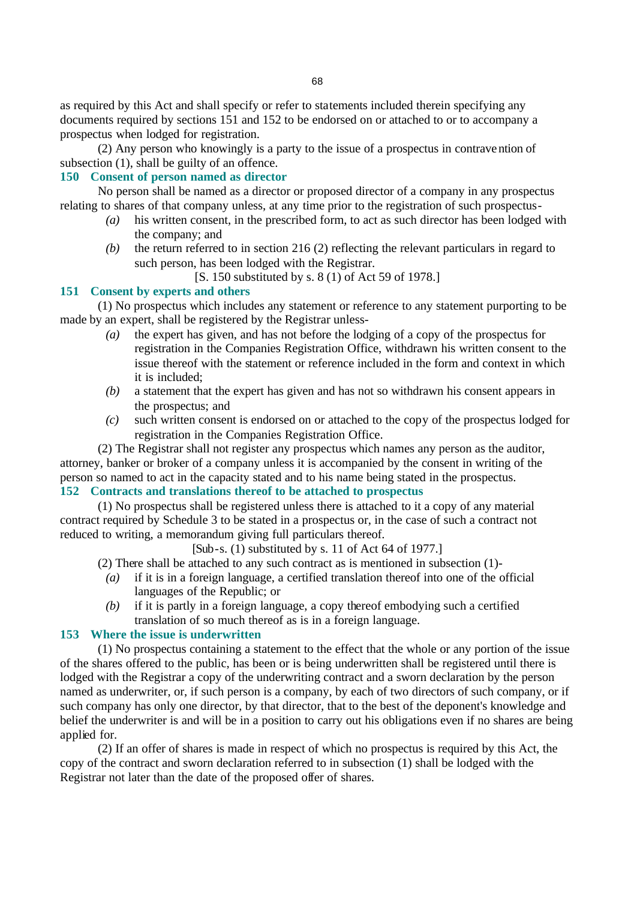as required by this Act and shall specify or refer to statements included therein specifying any documents required by sections 151 and 152 to be endorsed on or attached to or to accompany a prospectus when lodged for registration.

(2) Any person who knowingly is a party to the issue of a prospectus in contravention of subsection (1), shall be guilty of an offence.

### 150 Consent of person named as director

No person shall be named as a director or proposed director of a company in any prospectus relating to shares of that company unless, at any time prior to the registration of such prospectus-

- *(a)* his written consent, in the prescribed form, to act as such director has been lodged with the company; and
- *(b)* the return referred to in section 216 (2) reflecting the relevant particulars in regard to such person, has been lodged with the Registrar.

[S. 150 substituted by s. 8 (1) of Act 59 of 1978.]

### 151 Consent by experts and others

(1) No prospectus which includes any statement or reference to any statement purporting to be made by an expert, shall be registered by the Registrar unless-

- *(a)* the expert has given, and has not before the lodging of a copy of the prospectus for registration in the Companies Registration Office, withdrawn his written consent to the issue thereof with the statement or reference included in the form and context in which it is included;
- *(b)* a statement that the expert has given and has not so withdrawn his consent appears in the prospectus; and
- *(c)* such written consent is endorsed on or attached to the copy of the prospectus lodged for registration in the Companies Registration Office.

(2) The Registrar shall not register any prospectus which names any person as the auditor, attorney, banker or broker of a company unless it is accompanied by the consent in writing of the person so named to act in the capacity stated and to his name being stated in the prospectus.

### 152 Contracts and translations thereof to be attached to prospectus

(1) No prospectus shall be registered unless there is attached to it a copy of any material contract required by Schedule 3 to be stated in a prospectus or, in the case of such a contract not reduced to writing, a memorandum giving full particulars thereof.

[Sub-s. (1) substituted by s. 11 of Act 64 of 1977.]

(2) There shall be attached to any such contract as is mentioned in subsection (1)-

- *(a)* if it is in a foreign language, a certified translation thereof into one of the official languages of the Republic; or
- *(b)* if it is partly in a foreign language, a copy thereof embodying such a certified translation of so much thereof as is in a foreign language.

### 153 Where the issue is underwritten

(1) No prospectus containing a statement to the effect that the whole or any portion of the issue of the shares offered to the public, has been or is being underwritten shall be registered until there is lodged with the Registrar a copy of the underwriting contract and a sworn declaration by the person named as underwriter, or, if such person is a company, by each of two directors of such company, or if such company has only one director, by that director, that to the best of the deponent's knowledge and belief the underwriter is and will be in a position to carry out his obligations even if no shares are being applied for.

(2) If an offer of shares is made in respect of which no prospectus is required by this Act, the copy of the contract and sworn declaration referred to in subsection (1) shall be lodged with the Registrar not later than the date of the proposed offer of shares.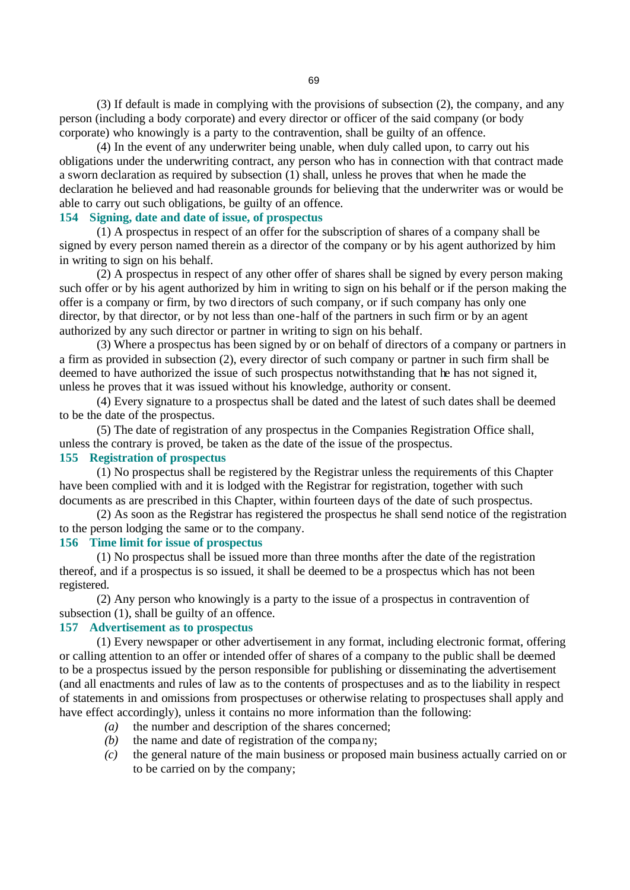(3) If default is made in complying with the provisions of subsection (2), the company, and any person (including a body corporate) and every director or officer of the said company (or body corporate) who knowingly is a party to the contravention, shall be guilty of an offence.

(4) In the event of any underwriter being unable, when duly called upon, to carry out his obligations under the underwriting contract, any person who has in connection with that contract made a sworn declaration as required by subsection (1) shall, unless he proves that when he made the declaration he believed and had reasonable grounds for believing that the underwriter was or would be able to carry out such obligations, be guilty of an offence.

### 154 Signing, date and date of issue, of prospectus

(1) A prospectus in respect of an offer for the subscription of shares of a company shall be signed by every person named therein as a director of the company or by his agent authorized by him in writing to sign on his behalf.

(2) A prospectus in respect of any other offer of shares shall be signed by every person making such offer or by his agent authorized by him in writing to sign on his behalf or if the person making the offer is a company or firm, by two directors of such company, or if such company has only one director, by that director, or by not less than one-half of the partners in such firm or by an agent authorized by any such director or partner in writing to sign on his behalf.

(3) Where a prospectus has been signed by or on behalf of directors of a company or partners in a firm as provided in subsection (2), every director of such company or partner in such firm shall be deemed to have authorized the issue of such prospectus notwithstanding that he has not signed it, unless he proves that it was issued without his knowledge, authority or consent.

(4) Every signature to a prospectus shall be dated and the latest of such dates shall be deemed to be the date of the prospectus.

(5) The date of registration of any prospectus in the Companies Registration Office shall, unless the contrary is proved, be taken as the date of the issue of the prospectus.

### 155 Registration of prospectus

(1) No prospectus shall be registered by the Registrar unless the requirements of this Chapter have been complied with and it is lodged with the Registrar for registration, together with such documents as are prescribed in this Chapter, within fourteen days of the date of such prospectus.

(2) As soon as the Registrar has registered the prospectus he shall send notice of the registration to the person lodging the same or to the company.

### 156 Time limit for issue of prospectus

(1) No prospectus shall be issued more than three months after the date of the registration thereof, and if a prospectus is so issued, it shall be deemed to be a prospectus which has not been registered.

(2) Any person who knowingly is a party to the issue of a prospectus in contravention of subsection (1), shall be guilty of an offence.

### 157 Advertisement as to prospectus

(1) Every newspaper or other advertisement in any format, including electronic format, offering or calling attention to an offer or intended offer of shares of a company to the public shall be deemed to be a prospectus issued by the person responsible for publishing or disseminating the advertisement (and all enactments and rules of law as to the contents of prospectuses and as to the liability in respect of statements in and omissions from prospectuses or otherwise relating to prospectuses shall apply and have effect accordingly), unless it contains no more information than the following:

*(a)* the number and description of the shares concerned;

*(b)* the name and date of registration of the company;

*(c)* the general nature of the main business or proposed main business actually carried on or to be carried on by the company;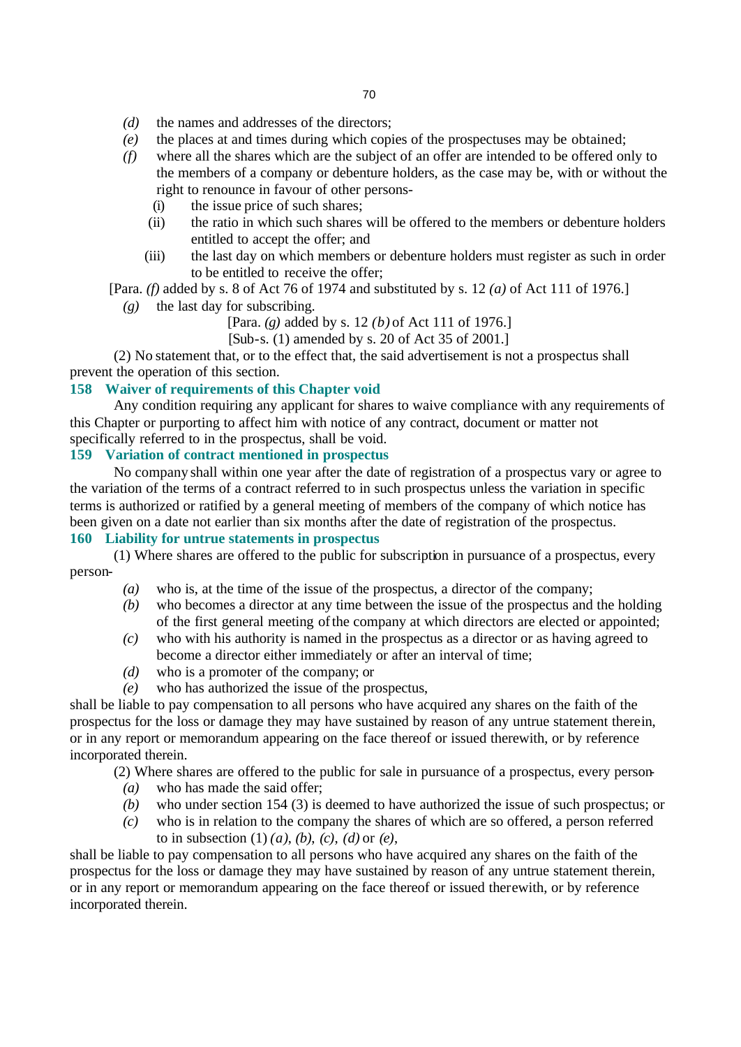*(d)* the names and addresses of the directors;

*(e)* the places at and times during which copies of the prospectuses may be obtained;

*(f)* where all the shares which are the subject of an offer are intended to be offered only to the members of a company or debenture holders, as the case may be, with or without the right to renounce in favour of other persons-

(i) the issue price of such shares;

(ii) the ratio in which such shares will be offered to the members or debenture holders entitled to accept the offer; and

(iii) the last day on which members or debenture holders must register as such in order to be entitled to receive the offer;

[Para. *(f)* added by s. 8 of Act 76 of 1974 and substituted by s. 12 *(a)* of Act 111 of 1976.]

*(g)* the last day for subscribing.

[Para. *(g)* added by s. 12 *(b)* of Act 111 of 1976.]

[Sub-s. (1) amended by s. 20 of Act 35 of 2001.]

(2) No statement that, or to the effect that, the said advertisement is not a prospectus shall prevent the operation of this section.

### 158 Waiver of requirements of this Chapter void

Any condition requiring any applicant for shares to waive compliance with any requirements of this Chapter or purporting to affect him with notice of any contract, document or matter not specifically referred to in the prospectus, shall be void.

### 159 Variation of contract mentioned in prospectus

No company shall within one year after the date of registration of a prospectus vary or agree to the variation of the terms of a contract referred to in such prospectus unless the variation in specific terms is authorized or ratified by a general meeting of members of the company of which notice has been given on a date not earlier than six months after the date of registration of the prospectus.

### 160 Liability for untrue statements in prospectus

(1) Where shares are offered to the public for subscription in pursuance of a prospectus, every person-

*(a)* who is, at the time of the issue of the prospectus, a director of the company;

*(b)* who becomes a director at any time between the issue of the prospectus and the holding of the first general meeting of the company at which directors are elected or appointed;

*(c)* who with his authority is named in the prospectus as a director or as having agreed to become a director either immediately or after an interval of time;

*(d)* who is a promoter of the company; or

*(e)* who has authorized the issue of the prospectus,

shall be liable to pay compensation to all persons who have acquired any shares on the faith of the prospectus for the loss or damage they may have sustained by reason of any untrue statement therein, or in any report or memorandum appearing on the face thereof or issued therewith, or by reference incorporated therein.

(2) Where shares are offered to the public for sale in pursuance of a prospectus, every person-

*(a)* who has made the said offer;

*(b)* who under section 154 (3) is deemed to have authorized the issue of such prospectus; or

*(c)* who is in relation to the company the shares of which are so offered, a person referred to in subsection (1) *(a)*, *(b)*, *(c)*, *(d)* or *(e)*,

shall be liable to pay compensation to all persons who have acquired any shares on the faith of the prospectus for the loss or damage they may have sustained by reason of any untrue statement therein, or in any report or memorandum appearing on the face thereof or issued therewith, or by reference incorporated therein.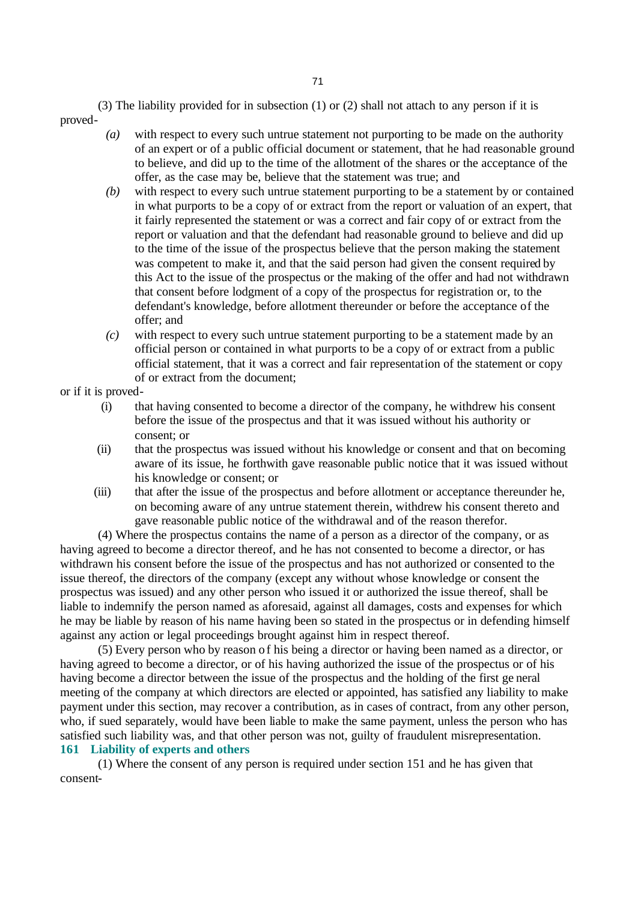(3) The liability provided for in subsection (1) or (2) shall not attach to any person if it is proved-

*(a)* with respect to every such untrue statement not purporting to be made on the authority of an expert or of a public official document or statement, that he had reasonable ground to believe, and did up to the time of the allotment of the shares or the acceptance of the offer, as the case may be, believe that the statement was true; and

*(b)* with respect to every such untrue statement purporting to be a statement by or contained in what purports to be a copy of or extract from the report or valuation of an expert, that it fairly represented the statement or was a correct and fair copy of or extract from the report or valuation and that the defendant had reasonable ground to believe and did up to the time of the issue of the prospectus believe that the person making the statement was competent to make it, and that the said person had given the consent required by this Act to the issue of the prospectus or the making of the offer and had not withdrawn that consent before lodgment of a copy of the prospectus for registration or, to the defendant's knowledge, before allotment thereunder or before the acceptance of the offer; and

*(c)* with respect to every such untrue statement purporting to be a statement made by an official person or contained in what purports to be a copy of or extract from a public official statement, that it was a correct and fair representation of the statement or copy of or extract from the document;

or if it is proved-

(i) that having consented to become a director of the company, he withdrew his consent before the issue of the prospectus and that it was issued without his authority or consent; or

(ii) that the prospectus was issued without his knowledge or consent and that on becoming aware of its issue, he forthwith gave reasonable public notice that it was issued without his knowledge or consent; or

(iii) that after the issue of the prospectus and before allotment or acceptance thereunder he, on becoming aware of any untrue statement therein, withdrew his consent thereto and gave reasonable public notice of the withdrawal and of the reason therefor.

(4) Where the prospectus contains the name of a person as a director of the company, or as having agreed to become a director thereof, and he has not consented to become a director, or has withdrawn his consent before the issue of the prospectus and has not authorized or consented to the issue thereof, the directors of the company (except any without whose knowledge or consent the prospectus was issued) and any other person who issued it or authorized the issue thereof, shall be liable to indemnify the person named as aforesaid, against all damages, costs and expenses for which he may be liable by reason of his name having been so stated in the prospectus or in defending himself against any action or legal proceedings brought against him in respect thereof.

(5) Every person who by reason of his being a director or having been named as a director, or having agreed to become a director, or of his having authorized the issue of the prospectus or of his having become a director between the issue of the prospectus and the holding of the first general meeting of the company at which directors are elected or appointed, has satisfied any liability to make payment under this section, may recover a contribution, as in cases of contract, from any other person, who, if sued separately, would have been liable to make the same payment, unless the person who has satisfied such liability was, and that other person was not, guilty of fraudulent misrepresentation.

### 161 Liability of experts and others

(1) Where the consent of any person is required under section 151 and he has given that consent-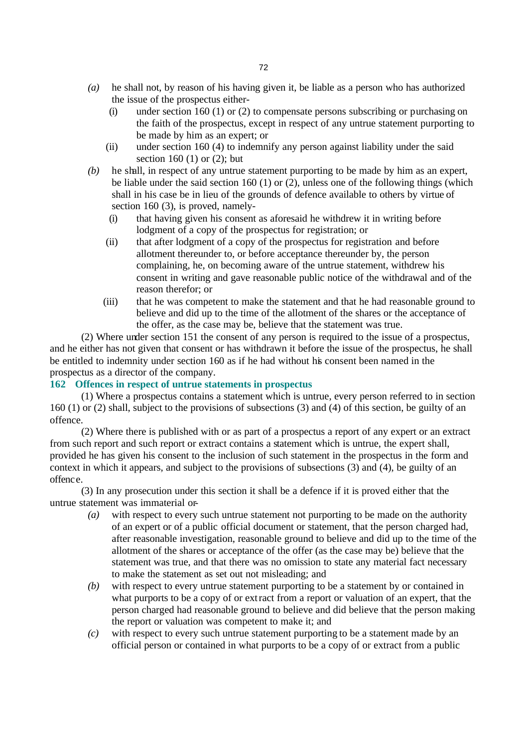*(a)* he shall not, by reason of his having given it, be liable as a person who has authorized the issue of the prospectus either-

  (i) under section 160 (1) or (2) to compensate persons subscribing or purchasing on the faith of the prospectus, except in respect of any untrue statement purporting to be made by him as an expert; or

  (ii) under section 160 (4) to indemnify any person against liability under the said section 160 (1) or (2); but

*(b)* he shall, in respect of any untrue statement purporting to be made by him as an expert, be liable under the said section 160 (1) or (2), unless one of the following things (which shall in his case be in lieu of the grounds of defence available to others by virtue of section 160 (3), is proved, namely-

  (i) that having given his consent as aforesaid he withdrew it in writing before lodgment of a copy of the prospectus for registration; or

  (ii) that after lodgment of a copy of the prospectus for registration and before allotment thereunder to, or before acceptance thereunder by, the person complaining, he, on becoming aware of the untrue statement, withdrew his consent in writing and gave reasonable public notice of the withdrawal and of the reason therefor; or

  (iii) that he was competent to make the statement and that he had reasonable ground to believe and did up to the time of the allotment of the shares or the acceptance of the offer, as the case may be, believe that the statement was true.

(2) Where under section 151 the consent of any person is required to the issue of a prospectus, and he either has not given that consent or has withdrawn it before the issue of the prospectus, he shall be entitled to indemnity under section 160 as if he had without his consent been named in the prospectus as a director of the company.

### 162 Offences in respect of untrue statements in prospectus

(1) Where a prospectus contains a statement which is untrue, every person referred to in section 160 (1) or (2) shall, subject to the provisions of subsections (3) and (4) of this section, be guilty of an offence.

(2) Where there is published with or as part of a prospectus a report of any expert or an extract from such report and such report or extract contains a statement which is untrue, the expert shall, provided he has given his consent to the inclusion of such statement in the prospectus in the form and context in which it appears, and subject to the provisions of subsections (3) and (4), be guilty of an offence.

(3) In any prosecution under this section it shall be a defence if it is proved either that the untrue statement was immaterial or-

*(a)* with respect to every such untrue statement not purporting to be made on the authority of an expert or of a public official document or statement, that the person charged had, after reasonable investigation, reasonable ground to believe and did up to the time of the allotment of the shares or acceptance of the offer (as the case may be) believe that the statement was true, and that there was no omission to state any material fact necessary to make the statement as set out not misleading; and

*(b)* with respect to every untrue statement purporting to be a statement by or contained in what purports to be a copy of or extract from a report or valuation of an expert, that the person charged had reasonable ground to believe and did believe that the person making the report or valuation was competent to make it; and

*(c)* with respect to every such untrue statement purporting to be a statement made by an official person or contained in what purports to be a copy of or extract from a public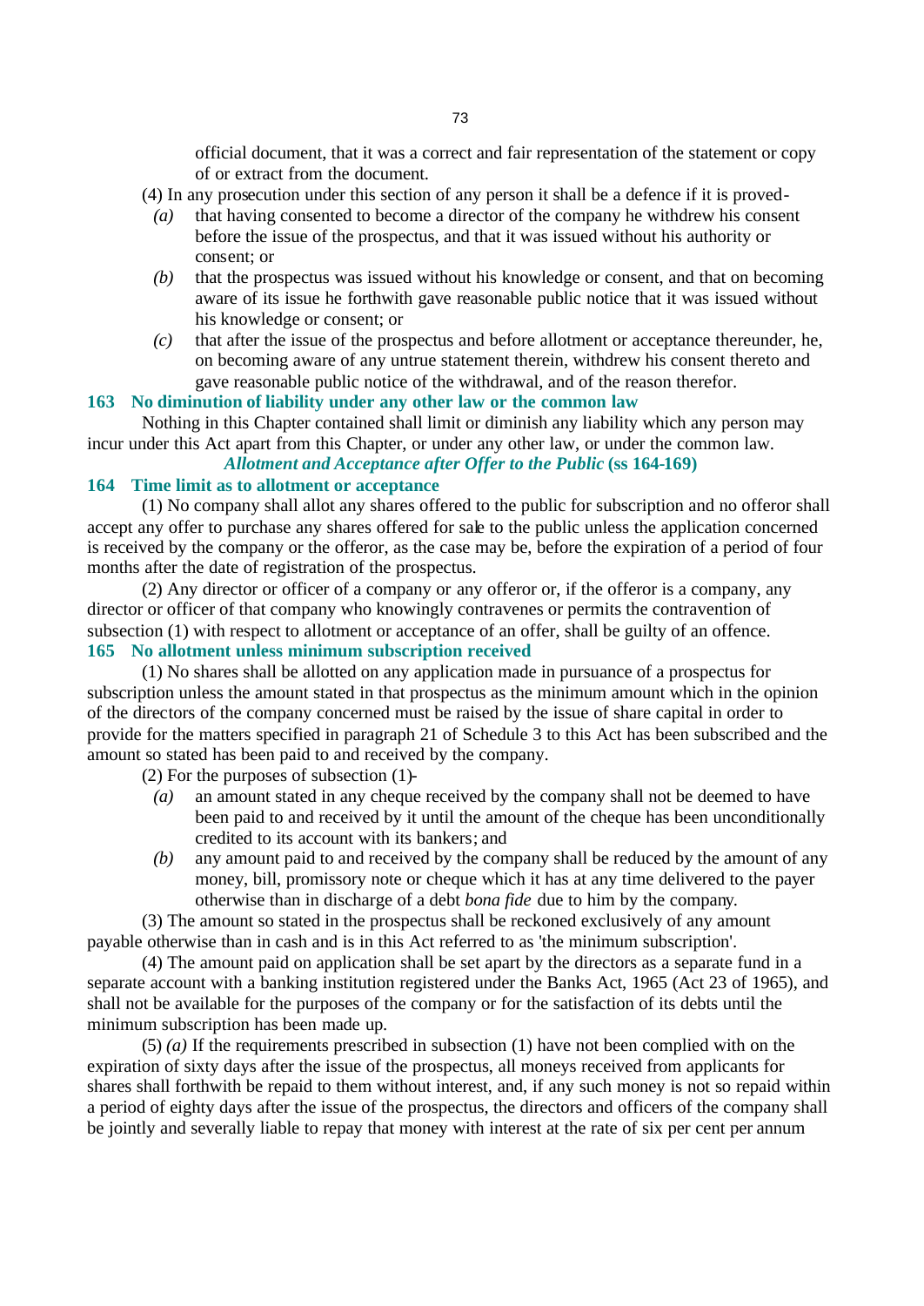official document, that it was a correct and fair representation of the statement or copy of or extract from the document.

(4) In any prosecution under this section of any person it shall be a defence if it is proved-

*(a)* that having consented to become a director of the company he withdrew his consent before the issue of the prospectus, and that it was issued without his authority or consent; or

*(b)* that the prospectus was issued without his knowledge or consent, and that on becoming aware of its issue he forthwith gave reasonable public notice that it was issued without his knowledge or consent; or

*(c)* that after the issue of the prospectus and before allotment or acceptance thereunder, he, on becoming aware of any untrue statement therein, withdrew his consent thereto and gave reasonable public notice of the withdrawal, and of the reason therefor.

### 163 No diminution of liability under any other law or the common law

Nothing in this Chapter contained shall limit or diminish any liability which any person may incur under this Act apart from this Chapter, or under any other law, or under the common law.

***Allotment and Acceptance after Offer to the Public* (ss 164-169)**

### 164 Time limit as to allotment or acceptance

(1) No company shall allot any shares offered to the public for subscription and no offeror shall accept any offer to purchase any shares offered for sale to the public unless the application concerned is received by the company or the offeror, as the case may be, before the expiration of a period of four months after the date of registration of the prospectus.

(2) Any director or officer of a company or any offeror or, if the offeror is a company, any director or officer of that company who knowingly contravenes or permits the contravention of subsection (1) with respect to allotment or acceptance of an offer, shall be guilty of an offence.

### 165 No allotment unless minimum subscription received

(1) No shares shall be allotted on any application made in pursuance of a prospectus for subscription unless the amount stated in that prospectus as the minimum amount which in the opinion of the directors of the company concerned must be raised by the issue of share capital in order to provide for the matters specified in paragraph 21 of Schedule 3 to this Act has been subscribed and the amount so stated has been paid to and received by the company.

(2) For the purposes of subsection (1)-

*(a)* an amount stated in any cheque received by the company shall not be deemed to have been paid to and received by it until the amount of the cheque has been unconditionally credited to its account with its bankers; and

*(b)* any amount paid to and received by the company shall be reduced by the amount of any money, bill, promissory note or cheque which it has at any time delivered to the payer otherwise than in discharge of a debt *bona fide* due to him by the company.

(3) The amount so stated in the prospectus shall be reckoned exclusively of any amount payable otherwise than in cash and is in this Act referred to as 'the minimum subscription'.

(4) The amount paid on application shall be set apart by the directors as a separate fund in a separate account with a banking institution registered under the Banks Act, 1965 (Act 23 of 1965), and shall not be available for the purposes of the company or for the satisfaction of its debts until the minimum subscription has been made up.

(5) *(a)* If the requirements prescribed in subsection (1) have not been complied with on the expiration of sixty days after the issue of the prospectus, all moneys received from applicants for shares shall forthwith be repaid to them without interest, and, if any such money is not so repaid within a period of eighty days after the issue of the prospectus, the directors and officers of the company shall be jointly and severally liable to repay that money with interest at the rate of six per cent per annum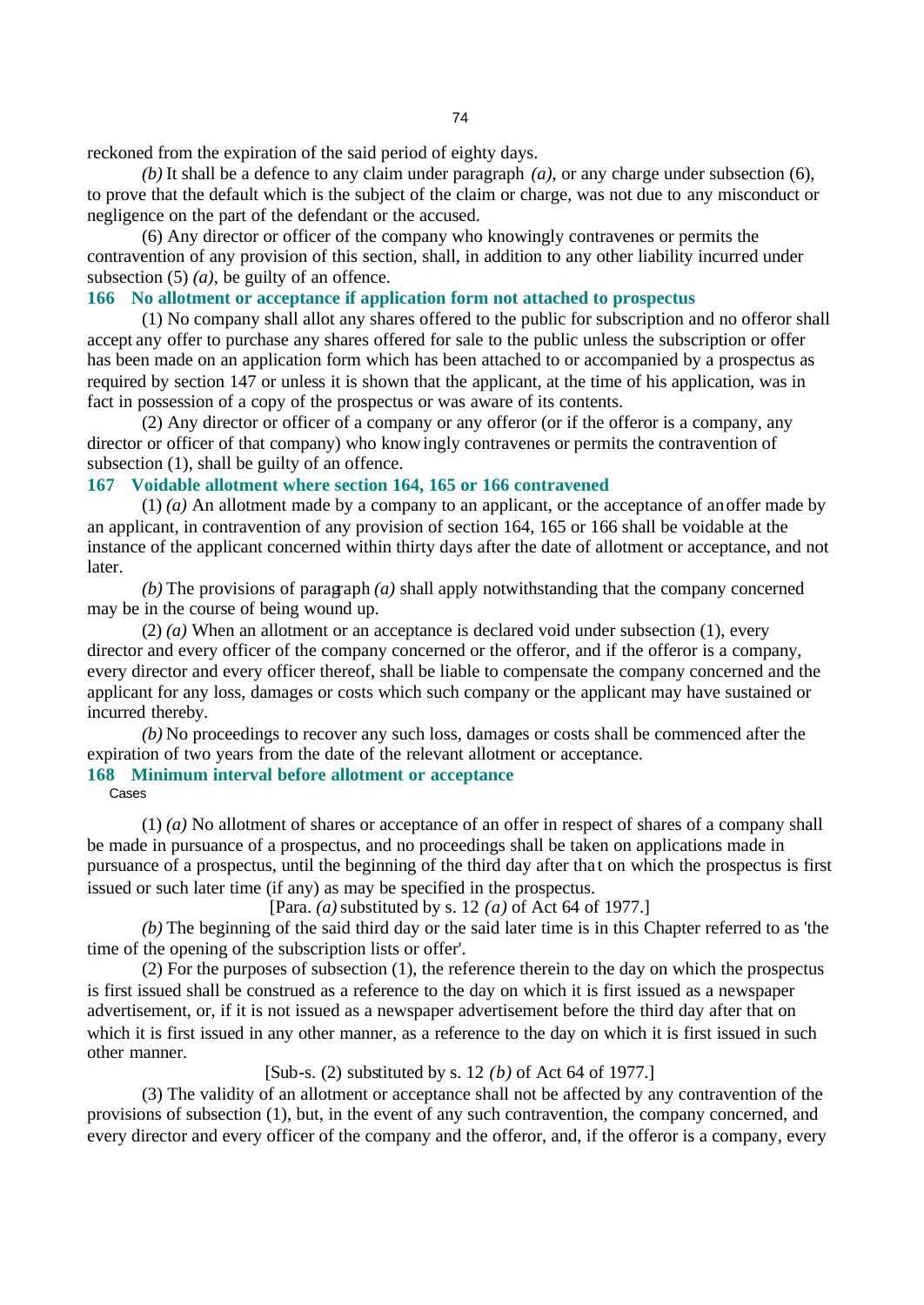reckoned from the expiration of the said period of eighty days.

*(b)* It shall be a defence to any claim under paragraph *(a)*, or any charge under subsection (6), to prove that the default which is the subject of the claim or charge, was not due to any misconduct or negligence on the part of the defendant or the accused.

(6) Any director or officer of the company who knowingly contravenes or permits the contravention of any provision of this section, shall, in addition to any other liability incurred under subsection (5) *(a)*, be guilty of an offence.

### 166 No allotment or acceptance if application form not attached to prospectus

(1) No company shall allot any shares offered to the public for subscription and no offeror shall accept any offer to purchase any shares offered for sale to the public unless the subscription or offer has been made on an application form which has been attached to or accompanied by a prospectus as required by section 147 or unless it is shown that the applicant, at the time of his application, was in fact in possession of a copy of the prospectus or was aware of its contents.

(2) Any director or officer of a company or any offeror (or if the offeror is a company, any director or officer of that company) who knowingly contravenes or permits the contravention of subsection (1), shall be guilty of an offence.

### 167 Voidable allotment where section 164, 165 or 166 contravened

(1) *(a)* An allotment made by a company to an applicant, or the acceptance of an offer made by an applicant, in contravention of any provision of section 164, 165 or 166 shall be voidable at the instance of the applicant concerned within thirty days after the date of allotment or acceptance, and not later.

*(b)* The provisions of paragraph *(a)* shall apply notwithstanding that the company concerned may be in the course of being wound up.

(2) *(a)* When an allotment or an acceptance is declared void under subsection (1), every director and every officer of the company concerned or the offeror, and if the offeror is a company, every director and every officer thereof, shall be liable to compensate the company concerned and the applicant for any loss, damages or costs which such company or the applicant may have sustained or incurred thereby.

*(b)* No proceedings to recover any such loss, damages or costs shall be commenced after the expiration of two years from the date of the relevant allotment or acceptance.

### 168 Minimum interval before allotment or acceptance

Cases

(1) *(a)* No allotment of shares or acceptance of an offer in respect of shares of a company shall be made in pursuance of a prospectus, and no proceedings shall be taken on applications made in pursuance of a prospectus, until the beginning of the third day after that on which the prospectus is first issued or such later time (if any) as may be specified in the prospectus.

[Para. *(a)* substituted by s. 12 *(a)* of Act 64 of 1977.]

*(b)* The beginning of the said third day or the said later time is in this Chapter referred to as 'the time of the opening of the subscription lists or offer'.

(2) For the purposes of subsection (1), the reference therein to the day on which the prospectus is first issued shall be construed as a reference to the day on which it is first issued as a newspaper advertisement, or, if it is not issued as a newspaper advertisement before the third day after that on which it is first issued in any other manner, as a reference to the day on which it is first issued in such other manner.

[Sub-s. (2) substituted by s. 12 *(b)* of Act 64 of 1977.]

(3) The validity of an allotment or acceptance shall not be affected by any contravention of the provisions of subsection (1), but, in the event of any such contravention, the company concerned, and every director and every officer of the company and the offeror, and, if the offeror is a company, every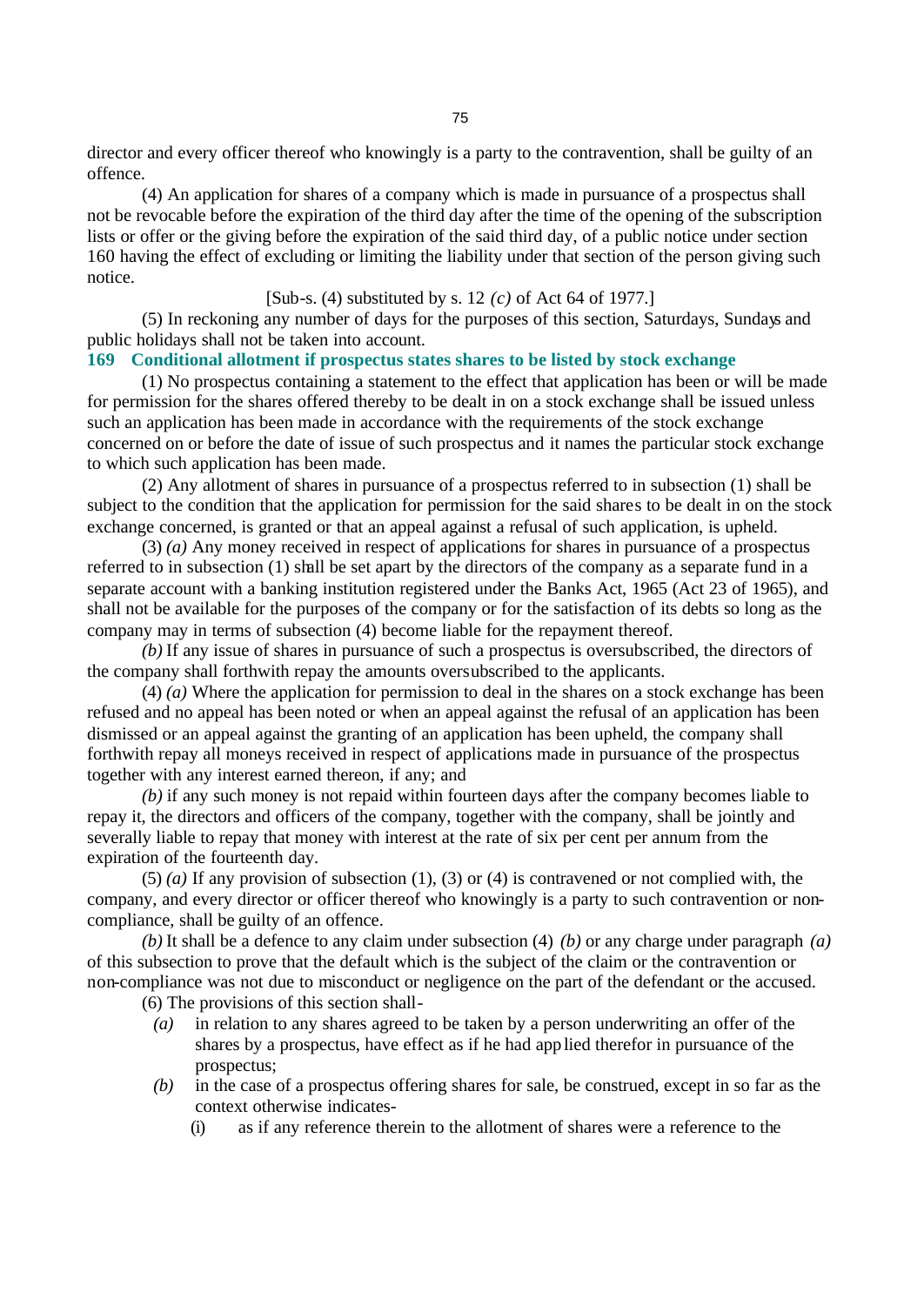director and every officer thereof who knowingly is a party to the contravention, shall be guilty of an offence.

(4) An application for shares of a company which is made in pursuance of a prospectus shall not be revocable before the expiration of the third day after the time of the opening of the subscription lists or offer or the giving before the expiration of the said third day, of a public notice under section 160 having the effect of excluding or limiting the liability under that section of the person giving such notice.

[Sub-s. (4) substituted by s. 12 *(c)* of Act 64 of 1977.]

(5) In reckoning any number of days for the purposes of this section, Saturdays, Sundays and public holidays shall not be taken into account.

**169 Conditional allotment if prospectus states shares to be listed by stock exchange**

(1) No prospectus containing a statement to the effect that application has been or will be made for permission for the shares offered thereby to be dealt in on a stock exchange shall be issued unless such an application has been made in accordance with the requirements of the stock exchange concerned on or before the date of issue of such prospectus and it names the particular stock exchange to which such application has been made.

(2) Any allotment of shares in pursuance of a prospectus referred to in subsection (1) shall be subject to the condition that the application for permission for the said shares to be dealt in on the stock exchange concerned, is granted or that an appeal against a refusal of such application, is upheld.

(3) *(a)* Any money received in respect of applications for shares in pursuance of a prospectus referred to in subsection (1) shall be set apart by the directors of the company as a separate fund in a separate account with a banking institution registered under the Banks Act, 1965 (Act 23 of 1965), and shall not be available for the purposes of the company or for the satisfaction of its debts so long as the company may in terms of subsection (4) become liable for the repayment thereof.

*(b)* If any issue of shares in pursuance of such a prospectus is oversubscribed, the directors of the company shall forthwith repay the amounts oversubscribed to the applicants.

(4) *(a)* Where the application for permission to deal in the shares on a stock exchange has been refused and no appeal has been noted or when an appeal against the refusal of an application has been dismissed or an appeal against the granting of an application has been upheld, the company shall forthwith repay all moneys received in respect of applications made in pursuance of the prospectus together with any interest earned thereon, if any; and

*(b)* if any such money is not repaid within fourteen days after the company becomes liable to repay it, the directors and officers of the company, together with the company, shall be jointly and severally liable to repay that money with interest at the rate of six per cent per annum from the expiration of the fourteenth day.

(5) *(a)* If any provision of subsection (1), (3) or (4) is contravened or not complied with, the company, and every director or officer thereof who knowingly is a party to such contravention or non-compliance, shall be guilty of an offence.

*(b)* It shall be a defence to any claim under subsection (4) *(b)* or any charge under paragraph *(a)* of this subsection to prove that the default which is the subject of the claim or the contravention or non-compliance was not due to misconduct or negligence on the part of the defendant or the accused.

(6) The provisions of this section shall-

*(a)* in relation to any shares agreed to be taken by a person underwriting an offer of the shares by a prospectus, have effect as if he had applied therefor in pursuance of the prospectus;

*(b)* in the case of a prospectus offering shares for sale, be construed, except in so far as the context otherwise indicates-

(i) as if any reference therein to the allotment of shares were a reference to the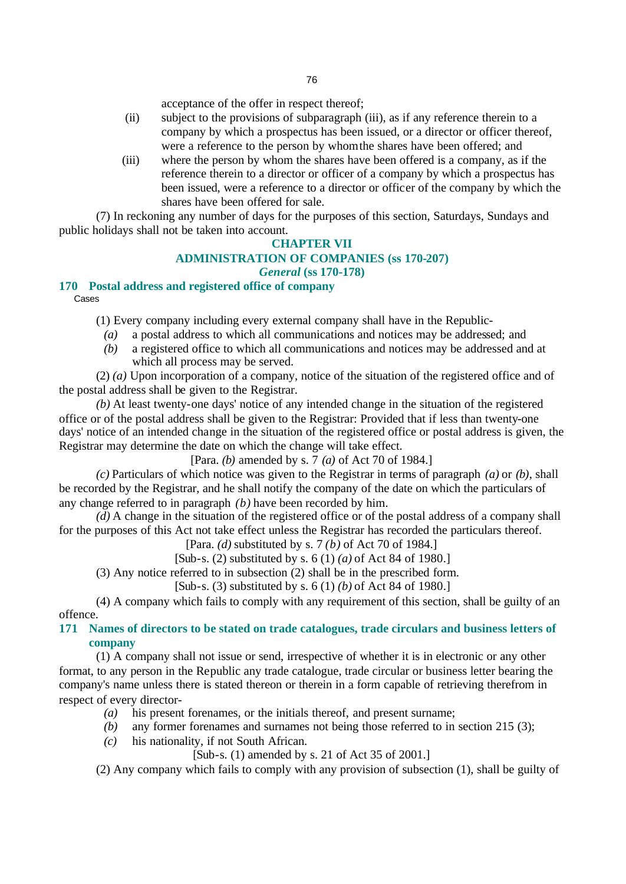acceptance of the offer in respect thereof;

(ii) subject to the provisions of subparagraph (iii), as if any reference therein to a company by which a prospectus has been issued, or a director or officer thereof, were a reference to the person by whom the shares have been offered; and

(iii) where the person by whom the shares have been offered is a company, as if the reference therein to a director or officer of a company by which a prospectus has been issued, were a reference to a director or officer of the company by which the shares have been offered for sale.

(7) In reckoning any number of days for the purposes of this section, Saturdays, Sundays and public holidays shall not be taken into account.

## CHAPTER VII
## ADMINISTRATION OF COMPANIES (ss 170-207)
### *General* (ss 170-178)

### 170 Postal address and registered office of company

Cases

(1) Every company including every external company shall have in the Republic-

*(a)* a postal address to which all communications and notices may be addressed; and

*(b)* a registered office to which all communications and notices may be addressed and at which all process may be served.

(2) *(a)* Upon incorporation of a company, notice of the situation of the registered office and of the postal address shall be given to the Registrar.

*(b)* At least twenty-one days' notice of any intended change in the situation of the registered office or of the postal address shall be given to the Registrar: Provided that if less than twenty-one days' notice of an intended change in the situation of the registered office or postal address is given, the Registrar may determine the date on which the change will take effect.

[Para. *(b)* amended by s. 7 *(a)* of Act 70 of 1984.]

*(c)* Particulars of which notice was given to the Registrar in terms of paragraph *(a)* or *(b)*, shall be recorded by the Registrar, and he shall notify the company of the date on which the particulars of any change referred to in paragraph *(b)* have been recorded by him.

*(d)* A change in the situation of the registered office or of the postal address of a company shall for the purposes of this Act not take effect unless the Registrar has recorded the particulars thereof.

[Para. *(d)* substituted by s. 7 *(b)* of Act 70 of 1984.]

[Sub-s. (2) substituted by s. 6 (1) *(a)* of Act 84 of 1980.]

(3) Any notice referred to in subsection (2) shall be in the prescribed form.

[Sub-s. (3) substituted by s. 6 (1) *(b)* of Act 84 of 1980.]

(4) A company which fails to comply with any requirement of this section, shall be guilty of an offence.

### 171 Names of directors to be stated on trade catalogues, trade circulars and business letters of company

(1) A company shall not issue or send, irrespective of whether it is in electronic or any other format, to any person in the Republic any trade catalogue, trade circular or business letter bearing the company's name unless there is stated thereon or therein in a form capable of retrieving therefrom in respect of every director-

*(a)* his present forenames, or the initials thereof, and present surname;

*(b)* any former forenames and surnames not being those referred to in section 215 (3);

*(c)* his nationality, if not South African.

[Sub-s. (1) amended by s. 21 of Act 35 of 2001.]

(2) Any company which fails to comply with any provision of subsection (1), shall be guilty of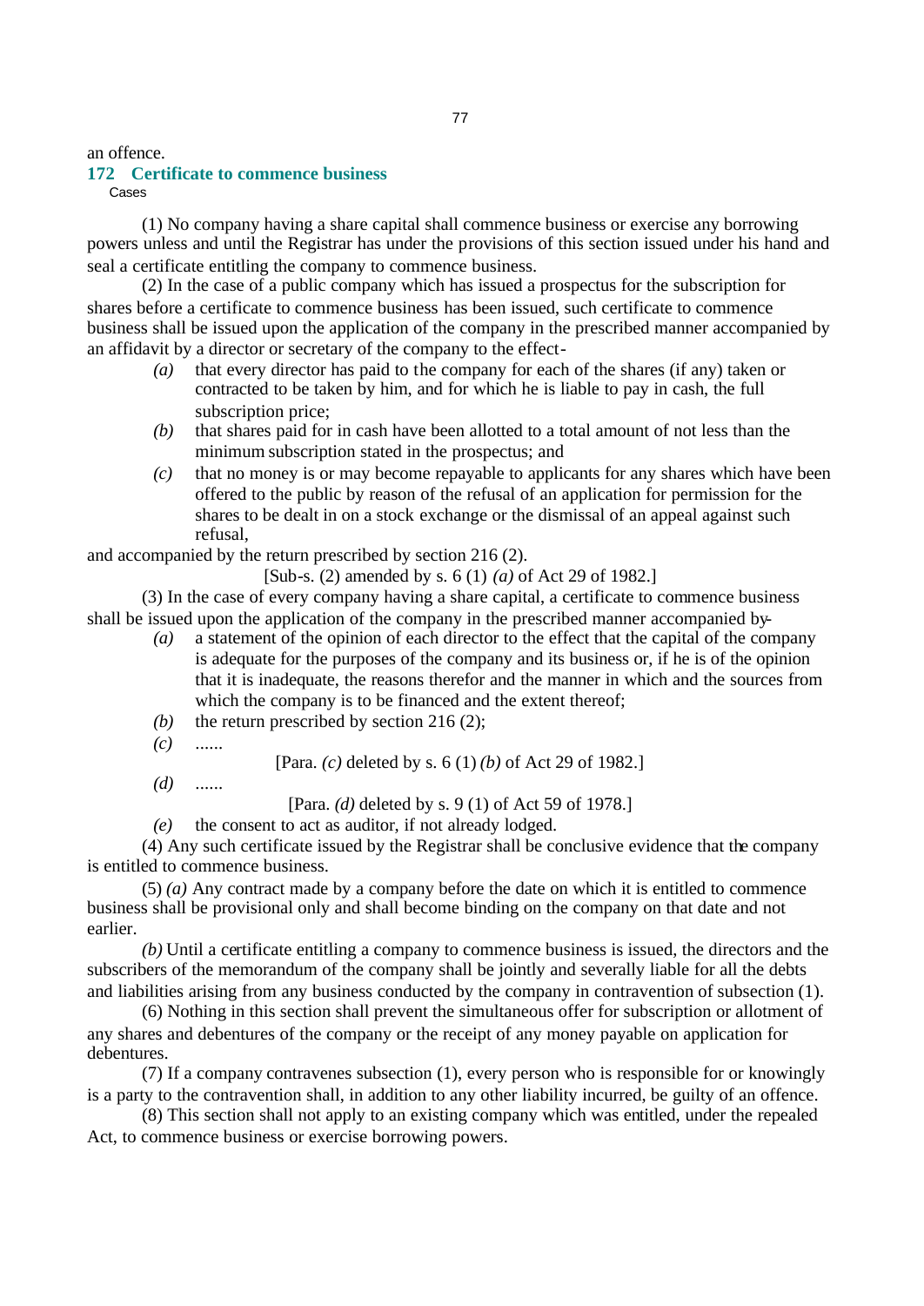an offence.

### 172 Certificate to commence business

Cases

(1) No company having a share capital shall commence business or exercise any borrowing powers unless and until the Registrar has under the provisions of this section issued under his hand and seal a certificate entitling the company to commence business.

(2) In the case of a public company which has issued a prospectus for the subscription for shares before a certificate to commence business has been issued, such certificate to commence business shall be issued upon the application of the company in the prescribed manner accompanied by an affidavit by a director or secretary of the company to the effect-

- *(a)* that every director has paid to the company for each of the shares (if any) taken or contracted to be taken by him, and for which he is liable to pay in cash, the full subscription price;
- *(b)* that shares paid for in cash have been allotted to a total amount of not less than the minimum subscription stated in the prospectus; and
- *(c)* that no money is or may become repayable to applicants for any shares which have been offered to the public by reason of the refusal of an application for permission for the shares to be dealt in on a stock exchange or the dismissal of an appeal against such refusal,

and accompanied by the return prescribed by section 216 (2).

[Sub-s. (2) amended by s. 6 (1) *(a)* of Act 29 of 1982.]

(3) In the case of every company having a share capital, a certificate to commence business shall be issued upon the application of the company in the prescribed manner accompanied by-

- *(a)* a statement of the opinion of each director to the effect that the capital of the company is adequate for the purposes of the company and its business or, if he is of the opinion that it is inadequate, the reasons therefor and the manner in which and the sources from which the company is to be financed and the extent thereof;
- *(b)* the return prescribed by section 216 (2);
- *(c)* ......

  [Para. *(c)* deleted by s. 6 (1) *(b)* of Act 29 of 1982.]
- *(d)* ......

  [Para. *(d)* deleted by s. 9 (1) of Act 59 of 1978.]
- *(e)* the consent to act as auditor, if not already lodged.

(4) Any such certificate issued by the Registrar shall be conclusive evidence that the company is entitled to commence business.

(5) *(a)* Any contract made by a company before the date on which it is entitled to commence business shall be provisional only and shall become binding on the company on that date and not earlier.

*(b)* Until a certificate entitling a company to commence business is issued, the directors and the subscribers of the memorandum of the company shall be jointly and severally liable for all the debts and liabilities arising from any business conducted by the company in contravention of subsection (1).

(6) Nothing in this section shall prevent the simultaneous offer for subscription or allotment of any shares and debentures of the company or the receipt of any money payable on application for debentures.

(7) If a company contravenes subsection (1), every person who is responsible for or knowingly is a party to the contravention shall, in addition to any other liability incurred, be guilty of an offence.

(8) This section shall not apply to an existing company which was entitled, under the repealed Act, to commence business or exercise borrowing powers.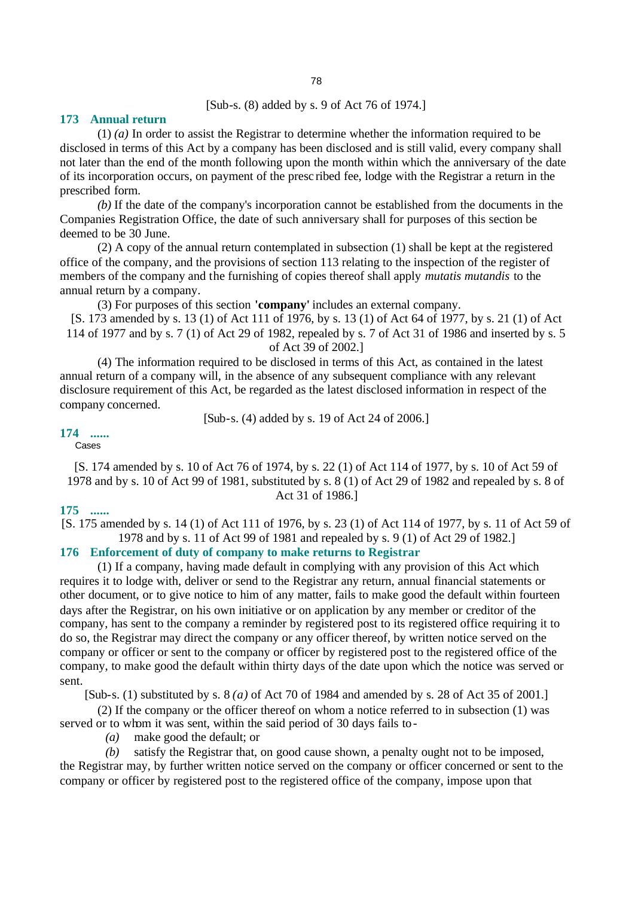[Sub-s. (8) added by s. 9 of Act 76 of 1974.]

### 173 Annual return

(1) *(a)* In order to assist the Registrar to determine whether the information required to be disclosed in terms of this Act by a company has been disclosed and is still valid, every company shall not later than the end of the month following upon the month within which the anniversary of the date of its incorporation occurs, on payment of the prescribed fee, lodge with the Registrar a return in the prescribed form.

*(b)* If the date of the company's incorporation cannot be established from the documents in the Companies Registration Office, the date of such anniversary shall for purposes of this section be deemed to be 30 June.

(2) A copy of the annual return contemplated in subsection (1) shall be kept at the registered office of the company, and the provisions of section 113 relating to the inspection of the register of members of the company and the furnishing of copies thereof shall apply *mutatis mutandis* to the annual return by a company.

(3) For purposes of this section **'company'** includes an external company.

[S. 173 amended by s. 13 (1) of Act 111 of 1976, by s. 13 (1) of Act 64 of 1977, by s. 21 (1) of Act 114 of 1977 and by s. 7 (1) of Act 29 of 1982, repealed by s. 7 of Act 31 of 1986 and inserted by s. 5 of Act 39 of 2002.]

(4) The information required to be disclosed in terms of this Act, as contained in the latest annual return of a company will, in the absence of any subsequent compliance with any relevant disclosure requirement of this Act, be regarded as the latest disclosed information in respect of the company concerned.

[Sub-s. (4) added by s. 19 of Act 24 of 2006.]

### 174 ......

Cases

[S. 174 amended by s. 10 of Act 76 of 1974, by s. 22 (1) of Act 114 of 1977, by s. 10 of Act 59 of 1978 and by s. 10 of Act 99 of 1981, substituted by s. 8 (1) of Act 29 of 1982 and repealed by s. 8 of Act 31 of 1986.]

### 175 ......

[S. 175 amended by s. 14 (1) of Act 111 of 1976, by s. 23 (1) of Act 114 of 1977, by s. 11 of Act 59 of 1978 and by s. 11 of Act 99 of 1981 and repealed by s. 9 (1) of Act 29 of 1982.]

### 176 Enforcement of duty of company to make returns to Registrar

(1) If a company, having made default in complying with any provision of this Act which requires it to lodge with, deliver or send to the Registrar any return, annual financial statements or other document, or to give notice to him of any matter, fails to make good the default within fourteen days after the Registrar, on his own initiative or on application by any member or creditor of the company, has sent to the company a reminder by registered post to its registered office requiring it to do so, the Registrar may direct the company or any officer thereof, by written notice served on the company or officer or sent to the company or officer by registered post to the registered office of the company, to make good the default within thirty days of the date upon which the notice was served or sent.

[Sub-s. (1) substituted by s. 8 *(a)* of Act 70 of 1984 and amended by s. 28 of Act 35 of 2001.]

(2) If the company or the officer thereof on whom a notice referred to in subsection (1) was served or to whom it was sent, within the said period of 30 days fails to-

*(a)* make good the default; or

*(b)* satisfy the Registrar that, on good cause shown, a penalty ought not to be imposed,

the Registrar may, by further written notice served on the company or officer concerned or sent to the company or officer by registered post to the registered office of the company, impose upon that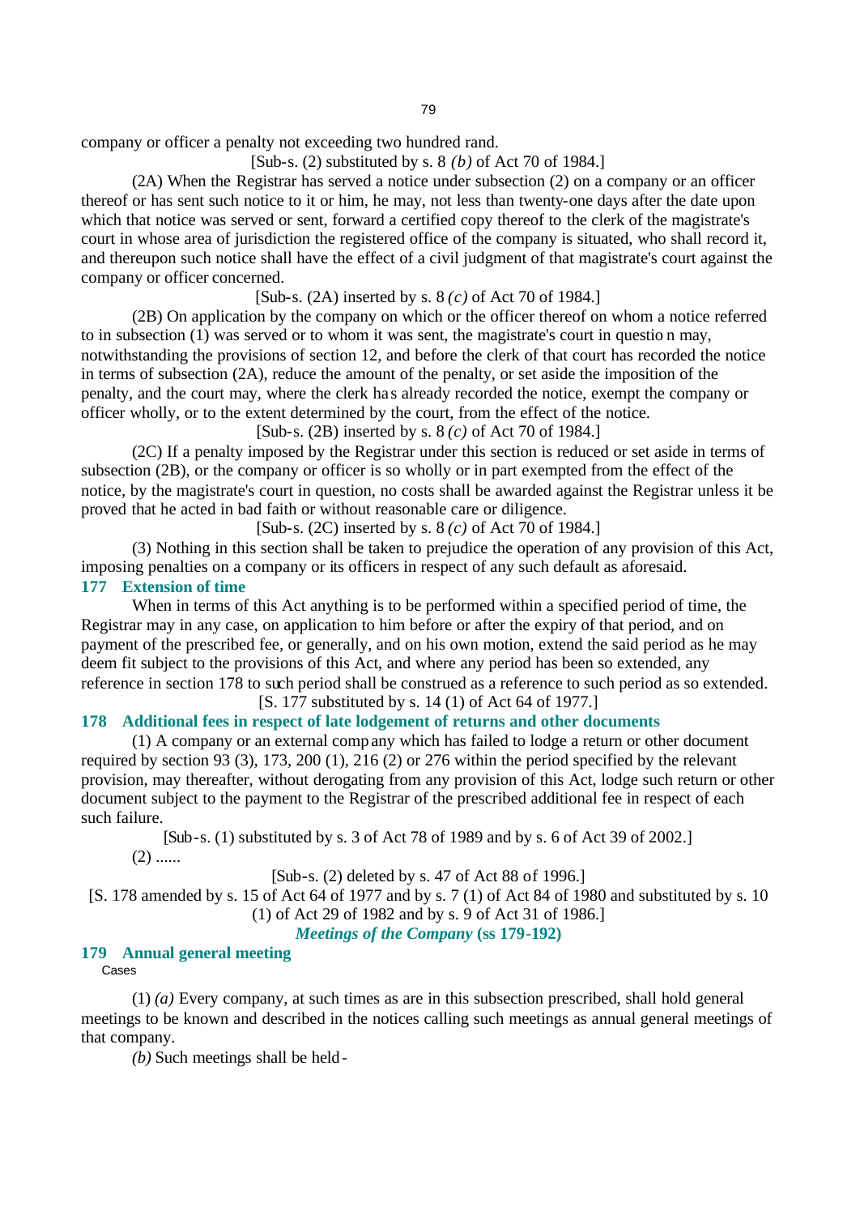company or officer a penalty not exceeding two hundred rand.

[Sub-s. (2) substituted by s. 8 *(b)* of Act 70 of 1984.]

(2A) When the Registrar has served a notice under subsection (2) on a company or an officer thereof or has sent such notice to it or him, he may, not less than twenty-one days after the date upon which that notice was served or sent, forward a certified copy thereof to the clerk of the magistrate's court in whose area of jurisdiction the registered office of the company is situated, who shall record it, and thereupon such notice shall have the effect of a civil judgment of that magistrate's court against the company or officer concerned.

[Sub-s. (2A) inserted by s. 8 *(c)* of Act 70 of 1984.]

(2B) On application by the company on which or the officer thereof on whom a notice referred to in subsection (1) was served or to whom it was sent, the magistrate's court in question may, notwithstanding the provisions of section 12, and before the clerk of that court has recorded the notice in terms of subsection (2A), reduce the amount of the penalty, or set aside the imposition of the penalty, and the court may, where the clerk has already recorded the notice, exempt the company or officer wholly, or to the extent determined by the court, from the effect of the notice.

[Sub-s. (2B) inserted by s. 8 *(c)* of Act 70 of 1984.]

(2C) If a penalty imposed by the Registrar under this section is reduced or set aside in terms of subsection (2B), or the company or officer is so wholly or in part exempted from the effect of the notice, by the magistrate's court in question, no costs shall be awarded against the Registrar unless it be proved that he acted in bad faith or without reasonable care or diligence.

[Sub-s. (2C) inserted by s. 8 *(c)* of Act 70 of 1984.]

(3) Nothing in this section shall be taken to prejudice the operation of any provision of this Act, imposing penalties on a company or its officers in respect of any such default as aforesaid.

### 177 Extension of time

When in terms of this Act anything is to be performed within a specified period of time, the Registrar may in any case, on application to him before or after the expiry of that period, and on payment of the prescribed fee, or generally, and on his own motion, extend the said period as he may deem fit subject to the provisions of this Act, and where any period has been so extended, any reference in section 178 to such period shall be construed as a reference to such period as so extended.

[S. 177 substituted by s. 14 (1) of Act 64 of 1977.]

### 178 Additional fees in respect of late lodgement of returns and other documents

(1) A company or an external company which has failed to lodge a return or other document required by section 93 (3), 173, 200 (1), 216 (2) or 276 within the period specified by the relevant provision, may thereafter, without derogating from any provision of this Act, lodge such return or other document subject to the payment to the Registrar of the prescribed additional fee in respect of each such failure.

[Sub-s. (1) substituted by s. 3 of Act 78 of 1989 and by s. 6 of Act 39 of 2002.]

(2) ......

[Sub-s. (2) deleted by s. 47 of Act 88 of 1996.]

[S. 178 amended by s. 15 of Act 64 of 1977 and by s. 7 (1) of Act 84 of 1980 and substituted by s. 10 (1) of Act 29 of 1982 and by s. 9 of Act 31 of 1986.]

***Meetings of the Company* (ss 179-192)**

### 179 Annual general meeting

Cases

(1) *(a)* Every company, at such times as are in this subsection prescribed, shall hold general meetings to be known and described in the notices calling such meetings as annual general meetings of that company.

*(b)* Such meetings shall be held-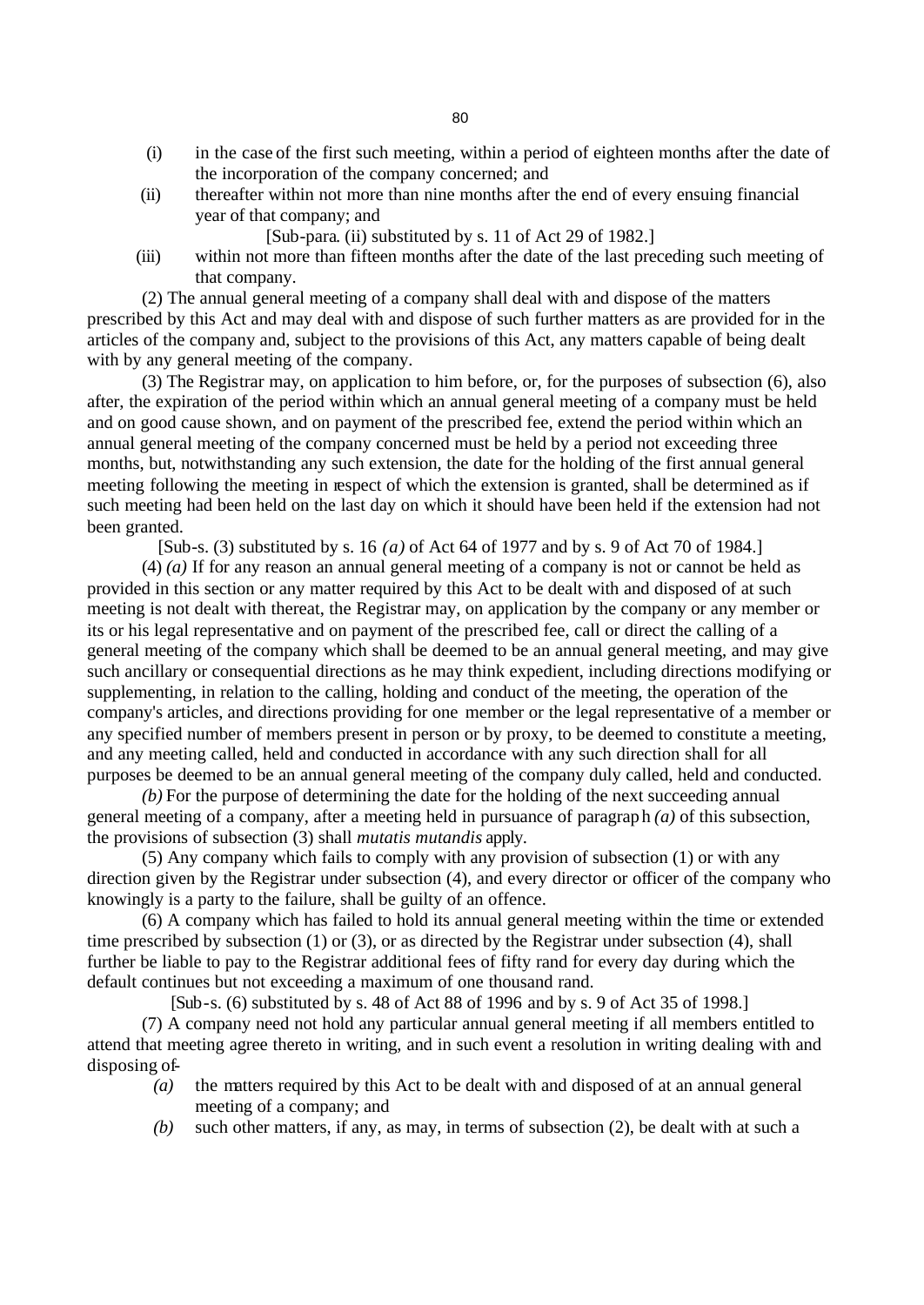(i) in the case of the first such meeting, within a period of eighteen months after the date of the incorporation of the company concerned; and

(ii) thereafter within not more than nine months after the end of every ensuing financial year of that company; and

[Sub-para. (ii) substituted by s. 11 of Act 29 of 1982.]

(iii) within not more than fifteen months after the date of the last preceding such meeting of that company.

(2) The annual general meeting of a company shall deal with and dispose of the matters prescribed by this Act and may deal with and dispose of such further matters as are provided for in the articles of the company and, subject to the provisions of this Act, any matters capable of being dealt with by any general meeting of the company.

(3) The Registrar may, on application to him before, or, for the purposes of subsection (6), also after, the expiration of the period within which an annual general meeting of a company must be held and on good cause shown, and on payment of the prescribed fee, extend the period within which an annual general meeting of the company concerned must be held by a period not exceeding three months, but, notwithstanding any such extension, the date for the holding of the first annual general meeting following the meeting in respect of which the extension is granted, shall be determined as if such meeting had been held on the last day on which it should have been held if the extension had not been granted.

[Sub-s. (3) substituted by s. 16 *(a)* of Act 64 of 1977 and by s. 9 of Act 70 of 1984.]

(4) *(a)* If for any reason an annual general meeting of a company is not or cannot be held as provided in this section or any matter required by this Act to be dealt with and disposed of at such meeting is not dealt with thereat, the Registrar may, on application by the company or any member or its or his legal representative and on payment of the prescribed fee, call or direct the calling of a general meeting of the company which shall be deemed to be an annual general meeting, and may give such ancillary or consequential directions as he may think expedient, including directions modifying or supplementing, in relation to the calling, holding and conduct of the meeting, the operation of the company's articles, and directions providing for one member or the legal representative of a member or any specified number of members present in person or by proxy, to be deemed to constitute a meeting, and any meeting called, held and conducted in accordance with any such direction shall for all purposes be deemed to be an annual general meeting of the company duly called, held and conducted.

*(b)* For the purpose of determining the date for the holding of the next succeeding annual general meeting of a company, after a meeting held in pursuance of paragraph *(a)* of this subsection, the provisions of subsection (3) shall *mutatis mutandis* apply.

(5) Any company which fails to comply with any provision of subsection (1) or with any direction given by the Registrar under subsection (4), and every director or officer of the company who knowingly is a party to the failure, shall be guilty of an offence.

(6) A company which has failed to hold its annual general meeting within the time or extended time prescribed by subsection (1) or (3), or as directed by the Registrar under subsection (4), shall further be liable to pay to the Registrar additional fees of fifty rand for every day during which the default continues but not exceeding a maximum of one thousand rand.

[Sub-s. (6) substituted by s. 48 of Act 88 of 1996 and by s. 9 of Act 35 of 1998.]

(7) A company need not hold any particular annual general meeting if all members entitled to attend that meeting agree thereto in writing, and in such event a resolution in writing dealing with and disposing of-

*(a)* the matters required by this Act to be dealt with and disposed of at an annual general meeting of a company; and

*(b)* such other matters, if any, as may, in terms of subsection (2), be dealt with at such a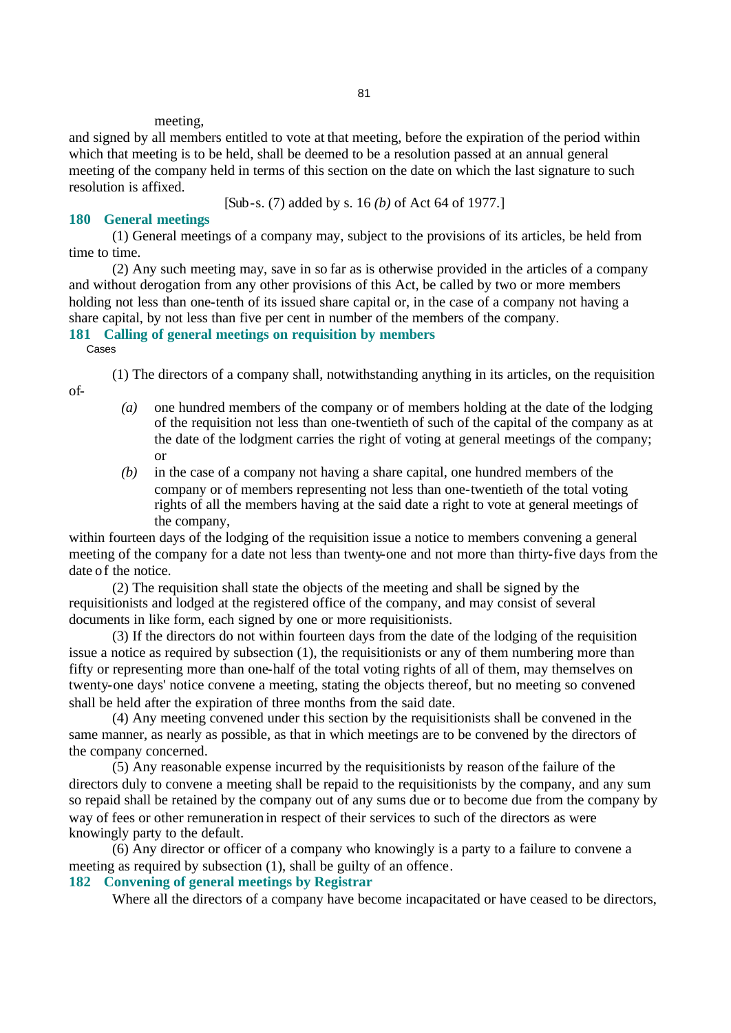meeting,

and signed by all members entitled to vote at that meeting, before the expiration of the period within which that meeting is to be held, shall be deemed to be a resolution passed at an annual general meeting of the company held in terms of this section on the date on which the last signature to such resolution is affixed.

[Sub-s. (7) added by s. 16 *(b)* of Act 64 of 1977.]

### 180 General meetings

(1) General meetings of a company may, subject to the provisions of its articles, be held from time to time.

(2) Any such meeting may, save in so far as is otherwise provided in the articles of a company and without derogation from any other provisions of this Act, be called by two or more members holding not less than one-tenth of its issued share capital or, in the case of a company not having a share capital, by not less than five per cent in number of the members of the company.

### 181 Calling of general meetings on requisition by members

Cases

(1) The directors of a company shall, notwithstanding anything in its articles, on the requisition of-

*(a)* one hundred members of the company or of members holding at the date of the lodging of the requisition not less than one-twentieth of such of the capital of the company as at the date of the lodgment carries the right of voting at general meetings of the company; or

*(b)* in the case of a company not having a share capital, one hundred members of the company or of members representing not less than one-twentieth of the total voting rights of all the members having at the said date a right to vote at general meetings of the company,

within fourteen days of the lodging of the requisition issue a notice to members convening a general meeting of the company for a date not less than twenty-one and not more than thirty-five days from the date of the notice.

(2) The requisition shall state the objects of the meeting and shall be signed by the requisitionists and lodged at the registered office of the company, and may consist of several documents in like form, each signed by one or more requisitionists.

(3) If the directors do not within fourteen days from the date of the lodging of the requisition issue a notice as required by subsection (1), the requisitionists or any of them numbering more than fifty or representing more than one-half of the total voting rights of all of them, may themselves on twenty-one days' notice convene a meeting, stating the objects thereof, but no meeting so convened shall be held after the expiration of three months from the said date.

(4) Any meeting convened under this section by the requisitionists shall be convened in the same manner, as nearly as possible, as that in which meetings are to be convened by the directors of the company concerned.

(5) Any reasonable expense incurred by the requisitionists by reason of the failure of the directors duly to convene a meeting shall be repaid to the requisitionists by the company, and any sum so repaid shall be retained by the company out of any sums due or to become due from the company by way of fees or other remuneration in respect of their services to such of the directors as were knowingly party to the default.

(6) Any director or officer of a company who knowingly is a party to a failure to convene a meeting as required by subsection (1), shall be guilty of an offence.

### 182 Convening of general meetings by Registrar

Where all the directors of a company have become incapacitated or have ceased to be directors,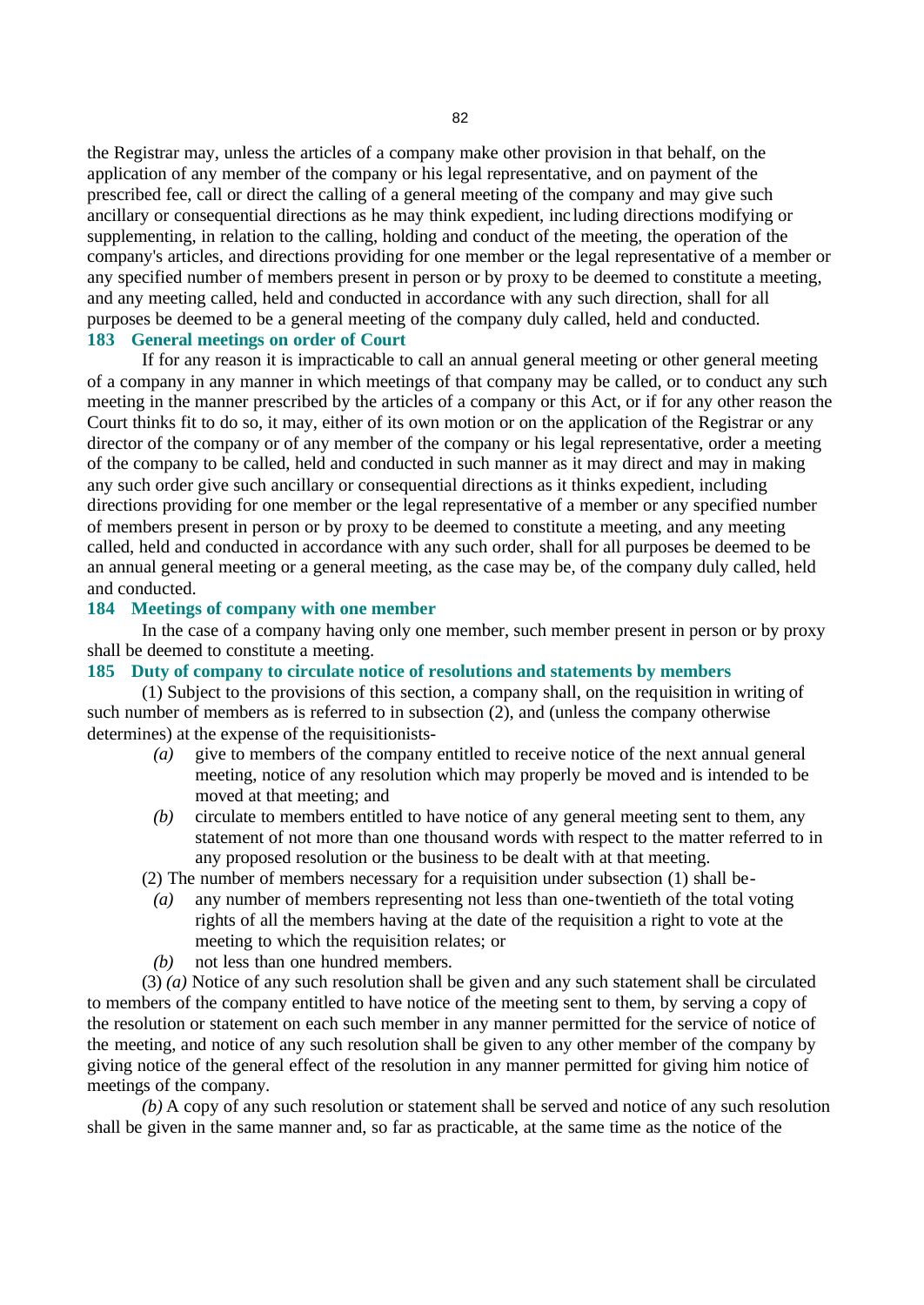the Registrar may, unless the articles of a company make other provision in that behalf, on the application of any member of the company or his legal representative, and on payment of the prescribed fee, call or direct the calling of a general meeting of the company and may give such ancillary or consequential directions as he may think expedient, including directions modifying or supplementing, in relation to the calling, holding and conduct of the meeting, the operation of the company's articles, and directions providing for one member or the legal representative of a member or any specified number of members present in person or by proxy to be deemed to constitute a meeting, and any meeting called, held and conducted in accordance with any such direction, shall for all purposes be deemed to be a general meeting of the company duly called, held and conducted.

### 183 General meetings on order of Court

If for any reason it is impracticable to call an annual general meeting or other general meeting of a company in any manner in which meetings of that company may be called, or to conduct any such meeting in the manner prescribed by the articles of a company or this Act, or if for any other reason the Court thinks fit to do so, it may, either of its own motion or on the application of the Registrar or any director of the company or of any member of the company or his legal representative, order a meeting of the company to be called, held and conducted in such manner as it may direct and may in making any such order give such ancillary or consequential directions as it thinks expedient, including directions providing for one member or the legal representative of a member or any specified number of members present in person or by proxy to be deemed to constitute a meeting, and any meeting called, held and conducted in accordance with any such order, shall for all purposes be deemed to be an annual general meeting or a general meeting, as the case may be, of the company duly called, held and conducted.

### 184 Meetings of company with one member

In the case of a company having only one member, such member present in person or by proxy shall be deemed to constitute a meeting.

### 185 Duty of company to circulate notice of resolutions and statements by members

(1) Subject to the provisions of this section, a company shall, on the requisition in writing of such number of members as is referred to in subsection (2), and (unless the company otherwise determines) at the expense of the requisitionists-

- *(a)* give to members of the company entitled to receive notice of the next annual general meeting, notice of any resolution which may properly be moved and is intended to be moved at that meeting; and
- *(b)* circulate to members entitled to have notice of any general meeting sent to them, any statement of not more than one thousand words with respect to the matter referred to in any proposed resolution or the business to be dealt with at that meeting.

(2) The number of members necessary for a requisition under subsection (1) shall be-

- *(a)* any number of members representing not less than one-twentieth of the total voting rights of all the members having at the date of the requisition a right to vote at the meeting to which the requisition relates; or
- *(b)* not less than one hundred members.

(3) *(a)* Notice of any such resolution shall be given and any such statement shall be circulated to members of the company entitled to have notice of the meeting sent to them, by serving a copy of the resolution or statement on each such member in any manner permitted for the service of notice of the meeting, and notice of any such resolution shall be given to any other member of the company by giving notice of the general effect of the resolution in any manner permitted for giving him notice of meetings of the company.

*(b)* A copy of any such resolution or statement shall be served and notice of any such resolution shall be given in the same manner and, so far as practicable, at the same time as the notice of the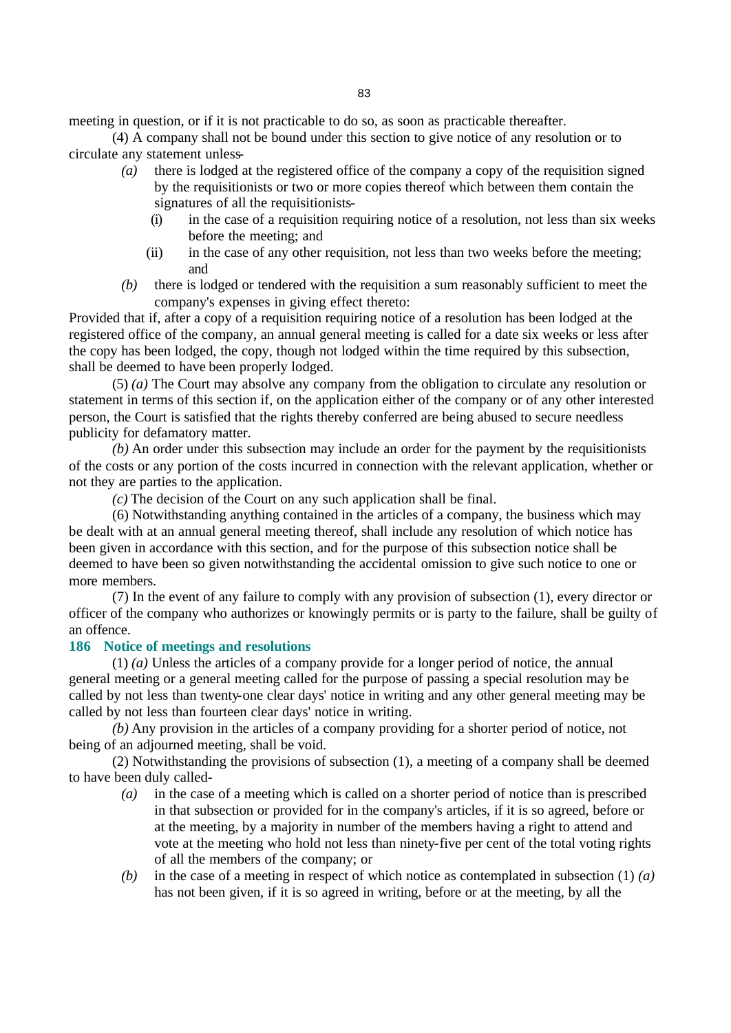meeting in question, or if it is not practicable to do so, as soon as practicable thereafter.

(4) A company shall not be bound under this section to give notice of any resolution or to circulate any statement unless-

*(a)* there is lodged at the registered office of the company a copy of the requisition signed by the requisitionists or two or more copies thereof which between them contain the signatures of all the requisitionists-

(i) in the case of a requisition requiring notice of a resolution, not less than six weeks before the meeting; and

(ii) in the case of any other requisition, not less than two weeks before the meeting; and

*(b)* there is lodged or tendered with the requisition a sum reasonably sufficient to meet the company's expenses in giving effect thereto:

Provided that if, after a copy of a requisition requiring notice of a resolution has been lodged at the registered office of the company, an annual general meeting is called for a date six weeks or less after the copy has been lodged, the copy, though not lodged within the time required by this subsection, shall be deemed to have been properly lodged.

(5) *(a)* The Court may absolve any company from the obligation to circulate any resolution or statement in terms of this section if, on the application either of the company or of any other interested person, the Court is satisfied that the rights thereby conferred are being abused to secure needless publicity for defamatory matter.

*(b)* An order under this subsection may include an order for the payment by the requisitionists of the costs or any portion of the costs incurred in connection with the relevant application, whether or not they are parties to the application.

*(c)* The decision of the Court on any such application shall be final.

(6) Notwithstanding anything contained in the articles of a company, the business which may be dealt with at an annual general meeting thereof, shall include any resolution of which notice has been given in accordance with this section, and for the purpose of this subsection notice shall be deemed to have been so given notwithstanding the accidental omission to give such notice to one or more members.

(7) In the event of any failure to comply with any provision of subsection (1), every director or officer of the company who authorizes or knowingly permits or is party to the failure, shall be guilty of an offence.

### 186 Notice of meetings and resolutions

(1) *(a)* Unless the articles of a company provide for a longer period of notice, the annual general meeting or a general meeting called for the purpose of passing a special resolution may be called by not less than twenty-one clear days' notice in writing and any other general meeting may be called by not less than fourteen clear days' notice in writing.

*(b)* Any provision in the articles of a company providing for a shorter period of notice, not being of an adjourned meeting, shall be void.

(2) Notwithstanding the provisions of subsection (1), a meeting of a company shall be deemed to have been duly called-

*(a)* in the case of a meeting which is called on a shorter period of notice than is prescribed in that subsection or provided for in the company's articles, if it is so agreed, before or at the meeting, by a majority in number of the members having a right to attend and vote at the meeting who hold not less than ninety-five per cent of the total voting rights of all the members of the company; or

*(b)* in the case of a meeting in respect of which notice as contemplated in subsection (1) *(a)* has not been given, if it is so agreed in writing, before or at the meeting, by all the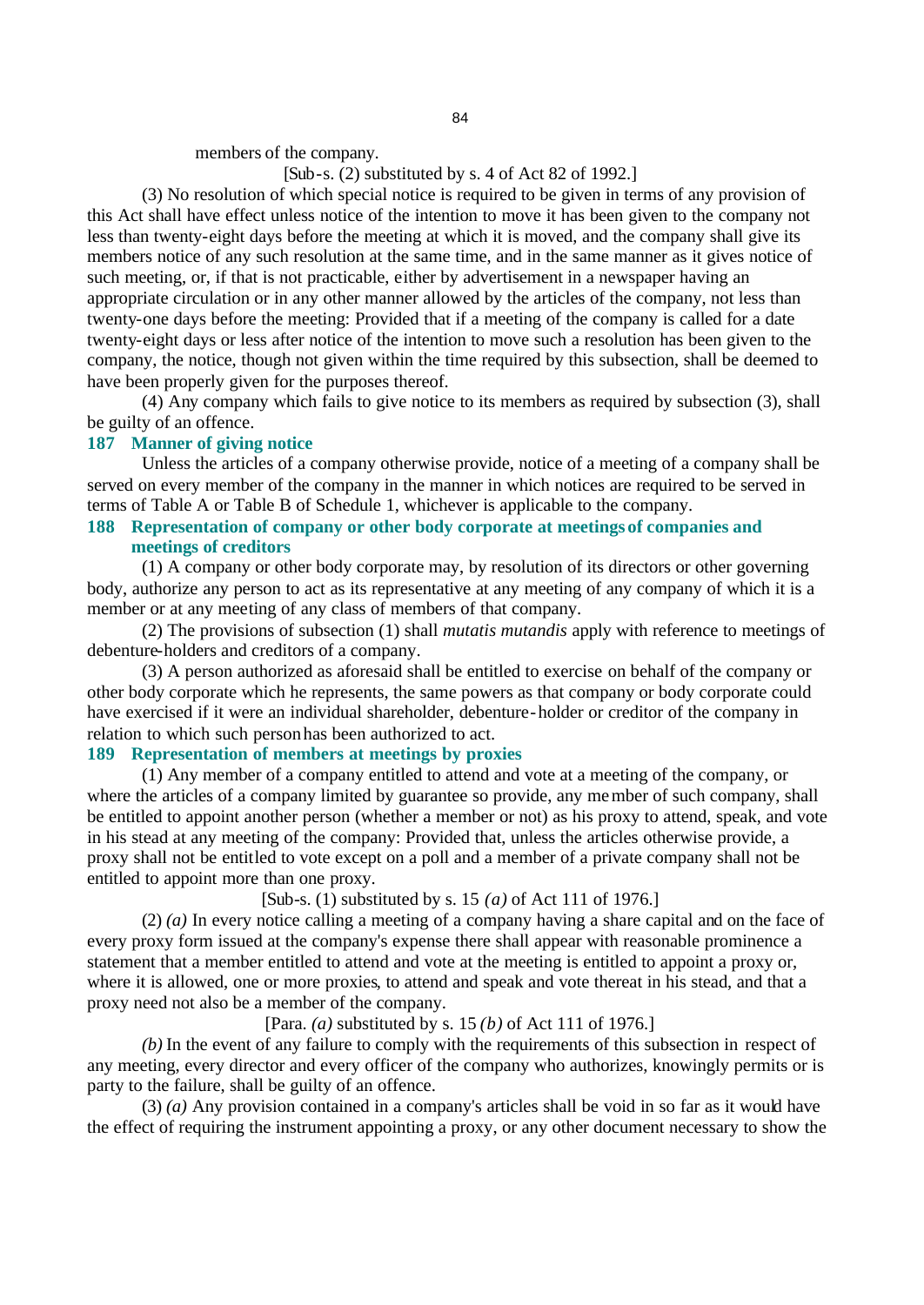members of the company.

[Sub-s. (2) substituted by s. 4 of Act 82 of 1992.]

(3) No resolution of which special notice is required to be given in terms of any provision of this Act shall have effect unless notice of the intention to move it has been given to the company not less than twenty-eight days before the meeting at which it is moved, and the company shall give its members notice of any such resolution at the same time, and in the same manner as it gives notice of such meeting, or, if that is not practicable, either by advertisement in a newspaper having an appropriate circulation or in any other manner allowed by the articles of the company, not less than twenty-one days before the meeting: Provided that if a meeting of the company is called for a date twenty-eight days or less after notice of the intention to move such a resolution has been given to the company, the notice, though not given within the time required by this subsection, shall be deemed to have been properly given for the purposes thereof.

(4) Any company which fails to give notice to its members as required by subsection (3), shall be guilty of an offence.

### 187 Manner of giving notice

Unless the articles of a company otherwise provide, notice of a meeting of a company shall be served on every member of the company in the manner in which notices are required to be served in terms of Table A or Table B of Schedule 1, whichever is applicable to the company.

### 188 Representation of company or other body corporate at meetings of companies and meetings of creditors

(1) A company or other body corporate may, by resolution of its directors or other governing body, authorize any person to act as its representative at any meeting of any company of which it is a member or at any meeting of any class of members of that company.

(2) The provisions of subsection (1) shall *mutatis mutandis* apply with reference to meetings of debenture-holders and creditors of a company.

(3) A person authorized as aforesaid shall be entitled to exercise on behalf of the company or other body corporate which he represents, the same powers as that company or body corporate could have exercised if it were an individual shareholder, debenture-holder or creditor of the company in relation to which such person has been authorized to act.

### 189 Representation of members at meetings by proxies

(1) Any member of a company entitled to attend and vote at a meeting of the company, or where the articles of a company limited by guarantee so provide, any member of such company, shall be entitled to appoint another person (whether a member or not) as his proxy to attend, speak, and vote in his stead at any meeting of the company: Provided that, unless the articles otherwise provide, a proxy shall not be entitled to vote except on a poll and a member of a private company shall not be entitled to appoint more than one proxy.

[Sub-s. (1) substituted by s. 15 *(a)* of Act 111 of 1976.]

(2) *(a)* In every notice calling a meeting of a company having a share capital and on the face of every proxy form issued at the company's expense there shall appear with reasonable prominence a statement that a member entitled to attend and vote at the meeting is entitled to appoint a proxy or, where it is allowed, one or more proxies, to attend and speak and vote thereat in his stead, and that a proxy need not also be a member of the company.

[Para. *(a)* substituted by s. 15 *(b)* of Act 111 of 1976.]

*(b)* In the event of any failure to comply with the requirements of this subsection in respect of any meeting, every director and every officer of the company who authorizes, knowingly permits or is party to the failure, shall be guilty of an offence.

(3) *(a)* Any provision contained in a company's articles shall be void in so far as it would have the effect of requiring the instrument appointing a proxy, or any other document necessary to show the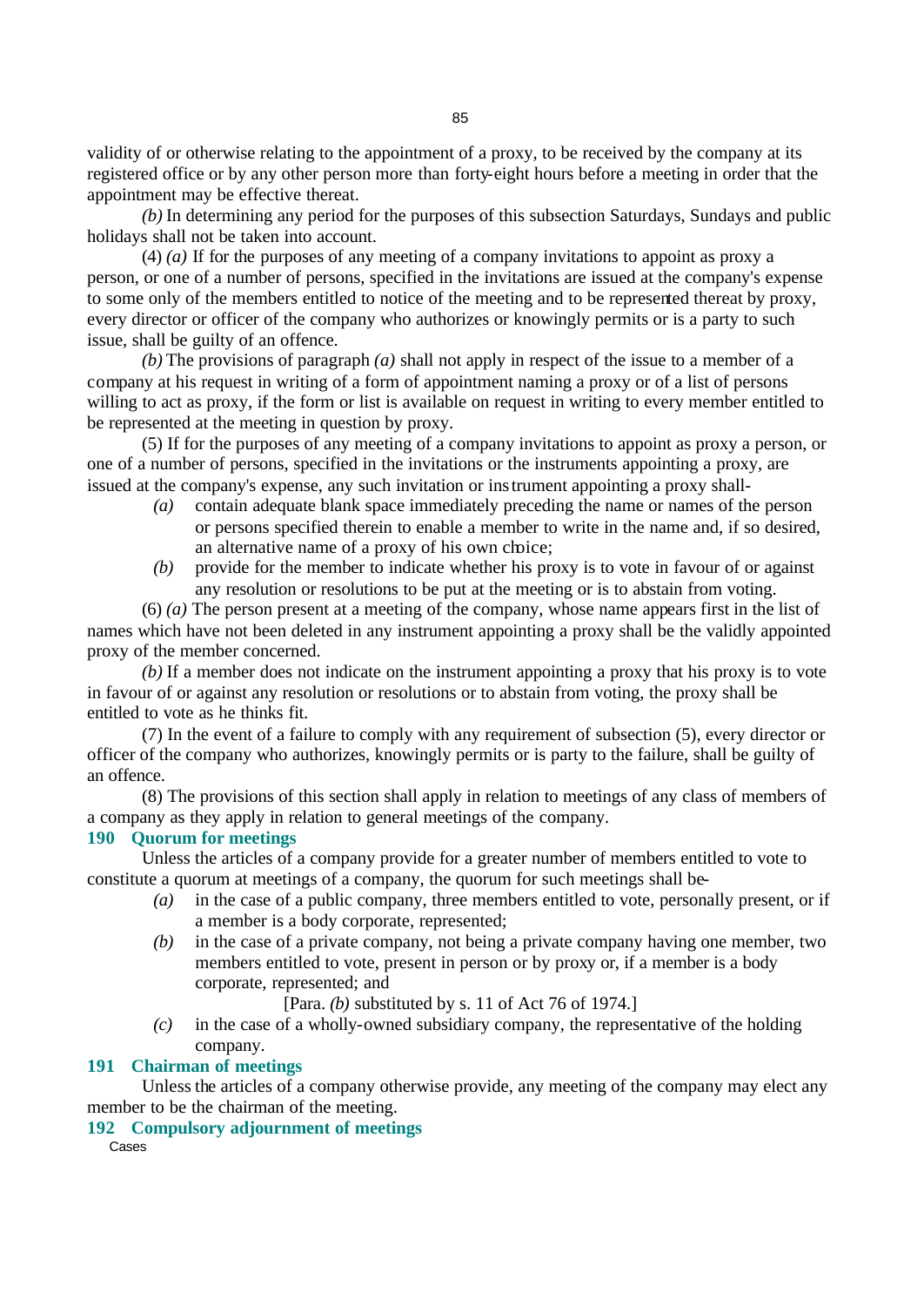validity of or otherwise relating to the appointment of a proxy, to be received by the company at its registered office or by any other person more than forty-eight hours before a meeting in order that the appointment may be effective thereat.

*(b)* In determining any period for the purposes of this subsection Saturdays, Sundays and public holidays shall not be taken into account.

(4) *(a)* If for the purposes of any meeting of a company invitations to appoint as proxy a person, or one of a number of persons, specified in the invitations are issued at the company's expense to some only of the members entitled to notice of the meeting and to be represented thereat by proxy, every director or officer of the company who authorizes or knowingly permits or is a party to such issue, shall be guilty of an offence.

*(b)* The provisions of paragraph *(a)* shall not apply in respect of the issue to a member of a company at his request in writing of a form of appointment naming a proxy or of a list of persons willing to act as proxy, if the form or list is available on request in writing to every member entitled to be represented at the meeting in question by proxy.

(5) If for the purposes of any meeting of a company invitations to appoint as proxy a person, or one of a number of persons, specified in the invitations or the instruments appointing a proxy, are issued at the company's expense, any such invitation or instrument appointing a proxy shall-

*(a)* contain adequate blank space immediately preceding the name or names of the person or persons specified therein to enable a member to write in the name and, if so desired, an alternative name of a proxy of his own choice;

*(b)* provide for the member to indicate whether his proxy is to vote in favour of or against any resolution or resolutions to be put at the meeting or is to abstain from voting.

(6) *(a)* The person present at a meeting of the company, whose name appears first in the list of names which have not been deleted in any instrument appointing a proxy shall be the validly appointed proxy of the member concerned.

*(b)* If a member does not indicate on the instrument appointing a proxy that his proxy is to vote in favour of or against any resolution or resolutions or to abstain from voting, the proxy shall be entitled to vote as he thinks fit.

(7) In the event of a failure to comply with any requirement of subsection (5), every director or officer of the company who authorizes, knowingly permits or is party to the failure, shall be guilty of an offence.

(8) The provisions of this section shall apply in relation to meetings of any class of members of a company as they apply in relation to general meetings of the company.

### 190 Quorum for meetings

Unless the articles of a company provide for a greater number of members entitled to vote to constitute a quorum at meetings of a company, the quorum for such meetings shall be-

*(a)* in the case of a public company, three members entitled to vote, personally present, or if a member is a body corporate, represented;

*(b)* in the case of a private company, not being a private company having one member, two members entitled to vote, present in person or by proxy or, if a member is a body corporate, represented; and

[Para. *(b)* substituted by s. 11 of Act 76 of 1974.]

*(c)* in the case of a wholly-owned subsidiary company, the representative of the holding company.

### 191 Chairman of meetings

Unless the articles of a company otherwise provide, any meeting of the company may elect any member to be the chairman of the meeting.

### 192 Compulsory adjournment of meetings

Cases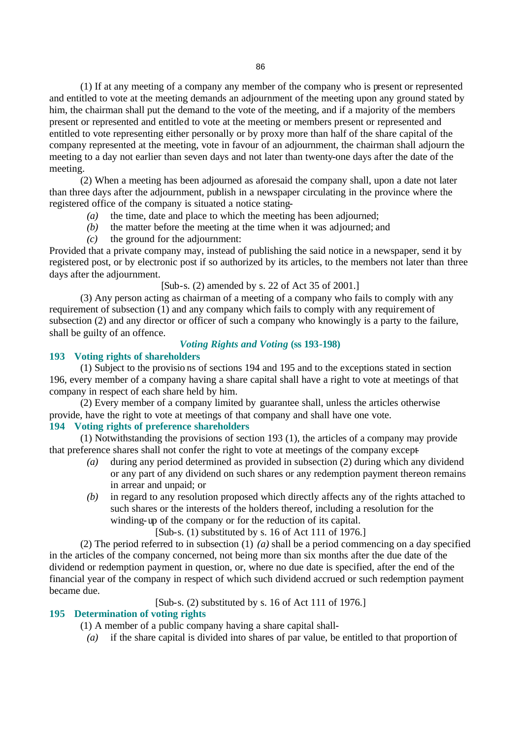(1) If at any meeting of a company any member of the company who is present or represented and entitled to vote at the meeting demands an adjournment of the meeting upon any ground stated by him, the chairman shall put the demand to the vote of the meeting, and if a majority of the members present or represented and entitled to vote at the meeting or members present or represented and entitled to vote representing either personally or by proxy more than half of the share capital of the company represented at the meeting, vote in favour of an adjournment, the chairman shall adjourn the meeting to a day not earlier than seven days and not later than twenty-one days after the date of the meeting.

(2) When a meeting has been adjourned as aforesaid the company shall, upon a date not later than three days after the adjournment, publish in a newspaper circulating in the province where the registered office of the company is situated a notice stating-

- *(a)* the time, date and place to which the meeting has been adjourned;
- *(b)* the matter before the meeting at the time when it was adjourned; and
- *(c)* the ground for the adjournment:

Provided that a private company may, instead of publishing the said notice in a newspaper, send it by registered post, or by electronic post if so authorized by its articles, to the members not later than three days after the adjournment.

[Sub-s. (2) amended by s. 22 of Act 35 of 2001.]

(3) Any person acting as chairman of a meeting of a company who fails to comply with any requirement of subsection (1) and any company which fails to comply with any requirement of subsection (2) and any director or officer of such a company who knowingly is a party to the failure, shall be guilty of an offence.

### *Voting Rights and Voting* (ss 193-198)

### 193 Voting rights of shareholders

(1) Subject to the provisions of sections 194 and 195 and to the exceptions stated in section 196, every member of a company having a share capital shall have a right to vote at meetings of that company in respect of each share held by him.

(2) Every member of a company limited by guarantee shall, unless the articles otherwise provide, have the right to vote at meetings of that company and shall have one vote.

### 194 Voting rights of preference shareholders

(1) Notwithstanding the provisions of section 193 (1), the articles of a company may provide that preference shares shall not confer the right to vote at meetings of the company except-

- *(a)* during any period determined as provided in subsection (2) during which any dividend or any part of any dividend on such shares or any redemption payment thereon remains in arrear and unpaid; or
- *(b)* in regard to any resolution proposed which directly affects any of the rights attached to such shares or the interests of the holders thereof, including a resolution for the winding-up of the company or for the reduction of its capital.

[Sub-s. (1) substituted by s. 16 of Act 111 of 1976.]

(2) The period referred to in subsection (1) *(a)* shall be a period commencing on a day specified in the articles of the company concerned, not being more than six months after the due date of the dividend or redemption payment in question, or, where no due date is specified, after the end of the financial year of the company in respect of which such dividend accrued or such redemption payment became due.

[Sub-s. (2) substituted by s. 16 of Act 111 of 1976.]

### 195 Determination of voting rights

(1) A member of a public company having a share capital shall-

- *(a)* if the share capital is divided into shares of par value, be entitled to that proportion of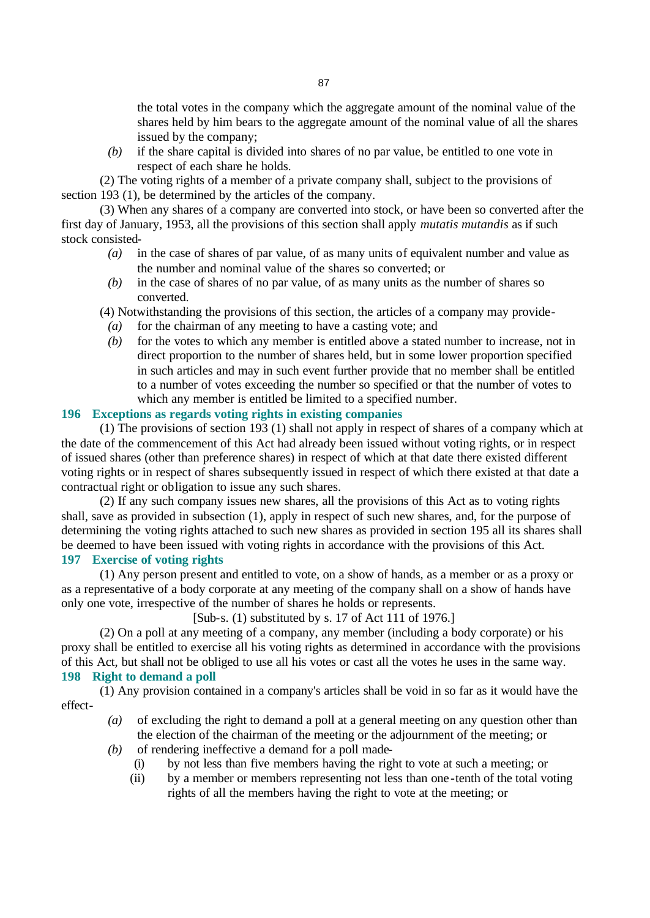the total votes in the company which the aggregate amount of the nominal value of the shares held by him bears to the aggregate amount of the nominal value of all the shares issued by the company;

*(b)* if the share capital is divided into shares of no par value, be entitled to one vote in respect of each share he holds.

(2) The voting rights of a member of a private company shall, subject to the provisions of section 193 (1), be determined by the articles of the company.

(3) When any shares of a company are converted into stock, or have been so converted after the first day of January, 1953, all the provisions of this section shall apply *mutatis mutandis* as if such stock consisted-

*(a)* in the case of shares of par value, of as many units of equivalent number and value as the number and nominal value of the shares so converted; or

*(b)* in the case of shares of no par value, of as many units as the number of shares so converted.

(4) Notwithstanding the provisions of this section, the articles of a company may provide-

*(a)* for the chairman of any meeting to have a casting vote; and

*(b)* for the votes to which any member is entitled above a stated number to increase, not in direct proportion to the number of shares held, but in some lower proportion specified in such articles and may in such event further provide that no member shall be entitled to a number of votes exceeding the number so specified or that the number of votes to which any member is entitled be limited to a specified number.

### 196 Exceptions as regards voting rights in existing companies

(1) The provisions of section 193 (1) shall not apply in respect of shares of a company which at the date of the commencement of this Act had already been issued without voting rights, or in respect of issued shares (other than preference shares) in respect of which at that date there existed different voting rights or in respect of shares subsequently issued in respect of which there existed at that date a contractual right or obligation to issue any such shares.

(2) If any such company issues new shares, all the provisions of this Act as to voting rights shall, save as provided in subsection (1), apply in respect of such new shares, and, for the purpose of determining the voting rights attached to such new shares as provided in section 195 all its shares shall be deemed to have been issued with voting rights in accordance with the provisions of this Act.

### 197 Exercise of voting rights

(1) Any person present and entitled to vote, on a show of hands, as a member or as a proxy or as a representative of a body corporate at any meeting of the company shall on a show of hands have only one vote, irrespective of the number of shares he holds or represents.

[Sub-s. (1) substituted by s. 17 of Act 111 of 1976.]

(2) On a poll at any meeting of a company, any member (including a body corporate) or his proxy shall be entitled to exercise all his voting rights as determined in accordance with the provisions of this Act, but shall not be obliged to use all his votes or cast all the votes he uses in the same way.

### 198 Right to demand a poll

(1) Any provision contained in a company's articles shall be void in so far as it would have the effect-

*(a)* of excluding the right to demand a poll at a general meeting on any question other than the election of the chairman of the meeting or the adjournment of the meeting; or

*(b)* of rendering ineffective a demand for a poll made-

(i) by not less than five members having the right to vote at such a meeting; or

(ii) by a member or members representing not less than one-tenth of the total voting rights of all the members having the right to vote at the meeting; or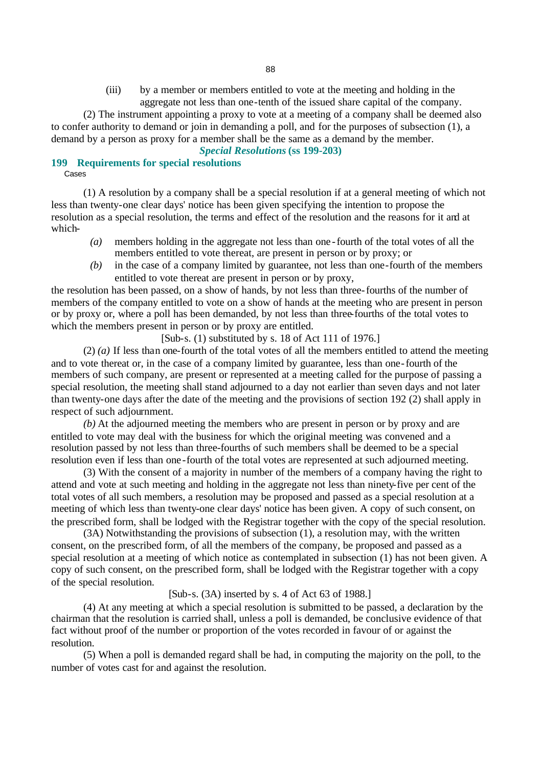(iii) by a member or members entitled to vote at the meeting and holding in the aggregate not less than one-tenth of the issued share capital of the company.

(2) The instrument appointing a proxy to vote at a meeting of a company shall be deemed also to confer authority to demand or join in demanding a poll, and for the purposes of subsection (1), a demand by a person as proxy for a member shall be the same as a demand by the member.

***Special Resolutions* (ss 199-203)**

### 199 Requirements for special resolutions

Cases

(1) A resolution by a company shall be a special resolution if at a general meeting of which not less than twenty-one clear days' notice has been given specifying the intention to propose the resolution as a special resolution, the terms and effect of the resolution and the reasons for it and at which-

*(a)* members holding in the aggregate not less than one-fourth of the total votes of all the members entitled to vote thereat, are present in person or by proxy; or

*(b)* in the case of a company limited by guarantee, not less than one-fourth of the members entitled to vote thereat are present in person or by proxy,

the resolution has been passed, on a show of hands, by not less than three-fourths of the number of members of the company entitled to vote on a show of hands at the meeting who are present in person or by proxy or, where a poll has been demanded, by not less than three-fourths of the total votes to which the members present in person or by proxy are entitled.

[Sub-s. (1) substituted by s. 18 of Act 111 of 1976.]

(2) *(a)* If less than one-fourth of the total votes of all the members entitled to attend the meeting and to vote thereat or, in the case of a company limited by guarantee, less than one-fourth of the members of such company, are present or represented at a meeting called for the purpose of passing a special resolution, the meeting shall stand adjourned to a day not earlier than seven days and not later than twenty-one days after the date of the meeting and the provisions of section 192 (2) shall apply in respect of such adjournment.

*(b)* At the adjourned meeting the members who are present in person or by proxy and are entitled to vote may deal with the business for which the original meeting was convened and a resolution passed by not less than three-fourths of such members shall be deemed to be a special resolution even if less than one-fourth of the total votes are represented at such adjourned meeting.

(3) With the consent of a majority in number of the members of a company having the right to attend and vote at such meeting and holding in the aggregate not less than ninety-five per cent of the total votes of all such members, a resolution may be proposed and passed as a special resolution at a meeting of which less than twenty-one clear days' notice has been given. A copy of such consent, on the prescribed form, shall be lodged with the Registrar together with the copy of the special resolution.

(3A) Notwithstanding the provisions of subsection (1), a resolution may, with the written consent, on the prescribed form, of all the members of the company, be proposed and passed as a special resolution at a meeting of which notice as contemplated in subsection (1) has not been given. A copy of such consent, on the prescribed form, shall be lodged with the Registrar together with a copy of the special resolution.

[Sub-s. (3A) inserted by s. 4 of Act 63 of 1988.]

(4) At any meeting at which a special resolution is submitted to be passed, a declaration by the chairman that the resolution is carried shall, unless a poll is demanded, be conclusive evidence of that fact without proof of the number or proportion of the votes recorded in favour of or against the resolution.

(5) When a poll is demanded regard shall be had, in computing the majority on the poll, to the number of votes cast for and against the resolution.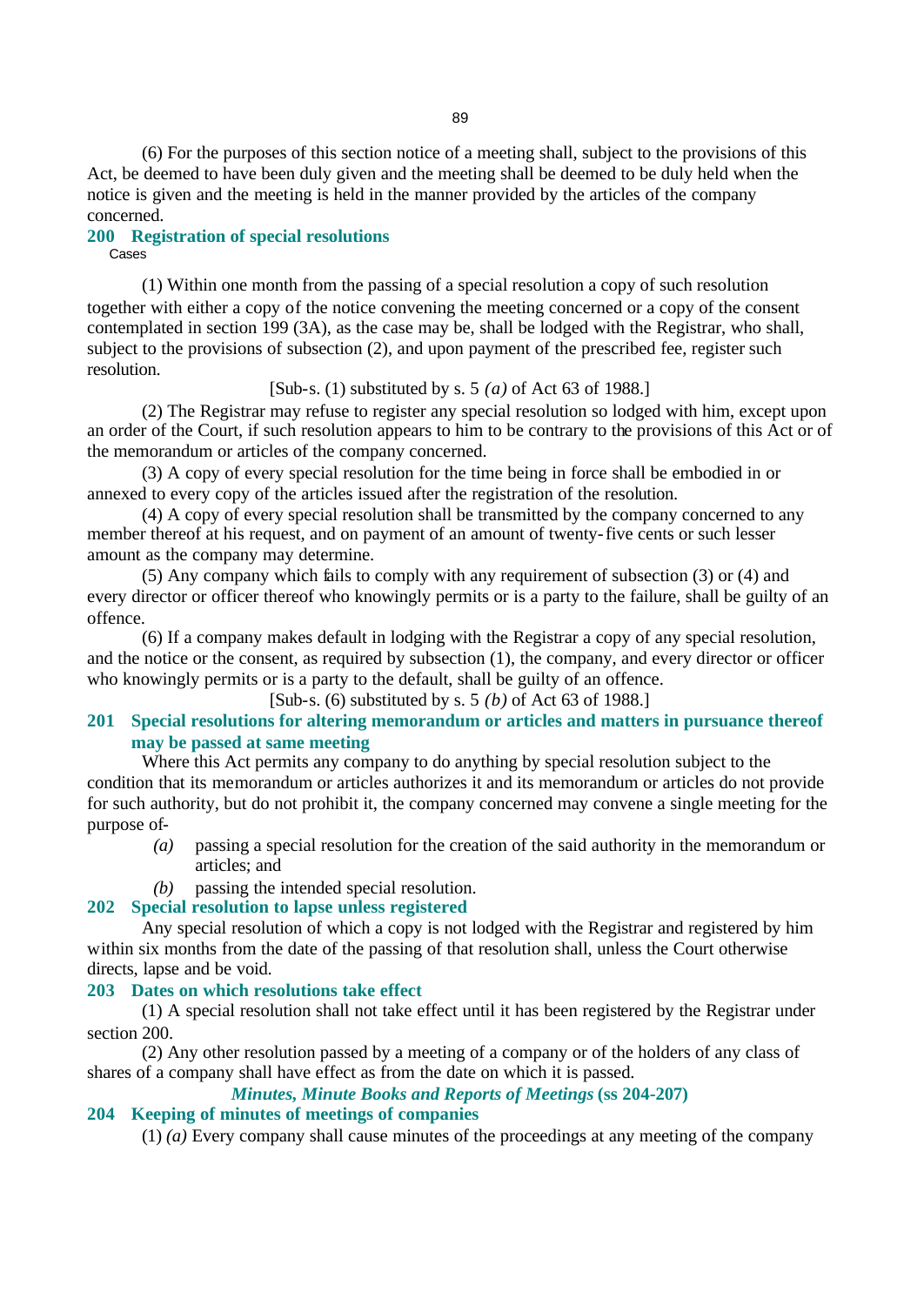(6) For the purposes of this section notice of a meeting shall, subject to the provisions of this Act, be deemed to have been duly given and the meeting shall be deemed to be duly held when the notice is given and the meeting is held in the manner provided by the articles of the company concerned.

### 200 Registration of special resolutions

Cases

(1) Within one month from the passing of a special resolution a copy of such resolution together with either a copy of the notice convening the meeting concerned or a copy of the consent contemplated in section 199 (3A), as the case may be, shall be lodged with the Registrar, who shall, subject to the provisions of subsection (2), and upon payment of the prescribed fee, register such resolution.

[Sub-s. (1) substituted by s. 5 *(a)* of Act 63 of 1988.]

(2) The Registrar may refuse to register any special resolution so lodged with him, except upon an order of the Court, if such resolution appears to him to be contrary to the provisions of this Act or of the memorandum or articles of the company concerned.

(3) A copy of every special resolution for the time being in force shall be embodied in or annexed to every copy of the articles issued after the registration of the resolution.

(4) A copy of every special resolution shall be transmitted by the company concerned to any member thereof at his request, and on payment of an amount of twenty-five cents or such lesser amount as the company may determine.

(5) Any company which fails to comply with any requirement of subsection (3) or (4) and every director or officer thereof who knowingly permits or is a party to the failure, shall be guilty of an offence.

(6) If a company makes default in lodging with the Registrar a copy of any special resolution, and the notice or the consent, as required by subsection (1), the company, and every director or officer who knowingly permits or is a party to the default, shall be guilty of an offence.

[Sub-s. (6) substituted by s. 5 *(b)* of Act 63 of 1988.]

### 201 Special resolutions for altering memorandum or articles and matters in pursuance thereof may be passed at same meeting

Where this Act permits any company to do anything by special resolution subject to the condition that its memorandum or articles authorizes it and its memorandum or articles do not provide for such authority, but do not prohibit it, the company concerned may convene a single meeting for the purpose of-

*(a)* passing a special resolution for the creation of the said authority in the memorandum or articles; and

*(b)* passing the intended special resolution.

### 202 Special resolution to lapse unless registered

Any special resolution of which a copy is not lodged with the Registrar and registered by him within six months from the date of the passing of that resolution shall, unless the Court otherwise directs, lapse and be void.

### 203 Dates on which resolutions take effect

(1) A special resolution shall not take effect until it has been registered by the Registrar under section 200.

(2) Any other resolution passed by a meeting of a company or of the holders of any class of shares of a company shall have effect as from the date on which it is passed.

## *Minutes, Minute Books and Reports of Meetings* (ss 204-207)

### 204 Keeping of minutes of meetings of companies

(1) *(a)* Every company shall cause minutes of the proceedings at any meeting of the company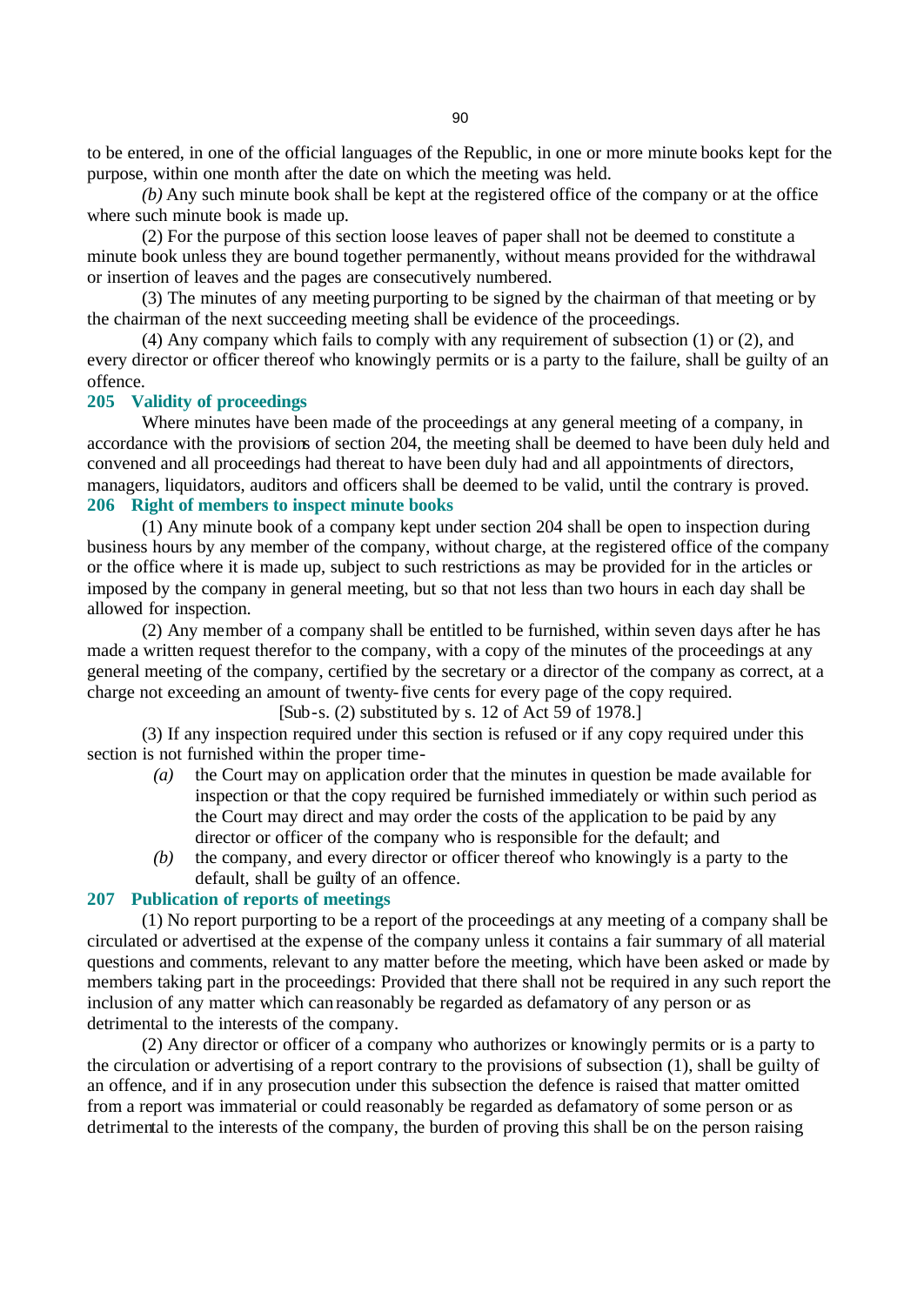to be entered, in one of the official languages of the Republic, in one or more minute books kept for the purpose, within one month after the date on which the meeting was held.

*(b)* Any such minute book shall be kept at the registered office of the company or at the office where such minute book is made up.

(2) For the purpose of this section loose leaves of paper shall not be deemed to constitute a minute book unless they are bound together permanently, without means provided for the withdrawal or insertion of leaves and the pages are consecutively numbered.

(3) The minutes of any meeting purporting to be signed by the chairman of that meeting or by the chairman of the next succeeding meeting shall be evidence of the proceedings.

(4) Any company which fails to comply with any requirement of subsection (1) or (2), and every director or officer thereof who knowingly permits or is a party to the failure, shall be guilty of an offence.

### 205 Validity of proceedings

Where minutes have been made of the proceedings at any general meeting of a company, in accordance with the provisions of section 204, the meeting shall be deemed to have been duly held and convened and all proceedings had thereat to have been duly had and all appointments of directors, managers, liquidators, auditors and officers shall be deemed to be valid, until the contrary is proved.

### 206 Right of members to inspect minute books

(1) Any minute book of a company kept under section 204 shall be open to inspection during business hours by any member of the company, without charge, at the registered office of the company or the office where it is made up, subject to such restrictions as may be provided for in the articles or imposed by the company in general meeting, but so that not less than two hours in each day shall be allowed for inspection.

(2) Any member of a company shall be entitled to be furnished, within seven days after he has made a written request therefor to the company, with a copy of the minutes of the proceedings at any general meeting of the company, certified by the secretary or a director of the company as correct, at a charge not exceeding an amount of twenty-five cents for every page of the copy required.

[Sub-s. (2) substituted by s. 12 of Act 59 of 1978.]

(3) If any inspection required under this section is refused or if any copy required under this section is not furnished within the proper time-

*(a)* the Court may on application order that the minutes in question be made available for inspection or that the copy required be furnished immediately or within such period as the Court may direct and may order the costs of the application to be paid by any director or officer of the company who is responsible for the default; and

*(b)* the company, and every director or officer thereof who knowingly is a party to the default, shall be guilty of an offence.

### 207 Publication of reports of meetings

(1) No report purporting to be a report of the proceedings at any meeting of a company shall be circulated or advertised at the expense of the company unless it contains a fair summary of all material questions and comments, relevant to any matter before the meeting, which have been asked or made by members taking part in the proceedings: Provided that there shall not be required in any such report the inclusion of any matter which can reasonably be regarded as defamatory of any person or as detrimental to the interests of the company.

(2) Any director or officer of a company who authorizes or knowingly permits or is a party to the circulation or advertising of a report contrary to the provisions of subsection (1), shall be guilty of an offence, and if in any prosecution under this subsection the defence is raised that matter omitted from a report was immaterial or could reasonably be regarded as defamatory of some person or as detrimental to the interests of the company, the burden of proving this shall be on the person raising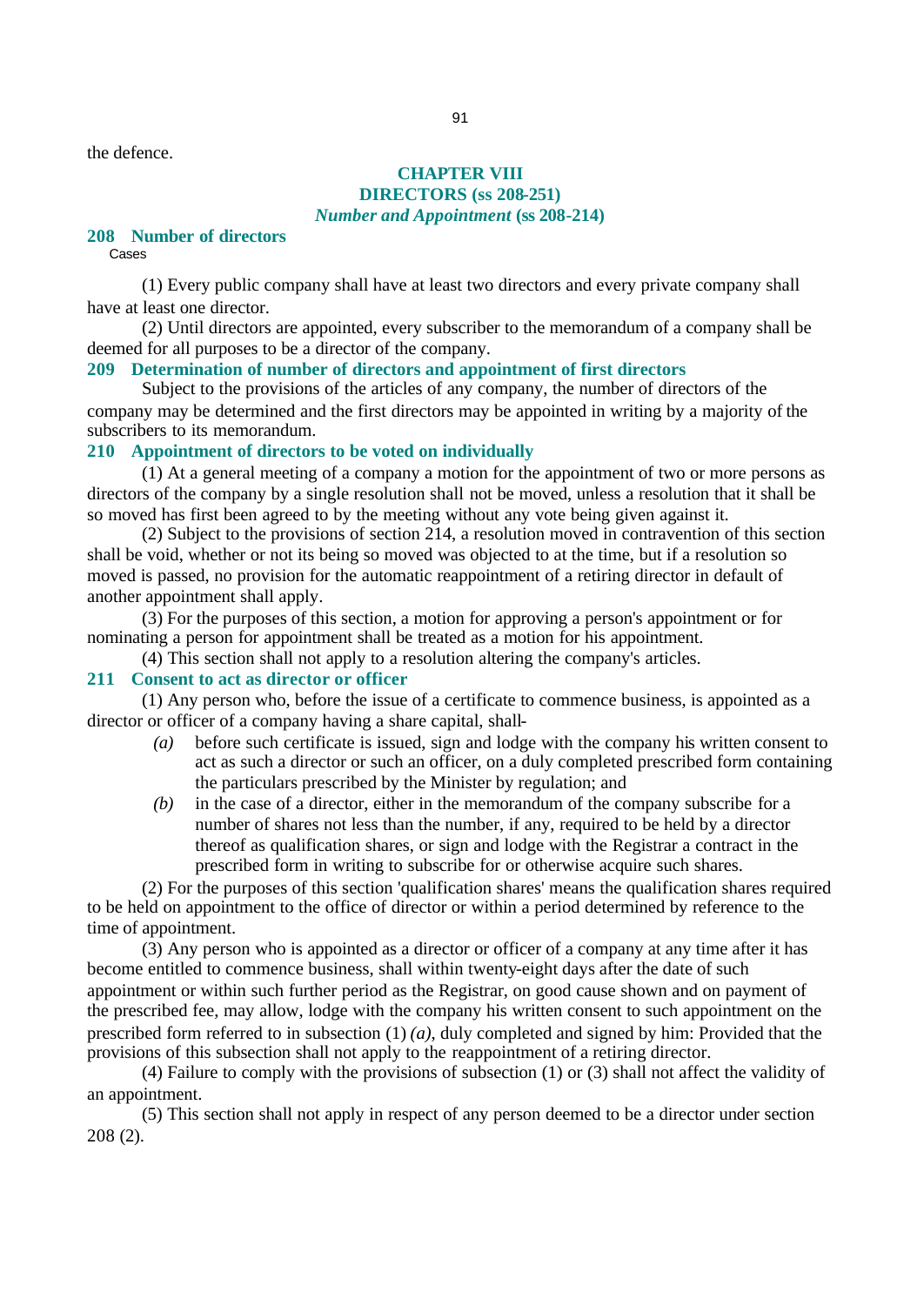the defence.

# CHAPTER VIII
# DIRECTORS (ss 208-251)
## *Number and Appointment* (ss 208-214)

### 208 Number of directors

Cases

(1) Every public company shall have at least two directors and every private company shall have at least one director.

(2) Until directors are appointed, every subscriber to the memorandum of a company shall be deemed for all purposes to be a director of the company.

### 209 Determination of number of directors and appointment of first directors

Subject to the provisions of the articles of any company, the number of directors of the company may be determined and the first directors may be appointed in writing by a majority of the subscribers to its memorandum.

### 210 Appointment of directors to be voted on individually

(1) At a general meeting of a company a motion for the appointment of two or more persons as directors of the company by a single resolution shall not be moved, unless a resolution that it shall be so moved has first been agreed to by the meeting without any vote being given against it.

(2) Subject to the provisions of section 214, a resolution moved in contravention of this section shall be void, whether or not its being so moved was objected to at the time, but if a resolution so moved is passed, no provision for the automatic reappointment of a retiring director in default of another appointment shall apply.

(3) For the purposes of this section, a motion for approving a person's appointment or for nominating a person for appointment shall be treated as a motion for his appointment.

(4) This section shall not apply to a resolution altering the company's articles.

### 211 Consent to act as director or officer

(1) Any person who, before the issue of a certificate to commence business, is appointed as a director or officer of a company having a share capital, shall-

*(a)* before such certificate is issued, sign and lodge with the company his written consent to act as such a director or such an officer, on a duly completed prescribed form containing the particulars prescribed by the Minister by regulation; and

*(b)* in the case of a director, either in the memorandum of the company subscribe for a number of shares not less than the number, if any, required to be held by a director thereof as qualification shares, or sign and lodge with the Registrar a contract in the prescribed form in writing to subscribe for or otherwise acquire such shares.

(2) For the purposes of this section 'qualification shares' means the qualification shares required to be held on appointment to the office of director or within a period determined by reference to the time of appointment.

(3) Any person who is appointed as a director or officer of a company at any time after it has become entitled to commence business, shall within twenty-eight days after the date of such appointment or within such further period as the Registrar, on good cause shown and on payment of the prescribed fee, may allow, lodge with the company his written consent to such appointment on the prescribed form referred to in subsection (1) *(a)*, duly completed and signed by him: Provided that the provisions of this subsection shall not apply to the reappointment of a retiring director.

(4) Failure to comply with the provisions of subsection (1) or (3) shall not affect the validity of an appointment.

(5) This section shall not apply in respect of any person deemed to be a director under section 208 (2).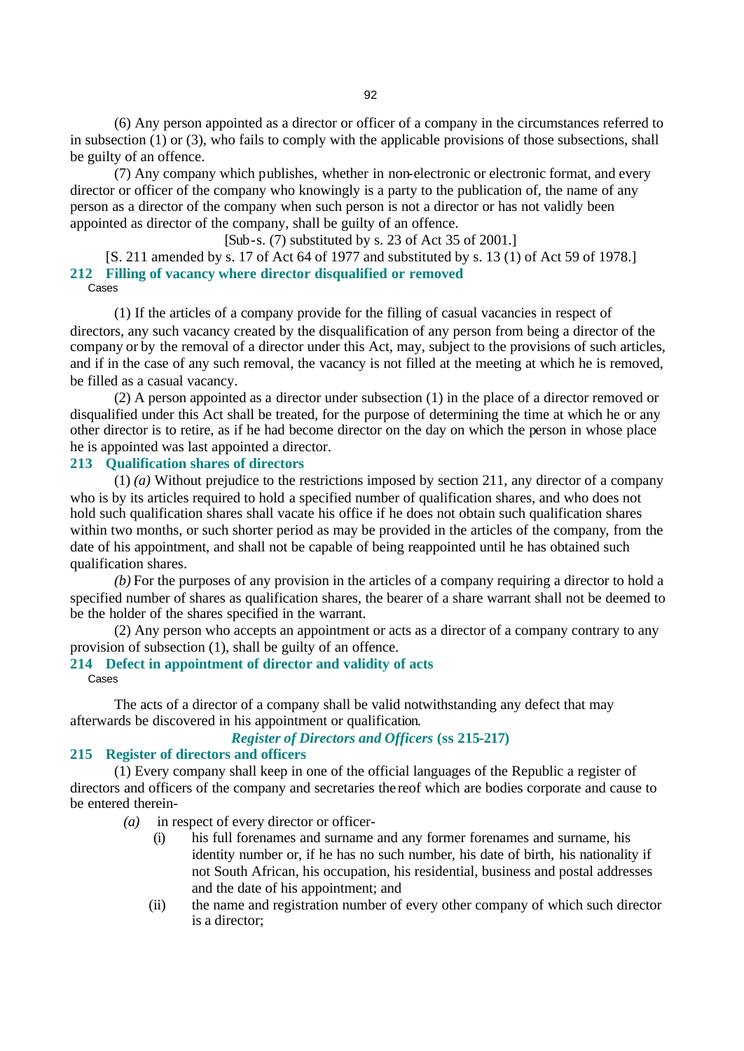(6) Any person appointed as a director or officer of a company in the circumstances referred to in subsection (1) or (3), who fails to comply with the applicable provisions of those subsections, shall be guilty of an offence.

(7) Any company which publishes, whether in non-electronic or electronic format, and every director or officer of the company who knowingly is a party to the publication of, the name of any person as a director of the company when such person is not a director or has not validly been appointed as director of the company, shall be guilty of an offence.

[Sub-s. (7) substituted by s. 23 of Act 35 of 2001.]

[S. 211 amended by s. 17 of Act 64 of 1977 and substituted by s. 13 (1) of Act 59 of 1978.]

### 212 Filling of vacancy where director disqualified or removed

Cases

(1) If the articles of a company provide for the filling of casual vacancies in respect of directors, any such vacancy created by the disqualification of any person from being a director of the company or by the removal of a director under this Act, may, subject to the provisions of such articles, and if in the case of any such removal, the vacancy is not filled at the meeting at which he is removed, be filled as a casual vacancy.

(2) A person appointed as a director under subsection (1) in the place of a director removed or disqualified under this Act shall be treated, for the purpose of determining the time at which he or any other director is to retire, as if he had become director on the day on which the person in whose place he is appointed was last appointed a director.

### 213 Qualification shares of directors

(1) *(a)* Without prejudice to the restrictions imposed by section 211, any director of a company who is by its articles required to hold a specified number of qualification shares, and who does not hold such qualification shares shall vacate his office if he does not obtain such qualification shares within two months, or such shorter period as may be provided in the articles of the company, from the date of his appointment, and shall not be capable of being reappointed until he has obtained such qualification shares.

*(b)* For the purposes of any provision in the articles of a company requiring a director to hold a specified number of shares as qualification shares, the bearer of a share warrant shall not be deemed to be the holder of the shares specified in the warrant.

(2) Any person who accepts an appointment or acts as a director of a company contrary to any provision of subsection (1), shall be guilty of an offence.

### 214 Defect in appointment of director and validity of acts

Cases

The acts of a director of a company shall be valid notwithstanding any defect that may afterwards be discovered in his appointment or qualification.

## *Register of Directors and Officers* (ss 215-217)

### 215 Register of directors and officers

(1) Every company shall keep in one of the official languages of the Republic a register of directors and officers of the company and secretaries thereof which are bodies corporate and cause to be entered therein-

- *(a)* in respect of every director or officer-
  - (i) his full forenames and surname and any former forenames and surname, his identity number or, if he has no such number, his date of birth, his nationality if not South African, his occupation, his residential, business and postal addresses and the date of his appointment; and
  - (ii) the name and registration number of every other company of which such director is a director;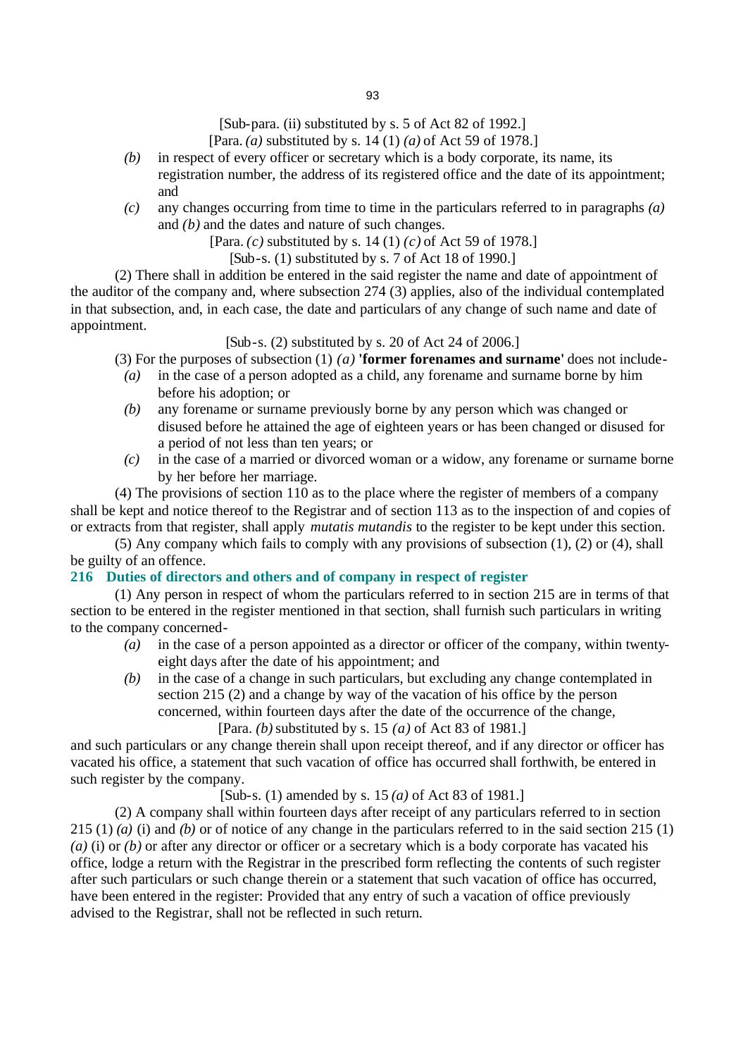[Sub-para. (ii) substituted by s. 5 of Act 82 of 1992.]

[Para. *(a)* substituted by s. 14 (1) *(a)* of Act 59 of 1978.]

*(b)* in respect of every officer or secretary which is a body corporate, its name, its registration number, the address of its registered office and the date of its appointment; and

*(c)* any changes occurring from time to time in the particulars referred to in paragraphs *(a)* and *(b)* and the dates and nature of such changes.

[Para. *(c)* substituted by s. 14 (1) *(c)* of Act 59 of 1978.]

[Sub-s. (1) substituted by s. 7 of Act 18 of 1990.]

(2) There shall in addition be entered in the said register the name and date of appointment of the auditor of the company and, where subsection 274 (3) applies, also of the individual contemplated in that subsection, and, in each case, the date and particulars of any change of such name and date of appointment.

[Sub-s. (2) substituted by s. 20 of Act 24 of 2006.]

(3) For the purposes of subsection (1) *(a)* **'former forenames and surname'** does not include-

*(a)* in the case of a person adopted as a child, any forename and surname borne by him before his adoption; or

*(b)* any forename or surname previously borne by any person which was changed or disused before he attained the age of eighteen years or has been changed or disused for a period of not less than ten years; or

*(c)* in the case of a married or divorced woman or a widow, any forename or surname borne by her before her marriage.

(4) The provisions of section 110 as to the place where the register of members of a company shall be kept and notice thereof to the Registrar and of section 113 as to the inspection of and copies of or extracts from that register, shall apply *mutatis mutandis* to the register to be kept under this section.

(5) Any company which fails to comply with any provisions of subsection (1), (2) or (4), shall be guilty of an offence.

### 216 Duties of directors and others and of company in respect of register

(1) Any person in respect of whom the particulars referred to in section 215 are in terms of that section to be entered in the register mentioned in that section, shall furnish such particulars in writing to the company concerned-

*(a)* in the case of a person appointed as a director or officer of the company, within twenty-eight days after the date of his appointment; and

*(b)* in the case of a change in such particulars, but excluding any change contemplated in section 215 (2) and a change by way of the vacation of his office by the person concerned, within fourteen days after the date of the occurrence of the change,

[Para. *(b)* substituted by s. 15 *(a)* of Act 83 of 1981.]

and such particulars or any change therein shall upon receipt thereof, and if any director or officer has vacated his office, a statement that such vacation of office has occurred shall forthwith, be entered in such register by the company.

[Sub-s. (1) amended by s. 15 *(a)* of Act 83 of 1981.]

(2) A company shall within fourteen days after receipt of any particulars referred to in section 215 (1) *(a)* (i) and *(b)* or of notice of any change in the particulars referred to in the said section 215 (1) *(a)* (i) or *(b)* or after any director or officer or a secretary which is a body corporate has vacated his office, lodge a return with the Registrar in the prescribed form reflecting the contents of such register after such particulars or such change therein or a statement that such vacation of office has occurred, have been entered in the register: Provided that any entry of such a vacation of office previously advised to the Registrar, shall not be reflected in such return.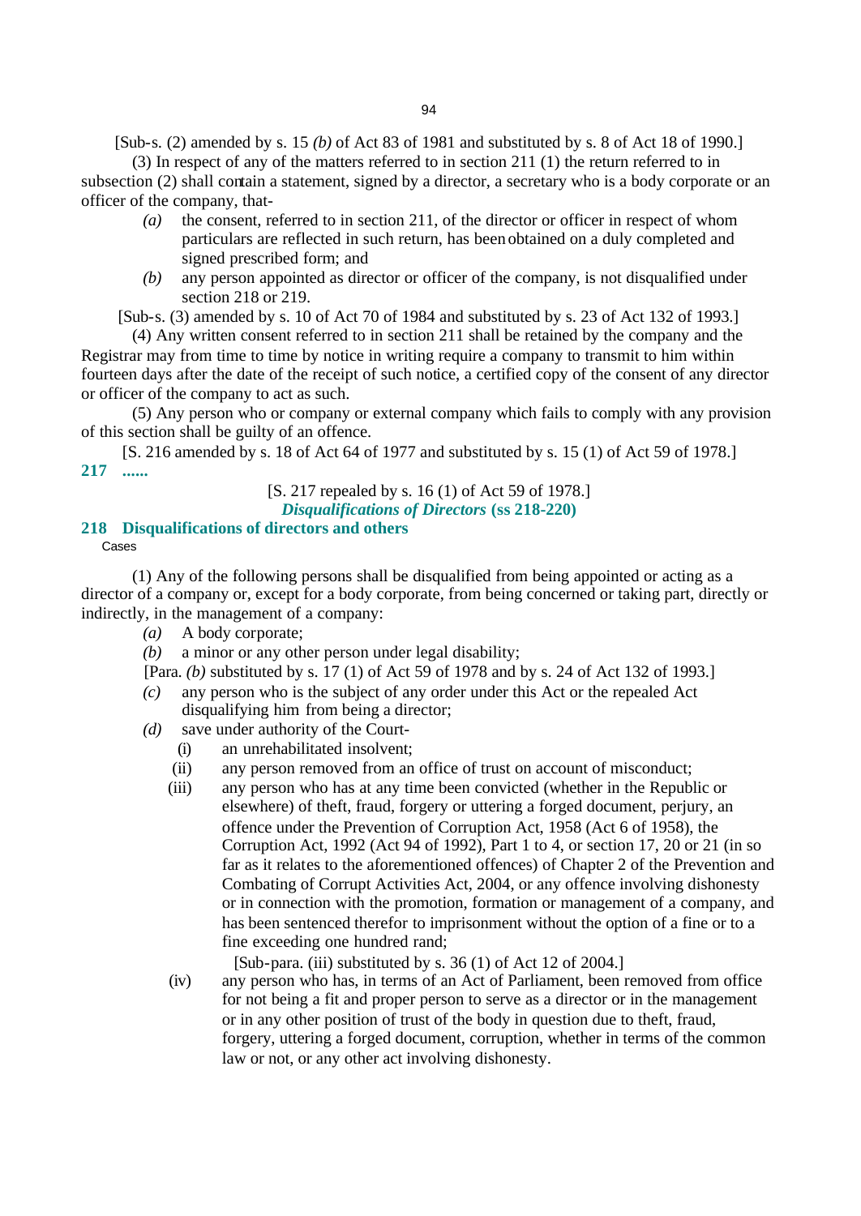[Sub-s. (2) amended by s. 15 *(b)* of Act 83 of 1981 and substituted by s. 8 of Act 18 of 1990.]

(3) In respect of any of the matters referred to in section 211 (1) the return referred to in subsection (2) shall contain a statement, signed by a director, a secretary who is a body corporate or an officer of the company, that-

*(a)* the consent, referred to in section 211, of the director or officer in respect of whom particulars are reflected in such return, has been obtained on a duly completed and signed prescribed form; and

*(b)* any person appointed as director or officer of the company, is not disqualified under section 218 or 219.

[Sub-s. (3) amended by s. 10 of Act 70 of 1984 and substituted by s. 23 of Act 132 of 1993.]

(4) Any written consent referred to in section 211 shall be retained by the company and the Registrar may from time to time by notice in writing require a company to transmit to him within fourteen days after the date of the receipt of such notice, a certified copy of the consent of any director or officer of the company to act as such.

(5) Any person who or company or external company which fails to comply with any provision of this section shall be guilty of an offence.

[S. 216 amended by s. 18 of Act 64 of 1977 and substituted by s. 15 (1) of Act 59 of 1978.]

**217 ......**

[S. 217 repealed by s. 16 (1) of Act 59 of 1978.]

***Disqualifications of Directors* (ss 218-220)**

## 218 Disqualifications of directors and others

Cases

(1) Any of the following persons shall be disqualified from being appointed or acting as a director of a company or, except for a body corporate, from being concerned or taking part, directly or indirectly, in the management of a company:

*(a)* A body corporate;

*(b)* a minor or any other person under legal disability;

[Para. *(b)* substituted by s. 17 (1) of Act 59 of 1978 and by s. 24 of Act 132 of 1993.]

*(c)* any person who is the subject of any order under this Act or the repealed Act disqualifying him from being a director;

*(d)* save under authority of the Court-

(i) an unrehabilitated insolvent;

(ii) any person removed from an office of trust on account of misconduct;

(iii) any person who has at any time been convicted (whether in the Republic or elsewhere) of theft, fraud, forgery or uttering a forged document, perjury, an offence under the Prevention of Corruption Act, 1958 (Act 6 of 1958), the Corruption Act, 1992 (Act 94 of 1992), Part 1 to 4, or section 17, 20 or 21 (in so far as it relates to the aforementioned offences) of Chapter 2 of the Prevention and Combating of Corrupt Activities Act, 2004, or any offence involving dishonesty or in connection with the promotion, formation or management of a company, and has been sentenced therefor to imprisonment without the option of a fine or to a fine exceeding one hundred rand;

[Sub-para. (iii) substituted by s. 36 (1) of Act 12 of 2004.]

(iv) any person who has, in terms of an Act of Parliament, been removed from office for not being a fit and proper person to serve as a director or in the management or in any other position of trust of the body in question due to theft, fraud, forgery, uttering a forged document, corruption, whether in terms of the common law or not, or any other act involving dishonesty.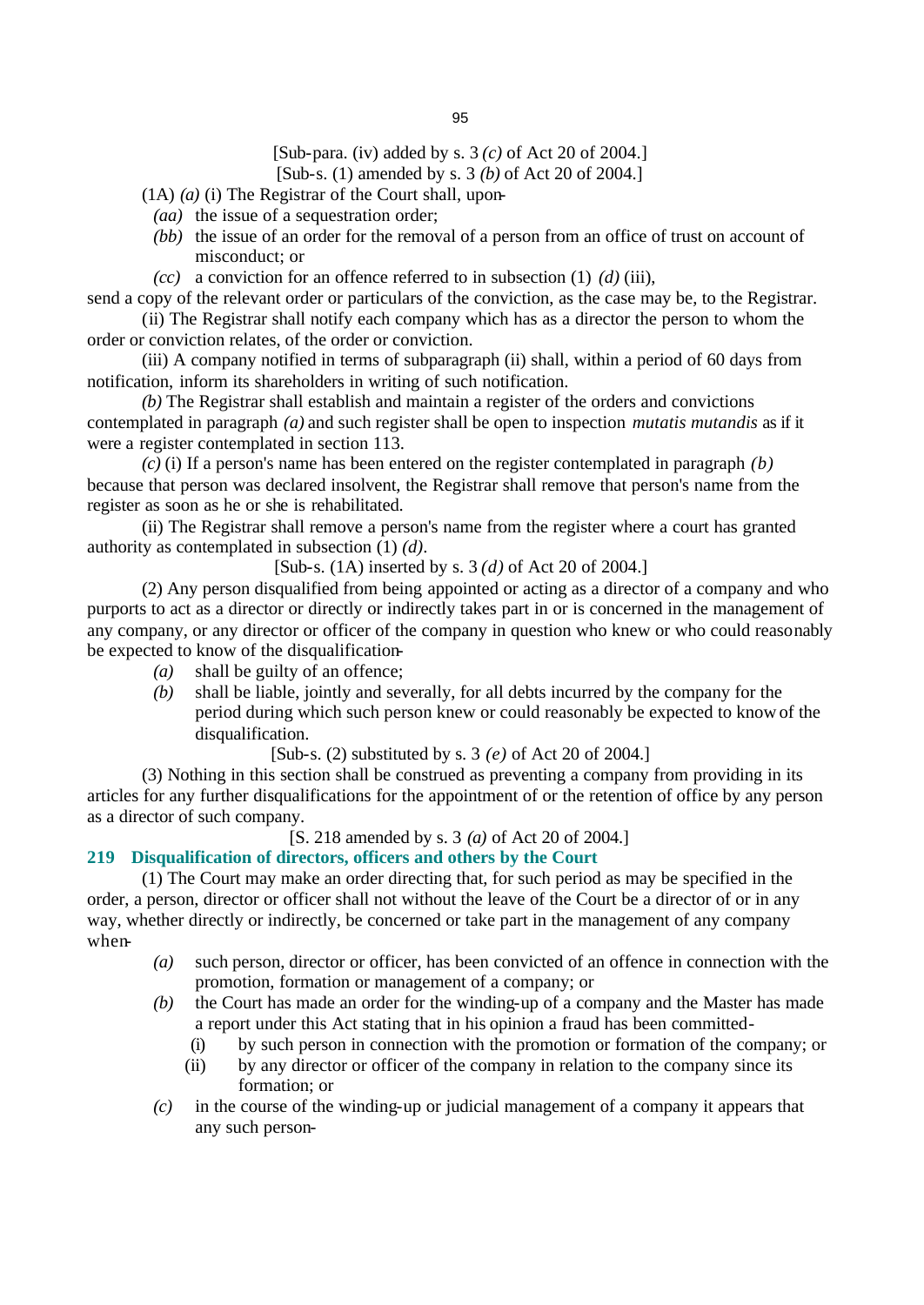[Sub-para. (iv) added by s. 3 *(c)* of Act 20 of 2004.]

[Sub-s. (1) amended by s. 3 *(b)* of Act 20 of 2004.]

(1A) *(a)* (i) The Registrar of the Court shall, upon-

*(aa)* the issue of a sequestration order;

*(bb)* the issue of an order for the removal of a person from an office of trust on account of misconduct; or

*(cc)* a conviction for an offence referred to in subsection (1) *(d)* (iii),

send a copy of the relevant order or particulars of the conviction, as the case may be, to the Registrar.

(ii) The Registrar shall notify each company which has as a director the person to whom the order or conviction relates, of the order or conviction.

(iii) A company notified in terms of subparagraph (ii) shall, within a period of 60 days from notification, inform its shareholders in writing of such notification.

*(b)* The Registrar shall establish and maintain a register of the orders and convictions contemplated in paragraph *(a)* and such register shall be open to inspection *mutatis mutandis* as if it were a register contemplated in section 113.

*(c)* (i) If a person's name has been entered on the register contemplated in paragraph *(b)* because that person was declared insolvent, the Registrar shall remove that person's name from the register as soon as he or she is rehabilitated.

(ii) The Registrar shall remove a person's name from the register where a court has granted authority as contemplated in subsection (1) *(d)*.

[Sub-s. (1A) inserted by s. 3 *(d)* of Act 20 of 2004.]

(2) Any person disqualified from being appointed or acting as a director of a company and who purports to act as a director or directly or indirectly takes part in or is concerned in the management of any company, or any director or officer of the company in question who knew or who could reasonably be expected to know of the disqualification-

*(a)* shall be guilty of an offence;

*(b)* shall be liable, jointly and severally, for all debts incurred by the company for the period during which such person knew or could reasonably be expected to know of the disqualification.

[Sub-s. (2) substituted by s. 3 *(e)* of Act 20 of 2004.]

(3) Nothing in this section shall be construed as preventing a company from providing in its articles for any further disqualifications for the appointment of or the retention of office by any person as a director of such company.

[S. 218 amended by s. 3 *(a)* of Act 20 of 2004.]

**219 Disqualification of directors, officers and others by the Court**

(1) The Court may make an order directing that, for such period as may be specified in the order, a person, director or officer shall not without the leave of the Court be a director of or in any way, whether directly or indirectly, be concerned or take part in the management of any company when-

*(a)* such person, director or officer, has been convicted of an offence in connection with the promotion, formation or management of a company; or

*(b)* the Court has made an order for the winding-up of a company and the Master has made a report under this Act stating that in his opinion a fraud has been committed-

(i) by such person in connection with the promotion or formation of the company; or

(ii) by any director or officer of the company in relation to the company since its formation; or

*(c)* in the course of the winding-up or judicial management of a company it appears that any such person-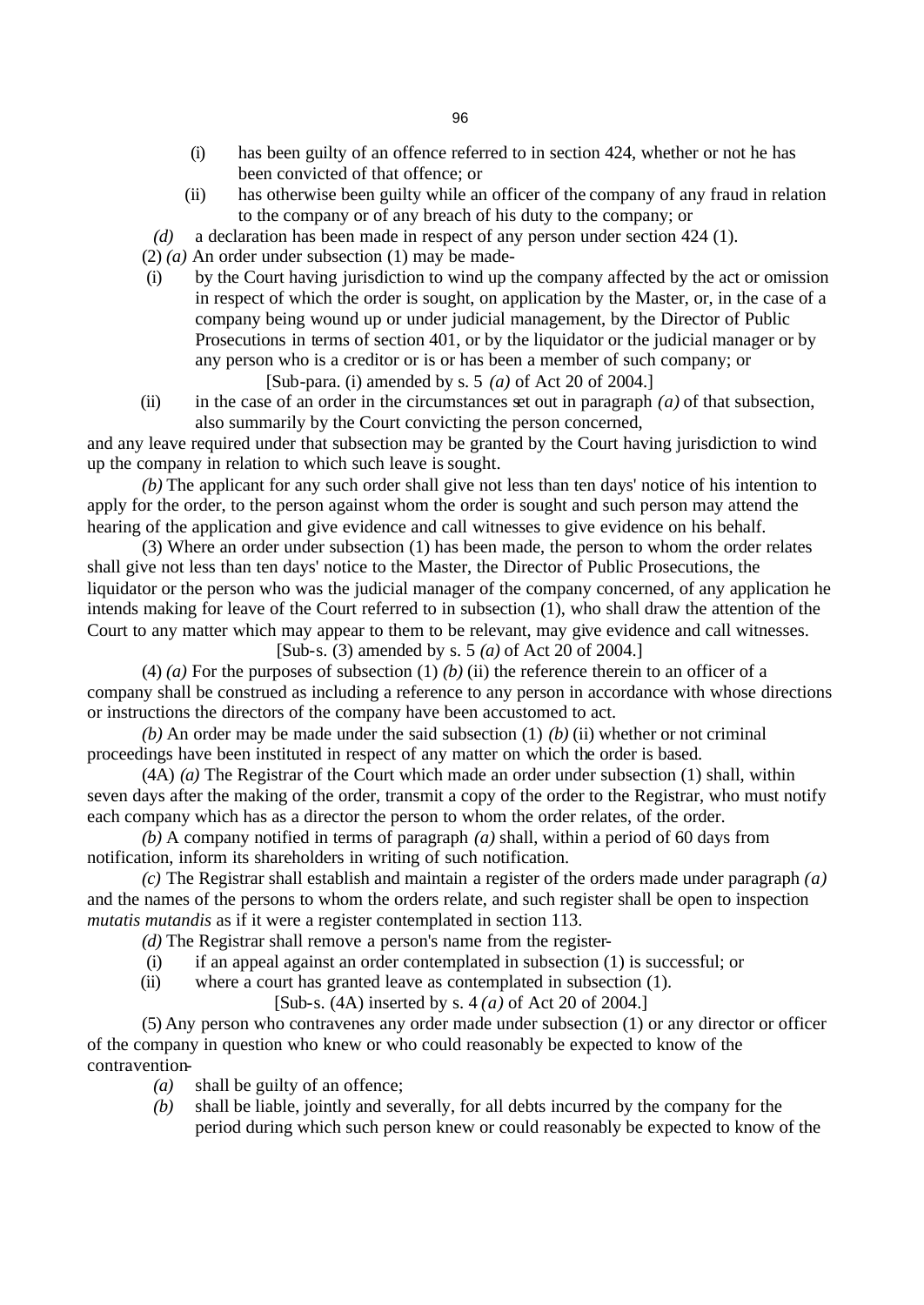(i) has been guilty of an offence referred to in section 424, whether or not he has been convicted of that offence; or

(ii) has otherwise been guilty while an officer of the company of any fraud in relation to the company or of any breach of his duty to the company; or

*(d)* a declaration has been made in respect of any person under section 424 (1).

(2) *(a)* An order under subsection (1) may be made-

(i) by the Court having jurisdiction to wind up the company affected by the act or omission in respect of which the order is sought, on application by the Master, or, in the case of a company being wound up or under judicial management, by the Director of Public Prosecutions in terms of section 401, or by the liquidator or the judicial manager or by any person who is a creditor or is or has been a member of such company; or

[Sub-para. (i) amended by s. 5 *(a)* of Act 20 of 2004.]

(ii) in the case of an order in the circumstances set out in paragraph *(a)* of that subsection, also summarily by the Court convicting the person concerned,

and any leave required under that subsection may be granted by the Court having jurisdiction to wind up the company in relation to which such leave is sought.

*(b)* The applicant for any such order shall give not less than ten days' notice of his intention to apply for the order, to the person against whom the order is sought and such person may attend the hearing of the application and give evidence and call witnesses to give evidence on his behalf.

(3) Where an order under subsection (1) has been made, the person to whom the order relates shall give not less than ten days' notice to the Master, the Director of Public Prosecutions, the liquidator or the person who was the judicial manager of the company concerned, of any application he intends making for leave of the Court referred to in subsection (1), who shall draw the attention of the Court to any matter which may appear to them to be relevant, may give evidence and call witnesses.

[Sub-s. (3) amended by s. 5 *(a)* of Act 20 of 2004.]

(4) *(a)* For the purposes of subsection (1) *(b)* (ii) the reference therein to an officer of a company shall be construed as including a reference to any person in accordance with whose directions or instructions the directors of the company have been accustomed to act.

*(b)* An order may be made under the said subsection (1) *(b)* (ii) whether or not criminal proceedings have been instituted in respect of any matter on which the order is based.

(4A) *(a)* The Registrar of the Court which made an order under subsection (1) shall, within seven days after the making of the order, transmit a copy of the order to the Registrar, who must notify each company which has as a director the person to whom the order relates, of the order.

*(b)* A company notified in terms of paragraph *(a)* shall, within a period of 60 days from notification, inform its shareholders in writing of such notification.

*(c)* The Registrar shall establish and maintain a register of the orders made under paragraph *(a)* and the names of the persons to whom the orders relate, and such register shall be open to inspection *mutatis mutandis* as if it were a register contemplated in section 113.

*(d)* The Registrar shall remove a person's name from the register-

(i) if an appeal against an order contemplated in subsection (1) is successful; or

(ii) where a court has granted leave as contemplated in subsection (1).

[Sub-s. (4A) inserted by s. 4 *(a)* of Act 20 of 2004.]

(5) Any person who contravenes any order made under subsection (1) or any director or officer of the company in question who knew or who could reasonably be expected to know of the contravention-

*(a)* shall be guilty of an offence;

*(b)* shall be liable, jointly and severally, for all debts incurred by the company for the period during which such person knew or could reasonably be expected to know of the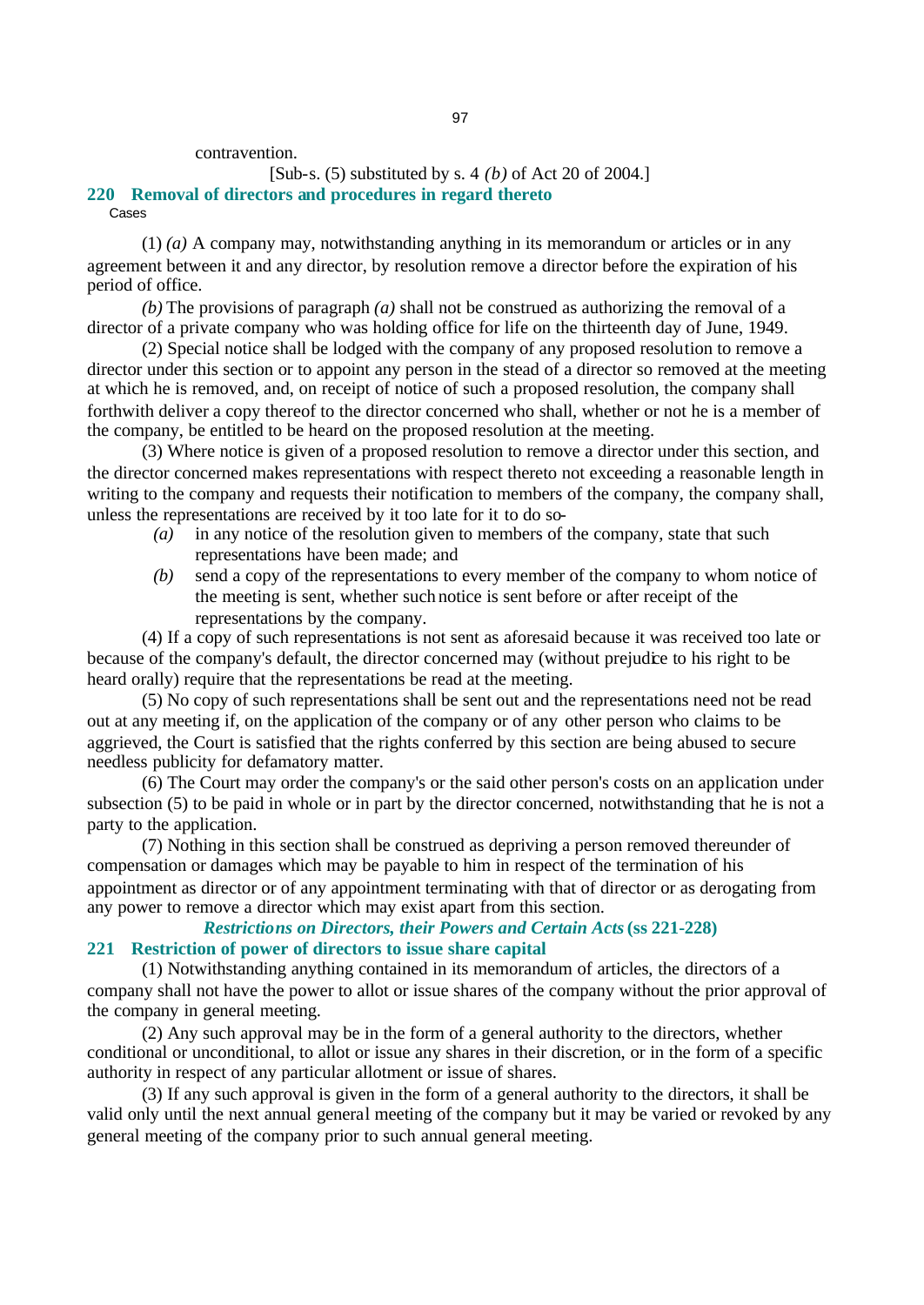contravention.

[Sub-s. (5) substituted by s. 4 *(b)* of Act 20 of 2004.]

## 220 Removal of directors and procedures in regard thereto

Cases

(1) *(a)* A company may, notwithstanding anything in its memorandum or articles or in any agreement between it and any director, by resolution remove a director before the expiration of his period of office.

*(b)* The provisions of paragraph *(a)* shall not be construed as authorizing the removal of a director of a private company who was holding office for life on the thirteenth day of June, 1949.

(2) Special notice shall be lodged with the company of any proposed resolution to remove a director under this section or to appoint any person in the stead of a director so removed at the meeting at which he is removed, and, on receipt of notice of such a proposed resolution, the company shall forthwith deliver a copy thereof to the director concerned who shall, whether or not he is a member of the company, be entitled to be heard on the proposed resolution at the meeting.

(3) Where notice is given of a proposed resolution to remove a director under this section, and the director concerned makes representations with respect thereto not exceeding a reasonable length in writing to the company and requests their notification to members of the company, the company shall, unless the representations are received by it too late for it to do so-

*(a)* in any notice of the resolution given to members of the company, state that such representations have been made; and

*(b)* send a copy of the representations to every member of the company to whom notice of the meeting is sent, whether such notice is sent before or after receipt of the representations by the company.

(4) If a copy of such representations is not sent as aforesaid because it was received too late or because of the company's default, the director concerned may (without prejudice to his right to be heard orally) require that the representations be read at the meeting.

(5) No copy of such representations shall be sent out and the representations need not be read out at any meeting if, on the application of the company or of any other person who claims to be aggrieved, the Court is satisfied that the rights conferred by this section are being abused to secure needless publicity for defamatory matter.

(6) The Court may order the company's or the said other person's costs on an application under subsection (5) to be paid in whole or in part by the director concerned, notwithstanding that he is not a party to the application.

(7) Nothing in this section shall be construed as depriving a person removed thereunder of compensation or damages which may be payable to him in respect of the termination of his appointment as director or of any appointment terminating with that of director or as derogating from any power to remove a director which may exist apart from this section.

### *Restrictions on Directors, their Powers and Certain Acts* (ss 221-228)

## 221 Restriction of power of directors to issue share capital

(1) Notwithstanding anything contained in its memorandum of articles, the directors of a company shall not have the power to allot or issue shares of the company without the prior approval of the company in general meeting.

(2) Any such approval may be in the form of a general authority to the directors, whether conditional or unconditional, to allot or issue any shares in their discretion, or in the form of a specific authority in respect of any particular allotment or issue of shares.

(3) If any such approval is given in the form of a general authority to the directors, it shall be valid only until the next annual general meeting of the company but it may be varied or revoked by any general meeting of the company prior to such annual general meeting.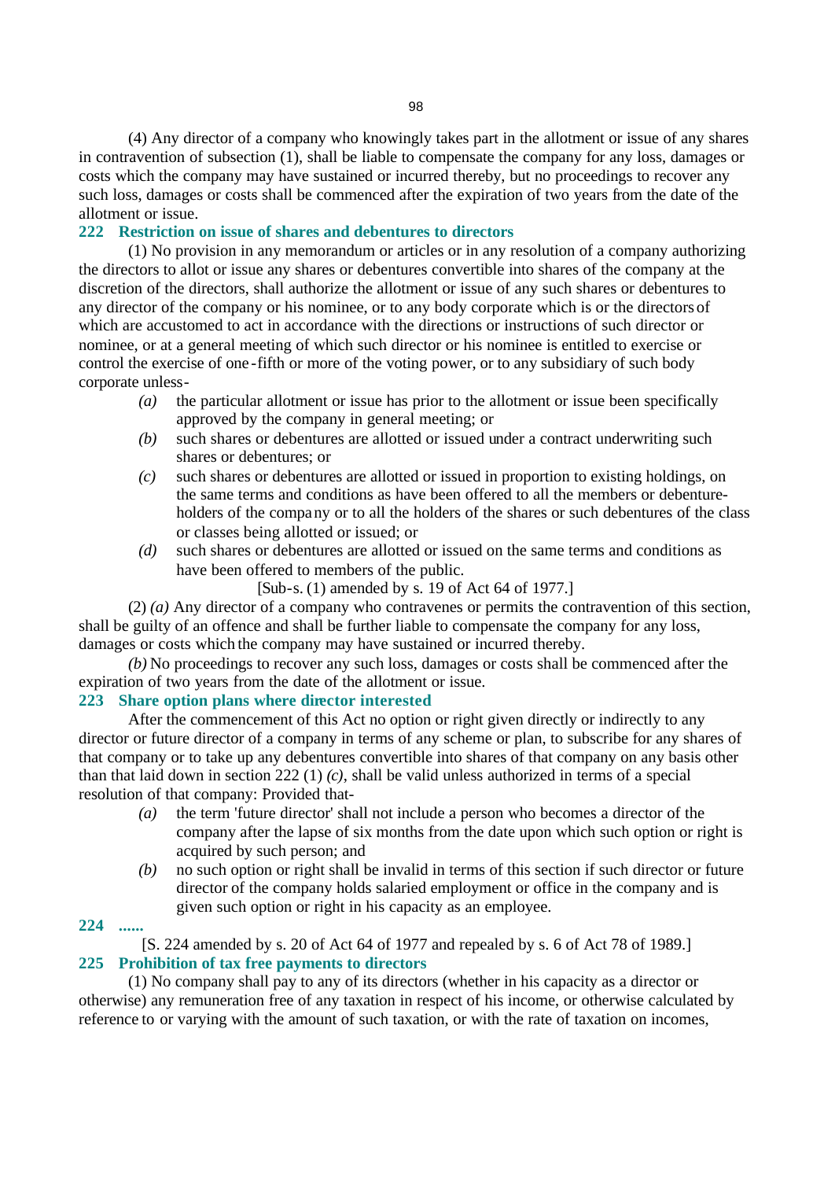(4) Any director of a company who knowingly takes part in the allotment or issue of any shares in contravention of subsection (1), shall be liable to compensate the company for any loss, damages or costs which the company may have sustained or incurred thereby, but no proceedings to recover any such loss, damages or costs shall be commenced after the expiration of two years from the date of the allotment or issue.

### 222 Restriction on issue of shares and debentures to directors

(1) No provision in any memorandum or articles or in any resolution of a company authorizing the directors to allot or issue any shares or debentures convertible into shares of the company at the discretion of the directors, shall authorize the allotment or issue of any such shares or debentures to any director of the company or his nominee, or to any body corporate which is or the directors of which are accustomed to act in accordance with the directions or instructions of such director or nominee, or at a general meeting of which such director or his nominee is entitled to exercise or control the exercise of one-fifth or more of the voting power, or to any subsidiary of such body corporate unless-

*(a)* the particular allotment or issue has prior to the allotment or issue been specifically approved by the company in general meeting; or

*(b)* such shares or debentures are allotted or issued under a contract underwriting such shares or debentures; or

*(c)* such shares or debentures are allotted or issued in proportion to existing holdings, on the same terms and conditions as have been offered to all the members or debenture-holders of the company or to all the holders of the shares or such debentures of the class or classes being allotted or issued; or

*(d)* such shares or debentures are allotted or issued on the same terms and conditions as have been offered to members of the public.

[Sub-s. (1) amended by s. 19 of Act 64 of 1977.]

(2) *(a)* Any director of a company who contravenes or permits the contravention of this section, shall be guilty of an offence and shall be further liable to compensate the company for any loss, damages or costs which the company may have sustained or incurred thereby.

*(b)* No proceedings to recover any such loss, damages or costs shall be commenced after the expiration of two years from the date of the allotment or issue.

### 223 Share option plans where director interested

After the commencement of this Act no option or right given directly or indirectly to any director or future director of a company in terms of any scheme or plan, to subscribe for any shares of that company or to take up any debentures convertible into shares of that company on any basis other than that laid down in section 222 (1) *(c)*, shall be valid unless authorized in terms of a special resolution of that company: Provided that-

*(a)* the term 'future director' shall not include a person who becomes a director of the company after the lapse of six months from the date upon which such option or right is acquired by such person; and

*(b)* no such option or right shall be invalid in terms of this section if such director or future director of the company holds salaried employment or office in the company and is given such option or right in his capacity as an employee.

### 224 ......

[S. 224 amended by s. 20 of Act 64 of 1977 and repealed by s. 6 of Act 78 of 1989.]

### 225 Prohibition of tax free payments to directors

(1) No company shall pay to any of its directors (whether in his capacity as a director or otherwise) any remuneration free of any taxation in respect of his income, or otherwise calculated by reference to or varying with the amount of such taxation, or with the rate of taxation on incomes,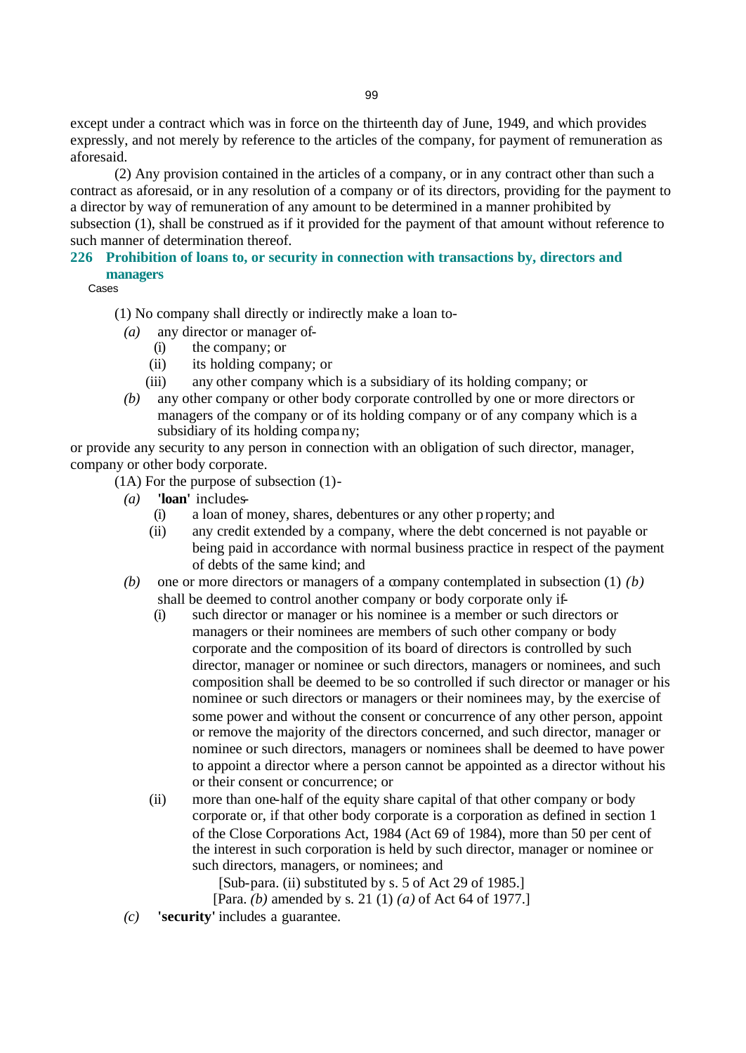except under a contract which was in force on the thirteenth day of June, 1949, and which provides expressly, and not merely by reference to the articles of the company, for payment of remuneration as aforesaid.

(2) Any provision contained in the articles of a company, or in any contract other than such a contract as aforesaid, or in any resolution of a company or of its directors, providing for the payment to a director by way of remuneration of any amount to be determined in a manner prohibited by subsection (1), shall be construed as if it provided for the payment of that amount without reference to such manner of determination thereof.

### 226 Prohibition of loans to, or security in connection with transactions by, directors and managers

Cases

(1) No company shall directly or indirectly make a loan to-

*(a)* any director or manager of-

(i) the company; or

(ii) its holding company; or

(iii) any other company which is a subsidiary of its holding company; or

*(b)* any other company or other body corporate controlled by one or more directors or managers of the company or of its holding company or of any company which is a subsidiary of its holding company;

or provide any security to any person in connection with an obligation of such director, manager, company or other body corporate.

(1A) For the purpose of subsection (1)-

*(a)* **'loan'** includes-

(i) a loan of money, shares, debentures or any other property; and

(ii) any credit extended by a company, where the debt concerned is not payable or being paid in accordance with normal business practice in respect of the payment of debts of the same kind; and

*(b)* one or more directors or managers of a company contemplated in subsection (1) *(b)* shall be deemed to control another company or body corporate only if-

(i) such director or manager or his nominee is a member or such directors or managers or their nominees are members of such other company or body corporate and the composition of its board of directors is controlled by such director, manager or nominee or such directors, managers or nominees, and such composition shall be deemed to be so controlled if such director or manager or his nominee or such directors or managers or their nominees may, by the exercise of some power and without the consent or concurrence of any other person, appoint or remove the majority of the directors concerned, and such director, manager or nominee or such directors, managers or nominees shall be deemed to have power to appoint a director where a person cannot be appointed as a director without his or their consent or concurrence; or

(ii) more than one-half of the equity share capital of that other company or body corporate or, if that other body corporate is a corporation as defined in section 1 of the Close Corporations Act, 1984 (Act 69 of 1984), more than 50 per cent of the interest in such corporation is held by such director, manager or nominee or such directors, managers, or nominees; and

[Sub-para. (ii) substituted by s. 5 of Act 29 of 1985.]

[Para. *(b)* amended by s. 21 (1) *(a)* of Act 64 of 1977.]

*(c)* **'security'** includes a guarantee.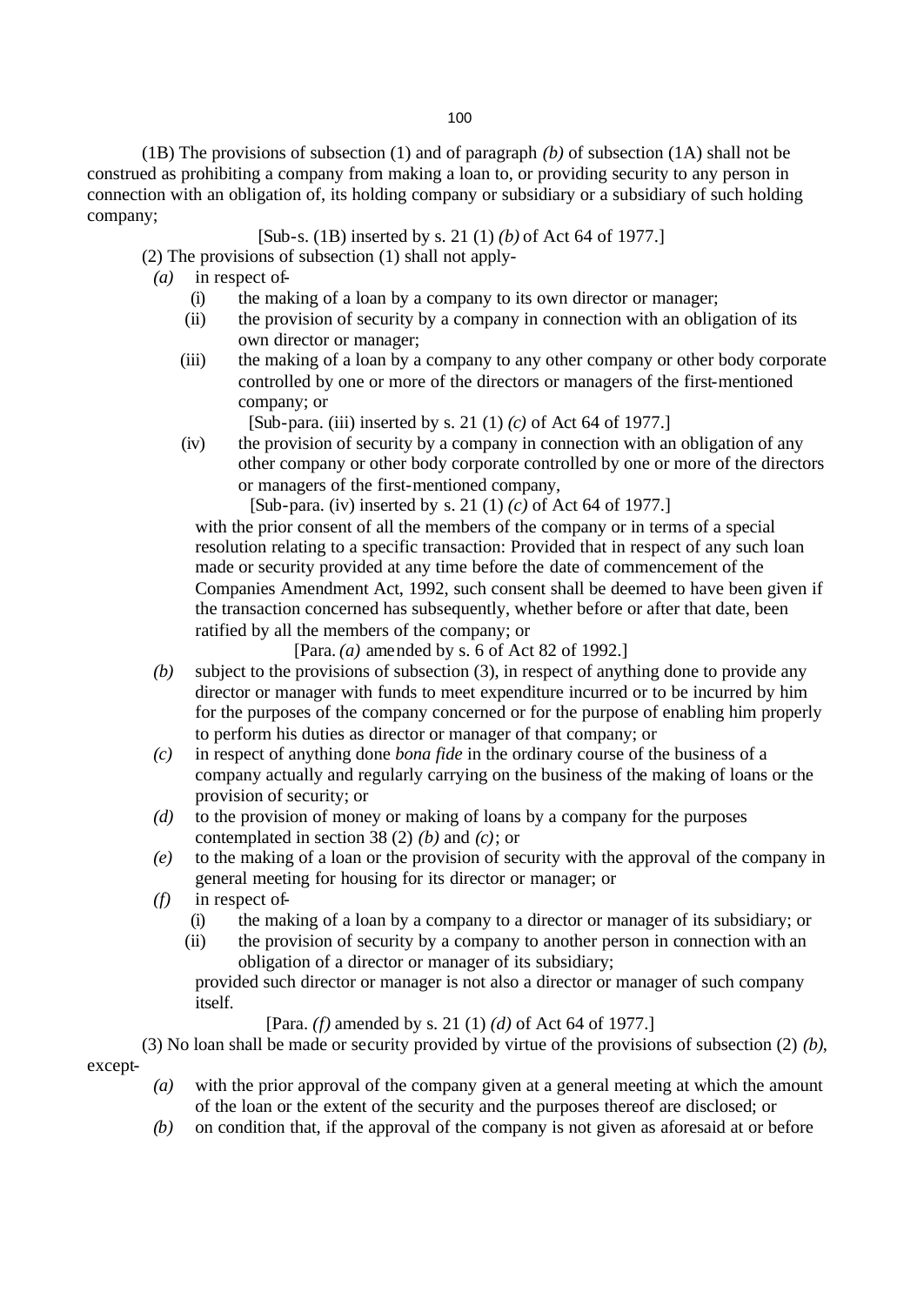(1B) The provisions of subsection (1) and of paragraph *(b)* of subsection (1A) shall not be construed as prohibiting a company from making a loan to, or providing security to any person in connection with an obligation of, its holding company or subsidiary or a subsidiary of such holding company;

[Sub-s. (1B) inserted by s. 21 (1) *(b)* of Act 64 of 1977.]

(2) The provisions of subsection (1) shall not apply-

*(a)* in respect of-

(i) the making of a loan by a company to its own director or manager;

(ii) the provision of security by a company in connection with an obligation of its own director or manager;

(iii) the making of a loan by a company to any other company or other body corporate controlled by one or more of the directors or managers of the first-mentioned company; or

[Sub-para. (iii) inserted by s. 21 (1) *(c)* of Act 64 of 1977.]

(iv) the provision of security by a company in connection with an obligation of any other company or other body corporate controlled by one or more of the directors or managers of the first-mentioned company,

[Sub-para. (iv) inserted by s. 21 (1) *(c)* of Act 64 of 1977.]

with the prior consent of all the members of the company or in terms of a special resolution relating to a specific transaction: Provided that in respect of any such loan made or security provided at any time before the date of commencement of the Companies Amendment Act, 1992, such consent shall be deemed to have been given if the transaction concerned has subsequently, whether before or after that date, been ratified by all the members of the company; or

[Para. *(a)* amended by s. 6 of Act 82 of 1992.]

*(b)* subject to the provisions of subsection (3), in respect of anything done to provide any director or manager with funds to meet expenditure incurred or to be incurred by him for the purposes of the company concerned or for the purpose of enabling him properly to perform his duties as director or manager of that company; or

*(c)* in respect of anything done *bona fide* in the ordinary course of the business of a company actually and regularly carrying on the business of the making of loans or the provision of security; or

*(d)* to the provision of money or making of loans by a company for the purposes contemplated in section 38 (2) *(b)* and *(c)*; or

*(e)* to the making of a loan or the provision of security with the approval of the company in general meeting for housing for its director or manager; or

*(f)* in respect of-

(i) the making of a loan by a company to a director or manager of its subsidiary; or

(ii) the provision of security by a company to another person in connection with an obligation of a director or manager of its subsidiary;

provided such director or manager is not also a director or manager of such company itself.

[Para. *(f)* amended by s. 21 (1) *(d)* of Act 64 of 1977.]

(3) No loan shall be made or security provided by virtue of the provisions of subsection (2) *(b)*, except-

*(a)* with the prior approval of the company given at a general meeting at which the amount of the loan or the extent of the security and the purposes thereof are disclosed; or

*(b)* on condition that, if the approval of the company is not given as aforesaid at or before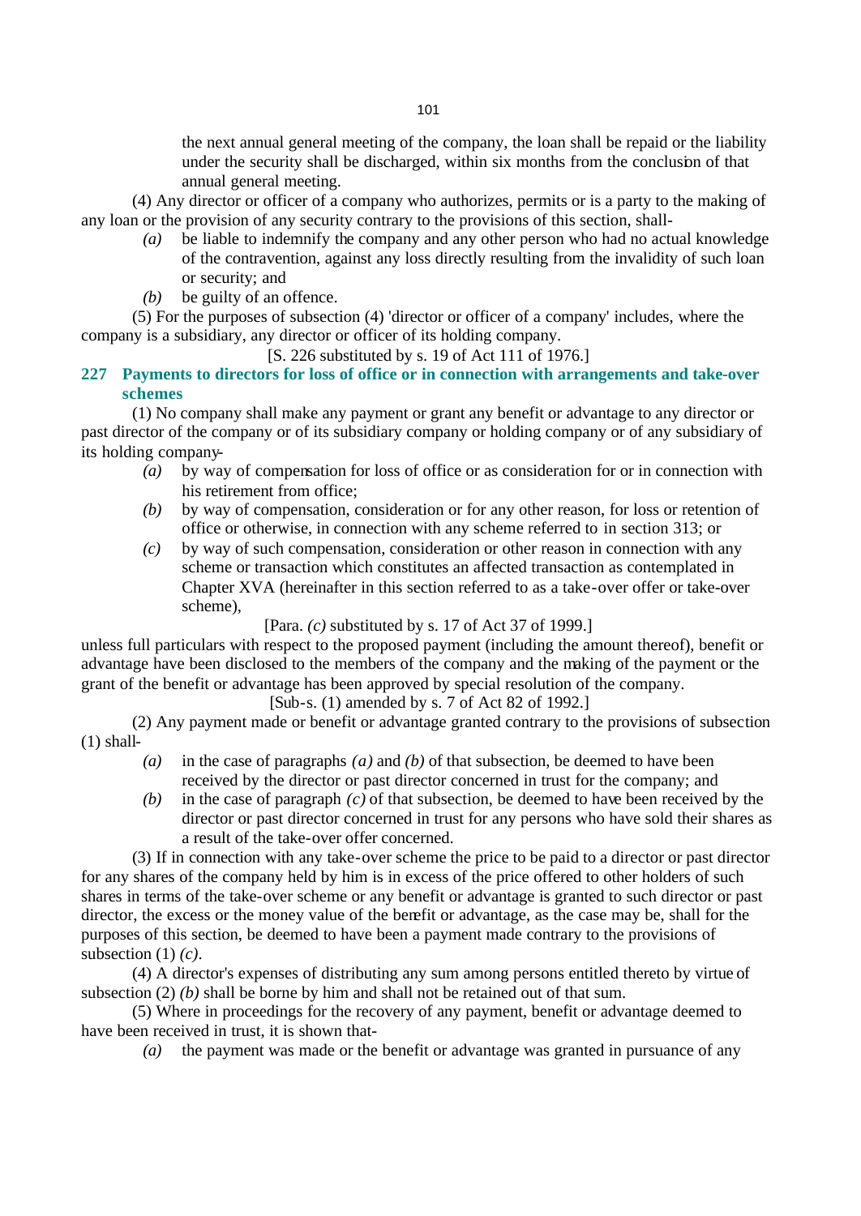the next annual general meeting of the company, the loan shall be repaid or the liability under the security shall be discharged, within six months from the conclusion of that annual general meeting.

(4) Any director or officer of a company who authorizes, permits or is a party to the making of any loan or the provision of any security contrary to the provisions of this section, shall-

*(a)* be liable to indemnify the company and any other person who had no actual knowledge of the contravention, against any loss directly resulting from the invalidity of such loan or security; and

*(b)* be guilty of an offence.

(5) For the purposes of subsection (4) 'director or officer of a company' includes, where the company is a subsidiary, any director or officer of its holding company.

[S. 226 substituted by s. 19 of Act 111 of 1976.]

### 227 Payments to directors for loss of office or in connection with arrangements and take-over schemes

(1) No company shall make any payment or grant any benefit or advantage to any director or past director of the company or of its subsidiary company or holding company or of any subsidiary of its holding company-

*(a)* by way of compensation for loss of office or as consideration for or in connection with his retirement from office;

*(b)* by way of compensation, consideration or for any other reason, for loss or retention of office or otherwise, in connection with any scheme referred to in section 313; or

*(c)* by way of such compensation, consideration or other reason in connection with any scheme or transaction which constitutes an affected transaction as contemplated in Chapter XVA (hereinafter in this section referred to as a take-over offer or take-over scheme),

[Para. *(c)* substituted by s. 17 of Act 37 of 1999.]

unless full particulars with respect to the proposed payment (including the amount thereof), benefit or advantage have been disclosed to the members of the company and the making of the payment or the grant of the benefit or advantage has been approved by special resolution of the company.

[Sub-s. (1) amended by s. 7 of Act 82 of 1992.]

(2) Any payment made or benefit or advantage granted contrary to the provisions of subsection (1) shall-

*(a)* in the case of paragraphs *(a)* and *(b)* of that subsection, be deemed to have been received by the director or past director concerned in trust for the company; and

*(b)* in the case of paragraph *(c)* of that subsection, be deemed to have been received by the director or past director concerned in trust for any persons who have sold their shares as a result of the take-over offer concerned.

(3) If in connection with any take-over scheme the price to be paid to a director or past director for any shares of the company held by him is in excess of the price offered to other holders of such shares in terms of the take-over scheme or any benefit or advantage is granted to such director or past director, the excess or the money value of the benefit or advantage, as the case may be, shall for the purposes of this section, be deemed to have been a payment made contrary to the provisions of subsection (1) *(c)*.

(4) A director's expenses of distributing any sum among persons entitled thereto by virtue of subsection (2) *(b)* shall be borne by him and shall not be retained out of that sum.

(5) Where in proceedings for the recovery of any payment, benefit or advantage deemed to have been received in trust, it is shown that-

*(a)* the payment was made or the benefit or advantage was granted in pursuance of any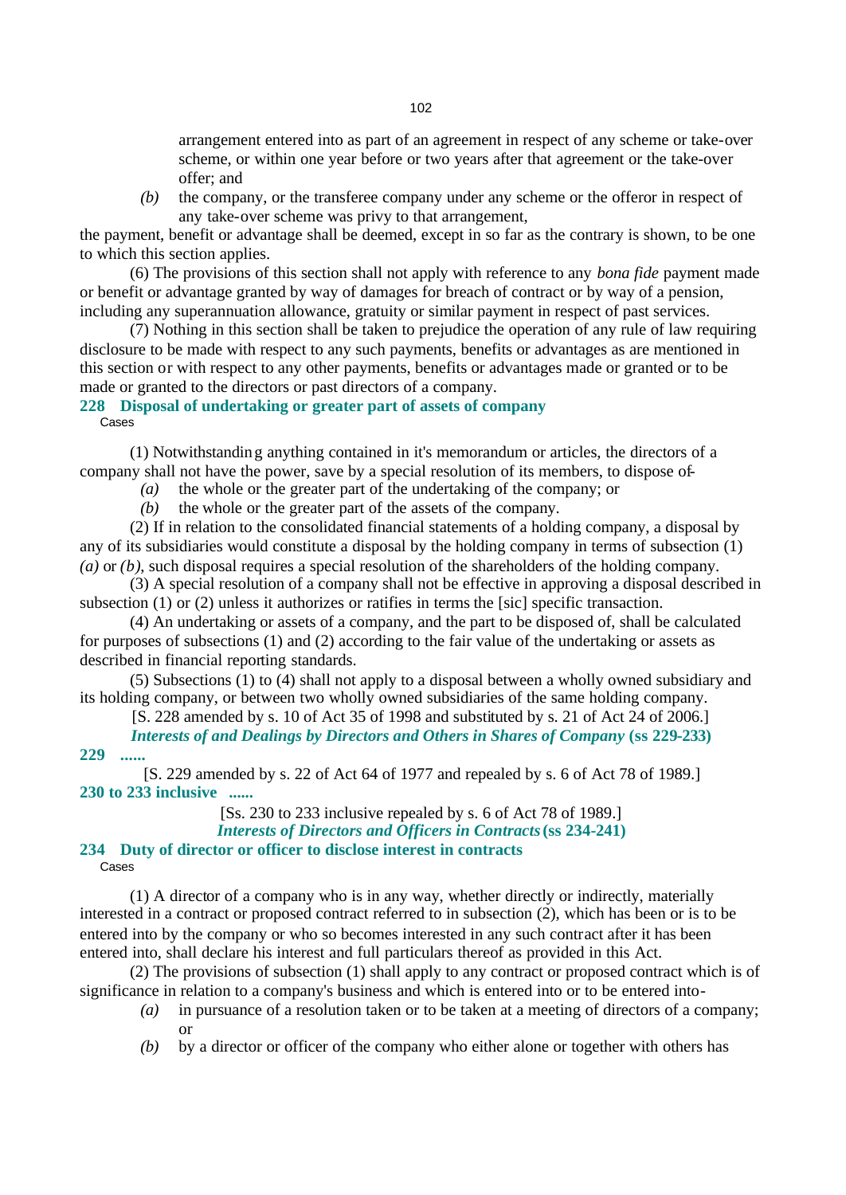arrangement entered into as part of an agreement in respect of any scheme or take-over scheme, or within one year before or two years after that agreement or the take-over offer; and

*(b)* the company, or the transferee company under any scheme or the offeror in respect of any take-over scheme was privy to that arrangement,

the payment, benefit or advantage shall be deemed, except in so far as the contrary is shown, to be one to which this section applies.

(6) The provisions of this section shall not apply with reference to any *bona fide* payment made or benefit or advantage granted by way of damages for breach of contract or by way of a pension, including any superannuation allowance, gratuity or similar payment in respect of past services.

(7) Nothing in this section shall be taken to prejudice the operation of any rule of law requiring disclosure to be made with respect to any such payments, benefits or advantages as are mentioned in this section or with respect to any other payments, benefits or advantages made or granted or to be made or granted to the directors or past directors of a company.

### 228 Disposal of undertaking or greater part of assets of company

Cases

(1) Notwithstanding anything contained in it's memorandum or articles, the directors of a company shall not have the power, save by a special resolution of its members, to dispose of-

*(a)* the whole or the greater part of the undertaking of the company; or

*(b)* the whole or the greater part of the assets of the company.

(2) If in relation to the consolidated financial statements of a holding company, a disposal by any of its subsidiaries would constitute a disposal by the holding company in terms of subsection (1) *(a)* or *(b)*, such disposal requires a special resolution of the shareholders of the holding company.

(3) A special resolution of a company shall not be effective in approving a disposal described in subsection (1) or (2) unless it authorizes or ratifies in terms the [sic] specific transaction.

(4) An undertaking or assets of a company, and the part to be disposed of, shall be calculated for purposes of subsections (1) and (2) according to the fair value of the undertaking or assets as described in financial reporting standards.

(5) Subsections (1) to (4) shall not apply to a disposal between a wholly owned subsidiary and its holding company, or between two wholly owned subsidiaries of the same holding company.

[S. 228 amended by s. 10 of Act 35 of 1998 and substituted by s. 21 of Act 24 of 2006.]

***Interests of and Dealings by Directors and Others in Shares of Company* (ss 229-233)**

### 229 ......

[S. 229 amended by s. 22 of Act 64 of 1977 and repealed by s. 6 of Act 78 of 1989.]

### 230 to 233 inclusive ......

[Ss. 230 to 233 inclusive repealed by s. 6 of Act 78 of 1989.]

***Interests of Directors and Officers in Contracts* (ss 234-241)**

### 234 Duty of director or officer to disclose interest in contracts

Cases

(1) A director of a company who is in any way, whether directly or indirectly, materially interested in a contract or proposed contract referred to in subsection (2), which has been or is to be entered into by the company or who so becomes interested in any such contract after it has been entered into, shall declare his interest and full particulars thereof as provided in this Act.

(2) The provisions of subsection (1) shall apply to any contract or proposed contract which is of significance in relation to a company's business and which is entered into or to be entered into-

*(a)* in pursuance of a resolution taken or to be taken at a meeting of directors of a company; or

*(b)* by a director or officer of the company who either alone or together with others has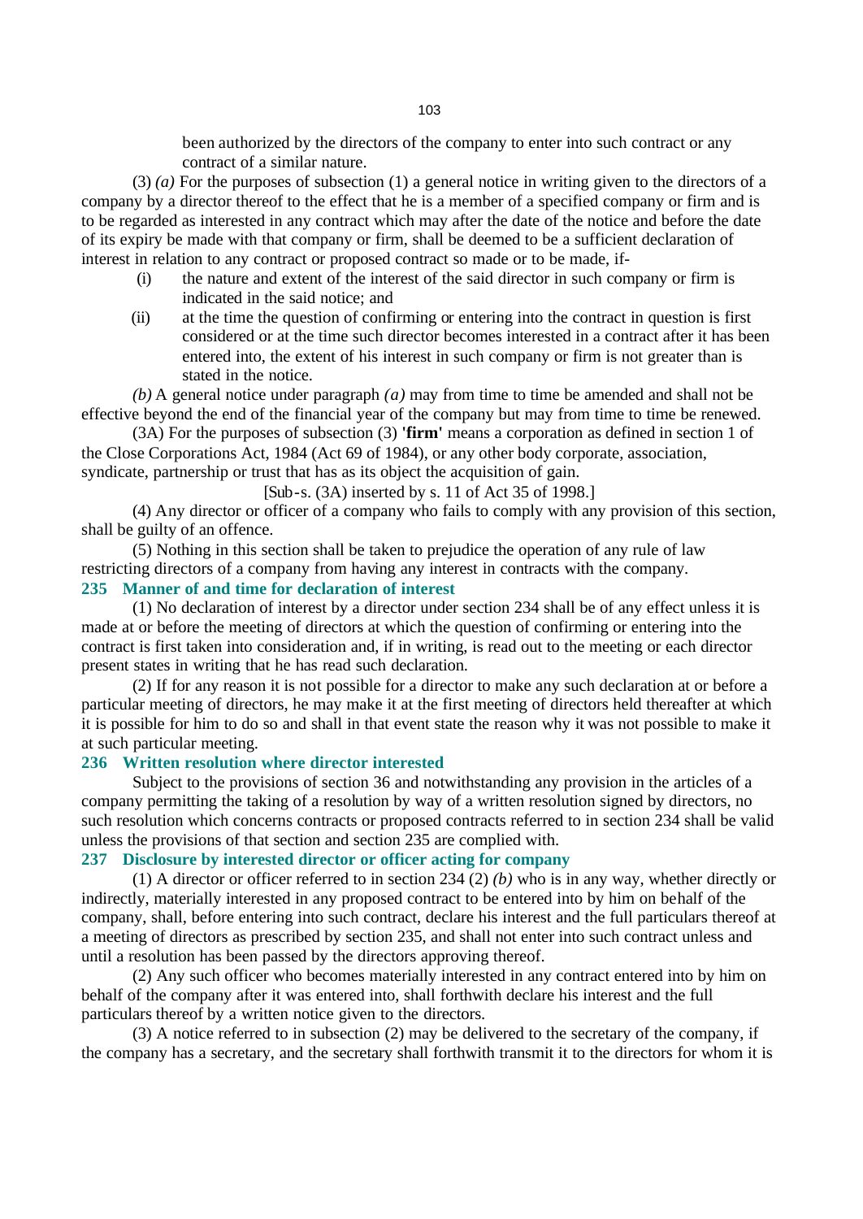been authorized by the directors of the company to enter into such contract or any contract of a similar nature.

(3) *(a)* For the purposes of subsection (1) a general notice in writing given to the directors of a company by a director thereof to the effect that he is a member of a specified company or firm and is to be regarded as interested in any contract which may after the date of the notice and before the date of its expiry be made with that company or firm, shall be deemed to be a sufficient declaration of interest in relation to any contract or proposed contract so made or to be made, if-

(i) the nature and extent of the interest of the said director in such company or firm is indicated in the said notice; and

(ii) at the time the question of confirming or entering into the contract in question is first considered or at the time such director becomes interested in a contract after it has been entered into, the extent of his interest in such company or firm is not greater than is stated in the notice.

*(b)* A general notice under paragraph *(a)* may from time to time be amended and shall not be effective beyond the end of the financial year of the company but may from time to time be renewed.

(3A) For the purposes of subsection (3) **'firm'** means a corporation as defined in section 1 of the Close Corporations Act, 1984 (Act 69 of 1984), or any other body corporate, association, syndicate, partnership or trust that has as its object the acquisition of gain.

[Sub-s. (3A) inserted by s. 11 of Act 35 of 1998.]

(4) Any director or officer of a company who fails to comply with any provision of this section, shall be guilty of an offence.

(5) Nothing in this section shall be taken to prejudice the operation of any rule of law restricting directors of a company from having any interest in contracts with the company.

### 235 Manner of and time for declaration of interest

(1) No declaration of interest by a director under section 234 shall be of any effect unless it is made at or before the meeting of directors at which the question of confirming or entering into the contract is first taken into consideration and, if in writing, is read out to the meeting or each director present states in writing that he has read such declaration.

(2) If for any reason it is not possible for a director to make any such declaration at or before a particular meeting of directors, he may make it at the first meeting of directors held thereafter at which it is possible for him to do so and shall in that event state the reason why it was not possible to make it at such particular meeting.

### 236 Written resolution where director interested

Subject to the provisions of section 36 and notwithstanding any provision in the articles of a company permitting the taking of a resolution by way of a written resolution signed by directors, no such resolution which concerns contracts or proposed contracts referred to in section 234 shall be valid unless the provisions of that section and section 235 are complied with.

### 237 Disclosure by interested director or officer acting for company

(1) A director or officer referred to in section 234 (2) *(b)* who is in any way, whether directly or indirectly, materially interested in any proposed contract to be entered into by him on behalf of the company, shall, before entering into such contract, declare his interest and the full particulars thereof at a meeting of directors as prescribed by section 235, and shall not enter into such contract unless and until a resolution has been passed by the directors approving thereof.

(2) Any such officer who becomes materially interested in any contract entered into by him on behalf of the company after it was entered into, shall forthwith declare his interest and the full particulars thereof by a written notice given to the directors.

(3) A notice referred to in subsection (2) may be delivered to the secretary of the company, if the company has a secretary, and the secretary shall forthwith transmit it to the directors for whom it is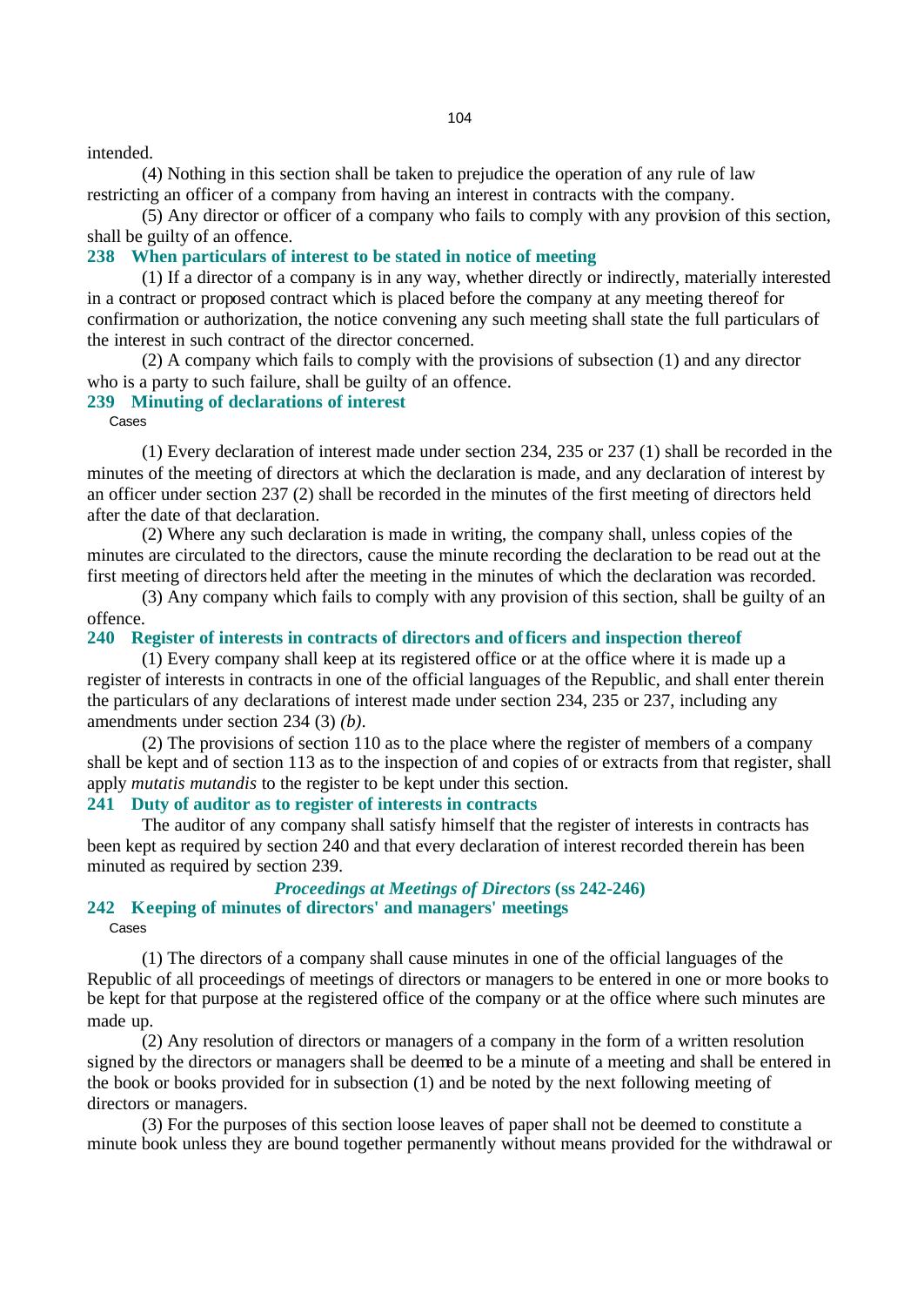intended.

(4) Nothing in this section shall be taken to prejudice the operation of any rule of law restricting an officer of a company from having an interest in contracts with the company.

(5) Any director or officer of a company who fails to comply with any provision of this section, shall be guilty of an offence.

### 238 When particulars of interest to be stated in notice of meeting

(1) If a director of a company is in any way, whether directly or indirectly, materially interested in a contract or proposed contract which is placed before the company at any meeting thereof for confirmation or authorization, the notice convening any such meeting shall state the full particulars of the interest in such contract of the director concerned.

(2) A company which fails to comply with the provisions of subsection (1) and any director who is a party to such failure, shall be guilty of an offence.

### 239 Minuting of declarations of interest

Cases

(1) Every declaration of interest made under section 234, 235 or 237 (1) shall be recorded in the minutes of the meeting of directors at which the declaration is made, and any declaration of interest by an officer under section 237 (2) shall be recorded in the minutes of the first meeting of directors held after the date of that declaration.

(2) Where any such declaration is made in writing, the company shall, unless copies of the minutes are circulated to the directors, cause the minute recording the declaration to be read out at the first meeting of directors held after the meeting in the minutes of which the declaration was recorded.

(3) Any company which fails to comply with any provision of this section, shall be guilty of an offence.

### 240 Register of interests in contracts of directors and officers and inspection thereof

(1) Every company shall keep at its registered office or at the office where it is made up a register of interests in contracts in one of the official languages of the Republic, and shall enter therein the particulars of any declarations of interest made under section 234, 235 or 237, including any amendments under section 234 (3) *(b)*.

(2) The provisions of section 110 as to the place where the register of members of a company shall be kept and of section 113 as to the inspection of and copies of or extracts from that register, shall apply *mutatis mutandis* to the register to be kept under this section.

### 241 Duty of auditor as to register of interests in contracts

The auditor of any company shall satisfy himself that the register of interests in contracts has been kept as required by section 240 and that every declaration of interest recorded therein has been minuted as required by section 239.

## *Proceedings at Meetings of Directors* (ss 242-246)

### 242 Keeping of minutes of directors' and managers' meetings

Cases

(1) The directors of a company shall cause minutes in one of the official languages of the Republic of all proceedings of meetings of directors or managers to be entered in one or more books to be kept for that purpose at the registered office of the company or at the office where such minutes are made up.

(2) Any resolution of directors or managers of a company in the form of a written resolution signed by the directors or managers shall be deemed to be a minute of a meeting and shall be entered in the book or books provided for in subsection (1) and be noted by the next following meeting of directors or managers.

(3) For the purposes of this section loose leaves of paper shall not be deemed to constitute a minute book unless they are bound together permanently without means provided for the withdrawal or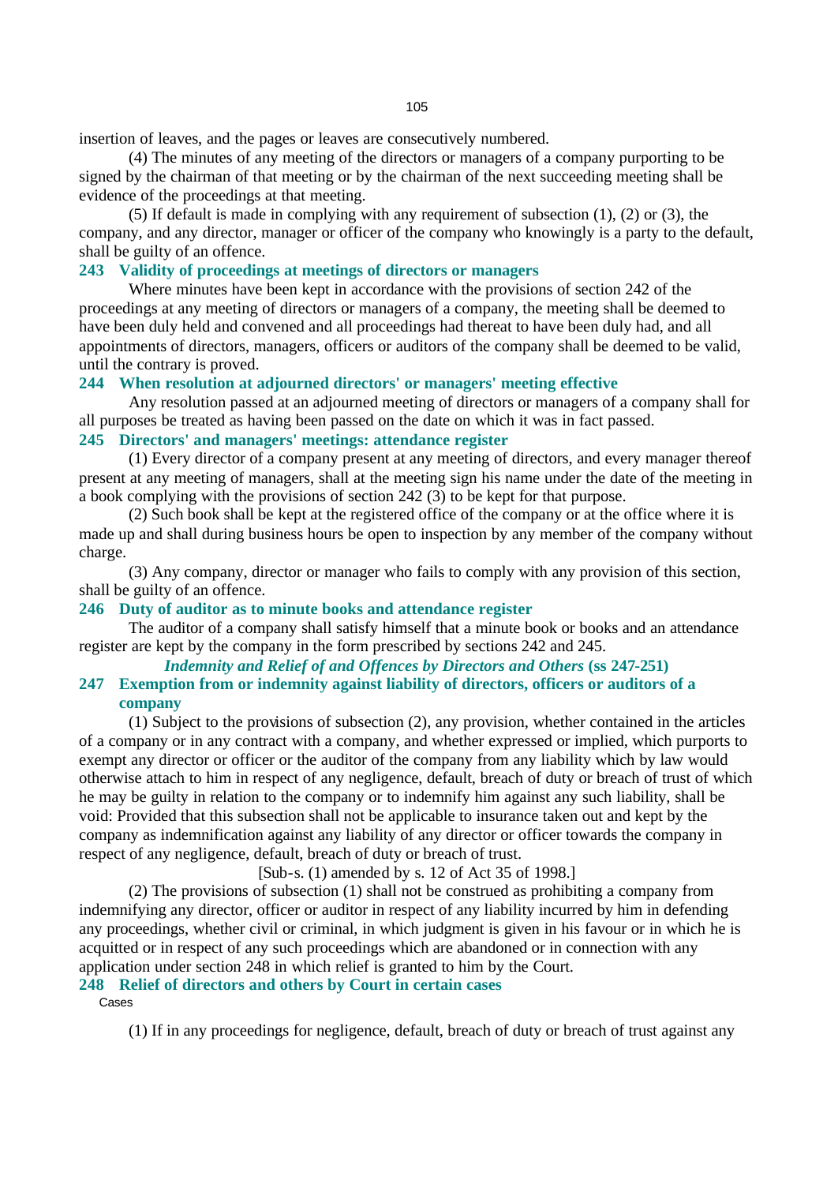insertion of leaves, and the pages or leaves are consecutively numbered.

(4) The minutes of any meeting of the directors or managers of a company purporting to be signed by the chairman of that meeting or by the chairman of the next succeeding meeting shall be evidence of the proceedings at that meeting.

(5) If default is made in complying with any requirement of subsection (1), (2) or (3), the company, and any director, manager or officer of the company who knowingly is a party to the default, shall be guilty of an offence.

### 243 Validity of proceedings at meetings of directors or managers

Where minutes have been kept in accordance with the provisions of section 242 of the proceedings at any meeting of directors or managers of a company, the meeting shall be deemed to have been duly held and convened and all proceedings had thereat to have been duly had, and all appointments of directors, managers, officers or auditors of the company shall be deemed to be valid, until the contrary is proved.

### 244 When resolution at adjourned directors' or managers' meeting effective

Any resolution passed at an adjourned meeting of directors or managers of a company shall for all purposes be treated as having been passed on the date on which it was in fact passed.

### 245 Directors' and managers' meetings: attendance register

(1) Every director of a company present at any meeting of directors, and every manager thereof present at any meeting of managers, shall at the meeting sign his name under the date of the meeting in a book complying with the provisions of section 242 (3) to be kept for that purpose.

(2) Such book shall be kept at the registered office of the company or at the office where it is made up and shall during business hours be open to inspection by any member of the company without charge.

(3) Any company, director or manager who fails to comply with any provision of this section, shall be guilty of an offence.

### 246 Duty of auditor as to minute books and attendance register

The auditor of a company shall satisfy himself that a minute book or books and an attendance register are kept by the company in the form prescribed by sections 242 and 245.

## *Indemnity and Relief of and Offences by Directors and Others* (ss 247-251)

### 247 Exemption from or indemnity against liability of directors, officers or auditors of a company

(1) Subject to the provisions of subsection (2), any provision, whether contained in the articles of a company or in any contract with a company, and whether expressed or implied, which purports to exempt any director or officer or the auditor of the company from any liability which by law would otherwise attach to him in respect of any negligence, default, breach of duty or breach of trust of which he may be guilty in relation to the company or to indemnify him against any such liability, shall be void: Provided that this subsection shall not be applicable to insurance taken out and kept by the company as indemnification against any liability of any director or officer towards the company in respect of any negligence, default, breach of duty or breach of trust.

[Sub-s. (1) amended by s. 12 of Act 35 of 1998.]

(2) The provisions of subsection (1) shall not be construed as prohibiting a company from indemnifying any director, officer or auditor in respect of any liability incurred by him in defending any proceedings, whether civil or criminal, in which judgment is given in his favour or in which he is acquitted or in respect of any such proceedings which are abandoned or in connection with any application under section 248 in which relief is granted to him by the Court.

### 248 Relief of directors and others by Court in certain cases

Cases

(1) If in any proceedings for negligence, default, breach of duty or breach of trust against any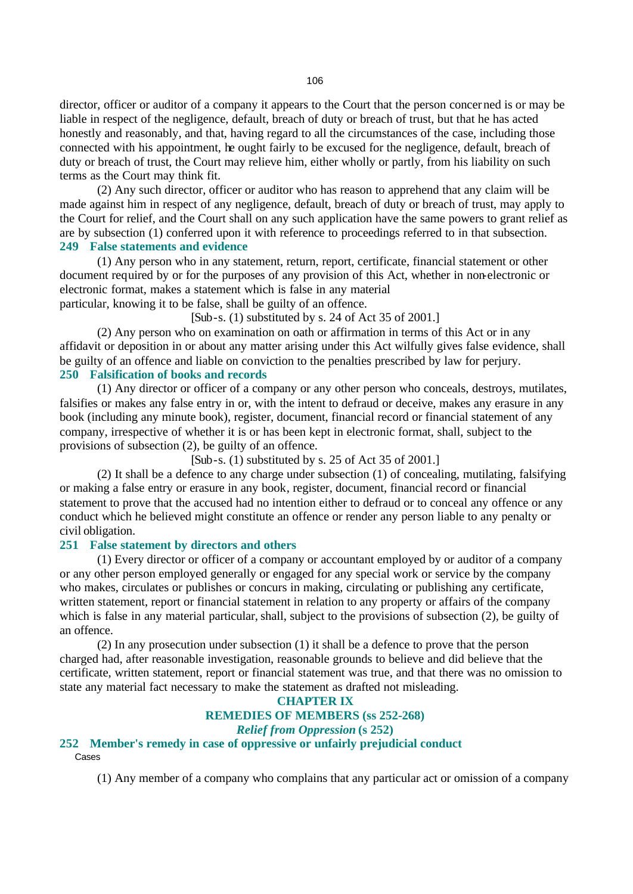director, officer or auditor of a company it appears to the Court that the person concerned is or may be liable in respect of the negligence, default, breach of duty or breach of trust, but that he has acted honestly and reasonably, and that, having regard to all the circumstances of the case, including those connected with his appointment, he ought fairly to be excused for the negligence, default, breach of duty or breach of trust, the Court may relieve him, either wholly or partly, from his liability on such terms as the Court may think fit.

(2) Any such director, officer or auditor who has reason to apprehend that any claim will be made against him in respect of any negligence, default, breach of duty or breach of trust, may apply to the Court for relief, and the Court shall on any such application have the same powers to grant relief as are by subsection (1) conferred upon it with reference to proceedings referred to in that subsection.

### 249 False statements and evidence

(1) Any person who in any statement, return, report, certificate, financial statement or other document required by or for the purposes of any provision of this Act, whether in non-electronic or electronic format, makes a statement which is false in any material particular, knowing it to be false, shall be guilty of an offence.

[Sub-s. (1) substituted by s. 24 of Act 35 of 2001.]

(2) Any person who on examination on oath or affirmation in terms of this Act or in any affidavit or deposition in or about any matter arising under this Act wilfully gives false evidence, shall be guilty of an offence and liable on conviction to the penalties prescribed by law for perjury.

### 250 Falsification of books and records

(1) Any director or officer of a company or any other person who conceals, destroys, mutilates, falsifies or makes any false entry in or, with the intent to defraud or deceive, makes any erasure in any book (including any minute book), register, document, financial record or financial statement of any company, irrespective of whether it is or has been kept in electronic format, shall, subject to the provisions of subsection (2), be guilty of an offence.

[Sub-s. (1) substituted by s. 25 of Act 35 of 2001.]

(2) It shall be a defence to any charge under subsection (1) of concealing, mutilating, falsifying or making a false entry or erasure in any book, register, document, financial record or financial statement to prove that the accused had no intention either to defraud or to conceal any offence or any conduct which he believed might constitute an offence or render any person liable to any penalty or civil obligation.

### 251 False statement by directors and others

(1) Every director or officer of a company or accountant employed by or auditor of a company or any other person employed generally or engaged for any special work or service by the company who makes, circulates or publishes or concurs in making, circulating or publishing any certificate, written statement, report or financial statement in relation to any property or affairs of the company which is false in any material particular, shall, subject to the provisions of subsection (2), be guilty of an offence.

(2) In any prosecution under subsection (1) it shall be a defence to prove that the person charged had, after reasonable investigation, reasonable grounds to believe and did believe that the certificate, written statement, report or financial statement was true, and that there was no omission to state any material fact necessary to make the statement as drafted not misleading.

## CHAPTER IX

## REMEDIES OF MEMBERS (ss 252-268)

### *Relief from Oppression* (s 252)

### 252 Member's remedy in case of oppressive or unfairly prejudicial conduct

Cases

(1) Any member of a company who complains that any particular act or omission of a company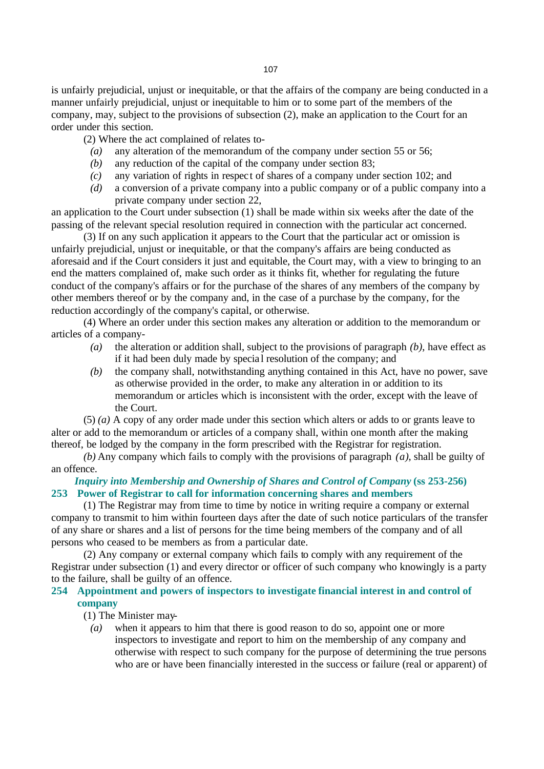is unfairly prejudicial, unjust or inequitable, or that the affairs of the company are being conducted in a manner unfairly prejudicial, unjust or inequitable to him or to some part of the members of the company, may, subject to the provisions of subsection (2), make an application to the Court for an order under this section.

(2) Where the act complained of relates to-

*(a)* any alteration of the memorandum of the company under section 55 or 56;

*(b)* any reduction of the capital of the company under section 83;

*(c)* any variation of rights in respect of shares of a company under section 102; and

*(d)* a conversion of a private company into a public company or of a public company into a private company under section 22,

an application to the Court under subsection (1) shall be made within six weeks after the date of the passing of the relevant special resolution required in connection with the particular act concerned.

(3) If on any such application it appears to the Court that the particular act or omission is unfairly prejudicial, unjust or inequitable, or that the company's affairs are being conducted as aforesaid and if the Court considers it just and equitable, the Court may, with a view to bringing to an end the matters complained of, make such order as it thinks fit, whether for regulating the future conduct of the company's affairs or for the purchase of the shares of any members of the company by other members thereof or by the company and, in the case of a purchase by the company, for the reduction accordingly of the company's capital, or otherwise.

(4) Where an order under this section makes any alteration or addition to the memorandum or articles of a company-

*(a)* the alteration or addition shall, subject to the provisions of paragraph *(b)*, have effect as if it had been duly made by special resolution of the company; and

*(b)* the company shall, notwithstanding anything contained in this Act, have no power, save as otherwise provided in the order, to make any alteration in or addition to its memorandum or articles which is inconsistent with the order, except with the leave of the Court.

(5) *(a)* A copy of any order made under this section which alters or adds to or grants leave to alter or add to the memorandum or articles of a company shall, within one month after the making thereof, be lodged by the company in the form prescribed with the Registrar for registration.

*(b)* Any company which fails to comply with the provisions of paragraph *(a)*, shall be guilty of an offence.

### *Inquiry into Membership and Ownership of Shares and Control of Company* (ss 253-256)

### 253 Power of Registrar to call for information concerning shares and members

(1) The Registrar may from time to time by notice in writing require a company or external company to transmit to him within fourteen days after the date of such notice particulars of the transfer of any share or shares and a list of persons for the time being members of the company and of all persons who ceased to be members as from a particular date.

(2) Any company or external company which fails to comply with any requirement of the Registrar under subsection (1) and every director or officer of such company who knowingly is a party to the failure, shall be guilty of an offence.

### 254 Appointment and powers of inspectors to investigate financial interest in and control of company

(1) The Minister may-

*(a)* when it appears to him that there is good reason to do so, appoint one or more inspectors to investigate and report to him on the membership of any company and otherwise with respect to such company for the purpose of determining the true persons who are or have been financially interested in the success or failure (real or apparent) of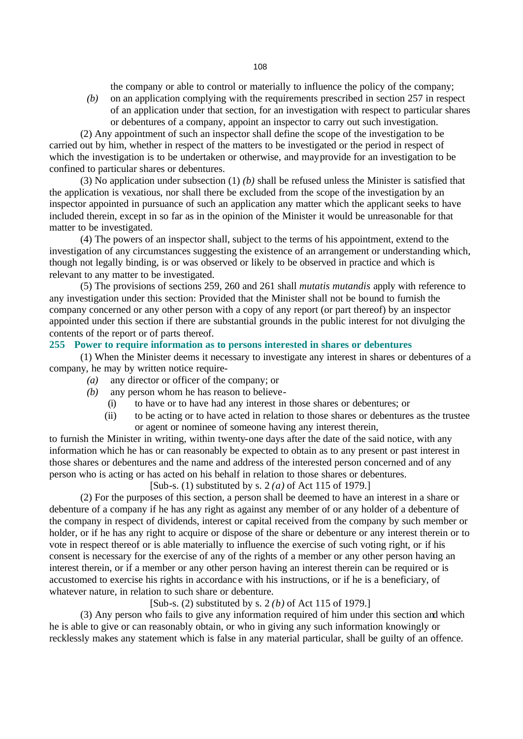the company or able to control or materially to influence the policy of the company;

*(b)* on an application complying with the requirements prescribed in section 257 in respect of an application under that section, for an investigation with respect to particular shares or debentures of a company, appoint an inspector to carry out such investigation.

(2) Any appointment of such an inspector shall define the scope of the investigation to be carried out by him, whether in respect of the matters to be investigated or the period in respect of which the investigation is to be undertaken or otherwise, and may provide for an investigation to be confined to particular shares or debentures.

(3) No application under subsection (1) *(b)* shall be refused unless the Minister is satisfied that the application is vexatious, nor shall there be excluded from the scope of the investigation by an inspector appointed in pursuance of such an application any matter which the applicant seeks to have included therein, except in so far as in the opinion of the Minister it would be unreasonable for that matter to be investigated.

(4) The powers of an inspector shall, subject to the terms of his appointment, extend to the investigation of any circumstances suggesting the existence of an arrangement or understanding which, though not legally binding, is or was observed or likely to be observed in practice and which is relevant to any matter to be investigated.

(5) The provisions of sections 259, 260 and 261 shall *mutatis mutandis* apply with reference to any investigation under this section: Provided that the Minister shall not be bound to furnish the company concerned or any other person with a copy of any report (or part thereof) by an inspector appointed under this section if there are substantial grounds in the public interest for not divulging the contents of the report or of parts thereof.

**255 Power to require information as to persons interested in shares or debentures**

(1) When the Minister deems it necessary to investigate any interest in shares or debentures of a company, he may by written notice require-

*(a)* any director or officer of the company; or

*(b)* any person whom he has reason to believe-

(i) to have or to have had any interest in those shares or debentures; or

(ii) to be acting or to have acted in relation to those shares or debentures as the trustee or agent or nominee of someone having any interest therein,

to furnish the Minister in writing, within twenty-one days after the date of the said notice, with any information which he has or can reasonably be expected to obtain as to any present or past interest in those shares or debentures and the name and address of the interested person concerned and of any person who is acting or has acted on his behalf in relation to those shares or debentures.

[Sub-s. (1) substituted by s. 2 *(a)* of Act 115 of 1979.]

(2) For the purposes of this section, a person shall be deemed to have an interest in a share or debenture of a company if he has any right as against any member of or any holder of a debenture of the company in respect of dividends, interest or capital received from the company by such member or holder, or if he has any right to acquire or dispose of the share or debenture or any interest therein or to vote in respect thereof or is able materially to influence the exercise of such voting right, or if his consent is necessary for the exercise of any of the rights of a member or any other person having an interest therein, or if a member or any other person having an interest therein can be required or is accustomed to exercise his rights in accordance with his instructions, or if he is a beneficiary, of whatever nature, in relation to such share or debenture.

[Sub-s. (2) substituted by s. 2 *(b)* of Act 115 of 1979.]

(3) Any person who fails to give any information required of him under this section and which he is able to give or can reasonably obtain, or who in giving any such information knowingly or recklessly makes any statement which is false in any material particular, shall be guilty of an offence.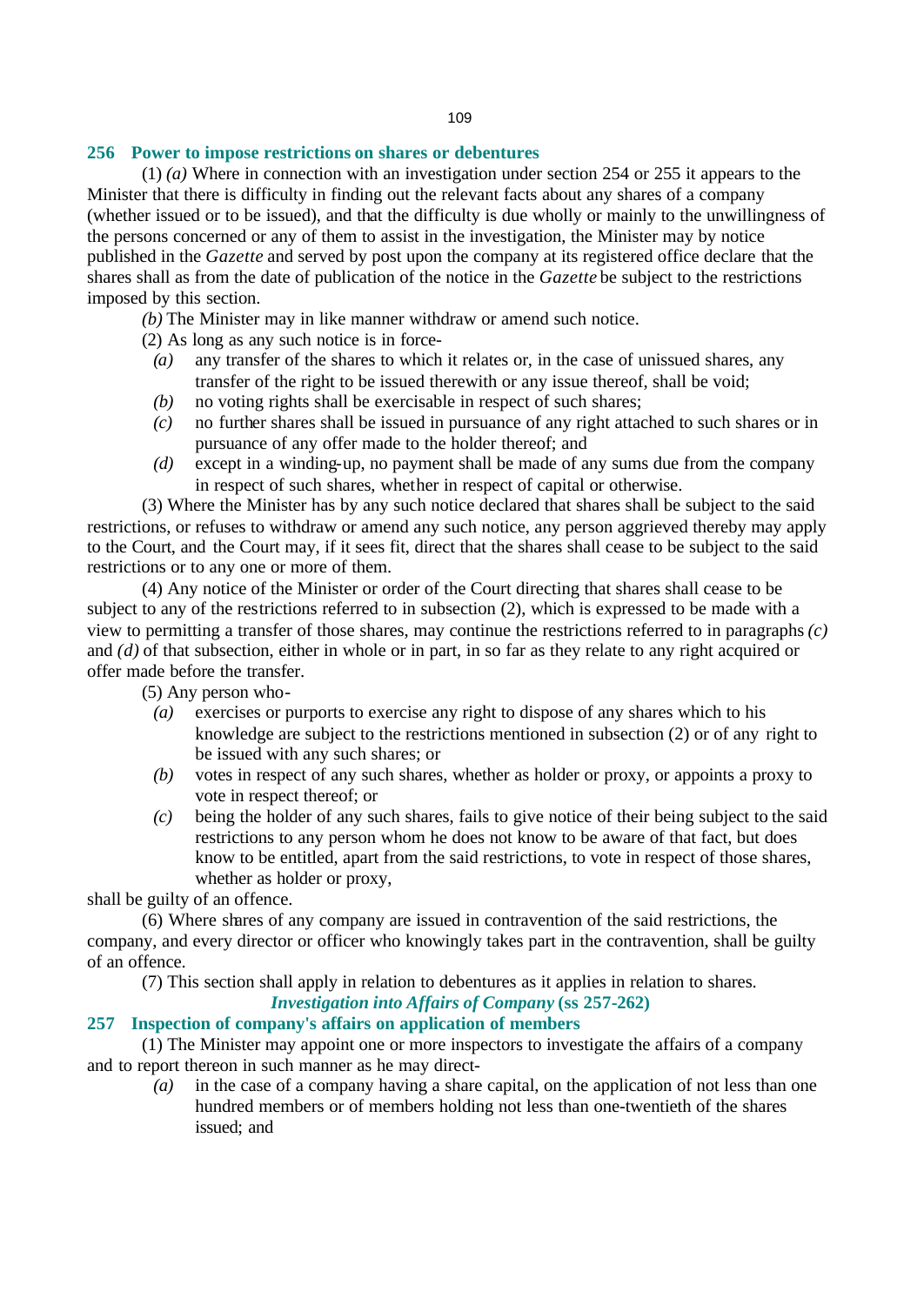## 256 Power to impose restrictions on shares or debentures

(1) *(a)* Where in connection with an investigation under section 254 or 255 it appears to the Minister that there is difficulty in finding out the relevant facts about any shares of a company (whether issued or to be issued), and that the difficulty is due wholly or mainly to the unwillingness of the persons concerned or any of them to assist in the investigation, the Minister may by notice published in the *Gazette* and served by post upon the company at its registered office declare that the shares shall as from the date of publication of the notice in the *Gazette* be subject to the restrictions imposed by this section.

*(b)* The Minister may in like manner withdraw or amend such notice.

(2) As long as any such notice is in force-

- *(a)* any transfer of the shares to which it relates or, in the case of unissued shares, any transfer of the right to be issued therewith or any issue thereof, shall be void;
- *(b)* no voting rights shall be exercisable in respect of such shares;
- *(c)* no further shares shall be issued in pursuance of any right attached to such shares or in pursuance of any offer made to the holder thereof; and
- *(d)* except in a winding-up, no payment shall be made of any sums due from the company in respect of such shares, whether in respect of capital or otherwise.

(3) Where the Minister has by any such notice declared that shares shall be subject to the said restrictions, or refuses to withdraw or amend any such notice, any person aggrieved thereby may apply to the Court, and the Court may, if it sees fit, direct that the shares shall cease to be subject to the said restrictions or to any one or more of them.

(4) Any notice of the Minister or order of the Court directing that shares shall cease to be subject to any of the restrictions referred to in subsection (2), which is expressed to be made with a view to permitting a transfer of those shares, may continue the restrictions referred to in paragraphs *(c)* and *(d)* of that subsection, either in whole or in part, in so far as they relate to any right acquired or offer made before the transfer.

(5) Any person who-

- *(a)* exercises or purports to exercise any right to dispose of any shares which to his knowledge are subject to the restrictions mentioned in subsection (2) or of any right to be issued with any such shares; or
- *(b)* votes in respect of any such shares, whether as holder or proxy, or appoints a proxy to vote in respect thereof; or
- *(c)* being the holder of any such shares, fails to give notice of their being subject to the said restrictions to any person whom he does not know to be aware of that fact, but does know to be entitled, apart from the said restrictions, to vote in respect of those shares, whether as holder or proxy,

shall be guilty of an offence.

(6) Where shares of any company are issued in contravention of the said restrictions, the company, and every director or officer who knowingly takes part in the contravention, shall be guilty of an offence.

(7) This section shall apply in relation to debentures as it applies in relation to shares.

### *Investigation into Affairs of Company* (ss 257-262)

## 257 Inspection of company's affairs on application of members

(1) The Minister may appoint one or more inspectors to investigate the affairs of a company and to report thereon in such manner as he may direct-

- *(a)* in the case of a company having a share capital, on the application of not less than one hundred members or of members holding not less than one-twentieth of the shares issued; and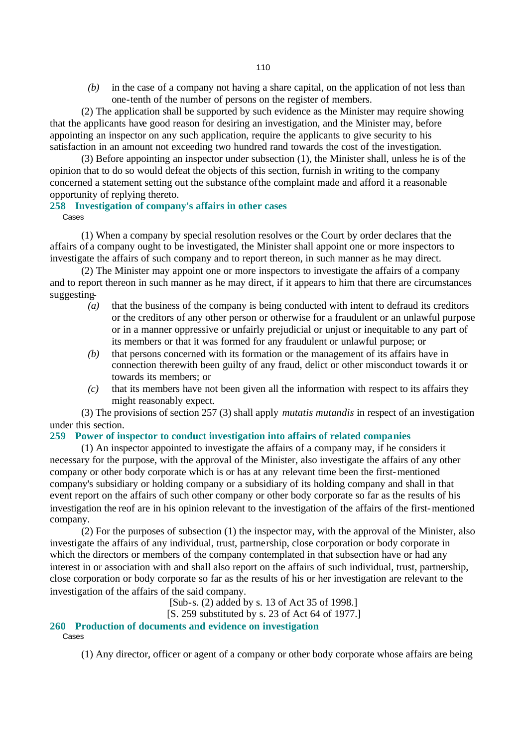*(b)* in the case of a company not having a share capital, on the application of not less than one-tenth of the number of persons on the register of members.

(2) The application shall be supported by such evidence as the Minister may require showing that the applicants have good reason for desiring an investigation, and the Minister may, before appointing an inspector on any such application, require the applicants to give security to his satisfaction in an amount not exceeding two hundred rand towards the cost of the investigation.

(3) Before appointing an inspector under subsection (1), the Minister shall, unless he is of the opinion that to do so would defeat the objects of this section, furnish in writing to the company concerned a statement setting out the substance of the complaint made and afford it a reasonable opportunity of replying thereto.

### 258 Investigation of company's affairs in other cases

Cases

(1) When a company by special resolution resolves or the Court by order declares that the affairs of a company ought to be investigated, the Minister shall appoint one or more inspectors to investigate the affairs of such company and to report thereon, in such manner as he may direct.

(2) The Minister may appoint one or more inspectors to investigate the affairs of a company and to report thereon in such manner as he may direct, if it appears to him that there are circumstances suggesting-

*(a)* that the business of the company is being conducted with intent to defraud its creditors or the creditors of any other person or otherwise for a fraudulent or an unlawful purpose or in a manner oppressive or unfairly prejudicial or unjust or inequitable to any part of its members or that it was formed for any fraudulent or unlawful purpose; or

*(b)* that persons concerned with its formation or the management of its affairs have in connection therewith been guilty of any fraud, delict or other misconduct towards it or towards its members; or

*(c)* that its members have not been given all the information with respect to its affairs they might reasonably expect.

(3) The provisions of section 257 (3) shall apply *mutatis mutandis* in respect of an investigation under this section.

### 259 Power of inspector to conduct investigation into affairs of related companies

(1) An inspector appointed to investigate the affairs of a company may, if he considers it necessary for the purpose, with the approval of the Minister, also investigate the affairs of any other company or other body corporate which is or has at any relevant time been the first-mentioned company's subsidiary or holding company or a subsidiary of its holding company and shall in that event report on the affairs of such other company or other body corporate so far as the results of his investigation thereof are in his opinion relevant to the investigation of the affairs of the first-mentioned company.

(2) For the purposes of subsection (1) the inspector may, with the approval of the Minister, also investigate the affairs of any individual, trust, partnership, close corporation or body corporate in which the directors or members of the company contemplated in that subsection have or had any interest in or association with and shall also report on the affairs of such individual, trust, partnership, close corporation or body corporate so far as the results of his or her investigation are relevant to the investigation of the affairs of the said company.

[Sub-s. (2) added by s. 13 of Act 35 of 1998.]

[S. 259 substituted by s. 23 of Act 64 of 1977.]

### 260 Production of documents and evidence on investigation

Cases

(1) Any director, officer or agent of a company or other body corporate whose affairs are being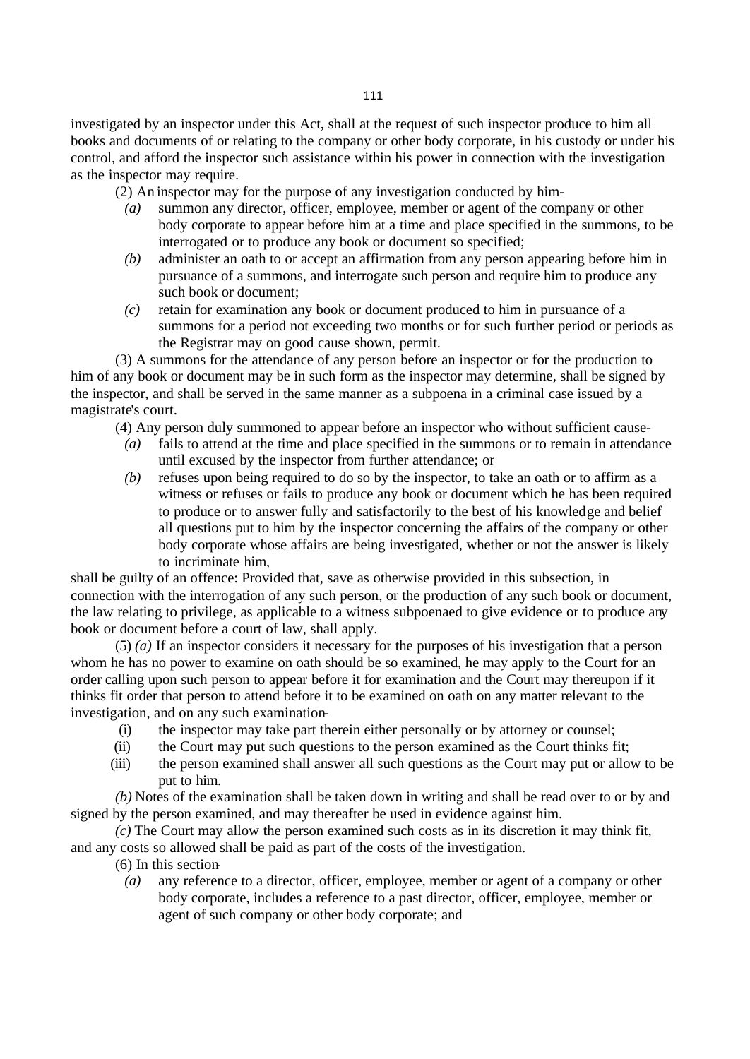investigated by an inspector under this Act, shall at the request of such inspector produce to him all books and documents of or relating to the company or other body corporate, in his custody or under his control, and afford the inspector such assistance within his power in connection with the investigation as the inspector may require.

(2) An inspector may for the purpose of any investigation conducted by him-

*(a)* summon any director, officer, employee, member or agent of the company or other body corporate to appear before him at a time and place specified in the summons, to be interrogated or to produce any book or document so specified;

*(b)* administer an oath to or accept an affirmation from any person appearing before him in pursuance of a summons, and interrogate such person and require him to produce any such book or document;

*(c)* retain for examination any book or document produced to him in pursuance of a summons for a period not exceeding two months or for such further period or periods as the Registrar may on good cause shown, permit.

(3) A summons for the attendance of any person before an inspector or for the production to him of any book or document may be in such form as the inspector may determine, shall be signed by the inspector, and shall be served in the same manner as a subpoena in a criminal case issued by a magistrate's court.

(4) Any person duly summoned to appear before an inspector who without sufficient cause-

*(a)* fails to attend at the time and place specified in the summons or to remain in attendance until excused by the inspector from further attendance; or

*(b)* refuses upon being required to do so by the inspector, to take an oath or to affirm as a witness or refuses or fails to produce any book or document which he has been required to produce or to answer fully and satisfactorily to the best of his knowledge and belief all questions put to him by the inspector concerning the affairs of the company or other body corporate whose affairs are being investigated, whether or not the answer is likely to incriminate him,

shall be guilty of an offence: Provided that, save as otherwise provided in this subsection, in connection with the interrogation of any such person, or the production of any such book or document, the law relating to privilege, as applicable to a witness subpoenaed to give evidence or to produce any book or document before a court of law, shall apply.

(5) *(a)* If an inspector considers it necessary for the purposes of his investigation that a person whom he has no power to examine on oath should be so examined, he may apply to the Court for an order calling upon such person to appear before it for examination and the Court may thereupon if it thinks fit order that person to attend before it to be examined on oath on any matter relevant to the investigation, and on any such examination-

(i) the inspector may take part therein either personally or by attorney or counsel;

(ii) the Court may put such questions to the person examined as the Court thinks fit;

(iii) the person examined shall answer all such questions as the Court may put or allow to be put to him.

*(b)* Notes of the examination shall be taken down in writing and shall be read over to or by and signed by the person examined, and may thereafter be used in evidence against him.

*(c)* The Court may allow the person examined such costs as in its discretion it may think fit, and any costs so allowed shall be paid as part of the costs of the investigation.

(6) In this section-

*(a)* any reference to a director, officer, employee, member or agent of a company or other body corporate, includes a reference to a past director, officer, employee, member or agent of such company or other body corporate; and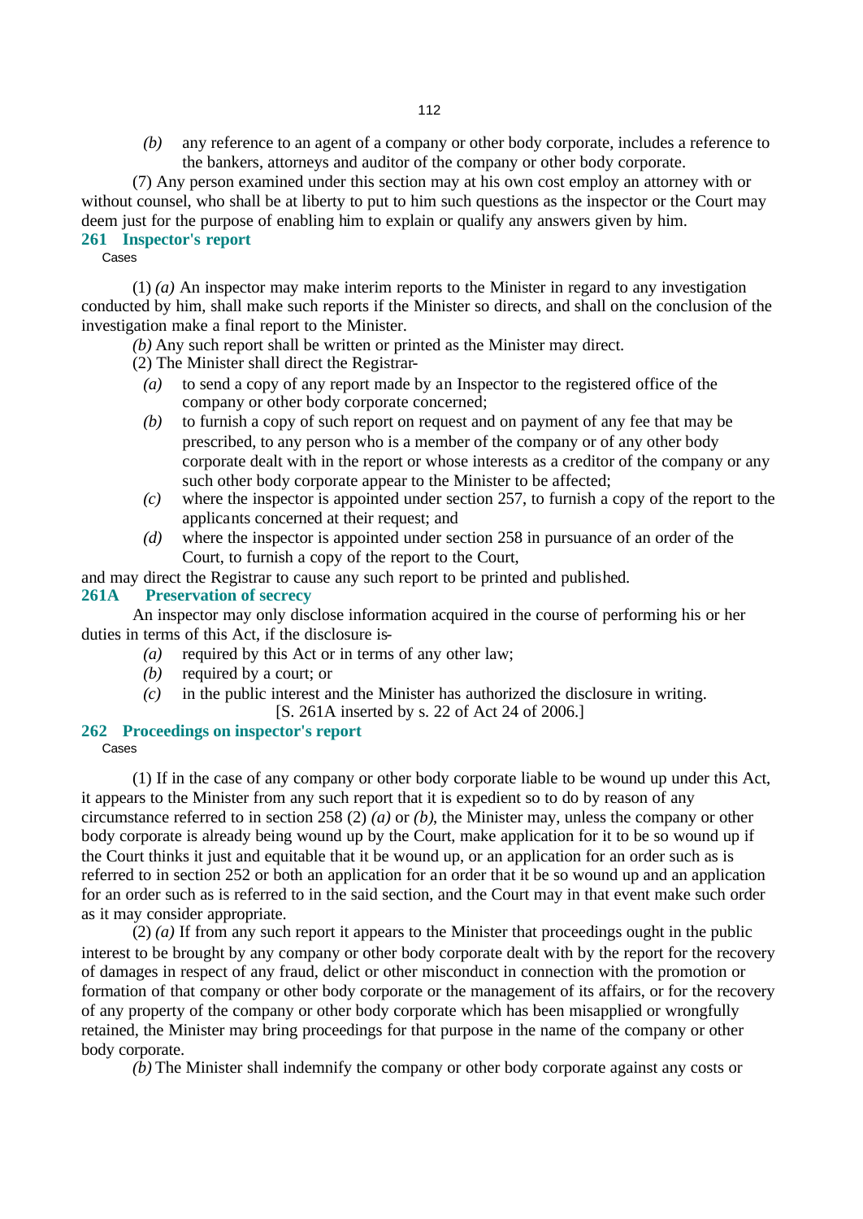*(b)* any reference to an agent of a company or other body corporate, includes a reference to the bankers, attorneys and auditor of the company or other body corporate.

(7) Any person examined under this section may at his own cost employ an attorney with or without counsel, who shall be at liberty to put to him such questions as the inspector or the Court may deem just for the purpose of enabling him to explain or qualify any answers given by him.

### 261 Inspector's report

Cases

(1) *(a)* An inspector may make interim reports to the Minister in regard to any investigation conducted by him, shall make such reports if the Minister so directs, and shall on the conclusion of the investigation make a final report to the Minister.

*(b)* Any such report shall be written or printed as the Minister may direct.

(2) The Minister shall direct the Registrar-

- *(a)* to send a copy of any report made by an Inspector to the registered office of the company or other body corporate concerned;
- *(b)* to furnish a copy of such report on request and on payment of any fee that may be prescribed, to any person who is a member of the company or of any other body corporate dealt with in the report or whose interests as a creditor of the company or any such other body corporate appear to the Minister to be affected;
- *(c)* where the inspector is appointed under section 257, to furnish a copy of the report to the applicants concerned at their request; and
- *(d)* where the inspector is appointed under section 258 in pursuance of an order of the Court, to furnish a copy of the report to the Court,

and may direct the Registrar to cause any such report to be printed and published.

### 261A Preservation of secrecy

An inspector may only disclose information acquired in the course of performing his or her duties in terms of this Act, if the disclosure is-

- *(a)* required by this Act or in terms of any other law;
- *(b)* required by a court; or
- *(c)* in the public interest and the Minister has authorized the disclosure in writing.

[S. 261A inserted by s. 22 of Act 24 of 2006.]

### 262 Proceedings on inspector's report

Cases

(1) If in the case of any company or other body corporate liable to be wound up under this Act, it appears to the Minister from any such report that it is expedient so to do by reason of any circumstance referred to in section 258 (2) *(a)* or *(b)*, the Minister may, unless the company or other body corporate is already being wound up by the Court, make application for it to be so wound up if the Court thinks it just and equitable that it be wound up, or an application for an order such as is referred to in section 252 or both an application for an order that it be so wound up and an application for an order such as is referred to in the said section, and the Court may in that event make such order as it may consider appropriate.

(2) *(a)* If from any such report it appears to the Minister that proceedings ought in the public interest to be brought by any company or other body corporate dealt with by the report for the recovery of damages in respect of any fraud, delict or other misconduct in connection with the promotion or formation of that company or other body corporate or the management of its affairs, or for the recovery of any property of the company or other body corporate which has been misapplied or wrongfully retained, the Minister may bring proceedings for that purpose in the name of the company or other body corporate.

*(b)* The Minister shall indemnify the company or other body corporate against any costs or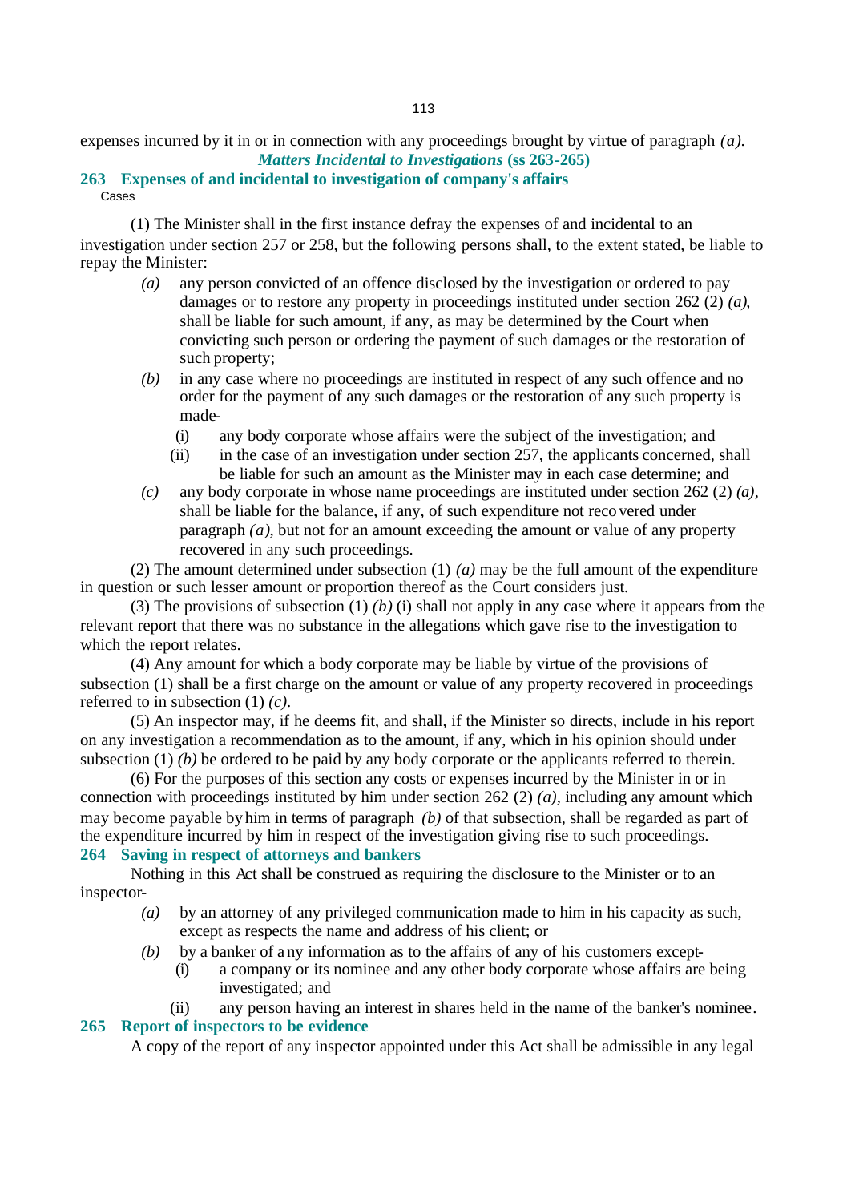expenses incurred by it in or in connection with any proceedings brought by virtue of paragraph *(a)*.

### *Matters Incidental to Investigations* (ss 263-265)

## 263 Expenses of and incidental to investigation of company's affairs

Cases

(1) The Minister shall in the first instance defray the expenses of and incidental to an investigation under section 257 or 258, but the following persons shall, to the extent stated, be liable to repay the Minister:

- *(a)* any person convicted of an offence disclosed by the investigation or ordered to pay damages or to restore any property in proceedings instituted under section 262 (2) *(a)*, shall be liable for such amount, if any, as may be determined by the Court when convicting such person or ordering the payment of such damages or the restoration of such property;
- *(b)* in any case where no proceedings are instituted in respect of any such offence and no order for the payment of any such damages or the restoration of any such property is made-
  - (i) any body corporate whose affairs were the subject of the investigation; and
  - (ii) in the case of an investigation under section 257, the applicants concerned, shall be liable for such an amount as the Minister may in each case determine; and
- *(c)* any body corporate in whose name proceedings are instituted under section 262 (2) *(a)*, shall be liable for the balance, if any, of such expenditure not recovered under paragraph *(a)*, but not for an amount exceeding the amount or value of any property recovered in any such proceedings.

(2) The amount determined under subsection (1) *(a)* may be the full amount of the expenditure in question or such lesser amount or proportion thereof as the Court considers just.

(3) The provisions of subsection (1) *(b)* (i) shall not apply in any case where it appears from the relevant report that there was no substance in the allegations which gave rise to the investigation to which the report relates.

(4) Any amount for which a body corporate may be liable by virtue of the provisions of subsection (1) shall be a first charge on the amount or value of any property recovered in proceedings referred to in subsection (1) *(c)*.

(5) An inspector may, if he deems fit, and shall, if the Minister so directs, include in his report on any investigation a recommendation as to the amount, if any, which in his opinion should under subsection (1) *(b)* be ordered to be paid by any body corporate or the applicants referred to therein.

(6) For the purposes of this section any costs or expenses incurred by the Minister in or in connection with proceedings instituted by him under section 262 (2) *(a)*, including any amount which may become payable by him in terms of paragraph *(b)* of that subsection, shall be regarded as part of the expenditure incurred by him in respect of the investigation giving rise to such proceedings.

## 264 Saving in respect of attorneys and bankers

Nothing in this Act shall be construed as requiring the disclosure to the Minister or to an inspector-

- *(a)* by an attorney of any privileged communication made to him in his capacity as such, except as respects the name and address of his client; or
- *(b)* by a banker of any information as to the affairs of any of his customers except-
  - (i) a company or its nominee and any other body corporate whose affairs are being investigated; and
  - (ii) any person having an interest in shares held in the name of the banker's nominee.

## 265 Report of inspectors to be evidence

A copy of the report of any inspector appointed under this Act shall be admissible in any legal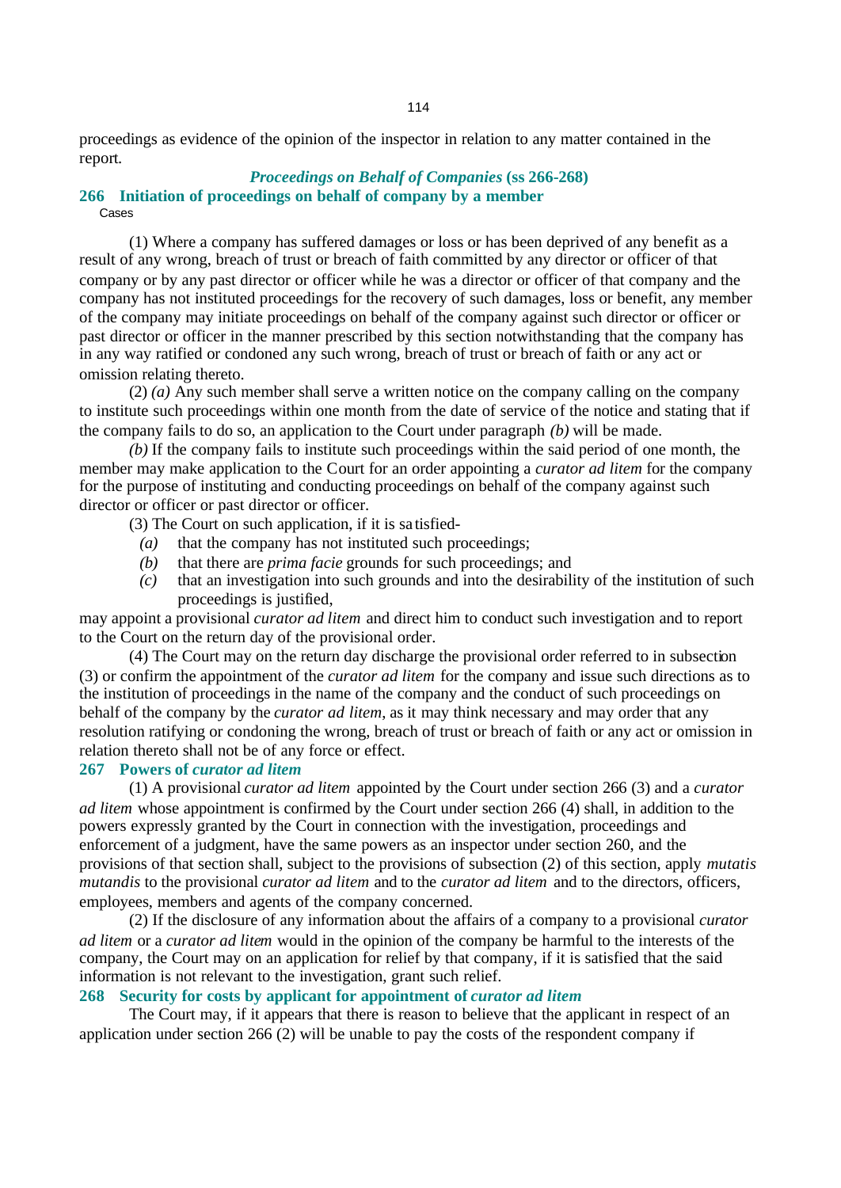proceedings as evidence of the opinion of the inspector in relation to any matter contained in the report.

## *Proceedings on Behalf of Companies* (ss 266-268)

### 266 Initiation of proceedings on behalf of company by a member

Cases

(1) Where a company has suffered damages or loss or has been deprived of any benefit as a result of any wrong, breach of trust or breach of faith committed by any director or officer of that company or by any past director or officer while he was a director or officer of that company and the company has not instituted proceedings for the recovery of such damages, loss or benefit, any member of the company may initiate proceedings on behalf of the company against such director or officer or past director or officer in the manner prescribed by this section notwithstanding that the company has in any way ratified or condoned any such wrong, breach of trust or breach of faith or any act or omission relating thereto.

(2) *(a)* Any such member shall serve a written notice on the company calling on the company to institute such proceedings within one month from the date of service of the notice and stating that if the company fails to do so, an application to the Court under paragraph *(b)* will be made.

*(b)* If the company fails to institute such proceedings within the said period of one month, the member may make application to the Court for an order appointing a *curator ad litem* for the company for the purpose of instituting and conducting proceedings on behalf of the company against such director or officer or past director or officer.

(3) The Court on such application, if it is satisfied-

- *(a)* that the company has not instituted such proceedings;
- *(b)* that there are *prima facie* grounds for such proceedings; and
- *(c)* that an investigation into such grounds and into the desirability of the institution of such proceedings is justified,

may appoint a provisional *curator ad litem* and direct him to conduct such investigation and to report to the Court on the return day of the provisional order.

(4) The Court may on the return day discharge the provisional order referred to in subsection (3) or confirm the appointment of the *curator ad litem* for the company and issue such directions as to the institution of proceedings in the name of the company and the conduct of such proceedings on behalf of the company by the *curator ad litem*, as it may think necessary and may order that any resolution ratifying or condoning the wrong, breach of trust or breach of faith or any act or omission in relation thereto shall not be of any force or effect.

### 267 Powers of *curator ad litem*

(1) A provisional *curator ad litem* appointed by the Court under section 266 (3) and a *curator ad litem* whose appointment is confirmed by the Court under section 266 (4) shall, in addition to the powers expressly granted by the Court in connection with the investigation, proceedings and enforcement of a judgment, have the same powers as an inspector under section 260, and the provisions of that section shall, subject to the provisions of subsection (2) of this section, apply *mutatis mutandis* to the provisional *curator ad litem* and to the *curator ad litem* and to the directors, officers, employees, members and agents of the company concerned.

(2) If the disclosure of any information about the affairs of a company to a provisional *curator ad litem* or a *curator ad litem* would in the opinion of the company be harmful to the interests of the company, the Court may on an application for relief by that company, if it is satisfied that the said information is not relevant to the investigation, grant such relief.

### 268 Security for costs by applicant for appointment of *curator ad litem*

The Court may, if it appears that there is reason to believe that the applicant in respect of an application under section 266 (2) will be unable to pay the costs of the respondent company if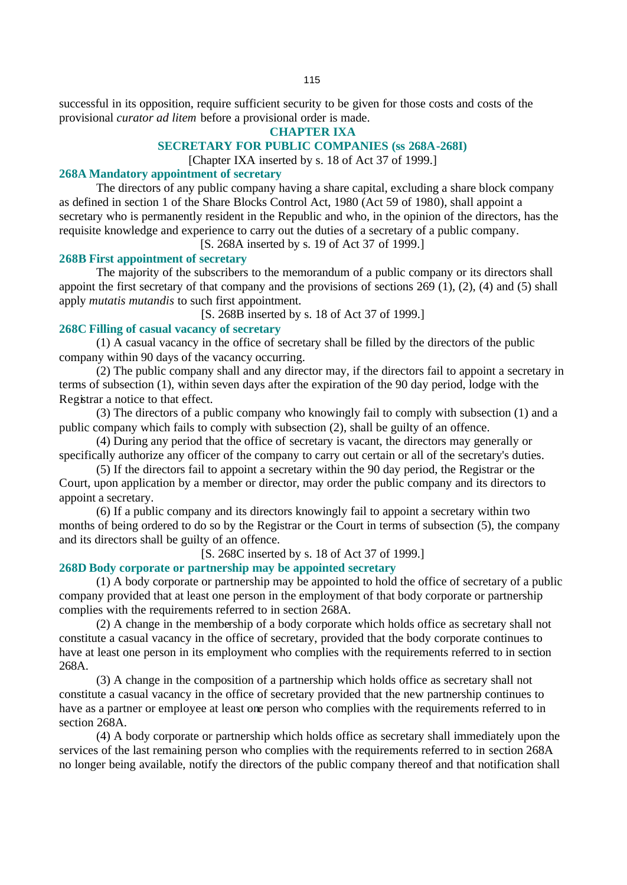successful in its opposition, require sufficient security to be given for those costs and costs of the provisional *curator ad litem* before a provisional order is made.

## CHAPTER IXA

## SECRETARY FOR PUBLIC COMPANIES (ss 268A-268I)

[Chapter IXA inserted by s. 18 of Act 37 of 1999.]

### 268A Mandatory appointment of secretary

The directors of any public company having a share capital, excluding a share block company as defined in section 1 of the Share Blocks Control Act, 1980 (Act 59 of 1980), shall appoint a secretary who is permanently resident in the Republic and who, in the opinion of the directors, has the requisite knowledge and experience to carry out the duties of a secretary of a public company.

[S. 268A inserted by s. 19 of Act 37 of 1999.]

### 268B First appointment of secretary

The majority of the subscribers to the memorandum of a public company or its directors shall appoint the first secretary of that company and the provisions of sections 269 (1), (2), (4) and (5) shall apply *mutatis mutandis* to such first appointment.

[S. 268B inserted by s. 18 of Act 37 of 1999.]

### 268C Filling of casual vacancy of secretary

(1) A casual vacancy in the office of secretary shall be filled by the directors of the public company within 90 days of the vacancy occurring.

(2) The public company shall and any director may, if the directors fail to appoint a secretary in terms of subsection (1), within seven days after the expiration of the 90 day period, lodge with the Registrar a notice to that effect.

(3) The directors of a public company who knowingly fail to comply with subsection (1) and a public company which fails to comply with subsection (2), shall be guilty of an offence.

(4) During any period that the office of secretary is vacant, the directors may generally or specifically authorize any officer of the company to carry out certain or all of the secretary's duties.

(5) If the directors fail to appoint a secretary within the 90 day period, the Registrar or the Court, upon application by a member or director, may order the public company and its directors to appoint a secretary.

(6) If a public company and its directors knowingly fail to appoint a secretary within two months of being ordered to do so by the Registrar or the Court in terms of subsection (5), the company and its directors shall be guilty of an offence.

[S. 268C inserted by s. 18 of Act 37 of 1999.]

### 268D Body corporate or partnership may be appointed secretary

(1) A body corporate or partnership may be appointed to hold the office of secretary of a public company provided that at least one person in the employment of that body corporate or partnership complies with the requirements referred to in section 268A.

(2) A change in the membership of a body corporate which holds office as secretary shall not constitute a casual vacancy in the office of secretary, provided that the body corporate continues to have at least one person in its employment who complies with the requirements referred to in section 268A.

(3) A change in the composition of a partnership which holds office as secretary shall not constitute a casual vacancy in the office of secretary provided that the new partnership continues to have as a partner or employee at least one person who complies with the requirements referred to in section 268A.

(4) A body corporate or partnership which holds office as secretary shall immediately upon the services of the last remaining person who complies with the requirements referred to in section 268A no longer being available, notify the directors of the public company thereof and that notification shall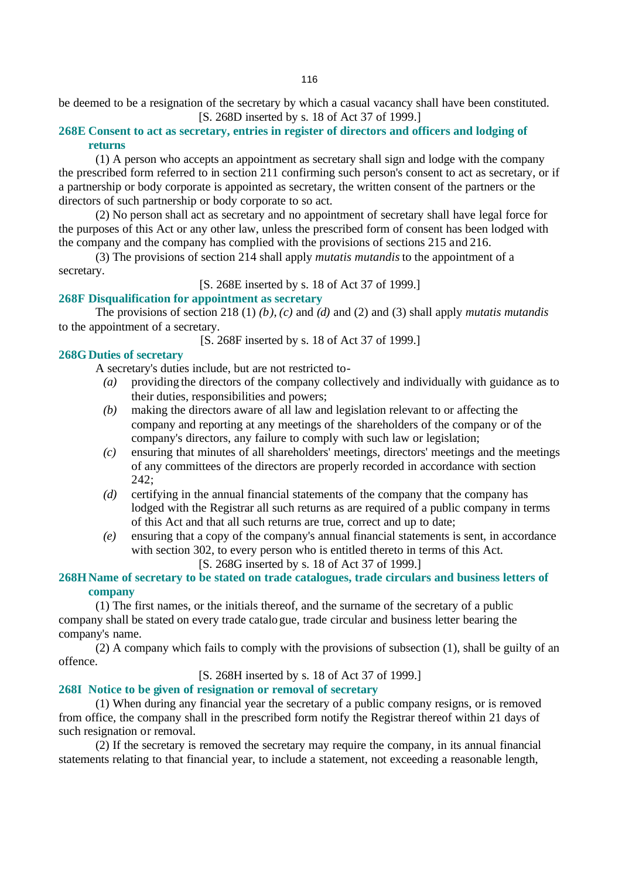be deemed to be a resignation of the secretary by which a casual vacancy shall have been constituted.

[S. 268D inserted by s. 18 of Act 37 of 1999.]

### 268E Consent to act as secretary, entries in register of directors and officers and lodging of returns

(1) A person who accepts an appointment as secretary shall sign and lodge with the company the prescribed form referred to in section 211 confirming such person's consent to act as secretary, or if a partnership or body corporate is appointed as secretary, the written consent of the partners or the directors of such partnership or body corporate to so act.

(2) No person shall act as secretary and no appointment of secretary shall have legal force for the purposes of this Act or any other law, unless the prescribed form of consent has been lodged with the company and the company has complied with the provisions of sections 215 and 216.

(3) The provisions of section 214 shall apply *mutatis mutandis* to the appointment of a secretary.

[S. 268E inserted by s. 18 of Act 37 of 1999.]

### 268F Disqualification for appointment as secretary

The provisions of section 218 (1) *(b)*, *(c)* and *(d)* and (2) and (3) shall apply *mutatis mutandis* to the appointment of a secretary.

[S. 268F inserted by s. 18 of Act 37 of 1999.]

### 268G Duties of secretary

A secretary's duties include, but are not restricted to-

*(a)* providing the directors of the company collectively and individually with guidance as to their duties, responsibilities and powers;

*(b)* making the directors aware of all law and legislation relevant to or affecting the company and reporting at any meetings of the shareholders of the company or of the company's directors, any failure to comply with such law or legislation;

*(c)* ensuring that minutes of all shareholders' meetings, directors' meetings and the meetings of any committees of the directors are properly recorded in accordance with section 242;

*(d)* certifying in the annual financial statements of the company that the company has lodged with the Registrar all such returns as are required of a public company in terms of this Act and that all such returns are true, correct and up to date;

*(e)* ensuring that a copy of the company's annual financial statements is sent, in accordance with section 302, to every person who is entitled thereto in terms of this Act.

[S. 268G inserted by s. 18 of Act 37 of 1999.]

### 268H Name of secretary to be stated on trade catalogues, trade circulars and business letters of company

(1) The first names, or the initials thereof, and the surname of the secretary of a public company shall be stated on every trade catalogue, trade circular and business letter bearing the company's name.

(2) A company which fails to comply with the provisions of subsection (1), shall be guilty of an offence.

[S. 268H inserted by s. 18 of Act 37 of 1999.]

### 268I Notice to be given of resignation or removal of secretary

(1) When during any financial year the secretary of a public company resigns, or is removed from office, the company shall in the prescribed form notify the Registrar thereof within 21 days of such resignation or removal.

(2) If the secretary is removed the secretary may require the company, in its annual financial statements relating to that financial year, to include a statement, not exceeding a reasonable length,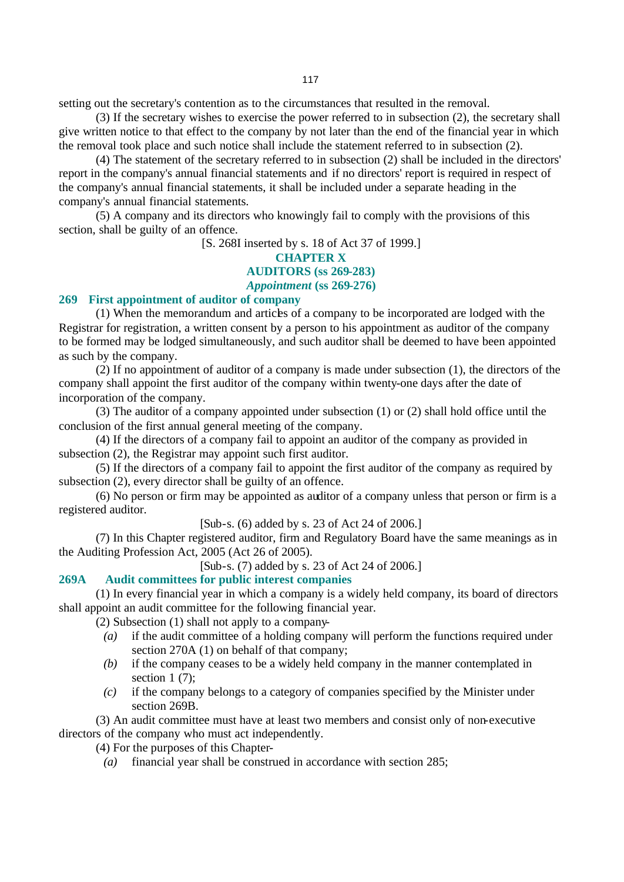setting out the secretary's contention as to the circumstances that resulted in the removal.

(3) If the secretary wishes to exercise the power referred to in subsection (2), the secretary shall give written notice to that effect to the company by not later than the end of the financial year in which the removal took place and such notice shall include the statement referred to in subsection (2).

(4) The statement of the secretary referred to in subsection (2) shall be included in the directors' report in the company's annual financial statements and if no directors' report is required in respect of the company's annual financial statements, it shall be included under a separate heading in the company's annual financial statements.

(5) A company and its directors who knowingly fail to comply with the provisions of this section, shall be guilty of an offence.

[S. 268I inserted by s. 18 of Act 37 of 1999.]

## CHAPTER X
## AUDITORS (ss 269-283)
### *Appointment* (ss 269-276)

### 269 First appointment of auditor of company

(1) When the memorandum and articles of a company to be incorporated are lodged with the Registrar for registration, a written consent by a person to his appointment as auditor of the company to be formed may be lodged simultaneously, and such auditor shall be deemed to have been appointed as such by the company.

(2) If no appointment of auditor of a company is made under subsection (1), the directors of the company shall appoint the first auditor of the company within twenty-one days after the date of incorporation of the company.

(3) The auditor of a company appointed under subsection (1) or (2) shall hold office until the conclusion of the first annual general meeting of the company.

(4) If the directors of a company fail to appoint an auditor of the company as provided in subsection (2), the Registrar may appoint such first auditor.

(5) If the directors of a company fail to appoint the first auditor of the company as required by subsection (2), every director shall be guilty of an offence.

(6) No person or firm may be appointed as auditor of a company unless that person or firm is a registered auditor.

[Sub-s. (6) added by s. 23 of Act 24 of 2006.]

(7) In this Chapter registered auditor, firm and Regulatory Board have the same meanings as in the Auditing Profession Act, 2005 (Act 26 of 2005).

[Sub-s. (7) added by s. 23 of Act 24 of 2006.]

### 269A Audit committees for public interest companies

(1) In every financial year in which a company is a widely held company, its board of directors shall appoint an audit committee for the following financial year.

(2) Subsection (1) shall not apply to a company-

- *(a)* if the audit committee of a holding company will perform the functions required under section 270A (1) on behalf of that company;
- *(b)* if the company ceases to be a widely held company in the manner contemplated in section 1 (7);
- *(c)* if the company belongs to a category of companies specified by the Minister under section 269B.

(3) An audit committee must have at least two members and consist only of non-executive directors of the company who must act independently.

(4) For the purposes of this Chapter-

- *(a)* financial year shall be construed in accordance with section 285;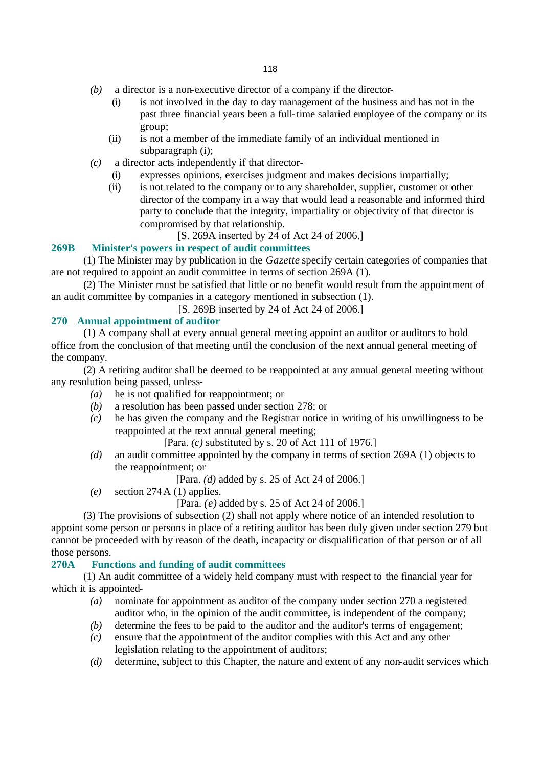*(b)* a director is a non-executive director of a company if the director-

(i) is not involved in the day to day management of the business and has not in the past three financial years been a full-time salaried employee of the company or its group;

(ii) is not a member of the immediate family of an individual mentioned in subparagraph (i);

*(c)* a director acts independently if that director-

(i) expresses opinions, exercises judgment and makes decisions impartially;

(ii) is not related to the company or to any shareholder, supplier, customer or other director of the company in a way that would lead a reasonable and informed third party to conclude that the integrity, impartiality or objectivity of that director is compromised by that relationship.

[S. 269A inserted by 24 of Act 24 of 2006.]

### 269B Minister's powers in respect of audit committees

(1) The Minister may by publication in the *Gazette* specify certain categories of companies that are not required to appoint an audit committee in terms of section 269A (1).

(2) The Minister must be satisfied that little or no benefit would result from the appointment of an audit committee by companies in a category mentioned in subsection (1).

[S. 269B inserted by 24 of Act 24 of 2006.]

### 270 Annual appointment of auditor

(1) A company shall at every annual general meeting appoint an auditor or auditors to hold office from the conclusion of that meeting until the conclusion of the next annual general meeting of the company.

(2) A retiring auditor shall be deemed to be reappointed at any annual general meeting without any resolution being passed, unless-

*(a)* he is not qualified for reappointment; or

*(b)* a resolution has been passed under section 278; or

*(c)* he has given the company and the Registrar notice in writing of his unwillingness to be reappointed at the next annual general meeting;

[Para. *(c)* substituted by s. 20 of Act 111 of 1976.]

*(d)* an audit committee appointed by the company in terms of section 269A (1) objects to the reappointment; or

[Para. *(d)* added by s. 25 of Act 24 of 2006.]

*(e)* section 274A (1) applies.

[Para. *(e)* added by s. 25 of Act 24 of 2006.]

(3) The provisions of subsection (2) shall not apply where notice of an intended resolution to appoint some person or persons in place of a retiring auditor has been duly given under section 279 but cannot be proceeded with by reason of the death, incapacity or disqualification of that person or of all those persons.

### 270A Functions and funding of audit committees

(1) An audit committee of a widely held company must with respect to the financial year for which it is appointed-

*(a)* nominate for appointment as auditor of the company under section 270 a registered auditor who, in the opinion of the audit committee, is independent of the company;

*(b)* determine the fees to be paid to the auditor and the auditor's terms of engagement;

*(c)* ensure that the appointment of the auditor complies with this Act and any other legislation relating to the appointment of auditors;

*(d)* determine, subject to this Chapter, the nature and extent of any non-audit services which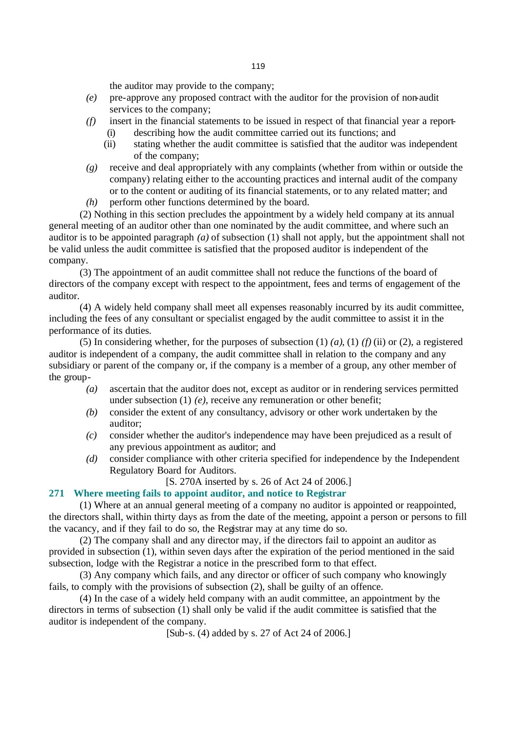the auditor may provide to the company;

*(e)* pre-approve any proposed contract with the auditor for the provision of non-audit services to the company;

*(f)* insert in the financial statements to be issued in respect of that financial year a report-

(i) describing how the audit committee carried out its functions; and

(ii) stating whether the audit committee is satisfied that the auditor was independent of the company;

*(g)* receive and deal appropriately with any complaints (whether from within or outside the company) relating either to the accounting practices and internal audit of the company or to the content or auditing of its financial statements, or to any related matter; and

*(h)* perform other functions determined by the board.

(2) Nothing in this section precludes the appointment by a widely held company at its annual general meeting of an auditor other than one nominated by the audit committee, and where such an auditor is to be appointed paragraph *(a)* of subsection (1) shall not apply, but the appointment shall not be valid unless the audit committee is satisfied that the proposed auditor is independent of the company.

(3) The appointment of an audit committee shall not reduce the functions of the board of directors of the company except with respect to the appointment, fees and terms of engagement of the auditor.

(4) A widely held company shall meet all expenses reasonably incurred by its audit committee, including the fees of any consultant or specialist engaged by the audit committee to assist it in the performance of its duties.

(5) In considering whether, for the purposes of subsection (1) *(a)*, (1) *(f)* (ii) or (2), a registered auditor is independent of a company, the audit committee shall in relation to the company and any subsidiary or parent of the company or, if the company is a member of a group, any other member of the group-

*(a)* ascertain that the auditor does not, except as auditor or in rendering services permitted under subsection (1) *(e)*, receive any remuneration or other benefit;

*(b)* consider the extent of any consultancy, advisory or other work undertaken by the auditor;

*(c)* consider whether the auditor's independence may have been prejudiced as a result of any previous appointment as auditor; and

*(d)* consider compliance with other criteria specified for independence by the Independent Regulatory Board for Auditors.

[S. 270A inserted by s. 26 of Act 24 of 2006.]

### 271 Where meeting fails to appoint auditor, and notice to Registrar

(1) Where at an annual general meeting of a company no auditor is appointed or reappointed, the directors shall, within thirty days as from the date of the meeting, appoint a person or persons to fill the vacancy, and if they fail to do so, the Registrar may at any time do so.

(2) The company shall and any director may, if the directors fail to appoint an auditor as provided in subsection (1), within seven days after the expiration of the period mentioned in the said subsection, lodge with the Registrar a notice in the prescribed form to that effect.

(3) Any company which fails, and any director or officer of such company who knowingly fails, to comply with the provisions of subsection (2), shall be guilty of an offence.

(4) In the case of a widely held company with an audit committee, an appointment by the directors in terms of subsection (1) shall only be valid if the audit committee is satisfied that the auditor is independent of the company.

[Sub-s. (4) added by s. 27 of Act 24 of 2006.]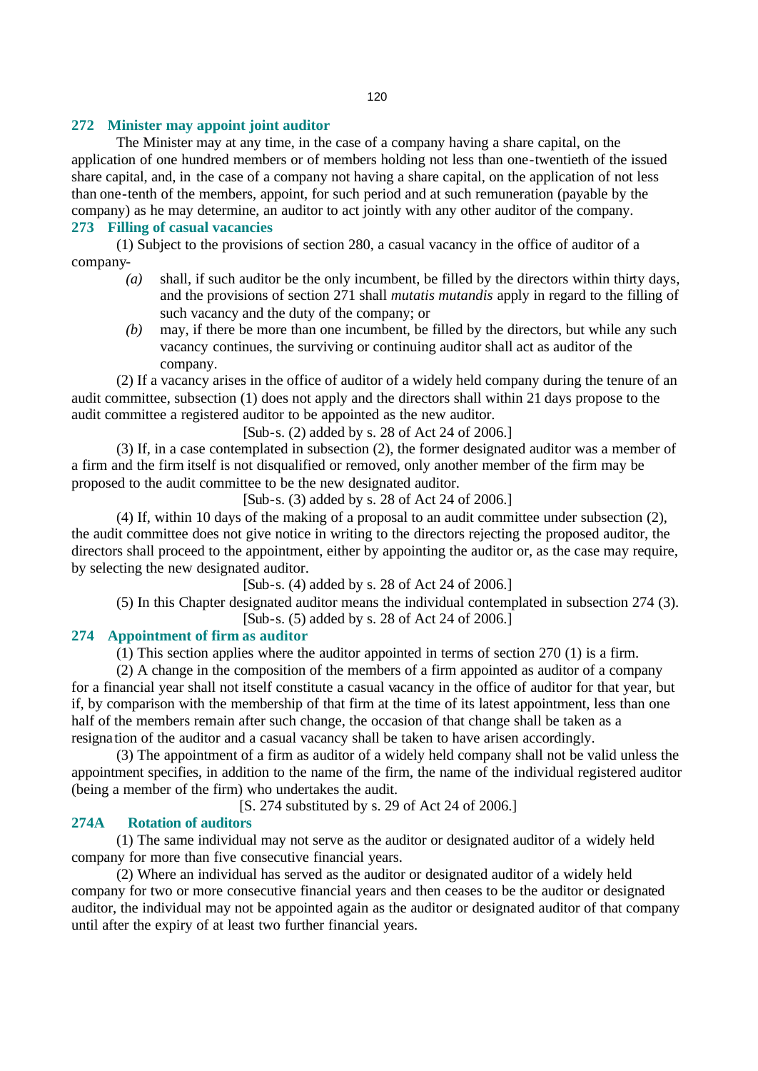### 272 Minister may appoint joint auditor

The Minister may at any time, in the case of a company having a share capital, on the application of one hundred members or of members holding not less than one-twentieth of the issued share capital, and, in the case of a company not having a share capital, on the application of not less than one-tenth of the members, appoint, for such period and at such remuneration (payable by the company) as he may determine, an auditor to act jointly with any other auditor of the company.

### 273 Filling of casual vacancies

(1) Subject to the provisions of section 280, a casual vacancy in the office of auditor of a company-

*(a)* shall, if such auditor be the only incumbent, be filled by the directors within thirty days, and the provisions of section 271 shall *mutatis mutandis* apply in regard to the filling of such vacancy and the duty of the company; or

*(b)* may, if there be more than one incumbent, be filled by the directors, but while any such vacancy continues, the surviving or continuing auditor shall act as auditor of the company.

(2) If a vacancy arises in the office of auditor of a widely held company during the tenure of an audit committee, subsection (1) does not apply and the directors shall within 21 days propose to the audit committee a registered auditor to be appointed as the new auditor.

[Sub-s. (2) added by s. 28 of Act 24 of 2006.]

(3) If, in a case contemplated in subsection (2), the former designated auditor was a member of a firm and the firm itself is not disqualified or removed, only another member of the firm may be proposed to the audit committee to be the new designated auditor.

[Sub-s. (3) added by s. 28 of Act 24 of 2006.]

(4) If, within 10 days of the making of a proposal to an audit committee under subsection (2), the audit committee does not give notice in writing to the directors rejecting the proposed auditor, the directors shall proceed to the appointment, either by appointing the auditor or, as the case may require, by selecting the new designated auditor.

[Sub-s. (4) added by s. 28 of Act 24 of 2006.]

(5) In this Chapter designated auditor means the individual contemplated in subsection 274 (3).

[Sub-s. (5) added by s. 28 of Act 24 of 2006.]

### 274 Appointment of firm as auditor

(1) This section applies where the auditor appointed in terms of section 270 (1) is a firm.

(2) A change in the composition of the members of a firm appointed as auditor of a company for a financial year shall not itself constitute a casual vacancy in the office of auditor for that year, but if, by comparison with the membership of that firm at the time of its latest appointment, less than one half of the members remain after such change, the occasion of that change shall be taken as a resignation of the auditor and a casual vacancy shall be taken to have arisen accordingly.

(3) The appointment of a firm as auditor of a widely held company shall not be valid unless the appointment specifies, in addition to the name of the firm, the name of the individual registered auditor (being a member of the firm) who undertakes the audit.

[S. 274 substituted by s. 29 of Act 24 of 2006.]

### 274A Rotation of auditors

(1) The same individual may not serve as the auditor or designated auditor of a widely held company for more than five consecutive financial years.

(2) Where an individual has served as the auditor or designated auditor of a widely held company for two or more consecutive financial years and then ceases to be the auditor or designated auditor, the individual may not be appointed again as the auditor or designated auditor of that company until after the expiry of at least two further financial years.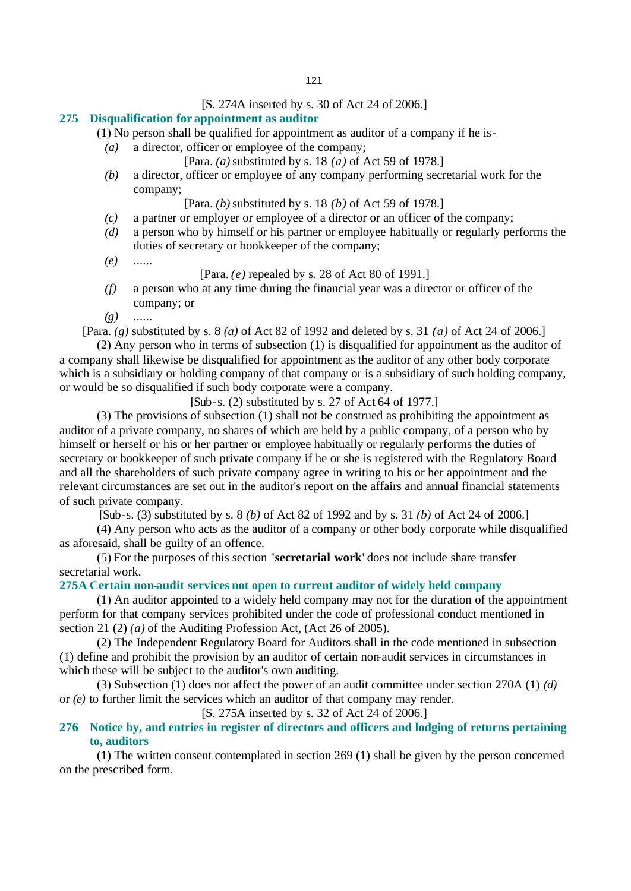[S. 274A inserted by s. 30 of Act 24 of 2006.]

### 275 Disqualification for appointment as auditor

(1) No person shall be qualified for appointment as auditor of a company if he is-

*(a)* a director, officer or employee of the company;

[Para. *(a)* substituted by s. 18 *(a)* of Act 59 of 1978.]

*(b)* a director, officer or employee of any company performing secretarial work for the company;

[Para. *(b)* substituted by s. 18 *(b)* of Act 59 of 1978.]

*(c)* a partner or employer or employee of a director or an officer of the company;

*(d)* a person who by himself or his partner or employee habitually or regularly performs the duties of secretary or bookkeeper of the company;

*(e)* ......

[Para. *(e)* repealed by s. 28 of Act 80 of 1991.]

*(f)* a person who at any time during the financial year was a director or officer of the company; or

*(g)* ......

[Para. *(g)* substituted by s. 8 *(a)* of Act 82 of 1992 and deleted by s. 31 *(a)* of Act 24 of 2006.]

(2) Any person who in terms of subsection (1) is disqualified for appointment as the auditor of a company shall likewise be disqualified for appointment as the auditor of any other body corporate which is a subsidiary or holding company of that company or is a subsidiary of such holding company, or would be so disqualified if such body corporate were a company.

[Sub-s. (2) substituted by s. 27 of Act 64 of 1977.]

(3) The provisions of subsection (1) shall not be construed as prohibiting the appointment as auditor of a private company, no shares of which are held by a public company, of a person who by himself or herself or his or her partner or employee habitually or regularly performs the duties of secretary or bookkeeper of such private company if he or she is registered with the Regulatory Board and all the shareholders of such private company agree in writing to his or her appointment and the relevant circumstances are set out in the auditor's report on the affairs and annual financial statements of such private company.

[Sub-s. (3) substituted by s. 8 *(b)* of Act 82 of 1992 and by s. 31 *(b)* of Act 24 of 2006.]

(4) Any person who acts as the auditor of a company or other body corporate while disqualified as aforesaid, shall be guilty of an offence.

(5) For the purposes of this section **'secretarial work'** does not include share transfer secretarial work.

### 275A Certain non-audit services not open to current auditor of widely held company

(1) An auditor appointed to a widely held company may not for the duration of the appointment perform for that company services prohibited under the code of professional conduct mentioned in section 21 (2) *(a)* of the Auditing Profession Act, (Act 26 of 2005).

(2) The Independent Regulatory Board for Auditors shall in the code mentioned in subsection (1) define and prohibit the provision by an auditor of certain non-audit services in circumstances in which these will be subject to the auditor's own auditing.

(3) Subsection (1) does not affect the power of an audit committee under section 270A (1) *(d)* or *(e)* to further limit the services which an auditor of that company may render.

[S. 275A inserted by s. 32 of Act 24 of 2006.]

### 276 Notice by, and entries in register of directors and officers and lodging of returns pertaining to, auditors

(1) The written consent contemplated in section 269 (1) shall be given by the person concerned on the prescribed form.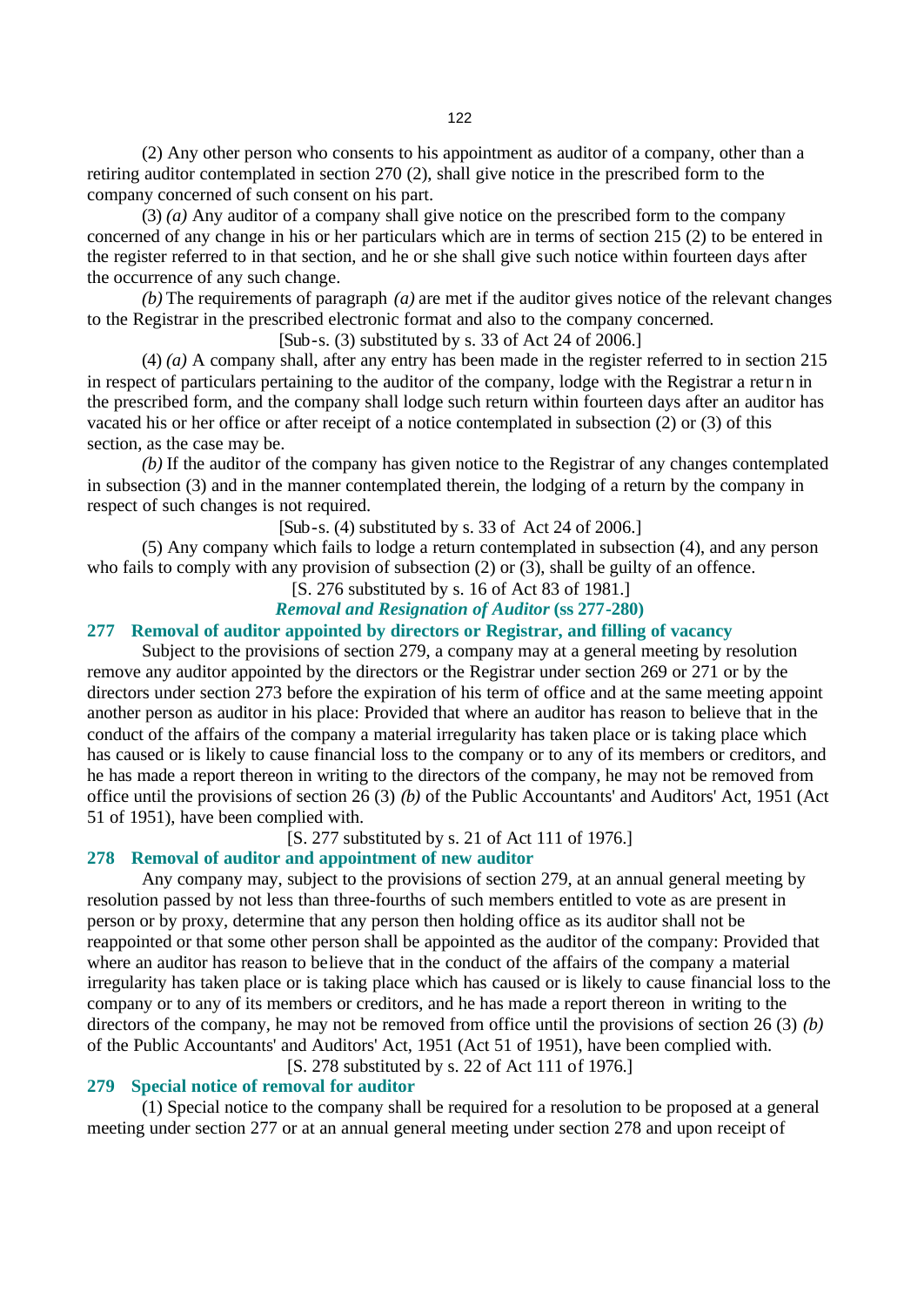(2) Any other person who consents to his appointment as auditor of a company, other than a retiring auditor contemplated in section 270 (2), shall give notice in the prescribed form to the company concerned of such consent on his part.

(3) *(a)* Any auditor of a company shall give notice on the prescribed form to the company concerned of any change in his or her particulars which are in terms of section 215 (2) to be entered in the register referred to in that section, and he or she shall give such notice within fourteen days after the occurrence of any such change.

*(b)* The requirements of paragraph *(a)* are met if the auditor gives notice of the relevant changes to the Registrar in the prescribed electronic format and also to the company concerned.

[Sub-s. (3) substituted by s. 33 of Act 24 of 2006.]

(4) *(a)* A company shall, after any entry has been made in the register referred to in section 215 in respect of particulars pertaining to the auditor of the company, lodge with the Registrar a return in the prescribed form, and the company shall lodge such return within fourteen days after an auditor has vacated his or her office or after receipt of a notice contemplated in subsection (2) or (3) of this section, as the case may be.

*(b)* If the auditor of the company has given notice to the Registrar of any changes contemplated in subsection (3) and in the manner contemplated therein, the lodging of a return by the company in respect of such changes is not required.

[Sub-s. (4) substituted by s. 33 of Act 24 of 2006.]

(5) Any company which fails to lodge a return contemplated in subsection (4), and any person who fails to comply with any provision of subsection (2) or (3), shall be guilty of an offence.

[S. 276 substituted by s. 16 of Act 83 of 1981.]

### *Removal and Resignation of Auditor* (ss 277-280)

### 277 Removal of auditor appointed by directors or Registrar, and filling of vacancy

Subject to the provisions of section 279, a company may at a general meeting by resolution remove any auditor appointed by the directors or the Registrar under section 269 or 271 or by the directors under section 273 before the expiration of his term of office and at the same meeting appoint another person as auditor in his place: Provided that where an auditor has reason to believe that in the conduct of the affairs of the company a material irregularity has taken place or is taking place which has caused or is likely to cause financial loss to the company or to any of its members or creditors, and he has made a report thereon in writing to the directors of the company, he may not be removed from office until the provisions of section 26 (3) *(b)* of the Public Accountants' and Auditors' Act, 1951 (Act 51 of 1951), have been complied with.

[S. 277 substituted by s. 21 of Act 111 of 1976.]

### 278 Removal of auditor and appointment of new auditor

Any company may, subject to the provisions of section 279, at an annual general meeting by resolution passed by not less than three-fourths of such members entitled to vote as are present in person or by proxy, determine that any person then holding office as its auditor shall not be reappointed or that some other person shall be appointed as the auditor of the company: Provided that where an auditor has reason to believe that in the conduct of the affairs of the company a material irregularity has taken place or is taking place which has caused or is likely to cause financial loss to the company or to any of its members or creditors, and he has made a report thereon in writing to the directors of the company, he may not be removed from office until the provisions of section 26 (3) *(b)* of the Public Accountants' and Auditors' Act, 1951 (Act 51 of 1951), have been complied with.

[S. 278 substituted by s. 22 of Act 111 of 1976.]

### 279 Special notice of removal for auditor

(1) Special notice to the company shall be required for a resolution to be proposed at a general meeting under section 277 or at an annual general meeting under section 278 and upon receipt of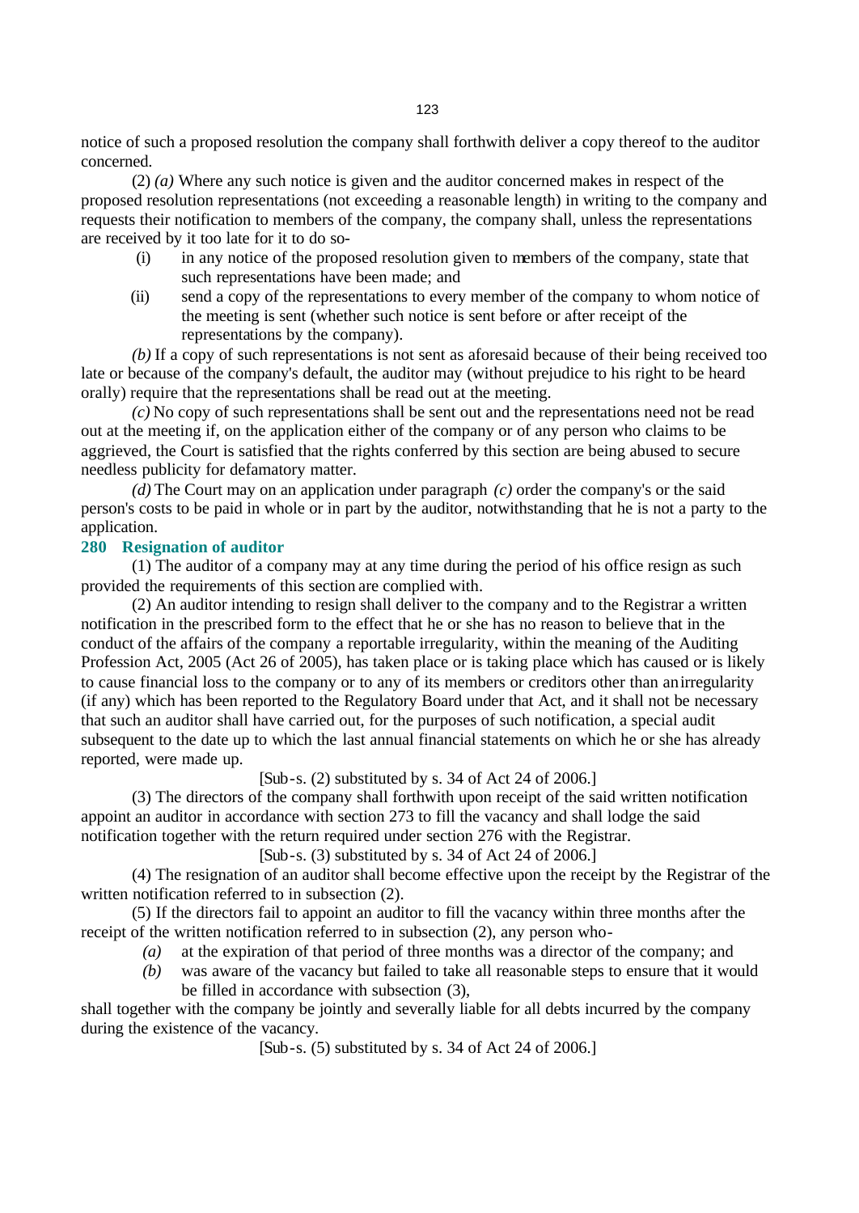notice of such a proposed resolution the company shall forthwith deliver a copy thereof to the auditor concerned.

(2) *(a)* Where any such notice is given and the auditor concerned makes in respect of the proposed resolution representations (not exceeding a reasonable length) in writing to the company and requests their notification to members of the company, the company shall, unless the representations are received by it too late for it to do so-

(i) in any notice of the proposed resolution given to members of the company, state that such representations have been made; and

(ii) send a copy of the representations to every member of the company to whom notice of the meeting is sent (whether such notice is sent before or after receipt of the representations by the company).

*(b)* If a copy of such representations is not sent as aforesaid because of their being received too late or because of the company's default, the auditor may (without prejudice to his right to be heard orally) require that the representations shall be read out at the meeting.

*(c)* No copy of such representations shall be sent out and the representations need not be read out at the meeting if, on the application either of the company or of any person who claims to be aggrieved, the Court is satisfied that the rights conferred by this section are being abused to secure needless publicity for defamatory matter.

*(d)* The Court may on an application under paragraph *(c)* order the company's or the said person's costs to be paid in whole or in part by the auditor, notwithstanding that he is not a party to the application.

### 280 Resignation of auditor

(1) The auditor of a company may at any time during the period of his office resign as such provided the requirements of this section are complied with.

(2) An auditor intending to resign shall deliver to the company and to the Registrar a written notification in the prescribed form to the effect that he or she has no reason to believe that in the conduct of the affairs of the company a reportable irregularity, within the meaning of the Auditing Profession Act, 2005 (Act 26 of 2005), has taken place or is taking place which has caused or is likely to cause financial loss to the company or to any of its members or creditors other than an irregularity (if any) which has been reported to the Regulatory Board under that Act, and it shall not be necessary that such an auditor shall have carried out, for the purposes of such notification, a special audit subsequent to the date up to which the last annual financial statements on which he or she has already reported, were made up.

[Sub-s. (2) substituted by s. 34 of Act 24 of 2006.]

(3) The directors of the company shall forthwith upon receipt of the said written notification appoint an auditor in accordance with section 273 to fill the vacancy and shall lodge the said notification together with the return required under section 276 with the Registrar.

[Sub-s. (3) substituted by s. 34 of Act 24 of 2006.]

(4) The resignation of an auditor shall become effective upon the receipt by the Registrar of the written notification referred to in subsection (2).

(5) If the directors fail to appoint an auditor to fill the vacancy within three months after the receipt of the written notification referred to in subsection (2), any person who-

*(a)* at the expiration of that period of three months was a director of the company; and

*(b)* was aware of the vacancy but failed to take all reasonable steps to ensure that it would be filled in accordance with subsection (3),

shall together with the company be jointly and severally liable for all debts incurred by the company during the existence of the vacancy.

[Sub-s. (5) substituted by s. 34 of Act 24 of 2006.]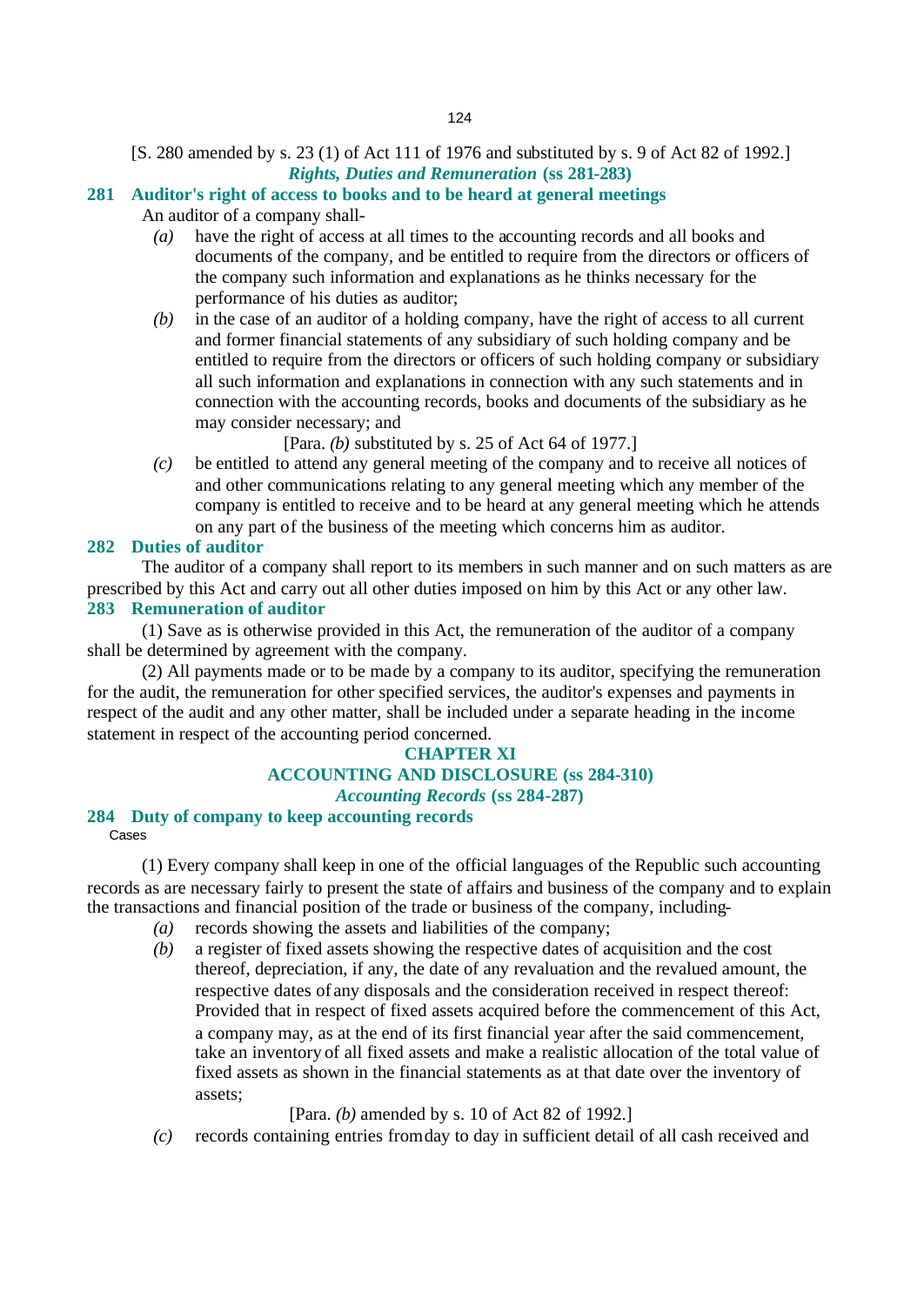[S. 280 amended by s. 23 (1) of Act 111 of 1976 and substituted by s. 9 of Act 82 of 1992.]

### *Rights, Duties and Remuneration* (ss 281-283)

### 281 Auditor's right of access to books and to be heard at general meetings

An auditor of a company shall-

*(a)* have the right of access at all times to the accounting records and all books and documents of the company, and be entitled to require from the directors or officers of the company such information and explanations as he thinks necessary for the performance of his duties as auditor;

*(b)* in the case of an auditor of a holding company, have the right of access to all current and former financial statements of any subsidiary of such holding company and be entitled to require from the directors or officers of such holding company or subsidiary all such information and explanations in connection with any such statements and in connection with the accounting records, books and documents of the subsidiary as he may consider necessary; and

[Para. *(b)* substituted by s. 25 of Act 64 of 1977.]

*(c)* be entitled to attend any general meeting of the company and to receive all notices of and other communications relating to any general meeting which any member of the company is entitled to receive and to be heard at any general meeting which he attends on any part of the business of the meeting which concerns him as auditor.

### 282 Duties of auditor

The auditor of a company shall report to its members in such manner and on such matters as are prescribed by this Act and carry out all other duties imposed on him by this Act or any other law.

### 283 Remuneration of auditor

(1) Save as is otherwise provided in this Act, the remuneration of the auditor of a company shall be determined by agreement with the company.

(2) All payments made or to be made by a company to its auditor, specifying the remuneration for the audit, the remuneration for other specified services, the auditor's expenses and payments in respect of the audit and any other matter, shall be included under a separate heading in the income statement in respect of the accounting period concerned.

## CHAPTER XI

## ACCOUNTING AND DISCLOSURE (ss 284-310)

### *Accounting Records* (ss 284-287)

### 284 Duty of company to keep accounting records

Cases

(1) Every company shall keep in one of the official languages of the Republic such accounting records as are necessary fairly to present the state of affairs and business of the company and to explain the transactions and financial position of the trade or business of the company, including-

*(a)* records showing the assets and liabilities of the company;

*(b)* a register of fixed assets showing the respective dates of acquisition and the cost thereof, depreciation, if any, the date of any revaluation and the revalued amount, the respective dates of any disposals and the consideration received in respect thereof: Provided that in respect of fixed assets acquired before the commencement of this Act, a company may, as at the end of its first financial year after the said commencement, take an inventory of all fixed assets and make a realistic allocation of the total value of fixed assets as shown in the financial statements as at that date over the inventory of assets;

[Para. *(b)* amended by s. 10 of Act 82 of 1992.]

*(c)* records containing entries from day to day in sufficient detail of all cash received and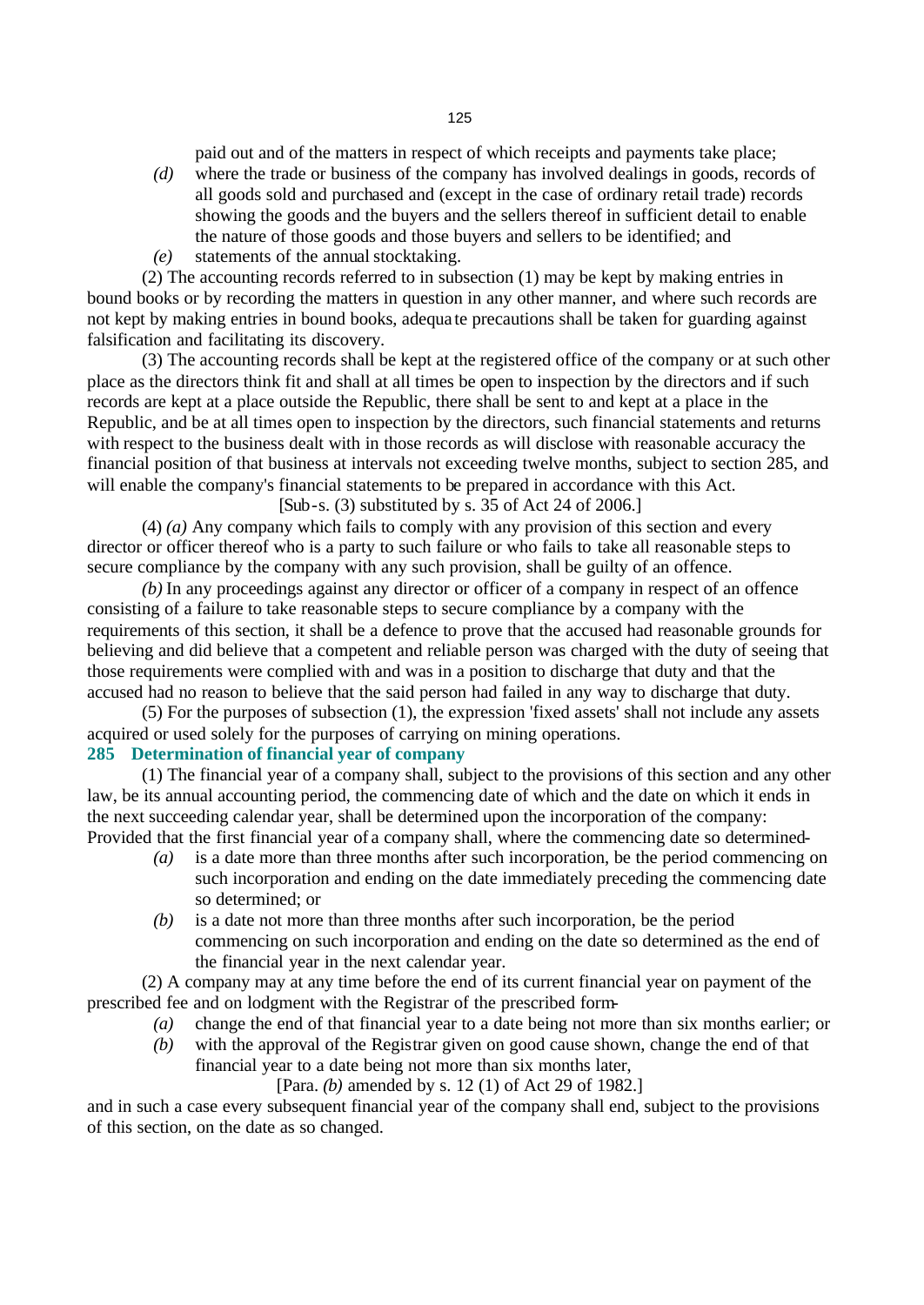paid out and of the matters in respect of which receipts and payments take place;

*(d)* where the trade or business of the company has involved dealings in goods, records of all goods sold and purchased and (except in the case of ordinary retail trade) records showing the goods and the buyers and the sellers thereof in sufficient detail to enable the nature of those goods and those buyers and sellers to be identified; and

*(e)* statements of the annual stocktaking.

(2) The accounting records referred to in subsection (1) may be kept by making entries in bound books or by recording the matters in question in any other manner, and where such records are not kept by making entries in bound books, adequate precautions shall be taken for guarding against falsification and facilitating its discovery.

(3) The accounting records shall be kept at the registered office of the company or at such other place as the directors think fit and shall at all times be open to inspection by the directors and if such records are kept at a place outside the Republic, there shall be sent to and kept at a place in the Republic, and be at all times open to inspection by the directors, such financial statements and returns with respect to the business dealt with in those records as will disclose with reasonable accuracy the financial position of that business at intervals not exceeding twelve months, subject to section 285, and will enable the company's financial statements to be prepared in accordance with this Act.

[Sub-s. (3) substituted by s. 35 of Act 24 of 2006.]

(4) *(a)* Any company which fails to comply with any provision of this section and every director or officer thereof who is a party to such failure or who fails to take all reasonable steps to secure compliance by the company with any such provision, shall be guilty of an offence.

*(b)* In any proceedings against any director or officer of a company in respect of an offence consisting of a failure to take reasonable steps to secure compliance by a company with the requirements of this section, it shall be a defence to prove that the accused had reasonable grounds for believing and did believe that a competent and reliable person was charged with the duty of seeing that those requirements were complied with and was in a position to discharge that duty and that the accused had no reason to believe that the said person had failed in any way to discharge that duty.

(5) For the purposes of subsection (1), the expression 'fixed assets' shall not include any assets acquired or used solely for the purposes of carrying on mining operations.

**285 Determination of financial year of company**

(1) The financial year of a company shall, subject to the provisions of this section and any other law, be its annual accounting period, the commencing date of which and the date on which it ends in the next succeeding calendar year, shall be determined upon the incorporation of the company: Provided that the first financial year of a company shall, where the commencing date so determined-

*(a)* is a date more than three months after such incorporation, be the period commencing on such incorporation and ending on the date immediately preceding the commencing date so determined; or

*(b)* is a date not more than three months after such incorporation, be the period commencing on such incorporation and ending on the date so determined as the end of the financial year in the next calendar year.

(2) A company may at any time before the end of its current financial year on payment of the prescribed fee and on lodgment with the Registrar of the prescribed form-

*(a)* change the end of that financial year to a date being not more than six months earlier; or

*(b)* with the approval of the Registrar given on good cause shown, change the end of that financial year to a date being not more than six months later,

[Para. *(b)* amended by s. 12 (1) of Act 29 of 1982.]

and in such a case every subsequent financial year of the company shall end, subject to the provisions of this section, on the date as so changed.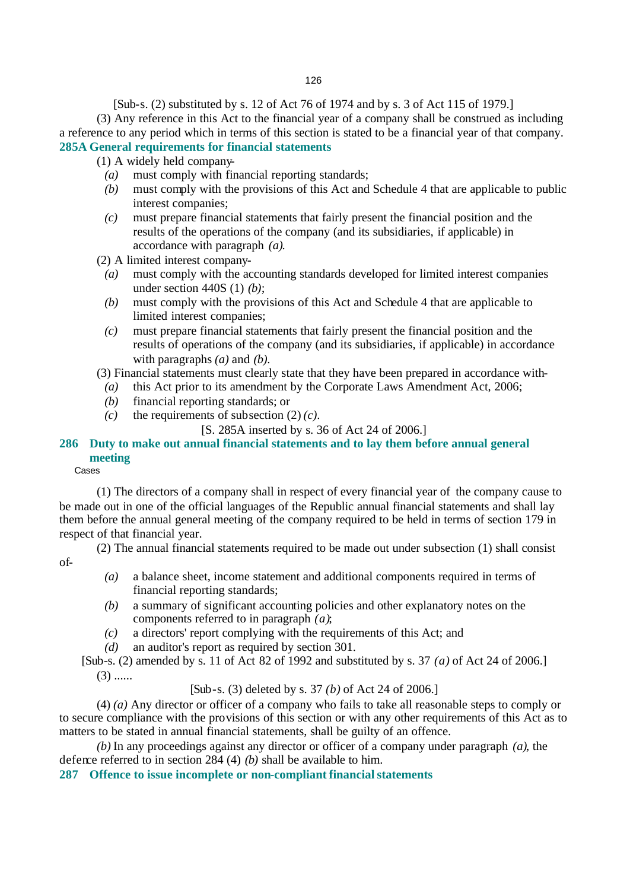[Sub-s. (2) substituted by s. 12 of Act 76 of 1974 and by s. 3 of Act 115 of 1979.]

(3) Any reference in this Act to the financial year of a company shall be construed as including a reference to any period which in terms of this section is stated to be a financial year of that company.

**285A General requirements for financial statements**

(1) A widely held company-

*(a)* must comply with financial reporting standards;

*(b)* must comply with the provisions of this Act and Schedule 4 that are applicable to public interest companies;

*(c)* must prepare financial statements that fairly present the financial position and the results of the operations of the company (and its subsidiaries, if applicable) in accordance with paragraph *(a)*.

(2) A limited interest company-

*(a)* must comply with the accounting standards developed for limited interest companies under section 440S (1) *(b)*;

*(b)* must comply with the provisions of this Act and Schedule 4 that are applicable to limited interest companies;

*(c)* must prepare financial statements that fairly present the financial position and the results of operations of the company (and its subsidiaries, if applicable) in accordance with paragraphs *(a)* and *(b)*.

(3) Financial statements must clearly state that they have been prepared in accordance with-

*(a)* this Act prior to its amendment by the Corporate Laws Amendment Act, 2006;

*(b)* financial reporting standards; or

*(c)* the requirements of subsection (2) *(c)*.

[S. 285A inserted by s. 36 of Act 24 of 2006.]

**286 Duty to make out annual financial statements and to lay them before annual general meeting**

Cases

(1) The directors of a company shall in respect of every financial year of the company cause to be made out in one of the official languages of the Republic annual financial statements and shall lay them before the annual general meeting of the company required to be held in terms of section 179 in respect of that financial year.

(2) The annual financial statements required to be made out under subsection (1) shall consist of-

*(a)* a balance sheet, income statement and additional components required in terms of financial reporting standards;

*(b)* a summary of significant accounting policies and other explanatory notes on the components referred to in paragraph *(a)*;

*(c)* a directors' report complying with the requirements of this Act; and

*(d)* an auditor's report as required by section 301.

[Sub-s. (2) amended by s. 11 of Act 82 of 1992 and substituted by s. 37 *(a)* of Act 24 of 2006.]

(3) ......

[Sub-s. (3) deleted by s. 37 *(b)* of Act 24 of 2006.]

(4) *(a)* Any director or officer of a company who fails to take all reasonable steps to comply or to secure compliance with the provisions of this section or with any other requirements of this Act as to matters to be stated in annual financial statements, shall be guilty of an offence.

*(b)* In any proceedings against any director or officer of a company under paragraph *(a)*, the defence referred to in section 284 (4) *(b)* shall be available to him.

**287 Offence to issue incomplete or non-compliant financial statements**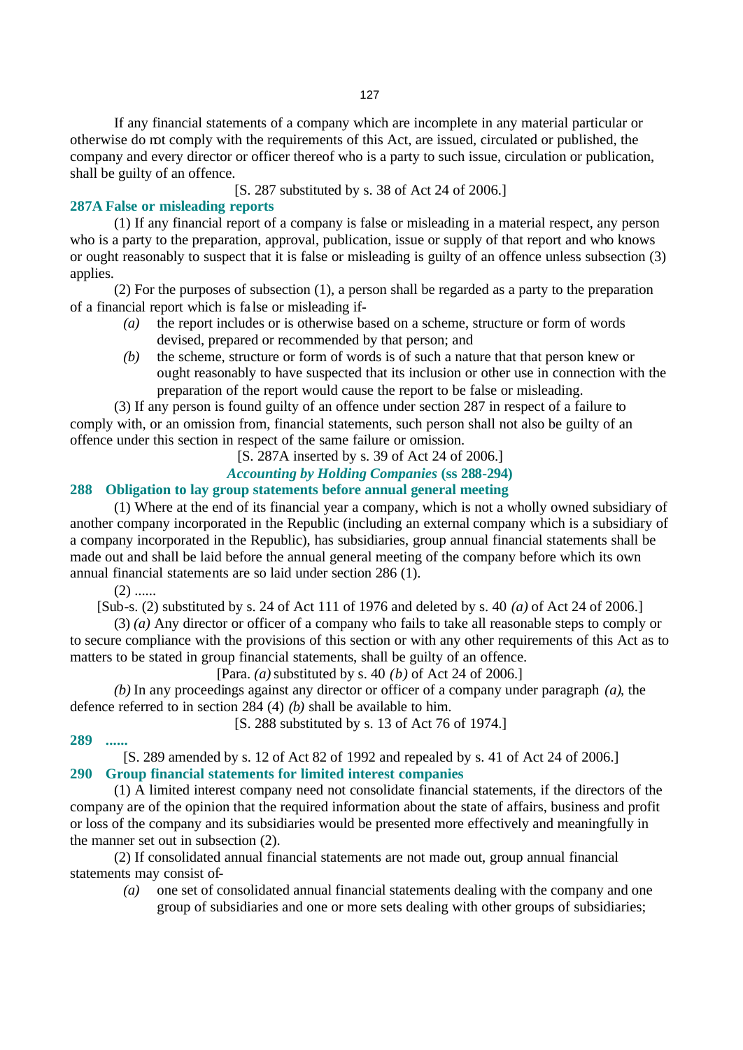If any financial statements of a company which are incomplete in any material particular or otherwise do not comply with the requirements of this Act, are issued, circulated or published, the company and every director or officer thereof who is a party to such issue, circulation or publication, shall be guilty of an offence.

[S. 287 substituted by s. 38 of Act 24 of 2006.]

**287A False or misleading reports**

(1) If any financial report of a company is false or misleading in a material respect, any person who is a party to the preparation, approval, publication, issue or supply of that report and who knows or ought reasonably to suspect that it is false or misleading is guilty of an offence unless subsection (3) applies.

(2) For the purposes of subsection (1), a person shall be regarded as a party to the preparation of a financial report which is false or misleading if-

*(a)* the report includes or is otherwise based on a scheme, structure or form of words devised, prepared or recommended by that person; and

*(b)* the scheme, structure or form of words is of such a nature that that person knew or ought reasonably to have suspected that its inclusion or other use in connection with the preparation of the report would cause the report to be false or misleading.

(3) If any person is found guilty of an offence under section 287 in respect of a failure to comply with, or an omission from, financial statements, such person shall not also be guilty of an offence under this section in respect of the same failure or omission.

[S. 287A inserted by s. 39 of Act 24 of 2006.]

***Accounting by Holding Companies* (ss 288-294)**

**288 Obligation to lay group statements before annual general meeting**

(1) Where at the end of its financial year a company, which is not a wholly owned subsidiary of another company incorporated in the Republic (including an external company which is a subsidiary of a company incorporated in the Republic), has subsidiaries, group annual financial statements shall be made out and shall be laid before the annual general meeting of the company before which its own annual financial statements are so laid under section 286 (1).

(2) ......

[Sub-s. (2) substituted by s. 24 of Act 111 of 1976 and deleted by s. 40 *(a)* of Act 24 of 2006.]

(3) *(a)* Any director or officer of a company who fails to take all reasonable steps to comply or to secure compliance with the provisions of this section or with any other requirements of this Act as to matters to be stated in group financial statements, shall be guilty of an offence.

[Para. *(a)* substituted by s. 40 *(b)* of Act 24 of 2006.]

*(b)* In any proceedings against any director or officer of a company under paragraph *(a)*, the defence referred to in section 284 (4) *(b)* shall be available to him.

[S. 288 substituted by s. 13 of Act 76 of 1974.]

**289 ......**

[S. 289 amended by s. 12 of Act 82 of 1992 and repealed by s. 41 of Act 24 of 2006.]

**290 Group financial statements for limited interest companies**

(1) A limited interest company need not consolidate financial statements, if the directors of the company are of the opinion that the required information about the state of affairs, business and profit or loss of the company and its subsidiaries would be presented more effectively and meaningfully in the manner set out in subsection (2).

(2) If consolidated annual financial statements are not made out, group annual financial statements may consist of-

*(a)* one set of consolidated annual financial statements dealing with the company and one group of subsidiaries and one or more sets dealing with other groups of subsidiaries;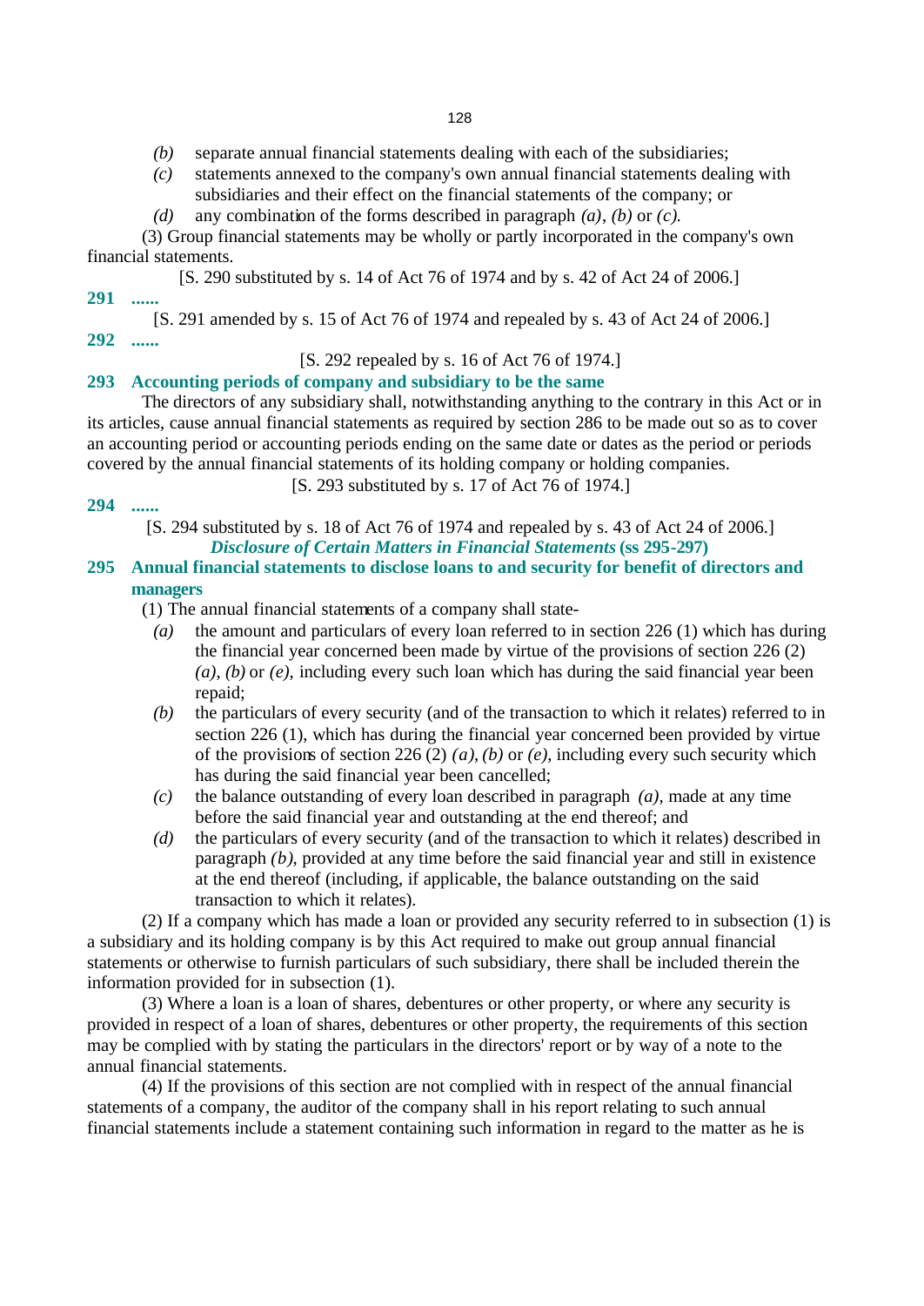*(b)* separate annual financial statements dealing with each of the subsidiaries;

*(c)* statements annexed to the company's own annual financial statements dealing with subsidiaries and their effect on the financial statements of the company; or

*(d)* any combination of the forms described in paragraph *(a)*, *(b)* or *(c)*.

(3) Group financial statements may be wholly or partly incorporated in the company's own financial statements.

[S. 290 substituted by s. 14 of Act 76 of 1974 and by s. 42 of Act 24 of 2006.]

**291 ......**

[S. 291 amended by s. 15 of Act 76 of 1974 and repealed by s. 43 of Act 24 of 2006.]

**292 ......**

[S. 292 repealed by s. 16 of Act 76 of 1974.]

**293 Accounting periods of company and subsidiary to be the same**

The directors of any subsidiary shall, notwithstanding anything to the contrary in this Act or in its articles, cause annual financial statements as required by section 286 to be made out so as to cover an accounting period or accounting periods ending on the same date or dates as the period or periods covered by the annual financial statements of its holding company or holding companies.

[S. 293 substituted by s. 17 of Act 76 of 1974.]

**294 ......**

[S. 294 substituted by s. 18 of Act 76 of 1974 and repealed by s. 43 of Act 24 of 2006.]

***Disclosure of Certain Matters in Financial Statements* (ss 295-297)**

**295 Annual financial statements to disclose loans to and security for benefit of directors and managers**

(1) The annual financial statements of a company shall state-

*(a)* the amount and particulars of every loan referred to in section 226 (1) which has during the financial year concerned been made by virtue of the provisions of section 226 (2) *(a)*, *(b)* or *(e)*, including every such loan which has during the said financial year been repaid;

*(b)* the particulars of every security (and of the transaction to which it relates) referred to in section 226 (1), which has during the financial year concerned been provided by virtue of the provisions of section 226 (2) *(a)*, *(b)* or *(e)*, including every such security which has during the said financial year been cancelled;

*(c)* the balance outstanding of every loan described in paragraph *(a)*, made at any time before the said financial year and outstanding at the end thereof; and

*(d)* the particulars of every security (and of the transaction to which it relates) described in paragraph *(b)*, provided at any time before the said financial year and still in existence at the end thereof (including, if applicable, the balance outstanding on the said transaction to which it relates).

(2) If a company which has made a loan or provided any security referred to in subsection (1) is a subsidiary and its holding company is by this Act required to make out group annual financial statements or otherwise to furnish particulars of such subsidiary, there shall be included therein the information provided for in subsection (1).

(3) Where a loan is a loan of shares, debentures or other property, or where any security is provided in respect of a loan of shares, debentures or other property, the requirements of this section may be complied with by stating the particulars in the directors' report or by way of a note to the annual financial statements.

(4) If the provisions of this section are not complied with in respect of the annual financial statements of a company, the auditor of the company shall in his report relating to such annual financial statements include a statement containing such information in regard to the matter as he is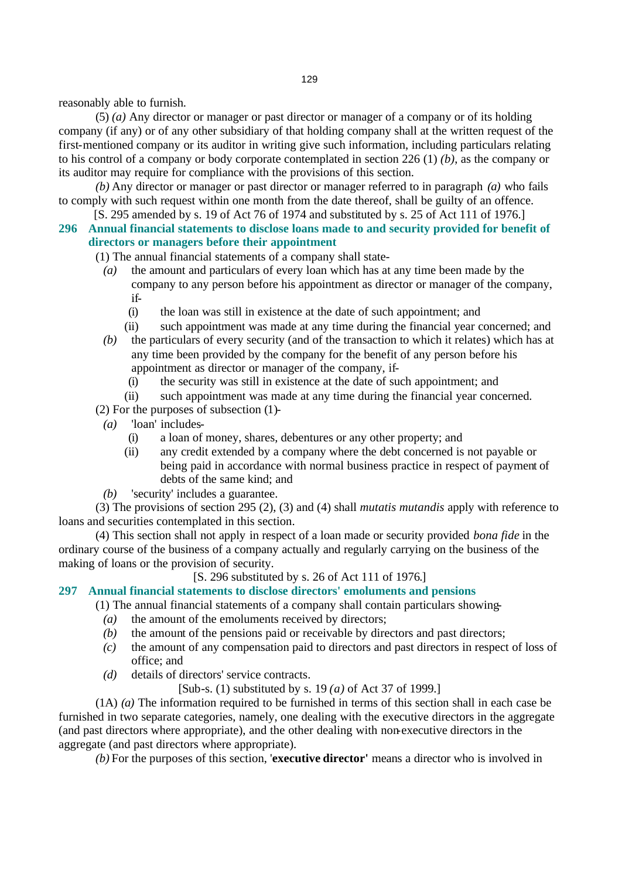reasonably able to furnish.

(5) *(a)* Any director or manager or past director or manager of a company or of its holding company (if any) or of any other subsidiary of that holding company shall at the written request of the first-mentioned company or its auditor in writing give such information, including particulars relating to his control of a company or body corporate contemplated in section 226 (1) *(b)*, as the company or its auditor may require for compliance with the provisions of this section.

*(b)* Any director or manager or past director or manager referred to in paragraph *(a)* who fails to comply with such request within one month from the date thereof, shall be guilty of an offence.

[S. 295 amended by s. 19 of Act 76 of 1974 and substituted by s. 25 of Act 111 of 1976.]

### 296 Annual financial statements to disclose loans made to and security provided for benefit of directors or managers before their appointment

(1) The annual financial statements of a company shall state-

*(a)* the amount and particulars of every loan which has at any time been made by the company to any person before his appointment as director or manager of the company, if-

(i) the loan was still in existence at the date of such appointment; and

(ii) such appointment was made at any time during the financial year concerned; and

*(b)* the particulars of every security (and of the transaction to which it relates) which has at any time been provided by the company for the benefit of any person before his appointment as director or manager of the company, if-

(i) the security was still in existence at the date of such appointment; and

(ii) such appointment was made at any time during the financial year concerned.

(2) For the purposes of subsection (1)-

*(a)* 'loan' includes-

(i) a loan of money, shares, debentures or any other property; and

(ii) any credit extended by a company where the debt concerned is not payable or being paid in accordance with normal business practice in respect of payment of debts of the same kind; and

*(b)* 'security' includes a guarantee.

(3) The provisions of section 295 (2), (3) and (4) shall *mutatis mutandis* apply with reference to loans and securities contemplated in this section.

(4) This section shall not apply in respect of a loan made or security provided *bona fide* in the ordinary course of the business of a company actually and regularly carrying on the business of the making of loans or the provision of security.

[S. 296 substituted by s. 26 of Act 111 of 1976.]

### 297 Annual financial statements to disclose directors' emoluments and pensions

(1) The annual financial statements of a company shall contain particulars showing-

*(a)* the amount of the emoluments received by directors;

*(b)* the amount of the pensions paid or receivable by directors and past directors;

*(c)* the amount of any compensation paid to directors and past directors in respect of loss of office; and

*(d)* details of directors' service contracts.

[Sub-s. (1) substituted by s. 19 *(a)* of Act 37 of 1999.]

(1A) *(a)* The information required to be furnished in terms of this section shall in each case be furnished in two separate categories, namely, one dealing with the executive directors in the aggregate (and past directors where appropriate), and the other dealing with non-executive directors in the aggregate (and past directors where appropriate).

*(b)* For the purposes of this section, '**executive director'** means a director who is involved in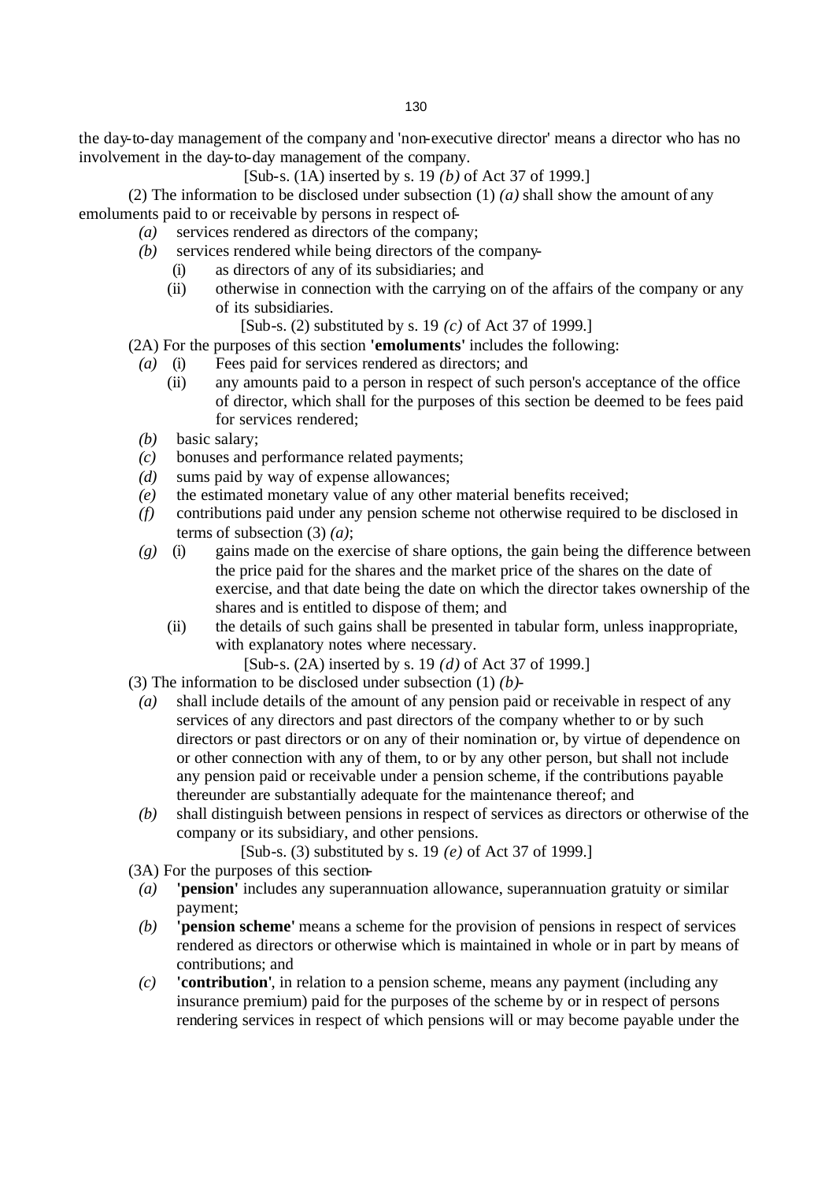the day-to-day management of the company and 'non-executive director' means a director who has no involvement in the day-to-day management of the company.

[Sub-s. (1A) inserted by s. 19 *(b)* of Act 37 of 1999.]

(2) The information to be disclosed under subsection (1) *(a)* shall show the amount of any emoluments paid to or receivable by persons in respect of-

*(a)* services rendered as directors of the company;

*(b)* services rendered while being directors of the company-

(i) as directors of any of its subsidiaries; and

(ii) otherwise in connection with the carrying on of the affairs of the company or any of its subsidiaries.

[Sub-s. (2) substituted by s. 19 *(c)* of Act 37 of 1999.]

(2A) For the purposes of this section **'emoluments'** includes the following:

*(a)* (i) Fees paid for services rendered as directors; and

(ii) any amounts paid to a person in respect of such person's acceptance of the office of director, which shall for the purposes of this section be deemed to be fees paid for services rendered;

*(b)* basic salary;

*(c)* bonuses and performance related payments;

*(d)* sums paid by way of expense allowances;

*(e)* the estimated monetary value of any other material benefits received;

*(f)* contributions paid under any pension scheme not otherwise required to be disclosed in terms of subsection (3) *(a)*;

*(g)* (i) gains made on the exercise of share options, the gain being the difference between the price paid for the shares and the market price of the shares on the date of exercise, and that date being the date on which the director takes ownership of the shares and is entitled to dispose of them; and

(ii) the details of such gains shall be presented in tabular form, unless inappropriate, with explanatory notes where necessary.

[Sub-s. (2A) inserted by s. 19 *(d)* of Act 37 of 1999.]

(3) The information to be disclosed under subsection (1) *(b)*-

*(a)* shall include details of the amount of any pension paid or receivable in respect of any services of any directors and past directors of the company whether to or by such directors or past directors or on any of their nomination or, by virtue of dependence on or other connection with any of them, to or by any other person, but shall not include any pension paid or receivable under a pension scheme, if the contributions payable thereunder are substantially adequate for the maintenance thereof; and

*(b)* shall distinguish between pensions in respect of services as directors or otherwise of the company or its subsidiary, and other pensions.

[Sub-s. (3) substituted by s. 19 *(e)* of Act 37 of 1999.]

(3A) For the purposes of this section-

*(a)* **'pension'** includes any superannuation allowance, superannuation gratuity or similar payment;

*(b)* **'pension scheme'** means a scheme for the provision of pensions in respect of services rendered as directors or otherwise which is maintained in whole or in part by means of contributions; and

*(c)* **'contribution'**, in relation to a pension scheme, means any payment (including any insurance premium) paid for the purposes of the scheme by or in respect of persons rendering services in respect of which pensions will or may become payable under the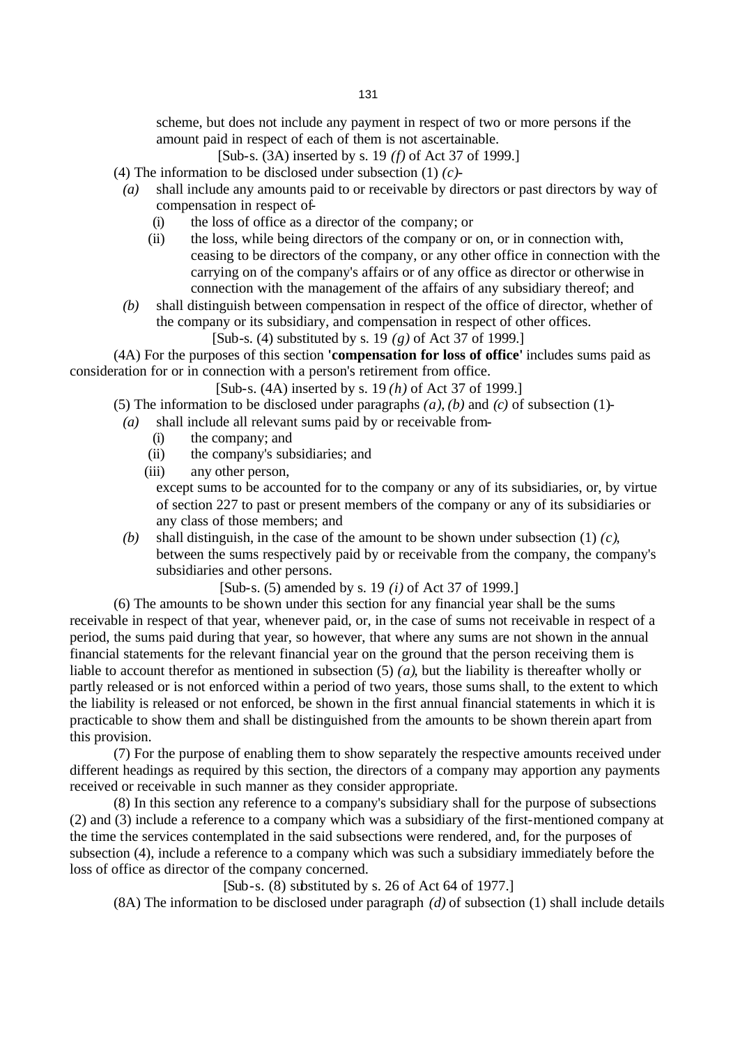scheme, but does not include any payment in respect of two or more persons if the amount paid in respect of each of them is not ascertainable.

[Sub-s. (3A) inserted by s. 19 *(f)* of Act 37 of 1999.]

(4) The information to be disclosed under subsection (1) *(c)*-

*(a)* shall include any amounts paid to or receivable by directors or past directors by way of compensation in respect of-

(i) the loss of office as a director of the company; or

(ii) the loss, while being directors of the company or on, or in connection with, ceasing to be directors of the company, or any other office in connection with the carrying on of the company's affairs or of any office as director or otherwise in connection with the management of the affairs of any subsidiary thereof; and

*(b)* shall distinguish between compensation in respect of the office of director, whether of the company or its subsidiary, and compensation in respect of other offices.

[Sub-s. (4) substituted by s. 19 *(g)* of Act 37 of 1999.]

(4A) For the purposes of this section **'compensation for loss of office'** includes sums paid as consideration for or in connection with a person's retirement from office.

[Sub-s. (4A) inserted by s. 19 *(h)* of Act 37 of 1999.]

(5) The information to be disclosed under paragraphs *(a)*, *(b)* and *(c)* of subsection (1)-

*(a)* shall include all relevant sums paid by or receivable from-

(i) the company; and

(ii) the company's subsidiaries; and

(iii) any other person,

except sums to be accounted for to the company or any of its subsidiaries, or, by virtue of section 227 to past or present members of the company or any of its subsidiaries or any class of those members; and

*(b)* shall distinguish, in the case of the amount to be shown under subsection (1) *(c)*, between the sums respectively paid by or receivable from the company, the company's subsidiaries and other persons.

[Sub-s. (5) amended by s. 19 *(i)* of Act 37 of 1999.]

(6) The amounts to be shown under this section for any financial year shall be the sums receivable in respect of that year, whenever paid, or, in the case of sums not receivable in respect of a period, the sums paid during that year, so however, that where any sums are not shown in the annual financial statements for the relevant financial year on the ground that the person receiving them is liable to account therefor as mentioned in subsection (5) *(a)*, but the liability is thereafter wholly or partly released or is not enforced within a period of two years, those sums shall, to the extent to which the liability is released or not enforced, be shown in the first annual financial statements in which it is practicable to show them and shall be distinguished from the amounts to be shown therein apart from this provision.

(7) For the purpose of enabling them to show separately the respective amounts received under different headings as required by this section, the directors of a company may apportion any payments received or receivable in such manner as they consider appropriate.

(8) In this section any reference to a company's subsidiary shall for the purpose of subsections (2) and (3) include a reference to a company which was a subsidiary of the first-mentioned company at the time the services contemplated in the said subsections were rendered, and, for the purposes of subsection (4), include a reference to a company which was such a subsidiary immediately before the loss of office as director of the company concerned.

[Sub-s. (8) substituted by s. 26 of Act 64 of 1977.]

(8A) The information to be disclosed under paragraph *(d)* of subsection (1) shall include details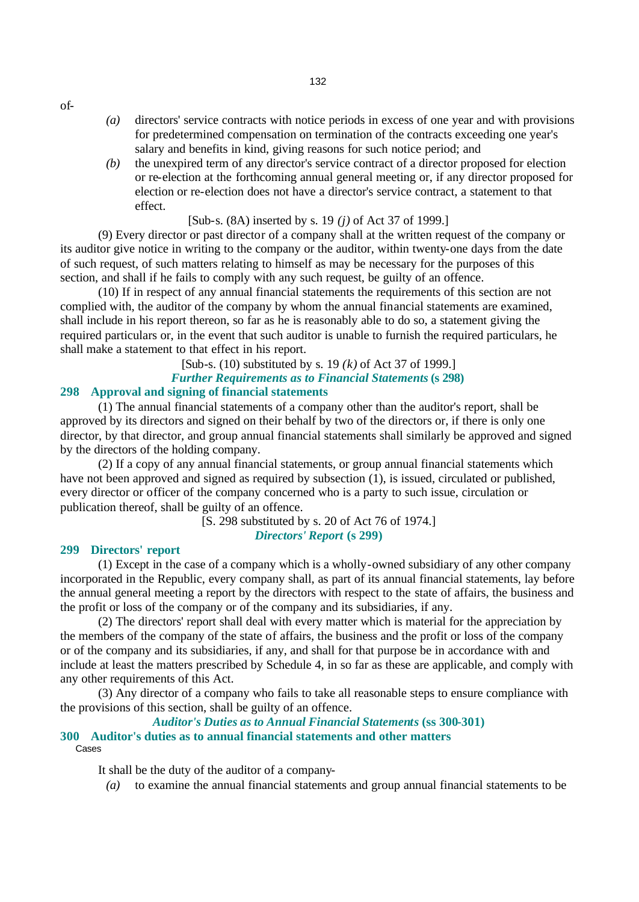of-

- *(a)* directors' service contracts with notice periods in excess of one year and with provisions for predetermined compensation on termination of the contracts exceeding one year's salary and benefits in kind, giving reasons for such notice period; and
- *(b)* the unexpired term of any director's service contract of a director proposed for election or re-election at the forthcoming annual general meeting or, if any director proposed for election or re-election does not have a director's service contract, a statement to that effect.

[Sub-s. (8A) inserted by s. 19 *(j)* of Act 37 of 1999.]

(9) Every director or past director of a company shall at the written request of the company or its auditor give notice in writing to the company or the auditor, within twenty-one days from the date of such request, of such matters relating to himself as may be necessary for the purposes of this section, and shall if he fails to comply with any such request, be guilty of an offence.

(10) If in respect of any annual financial statements the requirements of this section are not complied with, the auditor of the company by whom the annual financial statements are examined, shall include in his report thereon, so far as he is reasonably able to do so, a statement giving the required particulars or, in the event that such auditor is unable to furnish the required particulars, he shall make a statement to that effect in his report.

[Sub-s. (10) substituted by s. 19 *(k)* of Act 37 of 1999.]

***Further Requirements as to Financial Statements* (s 298)**

## 298 Approval and signing of financial statements

(1) The annual financial statements of a company other than the auditor's report, shall be approved by its directors and signed on their behalf by two of the directors or, if there is only one director, by that director, and group annual financial statements shall similarly be approved and signed by the directors of the holding company.

(2) If a copy of any annual financial statements, or group annual financial statements which have not been approved and signed as required by subsection (1), is issued, circulated or published, every director or officer of the company concerned who is a party to such issue, circulation or publication thereof, shall be guilty of an offence.

[S. 298 substituted by s. 20 of Act 76 of 1974.]

***Directors' Report* (s 299)**

## 299 Directors' report

(1) Except in the case of a company which is a wholly-owned subsidiary of any other company incorporated in the Republic, every company shall, as part of its annual financial statements, lay before the annual general meeting a report by the directors with respect to the state of affairs, the business and the profit or loss of the company or of the company and its subsidiaries, if any.

(2) The directors' report shall deal with every matter which is material for the appreciation by the members of the company of the state of affairs, the business and the profit or loss of the company or of the company and its subsidiaries, if any, and shall for that purpose be in accordance with and include at least the matters prescribed by Schedule 4, in so far as these are applicable, and comply with any other requirements of this Act.

(3) Any director of a company who fails to take all reasonable steps to ensure compliance with the provisions of this section, shall be guilty of an offence.

***Auditor's Duties as to Annual Financial Statements* (ss 300-301)**

## 300 Auditor's duties as to annual financial statements and other matters

Cases

It shall be the duty of the auditor of a company-

- *(a)* to examine the annual financial statements and group annual financial statements to be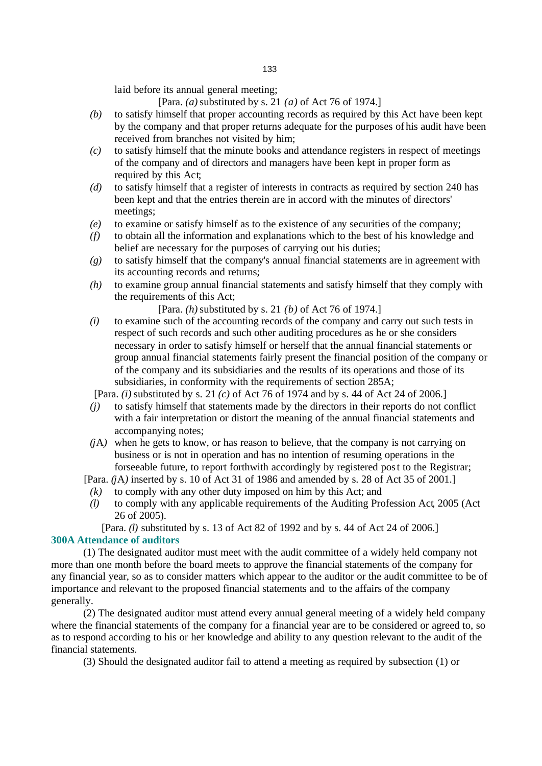laid before its annual general meeting;

[Para. *(a)* substituted by s. 21 *(a)* of Act 76 of 1974.]

*(b)* to satisfy himself that proper accounting records as required by this Act have been kept by the company and that proper returns adequate for the purposes of his audit have been received from branches not visited by him;

*(c)* to satisfy himself that the minute books and attendance registers in respect of meetings of the company and of directors and managers have been kept in proper form as required by this Act;

*(d)* to satisfy himself that a register of interests in contracts as required by section 240 has been kept and that the entries therein are in accord with the minutes of directors' meetings;

*(e)* to examine or satisfy himself as to the existence of any securities of the company;

*(f)* to obtain all the information and explanations which to the best of his knowledge and belief are necessary for the purposes of carrying out his duties;

*(g)* to satisfy himself that the company's annual financial statements are in agreement with its accounting records and returns;

*(h)* to examine group annual financial statements and satisfy himself that they comply with the requirements of this Act;

[Para. *(h)* substituted by s. 21 *(b)* of Act 76 of 1974.]

*(i)* to examine such of the accounting records of the company and carry out such tests in respect of such records and such other auditing procedures as he or she considers necessary in order to satisfy himself or herself that the annual financial statements or group annual financial statements fairly present the financial position of the company or of the company and its subsidiaries and the results of its operations and those of its subsidiaries, in conformity with the requirements of section 285A;

[Para. *(i)* substituted by s. 21 *(c)* of Act 76 of 1974 and by s. 44 of Act 24 of 2006.]

*(j)* to satisfy himself that statements made by the directors in their reports do not conflict with a fair interpretation or distort the meaning of the annual financial statements and accompanying notes;

*(j*A*)* when he gets to know, or has reason to believe, that the company is not carrying on business or is not in operation and has no intention of resuming operations in the forseeable future, to report forthwith accordingly by registered post to the Registrar;

[Para. *(j*A*)* inserted by s. 10 of Act 31 of 1986 and amended by s. 28 of Act 35 of 2001.]

*(k)* to comply with any other duty imposed on him by this Act; and

*(l)* to comply with any applicable requirements of the Auditing Profession Act, 2005 (Act 26 of 2005).

[Para. *(l)* substituted by s. 13 of Act 82 of 1992 and by s. 44 of Act 24 of 2006.]

**300A Attendance of auditors**

(1) The designated auditor must meet with the audit committee of a widely held company not more than one month before the board meets to approve the financial statements of the company for any financial year, so as to consider matters which appear to the auditor or the audit committee to be of importance and relevant to the proposed financial statements and to the affairs of the company generally.

(2) The designated auditor must attend every annual general meeting of a widely held company where the financial statements of the company for a financial year are to be considered or agreed to, so as to respond according to his or her knowledge and ability to any question relevant to the audit of the financial statements.

(3) Should the designated auditor fail to attend a meeting as required by subsection (1) or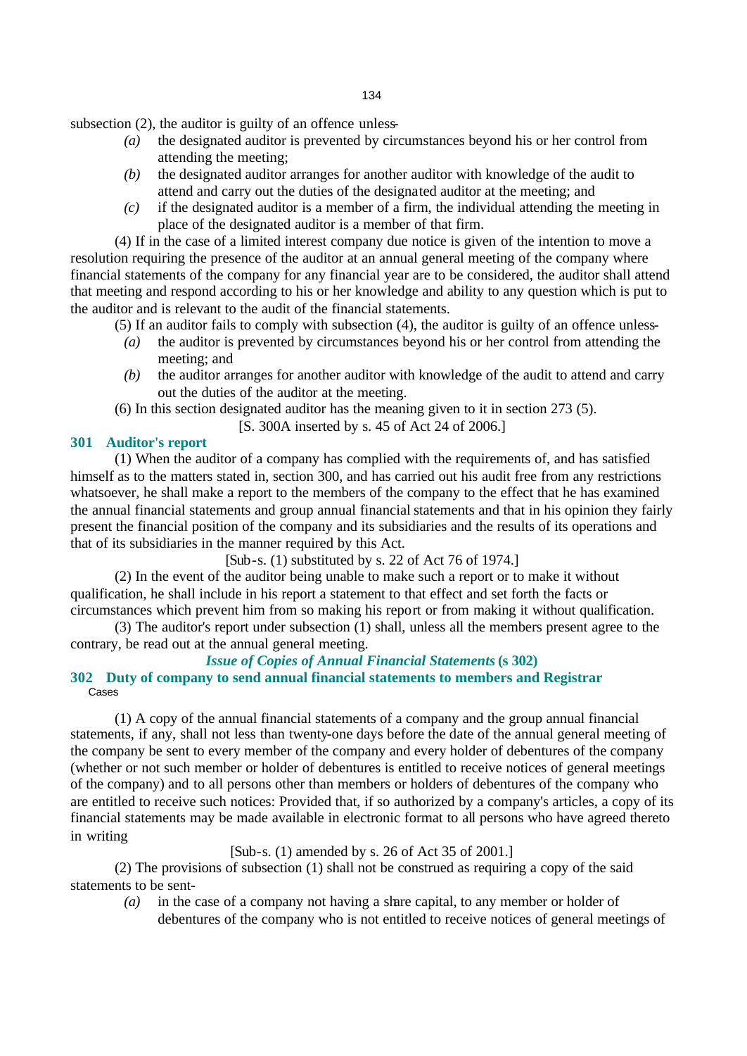subsection (2), the auditor is guilty of an offence unless-

*(a)* the designated auditor is prevented by circumstances beyond his or her control from attending the meeting;

*(b)* the designated auditor arranges for another auditor with knowledge of the audit to attend and carry out the duties of the designated auditor at the meeting; and

*(c)* if the designated auditor is a member of a firm, the individual attending the meeting in place of the designated auditor is a member of that firm.

(4) If in the case of a limited interest company due notice is given of the intention to move a resolution requiring the presence of the auditor at an annual general meeting of the company where financial statements of the company for any financial year are to be considered, the auditor shall attend that meeting and respond according to his or her knowledge and ability to any question which is put to the auditor and is relevant to the audit of the financial statements.

(5) If an auditor fails to comply with subsection (4), the auditor is guilty of an offence unless-

*(a)* the auditor is prevented by circumstances beyond his or her control from attending the meeting; and

*(b)* the auditor arranges for another auditor with knowledge of the audit to attend and carry out the duties of the auditor at the meeting.

(6) In this section designated auditor has the meaning given to it in section 273 (5).

[S. 300A inserted by s. 45 of Act 24 of 2006.]

### 301 Auditor's report

(1) When the auditor of a company has complied with the requirements of, and has satisfied himself as to the matters stated in, section 300, and has carried out his audit free from any restrictions whatsoever, he shall make a report to the members of the company to the effect that he has examined the annual financial statements and group annual financial statements and that in his opinion they fairly present the financial position of the company and its subsidiaries and the results of its operations and that of its subsidiaries in the manner required by this Act.

[Sub-s. (1) substituted by s. 22 of Act 76 of 1974.]

(2) In the event of the auditor being unable to make such a report or to make it without qualification, he shall include in his report a statement to that effect and set forth the facts or circumstances which prevent him from so making his report or from making it without qualification.

(3) The auditor's report under subsection (1) shall, unless all the members present agree to the contrary, be read out at the annual general meeting.

## *Issue of Copies of Annual Financial Statements* (s 302)

### 302 Duty of company to send annual financial statements to members and Registrar

Cases

(1) A copy of the annual financial statements of a company and the group annual financial statements, if any, shall not less than twenty-one days before the date of the annual general meeting of the company be sent to every member of the company and every holder of debentures of the company (whether or not such member or holder of debentures is entitled to receive notices of general meetings of the company) and to all persons other than members or holders of debentures of the company who are entitled to receive such notices: Provided that, if so authorized by a company's articles, a copy of its financial statements may be made available in electronic format to all persons who have agreed thereto in writing

[Sub-s. (1) amended by s. 26 of Act 35 of 2001.]

(2) The provisions of subsection (1) shall not be construed as requiring a copy of the said statements to be sent-

*(a)* in the case of a company not having a share capital, to any member or holder of debentures of the company who is not entitled to receive notices of general meetings of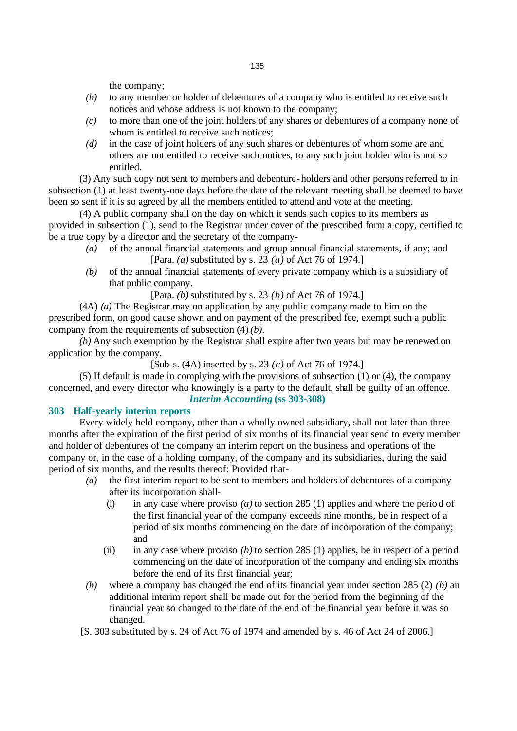the company;

*(b)* to any member or holder of debentures of a company who is entitled to receive such notices and whose address is not known to the company;

*(c)* to more than one of the joint holders of any shares or debentures of a company none of whom is entitled to receive such notices;

*(d)* in the case of joint holders of any such shares or debentures of whom some are and others are not entitled to receive such notices, to any such joint holder who is not so entitled.

(3) Any such copy not sent to members and debenture-holders and other persons referred to in subsection (1) at least twenty-one days before the date of the relevant meeting shall be deemed to have been so sent if it is so agreed by all the members entitled to attend and vote at the meeting.

(4) A public company shall on the day on which it sends such copies to its members as provided in subsection (1), send to the Registrar under cover of the prescribed form a copy, certified to be a true copy by a director and the secretary of the company-

*(a)* of the annual financial statements and group annual financial statements, if any; and

[Para. *(a)* substituted by s. 23 *(a)* of Act 76 of 1974.]

*(b)* of the annual financial statements of every private company which is a subsidiary of that public company.

[Para. *(b)* substituted by s. 23 *(b)* of Act 76 of 1974.]

(4A) *(a)* The Registrar may on application by any public company made to him on the prescribed form, on good cause shown and on payment of the prescribed fee, exempt such a public company from the requirements of subsection (4) *(b)*.

*(b)* Any such exemption by the Registrar shall expire after two years but may be renewed on application by the company.

[Sub-s. (4A) inserted by s. 23 *(c)* of Act 76 of 1974.]

(5) If default is made in complying with the provisions of subsection (1) or (4), the company concerned, and every director who knowingly is a party to the default, shall be guilty of an offence.

***Interim Accounting* (ss 303-308)**

**303 Half-yearly interim reports**

Every widely held company, other than a wholly owned subsidiary, shall not later than three months after the expiration of the first period of six months of its financial year send to every member and holder of debentures of the company an interim report on the business and operations of the company or, in the case of a holding company, of the company and its subsidiaries, during the said period of six months, and the results thereof: Provided that-

*(a)* the first interim report to be sent to members and holders of debentures of a company after its incorporation shall-

(i) in any case where proviso *(a)* to section 285 (1) applies and where the period of the first financial year of the company exceeds nine months, be in respect of a period of six months commencing on the date of incorporation of the company; and

(ii) in any case where proviso *(b)* to section 285 (1) applies, be in respect of a period commencing on the date of incorporation of the company and ending six months before the end of its first financial year;

*(b)* where a company has changed the end of its financial year under section 285 (2) *(b)* an additional interim report shall be made out for the period from the beginning of the financial year so changed to the date of the end of the financial year before it was so changed.

[S. 303 substituted by s. 24 of Act 76 of 1974 and amended by s. 46 of Act 24 of 2006.]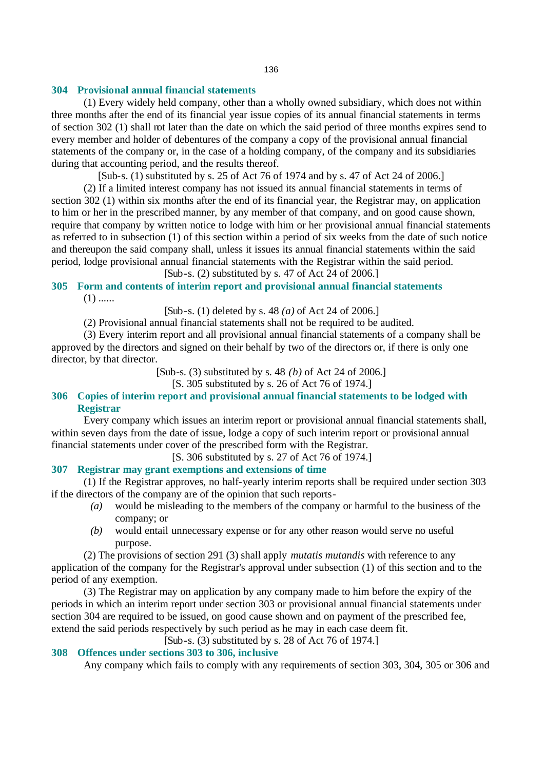### 304 Provisional annual financial statements

(1) Every widely held company, other than a wholly owned subsidiary, which does not within three months after the end of its financial year issue copies of its annual financial statements in terms of section 302 (1) shall not later than the date on which the said period of three months expires send to every member and holder of debentures of the company a copy of the provisional annual financial statements of the company or, in the case of a holding company, of the company and its subsidiaries during that accounting period, and the results thereof.

[Sub-s. (1) substituted by s. 25 of Act 76 of 1974 and by s. 47 of Act 24 of 2006.]

(2) If a limited interest company has not issued its annual financial statements in terms of section 302 (1) within six months after the end of its financial year, the Registrar may, on application to him or her in the prescribed manner, by any member of that company, and on good cause shown, require that company by written notice to lodge with him or her provisional annual financial statements as referred to in subsection (1) of this section within a period of six weeks from the date of such notice and thereupon the said company shall, unless it issues its annual financial statements within the said period, lodge provisional annual financial statements with the Registrar within the said period.

[Sub-s. (2) substituted by s. 47 of Act 24 of 2006.]

### 305 Form and contents of interim report and provisional annual financial statements

(1) ......

[Sub-s. (1) deleted by s. 48 *(a)* of Act 24 of 2006.]

(2) Provisional annual financial statements shall not be required to be audited.

(3) Every interim report and all provisional annual financial statements of a company shall be approved by the directors and signed on their behalf by two of the directors or, if there is only one director, by that director.

[Sub-s. (3) substituted by s. 48 *(b)* of Act 24 of 2006.]

[S. 305 substituted by s. 26 of Act 76 of 1974.]

### 306 Copies of interim report and provisional annual financial statements to be lodged with Registrar

Every company which issues an interim report or provisional annual financial statements shall, within seven days from the date of issue, lodge a copy of such interim report or provisional annual financial statements under cover of the prescribed form with the Registrar.

[S. 306 substituted by s. 27 of Act 76 of 1974.]

### 307 Registrar may grant exemptions and extensions of time

(1) If the Registrar approves, no half-yearly interim reports shall be required under section 303 if the directors of the company are of the opinion that such reports-

*(a)* would be misleading to the members of the company or harmful to the business of the company; or

*(b)* would entail unnecessary expense or for any other reason would serve no useful purpose.

(2) The provisions of section 291 (3) shall apply *mutatis mutandis* with reference to any application of the company for the Registrar's approval under subsection (1) of this section and to the period of any exemption.

(3) The Registrar may on application by any company made to him before the expiry of the periods in which an interim report under section 303 or provisional annual financial statements under section 304 are required to be issued, on good cause shown and on payment of the prescribed fee, extend the said periods respectively by such period as he may in each case deem fit.

[Sub-s. (3) substituted by s. 28 of Act 76 of 1974.]

### 308 Offences under sections 303 to 306, inclusive

Any company which fails to comply with any requirements of section 303, 304, 305 or 306 and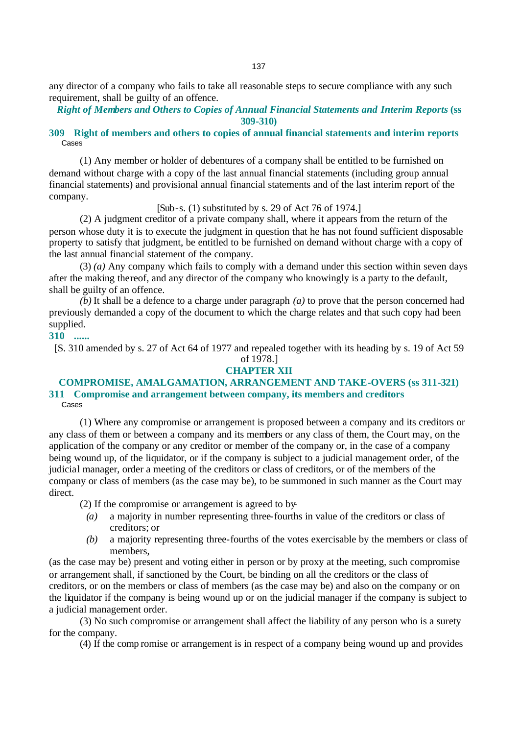any director of a company who fails to take all reasonable steps to secure compliance with any such requirement, shall be guilty of an offence.

***Right of Members and Others to Copies of Annual Financial Statements and Interim Reports* (ss 309-310)**

### 309 Right of members and others to copies of annual financial statements and interim reports

Cases

(1) Any member or holder of debentures of a company shall be entitled to be furnished on demand without charge with a copy of the last annual financial statements (including group annual financial statements) and provisional annual financial statements and of the last interim report of the company.

[Sub-s. (1) substituted by s. 29 of Act 76 of 1974.]

(2) A judgment creditor of a private company shall, where it appears from the return of the person whose duty it is to execute the judgment in question that he has not found sufficient disposable property to satisfy that judgment, be entitled to be furnished on demand without charge with a copy of the last annual financial statement of the company.

(3) *(a)* Any company which fails to comply with a demand under this section within seven days after the making thereof, and any director of the company who knowingly is a party to the default, shall be guilty of an offence.

*(b)* It shall be a defence to a charge under paragraph *(a)* to prove that the person concerned had previously demanded a copy of the document to which the charge relates and that such copy had been supplied.

### 310 ......

[S. 310 amended by s. 27 of Act 64 of 1977 and repealed together with its heading by s. 19 of Act 59 of 1978.]

## CHAPTER XII

## COMPROMISE, AMALGAMATION, ARRANGEMENT AND TAKE-OVERS (ss 311-321)

### 311 Compromise and arrangement between company, its members and creditors

Cases

(1) Where any compromise or arrangement is proposed between a company and its creditors or any class of them or between a company and its members or any class of them, the Court may, on the application of the company or any creditor or member of the company or, in the case of a company being wound up, of the liquidator, or if the company is subject to a judicial management order, of the judicial manager, order a meeting of the creditors or class of creditors, or of the members of the company or class of members (as the case may be), to be summoned in such manner as the Court may direct.

(2) If the compromise or arrangement is agreed to by-

*(a)* a majority in number representing three-fourths in value of the creditors or class of creditors; or

*(b)* a majority representing three-fourths of the votes exercisable by the members or class of members,

(as the case may be) present and voting either in person or by proxy at the meeting, such compromise or arrangement shall, if sanctioned by the Court, be binding on all the creditors or the class of creditors, or on the members or class of members (as the case may be) and also on the company or on the liquidator if the company is being wound up or on the judicial manager if the company is subject to a judicial management order.

(3) No such compromise or arrangement shall affect the liability of any person who is a surety for the company.

(4) If the compromise or arrangement is in respect of a company being wound up and provides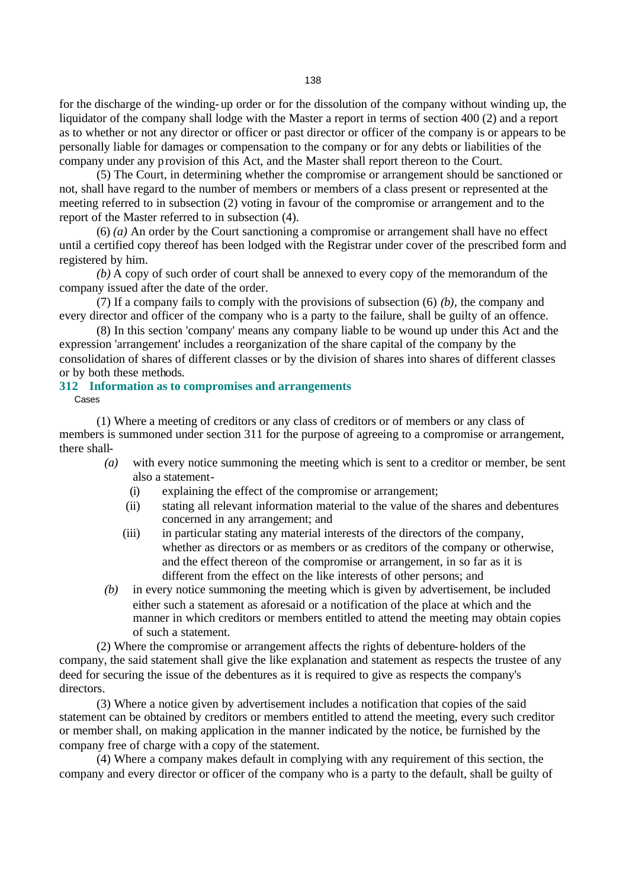for the discharge of the winding-up order or for the dissolution of the company without winding up, the liquidator of the company shall lodge with the Master a report in terms of section 400 (2) and a report as to whether or not any director or officer or past director or officer of the company is or appears to be personally liable for damages or compensation to the company or for any debts or liabilities of the company under any provision of this Act, and the Master shall report thereon to the Court.

(5) The Court, in determining whether the compromise or arrangement should be sanctioned or not, shall have regard to the number of members or members of a class present or represented at the meeting referred to in subsection (2) voting in favour of the compromise or arrangement and to the report of the Master referred to in subsection (4).

(6) *(a)* An order by the Court sanctioning a compromise or arrangement shall have no effect until a certified copy thereof has been lodged with the Registrar under cover of the prescribed form and registered by him.

*(b)* A copy of such order of court shall be annexed to every copy of the memorandum of the company issued after the date of the order.

(7) If a company fails to comply with the provisions of subsection (6) *(b)*, the company and every director and officer of the company who is a party to the failure, shall be guilty of an offence.

(8) In this section 'company' means any company liable to be wound up under this Act and the expression 'arrangement' includes a reorganization of the share capital of the company by the consolidation of shares of different classes or by the division of shares into shares of different classes or by both these methods.

### 312 Information as to compromises and arrangements

Cases

(1) Where a meeting of creditors or any class of creditors or of members or any class of members is summoned under section 311 for the purpose of agreeing to a compromise or arrangement, there shall-

- *(a)* with every notice summoning the meeting which is sent to a creditor or member, be sent also a statement-
  - (i) explaining the effect of the compromise or arrangement;
  - (ii) stating all relevant information material to the value of the shares and debentures concerned in any arrangement; and
  - (iii) in particular stating any material interests of the directors of the company, whether as directors or as members or as creditors of the company or otherwise, and the effect thereon of the compromise or arrangement, in so far as it is different from the effect on the like interests of other persons; and
- *(b)* in every notice summoning the meeting which is given by advertisement, be included either such a statement as aforesaid or a notification of the place at which and the manner in which creditors or members entitled to attend the meeting may obtain copies of such a statement.

(2) Where the compromise or arrangement affects the rights of debenture-holders of the company, the said statement shall give the like explanation and statement as respects the trustee of any deed for securing the issue of the debentures as it is required to give as respects the company's directors.

(3) Where a notice given by advertisement includes a notification that copies of the said statement can be obtained by creditors or members entitled to attend the meeting, every such creditor or member shall, on making application in the manner indicated by the notice, be furnished by the company free of charge with a copy of the statement.

(4) Where a company makes default in complying with any requirement of this section, the company and every director or officer of the company who is a party to the default, shall be guilty of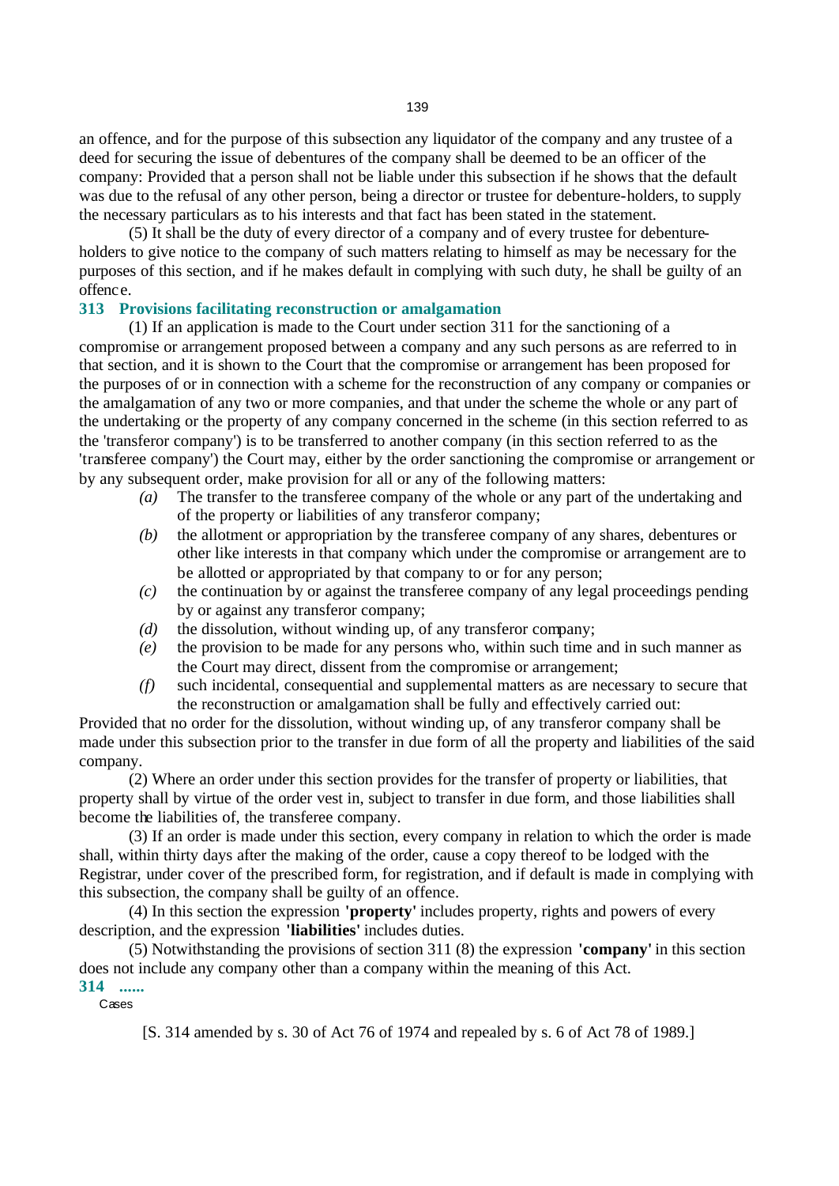an offence, and for the purpose of this subsection any liquidator of the company and any trustee of a deed for securing the issue of debentures of the company shall be deemed to be an officer of the company: Provided that a person shall not be liable under this subsection if he shows that the default was due to the refusal of any other person, being a director or trustee for debenture-holders, to supply the necessary particulars as to his interests and that fact has been stated in the statement.

(5) It shall be the duty of every director of a company and of every trustee for debenture-holders to give notice to the company of such matters relating to himself as may be necessary for the purposes of this section, and if he makes default in complying with such duty, he shall be guilty of an offence.

### 313 Provisions facilitating reconstruction or amalgamation

(1) If an application is made to the Court under section 311 for the sanctioning of a compromise or arrangement proposed between a company and any such persons as are referred to in that section, and it is shown to the Court that the compromise or arrangement has been proposed for the purposes of or in connection with a scheme for the reconstruction of any company or companies or the amalgamation of any two or more companies, and that under the scheme the whole or any part of the undertaking or the property of any company concerned in the scheme (in this section referred to as the 'transferor company') is to be transferred to another company (in this section referred to as the 'transferee company') the Court may, either by the order sanctioning the compromise or arrangement or by any subsequent order, make provision for all or any of the following matters:

*(a)* The transfer to the transferee company of the whole or any part of the undertaking and of the property or liabilities of any transferor company;

*(b)* the allotment or appropriation by the transferee company of any shares, debentures or other like interests in that company which under the compromise or arrangement are to be allotted or appropriated by that company to or for any person;

*(c)* the continuation by or against the transferee company of any legal proceedings pending by or against any transferor company;

*(d)* the dissolution, without winding up, of any transferor company;

*(e)* the provision to be made for any persons who, within such time and in such manner as the Court may direct, dissent from the compromise or arrangement;

*(f)* such incidental, consequential and supplemental matters as are necessary to secure that the reconstruction or amalgamation shall be fully and effectively carried out:

Provided that no order for the dissolution, without winding up, of any transferor company shall be made under this subsection prior to the transfer in due form of all the property and liabilities of the said company.

(2) Where an order under this section provides for the transfer of property or liabilities, that property shall by virtue of the order vest in, subject to transfer in due form, and those liabilities shall become the liabilities of, the transferee company.

(3) If an order is made under this section, every company in relation to which the order is made shall, within thirty days after the making of the order, cause a copy thereof to be lodged with the Registrar, under cover of the prescribed form, for registration, and if default is made in complying with this subsection, the company shall be guilty of an offence.

(4) In this section the expression **'property'** includes property, rights and powers of every description, and the expression **'liabilities'** includes duties.

(5) Notwithstanding the provisions of section 311 (8) the expression **'company'** in this section does not include any company other than a company within the meaning of this Act.

### 314 ......

Cases

[S. 314 amended by s. 30 of Act 76 of 1974 and repealed by s. 6 of Act 78 of 1989.]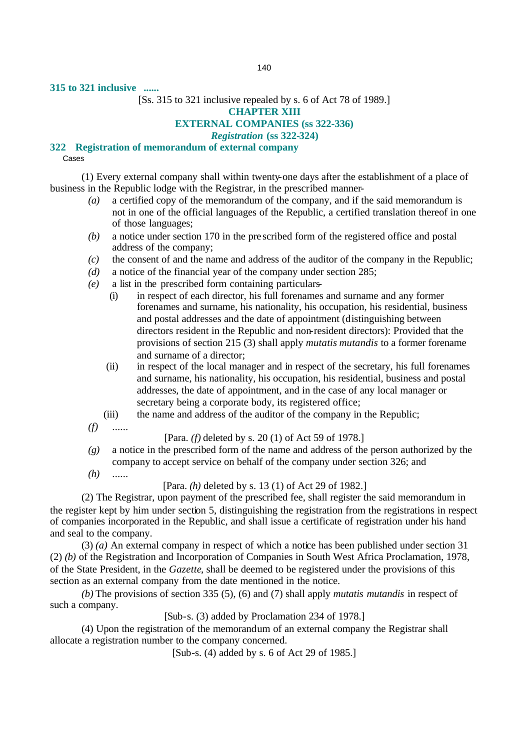**315 to 321 inclusive ......**

[Ss. 315 to 321 inclusive repealed by s. 6 of Act 78 of 1989.]

## CHAPTER XIII

## EXTERNAL COMPANIES (ss 322-336)

### *Registration* (ss 322-324)

### 322 Registration of memorandum of external company

Cases

(1) Every external company shall within twenty-one days after the establishment of a place of business in the Republic lodge with the Registrar, in the prescribed manner-

*(a)* a certified copy of the memorandum of the company, and if the said memorandum is not in one of the official languages of the Republic, a certified translation thereof in one of those languages;

*(b)* a notice under section 170 in the prescribed form of the registered office and postal address of the company;

*(c)* the consent of and the name and address of the auditor of the company in the Republic;

*(d)* a notice of the financial year of the company under section 285;

*(e)* a list in the prescribed form containing particulars-

(i) in respect of each director, his full forenames and surname and any former forenames and surname, his nationality, his occupation, his residential, business and postal addresses and the date of appointment (distinguishing between directors resident in the Republic and non-resident directors): Provided that the provisions of section 215 (3) shall apply *mutatis mutandis* to a former forename and surname of a director;

(ii) in respect of the local manager and in respect of the secretary, his full forenames and surname, his nationality, his occupation, his residential, business and postal addresses, the date of appointment, and in the case of any local manager or secretary being a corporate body, its registered office;

(iii) the name and address of the auditor of the company in the Republic;

*(f)* ......

[Para. *(f)* deleted by s. 20 (1) of Act 59 of 1978.]

*(g)* a notice in the prescribed form of the name and address of the person authorized by the company to accept service on behalf of the company under section 326; and

*(h)* ......

[Para. *(h)* deleted by s. 13 (1) of Act 29 of 1982.]

(2) The Registrar, upon payment of the prescribed fee, shall register the said memorandum in the register kept by him under section 5, distinguishing the registration from the registrations in respect of companies incorporated in the Republic, and shall issue a certificate of registration under his hand and seal to the company.

(3) *(a)* An external company in respect of which a notice has been published under section 31 (2) *(b)* of the Registration and Incorporation of Companies in South West Africa Proclamation, 1978, of the State President, in the *Gazette*, shall be deemed to be registered under the provisions of this section as an external company from the date mentioned in the notice.

*(b)* The provisions of section 335 (5), (6) and (7) shall apply *mutatis mutandis* in respect of such a company.

[Sub-s. (3) added by Proclamation 234 of 1978.]

(4) Upon the registration of the memorandum of an external company the Registrar shall allocate a registration number to the company concerned.

[Sub-s. (4) added by s. 6 of Act 29 of 1985.]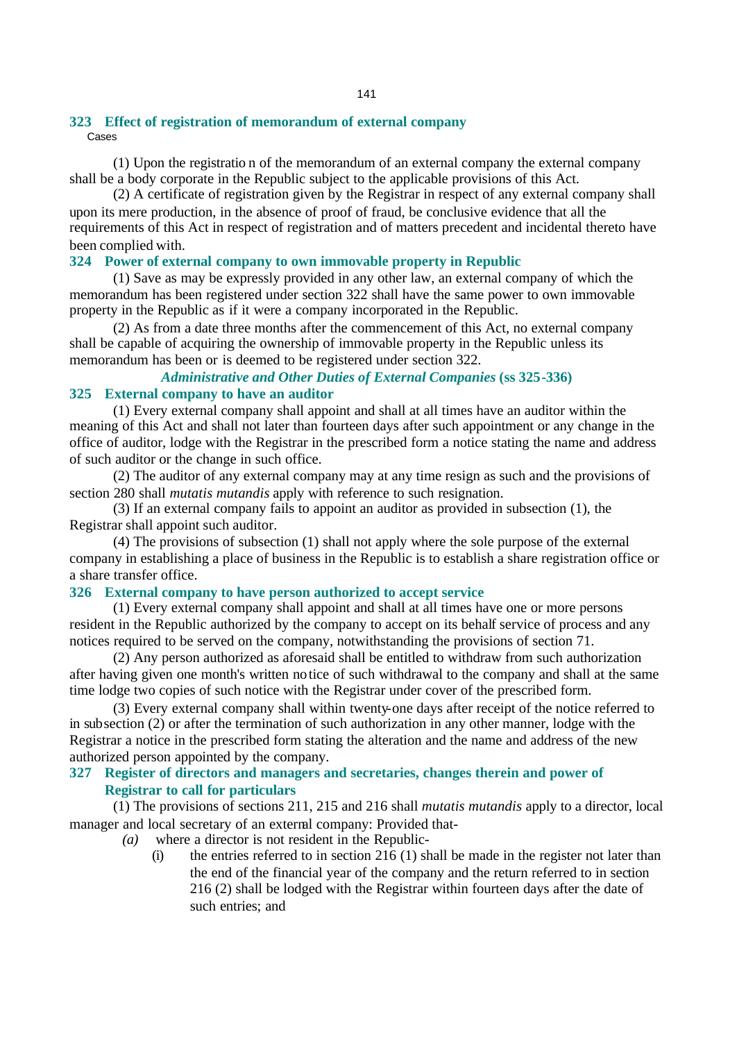### 323 Effect of registration of memorandum of external company

Cases

(1) Upon the registration of the memorandum of an external company the external company shall be a body corporate in the Republic subject to the applicable provisions of this Act.

(2) A certificate of registration given by the Registrar in respect of any external company shall upon its mere production, in the absence of proof of fraud, be conclusive evidence that all the requirements of this Act in respect of registration and of matters precedent and incidental thereto have been complied with.

### 324 Power of external company to own immovable property in Republic

(1) Save as may be expressly provided in any other law, an external company of which the memorandum has been registered under section 322 shall have the same power to own immovable property in the Republic as if it were a company incorporated in the Republic.

(2) As from a date three months after the commencement of this Act, no external company shall be capable of acquiring the ownership of immovable property in the Republic unless its memorandum has been or is deemed to be registered under section 322.

## *Administrative and Other Duties of External Companies* (ss 325-336)

### 325 External company to have an auditor

(1) Every external company shall appoint and shall at all times have an auditor within the meaning of this Act and shall not later than fourteen days after such appointment or any change in the office of auditor, lodge with the Registrar in the prescribed form a notice stating the name and address of such auditor or the change in such office.

(2) The auditor of any external company may at any time resign as such and the provisions of section 280 shall *mutatis mutandis* apply with reference to such resignation.

(3) If an external company fails to appoint an auditor as provided in subsection (1), the Registrar shall appoint such auditor.

(4) The provisions of subsection (1) shall not apply where the sole purpose of the external company in establishing a place of business in the Republic is to establish a share registration office or a share transfer office.

### 326 External company to have person authorized to accept service

(1) Every external company shall appoint and shall at all times have one or more persons resident in the Republic authorized by the company to accept on its behalf service of process and any notices required to be served on the company, notwithstanding the provisions of section 71.

(2) Any person authorized as aforesaid shall be entitled to withdraw from such authorization after having given one month's written notice of such withdrawal to the company and shall at the same time lodge two copies of such notice with the Registrar under cover of the prescribed form.

(3) Every external company shall within twenty-one days after receipt of the notice referred to in subsection (2) or after the termination of such authorization in any other manner, lodge with the Registrar a notice in the prescribed form stating the alteration and the name and address of the new authorized person appointed by the company.

### 327 Register of directors and managers and secretaries, changes therein and power of Registrar to call for particulars

(1) The provisions of sections 211, 215 and 216 shall *mutatis mutandis* apply to a director, local manager and local secretary of an external company: Provided that-

- *(a)* where a director is not resident in the Republic-
  - (i) the entries referred to in section 216 (1) shall be made in the register not later than the end of the financial year of the company and the return referred to in section 216 (2) shall be lodged with the Registrar within fourteen days after the date of such entries; and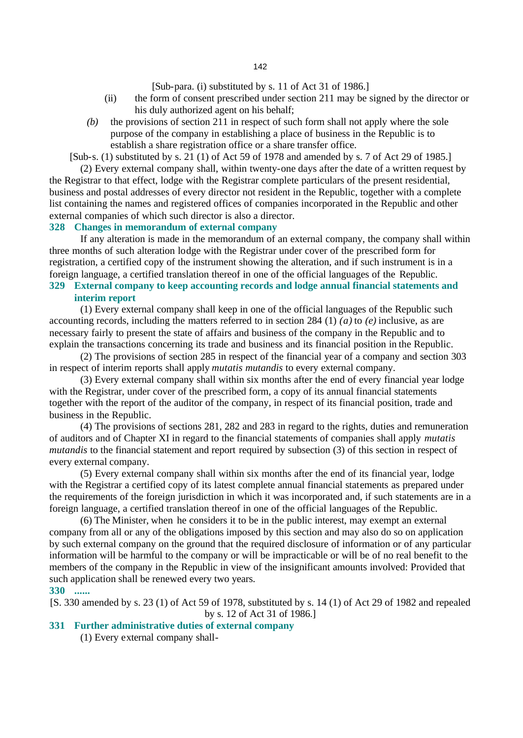[Sub-para. (i) substituted by s. 11 of Act 31 of 1986.]

(ii) the form of consent prescribed under section 211 may be signed by the director or his duly authorized agent on his behalf;

*(b)* the provisions of section 211 in respect of such form shall not apply where the sole purpose of the company in establishing a place of business in the Republic is to establish a share registration office or a share transfer office.

[Sub-s. (1) substituted by s. 21 (1) of Act 59 of 1978 and amended by s. 7 of Act 29 of 1985.]

(2) Every external company shall, within twenty-one days after the date of a written request by the Registrar to that effect, lodge with the Registrar complete particulars of the present residential, business and postal addresses of every director not resident in the Republic, together with a complete list containing the names and registered offices of companies incorporated in the Republic and other external companies of which such director is also a director.

### 328 Changes in memorandum of external company

If any alteration is made in the memorandum of an external company, the company shall within three months of such alteration lodge with the Registrar under cover of the prescribed form for registration, a certified copy of the instrument showing the alteration, and if such instrument is in a foreign language, a certified translation thereof in one of the official languages of the Republic.

### 329 External company to keep accounting records and lodge annual financial statements and interim report

(1) Every external company shall keep in one of the official languages of the Republic such accounting records, including the matters referred to in section 284 (1) *(a)* to *(e)* inclusive, as are necessary fairly to present the state of affairs and business of the company in the Republic and to explain the transactions concerning its trade and business and its financial position in the Republic.

(2) The provisions of section 285 in respect of the financial year of a company and section 303 in respect of interim reports shall apply *mutatis mutandis* to every external company.

(3) Every external company shall within six months after the end of every financial year lodge with the Registrar, under cover of the prescribed form, a copy of its annual financial statements together with the report of the auditor of the company, in respect of its financial position, trade and business in the Republic.

(4) The provisions of sections 281, 282 and 283 in regard to the rights, duties and remuneration of auditors and of Chapter XI in regard to the financial statements of companies shall apply *mutatis mutandis* to the financial statement and report required by subsection (3) of this section in respect of every external company.

(5) Every external company shall within six months after the end of its financial year, lodge with the Registrar a certified copy of its latest complete annual financial statements as prepared under the requirements of the foreign jurisdiction in which it was incorporated and, if such statements are in a foreign language, a certified translation thereof in one of the official languages of the Republic.

(6) The Minister, when he considers it to be in the public interest, may exempt an external company from all or any of the obligations imposed by this section and may also do so on application by such external company on the ground that the required disclosure of information or of any particular information will be harmful to the company or will be impracticable or will be of no real benefit to the members of the company in the Republic in view of the insignificant amounts involved: Provided that such application shall be renewed every two years.

### 330 ......

[S. 330 amended by s. 23 (1) of Act 59 of 1978, substituted by s. 14 (1) of Act 29 of 1982 and repealed by s. 12 of Act 31 of 1986.]

### 331 Further administrative duties of external company

(1) Every external company shall-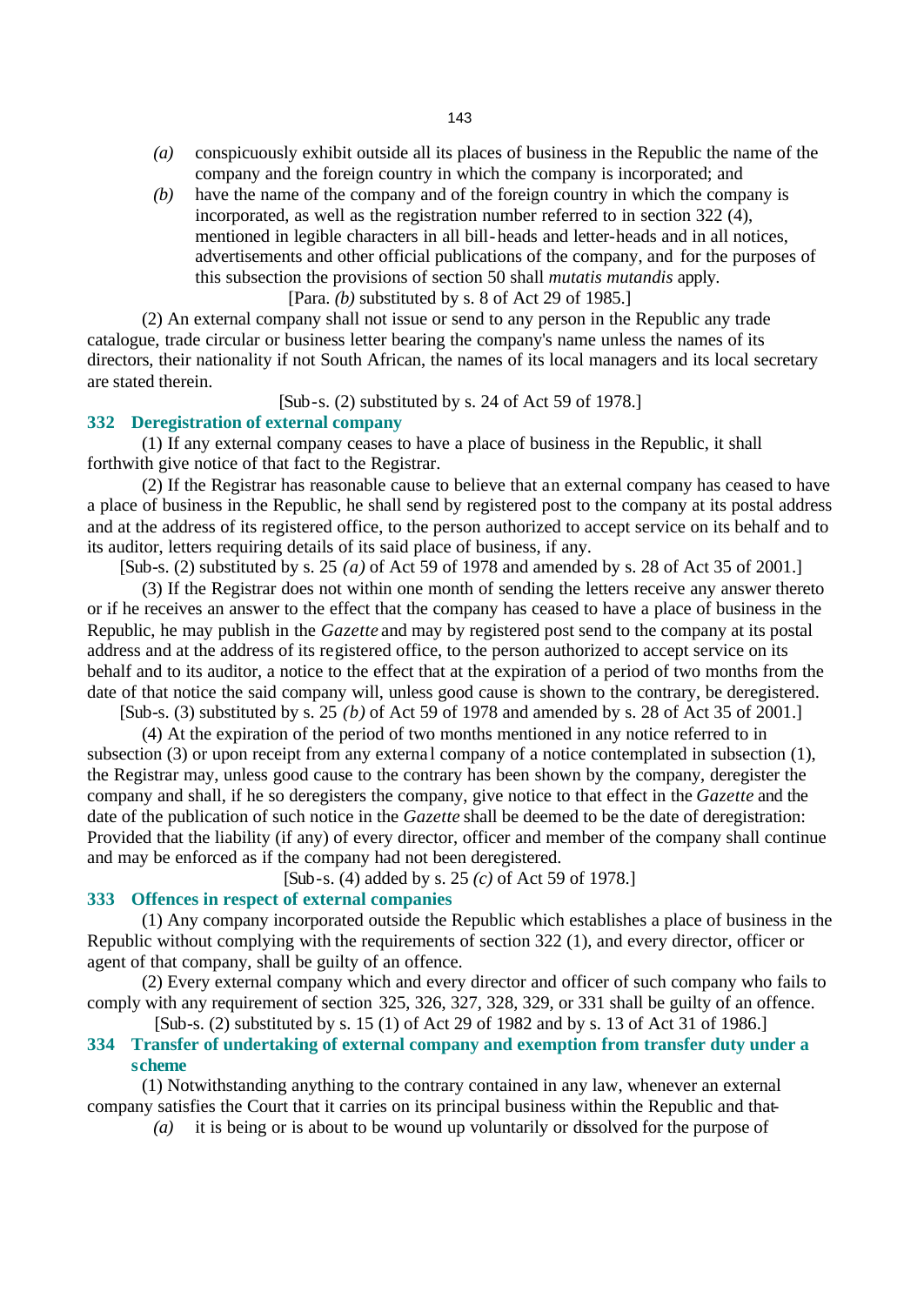*(a)* conspicuously exhibit outside all its places of business in the Republic the name of the company and the foreign country in which the company is incorporated; and

*(b)* have the name of the company and of the foreign country in which the company is incorporated, as well as the registration number referred to in section 322 (4), mentioned in legible characters in all bill-heads and letter-heads and in all notices, advertisements and other official publications of the company, and for the purposes of this subsection the provisions of section 50 shall *mutatis mutandis* apply.

[Para. *(b)* substituted by s. 8 of Act 29 of 1985.]

(2) An external company shall not issue or send to any person in the Republic any trade catalogue, trade circular or business letter bearing the company's name unless the names of its directors, their nationality if not South African, the names of its local managers and its local secretary are stated therein.

[Sub-s. (2) substituted by s. 24 of Act 59 of 1978.]

### 332 Deregistration of external company

(1) If any external company ceases to have a place of business in the Republic, it shall forthwith give notice of that fact to the Registrar.

(2) If the Registrar has reasonable cause to believe that an external company has ceased to have a place of business in the Republic, he shall send by registered post to the company at its postal address and at the address of its registered office, to the person authorized to accept service on its behalf and to its auditor, letters requiring details of its said place of business, if any.

[Sub-s. (2) substituted by s. 25 *(a)* of Act 59 of 1978 and amended by s. 28 of Act 35 of 2001.]

(3) If the Registrar does not within one month of sending the letters receive any answer thereto or if he receives an answer to the effect that the company has ceased to have a place of business in the Republic, he may publish in the *Gazette* and may by registered post send to the company at its postal address and at the address of its registered office, to the person authorized to accept service on its behalf and to its auditor, a notice to the effect that at the expiration of a period of two months from the date of that notice the said company will, unless good cause is shown to the contrary, be deregistered.

[Sub-s. (3) substituted by s. 25 *(b)* of Act 59 of 1978 and amended by s. 28 of Act 35 of 2001.]

(4) At the expiration of the period of two months mentioned in any notice referred to in subsection (3) or upon receipt from any external company of a notice contemplated in subsection (1), the Registrar may, unless good cause to the contrary has been shown by the company, deregister the company and shall, if he so deregisters the company, give notice to that effect in the *Gazette* and the date of the publication of such notice in the *Gazette* shall be deemed to be the date of deregistration: Provided that the liability (if any) of every director, officer and member of the company shall continue and may be enforced as if the company had not been deregistered.

[Sub-s. (4) added by s. 25 *(c)* of Act 59 of 1978.]

### 333 Offences in respect of external companies

(1) Any company incorporated outside the Republic which establishes a place of business in the Republic without complying with the requirements of section 322 (1), and every director, officer or agent of that company, shall be guilty of an offence.

(2) Every external company which and every director and officer of such company who fails to comply with any requirement of section 325, 326, 327, 328, 329, or 331 shall be guilty of an offence.

[Sub-s. (2) substituted by s. 15 (1) of Act 29 of 1982 and by s. 13 of Act 31 of 1986.]

### 334 Transfer of undertaking of external company and exemption from transfer duty under a scheme

(1) Notwithstanding anything to the contrary contained in any law, whenever an external company satisfies the Court that it carries on its principal business within the Republic and that-

*(a)* it is being or is about to be wound up voluntarily or dissolved for the purpose of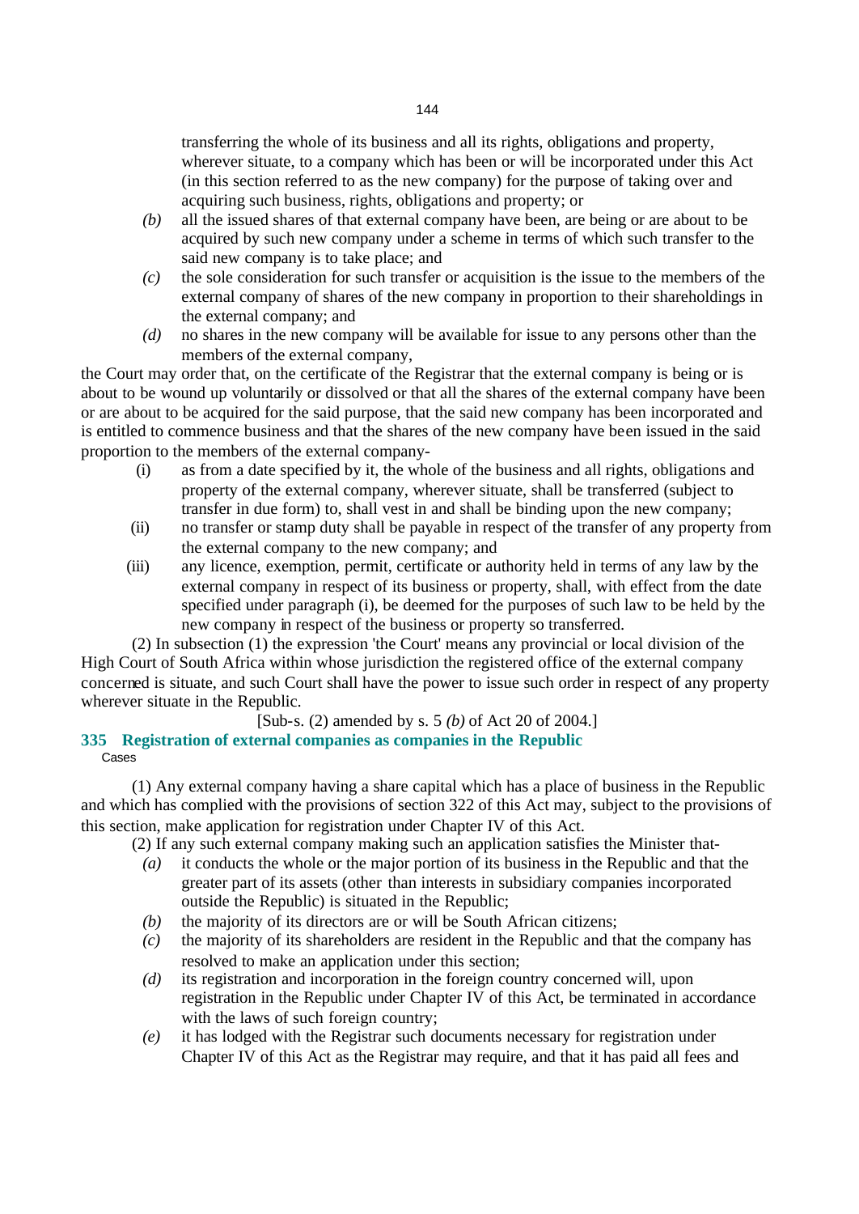transferring the whole of its business and all its rights, obligations and property, wherever situate, to a company which has been or will be incorporated under this Act (in this section referred to as the new company) for the purpose of taking over and acquiring such business, rights, obligations and property; or

*(b)* all the issued shares of that external company have been, are being or are about to be acquired by such new company under a scheme in terms of which such transfer to the said new company is to take place; and

*(c)* the sole consideration for such transfer or acquisition is the issue to the members of the external company of shares of the new company in proportion to their shareholdings in the external company; and

*(d)* no shares in the new company will be available for issue to any persons other than the members of the external company,

the Court may order that, on the certificate of the Registrar that the external company is being or is about to be wound up voluntarily or dissolved or that all the shares of the external company have been or are about to be acquired for the said purpose, that the said new company has been incorporated and is entitled to commence business and that the shares of the new company have been issued in the said proportion to the members of the external company-

(i) as from a date specified by it, the whole of the business and all rights, obligations and property of the external company, wherever situate, shall be transferred (subject to transfer in due form) to, shall vest in and shall be binding upon the new company;

(ii) no transfer or stamp duty shall be payable in respect of the transfer of any property from the external company to the new company; and

(iii) any licence, exemption, permit, certificate or authority held in terms of any law by the external company in respect of its business or property, shall, with effect from the date specified under paragraph (i), be deemed for the purposes of such law to be held by the new company in respect of the business or property so transferred.

(2) In subsection (1) the expression 'the Court' means any provincial or local division of the High Court of South Africa within whose jurisdiction the registered office of the external company concerned is situate, and such Court shall have the power to issue such order in respect of any property wherever situate in the Republic.

[Sub-s. (2) amended by s. 5 *(b)* of Act 20 of 2004.]

### 335 Registration of external companies as companies in the Republic

Cases

(1) Any external company having a share capital which has a place of business in the Republic and which has complied with the provisions of section 322 of this Act may, subject to the provisions of this section, make application for registration under Chapter IV of this Act.

(2) If any such external company making such an application satisfies the Minister that-

*(a)* it conducts the whole or the major portion of its business in the Republic and that the greater part of its assets (other than interests in subsidiary companies incorporated outside the Republic) is situated in the Republic;

*(b)* the majority of its directors are or will be South African citizens;

*(c)* the majority of its shareholders are resident in the Republic and that the company has resolved to make an application under this section;

*(d)* its registration and incorporation in the foreign country concerned will, upon registration in the Republic under Chapter IV of this Act, be terminated in accordance with the laws of such foreign country;

*(e)* it has lodged with the Registrar such documents necessary for registration under Chapter IV of this Act as the Registrar may require, and that it has paid all fees and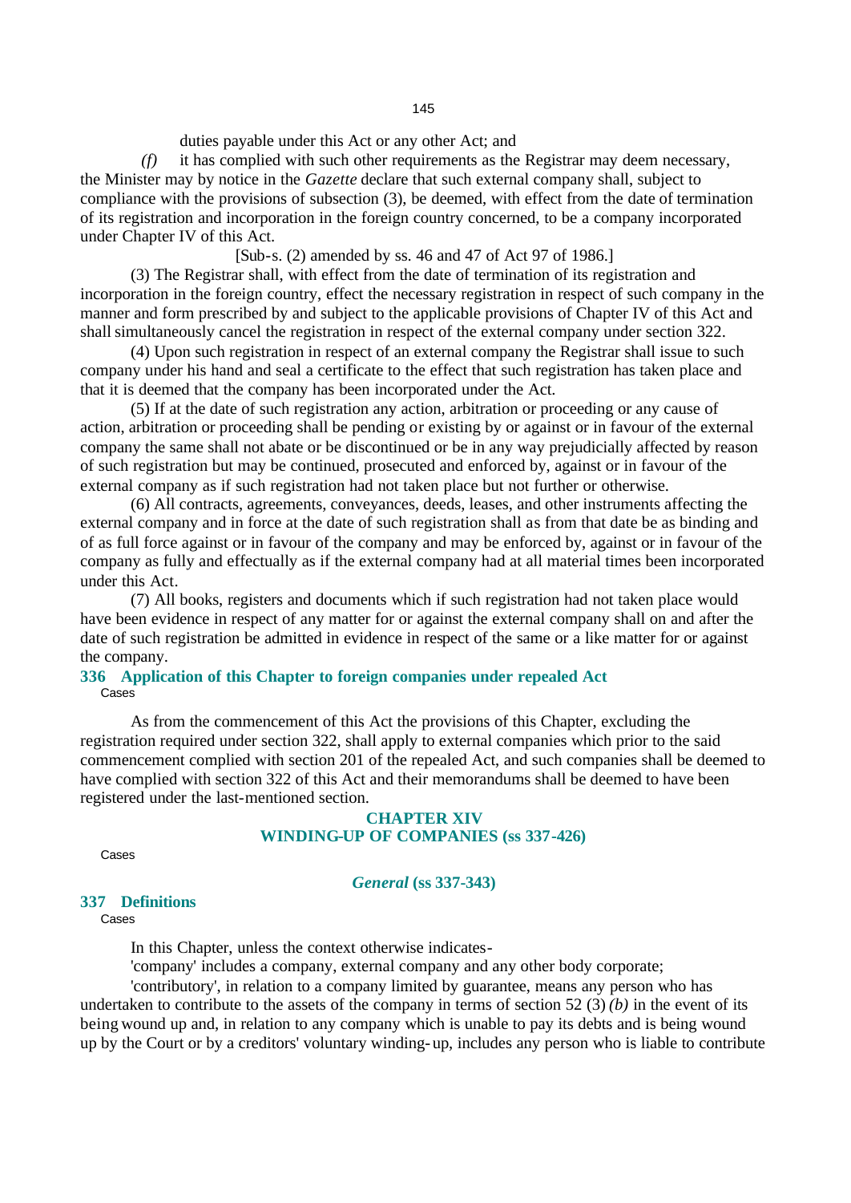duties payable under this Act or any other Act; and

*(f)* it has complied with such other requirements as the Registrar may deem necessary,

the Minister may by notice in the *Gazette* declare that such external company shall, subject to compliance with the provisions of subsection (3), be deemed, with effect from the date of termination of its registration and incorporation in the foreign country concerned, to be a company incorporated under Chapter IV of this Act.

[Sub-s. (2) amended by ss. 46 and 47 of Act 97 of 1986.]

(3) The Registrar shall, with effect from the date of termination of its registration and incorporation in the foreign country, effect the necessary registration in respect of such company in the manner and form prescribed by and subject to the applicable provisions of Chapter IV of this Act and shall simultaneously cancel the registration in respect of the external company under section 322.

(4) Upon such registration in respect of an external company the Registrar shall issue to such company under his hand and seal a certificate to the effect that such registration has taken place and that it is deemed that the company has been incorporated under the Act.

(5) If at the date of such registration any action, arbitration or proceeding or any cause of action, arbitration or proceeding shall be pending or existing by or against or in favour of the external company the same shall not abate or be discontinued or be in any way prejudicially affected by reason of such registration but may be continued, prosecuted and enforced by, against or in favour of the external company as if such registration had not taken place but not further or otherwise.

(6) All contracts, agreements, conveyances, deeds, leases, and other instruments affecting the external company and in force at the date of such registration shall as from that date be as binding and of as full force against or in favour of the company and may be enforced by, against or in favour of the company as fully and effectually as if the external company had at all material times been incorporated under this Act.

(7) All books, registers and documents which if such registration had not taken place would have been evidence in respect of any matter for or against the external company shall on and after the date of such registration be admitted in evidence in respect of the same or a like matter for or against the company.

### 336 Application of this Chapter to foreign companies under repealed Act

Cases

As from the commencement of this Act the provisions of this Chapter, excluding the registration required under section 322, shall apply to external companies which prior to the said commencement complied with section 201 of the repealed Act, and such companies shall be deemed to have complied with section 322 of this Act and their memorandums shall be deemed to have been registered under the last-mentioned section.

## CHAPTER XIV
## WINDING-UP OF COMPANIES (ss 337-426)

Cases

### *General* (ss 337-343)

### 337 Definitions

Cases

In this Chapter, unless the context otherwise indicates-

'company' includes a company, external company and any other body corporate;

'contributory', in relation to a company limited by guarantee, means any person who has undertaken to contribute to the assets of the company in terms of section 52 (3) *(b)* in the event of its being wound up and, in relation to any company which is unable to pay its debts and is being wound up by the Court or by a creditors' voluntary winding-up, includes any person who is liable to contribute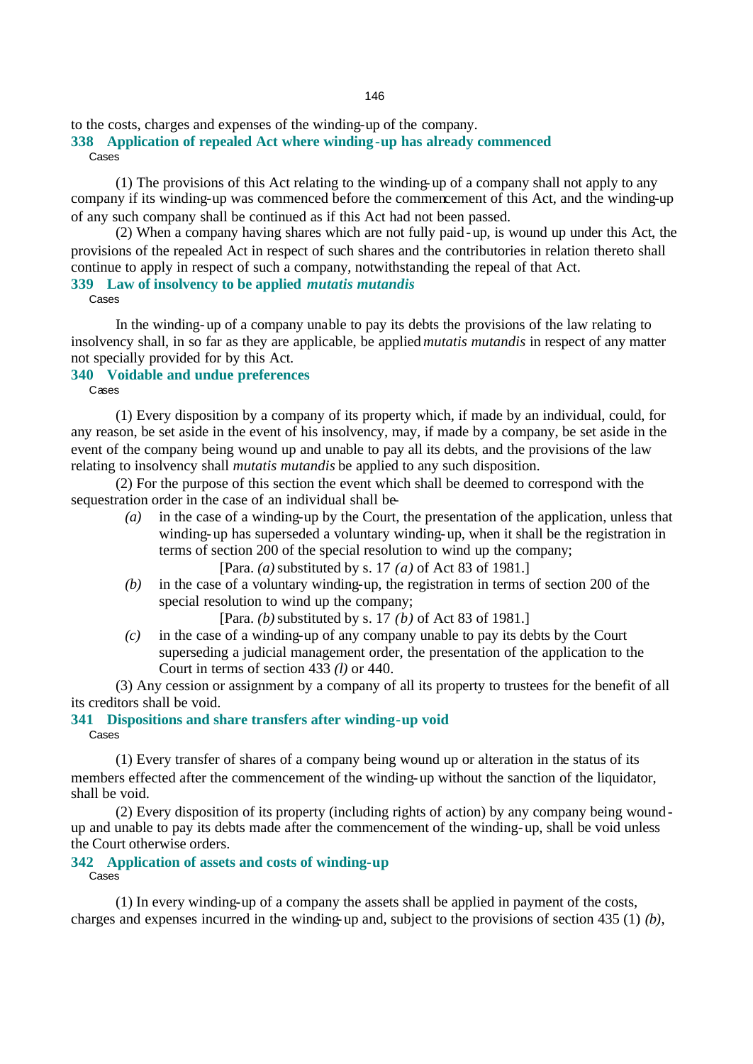to the costs, charges and expenses of the winding-up of the company.

### 338 Application of repealed Act where winding-up has already commenced

Cases

(1) The provisions of this Act relating to the winding-up of a company shall not apply to any company if its winding-up was commenced before the commencement of this Act, and the winding-up of any such company shall be continued as if this Act had not been passed.

(2) When a company having shares which are not fully paid-up, is wound up under this Act, the provisions of the repealed Act in respect of such shares and the contributories in relation thereto shall continue to apply in respect of such a company, notwithstanding the repeal of that Act.

### 339 Law of insolvency to be applied *mutatis mutandis*

Cases

In the winding-up of a company unable to pay its debts the provisions of the law relating to insolvency shall, in so far as they are applicable, be applied *mutatis mutandis* in respect of any matter not specially provided for by this Act.

### 340 Voidable and undue preferences

Cases

(1) Every disposition by a company of its property which, if made by an individual, could, for any reason, be set aside in the event of his insolvency, may, if made by a company, be set aside in the event of the company being wound up and unable to pay all its debts, and the provisions of the law relating to insolvency shall *mutatis mutandis* be applied to any such disposition.

(2) For the purpose of this section the event which shall be deemed to correspond with the sequestration order in the case of an individual shall be-

*(a)* in the case of a winding-up by the Court, the presentation of the application, unless that winding-up has superseded a voluntary winding-up, when it shall be the registration in terms of section 200 of the special resolution to wind up the company;

[Para. *(a)* substituted by s. 17 *(a)* of Act 83 of 1981.]

*(b)* in the case of a voluntary winding-up, the registration in terms of section 200 of the special resolution to wind up the company;

[Para. *(b)* substituted by s. 17 *(b)* of Act 83 of 1981.]

*(c)* in the case of a winding-up of any company unable to pay its debts by the Court superseding a judicial management order, the presentation of the application to the Court in terms of section 433 *(l)* or 440.

(3) Any cession or assignment by a company of all its property to trustees for the benefit of all its creditors shall be void.

### 341 Dispositions and share transfers after winding-up void

Cases

(1) Every transfer of shares of a company being wound up or alteration in the status of its members effected after the commencement of the winding-up without the sanction of the liquidator, shall be void.

(2) Every disposition of its property (including rights of action) by any company being wound-up and unable to pay its debts made after the commencement of the winding-up, shall be void unless the Court otherwise orders.

### 342 Application of assets and costs of winding-up

Cases

(1) In every winding-up of a company the assets shall be applied in payment of the costs, charges and expenses incurred in the winding-up and, subject to the provisions of section 435 (1) *(b)*,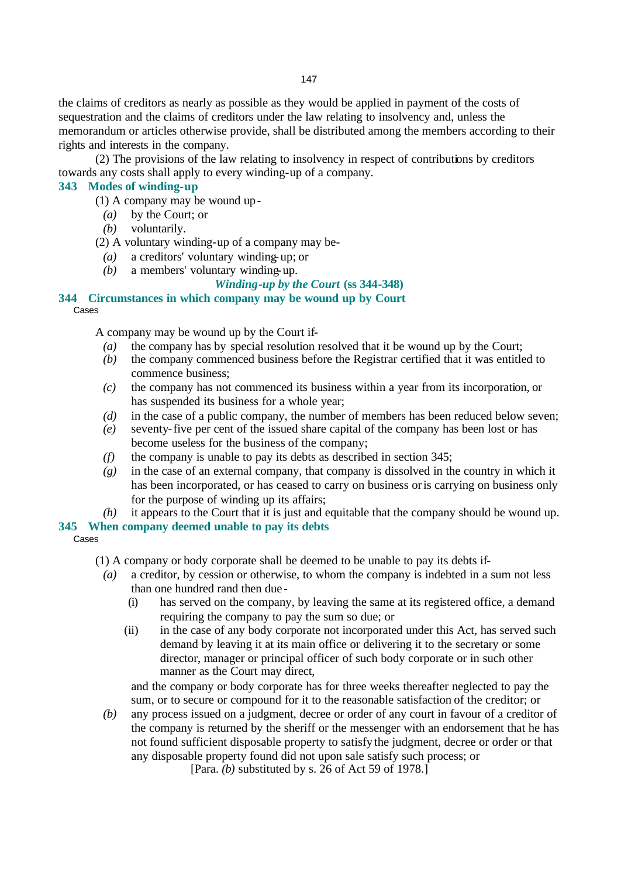the claims of creditors as nearly as possible as they would be applied in payment of the costs of sequestration and the claims of creditors under the law relating to insolvency and, unless the memorandum or articles otherwise provide, shall be distributed among the members according to their rights and interests in the company.

(2) The provisions of the law relating to insolvency in respect of contributions by creditors towards any costs shall apply to every winding-up of a company.

### 343 Modes of winding-up

(1) A company may be wound up -

*(a)* by the Court; or

*(b)* voluntarily.

(2) A voluntary winding-up of a company may be-

*(a)* a creditors' voluntary winding-up; or

*(b)* a members' voluntary winding-up.

## *Winding-up by the Court* (ss 344-348)

### 344 Circumstances in which company may be wound up by Court

Cases

A company may be wound up by the Court if-

*(a)* the company has by special resolution resolved that it be wound up by the Court;

*(b)* the company commenced business before the Registrar certified that it was entitled to commence business;

*(c)* the company has not commenced its business within a year from its incorporation, or has suspended its business for a whole year;

*(d)* in the case of a public company, the number of members has been reduced below seven;

*(e)* seventy-five per cent of the issued share capital of the company has been lost or has become useless for the business of the company;

*(f)* the company is unable to pay its debts as described in section 345;

*(g)* in the case of an external company, that company is dissolved in the country in which it has been incorporated, or has ceased to carry on business or is carrying on business only for the purpose of winding up its affairs;

*(h)* it appears to the Court that it is just and equitable that the company should be wound up.

### 345 When company deemed unable to pay its debts

Cases

(1) A company or body corporate shall be deemed to be unable to pay its debts if-

*(a)* a creditor, by cession or otherwise, to whom the company is indebted in a sum not less than one hundred rand then due -

(i) has served on the company, by leaving the same at its registered office, a demand requiring the company to pay the sum so due; or

(ii) in the case of any body corporate not incorporated under this Act, has served such demand by leaving it at its main office or delivering it to the secretary or some director, manager or principal officer of such body corporate or in such other manner as the Court may direct,

and the company or body corporate has for three weeks thereafter neglected to pay the sum, or to secure or compound for it to the reasonable satisfaction of the creditor; or

*(b)* any process issued on a judgment, decree or order of any court in favour of a creditor of the company is returned by the sheriff or the messenger with an endorsement that he has not found sufficient disposable property to satisfy the judgment, decree or order or that any disposable property found did not upon sale satisfy such process; or

[Para. *(b)* substituted by s. 26 of Act 59 of 1978.]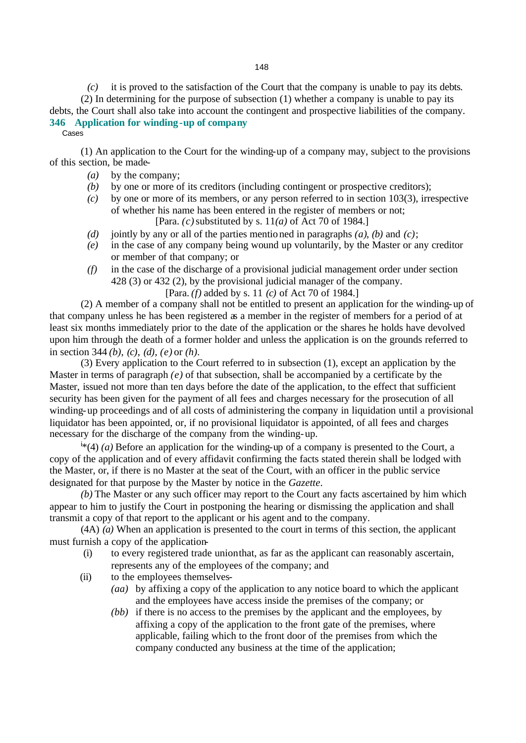*(c)* it is proved to the satisfaction of the Court that the company is unable to pay its debts.

(2) In determining for the purpose of subsection (1) whether a company is unable to pay its debts, the Court shall also take into account the contingent and prospective liabilities of the company.

**346 Application for winding-up of company**

Cases

(1) An application to the Court for the winding-up of a company may, subject to the provisions of this section, be made-

- *(a)* by the company;
- *(b)* by one or more of its creditors (including contingent or prospective creditors);
- *(c)* by one or more of its members, or any person referred to in section 103(3), irrespective of whether his name has been entered in the register of members or not;

  [Para. *(c)* substituted by s. 11*(a)* of Act 70 of 1984.]
- *(d)* jointly by any or all of the parties mentioned in paragraphs *(a)*, *(b)* and *(c)*;
- *(e)* in the case of any company being wound up voluntarily, by the Master or any creditor or member of that company; or
- *(f)* in the case of the discharge of a provisional judicial management order under section 428 (3) or 432 (2), by the provisional judicial manager of the company.

  [Para. *(f)* added by s. 11 *(c)* of Act 70 of 1984.]

(2) A member of a company shall not be entitled to present an application for the winding-up of that company unless he has been registered as a member in the register of members for a period of at least six months immediately prior to the date of the application or the shares he holds have devolved upon him through the death of a former holder and unless the application is on the grounds referred to in section 344 *(b)*, *(c)*, *(d)*, *(e)* or *(h)*.

(3) Every application to the Court referred to in subsection (1), except an application by the Master in terms of paragraph *(e)* of that subsection, shall be accompanied by a certificate by the Master, issued not more than ten days before the date of the application, to the effect that sufficient security has been given for the payment of all fees and charges necessary for the prosecution of all winding-up proceedings and of all costs of administering the company in liquidation until a provisional liquidator has been appointed, or, if no provisional liquidator is appointed, of all fees and charges necessary for the discharge of the company from the winding-up.

[i]*(4) *(a)* Before an application for the winding-up of a company is presented to the Court, a copy of the application and of every affidavit confirming the facts stated therein shall be lodged with the Master, or, if there is no Master at the seat of the Court, with an officer in the public service designated for that purpose by the Master by notice in the *Gazette*.

*(b)* The Master or any such officer may report to the Court any facts ascertained by him which appear to him to justify the Court in postponing the hearing or dismissing the application and shall transmit a copy of that report to the applicant or his agent and to the company.

(4A) *(a)* When an application is presented to the court in terms of this section, the applicant must furnish a copy of the application-

- (i) to every registered trade union that, as far as the applicant can reasonably ascertain, represents any of the employees of the company; and
- (ii) to the employees themselves-
  - *(aa)* by affixing a copy of the application to any notice board to which the applicant and the employees have access inside the premises of the company; or
  - *(bb)* if there is no access to the premises by the applicant and the employees, by affixing a copy of the application to the front gate of the premises, where applicable, failing which to the front door of the premises from which the company conducted any business at the time of the application;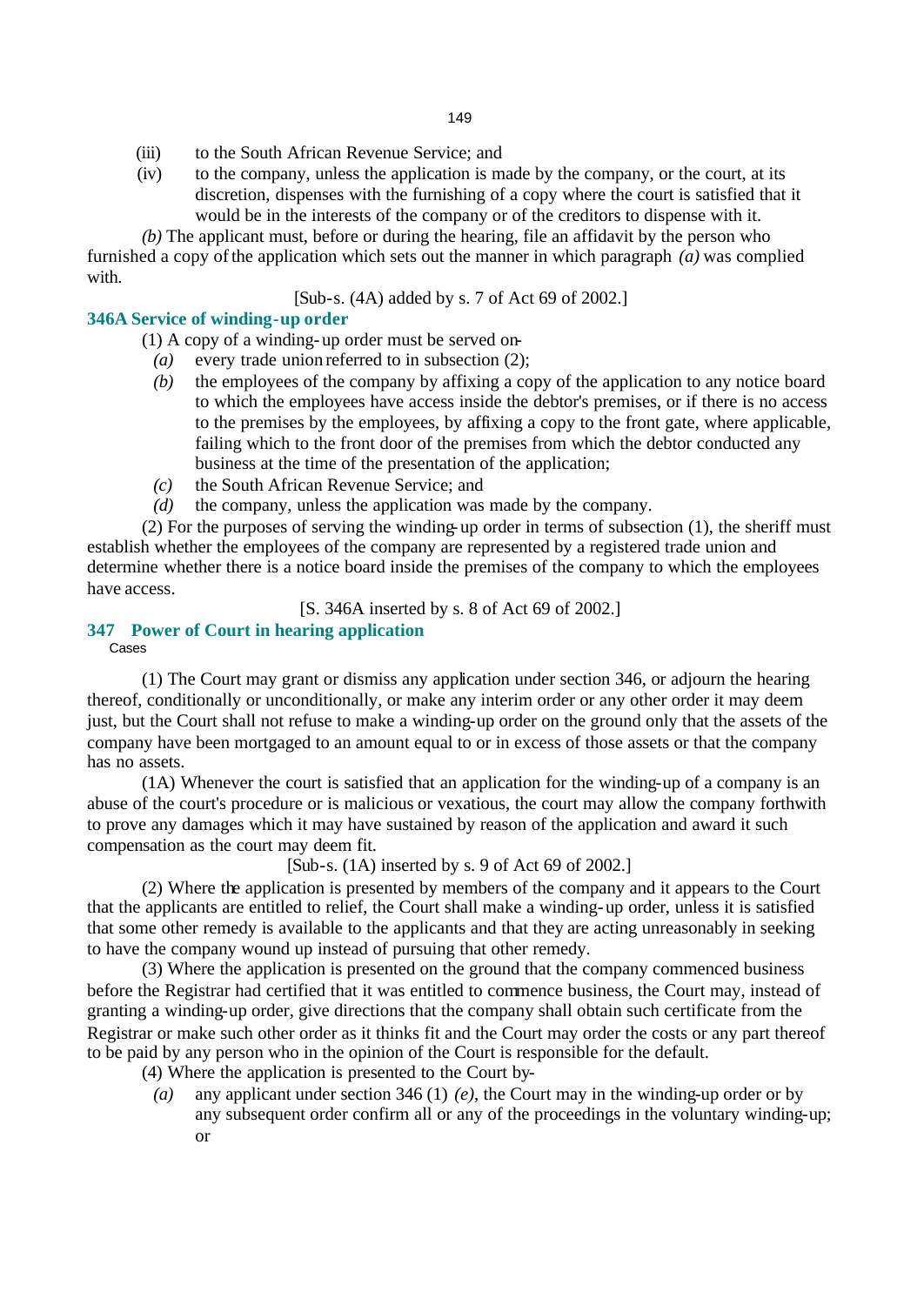(iii) to the South African Revenue Service; and

(iv) to the company, unless the application is made by the company, or the court, at its discretion, dispenses with the furnishing of a copy where the court is satisfied that it would be in the interests of the company or of the creditors to dispense with it.

*(b)* The applicant must, before or during the hearing, file an affidavit by the person who furnished a copy of the application which sets out the manner in which paragraph *(a)* was complied with.

[Sub-s. (4A) added by s. 7 of Act 69 of 2002.]

### 346A Service of winding-up order

(1) A copy of a winding-up order must be served on-

*(a)* every trade union referred to in subsection (2);

*(b)* the employees of the company by affixing a copy of the application to any notice board to which the employees have access inside the debtor's premises, or if there is no access to the premises by the employees, by affixing a copy to the front gate, where applicable, failing which to the front door of the premises from which the debtor conducted any business at the time of the presentation of the application;

*(c)* the South African Revenue Service; and

*(d)* the company, unless the application was made by the company.

(2) For the purposes of serving the winding-up order in terms of subsection (1), the sheriff must establish whether the employees of the company are represented by a registered trade union and determine whether there is a notice board inside the premises of the company to which the employees have access.

[S. 346A inserted by s. 8 of Act 69 of 2002.]

### 347 Power of Court in hearing application

Cases

(1) The Court may grant or dismiss any application under section 346, or adjourn the hearing thereof, conditionally or unconditionally, or make any interim order or any other order it may deem just, but the Court shall not refuse to make a winding-up order on the ground only that the assets of the company have been mortgaged to an amount equal to or in excess of those assets or that the company has no assets.

(1A) Whenever the court is satisfied that an application for the winding-up of a company is an abuse of the court's procedure or is malicious or vexatious, the court may allow the company forthwith to prove any damages which it may have sustained by reason of the application and award it such compensation as the court may deem fit.

[Sub-s. (1A) inserted by s. 9 of Act 69 of 2002.]

(2) Where the application is presented by members of the company and it appears to the Court that the applicants are entitled to relief, the Court shall make a winding-up order, unless it is satisfied that some other remedy is available to the applicants and that they are acting unreasonably in seeking to have the company wound up instead of pursuing that other remedy.

(3) Where the application is presented on the ground that the company commenced business before the Registrar had certified that it was entitled to commence business, the Court may, instead of granting a winding-up order, give directions that the company shall obtain such certificate from the Registrar or make such other order as it thinks fit and the Court may order the costs or any part thereof to be paid by any person who in the opinion of the Court is responsible for the default.

(4) Where the application is presented to the Court by-

*(a)* any applicant under section 346 (1) *(e)*, the Court may in the winding-up order or by any subsequent order confirm all or any of the proceedings in the voluntary winding-up; or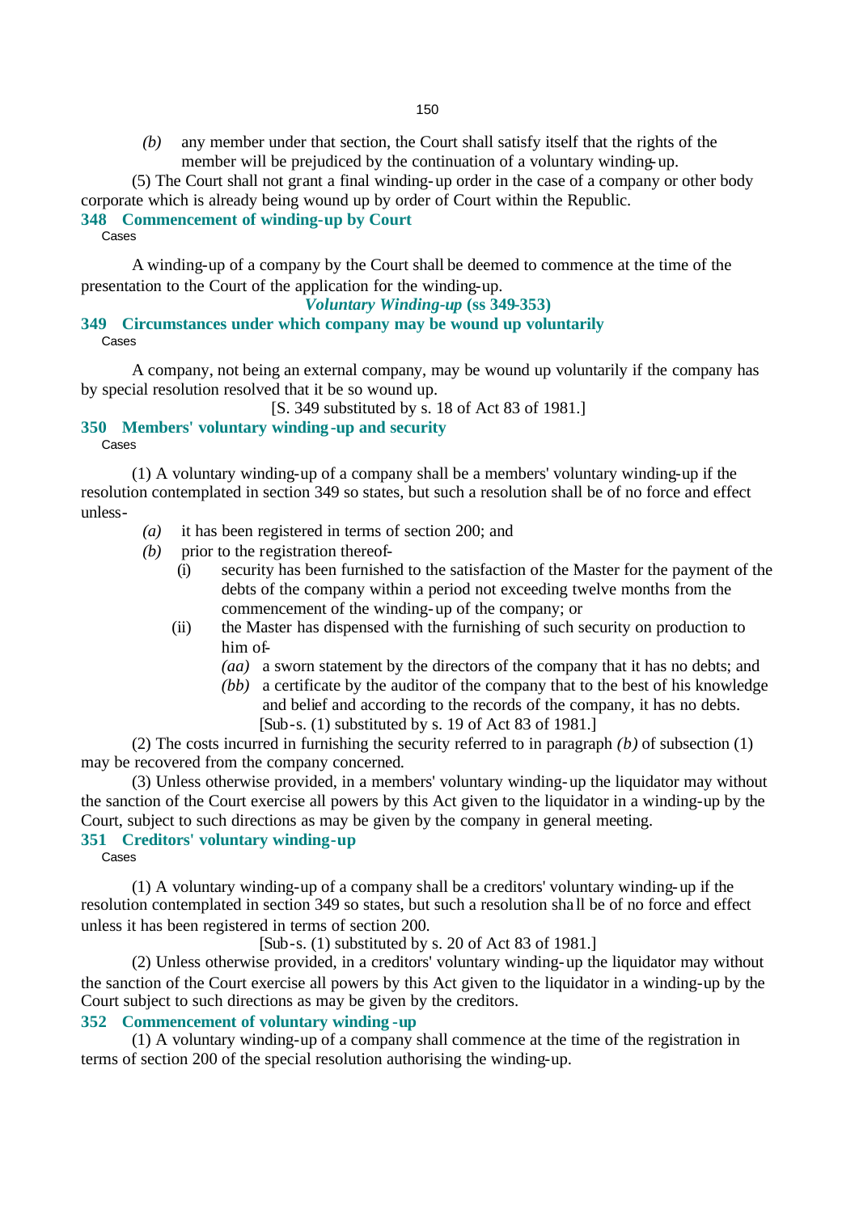*(b)* any member under that section, the Court shall satisfy itself that the rights of the member will be prejudiced by the continuation of a voluntary winding-up.

(5) The Court shall not grant a final winding-up order in the case of a company or other body corporate which is already being wound up by order of Court within the Republic.

### 348 Commencement of winding-up by Court

Cases

A winding-up of a company by the Court shall be deemed to commence at the time of the presentation to the Court of the application for the winding-up.

## *Voluntary Winding-up* (ss 349-353)

### 349 Circumstances under which company may be wound up voluntarily

Cases

A company, not being an external company, may be wound up voluntarily if the company has by special resolution resolved that it be so wound up.

[S. 349 substituted by s. 18 of Act 83 of 1981.]

### 350 Members' voluntary winding-up and security

Cases

(1) A voluntary winding-up of a company shall be a members' voluntary winding-up if the resolution contemplated in section 349 so states, but such a resolution shall be of no force and effect unless-

*(a)* it has been registered in terms of section 200; and

*(b)* prior to the registration thereof-

(i) security has been furnished to the satisfaction of the Master for the payment of the debts of the company within a period not exceeding twelve months from the commencement of the winding-up of the company; or

(ii) the Master has dispensed with the furnishing of such security on production to him of-

*(aa)* a sworn statement by the directors of the company that it has no debts; and

*(bb)* a certificate by the auditor of the company that to the best of his knowledge and belief and according to the records of the company, it has no debts.

[Sub-s. (1) substituted by s. 19 of Act 83 of 1981.]

(2) The costs incurred in furnishing the security referred to in paragraph *(b)* of subsection (1) may be recovered from the company concerned.

(3) Unless otherwise provided, in a members' voluntary winding-up the liquidator may without the sanction of the Court exercise all powers by this Act given to the liquidator in a winding-up by the Court, subject to such directions as may be given by the company in general meeting.

### 351 Creditors' voluntary winding-up

Cases

(1) A voluntary winding-up of a company shall be a creditors' voluntary winding-up if the resolution contemplated in section 349 so states, but such a resolution shall be of no force and effect unless it has been registered in terms of section 200.

[Sub-s. (1) substituted by s. 20 of Act 83 of 1981.]

(2) Unless otherwise provided, in a creditors' voluntary winding-up the liquidator may without the sanction of the Court exercise all powers by this Act given to the liquidator in a winding-up by the Court subject to such directions as may be given by the creditors.

### 352 Commencement of voluntary winding-up

(1) A voluntary winding-up of a company shall commence at the time of the registration in terms of section 200 of the special resolution authorising the winding-up.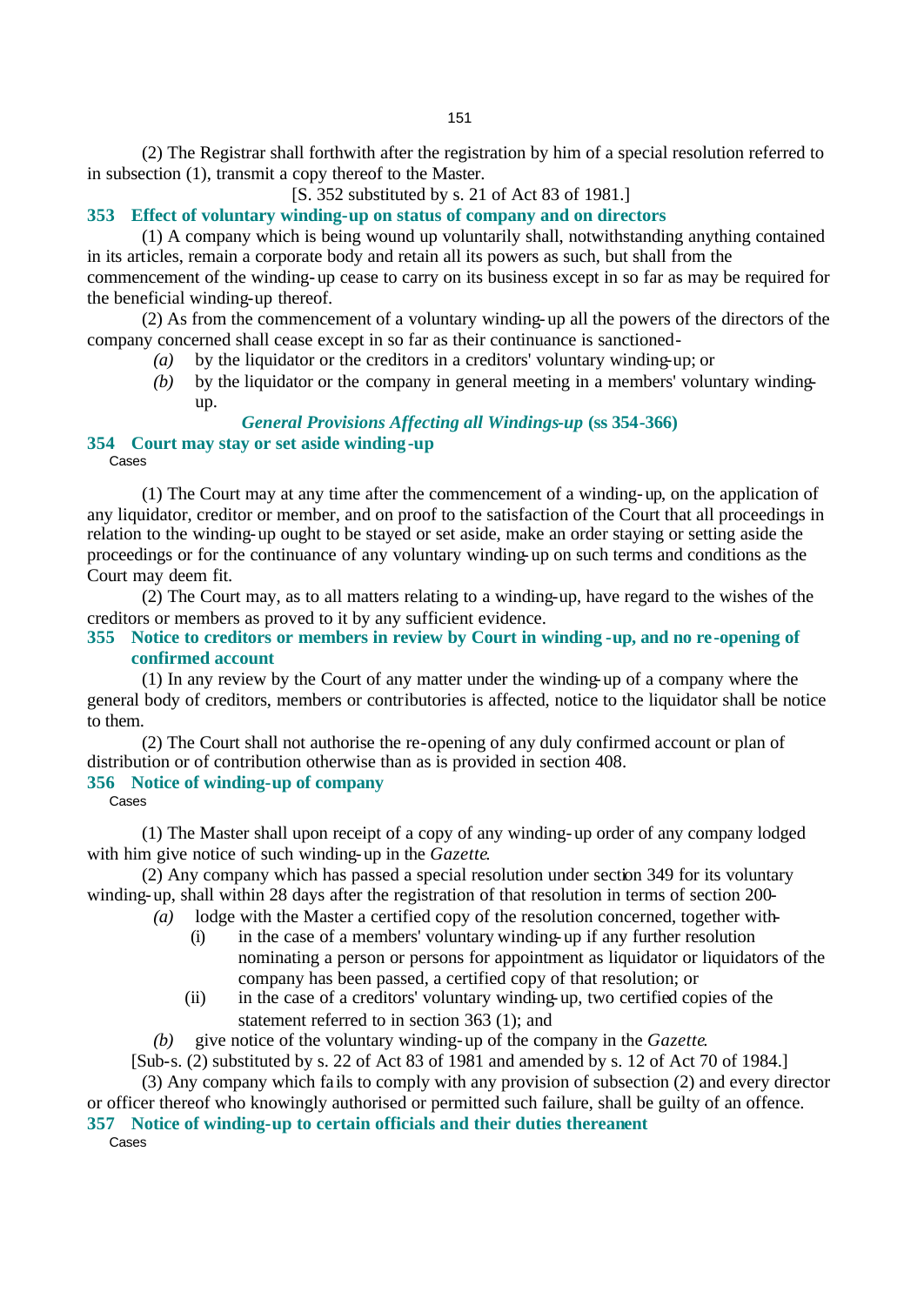(2) The Registrar shall forthwith after the registration by him of a special resolution referred to in subsection (1), transmit a copy thereof to the Master.

[S. 352 substituted by s. 21 of Act 83 of 1981.]

### 353 Effect of voluntary winding-up on status of company and on directors

(1) A company which is being wound up voluntarily shall, notwithstanding anything contained in its articles, remain a corporate body and retain all its powers as such, but shall from the commencement of the winding-up cease to carry on its business except in so far as may be required for the beneficial winding-up thereof.

(2) As from the commencement of a voluntary winding-up all the powers of the directors of the company concerned shall cease except in so far as their continuance is sanctioned-

*(a)* by the liquidator or the creditors in a creditors' voluntary winding-up; or

*(b)* by the liquidator or the company in general meeting in a members' voluntary winding-up.

## *General Provisions Affecting all Windings-up* (ss 354-366)

### 354 Court may stay or set aside winding-up

Cases

(1) The Court may at any time after the commencement of a winding-up, on the application of any liquidator, creditor or member, and on proof to the satisfaction of the Court that all proceedings in relation to the winding-up ought to be stayed or set aside, make an order staying or setting aside the proceedings or for the continuance of any voluntary winding-up on such terms and conditions as the Court may deem fit.

(2) The Court may, as to all matters relating to a winding-up, have regard to the wishes of the creditors or members as proved to it by any sufficient evidence.

### 355 Notice to creditors or members in review by Court in winding-up, and no re-opening of confirmed account

(1) In any review by the Court of any matter under the winding-up of a company where the general body of creditors, members or contributories is affected, notice to the liquidator shall be notice to them.

(2) The Court shall not authorise the re-opening of any duly confirmed account or plan of distribution or of contribution otherwise than as is provided in section 408.

### 356 Notice of winding-up of company

Cases

(1) The Master shall upon receipt of a copy of any winding-up order of any company lodged with him give notice of such winding-up in the *Gazette*.

(2) Any company which has passed a special resolution under section 349 for its voluntary winding-up, shall within 28 days after the registration of that resolution in terms of section 200-

*(a)* lodge with the Master a certified copy of the resolution concerned, together with-

(i) in the case of a members' voluntary winding-up if any further resolution nominating a person or persons for appointment as liquidator or liquidators of the company has been passed, a certified copy of that resolution; or

(ii) in the case of a creditors' voluntary winding-up, two certified copies of the statement referred to in section 363 (1); and

*(b)* give notice of the voluntary winding-up of the company in the *Gazette*.

[Sub-s. (2) substituted by s. 22 of Act 83 of 1981 and amended by s. 12 of Act 70 of 1984.]

(3) Any company which fails to comply with any provision of subsection (2) and every director or officer thereof who knowingly authorised or permitted such failure, shall be guilty of an offence.

### 357 Notice of winding-up to certain officials and their duties thereanent

Cases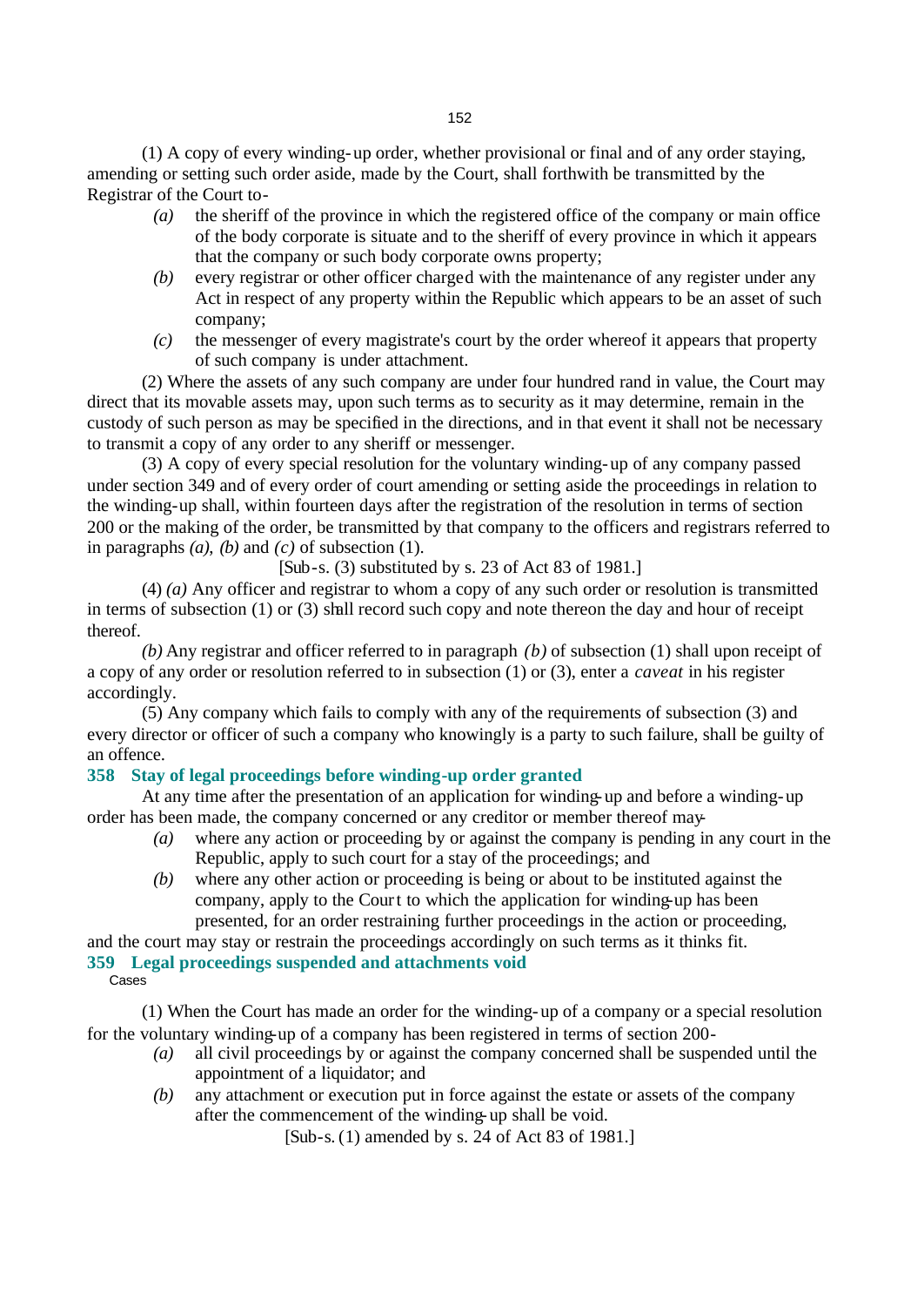(1) A copy of every winding-up order, whether provisional or final and of any order staying, amending or setting such order aside, made by the Court, shall forthwith be transmitted by the Registrar of the Court to-

*(a)* the sheriff of the province in which the registered office of the company or main office of the body corporate is situate and to the sheriff of every province in which it appears that the company or such body corporate owns property;

*(b)* every registrar or other officer charged with the maintenance of any register under any Act in respect of any property within the Republic which appears to be an asset of such company;

*(c)* the messenger of every magistrate's court by the order whereof it appears that property of such company is under attachment.

(2) Where the assets of any such company are under four hundred rand in value, the Court may direct that its movable assets may, upon such terms as to security as it may determine, remain in the custody of such person as may be specified in the directions, and in that event it shall not be necessary to transmit a copy of any order to any sheriff or messenger.

(3) A copy of every special resolution for the voluntary winding-up of any company passed under section 349 and of every order of court amending or setting aside the proceedings in relation to the winding-up shall, within fourteen days after the registration of the resolution in terms of section 200 or the making of the order, be transmitted by that company to the officers and registrars referred to in paragraphs *(a), (b)* and *(c)* of subsection (1).

[Sub-s. (3) substituted by s. 23 of Act 83 of 1981.]

(4) *(a)* Any officer and registrar to whom a copy of any such order or resolution is transmitted in terms of subsection (1) or (3) shall record such copy and note thereon the day and hour of receipt thereof.

*(b)* Any registrar and officer referred to in paragraph *(b)* of subsection (1) shall upon receipt of a copy of any order or resolution referred to in subsection (1) or (3), enter a *caveat* in his register accordingly.

(5) Any company which fails to comply with any of the requirements of subsection (3) and every director or officer of such a company who knowingly is a party to such failure, shall be guilty of an offence.

## 358 Stay of legal proceedings before winding-up order granted

At any time after the presentation of an application for winding-up and before a winding-up order has been made, the company concerned or any creditor or member thereof may-

*(a)* where any action or proceeding by or against the company is pending in any court in the Republic, apply to such court for a stay of the proceedings; and

*(b)* where any other action or proceeding is being or about to be instituted against the company, apply to the Court to which the application for winding-up has been presented, for an order restraining further proceedings in the action or proceeding,

and the court may stay or restrain the proceedings accordingly on such terms as it thinks fit.

## 359 Legal proceedings suspended and attachments void

Cases

(1) When the Court has made an order for the winding-up of a company or a special resolution for the voluntary winding-up of a company has been registered in terms of section 200-

*(a)* all civil proceedings by or against the company concerned shall be suspended until the appointment of a liquidator; and

*(b)* any attachment or execution put in force against the estate or assets of the company after the commencement of the winding-up shall be void.

[Sub-s. (1) amended by s. 24 of Act 83 of 1981.]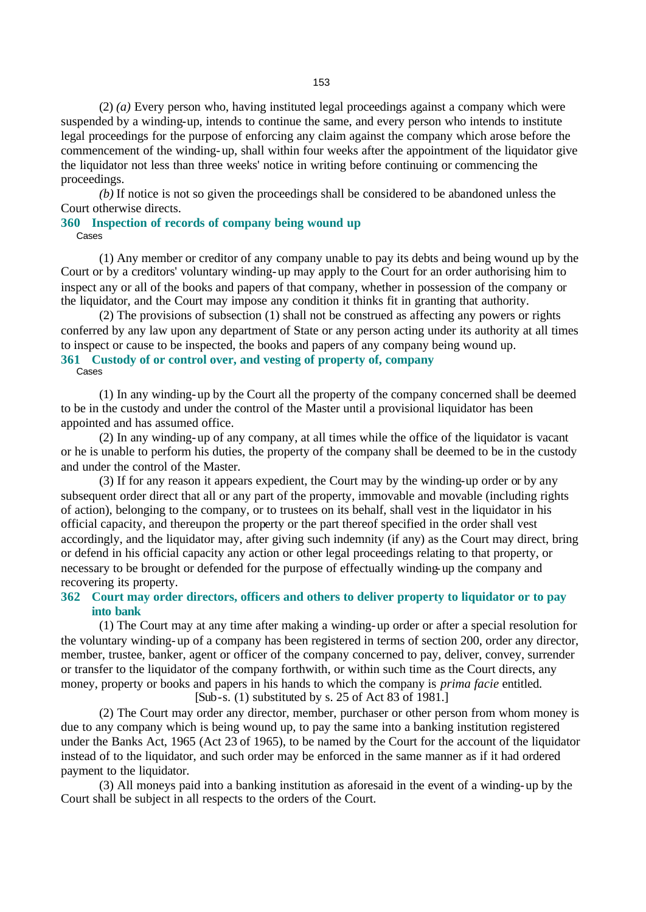(2) *(a)* Every person who, having instituted legal proceedings against a company which were suspended by a winding-up, intends to continue the same, and every person who intends to institute legal proceedings for the purpose of enforcing any claim against the company which arose before the commencement of the winding-up, shall within four weeks after the appointment of the liquidator give the liquidator not less than three weeks' notice in writing before continuing or commencing the proceedings.

*(b)* If notice is not so given the proceedings shall be considered to be abandoned unless the Court otherwise directs.

### 360 Inspection of records of company being wound up

Cases

(1) Any member or creditor of any company unable to pay its debts and being wound up by the Court or by a creditors' voluntary winding-up may apply to the Court for an order authorising him to inspect any or all of the books and papers of that company, whether in possession of the company or the liquidator, and the Court may impose any condition it thinks fit in granting that authority.

(2) The provisions of subsection (1) shall not be construed as affecting any powers or rights conferred by any law upon any department of State or any person acting under its authority at all times to inspect or cause to be inspected, the books and papers of any company being wound up.

### 361 Custody of or control over, and vesting of property of, company

Cases

(1) In any winding-up by the Court all the property of the company concerned shall be deemed to be in the custody and under the control of the Master until a provisional liquidator has been appointed and has assumed office.

(2) In any winding-up of any company, at all times while the office of the liquidator is vacant or he is unable to perform his duties, the property of the company shall be deemed to be in the custody and under the control of the Master.

(3) If for any reason it appears expedient, the Court may by the winding-up order or by any subsequent order direct that all or any part of the property, immovable and movable (including rights of action), belonging to the company, or to trustees on its behalf, shall vest in the liquidator in his official capacity, and thereupon the property or the part thereof specified in the order shall vest accordingly, and the liquidator may, after giving such indemnity (if any) as the Court may direct, bring or defend in his official capacity any action or other legal proceedings relating to that property, or necessary to be brought or defended for the purpose of effectually winding-up the company and recovering its property.

### 362 Court may order directors, officers and others to deliver property to liquidator or to pay into bank

(1) The Court may at any time after making a winding-up order or after a special resolution for the voluntary winding-up of a company has been registered in terms of section 200, order any director, member, trustee, banker, agent or officer of the company concerned to pay, deliver, convey, surrender or transfer to the liquidator of the company forthwith, or within such time as the Court directs, any money, property or books and papers in his hands to which the company is *prima facie* entitled.

[Sub-s. (1) substituted by s. 25 of Act 83 of 1981.]

(2) The Court may order any director, member, purchaser or other person from whom money is due to any company which is being wound up, to pay the same into a banking institution registered under the Banks Act, 1965 (Act 23 of 1965), to be named by the Court for the account of the liquidator instead of to the liquidator, and such order may be enforced in the same manner as if it had ordered payment to the liquidator.

(3) All moneys paid into a banking institution as aforesaid in the event of a winding-up by the Court shall be subject in all respects to the orders of the Court.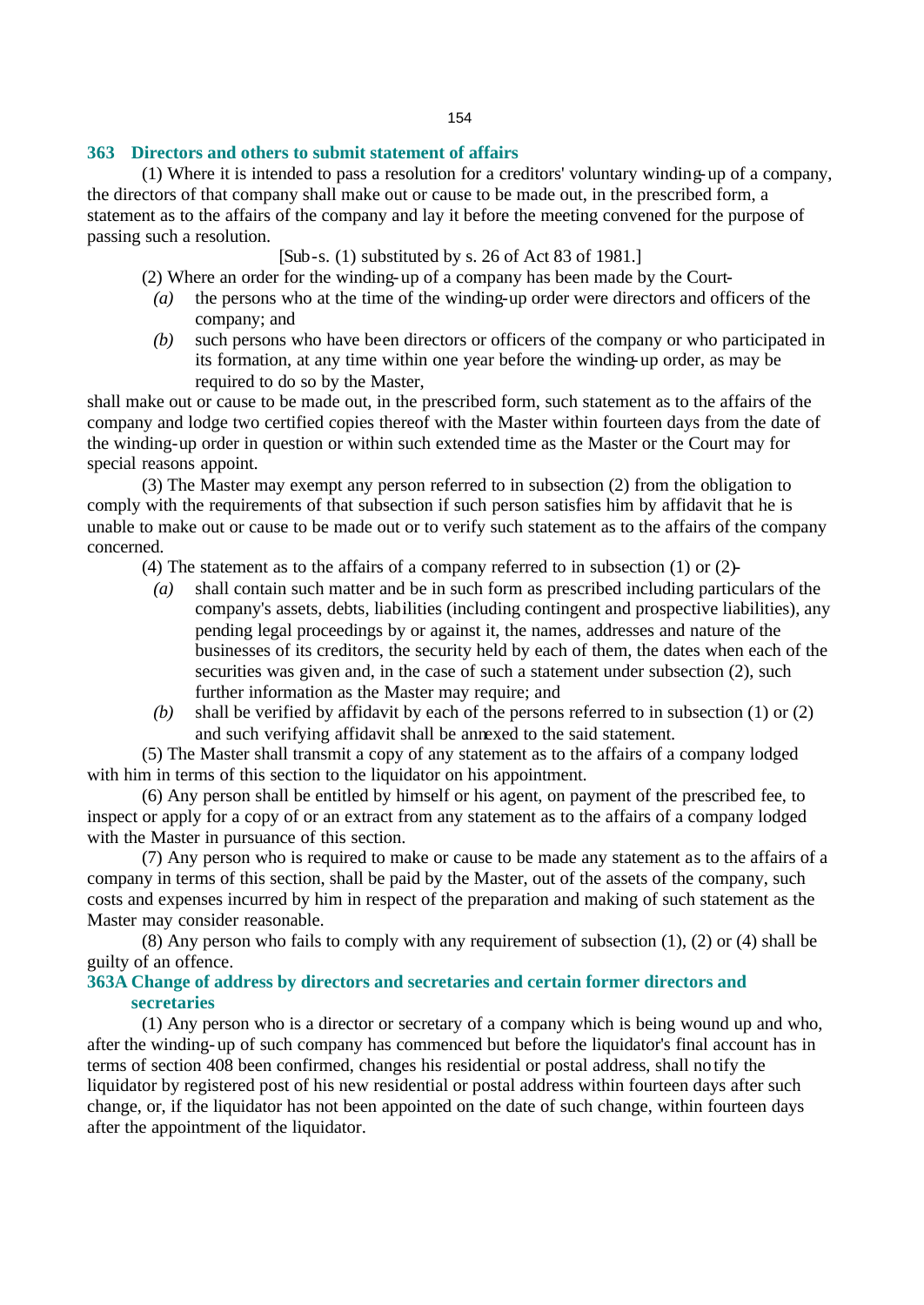### 363 Directors and others to submit statement of affairs

(1) Where it is intended to pass a resolution for a creditors' voluntary winding-up of a company, the directors of that company shall make out or cause to be made out, in the prescribed form, a statement as to the affairs of the company and lay it before the meeting convened for the purpose of passing such a resolution.

[Sub-s. (1) substituted by s. 26 of Act 83 of 1981.]

(2) Where an order for the winding-up of a company has been made by the Court-

*(a)* the persons who at the time of the winding-up order were directors and officers of the company; and

*(b)* such persons who have been directors or officers of the company or who participated in its formation, at any time within one year before the winding-up order, as may be required to do so by the Master,

shall make out or cause to be made out, in the prescribed form, such statement as to the affairs of the company and lodge two certified copies thereof with the Master within fourteen days from the date of the winding-up order in question or within such extended time as the Master or the Court may for special reasons appoint.

(3) The Master may exempt any person referred to in subsection (2) from the obligation to comply with the requirements of that subsection if such person satisfies him by affidavit that he is unable to make out or cause to be made out or to verify such statement as to the affairs of the company concerned.

(4) The statement as to the affairs of a company referred to in subsection (1) or (2)-

*(a)* shall contain such matter and be in such form as prescribed including particulars of the company's assets, debts, liabilities (including contingent and prospective liabilities), any pending legal proceedings by or against it, the names, addresses and nature of the businesses of its creditors, the security held by each of them, the dates when each of the securities was given and, in the case of such a statement under subsection (2), such further information as the Master may require; and

*(b)* shall be verified by affidavit by each of the persons referred to in subsection (1) or (2) and such verifying affidavit shall be annexed to the said statement.

(5) The Master shall transmit a copy of any statement as to the affairs of a company lodged with him in terms of this section to the liquidator on his appointment.

(6) Any person shall be entitled by himself or his agent, on payment of the prescribed fee, to inspect or apply for a copy of or an extract from any statement as to the affairs of a company lodged with the Master in pursuance of this section.

(7) Any person who is required to make or cause to be made any statement as to the affairs of a company in terms of this section, shall be paid by the Master, out of the assets of the company, such costs and expenses incurred by him in respect of the preparation and making of such statement as the Master may consider reasonable.

(8) Any person who fails to comply with any requirement of subsection (1), (2) or (4) shall be guilty of an offence.

### 363A Change of address by directors and secretaries and certain former directors and secretaries

(1) Any person who is a director or secretary of a company which is being wound up and who, after the winding-up of such company has commenced but before the liquidator's final account has in terms of section 408 been confirmed, changes his residential or postal address, shall notify the liquidator by registered post of his new residential or postal address within fourteen days after such change, or, if the liquidator has not been appointed on the date of such change, within fourteen days after the appointment of the liquidator.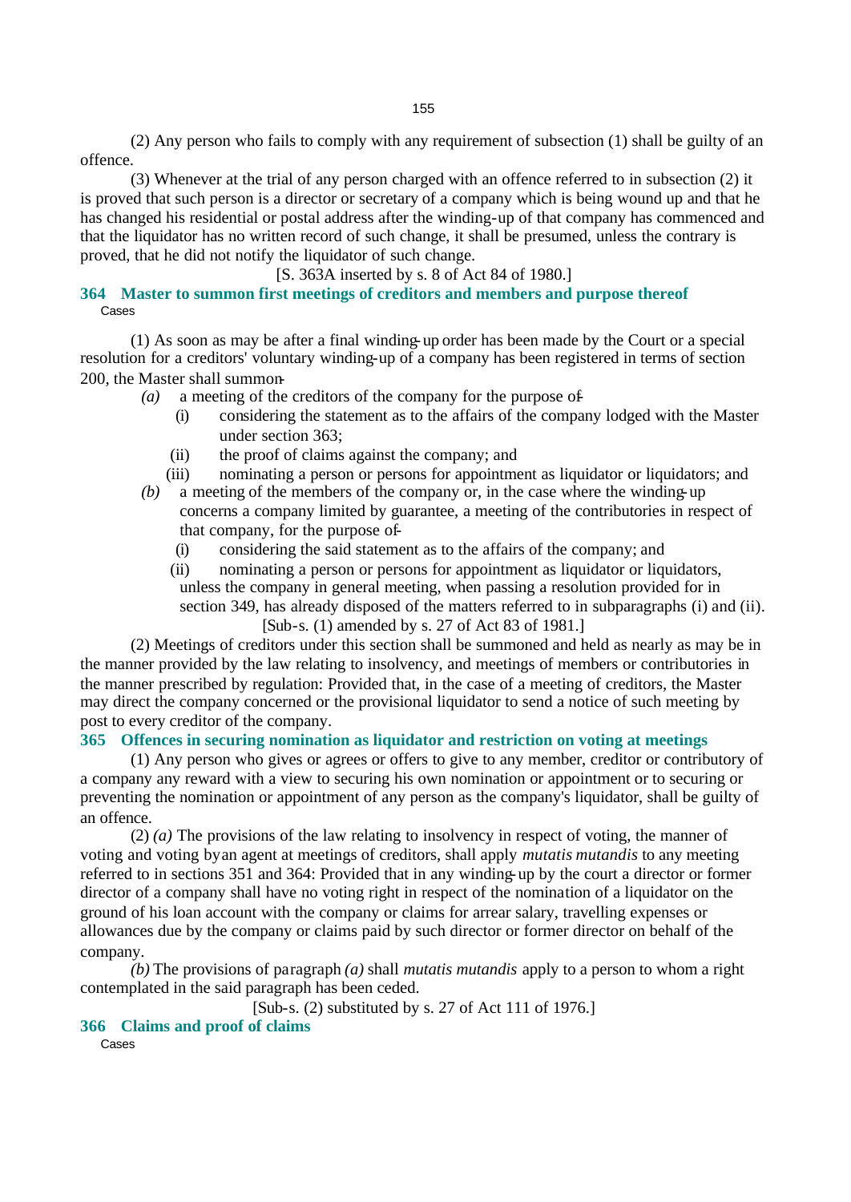(2) Any person who fails to comply with any requirement of subsection (1) shall be guilty of an offence.

(3) Whenever at the trial of any person charged with an offence referred to in subsection (2) it is proved that such person is a director or secretary of a company which is being wound up and that he has changed his residential or postal address after the winding-up of that company has commenced and that the liquidator has no written record of such change, it shall be presumed, unless the contrary is proved, that he did not notify the liquidator of such change.

[S. 363A inserted by s. 8 of Act 84 of 1980.]

### 364 Master to summon first meetings of creditors and members and purpose thereof

Cases

(1) As soon as may be after a final winding-up order has been made by the Court or a special resolution for a creditors' voluntary winding-up of a company has been registered in terms of section 200, the Master shall summon-

*(a)* a meeting of the creditors of the company for the purpose of-

(i) considering the statement as to the affairs of the company lodged with the Master under section 363;

(ii) the proof of claims against the company; and

(iii) nominating a person or persons for appointment as liquidator or liquidators; and

*(b)* a meeting of the members of the company or, in the case where the winding-up concerns a company limited by guarantee, a meeting of the contributories in respect of that company, for the purpose of-

(i) considering the said statement as to the affairs of the company; and

(ii) nominating a person or persons for appointment as liquidator or liquidators,

unless the company in general meeting, when passing a resolution provided for in section 349, has already disposed of the matters referred to in subparagraphs (i) and (ii).

[Sub-s. (1) amended by s. 27 of Act 83 of 1981.]

(2) Meetings of creditors under this section shall be summoned and held as nearly as may be in the manner provided by the law relating to insolvency, and meetings of members or contributories in the manner prescribed by regulation: Provided that, in the case of a meeting of creditors, the Master may direct the company concerned or the provisional liquidator to send a notice of such meeting by post to every creditor of the company.

### 365 Offences in securing nomination as liquidator and restriction on voting at meetings

(1) Any person who gives or agrees or offers to give to any member, creditor or contributory of a company any reward with a view to securing his own nomination or appointment or to securing or preventing the nomination or appointment of any person as the company's liquidator, shall be guilty of an offence.

(2) *(a)* The provisions of the law relating to insolvency in respect of voting, the manner of voting and voting by an agent at meetings of creditors, shall apply *mutatis mutandis* to any meeting referred to in sections 351 and 364: Provided that in any winding-up by the court a director or former director of a company shall have no voting right in respect of the nomination of a liquidator on the ground of his loan account with the company or claims for arrear salary, travelling expenses or allowances due by the company or claims paid by such director or former director on behalf of the company.

*(b)* The provisions of paragraph *(a)* shall *mutatis mutandis* apply to a person to whom a right contemplated in the said paragraph has been ceded.

[Sub-s. (2) substituted by s. 27 of Act 111 of 1976.]

### 366 Claims and proof of claims

Cases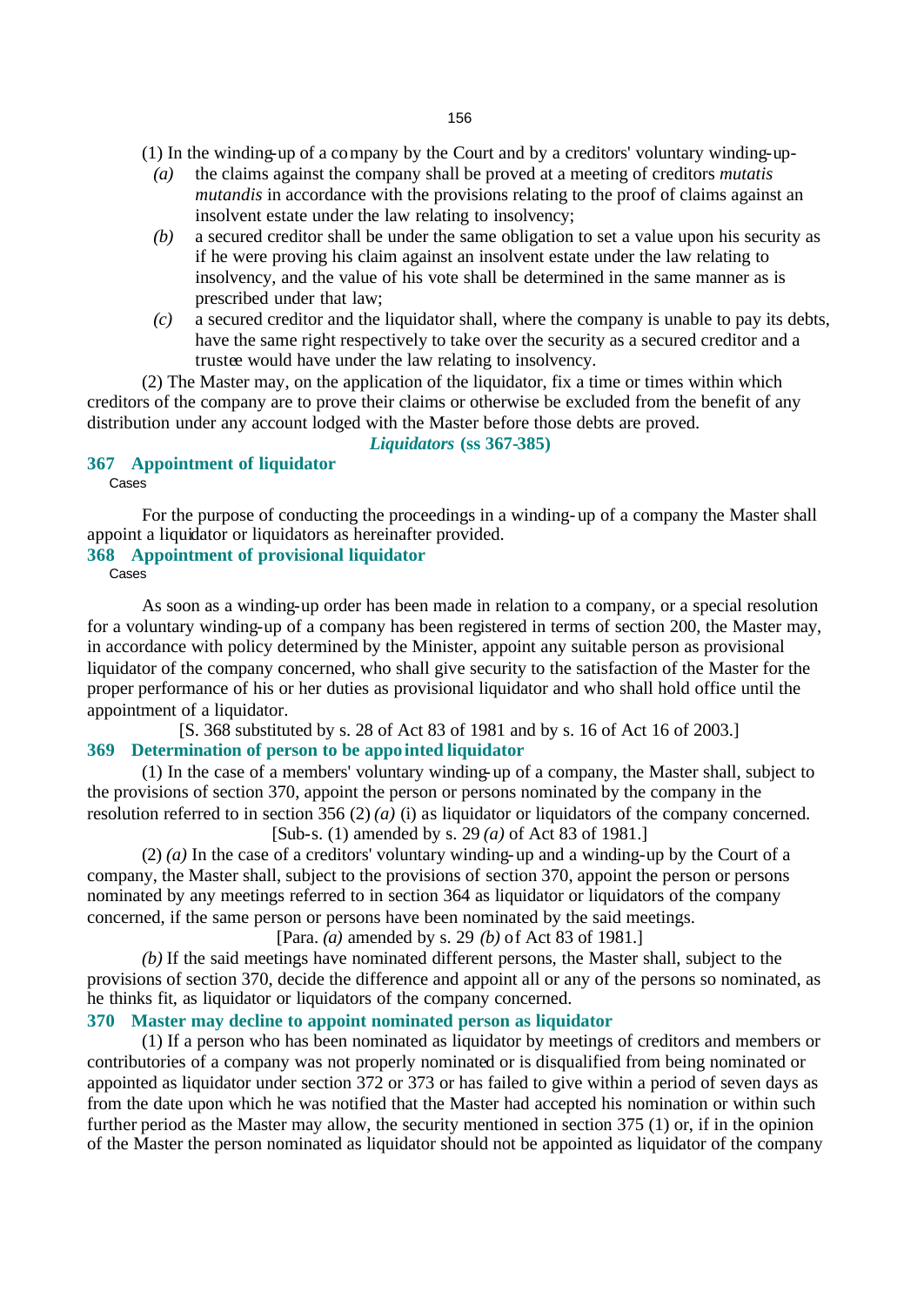(1) In the winding-up of a company by the Court and by a creditors' voluntary winding-up-

*(a)* the claims against the company shall be proved at a meeting of creditors *mutatis mutandis* in accordance with the provisions relating to the proof of claims against an insolvent estate under the law relating to insolvency;

*(b)* a secured creditor shall be under the same obligation to set a value upon his security as if he were proving his claim against an insolvent estate under the law relating to insolvency, and the value of his vote shall be determined in the same manner as is prescribed under that law;

*(c)* a secured creditor and the liquidator shall, where the company is unable to pay its debts, have the same right respectively to take over the security as a secured creditor and a trustee would have under the law relating to insolvency.

(2) The Master may, on the application of the liquidator, fix a time or times within which creditors of the company are to prove their claims or otherwise be excluded from the benefit of any distribution under any account lodged with the Master before those debts are proved.

## *Liquidators* (ss 367-385)

### 367 Appointment of liquidator

Cases

For the purpose of conducting the proceedings in a winding-up of a company the Master shall appoint a liquidator or liquidators as hereinafter provided.

### 368 Appointment of provisional liquidator

Cases

As soon as a winding-up order has been made in relation to a company, or a special resolution for a voluntary winding-up of a company has been registered in terms of section 200, the Master may, in accordance with policy determined by the Minister, appoint any suitable person as provisional liquidator of the company concerned, who shall give security to the satisfaction of the Master for the proper performance of his or her duties as provisional liquidator and who shall hold office until the appointment of a liquidator.

[S. 368 substituted by s. 28 of Act 83 of 1981 and by s. 16 of Act 16 of 2003.]

### 369 Determination of person to be appointed liquidator

(1) In the case of a members' voluntary winding-up of a company, the Master shall, subject to the provisions of section 370, appoint the person or persons nominated by the company in the resolution referred to in section 356 (2) *(a)* (i) as liquidator or liquidators of the company concerned.

[Sub-s. (1) amended by s. 29 *(a)* of Act 83 of 1981.]

(2) *(a)* In the case of a creditors' voluntary winding-up and a winding-up by the Court of a company, the Master shall, subject to the provisions of section 370, appoint the person or persons nominated by any meetings referred to in section 364 as liquidator or liquidators of the company concerned, if the same person or persons have been nominated by the said meetings.

[Para. *(a)* amended by s. 29 *(b)* of Act 83 of 1981.]

*(b)* If the said meetings have nominated different persons, the Master shall, subject to the provisions of section 370, decide the difference and appoint all or any of the persons so nominated, as he thinks fit, as liquidator or liquidators of the company concerned.

### 370 Master may decline to appoint nominated person as liquidator

(1) If a person who has been nominated as liquidator by meetings of creditors and members or contributories of a company was not properly nominated or is disqualified from being nominated or appointed as liquidator under section 372 or 373 or has failed to give within a period of seven days as from the date upon which he was notified that the Master had accepted his nomination or within such further period as the Master may allow, the security mentioned in section 375 (1) or, if in the opinion of the Master the person nominated as liquidator should not be appointed as liquidator of the company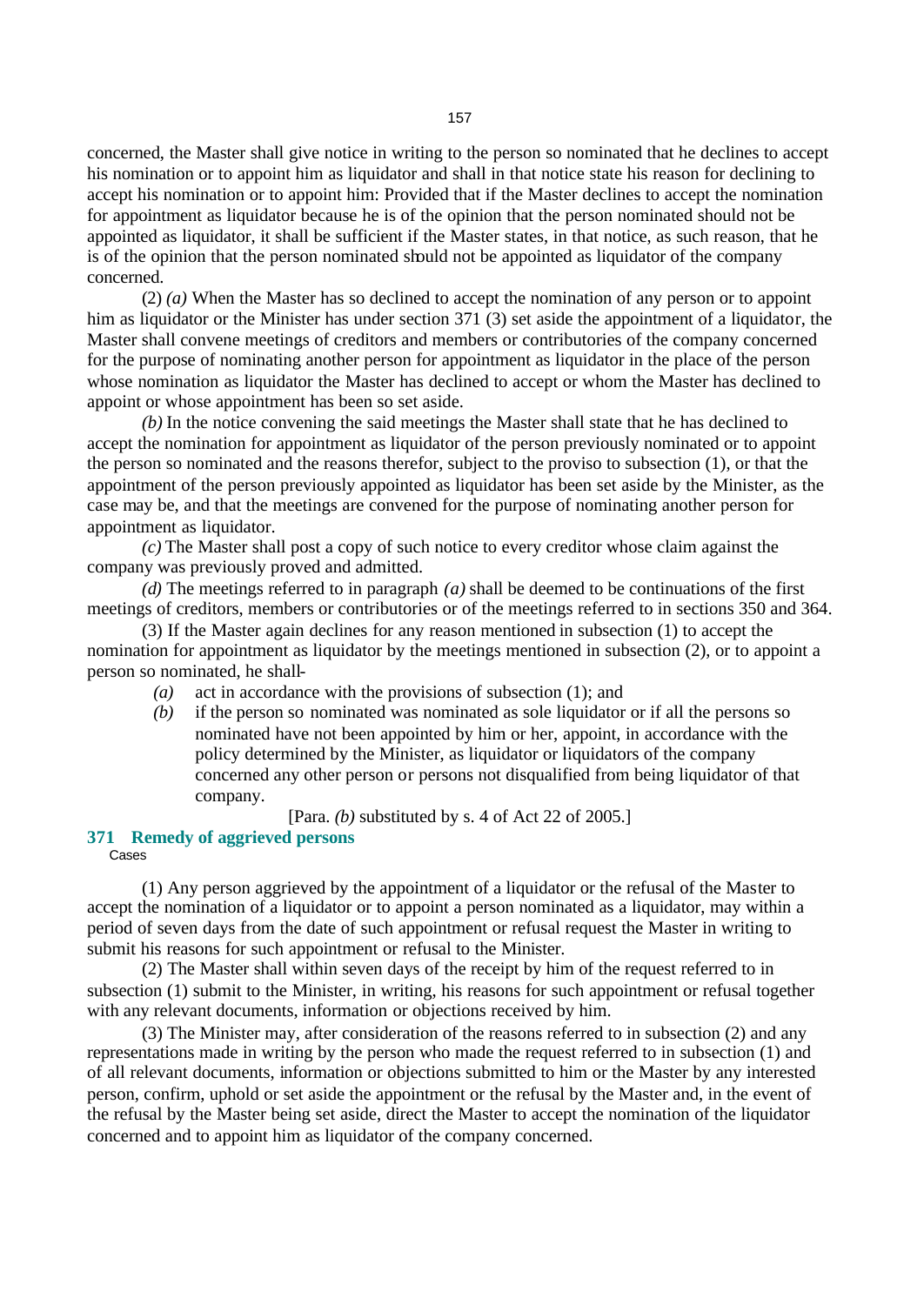concerned, the Master shall give notice in writing to the person so nominated that he declines to accept his nomination or to appoint him as liquidator and shall in that notice state his reason for declining to accept his nomination or to appoint him: Provided that if the Master declines to accept the nomination for appointment as liquidator because he is of the opinion that the person nominated should not be appointed as liquidator, it shall be sufficient if the Master states, in that notice, as such reason, that he is of the opinion that the person nominated should not be appointed as liquidator of the company concerned.

(2) *(a)* When the Master has so declined to accept the nomination of any person or to appoint him as liquidator or the Minister has under section 371 (3) set aside the appointment of a liquidator, the Master shall convene meetings of creditors and members or contributories of the company concerned for the purpose of nominating another person for appointment as liquidator in the place of the person whose nomination as liquidator the Master has declined to accept or whom the Master has declined to appoint or whose appointment has been so set aside.

*(b)* In the notice convening the said meetings the Master shall state that he has declined to accept the nomination for appointment as liquidator of the person previously nominated or to appoint the person so nominated and the reasons therefor, subject to the proviso to subsection (1), or that the appointment of the person previously appointed as liquidator has been set aside by the Minister, as the case may be, and that the meetings are convened for the purpose of nominating another person for appointment as liquidator.

*(c)* The Master shall post a copy of such notice to every creditor whose claim against the company was previously proved and admitted.

*(d)* The meetings referred to in paragraph *(a)* shall be deemed to be continuations of the first meetings of creditors, members or contributories or of the meetings referred to in sections 350 and 364.

(3) If the Master again declines for any reason mentioned in subsection (1) to accept the nomination for appointment as liquidator by the meetings mentioned in subsection (2), or to appoint a person so nominated, he shall-

*(a)* act in accordance with the provisions of subsection (1); and

*(b)* if the person so nominated was nominated as sole liquidator or if all the persons so nominated have not been appointed by him or her, appoint, in accordance with the policy determined by the Minister, as liquidator or liquidators of the company concerned any other person or persons not disqualified from being liquidator of that company.

[Para. *(b)* substituted by s. 4 of Act 22 of 2005.]

### 371 Remedy of aggrieved persons

Cases

(1) Any person aggrieved by the appointment of a liquidator or the refusal of the Master to accept the nomination of a liquidator or to appoint a person nominated as a liquidator, may within a period of seven days from the date of such appointment or refusal request the Master in writing to submit his reasons for such appointment or refusal to the Minister.

(2) The Master shall within seven days of the receipt by him of the request referred to in subsection (1) submit to the Minister, in writing, his reasons for such appointment or refusal together with any relevant documents, information or objections received by him.

(3) The Minister may, after consideration of the reasons referred to in subsection (2) and any representations made in writing by the person who made the request referred to in subsection (1) and of all relevant documents, information or objections submitted to him or the Master by any interested person, confirm, uphold or set aside the appointment or the refusal by the Master and, in the event of the refusal by the Master being set aside, direct the Master to accept the nomination of the liquidator concerned and to appoint him as liquidator of the company concerned.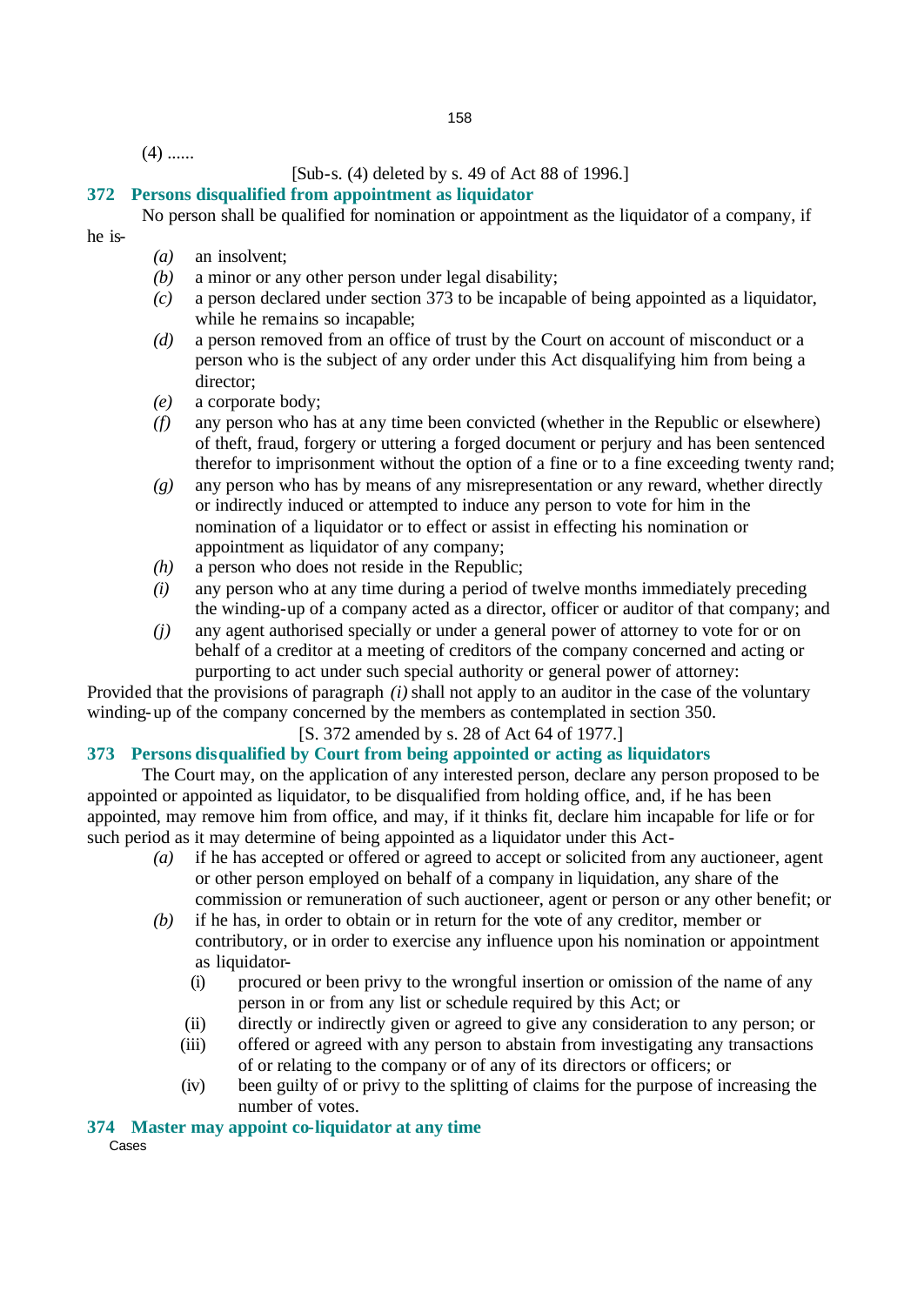(4) ......

[Sub-s. (4) deleted by s. 49 of Act 88 of 1996.]

### 372 Persons disqualified from appointment as liquidator

No person shall be qualified for nomination or appointment as the liquidator of a company, if he is-

*(a)* an insolvent;

*(b)* a minor or any other person under legal disability;

*(c)* a person declared under section 373 to be incapable of being appointed as a liquidator, while he remains so incapable;

*(d)* a person removed from an office of trust by the Court on account of misconduct or a person who is the subject of any order under this Act disqualifying him from being a director;

*(e)* a corporate body;

*(f)* any person who has at any time been convicted (whether in the Republic or elsewhere) of theft, fraud, forgery or uttering a forged document or perjury and has been sentenced therefor to imprisonment without the option of a fine or to a fine exceeding twenty rand;

*(g)* any person who has by means of any misrepresentation or any reward, whether directly or indirectly induced or attempted to induce any person to vote for him in the nomination of a liquidator or to effect or assist in effecting his nomination or appointment as liquidator of any company;

*(h)* a person who does not reside in the Republic;

*(i)* any person who at any time during a period of twelve months immediately preceding the winding-up of a company acted as a director, officer or auditor of that company; and

*(j)* any agent authorised specially or under a general power of attorney to vote for or on behalf of a creditor at a meeting of creditors of the company concerned and acting or purporting to act under such special authority or general power of attorney:

Provided that the provisions of paragraph *(i)* shall not apply to an auditor in the case of the voluntary winding-up of the company concerned by the members as contemplated in section 350.

[S. 372 amended by s. 28 of Act 64 of 1977.]

### 373 Persons disqualified by Court from being appointed or acting as liquidators

The Court may, on the application of any interested person, declare any person proposed to be appointed or appointed as liquidator, to be disqualified from holding office, and, if he has been appointed, may remove him from office, and may, if it thinks fit, declare him incapable for life or for such period as it may determine of being appointed as a liquidator under this Act-

*(a)* if he has accepted or offered or agreed to accept or solicited from any auctioneer, agent or other person employed on behalf of a company in liquidation, any share of the commission or remuneration of such auctioneer, agent or person or any other benefit; or

*(b)* if he has, in order to obtain or in return for the vote of any creditor, member or contributory, or in order to exercise any influence upon his nomination or appointment as liquidator-

(i) procured or been privy to the wrongful insertion or omission of the name of any person in or from any list or schedule required by this Act; or

(ii) directly or indirectly given or agreed to give any consideration to any person; or

(iii) offered or agreed with any person to abstain from investigating any transactions of or relating to the company or of any of its directors or officers; or

(iv) been guilty of or privy to the splitting of claims for the purpose of increasing the number of votes.

### 374 Master may appoint co-liquidator at any time

Cases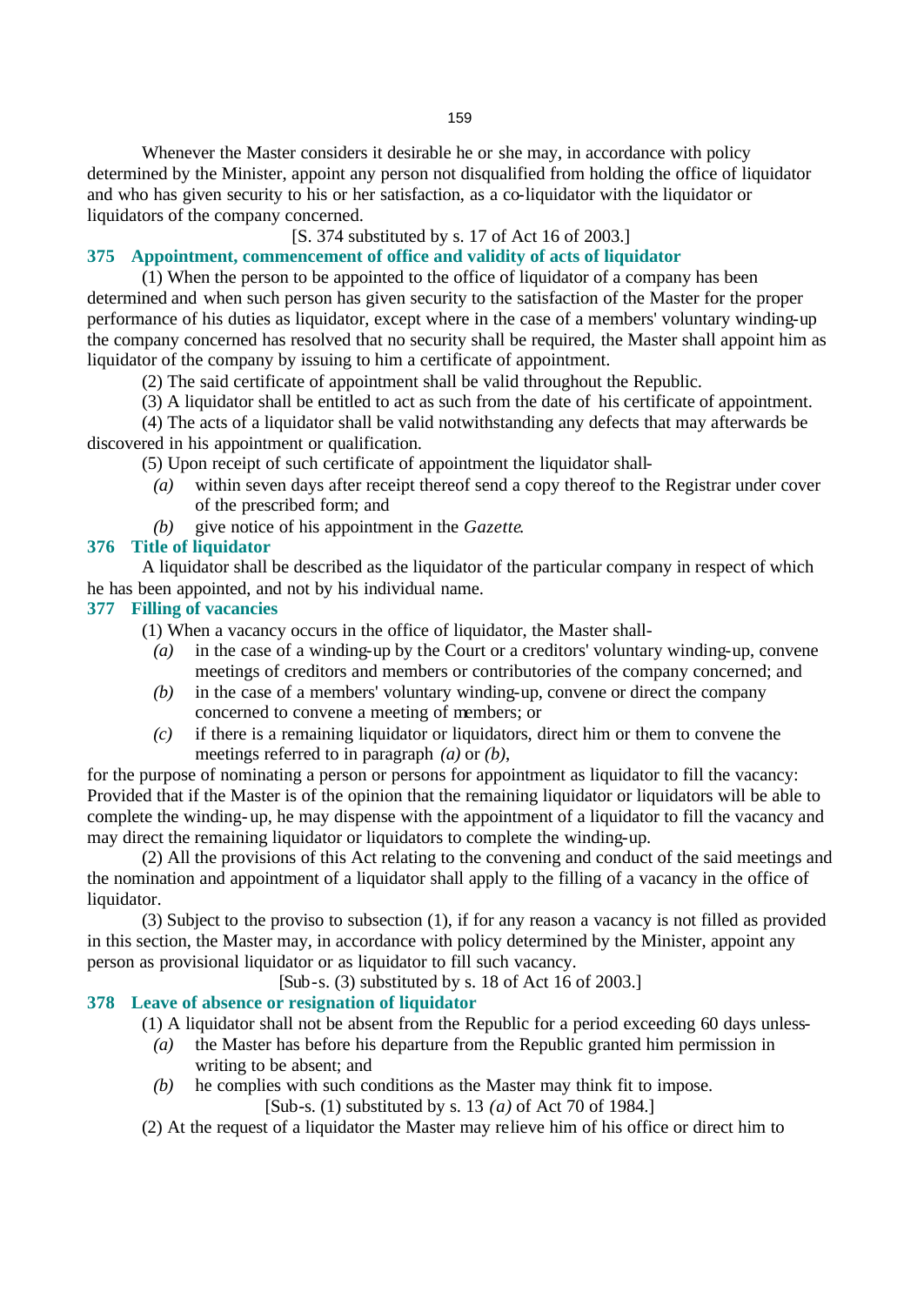Whenever the Master considers it desirable he or she may, in accordance with policy determined by the Minister, appoint any person not disqualified from holding the office of liquidator and who has given security to his or her satisfaction, as a co-liquidator with the liquidator or liquidators of the company concerned.

[S. 374 substituted by s. 17 of Act 16 of 2003.]

### 375 Appointment, commencement of office and validity of acts of liquidator

(1) When the person to be appointed to the office of liquidator of a company has been determined and when such person has given security to the satisfaction of the Master for the proper performance of his duties as liquidator, except where in the case of a members' voluntary winding-up the company concerned has resolved that no security shall be required, the Master shall appoint him as liquidator of the company by issuing to him a certificate of appointment.

(2) The said certificate of appointment shall be valid throughout the Republic.

(3) A liquidator shall be entitled to act as such from the date of his certificate of appointment.

(4) The acts of a liquidator shall be valid notwithstanding any defects that may afterwards be discovered in his appointment or qualification.

(5) Upon receipt of such certificate of appointment the liquidator shall-

*(a)* within seven days after receipt thereof send a copy thereof to the Registrar under cover of the prescribed form; and

*(b)* give notice of his appointment in the *Gazette*.

### 376 Title of liquidator

A liquidator shall be described as the liquidator of the particular company in respect of which he has been appointed, and not by his individual name.

### 377 Filling of vacancies

(1) When a vacancy occurs in the office of liquidator, the Master shall-

*(a)* in the case of a winding-up by the Court or a creditors' voluntary winding-up, convene meetings of creditors and members or contributories of the company concerned; and

*(b)* in the case of a members' voluntary winding-up, convene or direct the company concerned to convene a meeting of members; or

*(c)* if there is a remaining liquidator or liquidators, direct him or them to convene the meetings referred to in paragraph *(a)* or *(b)*,

for the purpose of nominating a person or persons for appointment as liquidator to fill the vacancy: Provided that if the Master is of the opinion that the remaining liquidator or liquidators will be able to complete the winding-up, he may dispense with the appointment of a liquidator to fill the vacancy and may direct the remaining liquidator or liquidators to complete the winding-up.

(2) All the provisions of this Act relating to the convening and conduct of the said meetings and the nomination and appointment of a liquidator shall apply to the filling of a vacancy in the office of liquidator.

(3) Subject to the proviso to subsection (1), if for any reason a vacancy is not filled as provided in this section, the Master may, in accordance with policy determined by the Minister, appoint any person as provisional liquidator or as liquidator to fill such vacancy.

[Sub-s. (3) substituted by s. 18 of Act 16 of 2003.]

### 378 Leave of absence or resignation of liquidator

(1) A liquidator shall not be absent from the Republic for a period exceeding 60 days unless-

*(a)* the Master has before his departure from the Republic granted him permission in writing to be absent; and

*(b)* he complies with such conditions as the Master may think fit to impose.

[Sub-s. (1) substituted by s. 13 *(a)* of Act 70 of 1984.]

(2) At the request of a liquidator the Master may relieve him of his office or direct him to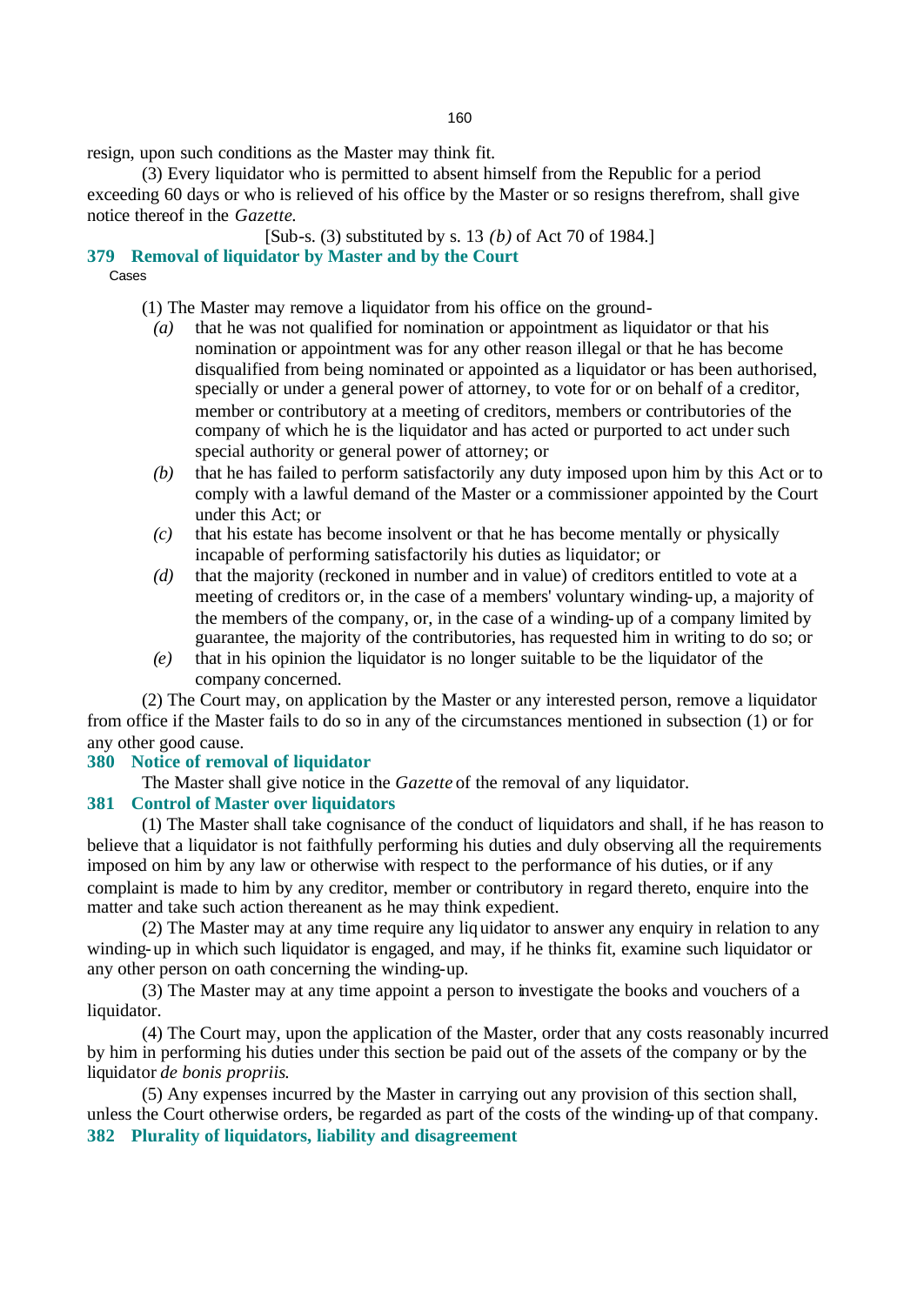resign, upon such conditions as the Master may think fit.

(3) Every liquidator who is permitted to absent himself from the Republic for a period exceeding 60 days or who is relieved of his office by the Master or so resigns therefrom, shall give notice thereof in the *Gazette*.

[Sub-s. (3) substituted by s. 13 *(b)* of Act 70 of 1984.]

### 379 Removal of liquidator by Master and by the Court

Cases

(1) The Master may remove a liquidator from his office on the ground-

*(a)* that he was not qualified for nomination or appointment as liquidator or that his nomination or appointment was for any other reason illegal or that he has become disqualified from being nominated or appointed as a liquidator or has been authorised, specially or under a general power of attorney, to vote for or on behalf of a creditor, member or contributory at a meeting of creditors, members or contributories of the company of which he is the liquidator and has acted or purported to act under such special authority or general power of attorney; or

*(b)* that he has failed to perform satisfactorily any duty imposed upon him by this Act or to comply with a lawful demand of the Master or a commissioner appointed by the Court under this Act; or

*(c)* that his estate has become insolvent or that he has become mentally or physically incapable of performing satisfactorily his duties as liquidator; or

*(d)* that the majority (reckoned in number and in value) of creditors entitled to vote at a meeting of creditors or, in the case of a members' voluntary winding-up, a majority of the members of the company, or, in the case of a winding-up of a company limited by guarantee, the majority of the contributories, has requested him in writing to do so; or

*(e)* that in his opinion the liquidator is no longer suitable to be the liquidator of the company concerned.

(2) The Court may, on application by the Master or any interested person, remove a liquidator from office if the Master fails to do so in any of the circumstances mentioned in subsection (1) or for any other good cause.

### 380 Notice of removal of liquidator

The Master shall give notice in the *Gazette* of the removal of any liquidator.

### 381 Control of Master over liquidators

(1) The Master shall take cognisance of the conduct of liquidators and shall, if he has reason to believe that a liquidator is not faithfully performing his duties and duly observing all the requirements imposed on him by any law or otherwise with respect to the performance of his duties, or if any complaint is made to him by any creditor, member or contributory in regard thereto, enquire into the matter and take such action thereanent as he may think expedient.

(2) The Master may at any time require any liquidator to answer any enquiry in relation to any winding-up in which such liquidator is engaged, and may, if he thinks fit, examine such liquidator or any other person on oath concerning the winding-up.

(3) The Master may at any time appoint a person to investigate the books and vouchers of a liquidator.

(4) The Court may, upon the application of the Master, order that any costs reasonably incurred by him in performing his duties under this section be paid out of the assets of the company or by the liquidator *de bonis propriis*.

(5) Any expenses incurred by the Master in carrying out any provision of this section shall, unless the Court otherwise orders, be regarded as part of the costs of the winding-up of that company.

### 382 Plurality of liquidators, liability and disagreement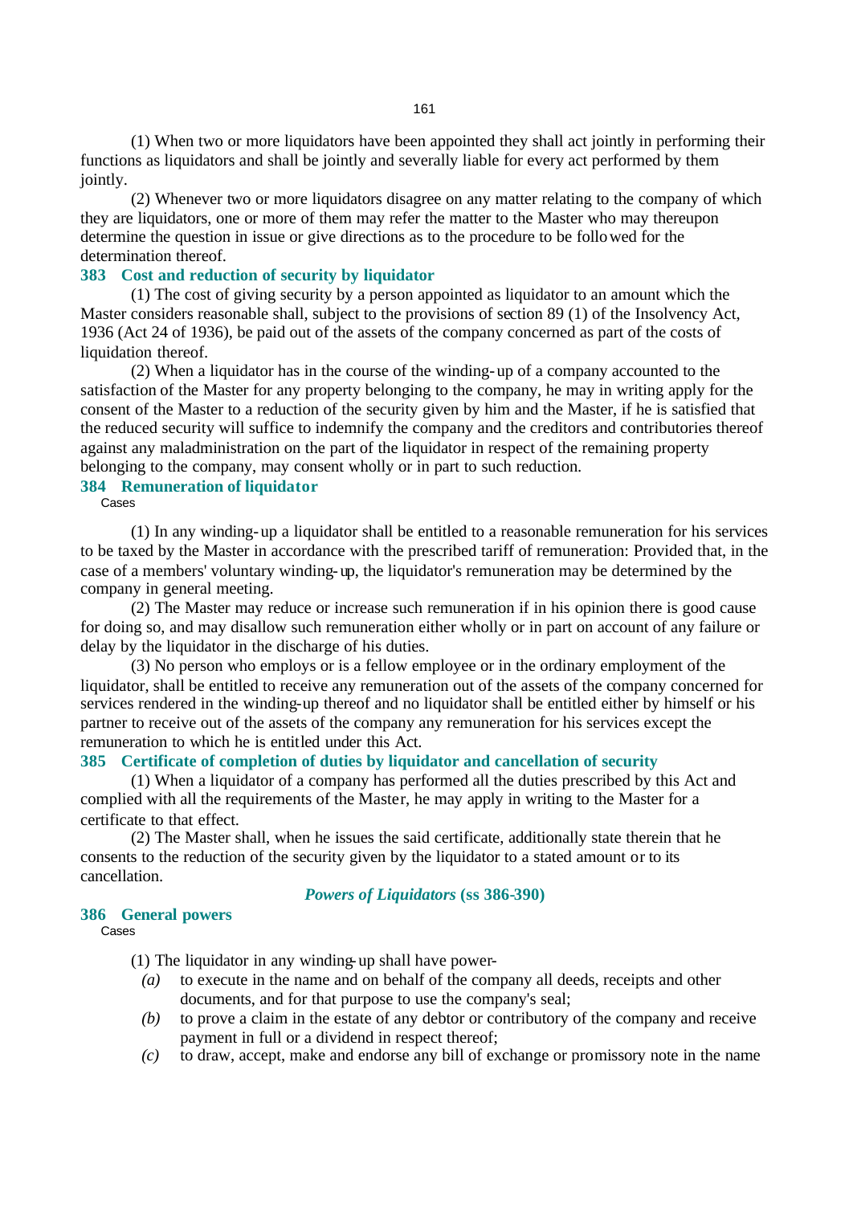(1) When two or more liquidators have been appointed they shall act jointly in performing their functions as liquidators and shall be jointly and severally liable for every act performed by them jointly.

(2) Whenever two or more liquidators disagree on any matter relating to the company of which they are liquidators, one or more of them may refer the matter to the Master who may thereupon determine the question in issue or give directions as to the procedure to be followed for the determination thereof.

### 383 Cost and reduction of security by liquidator

(1) The cost of giving security by a person appointed as liquidator to an amount which the Master considers reasonable shall, subject to the provisions of section 89 (1) of the Insolvency Act, 1936 (Act 24 of 1936), be paid out of the assets of the company concerned as part of the costs of liquidation thereof.

(2) When a liquidator has in the course of the winding-up of a company accounted to the satisfaction of the Master for any property belonging to the company, he may in writing apply for the consent of the Master to a reduction of the security given by him and the Master, if he is satisfied that the reduced security will suffice to indemnify the company and the creditors and contributories thereof against any maladministration on the part of the liquidator in respect of the remaining property belonging to the company, may consent wholly or in part to such reduction.

### 384 Remuneration of liquidator

Cases

(1) In any winding-up a liquidator shall be entitled to a reasonable remuneration for his services to be taxed by the Master in accordance with the prescribed tariff of remuneration: Provided that, in the case of a members' voluntary winding-up, the liquidator's remuneration may be determined by the company in general meeting.

(2) The Master may reduce or increase such remuneration if in his opinion there is good cause for doing so, and may disallow such remuneration either wholly or in part on account of any failure or delay by the liquidator in the discharge of his duties.

(3) No person who employs or is a fellow employee or in the ordinary employment of the liquidator, shall be entitled to receive any remuneration out of the assets of the company concerned for services rendered in the winding-up thereof and no liquidator shall be entitled either by himself or his partner to receive out of the assets of the company any remuneration for his services except the remuneration to which he is entitled under this Act.

### 385 Certificate of completion of duties by liquidator and cancellation of security

(1) When a liquidator of a company has performed all the duties prescribed by this Act and complied with all the requirements of the Master, he may apply in writing to the Master for a certificate to that effect.

(2) The Master shall, when he issues the said certificate, additionally state therein that he consents to the reduction of the security given by the liquidator to a stated amount or to its cancellation.

## *Powers of Liquidators* (ss 386-390)

### 386 General powers

Cases

(1) The liquidator in any winding-up shall have power-

- *(a)* to execute in the name and on behalf of the company all deeds, receipts and other documents, and for that purpose to use the company's seal;
- *(b)* to prove a claim in the estate of any debtor or contributory of the company and receive payment in full or a dividend in respect thereof;
- *(c)* to draw, accept, make and endorse any bill of exchange or promissory note in the name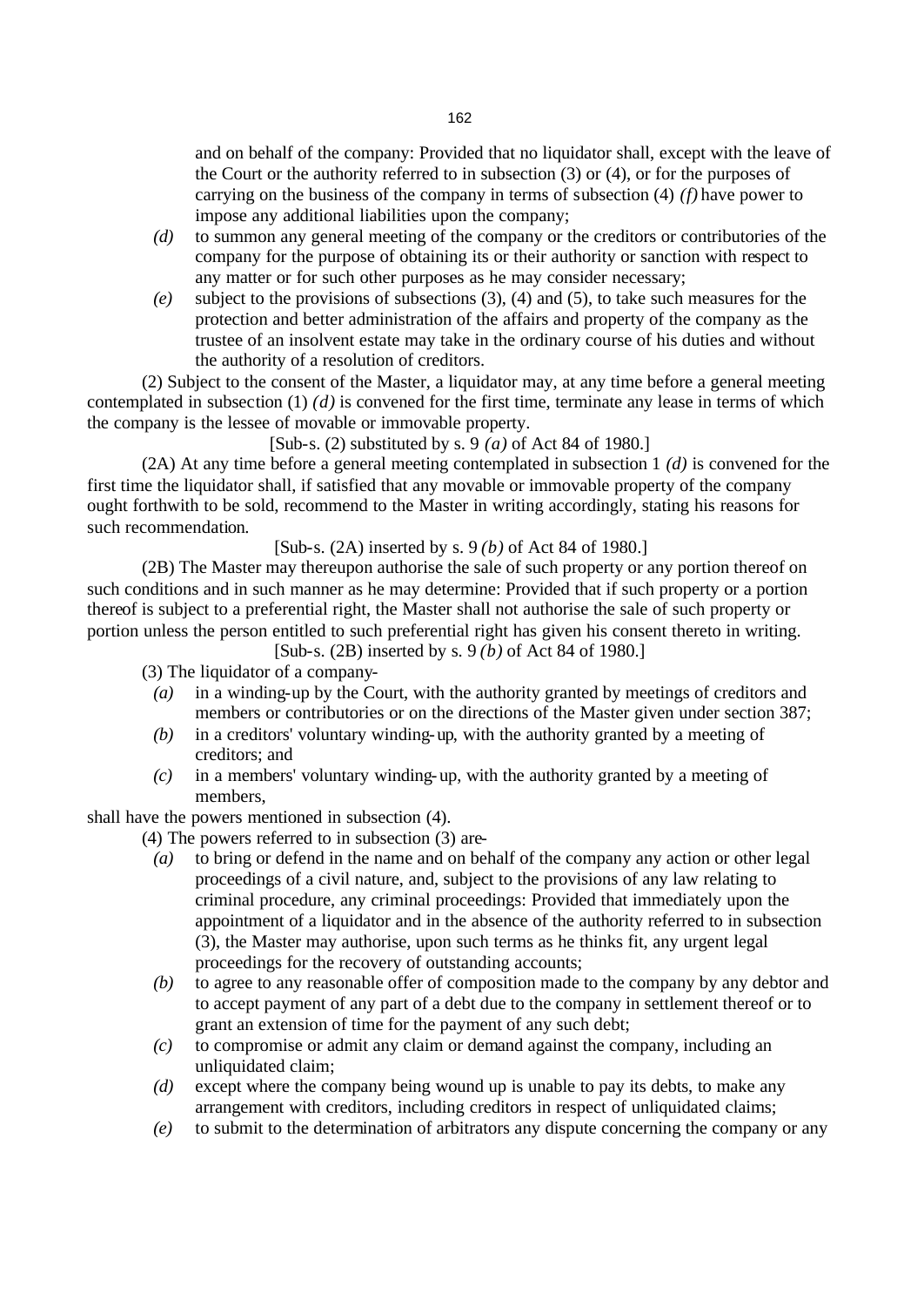and on behalf of the company: Provided that no liquidator shall, except with the leave of the Court or the authority referred to in subsection (3) or (4), or for the purposes of carrying on the business of the company in terms of subsection (4) *(f)* have power to impose any additional liabilities upon the company;

*(d)* to summon any general meeting of the company or the creditors or contributories of the company for the purpose of obtaining its or their authority or sanction with respect to any matter or for such other purposes as he may consider necessary;

*(e)* subject to the provisions of subsections (3), (4) and (5), to take such measures for the protection and better administration of the affairs and property of the company as the trustee of an insolvent estate may take in the ordinary course of his duties and without the authority of a resolution of creditors.

(2) Subject to the consent of the Master, a liquidator may, at any time before a general meeting contemplated in subsection (1) *(d)* is convened for the first time, terminate any lease in terms of which the company is the lessee of movable or immovable property.

[Sub-s. (2) substituted by s. 9 *(a)* of Act 84 of 1980.]

(2A) At any time before a general meeting contemplated in subsection 1 *(d)* is convened for the first time the liquidator shall, if satisfied that any movable or immovable property of the company ought forthwith to be sold, recommend to the Master in writing accordingly, stating his reasons for such recommendation.

[Sub-s. (2A) inserted by s. 9 *(b)* of Act 84 of 1980.]

(2B) The Master may thereupon authorise the sale of such property or any portion thereof on such conditions and in such manner as he may determine: Provided that if such property or a portion thereof is subject to a preferential right, the Master shall not authorise the sale of such property or portion unless the person entitled to such preferential right has given his consent thereto in writing.

[Sub-s. (2B) inserted by s. 9 *(b)* of Act 84 of 1980.]

(3) The liquidator of a company-

*(a)* in a winding-up by the Court, with the authority granted by meetings of creditors and members or contributories or on the directions of the Master given under section 387;

*(b)* in a creditors' voluntary winding-up, with the authority granted by a meeting of creditors; and

*(c)* in a members' voluntary winding-up, with the authority granted by a meeting of members,

shall have the powers mentioned in subsection (4).

(4) The powers referred to in subsection (3) are-

*(a)* to bring or defend in the name and on behalf of the company any action or other legal proceedings of a civil nature, and, subject to the provisions of any law relating to criminal procedure, any criminal proceedings: Provided that immediately upon the appointment of a liquidator and in the absence of the authority referred to in subsection (3), the Master may authorise, upon such terms as he thinks fit, any urgent legal proceedings for the recovery of outstanding accounts;

*(b)* to agree to any reasonable offer of composition made to the company by any debtor and to accept payment of any part of a debt due to the company in settlement thereof or to grant an extension of time for the payment of any such debt;

*(c)* to compromise or admit any claim or demand against the company, including an unliquidated claim;

*(d)* except where the company being wound up is unable to pay its debts, to make any arrangement with creditors, including creditors in respect of unliquidated claims;

*(e)* to submit to the determination of arbitrators any dispute concerning the company or any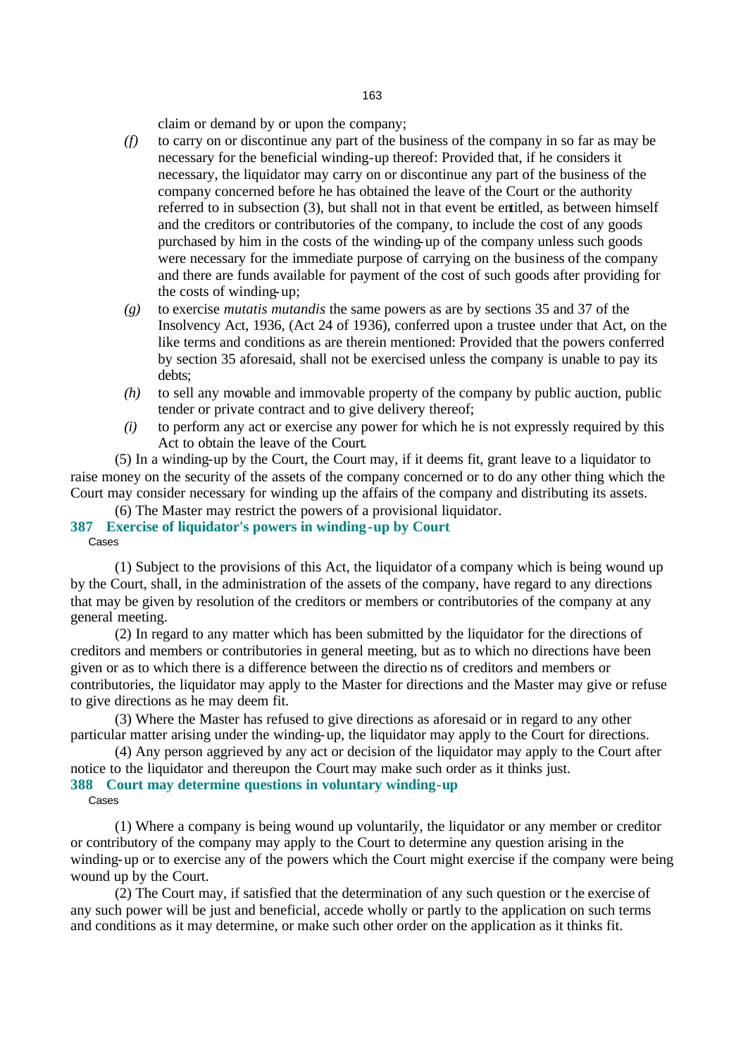claim or demand by or upon the company;

*(f)* to carry on or discontinue any part of the business of the company in so far as may be necessary for the beneficial winding-up thereof: Provided that, if he considers it necessary, the liquidator may carry on or discontinue any part of the business of the company concerned before he has obtained the leave of the Court or the authority referred to in subsection (3), but shall not in that event be entitled, as between himself and the creditors or contributories of the company, to include the cost of any goods purchased by him in the costs of the winding-up of the company unless such goods were necessary for the immediate purpose of carrying on the business of the company and there are funds available for payment of the cost of such goods after providing for the costs of winding-up;

*(g)* to exercise *mutatis mutandis* the same powers as are by sections 35 and 37 of the Insolvency Act, 1936, (Act 24 of 1936), conferred upon a trustee under that Act, on the like terms and conditions as are therein mentioned: Provided that the powers conferred by section 35 aforesaid, shall not be exercised unless the company is unable to pay its debts;

*(h)* to sell any movable and immovable property of the company by public auction, public tender or private contract and to give delivery thereof;

*(i)* to perform any act or exercise any power for which he is not expressly required by this Act to obtain the leave of the Court.

(5) In a winding-up by the Court, the Court may, if it deems fit, grant leave to a liquidator to raise money on the security of the assets of the company concerned or to do any other thing which the Court may consider necessary for winding up the affairs of the company and distributing its assets.

(6) The Master may restrict the powers of a provisional liquidator.

### 387 Exercise of liquidator's powers in winding-up by Court

Cases

(1) Subject to the provisions of this Act, the liquidator of a company which is being wound up by the Court, shall, in the administration of the assets of the company, have regard to any directions that may be given by resolution of the creditors or members or contributories of the company at any general meeting.

(2) In regard to any matter which has been submitted by the liquidator for the directions of creditors and members or contributories in general meeting, but as to which no directions have been given or as to which there is a difference between the directions of creditors and members or contributories, the liquidator may apply to the Master for directions and the Master may give or refuse to give directions as he may deem fit.

(3) Where the Master has refused to give directions as aforesaid or in regard to any other particular matter arising under the winding-up, the liquidator may apply to the Court for directions.

(4) Any person aggrieved by any act or decision of the liquidator may apply to the Court after notice to the liquidator and thereupon the Court may make such order as it thinks just.

### 388 Court may determine questions in voluntary winding-up

Cases

(1) Where a company is being wound up voluntarily, the liquidator or any member or creditor or contributory of the company may apply to the Court to determine any question arising in the winding-up or to exercise any of the powers which the Court might exercise if the company were being wound up by the Court.

(2) The Court may, if satisfied that the determination of any such question or the exercise of any such power will be just and beneficial, accede wholly or partly to the application on such terms and conditions as it may determine, or make such other order on the application as it thinks fit.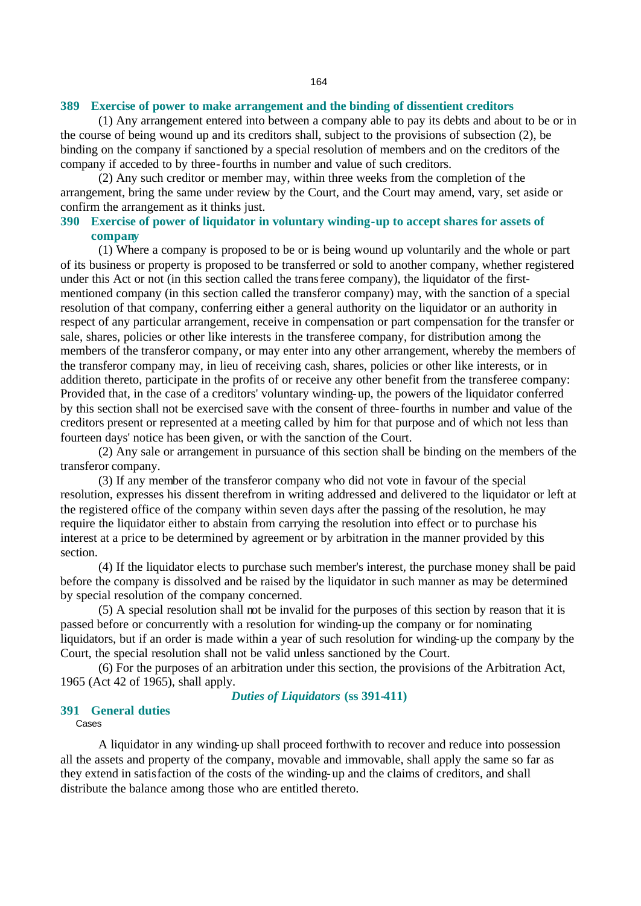### 389 Exercise of power to make arrangement and the binding of dissentient creditors

(1) Any arrangement entered into between a company able to pay its debts and about to be or in the course of being wound up and its creditors shall, subject to the provisions of subsection (2), be binding on the company if sanctioned by a special resolution of members and on the creditors of the company if acceded to by three-fourths in number and value of such creditors.

(2) Any such creditor or member may, within three weeks from the completion of the arrangement, bring the same under review by the Court, and the Court may amend, vary, set aside or confirm the arrangement as it thinks just.

### 390 Exercise of power of liquidator in voluntary winding-up to accept shares for assets of company

(1) Where a company is proposed to be or is being wound up voluntarily and the whole or part of its business or property is proposed to be transferred or sold to another company, whether registered under this Act or not (in this section called the transferee company), the liquidator of the first-mentioned company (in this section called the transferor company) may, with the sanction of a special resolution of that company, conferring either a general authority on the liquidator or an authority in respect of any particular arrangement, receive in compensation or part compensation for the transfer or sale, shares, policies or other like interests in the transferee company, for distribution among the members of the transferor company, or may enter into any other arrangement, whereby the members of the transferor company may, in lieu of receiving cash, shares, policies or other like interests, or in addition thereto, participate in the profits of or receive any other benefit from the transferee company: Provided that, in the case of a creditors' voluntary winding-up, the powers of the liquidator conferred by this section shall not be exercised save with the consent of three-fourths in number and value of the creditors present or represented at a meeting called by him for that purpose and of which not less than fourteen days' notice has been given, or with the sanction of the Court.

(2) Any sale or arrangement in pursuance of this section shall be binding on the members of the transferor company.

(3) If any member of the transferor company who did not vote in favour of the special resolution, expresses his dissent therefrom in writing addressed and delivered to the liquidator or left at the registered office of the company within seven days after the passing of the resolution, he may require the liquidator either to abstain from carrying the resolution into effect or to purchase his interest at a price to be determined by agreement or by arbitration in the manner provided by this section.

(4) If the liquidator elects to purchase such member's interest, the purchase money shall be paid before the company is dissolved and be raised by the liquidator in such manner as may be determined by special resolution of the company concerned.

(5) A special resolution shall not be invalid for the purposes of this section by reason that it is passed before or concurrently with a resolution for winding-up the company or for nominating liquidators, but if an order is made within a year of such resolution for winding-up the company by the Court, the special resolution shall not be valid unless sanctioned by the Court.

(6) For the purposes of an arbitration under this section, the provisions of the Arbitration Act, 1965 (Act 42 of 1965), shall apply.

## *Duties of Liquidators* (ss 391-411)

### 391 General duties

Cases

A liquidator in any winding-up shall proceed forthwith to recover and reduce into possession all the assets and property of the company, movable and immovable, shall apply the same so far as they extend in satisfaction of the costs of the winding-up and the claims of creditors, and shall distribute the balance among those who are entitled thereto.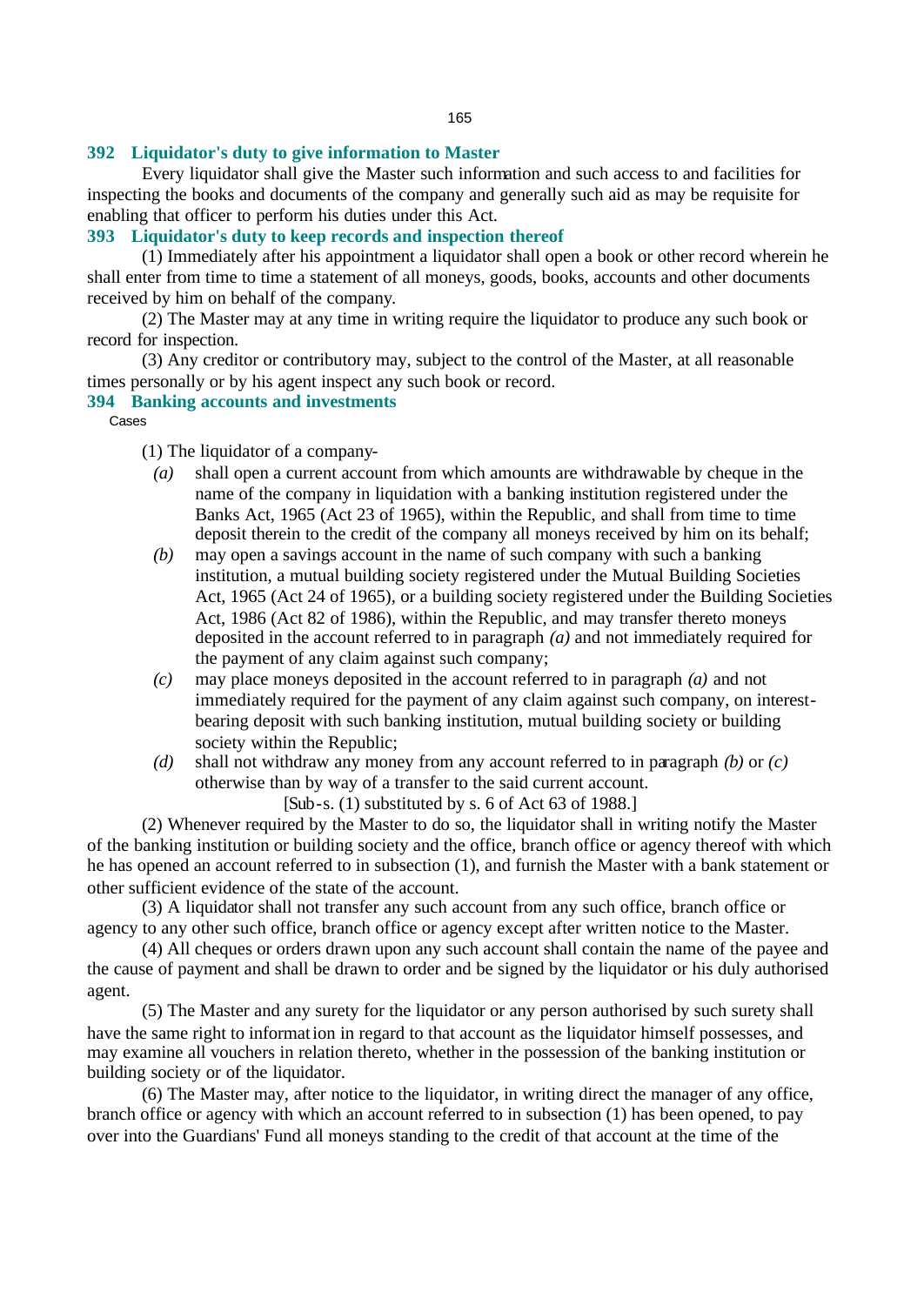### 392 Liquidator's duty to give information to Master

Every liquidator shall give the Master such information and such access to and facilities for inspecting the books and documents of the company and generally such aid as may be requisite for enabling that officer to perform his duties under this Act.

### 393 Liquidator's duty to keep records and inspection thereof

(1) Immediately after his appointment a liquidator shall open a book or other record wherein he shall enter from time to time a statement of all moneys, goods, books, accounts and other documents received by him on behalf of the company.

(2) The Master may at any time in writing require the liquidator to produce any such book or record for inspection.

(3) Any creditor or contributory may, subject to the control of the Master, at all reasonable times personally or by his agent inspect any such book or record.

### 394 Banking accounts and investments

Cases

(1) The liquidator of a company-

*(a)* shall open a current account from which amounts are withdrawable by cheque in the name of the company in liquidation with a banking institution registered under the Banks Act, 1965 (Act 23 of 1965), within the Republic, and shall from time to time deposit therein to the credit of the company all moneys received by him on its behalf;

*(b)* may open a savings account in the name of such company with such a banking institution, a mutual building society registered under the Mutual Building Societies Act, 1965 (Act 24 of 1965), or a building society registered under the Building Societies Act, 1986 (Act 82 of 1986), within the Republic, and may transfer thereto moneys deposited in the account referred to in paragraph *(a)* and not immediately required for the payment of any claim against such company;

*(c)* may place moneys deposited in the account referred to in paragraph *(a)* and not immediately required for the payment of any claim against such company, on interest-bearing deposit with such banking institution, mutual building society or building society within the Republic;

*(d)* shall not withdraw any money from any account referred to in paragraph *(b)* or *(c)* otherwise than by way of a transfer to the said current account.

[Sub-s. (1) substituted by s. 6 of Act 63 of 1988.]

(2) Whenever required by the Master to do so, the liquidator shall in writing notify the Master of the banking institution or building society and the office, branch office or agency thereof with which he has opened an account referred to in subsection (1), and furnish the Master with a bank statement or other sufficient evidence of the state of the account.

(3) A liquidator shall not transfer any such account from any such office, branch office or agency to any other such office, branch office or agency except after written notice to the Master.

(4) All cheques or orders drawn upon any such account shall contain the name of the payee and the cause of payment and shall be drawn to order and be signed by the liquidator or his duly authorised agent.

(5) The Master and any surety for the liquidator or any person authorised by such surety shall have the same right to information in regard to that account as the liquidator himself possesses, and may examine all vouchers in relation thereto, whether in the possession of the banking institution or building society or of the liquidator.

(6) The Master may, after notice to the liquidator, in writing direct the manager of any office, branch office or agency with which an account referred to in subsection (1) has been opened, to pay over into the Guardians' Fund all moneys standing to the credit of that account at the time of the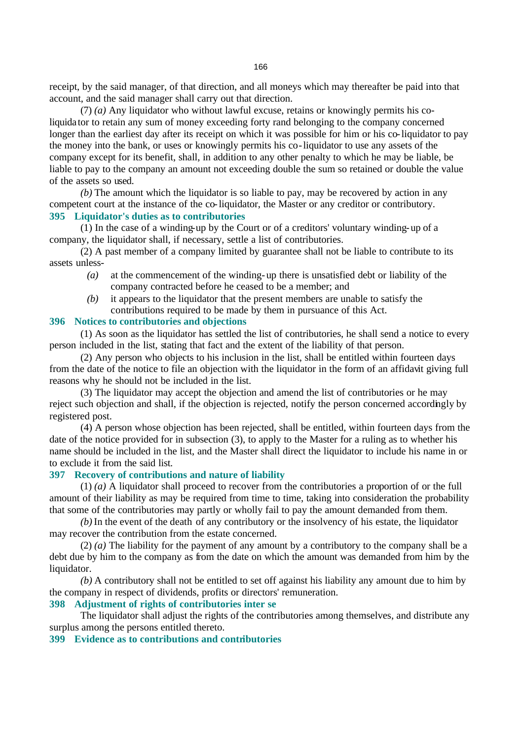receipt, by the said manager, of that direction, and all moneys which may thereafter be paid into that account, and the said manager shall carry out that direction.

(7) *(a)* Any liquidator who without lawful excuse, retains or knowingly permits his co-liquidator to retain any sum of money exceeding forty rand belonging to the company concerned longer than the earliest day after its receipt on which it was possible for him or his co-liquidator to pay the money into the bank, or uses or knowingly permits his co-liquidator to use any assets of the company except for its benefit, shall, in addition to any other penalty to which he may be liable, be liable to pay to the company an amount not exceeding double the sum so retained or double the value of the assets so used.

*(b)* The amount which the liquidator is so liable to pay, may be recovered by action in any competent court at the instance of the co-liquidator, the Master or any creditor or contributory.

### 395 Liquidator's duties as to contributories

(1) In the case of a winding-up by the Court or of a creditors' voluntary winding-up of a company, the liquidator shall, if necessary, settle a list of contributories.

(2) A past member of a company limited by guarantee shall not be liable to contribute to its assets unless-

*(a)* at the commencement of the winding-up there is unsatisfied debt or liability of the company contracted before he ceased to be a member; and

*(b)* it appears to the liquidator that the present members are unable to satisfy the contributions required to be made by them in pursuance of this Act.

### 396 Notices to contributories and objections

(1) As soon as the liquidator has settled the list of contributories, he shall send a notice to every person included in the list, stating that fact and the extent of the liability of that person.

(2) Any person who objects to his inclusion in the list, shall be entitled within fourteen days from the date of the notice to file an objection with the liquidator in the form of an affidavit giving full reasons why he should not be included in the list.

(3) The liquidator may accept the objection and amend the list of contributories or he may reject such objection and shall, if the objection is rejected, notify the person concerned accordingly by registered post.

(4) A person whose objection has been rejected, shall be entitled, within fourteen days from the date of the notice provided for in subsection (3), to apply to the Master for a ruling as to whether his name should be included in the list, and the Master shall direct the liquidator to include his name in or to exclude it from the said list.

### 397 Recovery of contributions and nature of liability

(1) *(a)* A liquidator shall proceed to recover from the contributories a proportion of or the full amount of their liability as may be required from time to time, taking into consideration the probability that some of the contributories may partly or wholly fail to pay the amount demanded from them.

*(b)* In the event of the death of any contributory or the insolvency of his estate, the liquidator may recover the contribution from the estate concerned.

(2) *(a)* The liability for the payment of any amount by a contributory to the company shall be a debt due by him to the company as from the date on which the amount was demanded from him by the liquidator.

*(b)* A contributory shall not be entitled to set off against his liability any amount due to him by the company in respect of dividends, profits or directors' remuneration.

### 398 Adjustment of rights of contributories inter se

The liquidator shall adjust the rights of the contributories among themselves, and distribute any surplus among the persons entitled thereto.

### 399 Evidence as to contributions and contributories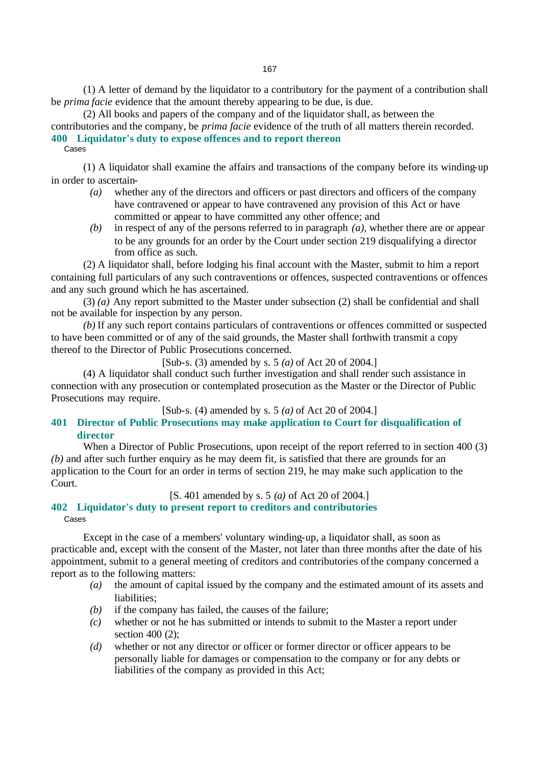(1) A letter of demand by the liquidator to a contributory for the payment of a contribution shall be *prima facie* evidence that the amount thereby appearing to be due, is due.

(2) All books and papers of the company and of the liquidator shall, as between the contributories and the company, be *prima facie* evidence of the truth of all matters therein recorded.

### 400 Liquidator's duty to expose offences and to report thereon

Cases

(1) A liquidator shall examine the affairs and transactions of the company before its winding-up in order to ascertain-

*(a)* whether any of the directors and officers or past directors and officers of the company have contravened or appear to have contravened any provision of this Act or have committed or appear to have committed any other offence; and

*(b)* in respect of any of the persons referred to in paragraph *(a)*, whether there are or appear to be any grounds for an order by the Court under section 219 disqualifying a director from office as such.

(2) A liquidator shall, before lodging his final account with the Master, submit to him a report containing full particulars of any such contraventions or offences, suspected contraventions or offences and any such ground which he has ascertained.

(3) *(a)* Any report submitted to the Master under subsection (2) shall be confidential and shall not be available for inspection by any person.

*(b)* If any such report contains particulars of contraventions or offences committed or suspected to have been committed or of any of the said grounds, the Master shall forthwith transmit a copy thereof to the Director of Public Prosecutions concerned.

[Sub-s. (3) amended by s. 5 *(a)* of Act 20 of 2004.]

(4) A liquidator shall conduct such further investigation and shall render such assistance in connection with any prosecution or contemplated prosecution as the Master or the Director of Public Prosecutions may require.

[Sub-s. (4) amended by s. 5 *(a)* of Act 20 of 2004.]

### 401 Director of Public Prosecutions may make application to Court for disqualification of director

When a Director of Public Prosecutions, upon receipt of the report referred to in section 400 (3) *(b)* and after such further enquiry as he may deem fit, is satisfied that there are grounds for an application to the Court for an order in terms of section 219, he may make such application to the Court.

[S. 401 amended by s. 5 *(a)* of Act 20 of 2004.]

### 402 Liquidator's duty to present report to creditors and contributories

Cases

Except in the case of a members' voluntary winding-up, a liquidator shall, as soon as practicable and, except with the consent of the Master, not later than three months after the date of his appointment, submit to a general meeting of creditors and contributories of the company concerned a report as to the following matters:

*(a)* the amount of capital issued by the company and the estimated amount of its assets and liabilities;

*(b)* if the company has failed, the causes of the failure;

*(c)* whether or not he has submitted or intends to submit to the Master a report under section 400 (2);

*(d)* whether or not any director or officer or former director or officer appears to be personally liable for damages or compensation to the company or for any debts or liabilities of the company as provided in this Act;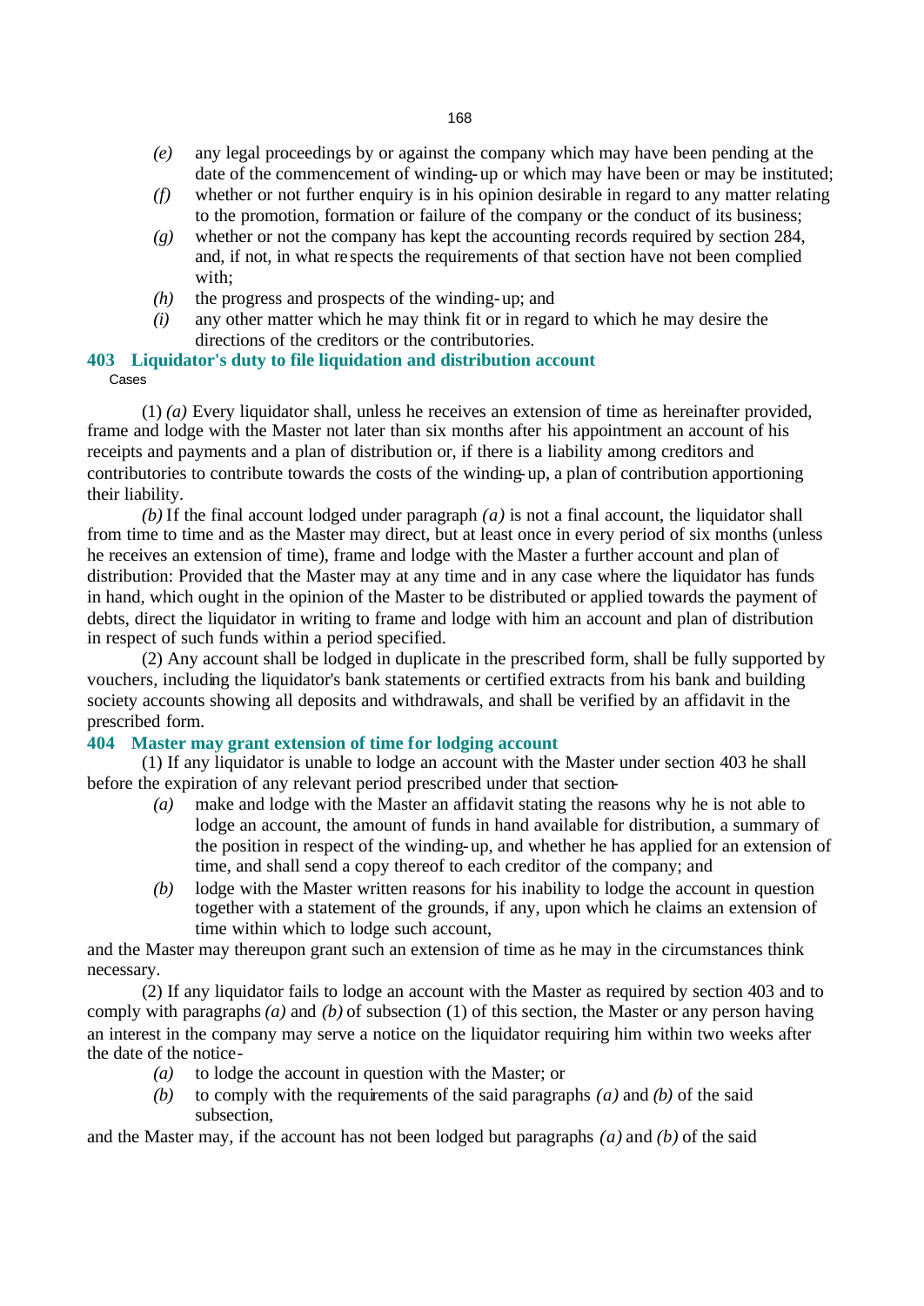*(e)* any legal proceedings by or against the company which may have been pending at the date of the commencement of winding-up or which may have been or may be instituted;

*(f)* whether or not further enquiry is in his opinion desirable in regard to any matter relating to the promotion, formation or failure of the company or the conduct of its business;

*(g)* whether or not the company has kept the accounting records required by section 284, and, if not, in what respects the requirements of that section have not been complied with;

*(h)* the progress and prospects of the winding-up; and

*(i)* any other matter which he may think fit or in regard to which he may desire the directions of the creditors or the contributories.

### 403 Liquidator's duty to file liquidation and distribution account

Cases

(1) *(a)* Every liquidator shall, unless he receives an extension of time as hereinafter provided, frame and lodge with the Master not later than six months after his appointment an account of his receipts and payments and a plan of distribution or, if there is a liability among creditors and contributories to contribute towards the costs of the winding-up, a plan of contribution apportioning their liability.

*(b)* If the final account lodged under paragraph *(a)* is not a final account, the liquidator shall from time to time and as the Master may direct, but at least once in every period of six months (unless he receives an extension of time), frame and lodge with the Master a further account and plan of distribution: Provided that the Master may at any time and in any case where the liquidator has funds in hand, which ought in the opinion of the Master to be distributed or applied towards the payment of debts, direct the liquidator in writing to frame and lodge with him an account and plan of distribution in respect of such funds within a period specified.

(2) Any account shall be lodged in duplicate in the prescribed form, shall be fully supported by vouchers, including the liquidator's bank statements or certified extracts from his bank and building society accounts showing all deposits and withdrawals, and shall be verified by an affidavit in the prescribed form.

### 404 Master may grant extension of time for lodging account

(1) If any liquidator is unable to lodge an account with the Master under section 403 he shall before the expiration of any relevant period prescribed under that section-

*(a)* make and lodge with the Master an affidavit stating the reasons why he is not able to lodge an account, the amount of funds in hand available for distribution, a summary of the position in respect of the winding-up, and whether he has applied for an extension of time, and shall send a copy thereof to each creditor of the company; and

*(b)* lodge with the Master written reasons for his inability to lodge the account in question together with a statement of the grounds, if any, upon which he claims an extension of time within which to lodge such account,

and the Master may thereupon grant such an extension of time as he may in the circumstances think necessary.

(2) If any liquidator fails to lodge an account with the Master as required by section 403 and to comply with paragraphs *(a)* and *(b)* of subsection (1) of this section, the Master or any person having an interest in the company may serve a notice on the liquidator requiring him within two weeks after the date of the notice-

*(a)* to lodge the account in question with the Master; or

*(b)* to comply with the requirements of the said paragraphs *(a)* and *(b)* of the said subsection,

and the Master may, if the account has not been lodged but paragraphs *(a)* and *(b)* of the said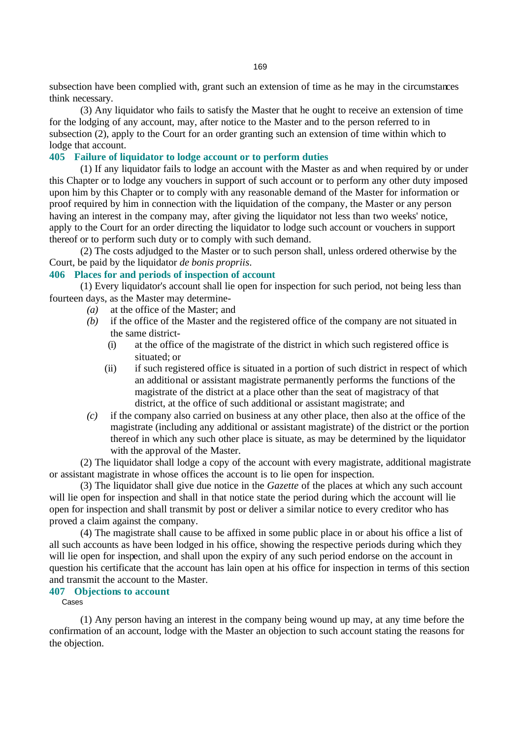subsection have been complied with, grant such an extension of time as he may in the circumstances think necessary.

(3) Any liquidator who fails to satisfy the Master that he ought to receive an extension of time for the lodging of any account, may, after notice to the Master and to the person referred to in subsection (2), apply to the Court for an order granting such an extension of time within which to lodge that account.

### 405 Failure of liquidator to lodge account or to perform duties

(1) If any liquidator fails to lodge an account with the Master as and when required by or under this Chapter or to lodge any vouchers in support of such account or to perform any other duty imposed upon him by this Chapter or to comply with any reasonable demand of the Master for information or proof required by him in connection with the liquidation of the company, the Master or any person having an interest in the company may, after giving the liquidator not less than two weeks' notice, apply to the Court for an order directing the liquidator to lodge such account or vouchers in support thereof or to perform such duty or to comply with such demand.

(2) The costs adjudged to the Master or to such person shall, unless ordered otherwise by the Court, be paid by the liquidator *de bonis propriis*.

### 406 Places for and periods of inspection of account

(1) Every liquidator's account shall lie open for inspection for such period, not being less than fourteen days, as the Master may determine-

*(a)* at the office of the Master; and

*(b)* if the office of the Master and the registered office of the company are not situated in the same district-

(i) at the office of the magistrate of the district in which such registered office is situated; or

(ii) if such registered office is situated in a portion of such district in respect of which an additional or assistant magistrate permanently performs the functions of the magistrate of the district at a place other than the seat of magistracy of that district, at the office of such additional or assistant magistrate; and

*(c)* if the company also carried on business at any other place, then also at the office of the magistrate (including any additional or assistant magistrate) of the district or the portion thereof in which any such other place is situate, as may be determined by the liquidator with the approval of the Master.

(2) The liquidator shall lodge a copy of the account with every magistrate, additional magistrate or assistant magistrate in whose offices the account is to lie open for inspection.

(3) The liquidator shall give due notice in the *Gazette* of the places at which any such account will lie open for inspection and shall in that notice state the period during which the account will lie open for inspection and shall transmit by post or deliver a similar notice to every creditor who has proved a claim against the company.

(4) The magistrate shall cause to be affixed in some public place in or about his office a list of all such accounts as have been lodged in his office, showing the respective periods during which they will lie open for inspection, and shall upon the expiry of any such period endorse on the account in question his certificate that the account has lain open at his office for inspection in terms of this section and transmit the account to the Master.

### 407 Objections to account

Cases

(1) Any person having an interest in the company being wound up may, at any time before the confirmation of an account, lodge with the Master an objection to such account stating the reasons for the objection.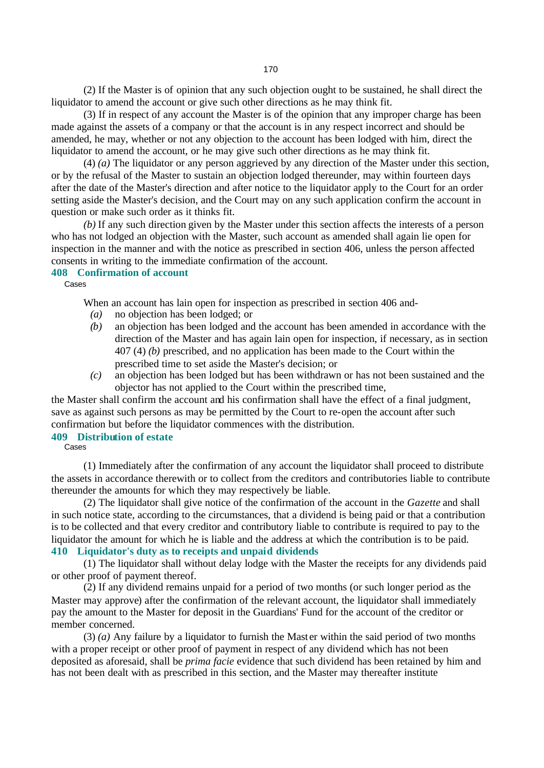(2) If the Master is of opinion that any such objection ought to be sustained, he shall direct the liquidator to amend the account or give such other directions as he may think fit.

(3) If in respect of any account the Master is of the opinion that any improper charge has been made against the assets of a company or that the account is in any respect incorrect and should be amended, he may, whether or not any objection to the account has been lodged with him, direct the liquidator to amend the account, or he may give such other directions as he may think fit.

(4) *(a)* The liquidator or any person aggrieved by any direction of the Master under this section, or by the refusal of the Master to sustain an objection lodged thereunder, may within fourteen days after the date of the Master's direction and after notice to the liquidator apply to the Court for an order setting aside the Master's decision, and the Court may on any such application confirm the account in question or make such order as it thinks fit.

*(b)* If any such direction given by the Master under this section affects the interests of a person who has not lodged an objection with the Master, such account as amended shall again lie open for inspection in the manner and with the notice as prescribed in section 406, unless the person affected consents in writing to the immediate confirmation of the account.

### 408 Confirmation of account

Cases

When an account has lain open for inspection as prescribed in section 406 and-

*(a)* no objection has been lodged; or

*(b)* an objection has been lodged and the account has been amended in accordance with the direction of the Master and has again lain open for inspection, if necessary, as in section 407 (4) *(b)* prescribed, and no application has been made to the Court within the prescribed time to set aside the Master's decision; or

*(c)* an objection has been lodged but has been withdrawn or has not been sustained and the objector has not applied to the Court within the prescribed time,

the Master shall confirm the account and his confirmation shall have the effect of a final judgment, save as against such persons as may be permitted by the Court to re-open the account after such confirmation but before the liquidator commences with the distribution.

### 409 Distribution of estate

Cases

(1) Immediately after the confirmation of any account the liquidator shall proceed to distribute the assets in accordance therewith or to collect from the creditors and contributories liable to contribute thereunder the amounts for which they may respectively be liable.

(2) The liquidator shall give notice of the confirmation of the account in the *Gazette* and shall in such notice state, according to the circumstances, that a dividend is being paid or that a contribution is to be collected and that every creditor and contributory liable to contribute is required to pay to the liquidator the amount for which he is liable and the address at which the contribution is to be paid.

### 410 Liquidator's duty as to receipts and unpaid dividends

(1) The liquidator shall without delay lodge with the Master the receipts for any dividends paid or other proof of payment thereof.

(2) If any dividend remains unpaid for a period of two months (or such longer period as the Master may approve) after the confirmation of the relevant account, the liquidator shall immediately pay the amount to the Master for deposit in the Guardians' Fund for the account of the creditor or member concerned.

(3) *(a)* Any failure by a liquidator to furnish the Master within the said period of two months with a proper receipt or other proof of payment in respect of any dividend which has not been deposited as aforesaid, shall be *prima facie* evidence that such dividend has been retained by him and has not been dealt with as prescribed in this section, and the Master may thereafter institute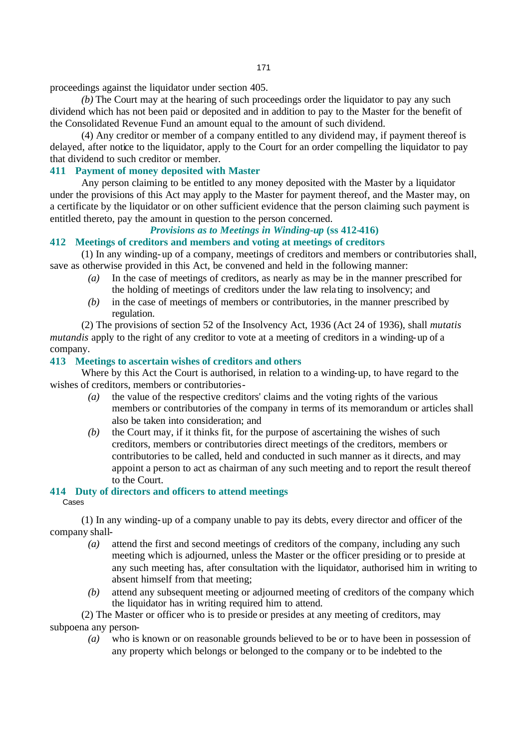proceedings against the liquidator under section 405.

*(b)* The Court may at the hearing of such proceedings order the liquidator to pay any such dividend which has not been paid or deposited and in addition to pay to the Master for the benefit of the Consolidated Revenue Fund an amount equal to the amount of such dividend.

(4) Any creditor or member of a company entitled to any dividend may, if payment thereof is delayed, after notice to the liquidator, apply to the Court for an order compelling the liquidator to pay that dividend to such creditor or member.

### 411 Payment of money deposited with Master

Any person claiming to be entitled to any money deposited with the Master by a liquidator under the provisions of this Act may apply to the Master for payment thereof, and the Master may, on a certificate by the liquidator or on other sufficient evidence that the person claiming such payment is entitled thereto, pay the amount in question to the person concerned.

## *Provisions as to Meetings in Winding-up* (ss 412-416)

### 412 Meetings of creditors and members and voting at meetings of creditors

(1) In any winding-up of a company, meetings of creditors and members or contributories shall, save as otherwise provided in this Act, be convened and held in the following manner:

*(a)* In the case of meetings of creditors, as nearly as may be in the manner prescribed for the holding of meetings of creditors under the law relating to insolvency; and

*(b)* in the case of meetings of members or contributories, in the manner prescribed by regulation.

(2) The provisions of section 52 of the Insolvency Act, 1936 (Act 24 of 1936), shall *mutatis mutandis* apply to the right of any creditor to vote at a meeting of creditors in a winding-up of a company.

### 413 Meetings to ascertain wishes of creditors and others

Where by this Act the Court is authorised, in relation to a winding-up, to have regard to the wishes of creditors, members or contributories-

*(a)* the value of the respective creditors' claims and the voting rights of the various members or contributories of the company in terms of its memorandum or articles shall also be taken into consideration; and

*(b)* the Court may, if it thinks fit, for the purpose of ascertaining the wishes of such creditors, members or contributories direct meetings of the creditors, members or contributories to be called, held and conducted in such manner as it directs, and may appoint a person to act as chairman of any such meeting and to report the result thereof to the Court.

### 414 Duty of directors and officers to attend meetings

Cases

(1) In any winding-up of a company unable to pay its debts, every director and officer of the company shall-

*(a)* attend the first and second meetings of creditors of the company, including any such meeting which is adjourned, unless the Master or the officer presiding or to preside at any such meeting has, after consultation with the liquidator, authorised him in writing to absent himself from that meeting;

*(b)* attend any subsequent meeting or adjourned meeting of creditors of the company which the liquidator has in writing required him to attend.

(2) The Master or officer who is to preside or presides at any meeting of creditors, may subpoena any person-

*(a)* who is known or on reasonable grounds believed to be or to have been in possession of any property which belongs or belonged to the company or to be indebted to the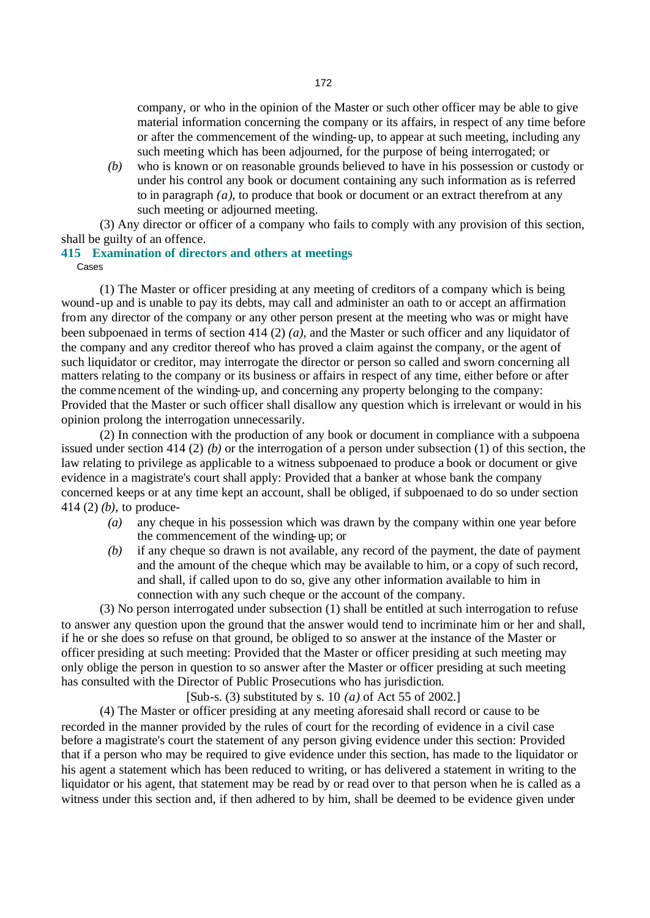company, or who in the opinion of the Master or such other officer may be able to give material information concerning the company or its affairs, in respect of any time before or after the commencement of the winding-up, to appear at such meeting, including any such meeting which has been adjourned, for the purpose of being interrogated; or

*(b)* who is known or on reasonable grounds believed to have in his possession or custody or under his control any book or document containing any such information as is referred to in paragraph *(a)*, to produce that book or document or an extract therefrom at any such meeting or adjourned meeting.

(3) Any director or officer of a company who fails to comply with any provision of this section, shall be guilty of an offence.

### 415 Examination of directors and others at meetings

Cases

(1) The Master or officer presiding at any meeting of creditors of a company which is being wound-up and is unable to pay its debts, may call and administer an oath to or accept an affirmation from any director of the company or any other person present at the meeting who was or might have been subpoenaed in terms of section 414 (2) *(a)*, and the Master or such officer and any liquidator of the company and any creditor thereof who has proved a claim against the company, or the agent of such liquidator or creditor, may interrogate the director or person so called and sworn concerning all matters relating to the company or its business or affairs in respect of any time, either before or after the commencement of the winding-up, and concerning any property belonging to the company: Provided that the Master or such officer shall disallow any question which is irrelevant or would in his opinion prolong the interrogation unnecessarily.

(2) In connection with the production of any book or document in compliance with a subpoena issued under section 414 (2) *(b)* or the interrogation of a person under subsection (1) of this section, the law relating to privilege as applicable to a witness subpoenaed to produce a book or document or give evidence in a magistrate's court shall apply: Provided that a banker at whose bank the company concerned keeps or at any time kept an account, shall be obliged, if subpoenaed to do so under section 414 (2) *(b)*, to produce-

*(a)* any cheque in his possession which was drawn by the company within one year before the commencement of the winding-up; or

*(b)* if any cheque so drawn is not available, any record of the payment, the date of payment and the amount of the cheque which may be available to him, or a copy of such record, and shall, if called upon to do so, give any other information available to him in connection with any such cheque or the account of the company.

(3) No person interrogated under subsection (1) shall be entitled at such interrogation to refuse to answer any question upon the ground that the answer would tend to incriminate him or her and shall, if he or she does so refuse on that ground, be obliged to so answer at the instance of the Master or officer presiding at such meeting: Provided that the Master or officer presiding at such meeting may only oblige the person in question to so answer after the Master or officer presiding at such meeting has consulted with the Director of Public Prosecutions who has jurisdiction.

[Sub-s. (3) substituted by s. 10 *(a)* of Act 55 of 2002.]

(4) The Master or officer presiding at any meeting aforesaid shall record or cause to be recorded in the manner provided by the rules of court for the recording of evidence in a civil case before a magistrate's court the statement of any person giving evidence under this section: Provided that if a person who may be required to give evidence under this section, has made to the liquidator or his agent a statement which has been reduced to writing, or has delivered a statement in writing to the liquidator or his agent, that statement may be read by or read over to that person when he is called as a witness under this section and, if then adhered to by him, shall be deemed to be evidence given under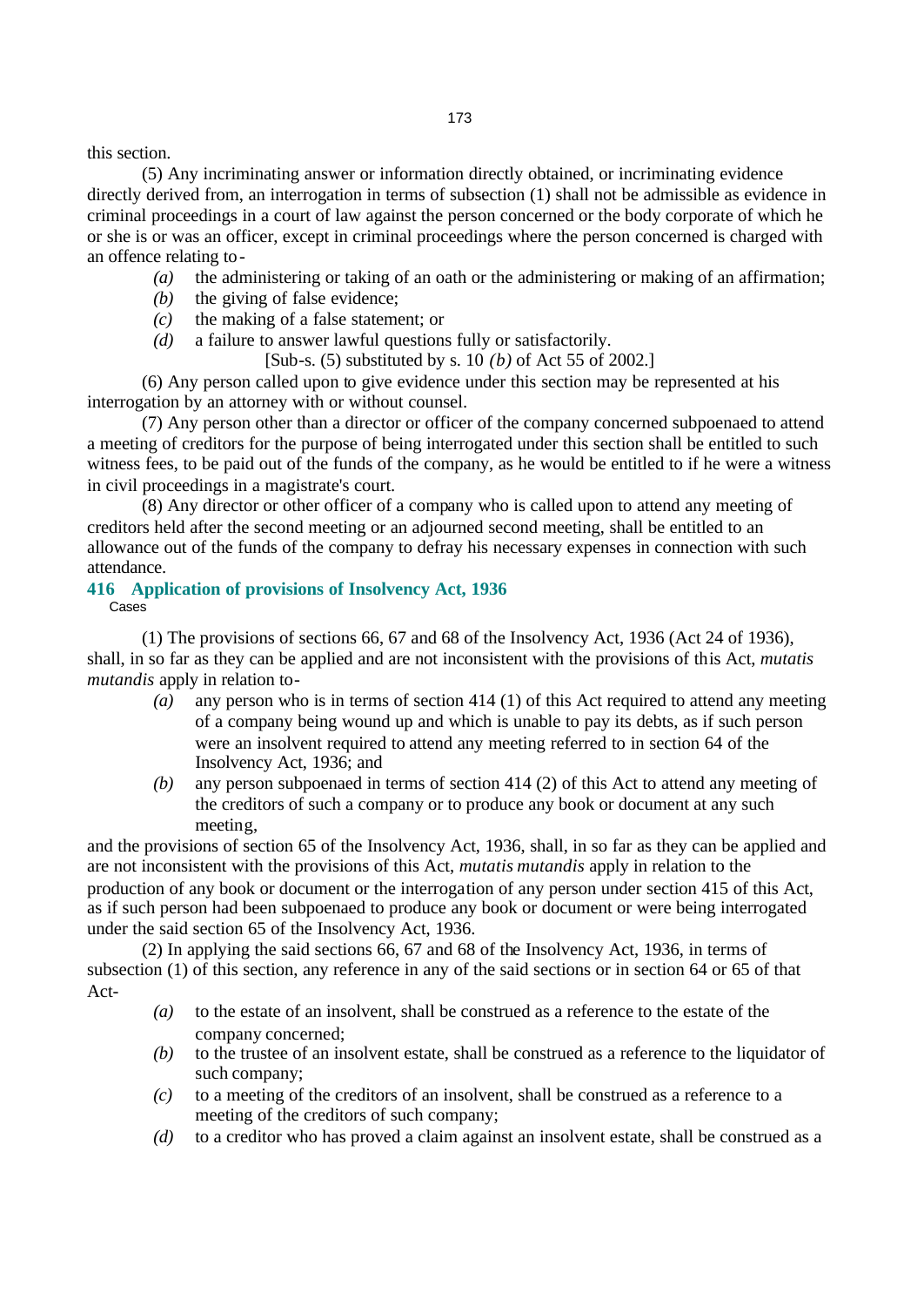this section.

(5) Any incriminating answer or information directly obtained, or incriminating evidence directly derived from, an interrogation in terms of subsection (1) shall not be admissible as evidence in criminal proceedings in a court of law against the person concerned or the body corporate of which he or she is or was an officer, except in criminal proceedings where the person concerned is charged with an offence relating to-

- *(a)* the administering or taking of an oath or the administering or making of an affirmation;
- *(b)* the giving of false evidence;
- *(c)* the making of a false statement; or
- *(d)* a failure to answer lawful questions fully or satisfactorily.

[Sub-s. (5) substituted by s. 10 *(b)* of Act 55 of 2002.]

(6) Any person called upon to give evidence under this section may be represented at his interrogation by an attorney with or without counsel.

(7) Any person other than a director or officer of the company concerned subpoenaed to attend a meeting of creditors for the purpose of being interrogated under this section shall be entitled to such witness fees, to be paid out of the funds of the company, as he would be entitled to if he were a witness in civil proceedings in a magistrate's court.

(8) Any director or other officer of a company who is called upon to attend any meeting of creditors held after the second meeting or an adjourned second meeting, shall be entitled to an allowance out of the funds of the company to defray his necessary expenses in connection with such attendance.

### 416 Application of provisions of Insolvency Act, 1936

Cases

(1) The provisions of sections 66, 67 and 68 of the Insolvency Act, 1936 (Act 24 of 1936), shall, in so far as they can be applied and are not inconsistent with the provisions of this Act, *mutatis mutandis* apply in relation to-

- *(a)* any person who is in terms of section 414 (1) of this Act required to attend any meeting of a company being wound up and which is unable to pay its debts, as if such person were an insolvent required to attend any meeting referred to in section 64 of the Insolvency Act, 1936; and
- *(b)* any person subpoenaed in terms of section 414 (2) of this Act to attend any meeting of the creditors of such a company or to produce any book or document at any such meeting,

and the provisions of section 65 of the Insolvency Act, 1936, shall, in so far as they can be applied and are not inconsistent with the provisions of this Act, *mutatis mutandis* apply in relation to the production of any book or document or the interrogation of any person under section 415 of this Act, as if such person had been subpoenaed to produce any book or document or were being interrogated under the said section 65 of the Insolvency Act, 1936.

(2) In applying the said sections 66, 67 and 68 of the Insolvency Act, 1936, in terms of subsection (1) of this section, any reference in any of the said sections or in section 64 or 65 of that Act-

- *(a)* to the estate of an insolvent, shall be construed as a reference to the estate of the company concerned;
- *(b)* to the trustee of an insolvent estate, shall be construed as a reference to the liquidator of such company;
- *(c)* to a meeting of the creditors of an insolvent, shall be construed as a reference to a meeting of the creditors of such company;
- *(d)* to a creditor who has proved a claim against an insolvent estate, shall be construed as a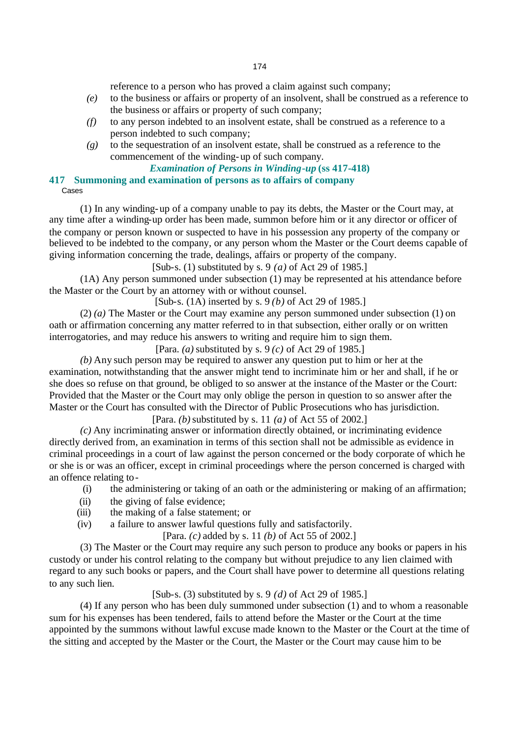reference to a person who has proved a claim against such company;

*(e)* to the business or affairs or property of an insolvent, shall be construed as a reference to the business or affairs or property of such company;

*(f)* to any person indebted to an insolvent estate, shall be construed as a reference to a person indebted to such company;

*(g)* to the sequestration of an insolvent estate, shall be construed as a reference to the commencement of the winding-up of such company.

### *Examination of Persons in Winding-up* (ss 417-418)

## 417 Summoning and examination of persons as to affairs of company

Cases

(1) In any winding-up of a company unable to pay its debts, the Master or the Court may, at any time after a winding-up order has been made, summon before him or it any director or officer of the company or person known or suspected to have in his possession any property of the company or believed to be indebted to the company, or any person whom the Master or the Court deems capable of giving information concerning the trade, dealings, affairs or property of the company.

[Sub-s. (1) substituted by s. 9 *(a)* of Act 29 of 1985.]

(1A) Any person summoned under subsection (1) may be represented at his attendance before the Master or the Court by an attorney with or without counsel.

[Sub-s. (1A) inserted by s. 9 *(b)* of Act 29 of 1985.]

(2) *(a)* The Master or the Court may examine any person summoned under subsection (1) on oath or affirmation concerning any matter referred to in that subsection, either orally or on written interrogatories, and may reduce his answers to writing and require him to sign them.

[Para. *(a)* substituted by s. 9 *(c)* of Act 29 of 1985.]

*(b)* Any such person may be required to answer any question put to him or her at the examination, notwithstanding that the answer might tend to incriminate him or her and shall, if he or she does so refuse on that ground, be obliged to so answer at the instance of the Master or the Court: Provided that the Master or the Court may only oblige the person in question to so answer after the Master or the Court has consulted with the Director of Public Prosecutions who has jurisdiction.

[Para. *(b)* substituted by s. 11 *(a)* of Act 55 of 2002.]

*(c)* Any incriminating answer or information directly obtained, or incriminating evidence directly derived from, an examination in terms of this section shall not be admissible as evidence in criminal proceedings in a court of law against the person concerned or the body corporate of which he or she is or was an officer, except in criminal proceedings where the person concerned is charged with an offence relating to-

(i) the administering or taking of an oath or the administering or making of an affirmation;

(ii) the giving of false evidence;

(iii) the making of a false statement; or

(iv) a failure to answer lawful questions fully and satisfactorily.

[Para. *(c)* added by s. 11 *(b)* of Act 55 of 2002.]

(3) The Master or the Court may require any such person to produce any books or papers in his custody or under his control relating to the company but without prejudice to any lien claimed with regard to any such books or papers, and the Court shall have power to determine all questions relating to any such lien.

[Sub-s. (3) substituted by s. 9 *(d)* of Act 29 of 1985.]

(4) If any person who has been duly summoned under subsection (1) and to whom a reasonable sum for his expenses has been tendered, fails to attend before the Master or the Court at the time appointed by the summons without lawful excuse made known to the Master or the Court at the time of the sitting and accepted by the Master or the Court, the Master or the Court may cause him to be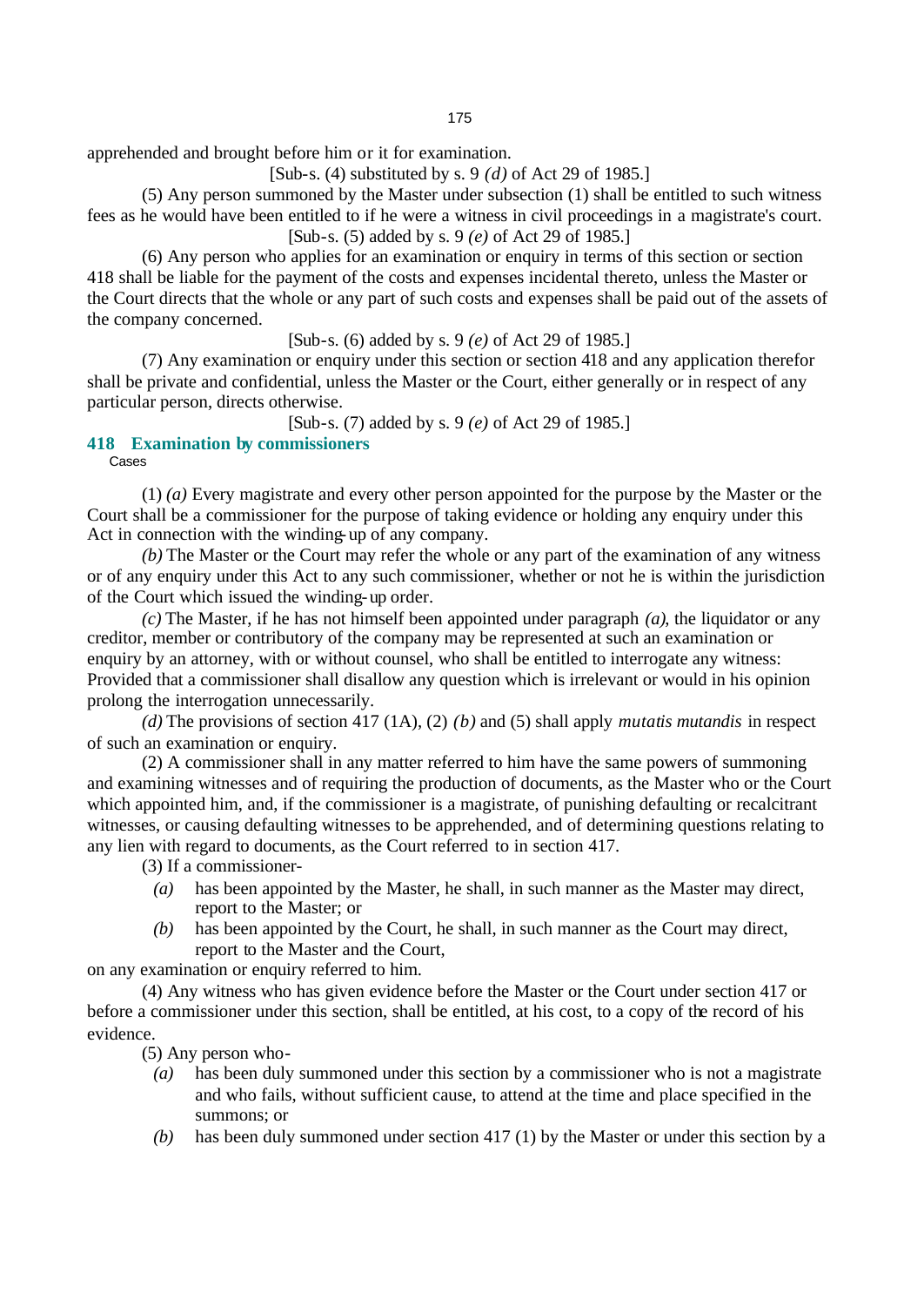apprehended and brought before him or it for examination.

[Sub-s. (4) substituted by s. 9 *(d)* of Act 29 of 1985.]

(5) Any person summoned by the Master under subsection (1) shall be entitled to such witness fees as he would have been entitled to if he were a witness in civil proceedings in a magistrate's court.

[Sub-s. (5) added by s. 9 *(e)* of Act 29 of 1985.]

(6) Any person who applies for an examination or enquiry in terms of this section or section 418 shall be liable for the payment of the costs and expenses incidental thereto, unless the Master or the Court directs that the whole or any part of such costs and expenses shall be paid out of the assets of the company concerned.

[Sub-s. (6) added by s. 9 *(e)* of Act 29 of 1985.]

(7) Any examination or enquiry under this section or section 418 and any application therefor shall be private and confidential, unless the Master or the Court, either generally or in respect of any particular person, directs otherwise.

[Sub-s. (7) added by s. 9 *(e)* of Act 29 of 1985.]

### 418 Examination by commissioners

Cases

(1) *(a)* Every magistrate and every other person appointed for the purpose by the Master or the Court shall be a commissioner for the purpose of taking evidence or holding any enquiry under this Act in connection with the winding-up of any company.

*(b)* The Master or the Court may refer the whole or any part of the examination of any witness or of any enquiry under this Act to any such commissioner, whether or not he is within the jurisdiction of the Court which issued the winding-up order.

*(c)* The Master, if he has not himself been appointed under paragraph *(a)*, the liquidator or any creditor, member or contributory of the company may be represented at such an examination or enquiry by an attorney, with or without counsel, who shall be entitled to interrogate any witness: Provided that a commissioner shall disallow any question which is irrelevant or would in his opinion prolong the interrogation unnecessarily.

*(d)* The provisions of section 417 (1A), (2) *(b)* and (5) shall apply *mutatis mutandis* in respect of such an examination or enquiry.

(2) A commissioner shall in any matter referred to him have the same powers of summoning and examining witnesses and of requiring the production of documents, as the Master who or the Court which appointed him, and, if the commissioner is a magistrate, of punishing defaulting or recalcitrant witnesses, or causing defaulting witnesses to be apprehended, and of determining questions relating to any lien with regard to documents, as the Court referred to in section 417.

(3) If a commissioner-

- *(a)* has been appointed by the Master, he shall, in such manner as the Master may direct, report to the Master; or
- *(b)* has been appointed by the Court, he shall, in such manner as the Court may direct, report to the Master and the Court,

on any examination or enquiry referred to him.

(4) Any witness who has given evidence before the Master or the Court under section 417 or before a commissioner under this section, shall be entitled, at his cost, to a copy of the record of his evidence.

(5) Any person who-

- *(a)* has been duly summoned under this section by a commissioner who is not a magistrate and who fails, without sufficient cause, to attend at the time and place specified in the summons; or
- *(b)* has been duly summoned under section 417 (1) by the Master or under this section by a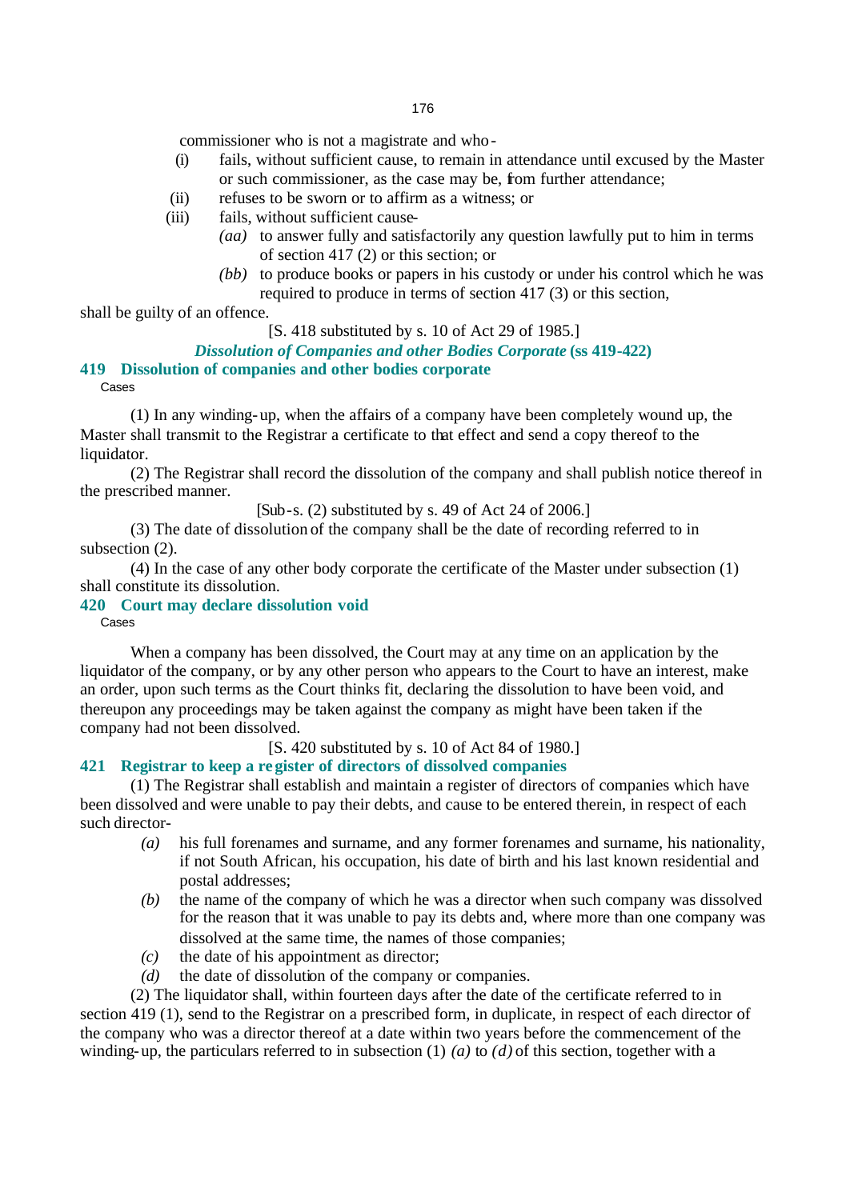commissioner who is not a magistrate and who-

(i) fails, without sufficient cause, to remain in attendance until excused by the Master or such commissioner, as the case may be, from further attendance;

(ii) refuses to be sworn or to affirm as a witness; or

(iii) fails, without sufficient cause-

*(aa)* to answer fully and satisfactorily any question lawfully put to him in terms of section 417 (2) or this section; or

*(bb)* to produce books or papers in his custody or under his control which he was required to produce in terms of section 417 (3) or this section,

shall be guilty of an offence.

[S. 418 substituted by s. 10 of Act 29 of 1985.]

***Dissolution of Companies and other Bodies Corporate* (ss 419-422)**

### 419 Dissolution of companies and other bodies corporate

Cases

(1) In any winding-up, when the affairs of a company have been completely wound up, the Master shall transmit to the Registrar a certificate to that effect and send a copy thereof to the liquidator.

(2) The Registrar shall record the dissolution of the company and shall publish notice thereof in the prescribed manner.

[Sub-s. (2) substituted by s. 49 of Act 24 of 2006.]

(3) The date of dissolution of the company shall be the date of recording referred to in subsection (2).

(4) In the case of any other body corporate the certificate of the Master under subsection (1) shall constitute its dissolution.

### 420 Court may declare dissolution void

Cases

When a company has been dissolved, the Court may at any time on an application by the liquidator of the company, or by any other person who appears to the Court to have an interest, make an order, upon such terms as the Court thinks fit, declaring the dissolution to have been void, and thereupon any proceedings may be taken against the company as might have been taken if the company had not been dissolved.

[S. 420 substituted by s. 10 of Act 84 of 1980.]

### 421 Registrar to keep a register of directors of dissolved companies

(1) The Registrar shall establish and maintain a register of directors of companies which have been dissolved and were unable to pay their debts, and cause to be entered therein, in respect of each such director-

*(a)* his full forenames and surname, and any former forenames and surname, his nationality, if not South African, his occupation, his date of birth and his last known residential and postal addresses;

*(b)* the name of the company of which he was a director when such company was dissolved for the reason that it was unable to pay its debts and, where more than one company was dissolved at the same time, the names of those companies;

*(c)* the date of his appointment as director;

*(d)* the date of dissolution of the company or companies.

(2) The liquidator shall, within fourteen days after the date of the certificate referred to in section 419 (1), send to the Registrar on a prescribed form, in duplicate, in respect of each director of the company who was a director thereof at a date within two years before the commencement of the winding-up, the particulars referred to in subsection (1) *(a)* to *(d)* of this section, together with a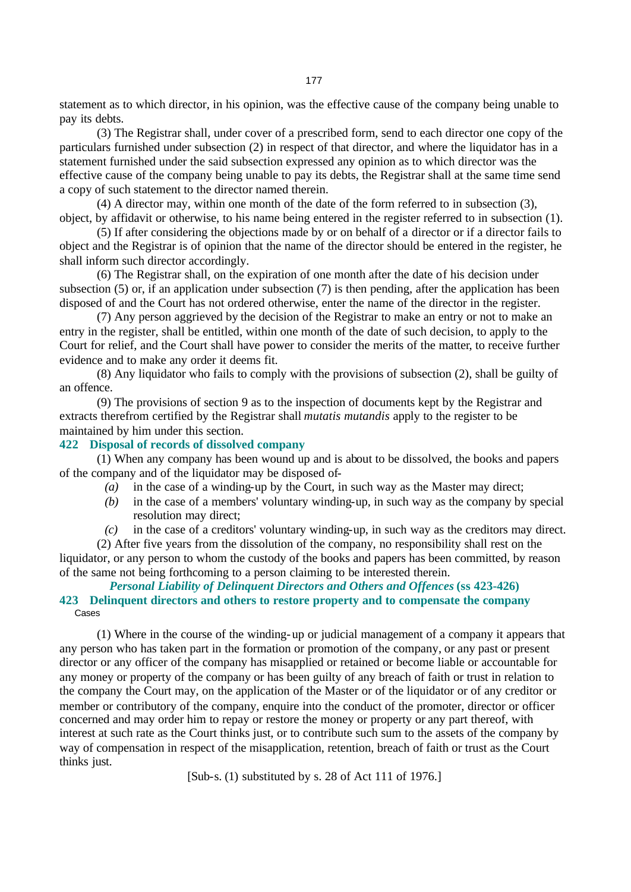statement as to which director, in his opinion, was the effective cause of the company being unable to pay its debts.

(3) The Registrar shall, under cover of a prescribed form, send to each director one copy of the particulars furnished under subsection (2) in respect of that director, and where the liquidator has in a statement furnished under the said subsection expressed any opinion as to which director was the effective cause of the company being unable to pay its debts, the Registrar shall at the same time send a copy of such statement to the director named therein.

(4) A director may, within one month of the date of the form referred to in subsection (3), object, by affidavit or otherwise, to his name being entered in the register referred to in subsection (1).

(5) If after considering the objections made by or on behalf of a director or if a director fails to object and the Registrar is of opinion that the name of the director should be entered in the register, he shall inform such director accordingly.

(6) The Registrar shall, on the expiration of one month after the date of his decision under subsection (5) or, if an application under subsection (7) is then pending, after the application has been disposed of and the Court has not ordered otherwise, enter the name of the director in the register.

(7) Any person aggrieved by the decision of the Registrar to make an entry or not to make an entry in the register, shall be entitled, within one month of the date of such decision, to apply to the Court for relief, and the Court shall have power to consider the merits of the matter, to receive further evidence and to make any order it deems fit.

(8) Any liquidator who fails to comply with the provisions of subsection (2), shall be guilty of an offence.

(9) The provisions of section 9 as to the inspection of documents kept by the Registrar and extracts therefrom certified by the Registrar shall *mutatis mutandis* apply to the register to be maintained by him under this section.

### 422 Disposal of records of dissolved company

(1) When any company has been wound up and is about to be dissolved, the books and papers of the company and of the liquidator may be disposed of-

*(a)* in the case of a winding-up by the Court, in such way as the Master may direct;

*(b)* in the case of a members' voluntary winding-up, in such way as the company by special resolution may direct;

*(c)* in the case of a creditors' voluntary winding-up, in such way as the creditors may direct.

(2) After five years from the dissolution of the company, no responsibility shall rest on the liquidator, or any person to whom the custody of the books and papers has been committed, by reason of the same not being forthcoming to a person claiming to be interested therein.

## *Personal Liability of Delinquent Directors and Others and Offences* (ss 423-426)

### 423 Delinquent directors and others to restore property and to compensate the company

Cases

(1) Where in the course of the winding-up or judicial management of a company it appears that any person who has taken part in the formation or promotion of the company, or any past or present director or any officer of the company has misapplied or retained or become liable or accountable for any money or property of the company or has been guilty of any breach of faith or trust in relation to the company the Court may, on the application of the Master or of the liquidator or of any creditor or member or contributory of the company, enquire into the conduct of the promoter, director or officer concerned and may order him to repay or restore the money or property or any part thereof, with interest at such rate as the Court thinks just, or to contribute such sum to the assets of the company by way of compensation in respect of the misapplication, retention, breach of faith or trust as the Court thinks just.

[Sub-s. (1) substituted by s. 28 of Act 111 of 1976.]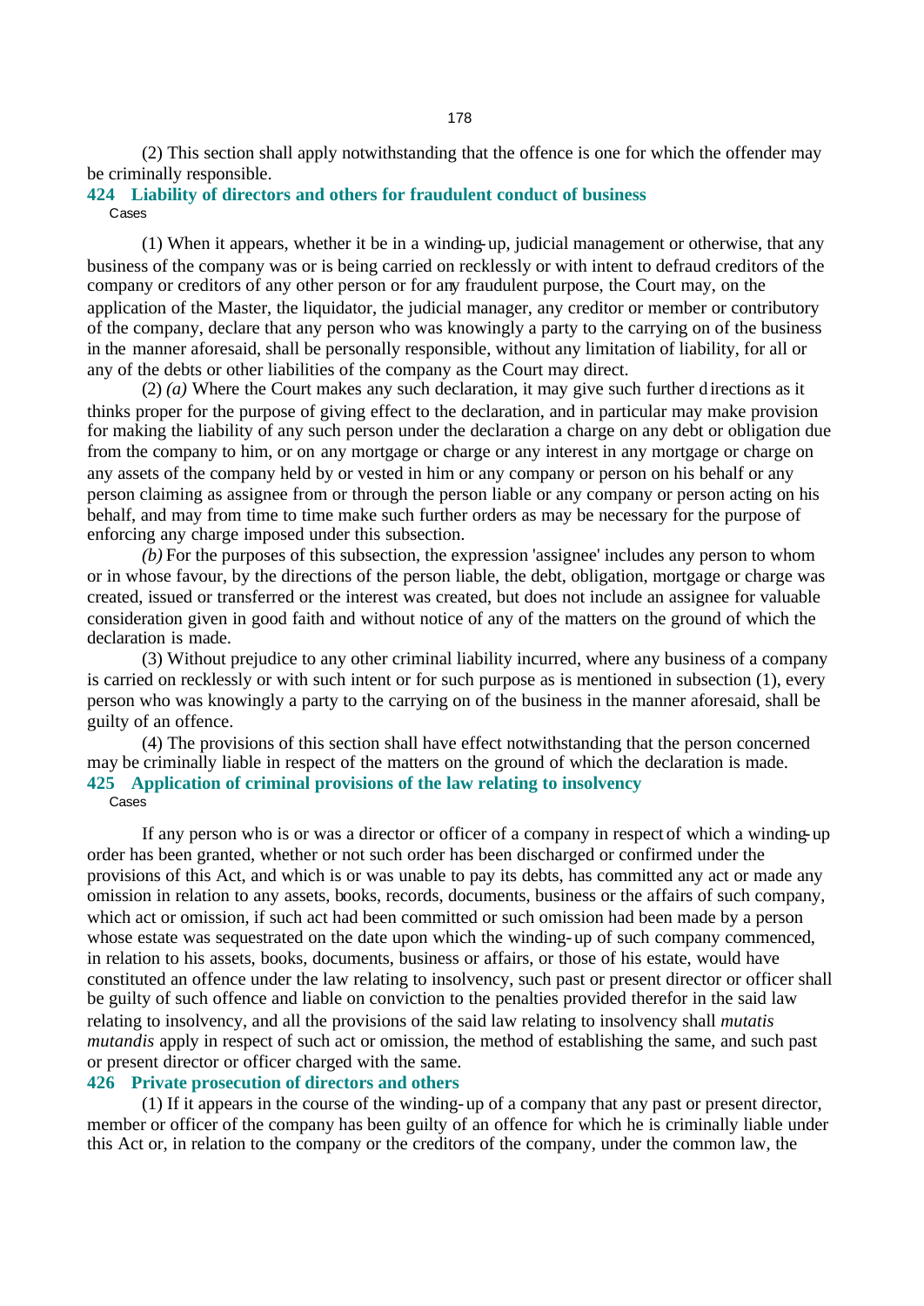(2) This section shall apply notwithstanding that the offence is one for which the offender may be criminally responsible.

### 424 Liability of directors and others for fraudulent conduct of business

Cases

(1) When it appears, whether it be in a winding-up, judicial management or otherwise, that any business of the company was or is being carried on recklessly or with intent to defraud creditors of the company or creditors of any other person or for any fraudulent purpose, the Court may, on the application of the Master, the liquidator, the judicial manager, any creditor or member or contributory of the company, declare that any person who was knowingly a party to the carrying on of the business in the manner aforesaid, shall be personally responsible, without any limitation of liability, for all or any of the debts or other liabilities of the company as the Court may direct.

(2) *(a)* Where the Court makes any such declaration, it may give such further directions as it thinks proper for the purpose of giving effect to the declaration, and in particular may make provision for making the liability of any such person under the declaration a charge on any debt or obligation due from the company to him, or on any mortgage or charge or any interest in any mortgage or charge on any assets of the company held by or vested in him or any company or person on his behalf or any person claiming as assignee from or through the person liable or any company or person acting on his behalf, and may from time to time make such further orders as may be necessary for the purpose of enforcing any charge imposed under this subsection.

*(b)* For the purposes of this subsection, the expression 'assignee' includes any person to whom or in whose favour, by the directions of the person liable, the debt, obligation, mortgage or charge was created, issued or transferred or the interest was created, but does not include an assignee for valuable consideration given in good faith and without notice of any of the matters on the ground of which the declaration is made.

(3) Without prejudice to any other criminal liability incurred, where any business of a company is carried on recklessly or with such intent or for such purpose as is mentioned in subsection (1), every person who was knowingly a party to the carrying on of the business in the manner aforesaid, shall be guilty of an offence.

(4) The provisions of this section shall have effect notwithstanding that the person concerned may be criminally liable in respect of the matters on the ground of which the declaration is made.

### 425 Application of criminal provisions of the law relating to insolvency

Cases

If any person who is or was a director or officer of a company in respect of which a winding-up order has been granted, whether or not such order has been discharged or confirmed under the provisions of this Act, and which is or was unable to pay its debts, has committed any act or made any omission in relation to any assets, books, records, documents, business or the affairs of such company, which act or omission, if such act had been committed or such omission had been made by a person whose estate was sequestrated on the date upon which the winding-up of such company commenced, in relation to his assets, books, documents, business or affairs, or those of his estate, would have constituted an offence under the law relating to insolvency, such past or present director or officer shall be guilty of such offence and liable on conviction to the penalties provided therefor in the said law relating to insolvency, and all the provisions of the said law relating to insolvency shall *mutatis mutandis* apply in respect of such act or omission, the method of establishing the same, and such past or present director or officer charged with the same.

### 426 Private prosecution of directors and others

(1) If it appears in the course of the winding-up of a company that any past or present director, member or officer of the company has been guilty of an offence for which he is criminally liable under this Act or, in relation to the company or the creditors of the company, under the common law, the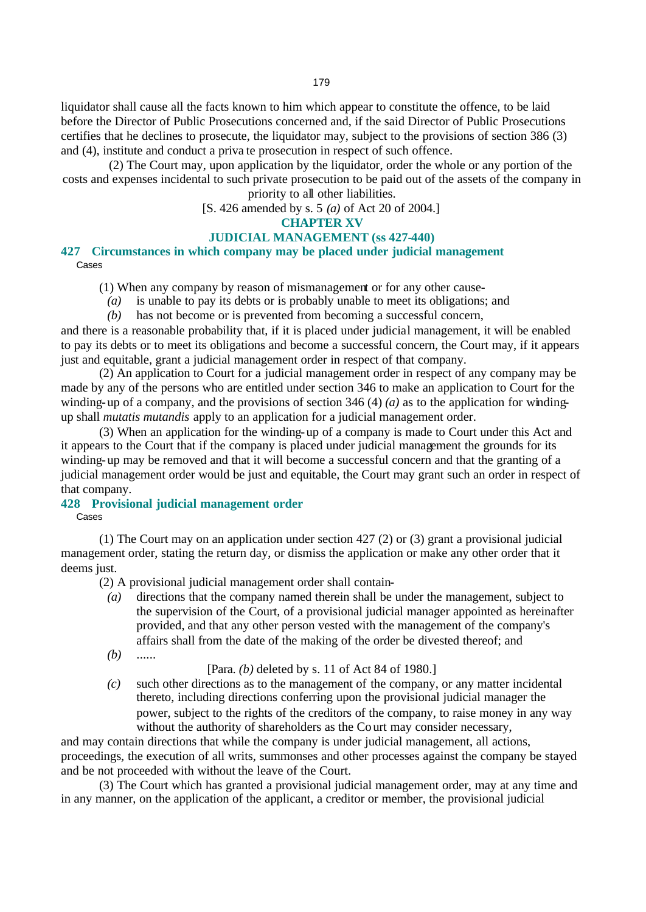liquidator shall cause all the facts known to him which appear to constitute the offence, to be laid before the Director of Public Prosecutions concerned and, if the said Director of Public Prosecutions certifies that he declines to prosecute, the liquidator may, subject to the provisions of section 386 (3) and (4), institute and conduct a private prosecution in respect of such offence.

(2) The Court may, upon application by the liquidator, order the whole or any portion of the costs and expenses incidental to such private prosecution to be paid out of the assets of the company in priority to all other liabilities.

[S. 426 amended by s. 5 *(a)* of Act 20 of 2004.]

## CHAPTER XV

## JUDICIAL MANAGEMENT (ss 427-440)

### 427 Circumstances in which company may be placed under judicial management

Cases

(1) When any company by reason of mismanagement or for any other cause-

*(a)* is unable to pay its debts or is probably unable to meet its obligations; and

*(b)* has not become or is prevented from becoming a successful concern,

and there is a reasonable probability that, if it is placed under judicial management, it will be enabled to pay its debts or to meet its obligations and become a successful concern, the Court may, if it appears just and equitable, grant a judicial management order in respect of that company.

(2) An application to Court for a judicial management order in respect of any company may be made by any of the persons who are entitled under section 346 to make an application to Court for the winding-up of a company, and the provisions of section 346 (4) *(a)* as to the application for winding-up shall *mutatis mutandis* apply to an application for a judicial management order.

(3) When an application for the winding-up of a company is made to Court under this Act and it appears to the Court that if the company is placed under judicial management the grounds for its winding-up may be removed and that it will become a successful concern and that the granting of a judicial management order would be just and equitable, the Court may grant such an order in respect of that company.

### 428 Provisional judicial management order

Cases

(1) The Court may on an application under section 427 (2) or (3) grant a provisional judicial management order, stating the return day, or dismiss the application or make any other order that it deems just.

(2) A provisional judicial management order shall contain-

*(a)* directions that the company named therein shall be under the management, subject to the supervision of the Court, of a provisional judicial manager appointed as hereinafter provided, and that any other person vested with the management of the company's affairs shall from the date of the making of the order be divested thereof; and

*(b)* ......

[Para. *(b)* deleted by s. 11 of Act 84 of 1980.]

*(c)* such other directions as to the management of the company, or any matter incidental thereto, including directions conferring upon the provisional judicial manager the power, subject to the rights of the creditors of the company, to raise money in any way without the authority of shareholders as the Court may consider necessary,

and may contain directions that while the company is under judicial management, all actions, proceedings, the execution of all writs, summonses and other processes against the company be stayed and be not proceeded with without the leave of the Court.

(3) The Court which has granted a provisional judicial management order, may at any time and in any manner, on the application of the applicant, a creditor or member, the provisional judicial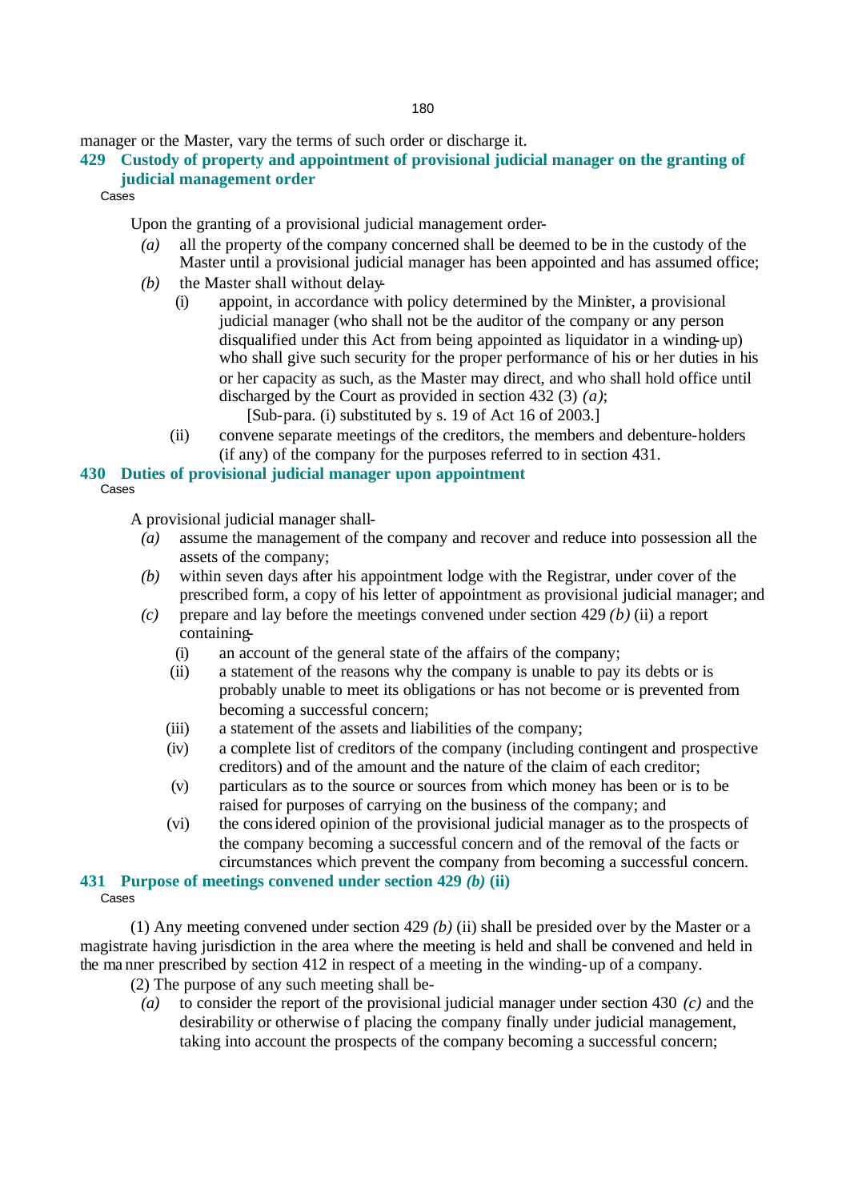manager or the Master, vary the terms of such order or discharge it.

### 429 Custody of property and appointment of provisional judicial manager on the granting of judicial management order

Cases

Upon the granting of a provisional judicial management order-

*(a)* all the property of the company concerned shall be deemed to be in the custody of the Master until a provisional judicial manager has been appointed and has assumed office;

*(b)* the Master shall without delay-

(i) appoint, in accordance with policy determined by the Minister, a provisional judicial manager (who shall not be the auditor of the company or any person disqualified under this Act from being appointed as liquidator in a winding-up) who shall give such security for the proper performance of his or her duties in his or her capacity as such, as the Master may direct, and who shall hold office until discharged by the Court as provided in section 432 (3) *(a)*;

[Sub-para. (i) substituted by s. 19 of Act 16 of 2003.]

(ii) convene separate meetings of the creditors, the members and debenture-holders (if any) of the company for the purposes referred to in section 431.

### 430 Duties of provisional judicial manager upon appointment

Cases

A provisional judicial manager shall-

*(a)* assume the management of the company and recover and reduce into possession all the assets of the company;

*(b)* within seven days after his appointment lodge with the Registrar, under cover of the prescribed form, a copy of his letter of appointment as provisional judicial manager; and

*(c)* prepare and lay before the meetings convened under section 429 *(b)* (ii) a report containing-

(i) an account of the general state of the affairs of the company;

(ii) a statement of the reasons why the company is unable to pay its debts or is probably unable to meet its obligations or has not become or is prevented from becoming a successful concern;

(iii) a statement of the assets and liabilities of the company;

(iv) a complete list of creditors of the company (including contingent and prospective creditors) and of the amount and the nature of the claim of each creditor;

(v) particulars as to the source or sources from which money has been or is to be raised for purposes of carrying on the business of the company; and

(vi) the considered opinion of the provisional judicial manager as to the prospects of the company becoming a successful concern and of the removal of the facts or circumstances which prevent the company from becoming a successful concern.

### 431 Purpose of meetings convened under section 429 *(b)* (ii)

Cases

(1) Any meeting convened under section 429 *(b)* (ii) shall be presided over by the Master or a magistrate having jurisdiction in the area where the meeting is held and shall be convened and held in the manner prescribed by section 412 in respect of a meeting in the winding-up of a company.

(2) The purpose of any such meeting shall be-

*(a)* to consider the report of the provisional judicial manager under section 430 *(c)* and the desirability or otherwise of placing the company finally under judicial management, taking into account the prospects of the company becoming a successful concern;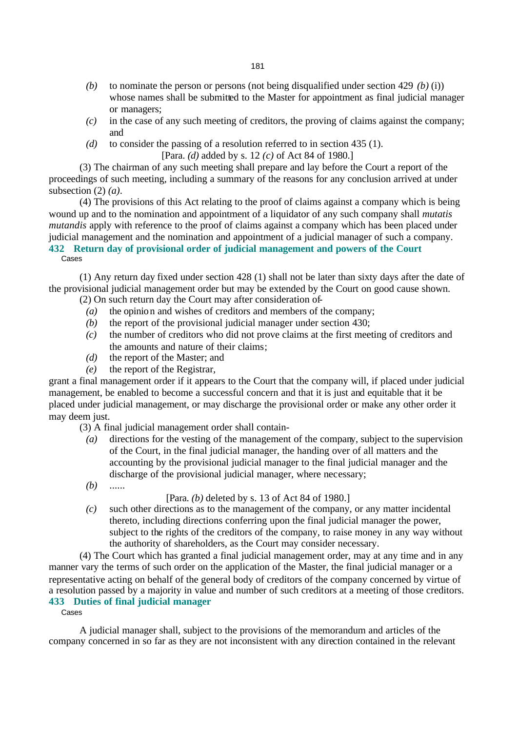*(b)* to nominate the person or persons (not being disqualified under section 429 *(b)* (i)) whose names shall be submitted to the Master for appointment as final judicial manager or managers;

*(c)* in the case of any such meeting of creditors, the proving of claims against the company; and

*(d)* to consider the passing of a resolution referred to in section 435 (1).

[Para. *(d)* added by s. 12 *(c)* of Act 84 of 1980.]

(3) The chairman of any such meeting shall prepare and lay before the Court a report of the proceedings of such meeting, including a summary of the reasons for any conclusion arrived at under subsection (2) *(a)*.

(4) The provisions of this Act relating to the proof of claims against a company which is being wound up and to the nomination and appointment of a liquidator of any such company shall *mutatis mutandis* apply with reference to the proof of claims against a company which has been placed under judicial management and the nomination and appointment of a judicial manager of such a company.

### 432 Return day of provisional order of judicial management and powers of the Court

Cases

(1) Any return day fixed under section 428 (1) shall not be later than sixty days after the date of the provisional judicial management order but may be extended by the Court on good cause shown.

(2) On such return day the Court may after consideration of-

*(a)* the opinion and wishes of creditors and members of the company;

*(b)* the report of the provisional judicial manager under section 430;

*(c)* the number of creditors who did not prove claims at the first meeting of creditors and the amounts and nature of their claims;

*(d)* the report of the Master; and

*(e)* the report of the Registrar,

grant a final management order if it appears to the Court that the company will, if placed under judicial management, be enabled to become a successful concern and that it is just and equitable that it be placed under judicial management, or may discharge the provisional order or make any other order it may deem just.

(3) A final judicial management order shall contain-

*(a)* directions for the vesting of the management of the company, subject to the supervision of the Court, in the final judicial manager, the handing over of all matters and the accounting by the provisional judicial manager to the final judicial manager and the discharge of the provisional judicial manager, where necessary;

*(b)* ......

[Para. *(b)* deleted by s. 13 of Act 84 of 1980.]

*(c)* such other directions as to the management of the company, or any matter incidental thereto, including directions conferring upon the final judicial manager the power, subject to the rights of the creditors of the company, to raise money in any way without the authority of shareholders, as the Court may consider necessary.

(4) The Court which has granted a final judicial management order, may at any time and in any manner vary the terms of such order on the application of the Master, the final judicial manager or a representative acting on behalf of the general body of creditors of the company concerned by virtue of a resolution passed by a majority in value and number of such creditors at a meeting of those creditors.

### 433 Duties of final judicial manager

Cases

A judicial manager shall, subject to the provisions of the memorandum and articles of the company concerned in so far as they are not inconsistent with any direction contained in the relevant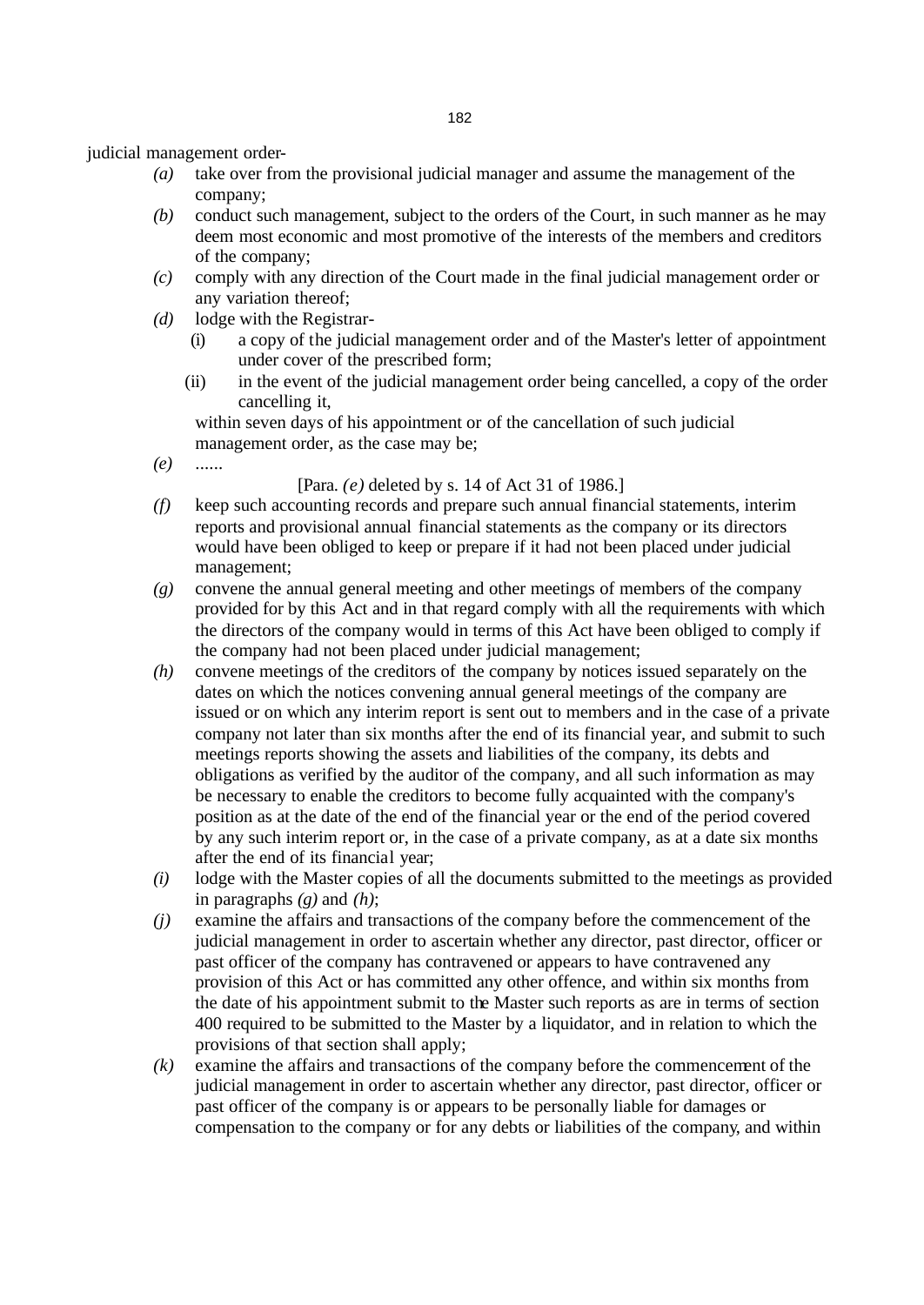judicial management order-

*(a)* take over from the provisional judicial manager and assume the management of the company;

*(b)* conduct such management, subject to the orders of the Court, in such manner as he may deem most economic and most promotive of the interests of the members and creditors of the company;

*(c)* comply with any direction of the Court made in the final judicial management order or any variation thereof;

*(d)* lodge with the Registrar-

   (i) a copy of the judicial management order and of the Master's letter of appointment under cover of the prescribed form;

   (ii) in the event of the judicial management order being cancelled, a copy of the order cancelling it,

   within seven days of his appointment or of the cancellation of such judicial management order, as the case may be;

*(e)* ......

[Para. *(e)* deleted by s. 14 of Act 31 of 1986.]

*(f)* keep such accounting records and prepare such annual financial statements, interim reports and provisional annual financial statements as the company or its directors would have been obliged to keep or prepare if it had not been placed under judicial management;

*(g)* convene the annual general meeting and other meetings of members of the company provided for by this Act and in that regard comply with all the requirements with which the directors of the company would in terms of this Act have been obliged to comply if the company had not been placed under judicial management;

*(h)* convene meetings of the creditors of the company by notices issued separately on the dates on which the notices convening annual general meetings of the company are issued or on which any interim report is sent out to members and in the case of a private company not later than six months after the end of its financial year, and submit to such meetings reports showing the assets and liabilities of the company, its debts and obligations as verified by the auditor of the company, and all such information as may be necessary to enable the creditors to become fully acquainted with the company's position as at the date of the end of the financial year or the end of the period covered by any such interim report or, in the case of a private company, as at a date six months after the end of its financial year;

*(i)* lodge with the Master copies of all the documents submitted to the meetings as provided in paragraphs *(g)* and *(h)*;

*(j)* examine the affairs and transactions of the company before the commencement of the judicial management in order to ascertain whether any director, past director, officer or past officer of the company has contravened or appears to have contravened any provision of this Act or has committed any other offence, and within six months from the date of his appointment submit to the Master such reports as are in terms of section 400 required to be submitted to the Master by a liquidator, and in relation to which the provisions of that section shall apply;

*(k)* examine the affairs and transactions of the company before the commencement of the judicial management in order to ascertain whether any director, past director, officer or past officer of the company is or appears to be personally liable for damages or compensation to the company or for any debts or liabilities of the company, and within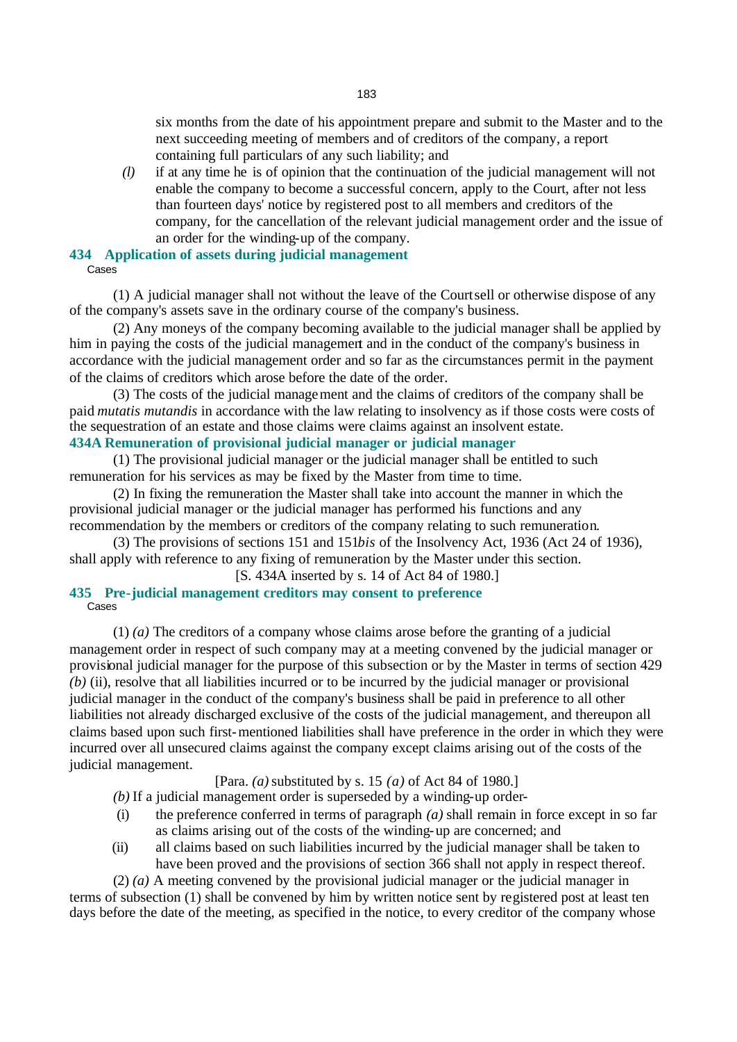six months from the date of his appointment prepare and submit to the Master and to the next succeeding meeting of members and of creditors of the company, a report containing full particulars of any such liability; and

*(l)* if at any time he is of opinion that the continuation of the judicial management will not enable the company to become a successful concern, apply to the Court, after not less than fourteen days' notice by registered post to all members and creditors of the company, for the cancellation of the relevant judicial management order and the issue of an order for the winding-up of the company.

### 434 Application of assets during judicial management

Cases

(1) A judicial manager shall not without the leave of the Court sell or otherwise dispose of any of the company's assets save in the ordinary course of the company's business.

(2) Any moneys of the company becoming available to the judicial manager shall be applied by him in paying the costs of the judicial management and in the conduct of the company's business in accordance with the judicial management order and so far as the circumstances permit in the payment of the claims of creditors which arose before the date of the order.

(3) The costs of the judicial management and the claims of creditors of the company shall be paid *mutatis mutandis* in accordance with the law relating to insolvency as if those costs were costs of the sequestration of an estate and those claims were claims against an insolvent estate.

### 434A Remuneration of provisional judicial manager or judicial manager

(1) The provisional judicial manager or the judicial manager shall be entitled to such remuneration for his services as may be fixed by the Master from time to time.

(2) In fixing the remuneration the Master shall take into account the manner in which the provisional judicial manager or the judicial manager has performed his functions and any recommendation by the members or creditors of the company relating to such remuneration.

(3) The provisions of sections 151 and 151*bis* of the Insolvency Act, 1936 (Act 24 of 1936), shall apply with reference to any fixing of remuneration by the Master under this section.

[S. 434A inserted by s. 14 of Act 84 of 1980.]

### 435 Pre-judicial management creditors may consent to preference

Cases

(1) *(a)* The creditors of a company whose claims arose before the granting of a judicial management order in respect of such company may at a meeting convened by the judicial manager or provisional judicial manager for the purpose of this subsection or by the Master in terms of section 429 *(b)* (ii), resolve that all liabilities incurred or to be incurred by the judicial manager or provisional judicial manager in the conduct of the company's business shall be paid in preference to all other liabilities not already discharged exclusive of the costs of the judicial management, and thereupon all claims based upon such first-mentioned liabilities shall have preference in the order in which they were incurred over all unsecured claims against the company except claims arising out of the costs of the judicial management.

[Para. *(a)* substituted by s. 15 *(a)* of Act 84 of 1980.]

*(b)* If a judicial management order is superseded by a winding-up order-

(i) the preference conferred in terms of paragraph *(a)* shall remain in force except in so far as claims arising out of the costs of the winding-up are concerned; and

(ii) all claims based on such liabilities incurred by the judicial manager shall be taken to have been proved and the provisions of section 366 shall not apply in respect thereof.

(2) *(a)* A meeting convened by the provisional judicial manager or the judicial manager in terms of subsection (1) shall be convened by him by written notice sent by registered post at least ten days before the date of the meeting, as specified in the notice, to every creditor of the company whose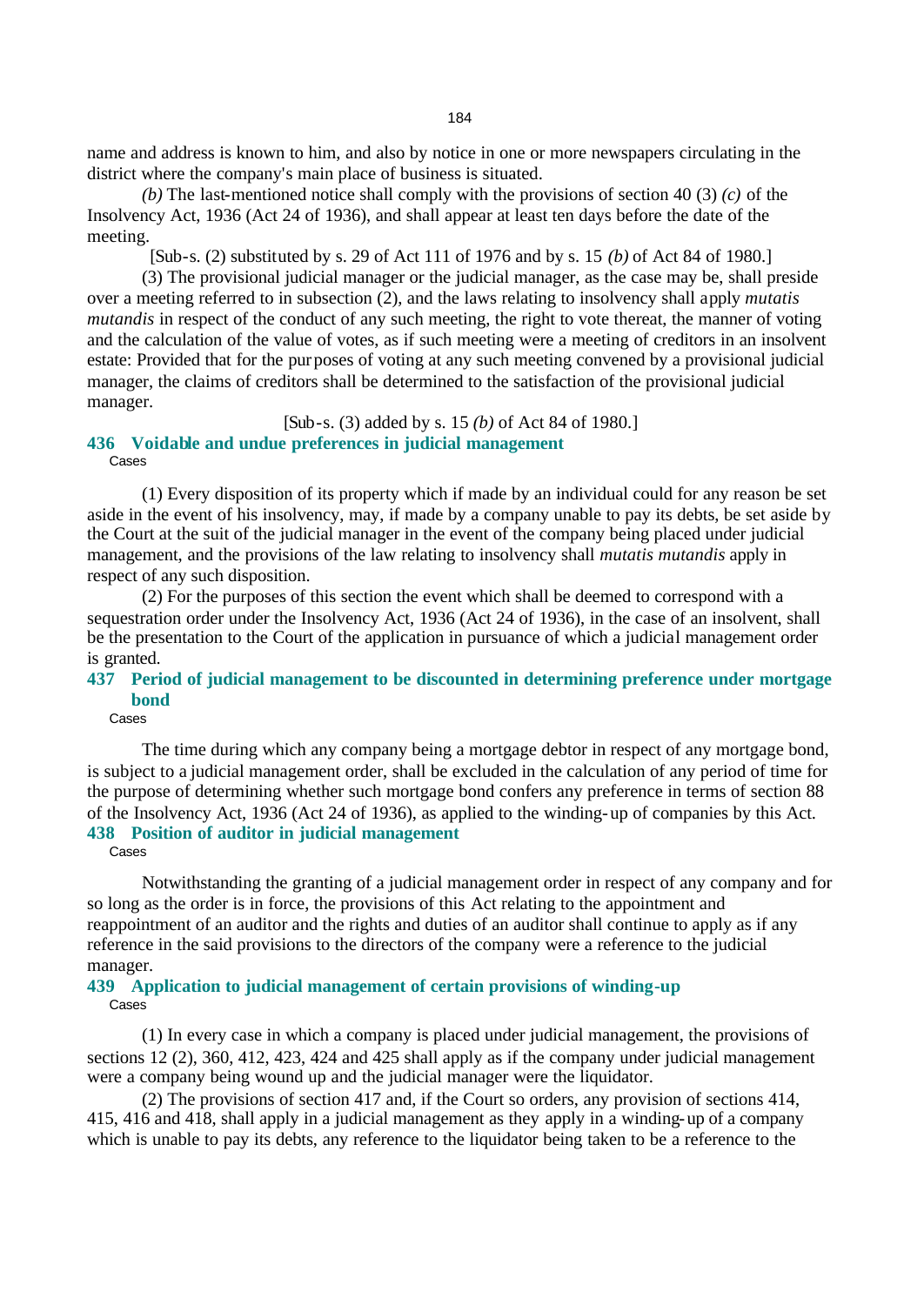name and address is known to him, and also by notice in one or more newspapers circulating in the district where the company's main place of business is situated.

*(b)* The last-mentioned notice shall comply with the provisions of section 40 (3) *(c)* of the Insolvency Act, 1936 (Act 24 of 1936), and shall appear at least ten days before the date of the meeting.

[Sub-s. (2) substituted by s. 29 of Act 111 of 1976 and by s. 15 *(b)* of Act 84 of 1980.]

(3) The provisional judicial manager or the judicial manager, as the case may be, shall preside over a meeting referred to in subsection (2), and the laws relating to insolvency shall apply *mutatis mutandis* in respect of the conduct of any such meeting, the right to vote thereat, the manner of voting and the calculation of the value of votes, as if such meeting were a meeting of creditors in an insolvent estate: Provided that for the purposes of voting at any such meeting convened by a provisional judicial manager, the claims of creditors shall be determined to the satisfaction of the provisional judicial manager.

[Sub-s. (3) added by s. 15 *(b)* of Act 84 of 1980.]

### 436 Voidable and undue preferences in judicial management

Cases

(1) Every disposition of its property which if made by an individual could for any reason be set aside in the event of his insolvency, may, if made by a company unable to pay its debts, be set aside by the Court at the suit of the judicial manager in the event of the company being placed under judicial management, and the provisions of the law relating to insolvency shall *mutatis mutandis* apply in respect of any such disposition.

(2) For the purposes of this section the event which shall be deemed to correspond with a sequestration order under the Insolvency Act, 1936 (Act 24 of 1936), in the case of an insolvent, shall be the presentation to the Court of the application in pursuance of which a judicial management order is granted.

### 437 Period of judicial management to be discounted in determining preference under mortgage bond

Cases

The time during which any company being a mortgage debtor in respect of any mortgage bond, is subject to a judicial management order, shall be excluded in the calculation of any period of time for the purpose of determining whether such mortgage bond confers any preference in terms of section 88 of the Insolvency Act, 1936 (Act 24 of 1936), as applied to the winding-up of companies by this Act.

### 438 Position of auditor in judicial management

Cases

Notwithstanding the granting of a judicial management order in respect of any company and for so long as the order is in force, the provisions of this Act relating to the appointment and reappointment of an auditor and the rights and duties of an auditor shall continue to apply as if any reference in the said provisions to the directors of the company were a reference to the judicial manager.

### 439 Application to judicial management of certain provisions of winding-up

Cases

(1) In every case in which a company is placed under judicial management, the provisions of sections 12 (2), 360, 412, 423, 424 and 425 shall apply as if the company under judicial management were a company being wound up and the judicial manager were the liquidator.

(2) The provisions of section 417 and, if the Court so orders, any provision of sections 414, 415, 416 and 418, shall apply in a judicial management as they apply in a winding-up of a company which is unable to pay its debts, any reference to the liquidator being taken to be a reference to the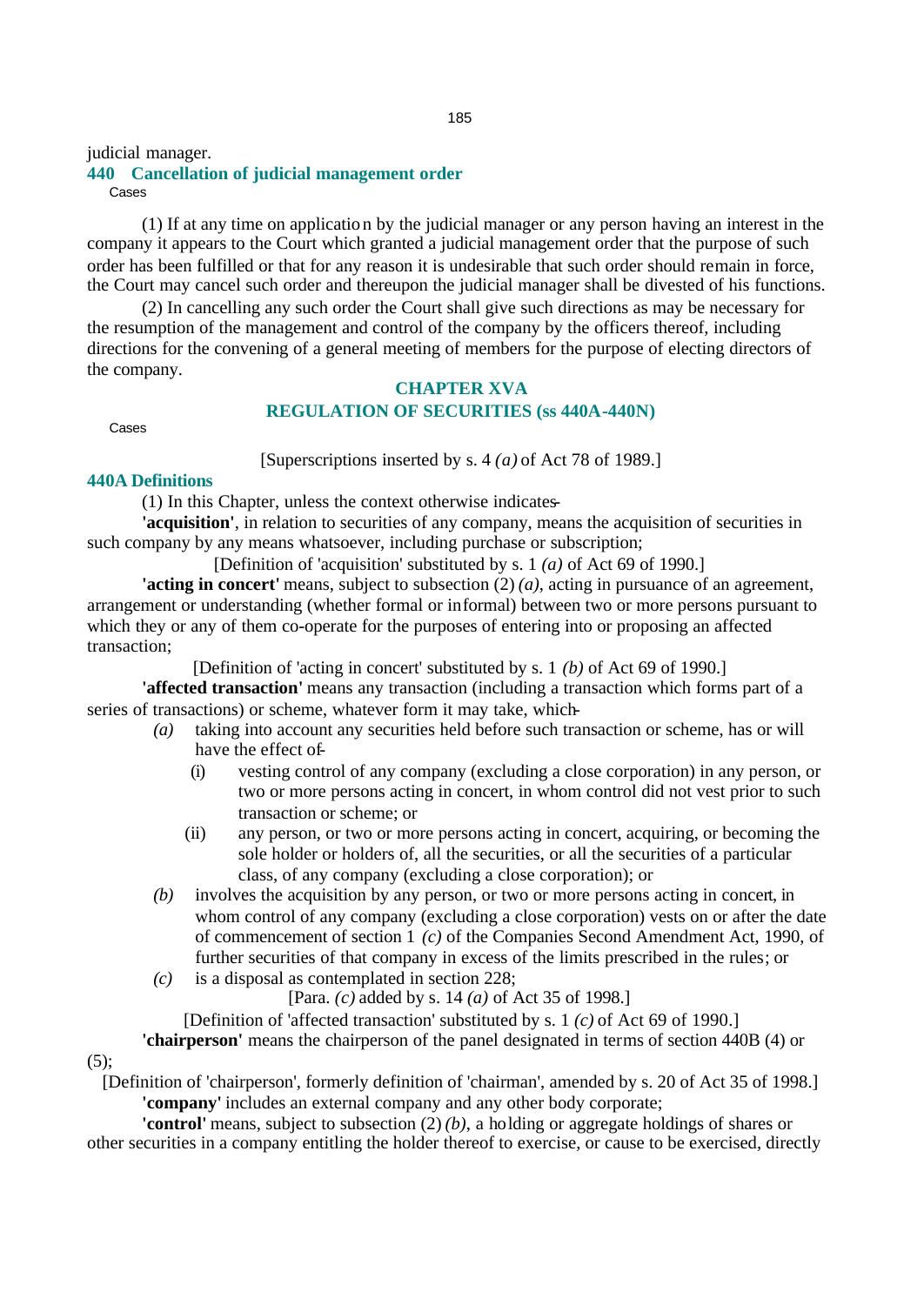judicial manager.

### 440 Cancellation of judicial management order

Cases

(1) If at any time on application by the judicial manager or any person having an interest in the company it appears to the Court which granted a judicial management order that the purpose of such order has been fulfilled or that for any reason it is undesirable that such order should remain in force, the Court may cancel such order and thereupon the judicial manager shall be divested of his functions.

(2) In cancelling any such order the Court shall give such directions as may be necessary for the resumption of the management and control of the company by the officers thereof, including directions for the convening of a general meeting of members for the purpose of electing directors of the company.

## CHAPTER XVA
## REGULATION OF SECURITIES (ss 440A-440N)

Cases

[Superscriptions inserted by s. 4 *(a)* of Act 78 of 1989.]

### 440A Definitions

(1) In this Chapter, unless the context otherwise indicates-

**'acquisition'**, in relation to securities of any company, means the acquisition of securities in such company by any means whatsoever, including purchase or subscription;

[Definition of 'acquisition' substituted by s. 1 *(a)* of Act 69 of 1990.]

**'acting in concert'** means, subject to subsection (2) *(a)*, acting in pursuance of an agreement, arrangement or understanding (whether formal or informal) between two or more persons pursuant to which they or any of them co-operate for the purposes of entering into or proposing an affected transaction;

[Definition of 'acting in concert' substituted by s. 1 *(b)* of Act 69 of 1990.]

**'affected transaction'** means any transaction (including a transaction which forms part of a series of transactions) or scheme, whatever form it may take, which-

*(a)* taking into account any securities held before such transaction or scheme, has or will have the effect of-

(i) vesting control of any company (excluding a close corporation) in any person, or two or more persons acting in concert, in whom control did not vest prior to such transaction or scheme; or

(ii) any person, or two or more persons acting in concert, acquiring, or becoming the sole holder or holders of, all the securities, or all the securities of a particular class, of any company (excluding a close corporation); or

*(b)* involves the acquisition by any person, or two or more persons acting in concert, in whom control of any company (excluding a close corporation) vests on or after the date of commencement of section 1 *(c)* of the Companies Second Amendment Act, 1990, of further securities of that company in excess of the limits prescribed in the rules; or

*(c)* is a disposal as contemplated in section 228;

[Para. *(c)* added by s. 14 *(a)* of Act 35 of 1998.]

[Definition of 'affected transaction' substituted by s. 1 *(c)* of Act 69 of 1990.]

**'chairperson'** means the chairperson of the panel designated in terms of section 440B (4) or (5);

[Definition of 'chairperson', formerly definition of 'chairman', amended by s. 20 of Act 35 of 1998.]

**'company'** includes an external company and any other body corporate;

**'control'** means, subject to subsection (2) *(b)*, a holding or aggregate holdings of shares or other securities in a company entitling the holder thereof to exercise, or cause to be exercised, directly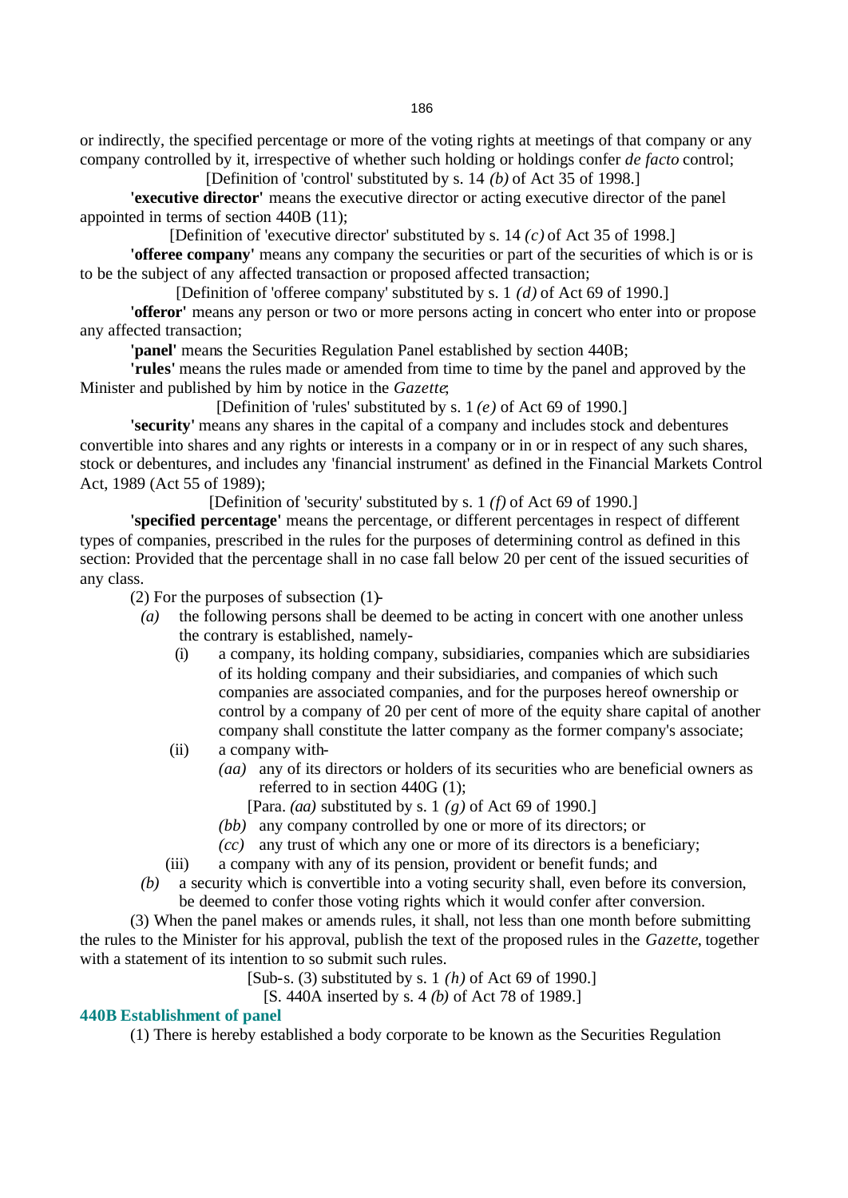or indirectly, the specified percentage or more of the voting rights at meetings of that company or any company controlled by it, irrespective of whether such holding or holdings confer *de facto* control;

[Definition of 'control' substituted by s. 14 *(b)* of Act 35 of 1998.]

**'executive director'** means the executive director or acting executive director of the panel appointed in terms of section 440B (11);

[Definition of 'executive director' substituted by s. 14 *(c)* of Act 35 of 1998.]

**'offeree company'** means any company the securities or part of the securities of which is or is to be the subject of any affected transaction or proposed affected transaction;

[Definition of 'offeree company' substituted by s. 1 *(d)* of Act 69 of 1990.]

**'offeror'** means any person or two or more persons acting in concert who enter into or propose any affected transaction;

**'panel'** means the Securities Regulation Panel established by section 440B;

**'rules'** means the rules made or amended from time to time by the panel and approved by the Minister and published by him by notice in the *Gazette*;

[Definition of 'rules' substituted by s. 1 *(e)* of Act 69 of 1990.]

**'security'** means any shares in the capital of a company and includes stock and debentures convertible into shares and any rights or interests in a company or in or in respect of any such shares, stock or debentures, and includes any 'financial instrument' as defined in the Financial Markets Control Act, 1989 (Act 55 of 1989);

[Definition of 'security' substituted by s. 1 *(f)* of Act 69 of 1990.]

**'specified percentage'** means the percentage, or different percentages in respect of different types of companies, prescribed in the rules for the purposes of determining control as defined in this section: Provided that the percentage shall in no case fall below 20 per cent of the issued securities of any class.

(2) For the purposes of subsection (1)-

*(a)* the following persons shall be deemed to be acting in concert with one another unless the contrary is established, namely-

(i) a company, its holding company, subsidiaries, companies which are subsidiaries of its holding company and their subsidiaries, and companies of which such companies are associated companies, and for the purposes hereof ownership or control by a company of 20 per cent of more of the equity share capital of another company shall constitute the latter company as the former company's associate;

(ii) a company with-

*(aa)* any of its directors or holders of its securities who are beneficial owners as referred to in section 440G (1);

[Para. *(aa)* substituted by s. 1 *(g)* of Act 69 of 1990.]

*(bb)* any company controlled by one or more of its directors; or

*(cc)* any trust of which any one or more of its directors is a beneficiary;

(iii) a company with any of its pension, provident or benefit funds; and

*(b)* a security which is convertible into a voting security shall, even before its conversion, be deemed to confer those voting rights which it would confer after conversion.

(3) When the panel makes or amends rules, it shall, not less than one month before submitting the rules to the Minister for his approval, publish the text of the proposed rules in the *Gazette*, together with a statement of its intention to so submit such rules.

[Sub-s. (3) substituted by s. 1 *(h)* of Act 69 of 1990.]

[S. 440A inserted by s. 4 *(b)* of Act 78 of 1989.]

### 440B Establishment of panel

(1) There is hereby established a body corporate to be known as the Securities Regulation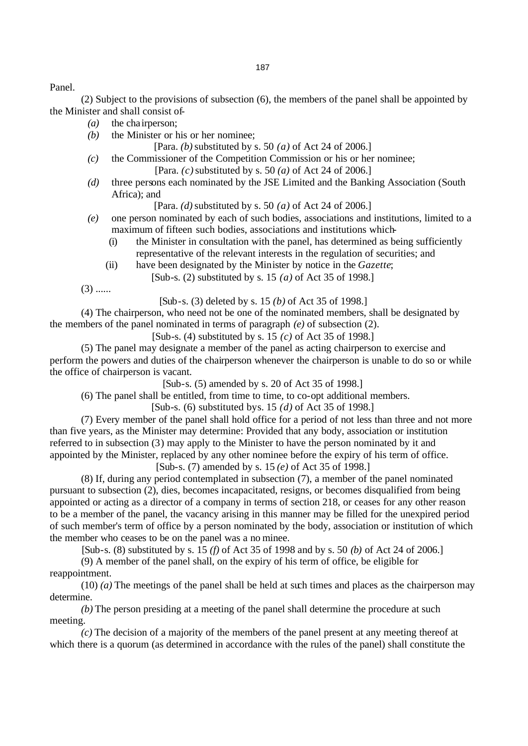Panel.

(2) Subject to the provisions of subsection (6), the members of the panel shall be appointed by the Minister and shall consist of-

*(a)* the chairperson;

*(b)* the Minister or his or her nominee;

[Para. *(b)* substituted by s. 50 *(a)* of Act 24 of 2006.]

*(c)* the Commissioner of the Competition Commission or his or her nominee;

[Para. *(c)* substituted by s. 50 *(a)* of Act 24 of 2006.]

*(d)* three persons each nominated by the JSE Limited and the Banking Association (South Africa); and

[Para. *(d)* substituted by s. 50 *(a)* of Act 24 of 2006.]

*(e)* one person nominated by each of such bodies, associations and institutions, limited to a maximum of fifteen such bodies, associations and institutions which-

(i) the Minister in consultation with the panel, has determined as being sufficiently representative of the relevant interests in the regulation of securities; and

(ii) have been designated by the Minister by notice in the *Gazette*;

[Sub-s. (2) substituted by s. 15 *(a)* of Act 35 of 1998.]

(3) ......

[Sub-s. (3) deleted by s. 15 *(b)* of Act 35 of 1998.]

(4) The chairperson, who need not be one of the nominated members, shall be designated by the members of the panel nominated in terms of paragraph *(e)* of subsection (2).

[Sub-s. (4) substituted by s. 15 *(c)* of Act 35 of 1998.]

(5) The panel may designate a member of the panel as acting chairperson to exercise and perform the powers and duties of the chairperson whenever the chairperson is unable to do so or while the office of chairperson is vacant.

[Sub-s. (5) amended by s. 20 of Act 35 of 1998.]

(6) The panel shall be entitled, from time to time, to co-opt additional members.

[Sub-s. (6) substituted bys. 15 *(d)* of Act 35 of 1998.]

(7) Every member of the panel shall hold office for a period of not less than three and not more than five years, as the Minister may determine: Provided that any body, association or institution referred to in subsection (3) may apply to the Minister to have the person nominated by it and appointed by the Minister, replaced by any other nominee before the expiry of his term of office.

[Sub-s. (7) amended by s. 15 *(e)* of Act 35 of 1998.]

(8) If, during any period contemplated in subsection (7), a member of the panel nominated pursuant to subsection (2), dies, becomes incapacitated, resigns, or becomes disqualified from being appointed or acting as a director of a company in terms of section 218, or ceases for any other reason to be a member of the panel, the vacancy arising in this manner may be filled for the unexpired period of such member's term of office by a person nominated by the body, association or institution of which the member who ceases to be on the panel was a nominee.

[Sub-s. (8) substituted by s. 15 *(f)* of Act 35 of 1998 and by s. 50 *(b)* of Act 24 of 2006.]

(9) A member of the panel shall, on the expiry of his term of office, be eligible for reappointment.

(10) *(a)* The meetings of the panel shall be held at such times and places as the chairperson may determine.

*(b)* The person presiding at a meeting of the panel shall determine the procedure at such meeting.

*(c)* The decision of a majority of the members of the panel present at any meeting thereof at which there is a quorum (as determined in accordance with the rules of the panel) shall constitute the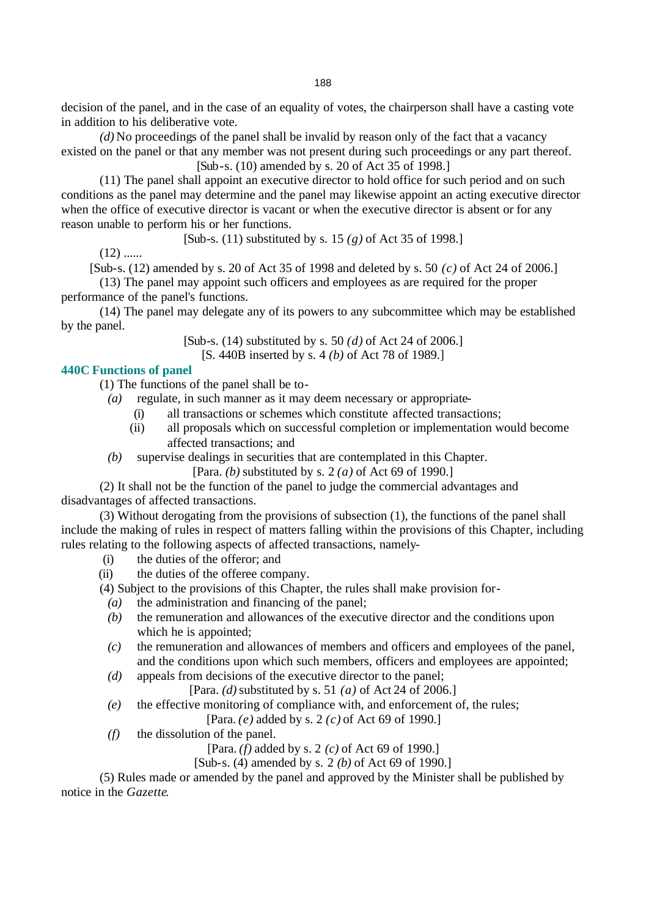decision of the panel, and in the case of an equality of votes, the chairperson shall have a casting vote in addition to his deliberative vote.

*(d)* No proceedings of the panel shall be invalid by reason only of the fact that a vacancy existed on the panel or that any member was not present during such proceedings or any part thereof.

[Sub-s. (10) amended by s. 20 of Act 35 of 1998.]

(11) The panel shall appoint an executive director to hold office for such period and on such conditions as the panel may determine and the panel may likewise appoint an acting executive director when the office of executive director is vacant or when the executive director is absent or for any reason unable to perform his or her functions.

[Sub-s. (11) substituted by s. 15 *(g)* of Act 35 of 1998.]

(12) ......

[Sub-s. (12) amended by s. 20 of Act 35 of 1998 and deleted by s. 50 *(c)* of Act 24 of 2006.]

(13) The panel may appoint such officers and employees as are required for the proper performance of the panel's functions.

(14) The panel may delegate any of its powers to any subcommittee which may be established by the panel.

[Sub-s. (14) substituted by s. 50 *(d)* of Act 24 of 2006.]

[S. 440B inserted by s. 4 *(b)* of Act 78 of 1989.]

### 440C Functions of panel

(1) The functions of the panel shall be to-

*(a)* regulate, in such manner as it may deem necessary or appropriate-

(i) all transactions or schemes which constitute affected transactions;

(ii) all proposals which on successful completion or implementation would become affected transactions; and

*(b)* supervise dealings in securities that are contemplated in this Chapter.

[Para. *(b)* substituted by s. 2 *(a)* of Act 69 of 1990.]

(2) It shall not be the function of the panel to judge the commercial advantages and disadvantages of affected transactions.

(3) Without derogating from the provisions of subsection (1), the functions of the panel shall include the making of rules in respect of matters falling within the provisions of this Chapter, including rules relating to the following aspects of affected transactions, namely-

(i) the duties of the offeror; and

(ii) the duties of the offeree company.

(4) Subject to the provisions of this Chapter, the rules shall make provision for-

*(a)* the administration and financing of the panel;

*(b)* the remuneration and allowances of the executive director and the conditions upon which he is appointed;

*(c)* the remuneration and allowances of members and officers and employees of the panel, and the conditions upon which such members, officers and employees are appointed;

*(d)* appeals from decisions of the executive director to the panel;

[Para. *(d)* substituted by s. 51 *(a)* of Act 24 of 2006.]

*(e)* the effective monitoring of compliance with, and enforcement of, the rules;

[Para. *(e)* added by s. 2 *(c)* of Act 69 of 1990.]

*(f)* the dissolution of the panel.

[Para. *(f)* added by s. 2 *(c)* of Act 69 of 1990.]

[Sub-s. (4) amended by s. 2 *(b)* of Act 69 of 1990.]

(5) Rules made or amended by the panel and approved by the Minister shall be published by notice in the *Gazette*.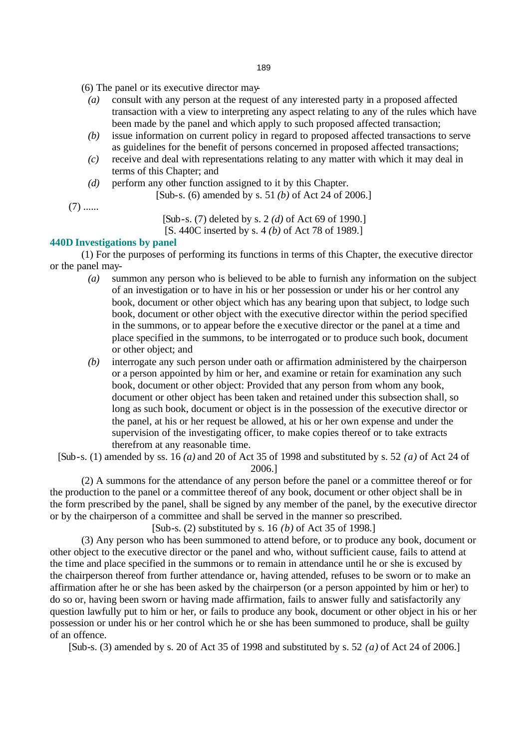(6) The panel or its executive director may-

*(a)* consult with any person at the request of any interested party in a proposed affected transaction with a view to interpreting any aspect relating to any of the rules which have been made by the panel and which apply to such proposed affected transaction;

*(b)* issue information on current policy in regard to proposed affected transactions to serve as guidelines for the benefit of persons concerned in proposed affected transactions;

*(c)* receive and deal with representations relating to any matter with which it may deal in terms of this Chapter; and

*(d)* perform any other function assigned to it by this Chapter.

[Sub-s. (6) amended by s. 51 *(b)* of Act 24 of 2006.]

(7) ......

[Sub-s. (7) deleted by s. 2 *(d)* of Act 69 of 1990.]

[S. 440C inserted by s. 4 *(b)* of Act 78 of 1989.]

### 440D Investigations by panel

(1) For the purposes of performing its functions in terms of this Chapter, the executive director or the panel may-

*(a)* summon any person who is believed to be able to furnish any information on the subject of an investigation or to have in his or her possession or under his or her control any book, document or other object which has any bearing upon that subject, to lodge such book, document or other object with the executive director within the period specified in the summons, or to appear before the executive director or the panel at a time and place specified in the summons, to be interrogated or to produce such book, document or other object; and

*(b)* interrogate any such person under oath or affirmation administered by the chairperson or a person appointed by him or her, and examine or retain for examination any such book, document or other object: Provided that any person from whom any book, document or other object has been taken and retained under this subsection shall, so long as such book, document or object is in the possession of the executive director or the panel, at his or her request be allowed, at his or her own expense and under the supervision of the investigating officer, to make copies thereof or to take extracts therefrom at any reasonable time.

[Sub-s. (1) amended by ss. 16 *(a)* and 20 of Act 35 of 1998 and substituted by s. 52 *(a)* of Act 24 of 2006.]

(2) A summons for the attendance of any person before the panel or a committee thereof or for the production to the panel or a committee thereof of any book, document or other object shall be in the form prescribed by the panel, shall be signed by any member of the panel, by the executive director or by the chairperson of a committee and shall be served in the manner so prescribed.

[Sub-s. (2) substituted by s. 16 *(b)* of Act 35 of 1998.]

(3) Any person who has been summoned to attend before, or to produce any book, document or other object to the executive director or the panel and who, without sufficient cause, fails to attend at the time and place specified in the summons or to remain in attendance until he or she is excused by the chairperson thereof from further attendance or, having attended, refuses to be sworn or to make an affirmation after he or she has been asked by the chairperson (or a person appointed by him or her) to do so or, having been sworn or having made affirmation, fails to answer fully and satisfactorily any question lawfully put to him or her, or fails to produce any book, document or other object in his or her possession or under his or her control which he or she has been summoned to produce, shall be guilty of an offence.

[Sub-s. (3) amended by s. 20 of Act 35 of 1998 and substituted by s. 52 *(a)* of Act 24 of 2006.]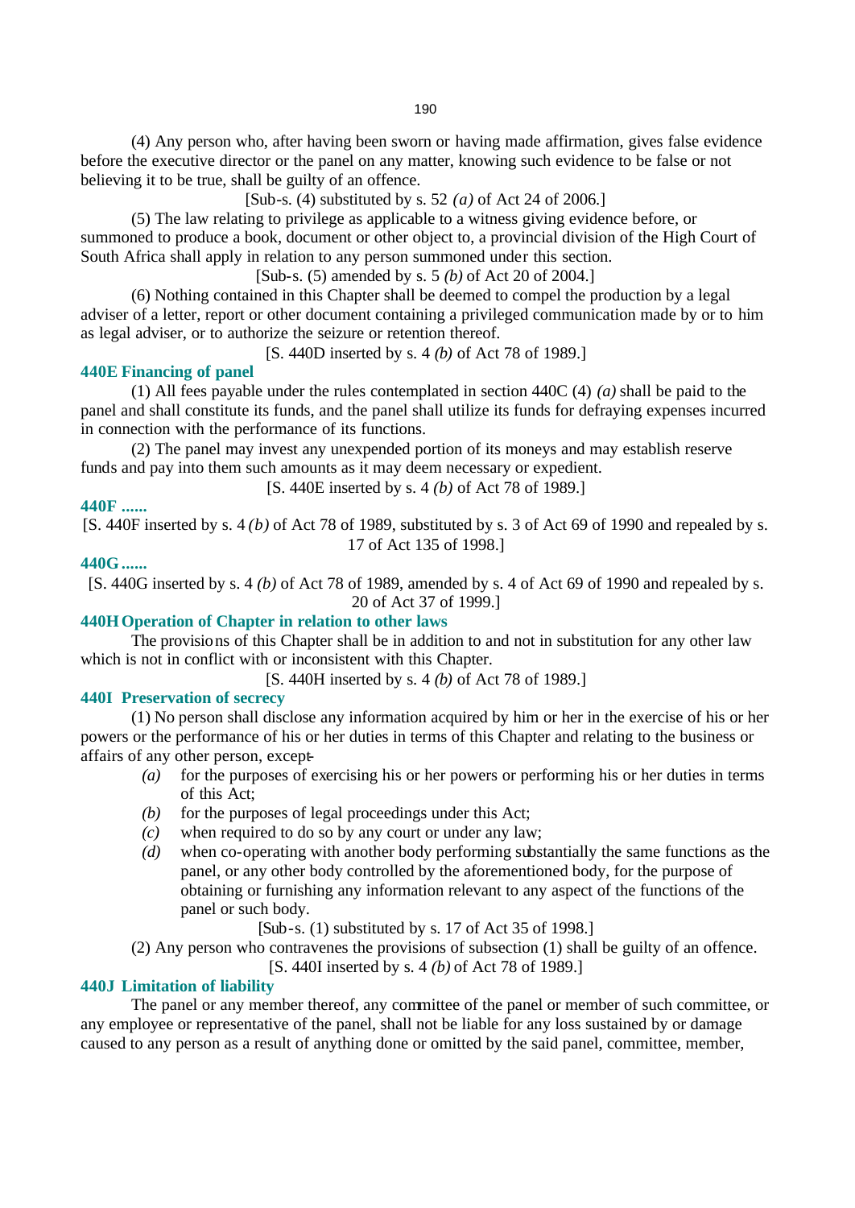(4) Any person who, after having been sworn or having made affirmation, gives false evidence before the executive director or the panel on any matter, knowing such evidence to be false or not believing it to be true, shall be guilty of an offence.

[Sub-s. (4) substituted by s. 52 *(a)* of Act 24 of 2006.]

(5) The law relating to privilege as applicable to a witness giving evidence before, or summoned to produce a book, document or other object to, a provincial division of the High Court of South Africa shall apply in relation to any person summoned under this section.

[Sub-s. (5) amended by s. 5 *(b)* of Act 20 of 2004.]

(6) Nothing contained in this Chapter shall be deemed to compel the production by a legal adviser of a letter, report or other document containing a privileged communication made by or to him as legal adviser, or to authorize the seizure or retention thereof.

[S. 440D inserted by s. 4 *(b)* of Act 78 of 1989.]

**440E Financing of panel**

(1) All fees payable under the rules contemplated in section 440C (4) *(a)* shall be paid to the panel and shall constitute its funds, and the panel shall utilize its funds for defraying expenses incurred in connection with the performance of its functions.

(2) The panel may invest any unexpended portion of its moneys and may establish reserve funds and pay into them such amounts as it may deem necessary or expedient.

[S. 440E inserted by s. 4 *(b)* of Act 78 of 1989.]

**440F ......**

[S. 440F inserted by s. 4 *(b)* of Act 78 of 1989, substituted by s. 3 of Act 69 of 1990 and repealed by s. 17 of Act 135 of 1998.]

**440G ......**

[S. 440G inserted by s. 4 *(b)* of Act 78 of 1989, amended by s. 4 of Act 69 of 1990 and repealed by s. 20 of Act 37 of 1999.]

**440H Operation of Chapter in relation to other laws**

The provisions of this Chapter shall be in addition to and not in substitution for any other law which is not in conflict with or inconsistent with this Chapter.

[S. 440H inserted by s. 4 *(b)* of Act 78 of 1989.]

**440I Preservation of secrecy**

(1) No person shall disclose any information acquired by him or her in the exercise of his or her powers or the performance of his or her duties in terms of this Chapter and relating to the business or affairs of any other person, except-

*(a)* for the purposes of exercising his or her powers or performing his or her duties in terms of this Act;

*(b)* for the purposes of legal proceedings under this Act;

*(c)* when required to do so by any court or under any law;

*(d)* when co-operating with another body performing substantially the same functions as the panel, or any other body controlled by the aforementioned body, for the purpose of obtaining or furnishing any information relevant to any aspect of the functions of the panel or such body.

[Sub-s. (1) substituted by s. 17 of Act 35 of 1998.]

(2) Any person who contravenes the provisions of subsection (1) shall be guilty of an offence.

[S. 440I inserted by s. 4 *(b)* of Act 78 of 1989.]

**440J Limitation of liability**

The panel or any member thereof, any committee of the panel or member of such committee, or any employee or representative of the panel, shall not be liable for any loss sustained by or damage caused to any person as a result of anything done or omitted by the said panel, committee, member,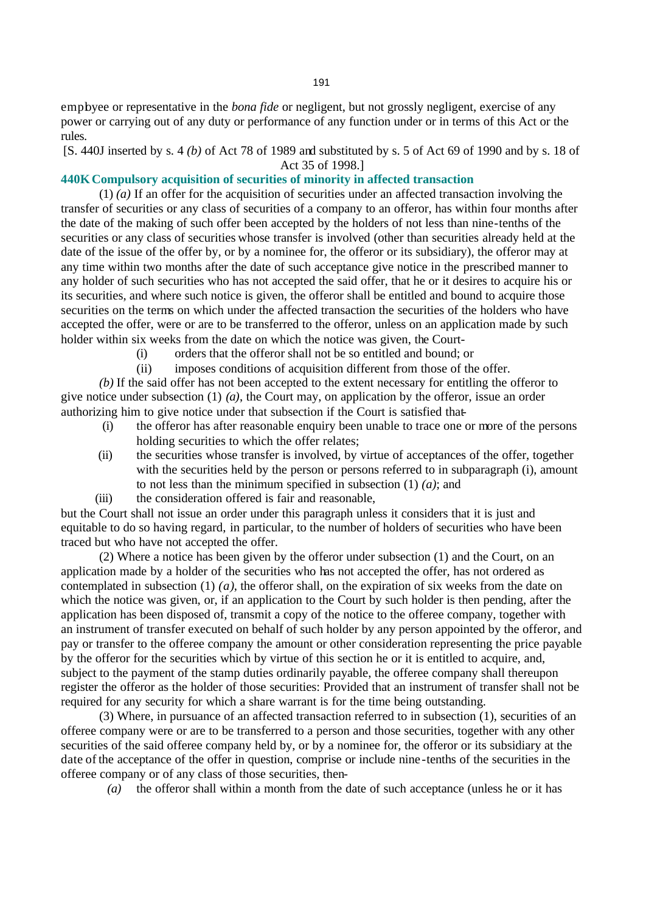employee or representative in the *bona fide* or negligent, but not grossly negligent, exercise of any power or carrying out of any duty or performance of any function under or in terms of this Act or the rules.

[S. 440J inserted by s. 4 *(b)* of Act 78 of 1989 and substituted by s. 5 of Act 69 of 1990 and by s. 18 of Act 35 of 1998.]

### 440K Compulsory acquisition of securities of minority in affected transaction

(1) *(a)* If an offer for the acquisition of securities under an affected transaction involving the transfer of securities or any class of securities of a company to an offeror, has within four months after the date of the making of such offer been accepted by the holders of not less than nine-tenths of the securities or any class of securities whose transfer is involved (other than securities already held at the date of the issue of the offer by, or by a nominee for, the offeror or its subsidiary), the offeror may at any time within two months after the date of such acceptance give notice in the prescribed manner to any holder of such securities who has not accepted the said offer, that he or it desires to acquire his or its securities, and where such notice is given, the offeror shall be entitled and bound to acquire those securities on the terms on which under the affected transaction the securities of the holders who have accepted the offer, were or are to be transferred to the offeror, unless on an application made by such holder within six weeks from the date on which the notice was given, the Court-

(i) orders that the offeror shall not be so entitled and bound; or

(ii) imposes conditions of acquisition different from those of the offer.

*(b)* If the said offer has not been accepted to the extent necessary for entitling the offeror to give notice under subsection (1) *(a)*, the Court may, on application by the offeror, issue an order authorizing him to give notice under that subsection if the Court is satisfied that-

(i) the offeror has after reasonable enquiry been unable to trace one or more of the persons holding securities to which the offer relates;

(ii) the securities whose transfer is involved, by virtue of acceptances of the offer, together with the securities held by the person or persons referred to in subparagraph (i), amount to not less than the minimum specified in subsection (1) *(a)*; and

(iii) the consideration offered is fair and reasonable,

but the Court shall not issue an order under this paragraph unless it considers that it is just and equitable to do so having regard, in particular, to the number of holders of securities who have been traced but who have not accepted the offer.

(2) Where a notice has been given by the offeror under subsection (1) and the Court, on an application made by a holder of the securities who has not accepted the offer, has not ordered as contemplated in subsection (1) *(a)*, the offeror shall, on the expiration of six weeks from the date on which the notice was given, or, if an application to the Court by such holder is then pending, after the application has been disposed of, transmit a copy of the notice to the offeree company, together with an instrument of transfer executed on behalf of such holder by any person appointed by the offeror, and pay or transfer to the offeree company the amount or other consideration representing the price payable by the offeror for the securities which by virtue of this section he or it is entitled to acquire, and, subject to the payment of the stamp duties ordinarily payable, the offeree company shall thereupon register the offeror as the holder of those securities: Provided that an instrument of transfer shall not be required for any security for which a share warrant is for the time being outstanding.

(3) Where, in pursuance of an affected transaction referred to in subsection (1), securities of an offeree company were or are to be transferred to a person and those securities, together with any other securities of the said offeree company held by, or by a nominee for, the offeror or its subsidiary at the date of the acceptance of the offer in question, comprise or include nine-tenths of the securities in the offeree company or of any class of those securities, then-

*(a)* the offeror shall within a month from the date of such acceptance (unless he or it has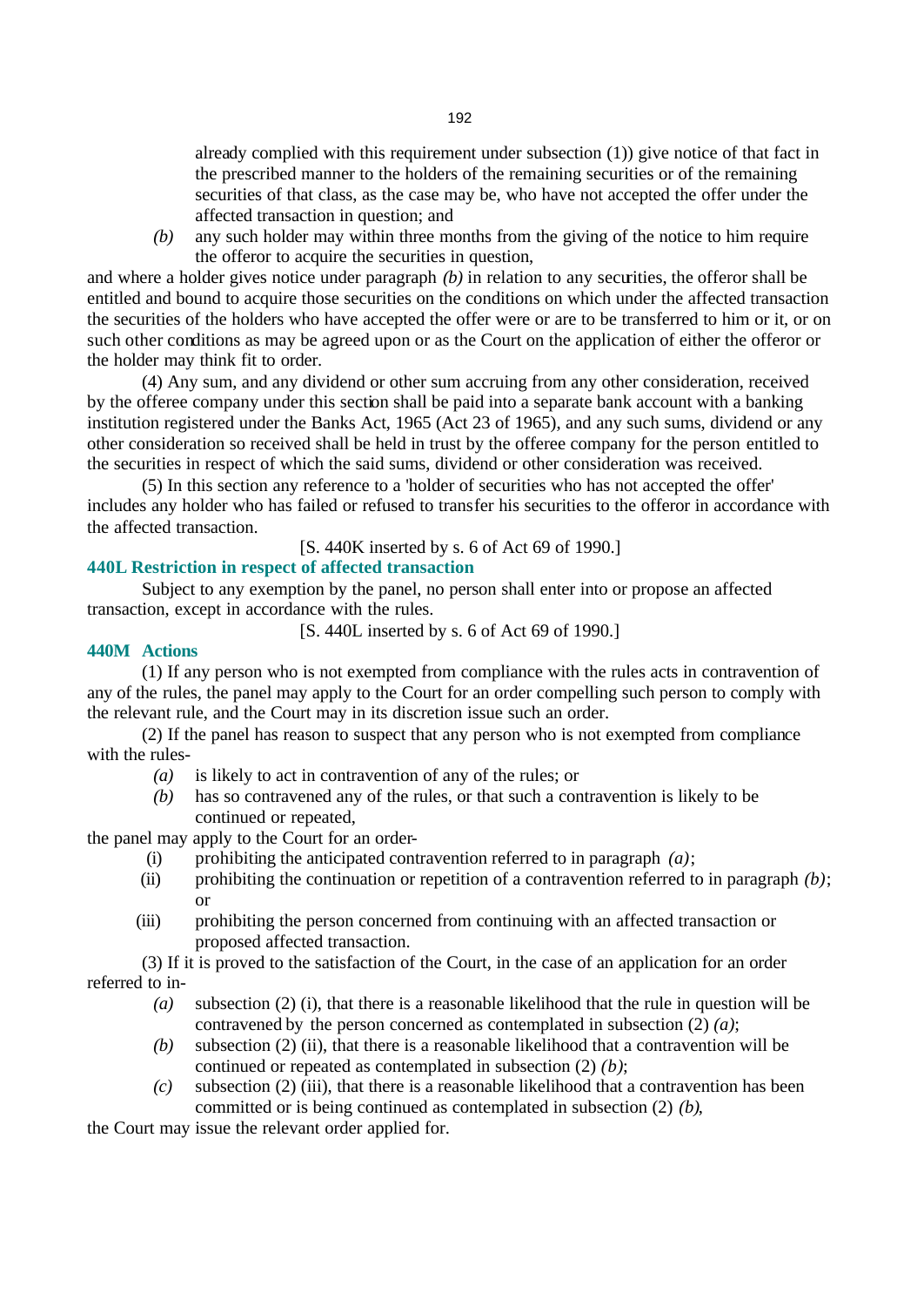already complied with this requirement under subsection (1)) give notice of that fact in the prescribed manner to the holders of the remaining securities or of the remaining securities of that class, as the case may be, who have not accepted the offer under the affected transaction in question; and

*(b)* any such holder may within three months from the giving of the notice to him require the offeror to acquire the securities in question,

and where a holder gives notice under paragraph *(b)* in relation to any securities, the offeror shall be entitled and bound to acquire those securities on the conditions on which under the affected transaction the securities of the holders who have accepted the offer were or are to be transferred to him or it, or on such other conditions as may be agreed upon or as the Court on the application of either the offeror or the holder may think fit to order.

(4) Any sum, and any dividend or other sum accruing from any other consideration, received by the offeree company under this section shall be paid into a separate bank account with a banking institution registered under the Banks Act, 1965 (Act 23 of 1965), and any such sums, dividend or any other consideration so received shall be held in trust by the offeree company for the person entitled to the securities in respect of which the said sums, dividend or other consideration was received.

(5) In this section any reference to a 'holder of securities who has not accepted the offer' includes any holder who has failed or refused to transfer his securities to the offeror in accordance with the affected transaction.

[S. 440K inserted by s. 6 of Act 69 of 1990.]

### 440L Restriction in respect of affected transaction

Subject to any exemption by the panel, no person shall enter into or propose an affected transaction, except in accordance with the rules.

[S. 440L inserted by s. 6 of Act 69 of 1990.]

### 440M Actions

(1) If any person who is not exempted from compliance with the rules acts in contravention of any of the rules, the panel may apply to the Court for an order compelling such person to comply with the relevant rule, and the Court may in its discretion issue such an order.

(2) If the panel has reason to suspect that any person who is not exempted from compliance with the rules-

*(a)* is likely to act in contravention of any of the rules; or

*(b)* has so contravened any of the rules, or that such a contravention is likely to be continued or repeated,

the panel may apply to the Court for an order-

(i) prohibiting the anticipated contravention referred to in paragraph *(a)*;

(ii) prohibiting the continuation or repetition of a contravention referred to in paragraph *(b)*; or

(iii) prohibiting the person concerned from continuing with an affected transaction or proposed affected transaction.

(3) If it is proved to the satisfaction of the Court, in the case of an application for an order referred to in-

*(a)* subsection (2) (i), that there is a reasonable likelihood that the rule in question will be contravened by the person concerned as contemplated in subsection (2) *(a)*;

*(b)* subsection (2) (ii), that there is a reasonable likelihood that a contravention will be continued or repeated as contemplated in subsection (2) *(b)*;

*(c)* subsection (2) (iii), that there is a reasonable likelihood that a contravention has been committed or is being continued as contemplated in subsection (2) *(b)*,

the Court may issue the relevant order applied for.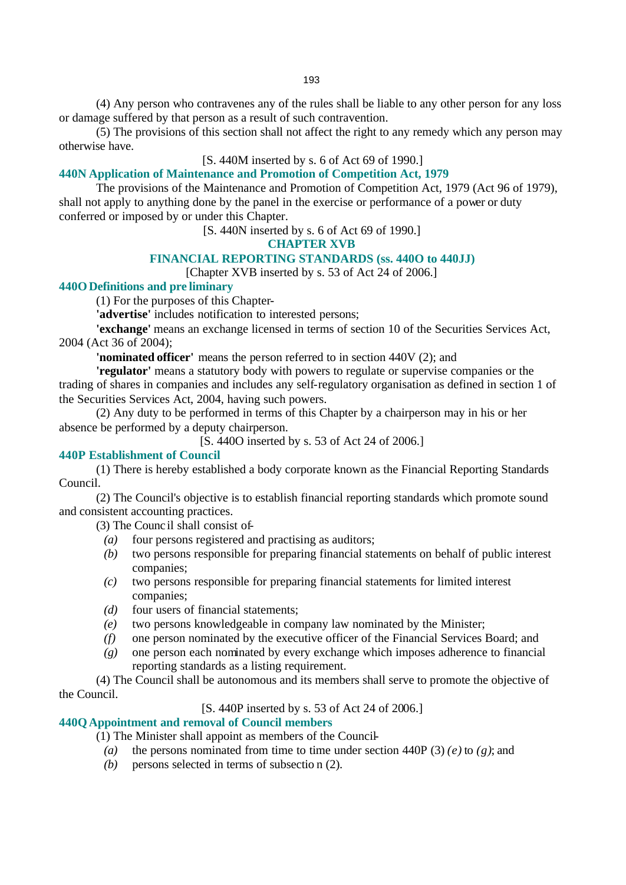(4) Any person who contravenes any of the rules shall be liable to any other person for any loss or damage suffered by that person as a result of such contravention.

(5) The provisions of this section shall not affect the right to any remedy which any person may otherwise have.

[S. 440M inserted by s. 6 of Act 69 of 1990.]

### 440N Application of Maintenance and Promotion of Competition Act, 1979

The provisions of the Maintenance and Promotion of Competition Act, 1979 (Act 96 of 1979), shall not apply to anything done by the panel in the exercise or performance of a power or duty conferred or imposed by or under this Chapter.

[S. 440N inserted by s. 6 of Act 69 of 1990.]

## CHAPTER XVB

## FINANCIAL REPORTING STANDARDS (ss. 440O to 440JJ)

[Chapter XVB inserted by s. 53 of Act 24 of 2006.]

### 440O Definitions and preliminary

(1) For the purposes of this Chapter-

**'advertise'** includes notification to interested persons;

**'exchange'** means an exchange licensed in terms of section 10 of the Securities Services Act, 2004 (Act 36 of 2004);

**'nominated officer'** means the person referred to in section 440V (2); and

**'regulator'** means a statutory body with powers to regulate or supervise companies or the trading of shares in companies and includes any self-regulatory organisation as defined in section 1 of the Securities Services Act, 2004, having such powers.

(2) Any duty to be performed in terms of this Chapter by a chairperson may in his or her absence be performed by a deputy chairperson.

[S. 440O inserted by s. 53 of Act 24 of 2006.]

### 440P Establishment of Council

(1) There is hereby established a body corporate known as the Financial Reporting Standards Council.

(2) The Council's objective is to establish financial reporting standards which promote sound and consistent accounting practices.

(3) The Council shall consist of-

- *(a)* four persons registered and practising as auditors;
- *(b)* two persons responsible for preparing financial statements on behalf of public interest companies;
- *(c)* two persons responsible for preparing financial statements for limited interest companies;
- *(d)* four users of financial statements;
- *(e)* two persons knowledgeable in company law nominated by the Minister;
- *(f)* one person nominated by the executive officer of the Financial Services Board; and
- *(g)* one person each nominated by every exchange which imposes adherence to financial reporting standards as a listing requirement.

(4) The Council shall be autonomous and its members shall serve to promote the objective of the Council.

[S. 440P inserted by s. 53 of Act 24 of 2006.]

### 440Q Appointment and removal of Council members

(1) The Minister shall appoint as members of the Council-

- *(a)* the persons nominated from time to time under section 440P (3) *(e)* to *(g)*; and
- *(b)* persons selected in terms of subsection (2).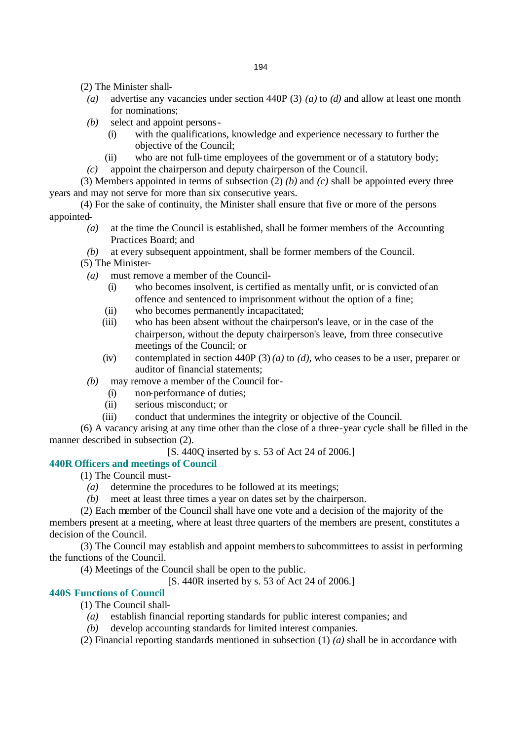(2) The Minister shall-

*(a)* advertise any vacancies under section 440P (3) *(a)* to *(d)* and allow at least one month for nominations;

*(b)* select and appoint persons-

(i) with the qualifications, knowledge and experience necessary to further the objective of the Council;

(ii) who are not full-time employees of the government or of a statutory body;

*(c)* appoint the chairperson and deputy chairperson of the Council.

(3) Members appointed in terms of subsection (2) *(b)* and *(c)* shall be appointed every three years and may not serve for more than six consecutive years.

(4) For the sake of continuity, the Minister shall ensure that five or more of the persons appointed-

*(a)* at the time the Council is established, shall be former members of the Accounting Practices Board; and

*(b)* at every subsequent appointment, shall be former members of the Council.

(5) The Minister-

*(a)* must remove a member of the Council-

(i) who becomes insolvent, is certified as mentally unfit, or is convicted of an offence and sentenced to imprisonment without the option of a fine;

(ii) who becomes permanently incapacitated;

(iii) who has been absent without the chairperson's leave, or in the case of the chairperson, without the deputy chairperson's leave, from three consecutive meetings of the Council; or

(iv) contemplated in section 440P (3) *(a)* to *(d)*, who ceases to be a user, preparer or auditor of financial statements;

*(b)* may remove a member of the Council for-

(i) non-performance of duties;

(ii) serious misconduct; or

(iii) conduct that undermines the integrity or objective of the Council.

(6) A vacancy arising at any time other than the close of a three-year cycle shall be filled in the manner described in subsection (2).

[S. 440Q inserted by s. 53 of Act 24 of 2006.]

### 440R Officers and meetings of Council

(1) The Council must-

*(a)* determine the procedures to be followed at its meetings;

*(b)* meet at least three times a year on dates set by the chairperson.

(2) Each member of the Council shall have one vote and a decision of the majority of the members present at a meeting, where at least three quarters of the members are present, constitutes a decision of the Council.

(3) The Council may establish and appoint members to subcommittees to assist in performing the functions of the Council.

(4) Meetings of the Council shall be open to the public.

[S. 440R inserted by s. 53 of Act 24 of 2006.]

### 440S Functions of Council

(1) The Council shall-

*(a)* establish financial reporting standards for public interest companies; and

*(b)* develop accounting standards for limited interest companies.

(2) Financial reporting standards mentioned in subsection (1) *(a)* shall be in accordance with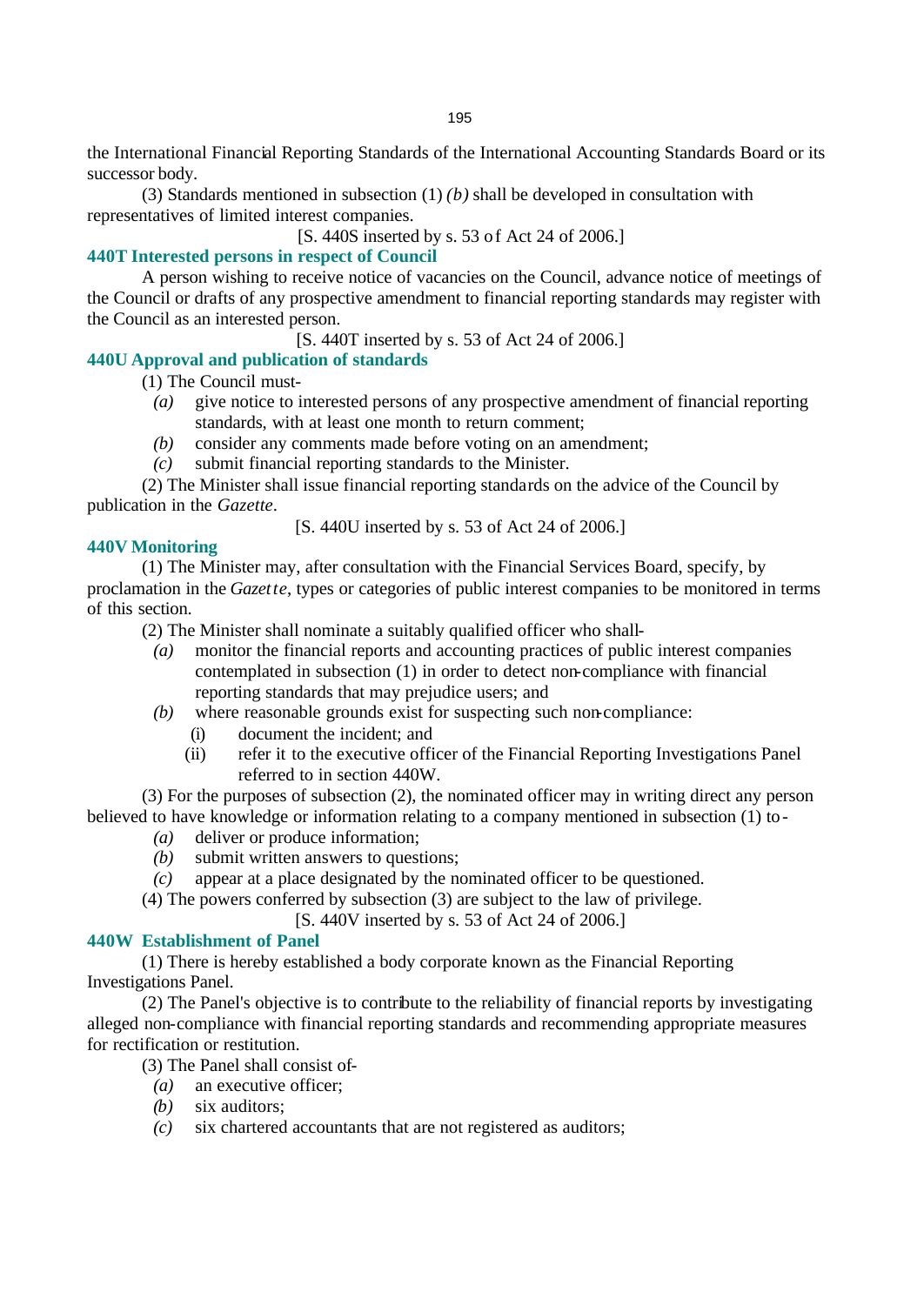the International Financial Reporting Standards of the International Accounting Standards Board or its successor body.

(3) Standards mentioned in subsection (1) *(b)* shall be developed in consultation with representatives of limited interest companies.

[S. 440S inserted by s. 53 of Act 24 of 2006.]

### 440T Interested persons in respect of Council

A person wishing to receive notice of vacancies on the Council, advance notice of meetings of the Council or drafts of any prospective amendment to financial reporting standards may register with the Council as an interested person.

[S. 440T inserted by s. 53 of Act 24 of 2006.]

### 440U Approval and publication of standards

(1) The Council must-

*(a)* give notice to interested persons of any prospective amendment of financial reporting standards, with at least one month to return comment;

*(b)* consider any comments made before voting on an amendment;

*(c)* submit financial reporting standards to the Minister.

(2) The Minister shall issue financial reporting standards on the advice of the Council by publication in the *Gazette*.

[S. 440U inserted by s. 53 of Act 24 of 2006.]

### 440V Monitoring

(1) The Minister may, after consultation with the Financial Services Board, specify, by proclamation in the *Gazette*, types or categories of public interest companies to be monitored in terms of this section.

(2) The Minister shall nominate a suitably qualified officer who shall-

*(a)* monitor the financial reports and accounting practices of public interest companies contemplated in subsection (1) in order to detect non-compliance with financial reporting standards that may prejudice users; and

*(b)* where reasonable grounds exist for suspecting such non-compliance:

(i) document the incident; and

(ii) refer it to the executive officer of the Financial Reporting Investigations Panel referred to in section 440W.

(3) For the purposes of subsection (2), the nominated officer may in writing direct any person believed to have knowledge or information relating to a company mentioned in subsection (1) to-

*(a)* deliver or produce information;

*(b)* submit written answers to questions;

*(c)* appear at a place designated by the nominated officer to be questioned.

(4) The powers conferred by subsection (3) are subject to the law of privilege.

[S. 440V inserted by s. 53 of Act 24 of 2006.]

### 440W Establishment of Panel

(1) There is hereby established a body corporate known as the Financial Reporting Investigations Panel.

(2) The Panel's objective is to contribute to the reliability of financial reports by investigating alleged non-compliance with financial reporting standards and recommending appropriate measures for rectification or restitution.

(3) The Panel shall consist of-

*(a)* an executive officer;

*(b)* six auditors;

*(c)* six chartered accountants that are not registered as auditors;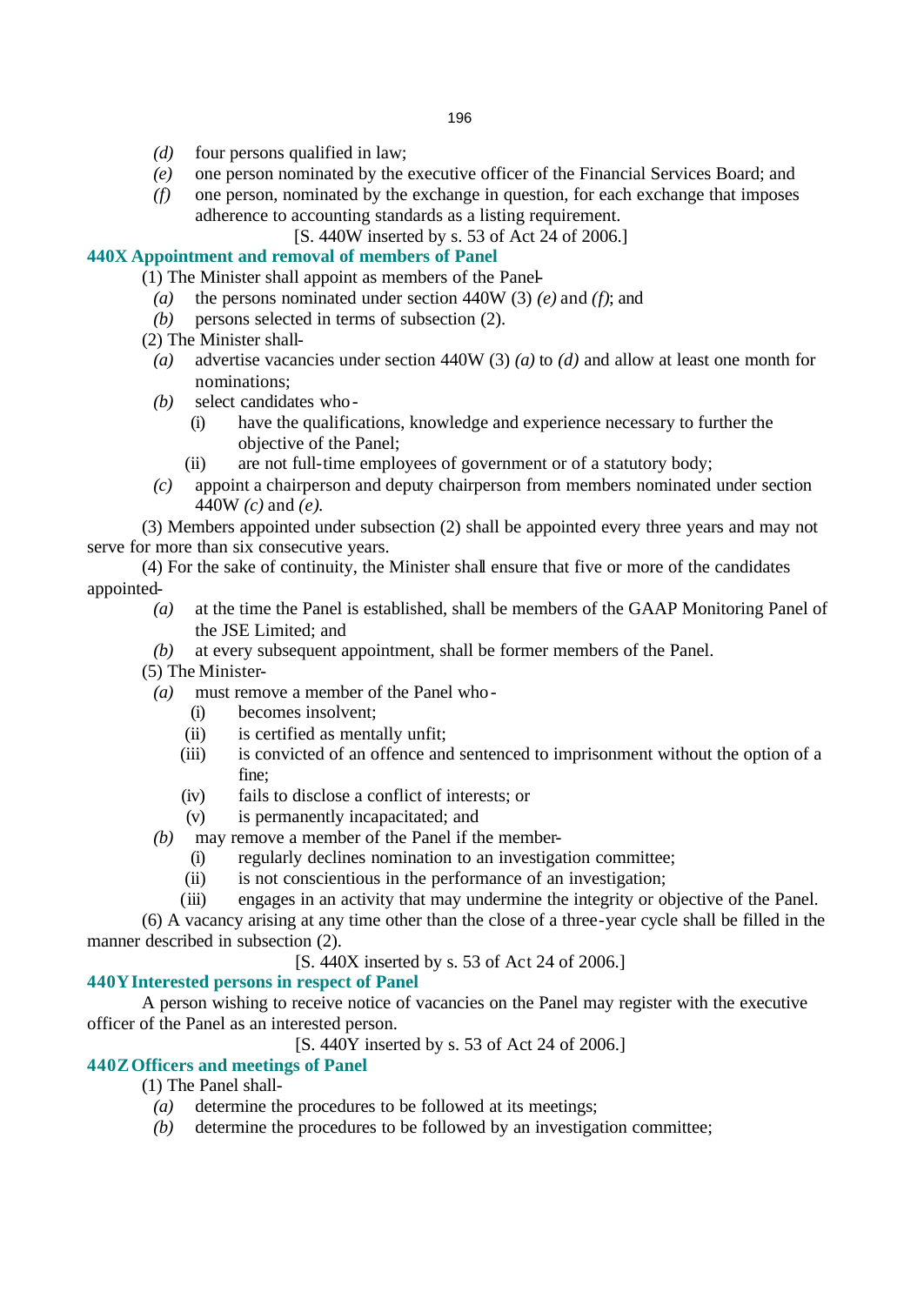*(d)* four persons qualified in law;

*(e)* one person nominated by the executive officer of the Financial Services Board; and

*(f)* one person, nominated by the exchange in question, for each exchange that imposes adherence to accounting standards as a listing requirement.

[S. 440W inserted by s. 53 of Act 24 of 2006.]

### 440X Appointment and removal of members of Panel

(1) The Minister shall appoint as members of the Panel-

*(a)* the persons nominated under section 440W (3) *(e)* and *(f)*; and

*(b)* persons selected in terms of subsection (2).

(2) The Minister shall-

*(a)* advertise vacancies under section 440W (3) *(a)* to *(d)* and allow at least one month for nominations;

*(b)* select candidates who-

(i) have the qualifications, knowledge and experience necessary to further the objective of the Panel;

(ii) are not full-time employees of government or of a statutory body;

*(c)* appoint a chairperson and deputy chairperson from members nominated under section 440W *(c)* and *(e)*.

(3) Members appointed under subsection (2) shall be appointed every three years and may not serve for more than six consecutive years.

(4) For the sake of continuity, the Minister shall ensure that five or more of the candidates appointed-

*(a)* at the time the Panel is established, shall be members of the GAAP Monitoring Panel of the JSE Limited; and

*(b)* at every subsequent appointment, shall be former members of the Panel.

(5) The Minister-

*(a)* must remove a member of the Panel who-

(i) becomes insolvent;

(ii) is certified as mentally unfit;

(iii) is convicted of an offence and sentenced to imprisonment without the option of a fine;

(iv) fails to disclose a conflict of interests; or

(v) is permanently incapacitated; and

*(b)* may remove a member of the Panel if the member-

(i) regularly declines nomination to an investigation committee;

(ii) is not conscientious in the performance of an investigation;

(iii) engages in an activity that may undermine the integrity or objective of the Panel.

(6) A vacancy arising at any time other than the close of a three-year cycle shall be filled in the manner described in subsection (2).

[S. 440X inserted by s. 53 of Act 24 of 2006.]

### 440Y Interested persons in respect of Panel

A person wishing to receive notice of vacancies on the Panel may register with the executive officer of the Panel as an interested person.

[S. 440Y inserted by s. 53 of Act 24 of 2006.]

### 440Z Officers and meetings of Panel

(1) The Panel shall-

*(a)* determine the procedures to be followed at its meetings;

*(b)* determine the procedures to be followed by an investigation committee;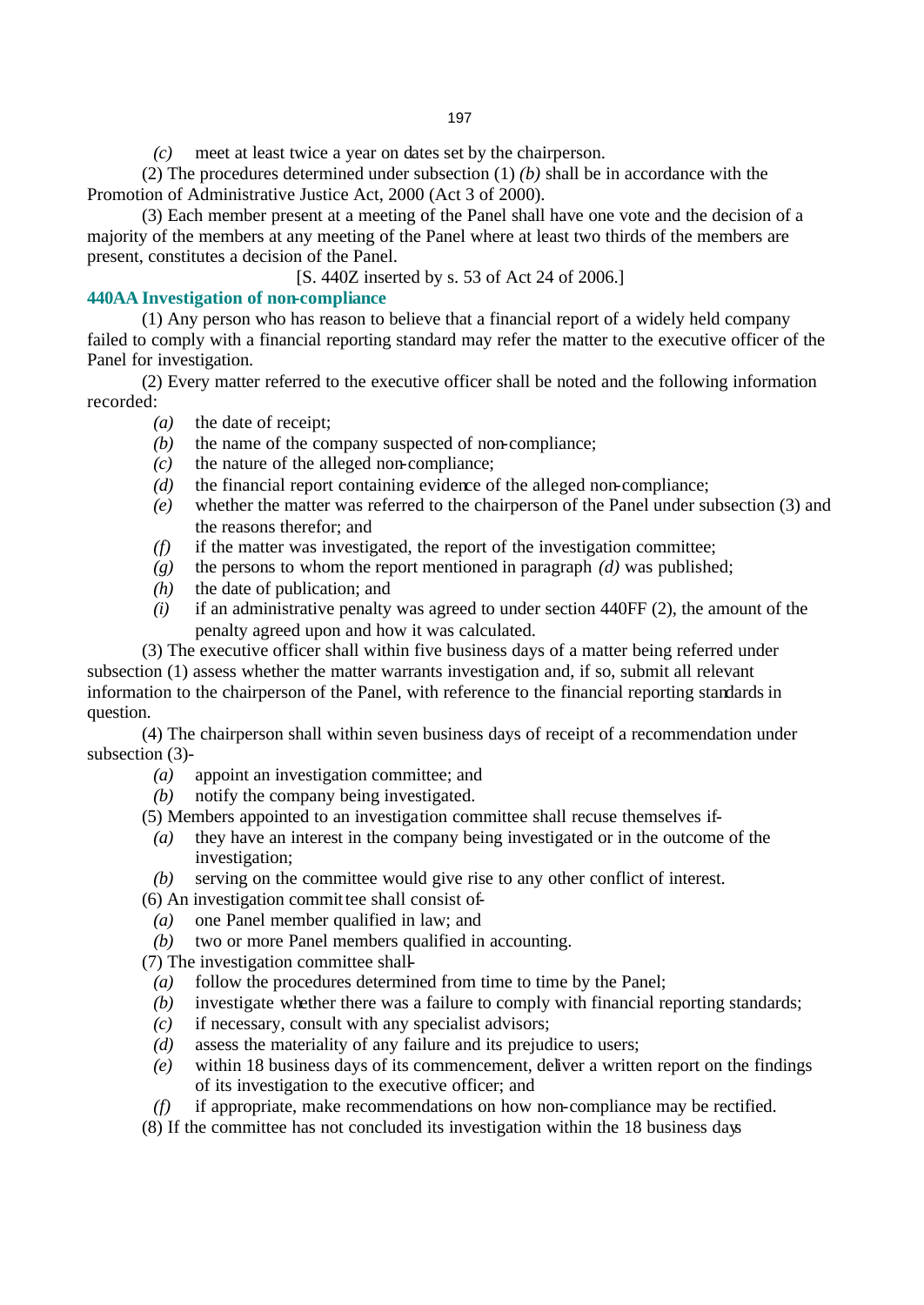*(c)* meet at least twice a year on dates set by the chairperson.

(2) The procedures determined under subsection (1) *(b)* shall be in accordance with the Promotion of Administrative Justice Act, 2000 (Act 3 of 2000).

(3) Each member present at a meeting of the Panel shall have one vote and the decision of a majority of the members at any meeting of the Panel where at least two thirds of the members are present, constitutes a decision of the Panel.

[S. 440Z inserted by s. 53 of Act 24 of 2006.]

### 440AA Investigation of non-compliance

(1) Any person who has reason to believe that a financial report of a widely held company failed to comply with a financial reporting standard may refer the matter to the executive officer of the Panel for investigation.

(2) Every matter referred to the executive officer shall be noted and the following information recorded:

*(a)* the date of receipt;

*(b)* the name of the company suspected of non-compliance;

*(c)* the nature of the alleged non-compliance;

*(d)* the financial report containing evidence of the alleged non-compliance;

*(e)* whether the matter was referred to the chairperson of the Panel under subsection (3) and the reasons therefor; and

*(f)* if the matter was investigated, the report of the investigation committee;

*(g)* the persons to whom the report mentioned in paragraph *(d)* was published;

*(h)* the date of publication; and

*(i)* if an administrative penalty was agreed to under section 440FF (2), the amount of the penalty agreed upon and how it was calculated.

(3) The executive officer shall within five business days of a matter being referred under subsection (1) assess whether the matter warrants investigation and, if so, submit all relevant information to the chairperson of the Panel, with reference to the financial reporting standards in question.

(4) The chairperson shall within seven business days of receipt of a recommendation under subsection (3)-

*(a)* appoint an investigation committee; and

*(b)* notify the company being investigated.

(5) Members appointed to an investigation committee shall recuse themselves if-

*(a)* they have an interest in the company being investigated or in the outcome of the investigation;

*(b)* serving on the committee would give rise to any other conflict of interest.

(6) An investigation committee shall consist of-

*(a)* one Panel member qualified in law; and

*(b)* two or more Panel members qualified in accounting.

(7) The investigation committee shall-

*(a)* follow the procedures determined from time to time by the Panel;

*(b)* investigate whether there was a failure to comply with financial reporting standards;

*(c)* if necessary, consult with any specialist advisors;

*(d)* assess the materiality of any failure and its prejudice to users;

*(e)* within 18 business days of its commencement, deliver a written report on the findings of its investigation to the executive officer; and

*(f)* if appropriate, make recommendations on how non-compliance may be rectified.

(8) If the committee has not concluded its investigation within the 18 business days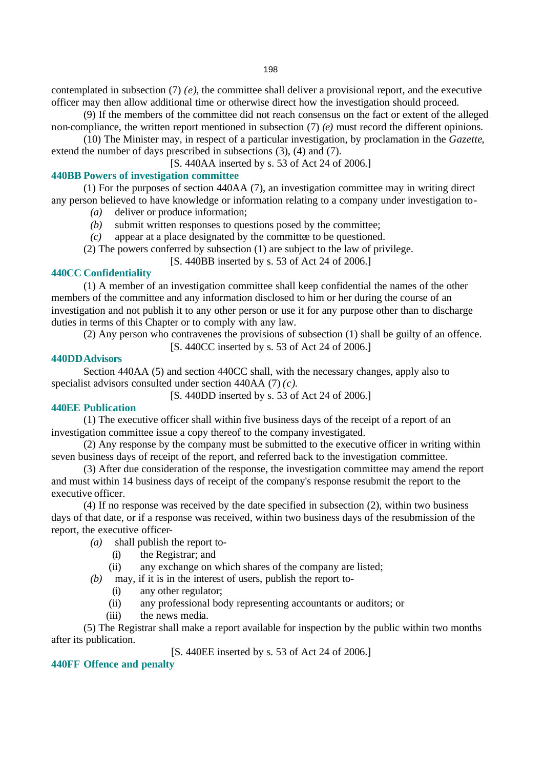contemplated in subsection (7) *(e)*, the committee shall deliver a provisional report, and the executive officer may then allow additional time or otherwise direct how the investigation should proceed.

(9) If the members of the committee did not reach consensus on the fact or extent of the alleged non-compliance, the written report mentioned in subsection (7) *(e)* must record the different opinions.

(10) The Minister may, in respect of a particular investigation, by proclamation in the *Gazette*, extend the number of days prescribed in subsections (3), (4) and (7).

[S. 440AA inserted by s. 53 of Act 24 of 2006.]

**440BB Powers of investigation committee**

(1) For the purposes of section 440AA (7), an investigation committee may in writing direct any person believed to have knowledge or information relating to a company under investigation to-

*(a)* deliver or produce information;

*(b)* submit written responses to questions posed by the committee;

*(c)* appear at a place designated by the committee to be questioned.

(2) The powers conferred by subsection (1) are subject to the law of privilege.

[S. 440BB inserted by s. 53 of Act 24 of 2006.]

**440CC Confidentiality**

(1) A member of an investigation committee shall keep confidential the names of the other members of the committee and any information disclosed to him or her during the course of an investigation and not publish it to any other person or use it for any purpose other than to discharge duties in terms of this Chapter or to comply with any law.

(2) Any person who contravenes the provisions of subsection (1) shall be guilty of an offence.

[S. 440CC inserted by s. 53 of Act 24 of 2006.]

**440DD Advisors**

Section 440AA (5) and section 440CC shall, with the necessary changes, apply also to specialist advisors consulted under section 440AA (7) *(c)*.

[S. 440DD inserted by s. 53 of Act 24 of 2006.]

**440EE Publication**

(1) The executive officer shall within five business days of the receipt of a report of an investigation committee issue a copy thereof to the company investigated.

(2) Any response by the company must be submitted to the executive officer in writing within seven business days of receipt of the report, and referred back to the investigation committee.

(3) After due consideration of the response, the investigation committee may amend the report and must within 14 business days of receipt of the company's response resubmit the report to the executive officer.

(4) If no response was received by the date specified in subsection (2), within two business days of that date, or if a response was received, within two business days of the resubmission of the report, the executive officer-

*(a)* shall publish the report to-

(i) the Registrar; and

(ii) any exchange on which shares of the company are listed;

*(b)* may, if it is in the interest of users, publish the report to-

(i) any other regulator;

(ii) any professional body representing accountants or auditors; or

(iii) the news media.

(5) The Registrar shall make a report available for inspection by the public within two months after its publication.

[S. 440EE inserted by s. 53 of Act 24 of 2006.]

**440FF Offence and penalty**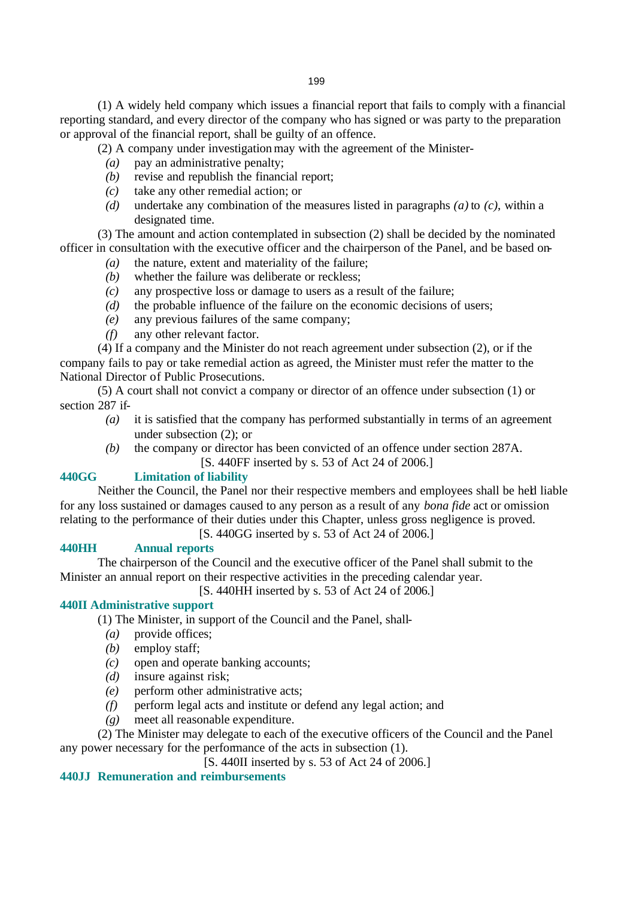(1) A widely held company which issues a financial report that fails to comply with a financial reporting standard, and every director of the company who has signed or was party to the preparation or approval of the financial report, shall be guilty of an offence.

(2) A company under investigation may with the agreement of the Minister-

*(a)* pay an administrative penalty;

*(b)* revise and republish the financial report;

*(c)* take any other remedial action; or

*(d)* undertake any combination of the measures listed in paragraphs *(a)* to *(c)*, within a designated time.

(3) The amount and action contemplated in subsection (2) shall be decided by the nominated officer in consultation with the executive officer and the chairperson of the Panel, and be based on-

*(a)* the nature, extent and materiality of the failure;

*(b)* whether the failure was deliberate or reckless;

*(c)* any prospective loss or damage to users as a result of the failure;

*(d)* the probable influence of the failure on the economic decisions of users;

*(e)* any previous failures of the same company;

*(f)* any other relevant factor.

(4) If a company and the Minister do not reach agreement under subsection (2), or if the company fails to pay or take remedial action as agreed, the Minister must refer the matter to the National Director of Public Prosecutions.

(5) A court shall not convict a company or director of an offence under subsection (1) or section 287 if-

*(a)* it is satisfied that the company has performed substantially in terms of an agreement under subsection (2); or

*(b)* the company or director has been convicted of an offence under section 287A.

[S. 440FF inserted by s. 53 of Act 24 of 2006.]

### 440GG Limitation of liability

Neither the Council, the Panel nor their respective members and employees shall be held liable for any loss sustained or damages caused to any person as a result of any *bona fide* act or omission relating to the performance of their duties under this Chapter, unless gross negligence is proved.

[S. 440GG inserted by s. 53 of Act 24 of 2006.]

### 440HH Annual reports

The chairperson of the Council and the executive officer of the Panel shall submit to the Minister an annual report on their respective activities in the preceding calendar year.

[S. 440HH inserted by s. 53 of Act 24 of 2006.]

### 440II Administrative support

(1) The Minister, in support of the Council and the Panel, shall-

*(a)* provide offices;

*(b)* employ staff;

*(c)* open and operate banking accounts;

*(d)* insure against risk;

*(e)* perform other administrative acts;

*(f)* perform legal acts and institute or defend any legal action; and

*(g)* meet all reasonable expenditure.

(2) The Minister may delegate to each of the executive officers of the Council and the Panel any power necessary for the perfomance of the acts in subsection (1).

[S. 440II inserted by s. 53 of Act 24 of 2006.]

### 440JJ Remuneration and reimbursements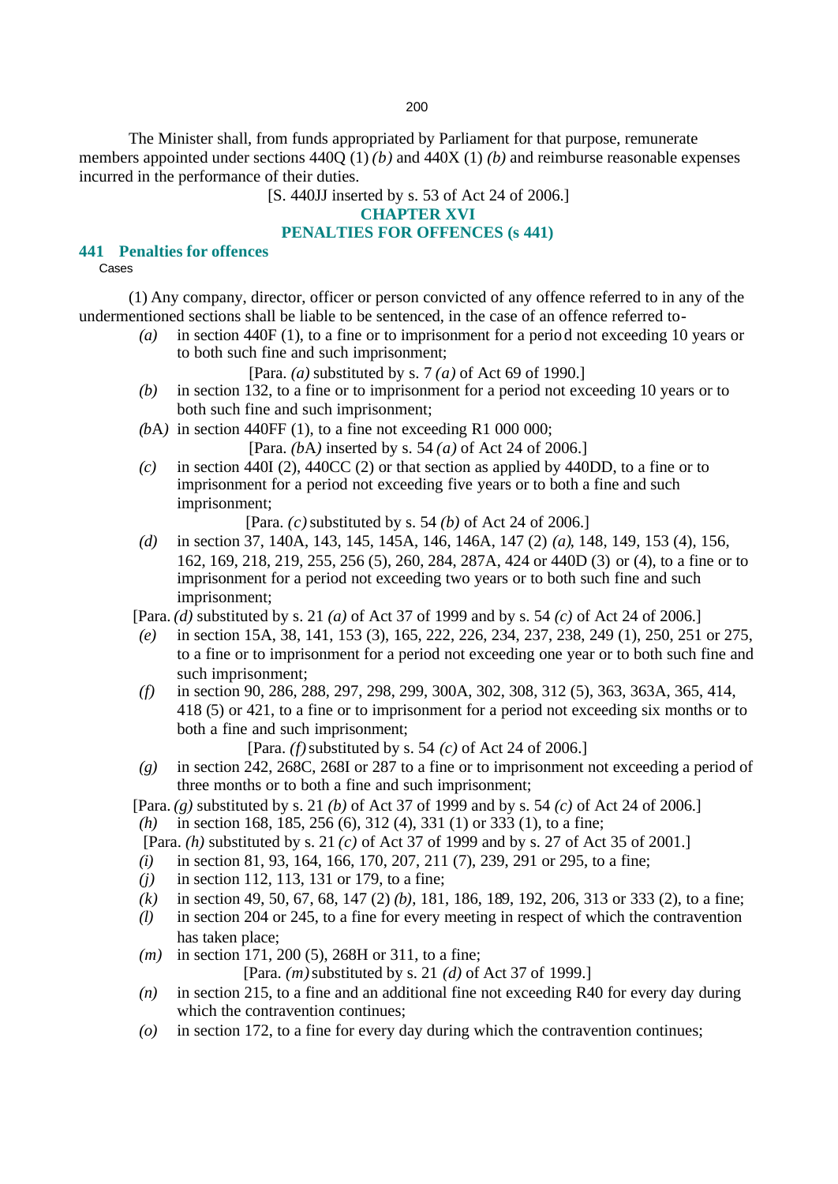The Minister shall, from funds appropriated by Parliament for that purpose, remunerate members appointed under sections 440Q (1) *(b)* and 440X (1) *(b)* and reimburse reasonable expenses incurred in the performance of their duties.

[S. 440JJ inserted by s. 53 of Act 24 of 2006.]

## CHAPTER XVI
## PENALTIES FOR OFFENCES (s 441)

### 441 Penalties for offences

Cases

(1) Any company, director, officer or person convicted of any offence referred to in any of the undermentioned sections shall be liable to be sentenced, in the case of an offence referred to-

*(a)* in section 440F (1), to a fine or to imprisonment for a period not exceeding 10 years or to both such fine and such imprisonment;

[Para. *(a)* substituted by s. 7 *(a)* of Act 69 of 1990.]

*(b)* in section 132, to a fine or to imprisonment for a period not exceeding 10 years or to both such fine and such imprisonment;

*(b*A*)* in section 440FF (1), to a fine not exceeding R1 000 000;

[Para. *(b*A*)* inserted by s. 54 *(a)* of Act 24 of 2006.]

*(c)* in section 440I (2), 440CC (2) or that section as applied by 440DD, to a fine or to imprisonment for a period not exceeding five years or to both a fine and such imprisonment;

[Para. *(c)* substituted by s. 54 *(b)* of Act 24 of 2006.]

*(d)* in section 37, 140A, 143, 145, 145A, 146, 146A, 147 (2) *(a)*, 148, 149, 153 (4), 156, 162, 169, 218, 219, 255, 256 (5), 260, 284, 287A, 424 or 440D (3) or (4), to a fine or to imprisonment for a period not exceeding two years or to both such fine and such imprisonment;

[Para. *(d)* substituted by s. 21 *(a)* of Act 37 of 1999 and by s. 54 *(c)* of Act 24 of 2006.]

*(e)* in section 15A, 38, 141, 153 (3), 165, 222, 226, 234, 237, 238, 249 (1), 250, 251 or 275, to a fine or to imprisonment for a period not exceeding one year or to both such fine and such imprisonment;

*(f)* in section 90, 286, 288, 297, 298, 299, 300A, 302, 308, 312 (5), 363, 363A, 365, 414, 418 (5) or 421, to a fine or to imprisonment for a period not exceeding six months or to both a fine and such imprisonment;

[Para. *(f)* substituted by s. 54 *(c)* of Act 24 of 2006.]

*(g)* in section 242, 268C, 268I or 287 to a fine or to imprisonment not exceeding a period of three months or to both a fine and such imprisonment;

[Para. *(g)* substituted by s. 21 *(b)* of Act 37 of 1999 and by s. 54 *(c)* of Act 24 of 2006.]

*(h)* in section 168, 185, 256 (6), 312 (4), 331 (1) or 333 (1), to a fine;

[Para. *(h)* substituted by s. 21 *(c)* of Act 37 of 1999 and by s. 27 of Act 35 of 2001.]

*(i)* in section 81, 93, 164, 166, 170, 207, 211 (7), 239, 291 or 295, to a fine;

*(j)* in section 112, 113, 131 or 179, to a fine;

*(k)* in section 49, 50, 67, 68, 147 (2) *(b)*, 181, 186, 189, 192, 206, 313 or 333 (2), to a fine;

*(l)* in section 204 or 245, to a fine for every meeting in respect of which the contravention has taken place;

*(m)* in section 171, 200 (5), 268H or 311, to a fine;

[Para. *(m)* substituted by s. 21 *(d)* of Act 37 of 1999.]

*(n)* in section 215, to a fine and an additional fine not exceeding R40 for every day during which the contravention continues;

*(o)* in section 172, to a fine for every day during which the contravention continues;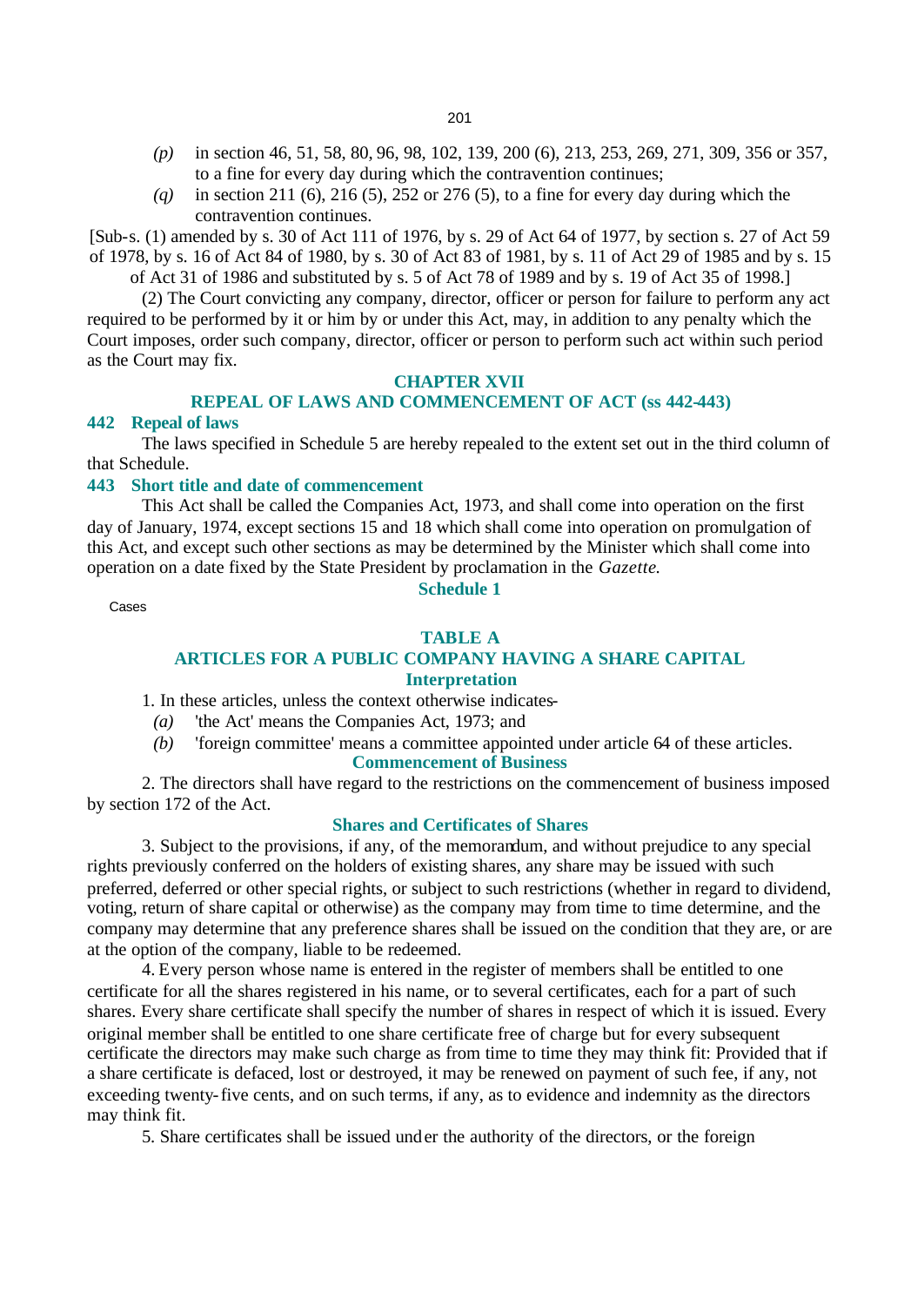*(p)* in section 46, 51, 58, 80, 96, 98, 102, 139, 200 (6), 213, 253, 269, 271, 309, 356 or 357, to a fine for every day during which the contravention continues;

*(q)* in section 211 (6), 216 (5), 252 or 276 (5), to a fine for every day during which the contravention continues.

[Sub-s. (1) amended by s. 30 of Act 111 of 1976, by s. 29 of Act 64 of 1977, by section s. 27 of Act 59 of 1978, by s. 16 of Act 84 of 1980, by s. 30 of Act 83 of 1981, by s. 11 of Act 29 of 1985 and by s. 15 of Act 31 of 1986 and substituted by s. 5 of Act 78 of 1989 and by s. 19 of Act 35 of 1998.]

(2) The Court convicting any company, director, officer or person for failure to perform any act required to be performed by it or him by or under this Act, may, in addition to any penalty which the Court imposes, order such company, director, officer or person to perform such act within such period as the Court may fix.

## CHAPTER XVII
## REPEAL OF LAWS AND COMMENCEMENT OF ACT (ss 442-443)

### 442 Repeal of laws

The laws specified in Schedule 5 are hereby repealed to the extent set out in the third column of that Schedule.

### 443 Short title and date of commencement

This Act shall be called the Companies Act, 1973, and shall come into operation on the first day of January, 1974, except sections 15 and 18 which shall come into operation on promulgation of this Act, and except such other sections as may be determined by the Minister which shall come into operation on a date fixed by the State President by proclamation in the *Gazette*.

## Schedule 1

Cases

## TABLE A
## ARTICLES FOR A PUBLIC COMPANY HAVING A SHARE CAPITAL

### Interpretation

1. In these articles, unless the context otherwise indicates-

*(a)* 'the Act' means the Companies Act, 1973; and

*(b)* 'foreign committee' means a committee appointed under article 64 of these articles.

### Commencement of Business

2. The directors shall have regard to the restrictions on the commencement of business imposed by section 172 of the Act.

### Shares and Certificates of Shares

3. Subject to the provisions, if any, of the memorandum, and without prejudice to any special rights previously conferred on the holders of existing shares, any share may be issued with such preferred, deferred or other special rights, or subject to such restrictions (whether in regard to dividend, voting, return of share capital or otherwise) as the company may from time to time determine, and the company may determine that any preference shares shall be issued on the condition that they are, or are at the option of the company, liable to be redeemed.

4. Every person whose name is entered in the register of members shall be entitled to one certificate for all the shares registered in his name, or to several certificates, each for a part of such shares. Every share certificate shall specify the number of shares in respect of which it is issued. Every original member shall be entitled to one share certificate free of charge but for every subsequent certificate the directors may make such charge as from time to time they may think fit: Provided that if a share certificate is defaced, lost or destroyed, it may be renewed on payment of such fee, if any, not exceeding twenty-five cents, and on such terms, if any, as to evidence and indemnity as the directors may think fit.

5. Share certificates shall be issued under the authority of the directors, or the foreign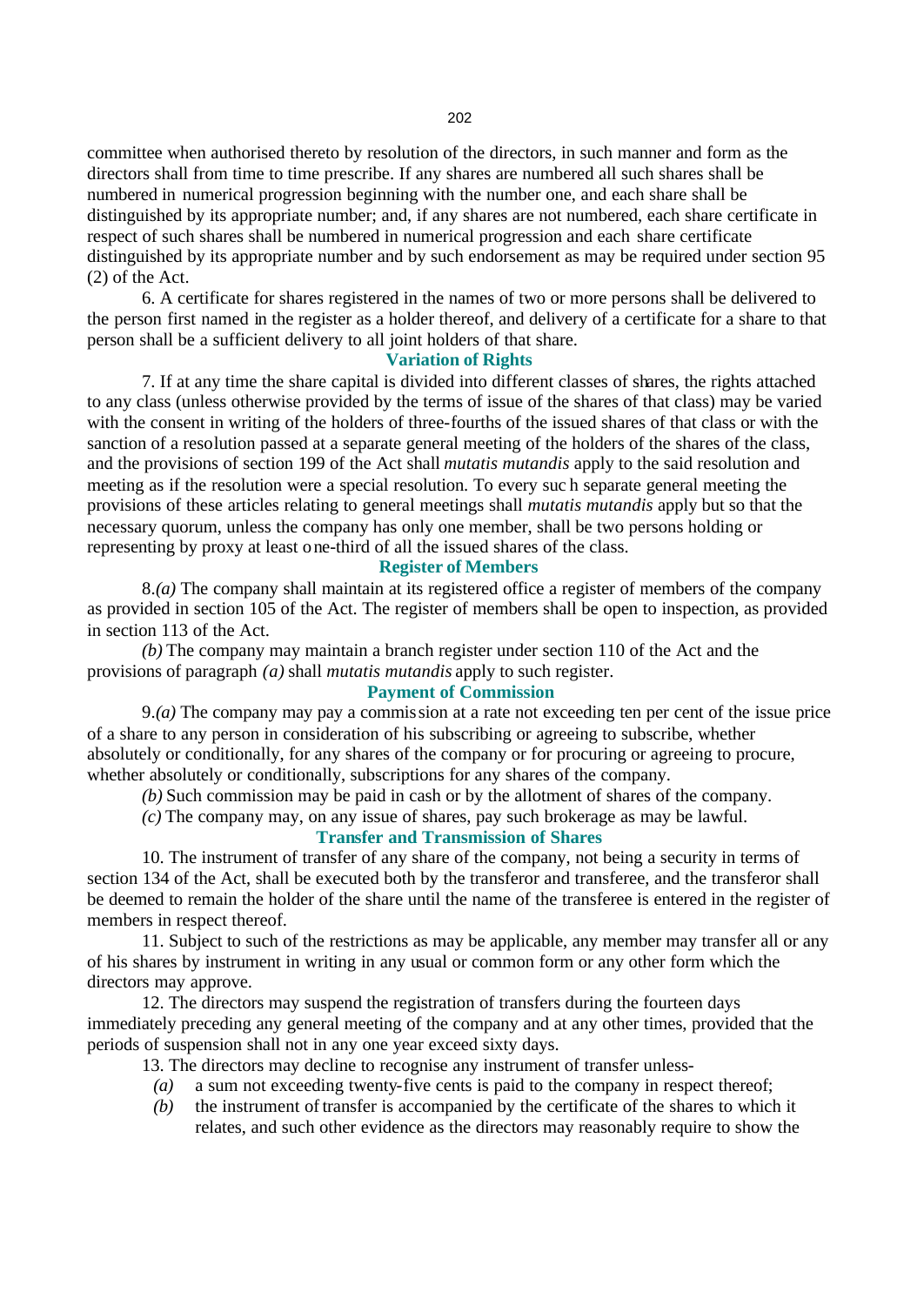committee when authorised thereto by resolution of the directors, in such manner and form as the directors shall from time to time prescribe. If any shares are numbered all such shares shall be numbered in numerical progression beginning with the number one, and each share shall be distinguished by its appropriate number; and, if any shares are not numbered, each share certificate in respect of such shares shall be numbered in numerical progression and each share certificate distinguished by its appropriate number and by such endorsement as may be required under section 95 (2) of the Act.

6. A certificate for shares registered in the names of two or more persons shall be delivered to the person first named in the register as a holder thereof, and delivery of a certificate for a share to that person shall be a sufficient delivery to all joint holders of that share.

### Variation of Rights

7. If at any time the share capital is divided into different classes of shares, the rights attached to any class (unless otherwise provided by the terms of issue of the shares of that class) may be varied with the consent in writing of the holders of three-fourths of the issued shares of that class or with the sanction of a resolution passed at a separate general meeting of the holders of the shares of the class, and the provisions of section 199 of the Act shall *mutatis mutandis* apply to the said resolution and meeting as if the resolution were a special resolution. To every such separate general meeting the provisions of these articles relating to general meetings shall *mutatis mutandis* apply but so that the necessary quorum, unless the company has only one member, shall be two persons holding or representing by proxy at least one-third of all the issued shares of the class.

### Register of Members

8.*(a)* The company shall maintain at its registered office a register of members of the company as provided in section 105 of the Act. The register of members shall be open to inspection, as provided in section 113 of the Act.

*(b)* The company may maintain a branch register under section 110 of the Act and the provisions of paragraph *(a)* shall *mutatis mutandis* apply to such register.

### Payment of Commission

9.*(a)* The company may pay a commission at a rate not exceeding ten per cent of the issue price of a share to any person in consideration of his subscribing or agreeing to subscribe, whether absolutely or conditionally, for any shares of the company or for procuring or agreeing to procure, whether absolutely or conditionally, subscriptions for any shares of the company.

*(b)* Such commission may be paid in cash or by the allotment of shares of the company.

*(c)* The company may, on any issue of shares, pay such brokerage as may be lawful.

### Transfer and Transmission of Shares

10. The instrument of transfer of any share of the company, not being a security in terms of section 134 of the Act, shall be executed both by the transferor and transferee, and the transferor shall be deemed to remain the holder of the share until the name of the transferee is entered in the register of members in respect thereof.

11. Subject to such of the restrictions as may be applicable, any member may transfer all or any of his shares by instrument in writing in any usual or common form or any other form which the directors may approve.

12. The directors may suspend the registration of transfers during the fourteen days immediately preceding any general meeting of the company and at any other times, provided that the periods of suspension shall not in any one year exceed sixty days.

13. The directors may decline to recognise any instrument of transfer unless-

*(a)* a sum not exceeding twenty-five cents is paid to the company in respect thereof;

*(b)* the instrument of transfer is accompanied by the certificate of the shares to which it relates, and such other evidence as the directors may reasonably require to show the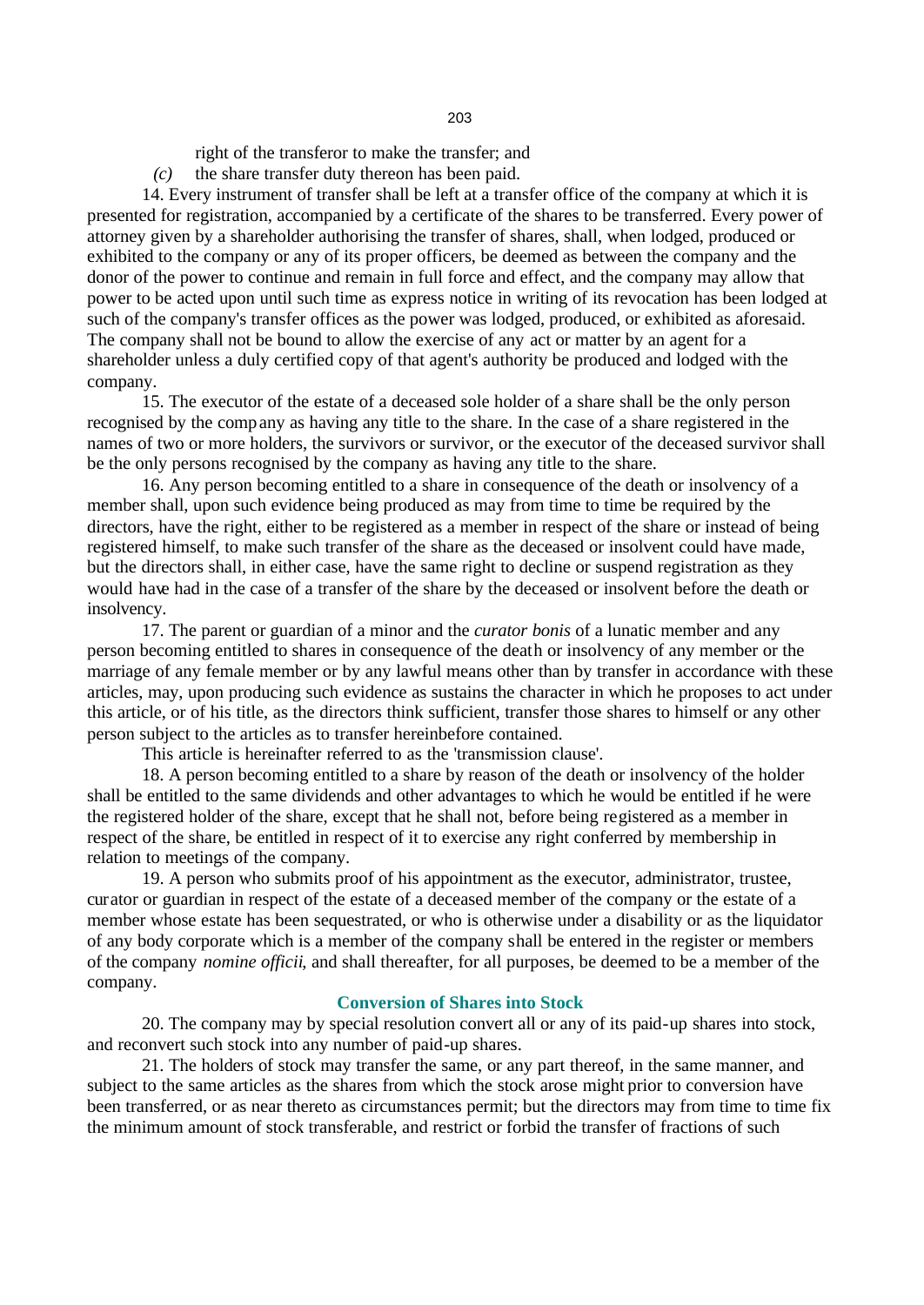right of the transferor to make the transfer; and

*(c)* the share transfer duty thereon has been paid.

14. Every instrument of transfer shall be left at a transfer office of the company at which it is presented for registration, accompanied by a certificate of the shares to be transferred. Every power of attorney given by a shareholder authorising the transfer of shares, shall, when lodged, produced or exhibited to the company or any of its proper officers, be deemed as between the company and the donor of the power to continue and remain in full force and effect, and the company may allow that power to be acted upon until such time as express notice in writing of its revocation has been lodged at such of the company's transfer offices as the power was lodged, produced, or exhibited as aforesaid. The company shall not be bound to allow the exercise of any act or matter by an agent for a shareholder unless a duly certified copy of that agent's authority be produced and lodged with the company.

15. The executor of the estate of a deceased sole holder of a share shall be the only person recognised by the company as having any title to the share. In the case of a share registered in the names of two or more holders, the survivors or survivor, or the executor of the deceased survivor shall be the only persons recognised by the company as having any title to the share.

16. Any person becoming entitled to a share in consequence of the death or insolvency of a member shall, upon such evidence being produced as may from time to time be required by the directors, have the right, either to be registered as a member in respect of the share or instead of being registered himself, to make such transfer of the share as the deceased or insolvent could have made, but the directors shall, in either case, have the same right to decline or suspend registration as they would have had in the case of a transfer of the share by the deceased or insolvent before the death or insolvency.

17. The parent or guardian of a minor and the *curator bonis* of a lunatic member and any person becoming entitled to shares in consequence of the death or insolvency of any member or the marriage of any female member or by any lawful means other than by transfer in accordance with these articles, may, upon producing such evidence as sustains the character in which he proposes to act under this article, or of his title, as the directors think sufficient, transfer those shares to himself or any other person subject to the articles as to transfer hereinbefore contained.

This article is hereinafter referred to as the 'transmission clause'.

18. A person becoming entitled to a share by reason of the death or insolvency of the holder shall be entitled to the same dividends and other advantages to which he would be entitled if he were the registered holder of the share, except that he shall not, before being registered as a member in respect of the share, be entitled in respect of it to exercise any right conferred by membership in relation to meetings of the company.

19. A person who submits proof of his appointment as the executor, administrator, trustee, curator or guardian in respect of the estate of a deceased member of the company or the estate of a member whose estate has been sequestrated, or who is otherwise under a disability or as the liquidator of any body corporate which is a member of the company shall be entered in the register or members of the company *nomine officii*, and shall thereafter, for all purposes, be deemed to be a member of the company.

### Conversion of Shares into Stock

20. The company may by special resolution convert all or any of its paid-up shares into stock, and reconvert such stock into any number of paid-up shares.

21. The holders of stock may transfer the same, or any part thereof, in the same manner, and subject to the same articles as the shares from which the stock arose might prior to conversion have been transferred, or as near thereto as circumstances permit; but the directors may from time to time fix the minimum amount of stock transferable, and restrict or forbid the transfer of fractions of such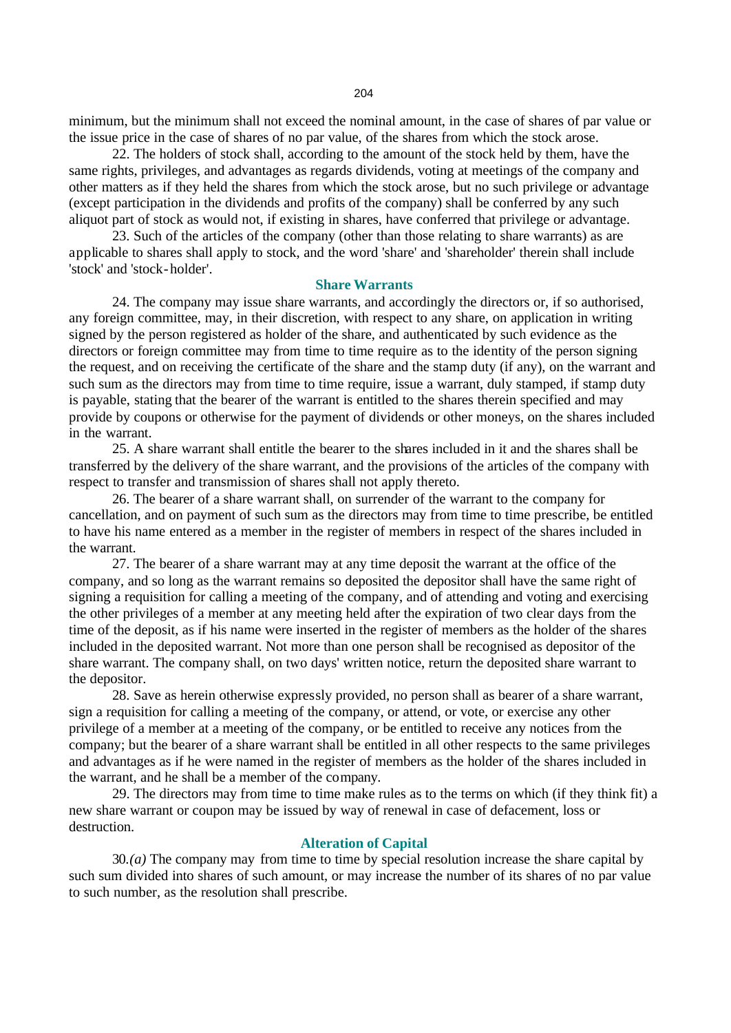minimum, but the minimum shall not exceed the nominal amount, in the case of shares of par value or the issue price in the case of shares of no par value, of the shares from which the stock arose.

22. The holders of stock shall, according to the amount of the stock held by them, have the same rights, privileges, and advantages as regards dividends, voting at meetings of the company and other matters as if they held the shares from which the stock arose, but no such privilege or advantage (except participation in the dividends and profits of the company) shall be conferred by any such aliquot part of stock as would not, if existing in shares, have conferred that privilege or advantage.

23. Such of the articles of the company (other than those relating to share warrants) as are applicable to shares shall apply to stock, and the word 'share' and 'shareholder' therein shall include 'stock' and 'stock-holder'.

### Share Warrants

24. The company may issue share warrants, and accordingly the directors or, if so authorised, any foreign committee, may, in their discretion, with respect to any share, on application in writing signed by the person registered as holder of the share, and authenticated by such evidence as the directors or foreign committee may from time to time require as to the identity of the person signing the request, and on receiving the certificate of the share and the stamp duty (if any), on the warrant and such sum as the directors may from time to time require, issue a warrant, duly stamped, if stamp duty is payable, stating that the bearer of the warrant is entitled to the shares therein specified and may provide by coupons or otherwise for the payment of dividends or other moneys, on the shares included in the warrant.

25. A share warrant shall entitle the bearer to the shares included in it and the shares shall be transferred by the delivery of the share warrant, and the provisions of the articles of the company with respect to transfer and transmission of shares shall not apply thereto.

26. The bearer of a share warrant shall, on surrender of the warrant to the company for cancellation, and on payment of such sum as the directors may from time to time prescribe, be entitled to have his name entered as a member in the register of members in respect of the shares included in the warrant.

27. The bearer of a share warrant may at any time deposit the warrant at the office of the company, and so long as the warrant remains so deposited the depositor shall have the same right of signing a requisition for calling a meeting of the company, and of attending and voting and exercising the other privileges of a member at any meeting held after the expiration of two clear days from the time of the deposit, as if his name were inserted in the register of members as the holder of the shares included in the deposited warrant. Not more than one person shall be recognised as depositor of the share warrant. The company shall, on two days' written notice, return the deposited share warrant to the depositor.

28. Save as herein otherwise expressly provided, no person shall as bearer of a share warrant, sign a requisition for calling a meeting of the company, or attend, or vote, or exercise any other privilege of a member at a meeting of the company, or be entitled to receive any notices from the company; but the bearer of a share warrant shall be entitled in all other respects to the same privileges and advantages as if he were named in the register of members as the holder of the shares included in the warrant, and he shall be a member of the company.

29. The directors may from time to time make rules as to the terms on which (if they think fit) a new share warrant or coupon may be issued by way of renewal in case of defacement, loss or destruction.

### Alteration of Capital

30.*(a)* The company may from time to time by special resolution increase the share capital by such sum divided into shares of such amount, or may increase the number of its shares of no par value to such number, as the resolution shall prescribe.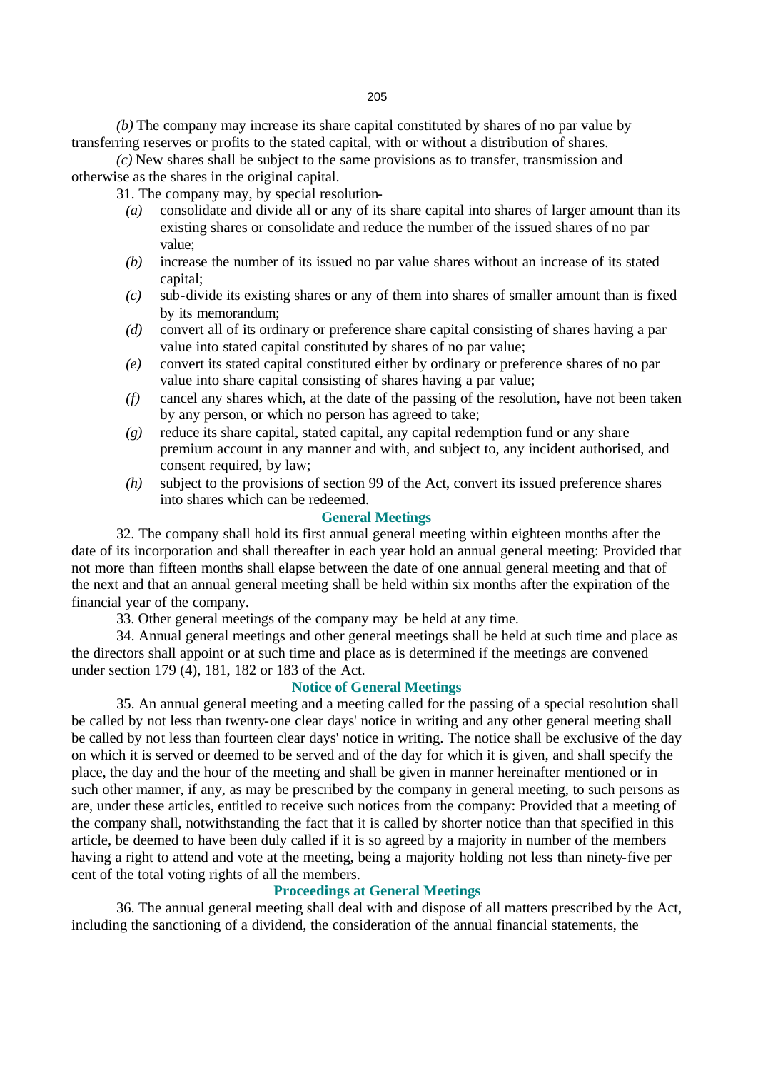*(b)* The company may increase its share capital constituted by shares of no par value by transferring reserves or profits to the stated capital, with or without a distribution of shares.

*(c)* New shares shall be subject to the same provisions as to transfer, transmission and otherwise as the shares in the original capital.

31. The company may, by special resolution-

- *(a)* consolidate and divide all or any of its share capital into shares of larger amount than its existing shares or consolidate and reduce the number of the issued shares of no par value;
- *(b)* increase the number of its issued no par value shares without an increase of its stated capital;
- *(c)* sub-divide its existing shares or any of them into shares of smaller amount than is fixed by its memorandum;
- *(d)* convert all of its ordinary or preference share capital consisting of shares having a par value into stated capital constituted by shares of no par value;
- *(e)* convert its stated capital constituted either by ordinary or preference shares of no par value into share capital consisting of shares having a par value;
- *(f)* cancel any shares which, at the date of the passing of the resolution, have not been taken by any person, or which no person has agreed to take;
- *(g)* reduce its share capital, stated capital, any capital redemption fund or any share premium account in any manner and with, and subject to, any incident authorised, and consent required, by law;
- *(h)* subject to the provisions of section 99 of the Act, convert its issued preference shares into shares which can be redeemed.

## General Meetings

32. The company shall hold its first annual general meeting within eighteen months after the date of its incorporation and shall thereafter in each year hold an annual general meeting: Provided that not more than fifteen months shall elapse between the date of one annual general meeting and that of the next and that an annual general meeting shall be held within six months after the expiration of the financial year of the company.

33. Other general meetings of the company may be held at any time.

34. Annual general meetings and other general meetings shall be held at such time and place as the directors shall appoint or at such time and place as is determined if the meetings are convened under section 179 (4), 181, 182 or 183 of the Act.

## Notice of General Meetings

35. An annual general meeting and a meeting called for the passing of a special resolution shall be called by not less than twenty-one clear days' notice in writing and any other general meeting shall be called by not less than fourteen clear days' notice in writing. The notice shall be exclusive of the day on which it is served or deemed to be served and of the day for which it is given, and shall specify the place, the day and the hour of the meeting and shall be given in manner hereinafter mentioned or in such other manner, if any, as may be prescribed by the company in general meeting, to such persons as are, under these articles, entitled to receive such notices from the company: Provided that a meeting of the company shall, notwithstanding the fact that it is called by shorter notice than that specified in this article, be deemed to have been duly called if it is so agreed by a majority in number of the members having a right to attend and vote at the meeting, being a majority holding not less than ninety-five per cent of the total voting rights of all the members.

## Proceedings at General Meetings

36. The annual general meeting shall deal with and dispose of all matters prescribed by the Act, including the sanctioning of a dividend, the consideration of the annual financial statements, the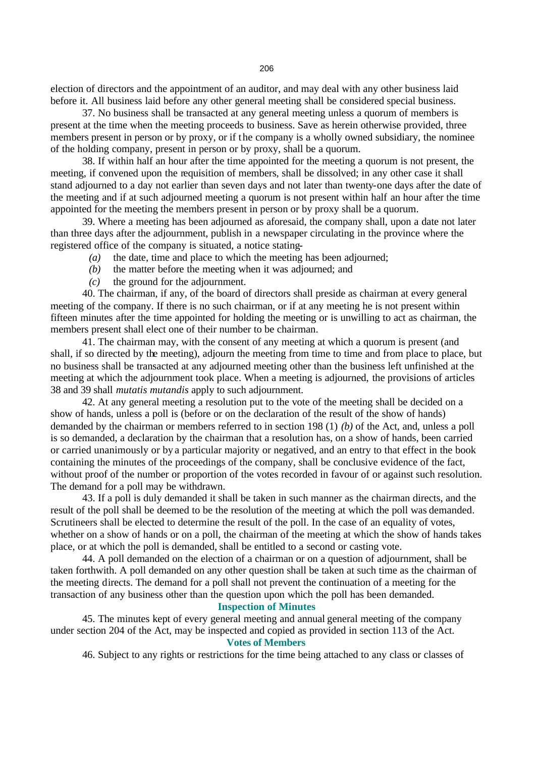election of directors and the appointment of an auditor, and may deal with any other business laid before it. All business laid before any other general meeting shall be considered special business.

37. No business shall be transacted at any general meeting unless a quorum of members is present at the time when the meeting proceeds to business. Save as herein otherwise provided, three members present in person or by proxy, or if the company is a wholly owned subsidiary, the nominee of the holding company, present in person or by proxy, shall be a quorum.

38. If within half an hour after the time appointed for the meeting a quorum is not present, the meeting, if convened upon the requisition of members, shall be dissolved; in any other case it shall stand adjourned to a day not earlier than seven days and not later than twenty-one days after the date of the meeting and if at such adjourned meeting a quorum is not present within half an hour after the time appointed for the meeting the members present in person or by proxy shall be a quorum.

39. Where a meeting has been adjourned as aforesaid, the company shall, upon a date not later than three days after the adjournment, publish in a newspaper circulating in the province where the registered office of the company is situated, a notice stating-

*(a)* the date, time and place to which the meeting has been adjourned;

*(b)* the matter before the meeting when it was adjourned; and

*(c)* the ground for the adjournment.

40. The chairman, if any, of the board of directors shall preside as chairman at every general meeting of the company. If there is no such chairman, or if at any meeting he is not present within fifteen minutes after the time appointed for holding the meeting or is unwilling to act as chairman, the members present shall elect one of their number to be chairman.

41. The chairman may, with the consent of any meeting at which a quorum is present (and shall, if so directed by the meeting), adjourn the meeting from time to time and from place to place, but no business shall be transacted at any adjourned meeting other than the business left unfinished at the meeting at which the adjournment took place. When a meeting is adjourned, the provisions of articles 38 and 39 shall *mutatis mutandis* apply to such adjournment.

42. At any general meeting a resolution put to the vote of the meeting shall be decided on a show of hands, unless a poll is (before or on the declaration of the result of the show of hands) demanded by the chairman or members referred to in section 198 (1) *(b)* of the Act, and, unless a poll is so demanded, a declaration by the chairman that a resolution has, on a show of hands, been carried or carried unanimously or by a particular majority or negatived, and an entry to that effect in the book containing the minutes of the proceedings of the company, shall be conclusive evidence of the fact, without proof of the number or proportion of the votes recorded in favour of or against such resolution. The demand for a poll may be withdrawn.

43. If a poll is duly demanded it shall be taken in such manner as the chairman directs, and the result of the poll shall be deemed to be the resolution of the meeting at which the poll was demanded. Scrutineers shall be elected to determine the result of the poll. In the case of an equality of votes, whether on a show of hands or on a poll, the chairman of the meeting at which the show of hands takes place, or at which the poll is demanded, shall be entitled to a second or casting vote.

44. A poll demanded on the election of a chairman or on a question of adjournment, shall be taken forthwith. A poll demanded on any other question shall be taken at such time as the chairman of the meeting directs. The demand for a poll shall not prevent the continuation of a meeting for the transaction of any business other than the question upon which the poll has been demanded.

### Inspection of Minutes

45. The minutes kept of every general meeting and annual general meeting of the company under section 204 of the Act, may be inspected and copied as provided in section 113 of the Act.

### Votes of Members

46. Subject to any rights or restrictions for the time being attached to any class or classes of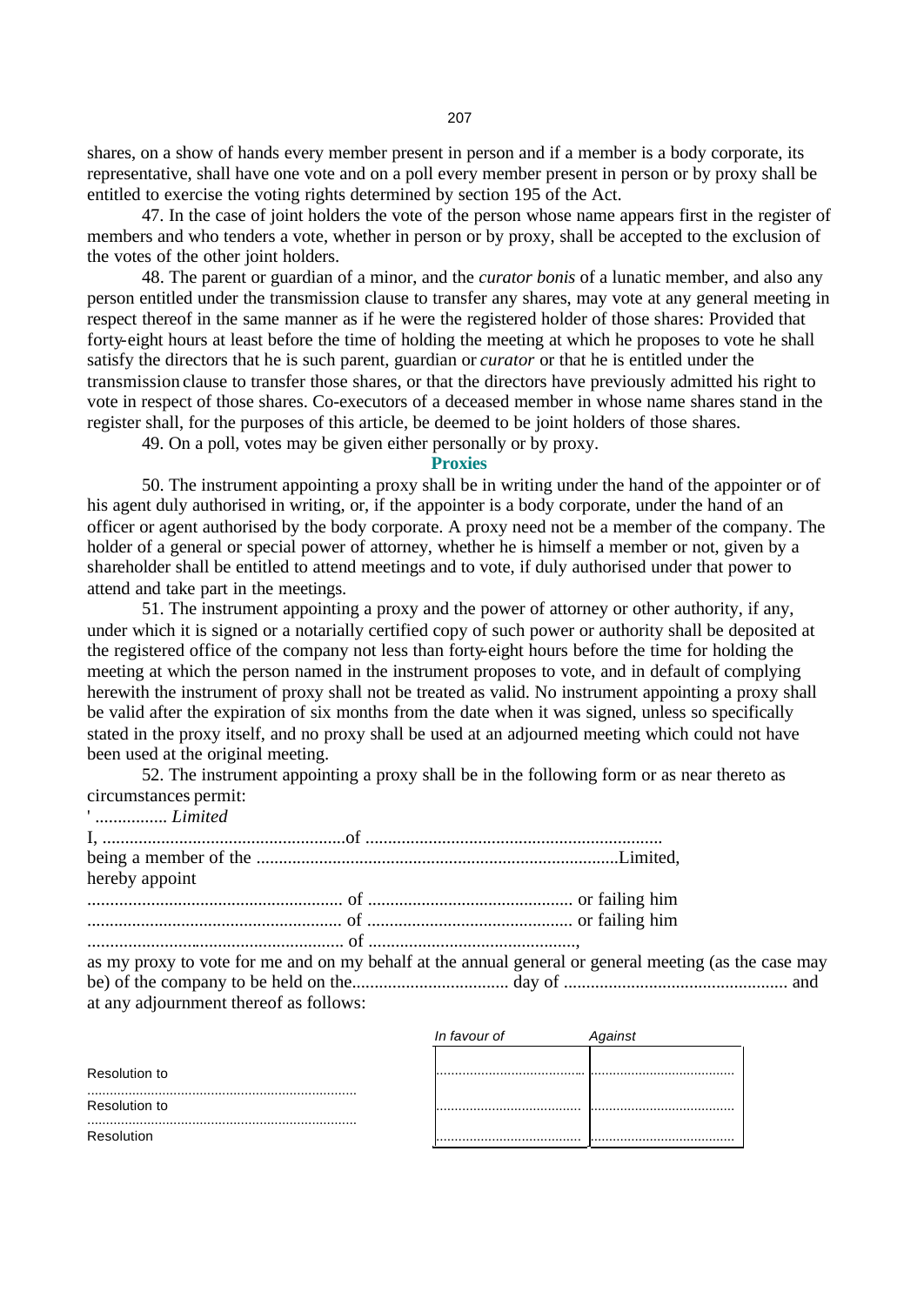shares, on a show of hands every member present in person and if a member is a body corporate, its representative, shall have one vote and on a poll every member present in person or by proxy shall be entitled to exercise the voting rights determined by section 195 of the Act.

47. In the case of joint holders the vote of the person whose name appears first in the register of members and who tenders a vote, whether in person or by proxy, shall be accepted to the exclusion of the votes of the other joint holders.

48. The parent or guardian of a minor, and the *curator bonis* of a lunatic member, and also any person entitled under the transmission clause to transfer any shares, may vote at any general meeting in respect thereof in the same manner as if he were the registered holder of those shares: Provided that forty-eight hours at least before the time of holding the meeting at which he proposes to vote he shall satisfy the directors that he is such parent, guardian or *curator* or that he is entitled under the transmission clause to transfer those shares, or that the directors have previously admitted his right to vote in respect of those shares. Co-executors of a deceased member in whose name shares stand in the register shall, for the purposes of this article, be deemed to be joint holders of those shares.

49. On a poll, votes may be given either personally or by proxy.

## Proxies

50. The instrument appointing a proxy shall be in writing under the hand of the appointer or of his agent duly authorised in writing, or, if the appointer is a body corporate, under the hand of an officer or agent authorised by the body corporate. A proxy need not be a member of the company. The holder of a general or special power of attorney, whether he is himself a member or not, given by a shareholder shall be entitled to attend meetings and to vote, if duly authorised under that power to attend and take part in the meetings.

51. The instrument appointing a proxy and the power of attorney or other authority, if any, under which it is signed or a notarially certified copy of such power or authority shall be deposited at the registered office of the company not less than forty-eight hours before the time for holding the meeting at which the person named in the instrument proposes to vote, and in default of complying herewith the instrument of proxy shall not be treated as valid. No instrument appointing a proxy shall be valid after the expiration of six months from the date when it was signed, unless so specifically stated in the proxy itself, and no proxy shall be used at an adjourned meeting which could not have been used at the original meeting.

52. The instrument appointing a proxy shall be in the following form or as near thereto as circumstances permit:

' ................ *Limited*

I, ......................................................of ..................................................................
being a member of the ..................................................................................Limited,
hereby appoint
......................................................... of .............................................. or failing him
......................................................... of .............................................. or failing him
......................................................... of ..............................................,
as my proxy to vote for me and on my behalf at the annual general or general meeting (as the case may be) of the company to be held on the................................... day of .................................................. and at any adjournment thereof as follows:

| | *In favour of* | *Against* |
|---|---|---|
| Resolution to ....................................................................... | ....................................... | ....................................... |
| Resolution to ....................................................................... | ....................................... | ....................................... |
| Resolution | ....................................... | ....................................... |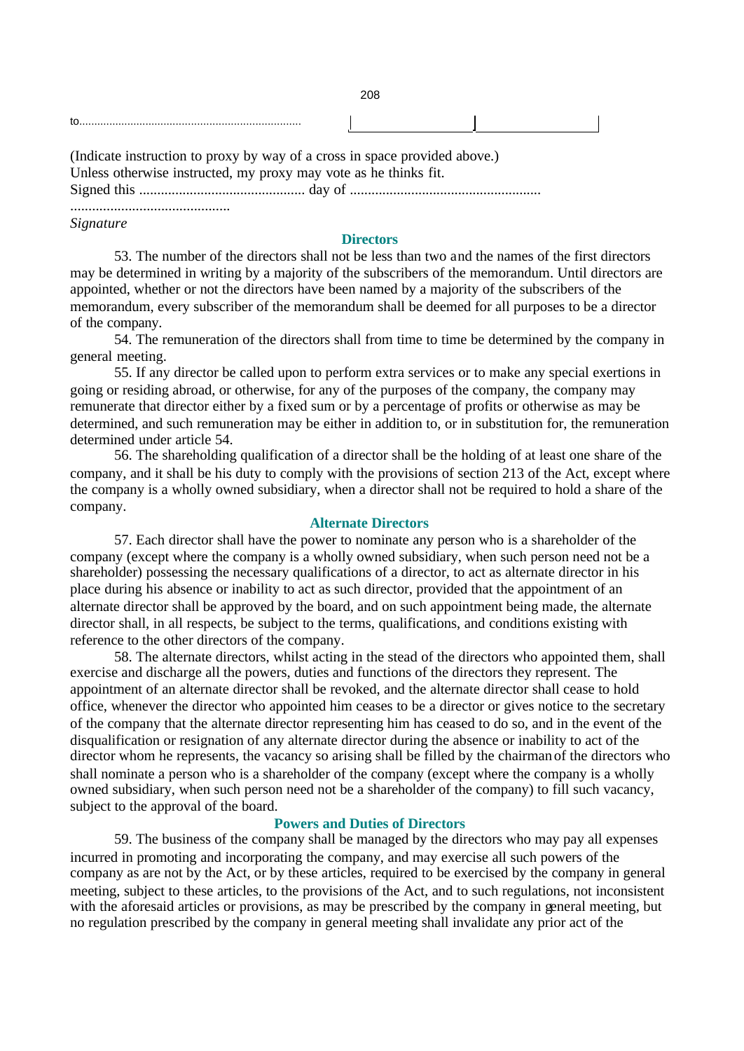to.........................................................................

| | |
|---|---|
| | |

(Indicate instruction to proxy by way of a cross in space provided above.)
Unless otherwise instructed, my proxy may vote as he thinks fit.
Signed this .............................................. day of .....................................................

............................................
*Signature*

## Directors

53. The number of the directors shall not be less than two and the names of the first directors may be determined in writing by a majority of the subscribers of the memorandum. Until directors are appointed, whether or not the directors have been named by a majority of the subscribers of the memorandum, every subscriber of the memorandum shall be deemed for all purposes to be a director of the company.

54. The remuneration of the directors shall from time to time be determined by the company in general meeting.

55. If any director be called upon to perform extra services or to make any special exertions in going or residing abroad, or otherwise, for any of the purposes of the company, the company may remunerate that director either by a fixed sum or by a percentage of profits or otherwise as may be determined, and such remuneration may be either in addition to, or in substitution for, the remuneration determined under article 54.

56. The shareholding qualification of a director shall be the holding of at least one share of the company, and it shall be his duty to comply with the provisions of section 213 of the Act, except where the company is a wholly owned subsidiary, when a director shall not be required to hold a share of the company.

## Alternate Directors

57. Each director shall have the power to nominate any person who is a shareholder of the company (except where the company is a wholly owned subsidiary, when such person need not be a shareholder) possessing the necessary qualifications of a director, to act as alternate director in his place during his absence or inability to act as such director, provided that the appointment of an alternate director shall be approved by the board, and on such appointment being made, the alternate director shall, in all respects, be subject to the terms, qualifications, and conditions existing with reference to the other directors of the company.

58. The alternate directors, whilst acting in the stead of the directors who appointed them, shall exercise and discharge all the powers, duties and functions of the directors they represent. The appointment of an alternate director shall be revoked, and the alternate director shall cease to hold office, whenever the director who appointed him ceases to be a director or gives notice to the secretary of the company that the alternate director representing him has ceased to do so, and in the event of the disqualification or resignation of any alternate director during the absence or inability to act of the director whom he represents, the vacancy so arising shall be filled by the chairman of the directors who shall nominate a person who is a shareholder of the company (except where the company is a wholly owned subsidiary, when such person need not be a shareholder of the company) to fill such vacancy, subject to the approval of the board.

## Powers and Duties of Directors

59. The business of the company shall be managed by the directors who may pay all expenses incurred in promoting and incorporating the company, and may exercise all such powers of the company as are not by the Act, or by these articles, required to be exercised by the company in general meeting, subject to these articles, to the provisions of the Act, and to such regulations, not inconsistent with the aforesaid articles or provisions, as may be prescribed by the company in general meeting, but no regulation prescribed by the company in general meeting shall invalidate any prior act of the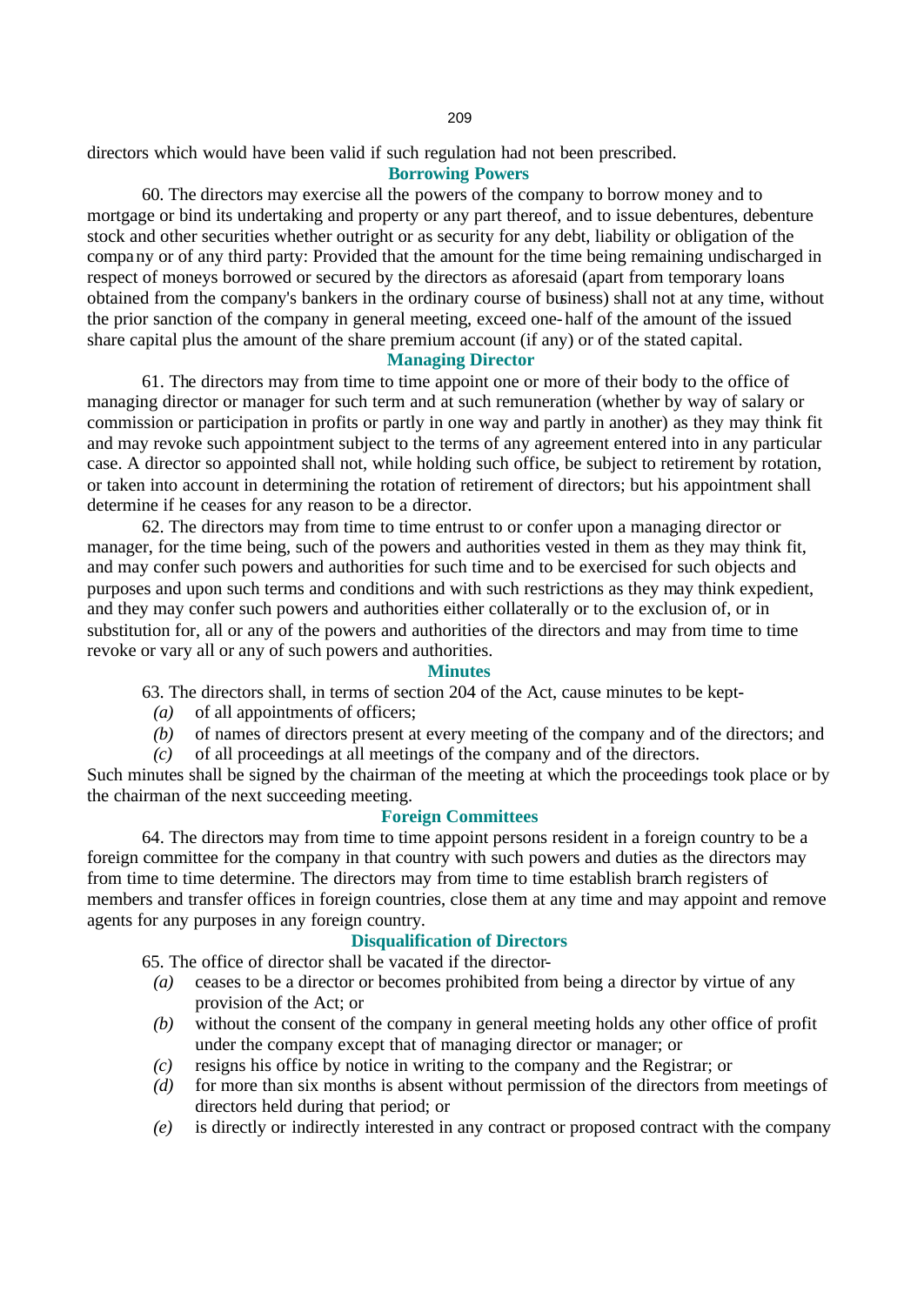directors which would have been valid if such regulation had not been prescribed.

### Borrowing Powers

60. The directors may exercise all the powers of the company to borrow money and to mortgage or bind its undertaking and property or any part thereof, and to issue debentures, debenture stock and other securities whether outright or as security for any debt, liability or obligation of the company or of any third party: Provided that the amount for the time being remaining undischarged in respect of moneys borrowed or secured by the directors as aforesaid (apart from temporary loans obtained from the company's bankers in the ordinary course of business) shall not at any time, without the prior sanction of the company in general meeting, exceed one-half of the amount of the issued share capital plus the amount of the share premium account (if any) or of the stated capital.

### Managing Director

61. The directors may from time to time appoint one or more of their body to the office of managing director or manager for such term and at such remuneration (whether by way of salary or commission or participation in profits or partly in one way and partly in another) as they may think fit and may revoke such appointment subject to the terms of any agreement entered into in any particular case. A director so appointed shall not, while holding such office, be subject to retirement by rotation, or taken into account in determining the rotation of retirement of directors; but his appointment shall determine if he ceases for any reason to be a director.

62. The directors may from time to time entrust to or confer upon a managing director or manager, for the time being, such of the powers and authorities vested in them as they may think fit, and may confer such powers and authorities for such time and to be exercised for such objects and purposes and upon such terms and conditions and with such restrictions as they may think expedient, and they may confer such powers and authorities either collaterally or to the exclusion of, or in substitution for, all or any of the powers and authorities of the directors and may from time to time revoke or vary all or any of such powers and authorities.

### Minutes

63. The directors shall, in terms of section 204 of the Act, cause minutes to be kept-

*(a)* of all appointments of officers;

*(b)* of names of directors present at every meeting of the company and of the directors; and

*(c)* of all proceedings at all meetings of the company and of the directors.

Such minutes shall be signed by the chairman of the meeting at which the proceedings took place or by the chairman of the next succeeding meeting.

### Foreign Committees

64. The directors may from time to time appoint persons resident in a foreign country to be a foreign committee for the company in that country with such powers and duties as the directors may from time to time determine. The directors may from time to time establish branch registers of members and transfer offices in foreign countries, close them at any time and may appoint and remove agents for any purposes in any foreign country.

### Disqualification of Directors

65. The office of director shall be vacated if the director-

*(a)* ceases to be a director or becomes prohibited from being a director by virtue of any provision of the Act; or

*(b)* without the consent of the company in general meeting holds any other office of profit under the company except that of managing director or manager; or

*(c)* resigns his office by notice in writing to the company and the Registrar; or

*(d)* for more than six months is absent without permission of the directors from meetings of directors held during that period; or

*(e)* is directly or indirectly interested in any contract or proposed contract with the company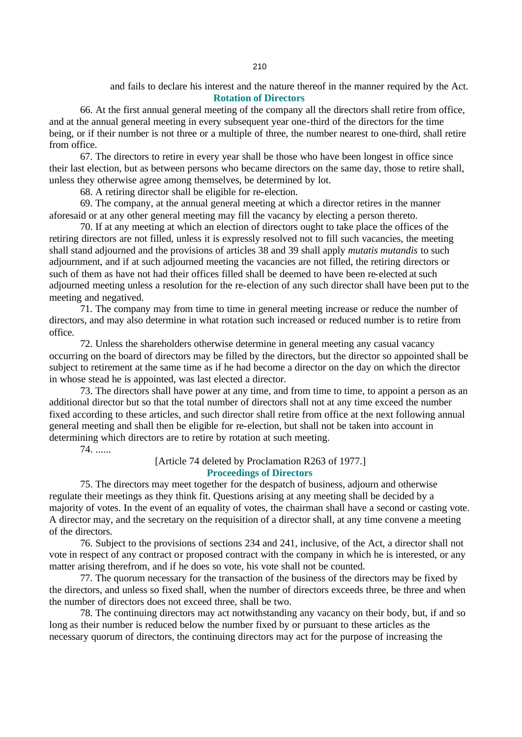and fails to declare his interest and the nature thereof in the manner required by the Act.

### Rotation of Directors

66. At the first annual general meeting of the company all the directors shall retire from office, and at the annual general meeting in every subsequent year one-third of the directors for the time being, or if their number is not three or a multiple of three, the number nearest to one-third, shall retire from office.

67. The directors to retire in every year shall be those who have been longest in office since their last election, but as between persons who became directors on the same day, those to retire shall, unless they otherwise agree among themselves, be determined by lot.

68. A retiring director shall be eligible for re-election.

69. The company, at the annual general meeting at which a director retires in the manner aforesaid or at any other general meeting may fill the vacancy by electing a person thereto.

70. If at any meeting at which an election of directors ought to take place the offices of the retiring directors are not filled, unless it is expressly resolved not to fill such vacancies, the meeting shall stand adjourned and the provisions of articles 38 and 39 shall apply *mutatis mutandis* to such adjournment, and if at such adjourned meeting the vacancies are not filled, the retiring directors or such of them as have not had their offices filled shall be deemed to have been re-elected at such adjourned meeting unless a resolution for the re-election of any such director shall have been put to the meeting and negatived.

71. The company may from time to time in general meeting increase or reduce the number of directors, and may also determine in what rotation such increased or reduced number is to retire from office.

72. Unless the shareholders otherwise determine in general meeting any casual vacancy occurring on the board of directors may be filled by the directors, but the director so appointed shall be subject to retirement at the same time as if he had become a director on the day on which the director in whose stead he is appointed, was last elected a director.

73. The directors shall have power at any time, and from time to time, to appoint a person as an additional director but so that the total number of directors shall not at any time exceed the number fixed according to these articles, and such director shall retire from office at the next following annual general meeting and shall then be eligible for re-election, but shall not be taken into account in determining which directors are to retire by rotation at such meeting.

74. ......

[Article 74 deleted by Proclamation R263 of 1977.]

### Proceedings of Directors

75. The directors may meet together for the despatch of business, adjourn and otherwise regulate their meetings as they think fit. Questions arising at any meeting shall be decided by a majority of votes. In the event of an equality of votes, the chairman shall have a second or casting vote. A director may, and the secretary on the requisition of a director shall, at any time convene a meeting of the directors.

76. Subject to the provisions of sections 234 and 241, inclusive, of the Act, a director shall not vote in respect of any contract or proposed contract with the company in which he is interested, or any matter arising therefrom, and if he does so vote, his vote shall not be counted.

77. The quorum necessary for the transaction of the business of the directors may be fixed by the directors, and unless so fixed shall, when the number of directors exceeds three, be three and when the number of directors does not exceed three, shall be two.

78. The continuing directors may act notwithstanding any vacancy on their body, but, if and so long as their number is reduced below the number fixed by or pursuant to these articles as the necessary quorum of directors, the continuing directors may act for the purpose of increasing the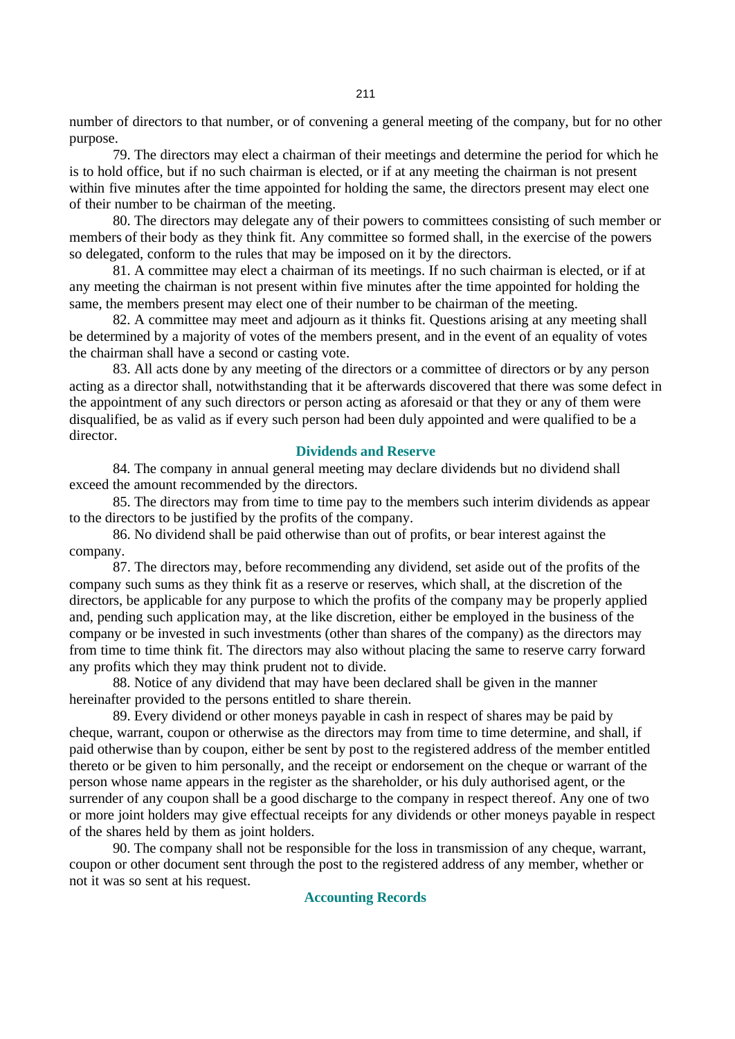number of directors to that number, or of convening a general meeting of the company, but for no other purpose.

79. The directors may elect a chairman of their meetings and determine the period for which he is to hold office, but if no such chairman is elected, or if at any meeting the chairman is not present within five minutes after the time appointed for holding the same, the directors present may elect one of their number to be chairman of the meeting.

80. The directors may delegate any of their powers to committees consisting of such member or members of their body as they think fit. Any committee so formed shall, in the exercise of the powers so delegated, conform to the rules that may be imposed on it by the directors.

81. A committee may elect a chairman of its meetings. If no such chairman is elected, or if at any meeting the chairman is not present within five minutes after the time appointed for holding the same, the members present may elect one of their number to be chairman of the meeting.

82. A committee may meet and adjourn as it thinks fit. Questions arising at any meeting shall be determined by a majority of votes of the members present, and in the event of an equality of votes the chairman shall have a second or casting vote.

83. All acts done by any meeting of the directors or a committee of directors or by any person acting as a director shall, notwithstanding that it be afterwards discovered that there was some defect in the appointment of any such directors or person acting as aforesaid or that they or any of them were disqualified, be as valid as if every such person had been duly appointed and were qualified to be a director.

## Dividends and Reserve

84. The company in annual general meeting may declare dividends but no dividend shall exceed the amount recommended by the directors.

85. The directors may from time to time pay to the members such interim dividends as appear to the directors to be justified by the profits of the company.

86. No dividend shall be paid otherwise than out of profits, or bear interest against the company.

87. The directors may, before recommending any dividend, set aside out of the profits of the company such sums as they think fit as a reserve or reserves, which shall, at the discretion of the directors, be applicable for any purpose to which the profits of the company may be properly applied and, pending such application may, at the like discretion, either be employed in the business of the company or be invested in such investments (other than shares of the company) as the directors may from time to time think fit. The directors may also without placing the same to reserve carry forward any profits which they may think prudent not to divide.

88. Notice of any dividend that may have been declared shall be given in the manner hereinafter provided to the persons entitled to share therein.

89. Every dividend or other moneys payable in cash in respect of shares may be paid by cheque, warrant, coupon or otherwise as the directors may from time to time determine, and shall, if paid otherwise than by coupon, either be sent by post to the registered address of the member entitled thereto or be given to him personally, and the receipt or endorsement on the cheque or warrant of the person whose name appears in the register as the shareholder, or his duly authorised agent, or the surrender of any coupon shall be a good discharge to the company in respect thereof. Any one of two or more joint holders may give effectual receipts for any dividends or other moneys payable in respect of the shares held by them as joint holders.

90. The company shall not be responsible for the loss in transmission of any cheque, warrant, coupon or other document sent through the post to the registered address of any member, whether or not it was so sent at his request.

## Accounting Records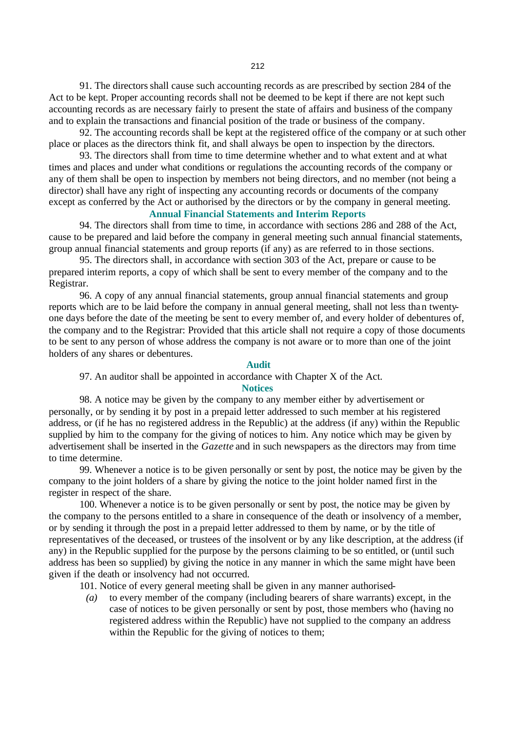91. The directors shall cause such accounting records as are prescribed by section 284 of the Act to be kept. Proper accounting records shall not be deemed to be kept if there are not kept such accounting records as are necessary fairly to present the state of affairs and business of the company and to explain the transactions and financial position of the trade or business of the company.

92. The accounting records shall be kept at the registered office of the company or at such other place or places as the directors think fit, and shall always be open to inspection by the directors.

93. The directors shall from time to time determine whether and to what extent and at what times and places and under what conditions or regulations the accounting records of the company or any of them shall be open to inspection by members not being directors, and no member (not being a director) shall have any right of inspecting any accounting records or documents of the company except as conferred by the Act or authorised by the directors or by the company in general meeting.

### Annual Financial Statements and Interim Reports

94. The directors shall from time to time, in accordance with sections 286 and 288 of the Act, cause to be prepared and laid before the company in general meeting such annual financial statements, group annual financial statements and group reports (if any) as are referred to in those sections.

95. The directors shall, in accordance with section 303 of the Act, prepare or cause to be prepared interim reports, a copy of which shall be sent to every member of the company and to the Registrar.

96. A copy of any annual financial statements, group annual financial statements and group reports which are to be laid before the company in annual general meeting, shall not less than twenty-one days before the date of the meeting be sent to every member of, and every holder of debentures of, the company and to the Registrar: Provided that this article shall not require a copy of those documents to be sent to any person of whose address the company is not aware or to more than one of the joint holders of any shares or debentures.

### Audit

97. An auditor shall be appointed in accordance with Chapter X of the Act.

### Notices

98. A notice may be given by the company to any member either by advertisement or personally, or by sending it by post in a prepaid letter addressed to such member at his registered address, or (if he has no registered address in the Republic) at the address (if any) within the Republic supplied by him to the company for the giving of notices to him. Any notice which may be given by advertisement shall be inserted in the *Gazette* and in such newspapers as the directors may from time to time determine.

99. Whenever a notice is to be given personally or sent by post, the notice may be given by the company to the joint holders of a share by giving the notice to the joint holder named first in the register in respect of the share.

100. Whenever a notice is to be given personally or sent by post, the notice may be given by the company to the persons entitled to a share in consequence of the death or insolvency of a member, or by sending it through the post in a prepaid letter addressed to them by name, or by the title of representatives of the deceased, or trustees of the insolvent or by any like description, at the address (if any) in the Republic supplied for the purpose by the persons claiming to be so entitled, or (until such address has been so supplied) by giving the notice in any manner in which the same might have been given if the death or insolvency had not occurred.

101. Notice of every general meeting shall be given in any manner authorised-

*(a)* to every member of the company (including bearers of share warrants) except, in the case of notices to be given personally or sent by post, those members who (having no registered address within the Republic) have not supplied to the company an address within the Republic for the giving of notices to them;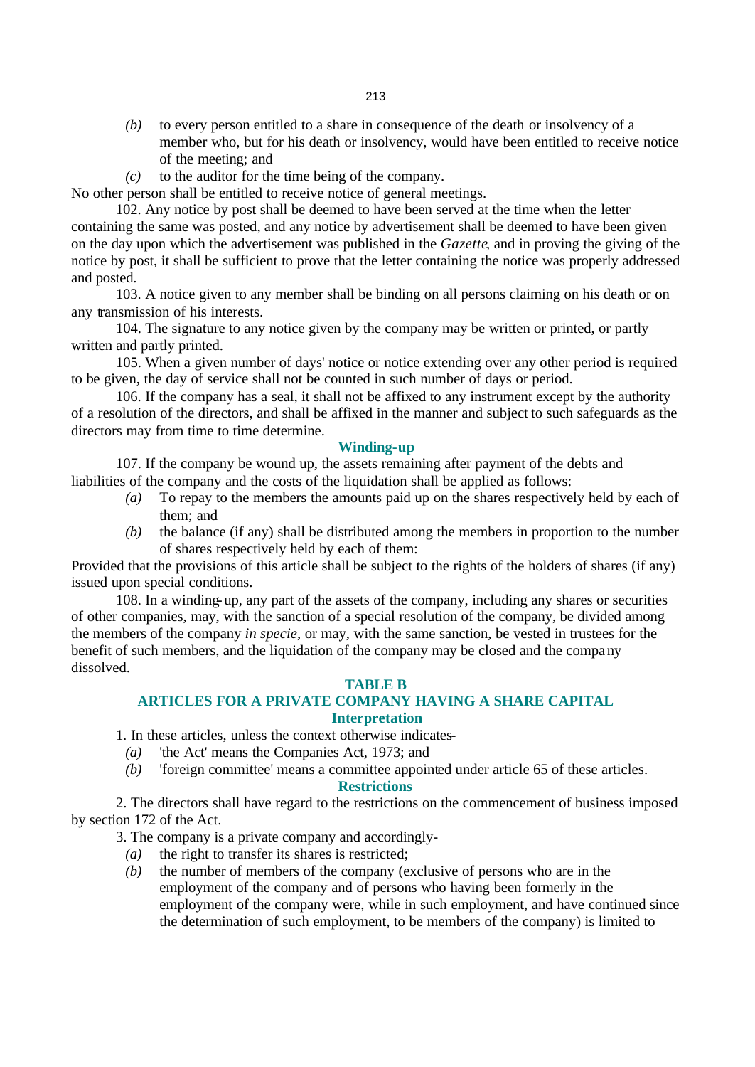- *(b)* to every person entitled to a share in consequence of the death or insolvency of a member who, but for his death or insolvency, would have been entitled to receive notice of the meeting; and
- *(c)* to the auditor for the time being of the company.

No other person shall be entitled to receive notice of general meetings.

102. Any notice by post shall be deemed to have been served at the time when the letter containing the same was posted, and any notice by advertisement shall be deemed to have been given on the day upon which the advertisement was published in the *Gazette*, and in proving the giving of the notice by post, it shall be sufficient to prove that the letter containing the notice was properly addressed and posted.

103. A notice given to any member shall be binding on all persons claiming on his death or on any transmission of his interests.

104. The signature to any notice given by the company may be written or printed, or partly written and partly printed.

105. When a given number of days' notice or notice extending over any other period is required to be given, the day of service shall not be counted in such number of days or period.

106. If the company has a seal, it shall not be affixed to any instrument except by the authority of a resolution of the directors, and shall be affixed in the manner and subject to such safeguards as the directors may from time to time determine.

### Winding-up

107. If the company be wound up, the assets remaining after payment of the debts and liabilities of the company and the costs of the liquidation shall be applied as follows:

- *(a)* To repay to the members the amounts paid up on the shares respectively held by each of them; and
- *(b)* the balance (if any) shall be distributed among the members in proportion to the number of shares respectively held by each of them:

Provided that the provisions of this article shall be subject to the rights of the holders of shares (if any) issued upon special conditions.

108. In a winding-up, any part of the assets of the company, including any shares or securities of other companies, may, with the sanction of a special resolution of the company, be divided among the members of the company *in specie*, or may, with the same sanction, be vested in trustees for the benefit of such members, and the liquidation of the company may be closed and the company dissolved.

## TABLE B

## ARTICLES FOR A PRIVATE COMPANY HAVING A SHARE CAPITAL

### Interpretation

1. In these articles, unless the context otherwise indicates-

- *(a)* 'the Act' means the Companies Act, 1973; and
- *(b)* 'foreign committee' means a committee appointed under article 65 of these articles.

### Restrictions

2. The directors shall have regard to the restrictions on the commencement of business imposed by section 172 of the Act.

3. The company is a private company and accordingly-

- *(a)* the right to transfer its shares is restricted;
- *(b)* the number of members of the company (exclusive of persons who are in the employment of the company and of persons who having been formerly in the employment of the company were, while in such employment, and have continued since the determination of such employment, to be members of the company) is limited to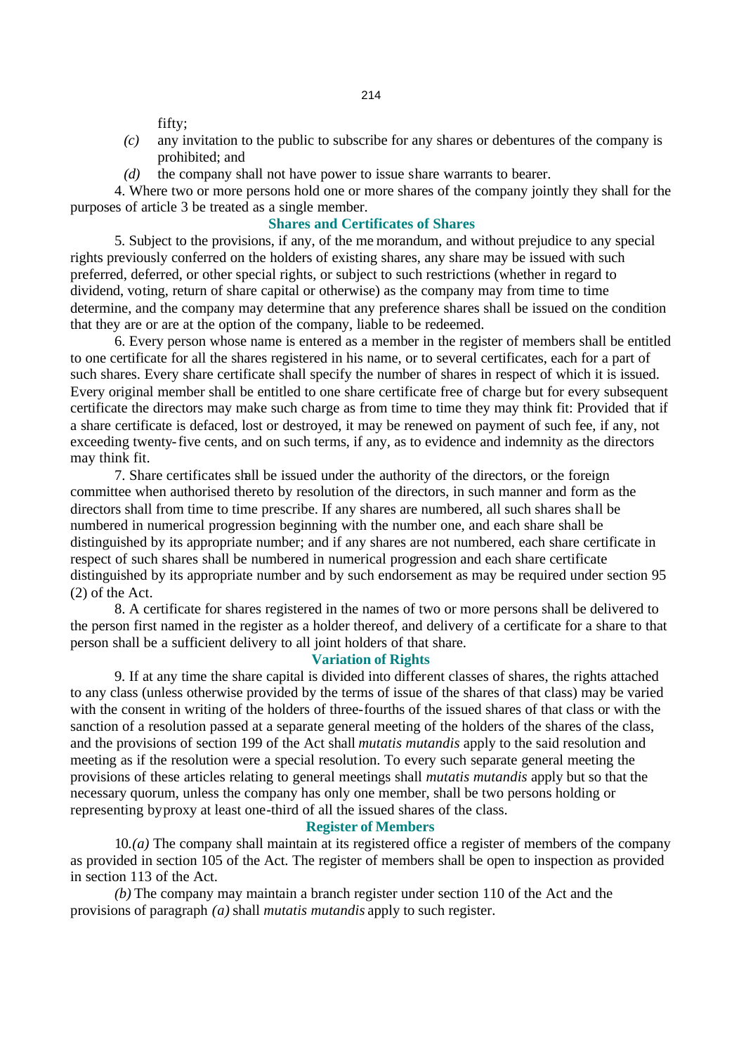fifty;

*(c)* any invitation to the public to subscribe for any shares or debentures of the company is prohibited; and

*(d)* the company shall not have power to issue share warrants to bearer.

4. Where two or more persons hold one or more shares of the company jointly they shall for the purposes of article 3 be treated as a single member.

## Shares and Certificates of Shares

5. Subject to the provisions, if any, of the memorandum, and without prejudice to any special rights previously conferred on the holders of existing shares, any share may be issued with such preferred, deferred, or other special rights, or subject to such restrictions (whether in regard to dividend, voting, return of share capital or otherwise) as the company may from time to time determine, and the company may determine that any preference shares shall be issued on the condition that they are or are at the option of the company, liable to be redeemed.

6. Every person whose name is entered as a member in the register of members shall be entitled to one certificate for all the shares registered in his name, or to several certificates, each for a part of such shares. Every share certificate shall specify the number of shares in respect of which it is issued. Every original member shall be entitled to one share certificate free of charge but for every subsequent certificate the directors may make such charge as from time to time they may think fit: Provided that if a share certificate is defaced, lost or destroyed, it may be renewed on payment of such fee, if any, not exceeding twenty-five cents, and on such terms, if any, as to evidence and indemnity as the directors may think fit.

7. Share certificates shall be issued under the authority of the directors, or the foreign committee when authorised thereto by resolution of the directors, in such manner and form as the directors shall from time to time prescribe. If any shares are numbered, all such shares shall be numbered in numerical progression beginning with the number one, and each share shall be distinguished by its appropriate number; and if any shares are not numbered, each share certificate in respect of such shares shall be numbered in numerical progression and each share certificate distinguished by its appropriate number and by such endorsement as may be required under section 95 (2) of the Act.

8. A certificate for shares registered in the names of two or more persons shall be delivered to the person first named in the register as a holder thereof, and delivery of a certificate for a share to that person shall be a sufficient delivery to all joint holders of that share.

## Variation of Rights

9. If at any time the share capital is divided into different classes of shares, the rights attached to any class (unless otherwise provided by the terms of issue of the shares of that class) may be varied with the consent in writing of the holders of three-fourths of the issued shares of that class or with the sanction of a resolution passed at a separate general meeting of the holders of the shares of the class, and the provisions of section 199 of the Act shall *mutatis mutandis* apply to the said resolution and meeting as if the resolution were a special resolution. To every such separate general meeting the provisions of these articles relating to general meetings shall *mutatis mutandis* apply but so that the necessary quorum, unless the company has only one member, shall be two persons holding or representing by proxy at least one-third of all the issued shares of the class.

## Register of Members

10. *(a)* The company shall maintain at its registered office a register of members of the company as provided in section 105 of the Act. The register of members shall be open to inspection as provided in section 113 of the Act.

*(b)* The company may maintain a branch register under section 110 of the Act and the provisions of paragraph *(a)* shall *mutatis mutandis* apply to such register.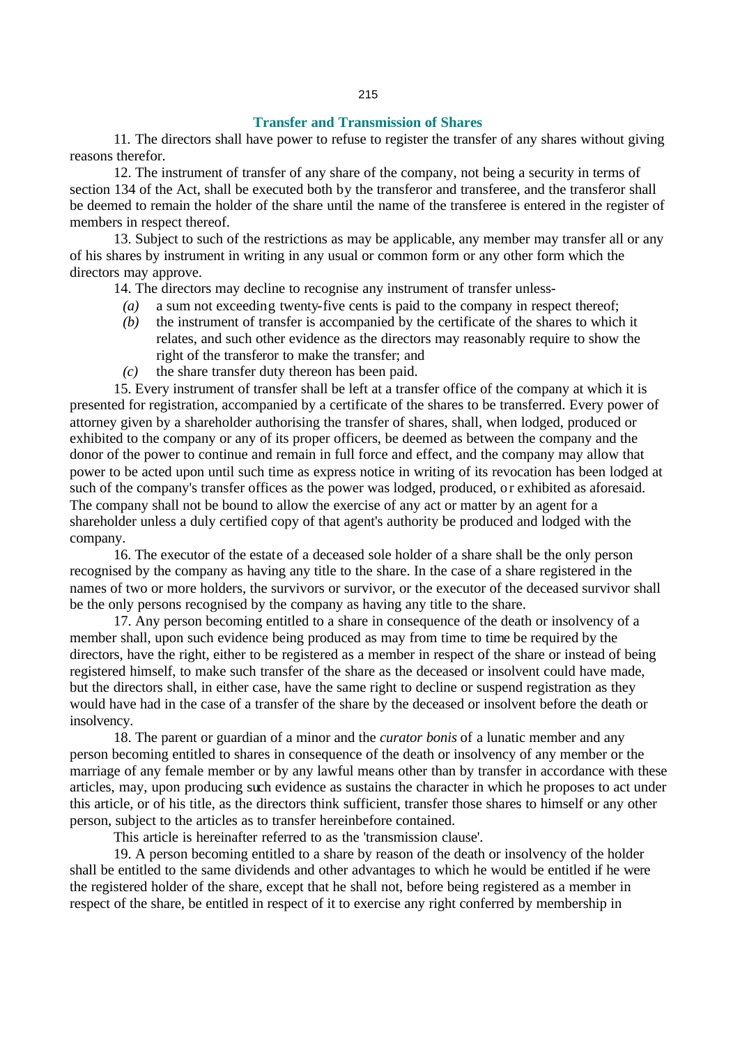## Transfer and Transmission of Shares

11. The directors shall have power to refuse to register the transfer of any shares without giving reasons therefor.

12. The instrument of transfer of any share of the company, not being a security in terms of section 134 of the Act, shall be executed both by the transferor and transferee, and the transferor shall be deemed to remain the holder of the share until the name of the transferee is entered in the register of members in respect thereof.

13. Subject to such of the restrictions as may be applicable, any member may transfer all or any of his shares by instrument in writing in any usual or common form or any other form which the directors may approve.

14. The directors may decline to recognise any instrument of transfer unless-

*(a)* a sum not exceeding twenty-five cents is paid to the company in respect thereof;

*(b)* the instrument of transfer is accompanied by the certificate of the shares to which it relates, and such other evidence as the directors may reasonably require to show the right of the transferor to make the transfer; and

*(c)* the share transfer duty thereon has been paid.

15. Every instrument of transfer shall be left at a transfer office of the company at which it is presented for registration, accompanied by a certificate of the shares to be transferred. Every power of attorney given by a shareholder authorising the transfer of shares, shall, when lodged, produced or exhibited to the company or any of its proper officers, be deemed as between the company and the donor of the power to continue and remain in full force and effect, and the company may allow that power to be acted upon until such time as express notice in writing of its revocation has been lodged at such of the company's transfer offices as the power was lodged, produced, or exhibited as aforesaid. The company shall not be bound to allow the exercise of any act or matter by an agent for a shareholder unless a duly certified copy of that agent's authority be produced and lodged with the company.

16. The executor of the estate of a deceased sole holder of a share shall be the only person recognised by the company as having any title to the share. In the case of a share registered in the names of two or more holders, the survivors or survivor, or the executor of the deceased survivor shall be the only persons recognised by the company as having any title to the share.

17. Any person becoming entitled to a share in consequence of the death or insolvency of a member shall, upon such evidence being produced as may from time to time be required by the directors, have the right, either to be registered as a member in respect of the share or instead of being registered himself, to make such transfer of the share as the deceased or insolvent could have made, but the directors shall, in either case, have the same right to decline or suspend registration as they would have had in the case of a transfer of the share by the deceased or insolvent before the death or insolvency.

18. The parent or guardian of a minor and the *curator bonis* of a lunatic member and any person becoming entitled to shares in consequence of the death or insolvency of any member or the marriage of any female member or by any lawful means other than by transfer in accordance with these articles, may, upon producing such evidence as sustains the character in which he proposes to act under this article, or of his title, as the directors think sufficient, transfer those shares to himself or any other person, subject to the articles as to transfer hereinbefore contained.

This article is hereinafter referred to as the 'transmission clause'.

19. A person becoming entitled to a share by reason of the death or insolvency of the holder shall be entitled to the same dividends and other advantages to which he would be entitled if he were the registered holder of the share, except that he shall not, before being registered as a member in respect of the share, be entitled in respect of it to exercise any right conferred by membership in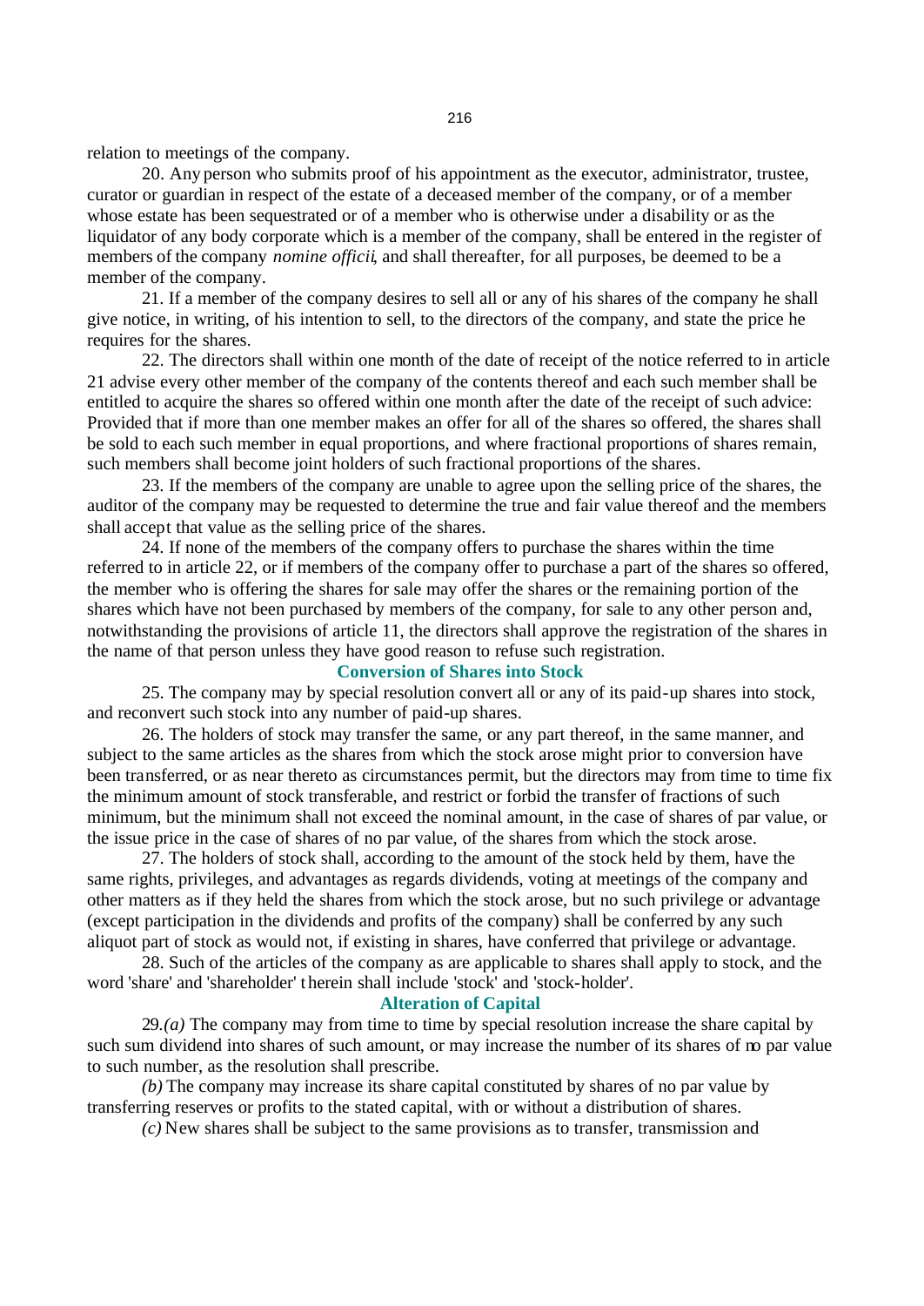relation to meetings of the company.

20. Any person who submits proof of his appointment as the executor, administrator, trustee, curator or guardian in respect of the estate of a deceased member of the company, or of a member whose estate has been sequestrated or of a member who is otherwise under a disability or as the liquidator of any body corporate which is a member of the company, shall be entered in the register of members of the company *nomine officii*, and shall thereafter, for all purposes, be deemed to be a member of the company.

21. If a member of the company desires to sell all or any of his shares of the company he shall give notice, in writing, of his intention to sell, to the directors of the company, and state the price he requires for the shares.

22. The directors shall within one month of the date of receipt of the notice referred to in article 21 advise every other member of the company of the contents thereof and each such member shall be entitled to acquire the shares so offered within one month after the date of the receipt of such advice: Provided that if more than one member makes an offer for all of the shares so offered, the shares shall be sold to each such member in equal proportions, and where fractional proportions of shares remain, such members shall become joint holders of such fractional proportions of the shares.

23. If the members of the company are unable to agree upon the selling price of the shares, the auditor of the company may be requested to determine the true and fair value thereof and the members shall accept that value as the selling price of the shares.

24. If none of the members of the company offers to purchase the shares within the time referred to in article 22, or if members of the company offer to purchase a part of the shares so offered, the member who is offering the shares for sale may offer the shares or the remaining portion of the shares which have not been purchased by members of the company, for sale to any other person and, notwithstanding the provisions of article 11, the directors shall approve the registration of the shares in the name of that person unless they have good reason to refuse such registration.

## Conversion of Shares into Stock

25. The company may by special resolution convert all or any of its paid-up shares into stock, and reconvert such stock into any number of paid-up shares.

26. The holders of stock may transfer the same, or any part thereof, in the same manner, and subject to the same articles as the shares from which the stock arose might prior to conversion have been transferred, or as near thereto as circumstances permit, but the directors may from time to time fix the minimum amount of stock transferable, and restrict or forbid the transfer of fractions of such minimum, but the minimum shall not exceed the nominal amount, in the case of shares of par value, or the issue price in the case of shares of no par value, of the shares from which the stock arose.

27. The holders of stock shall, according to the amount of the stock held by them, have the same rights, privileges, and advantages as regards dividends, voting at meetings of the company and other matters as if they held the shares from which the stock arose, but no such privilege or advantage (except participation in the dividends and profits of the company) shall be conferred by any such aliquot part of stock as would not, if existing in shares, have conferred that privilege or advantage.

28. Such of the articles of the company as are applicable to shares shall apply to stock, and the word 'share' and 'shareholder' therein shall include 'stock' and 'stock-holder'.

## Alteration of Capital

29.*(a)* The company may from time to time by special resolution increase the share capital by such sum dividend into shares of such amount, or may increase the number of its shares of no par value to such number, as the resolution shall prescribe.

*(b)* The company may increase its share capital constituted by shares of no par value by transferring reserves or profits to the stated capital, with or without a distribution of shares.

*(c)* New shares shall be subject to the same provisions as to transfer, transmission and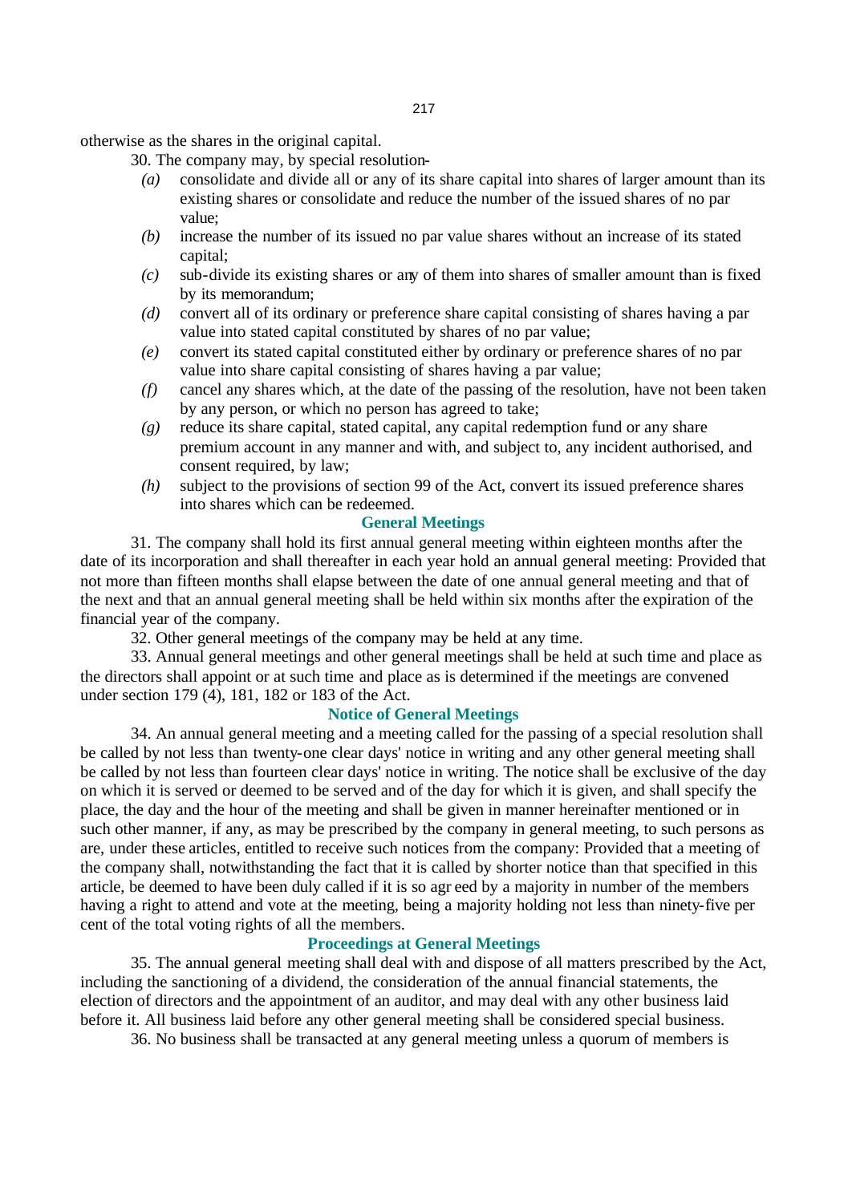otherwise as the shares in the original capital.

30. The company may, by special resolution-

*(a)* consolidate and divide all or any of its share capital into shares of larger amount than its existing shares or consolidate and reduce the number of the issued shares of no par value;

*(b)* increase the number of its issued no par value shares without an increase of its stated capital;

*(c)* sub-divide its existing shares or any of them into shares of smaller amount than is fixed by its memorandum;

*(d)* convert all of its ordinary or preference share capital consisting of shares having a par value into stated capital constituted by shares of no par value;

*(e)* convert its stated capital constituted either by ordinary or preference shares of no par value into share capital consisting of shares having a par value;

*(f)* cancel any shares which, at the date of the passing of the resolution, have not been taken by any person, or which no person has agreed to take;

*(g)* reduce its share capital, stated capital, any capital redemption fund or any share premium account in any manner and with, and subject to, any incident authorised, and consent required, by law;

*(h)* subject to the provisions of section 99 of the Act, convert its issued preference shares into shares which can be redeemed.

### General Meetings

31. The company shall hold its first annual general meeting within eighteen months after the date of its incorporation and shall thereafter in each year hold an annual general meeting: Provided that not more than fifteen months shall elapse between the date of one annual general meeting and that of the next and that an annual general meeting shall be held within six months after the expiration of the financial year of the company.

32. Other general meetings of the company may be held at any time.

33. Annual general meetings and other general meetings shall be held at such time and place as the directors shall appoint or at such time and place as is determined if the meetings are convened under section 179 (4), 181, 182 or 183 of the Act.

### Notice of General Meetings

34. An annual general meeting and a meeting called for the passing of a special resolution shall be called by not less than twenty-one clear days' notice in writing and any other general meeting shall be called by not less than fourteen clear days' notice in writing. The notice shall be exclusive of the day on which it is served or deemed to be served and of the day for which it is given, and shall specify the place, the day and the hour of the meeting and shall be given in manner hereinafter mentioned or in such other manner, if any, as may be prescribed by the company in general meeting, to such persons as are, under these articles, entitled to receive such notices from the company: Provided that a meeting of the company shall, notwithstanding the fact that it is called by shorter notice than that specified in this article, be deemed to have been duly called if it is so agreed by a majority in number of the members having a right to attend and vote at the meeting, being a majority holding not less than ninety-five per cent of the total voting rights of all the members.

### Proceedings at General Meetings

35. The annual general meeting shall deal with and dispose of all matters prescribed by the Act, including the sanctioning of a dividend, the consideration of the annual financial statements, the election of directors and the appointment of an auditor, and may deal with any other business laid before it. All business laid before any other general meeting shall be considered special business.

36. No business shall be transacted at any general meeting unless a quorum of members is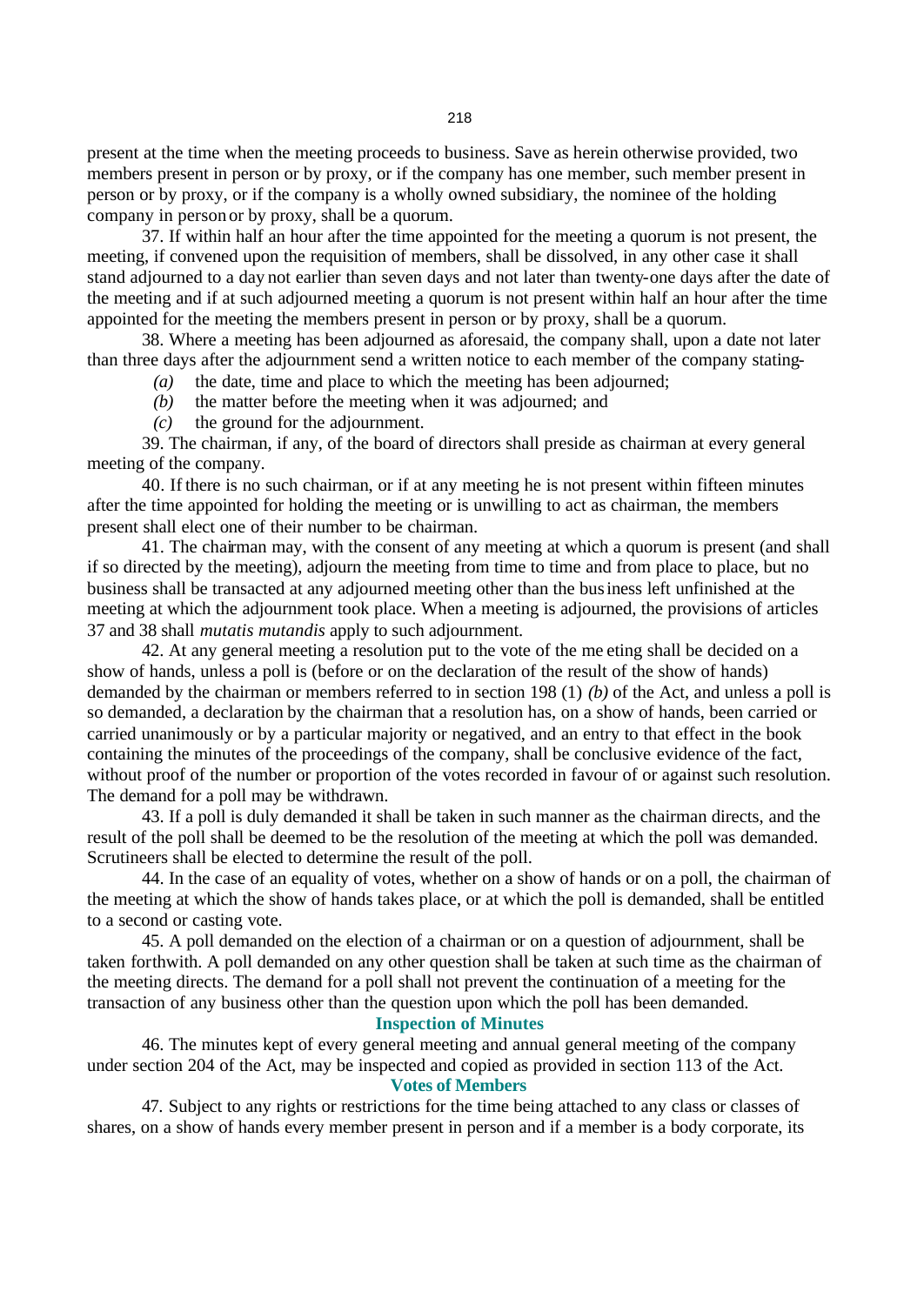present at the time when the meeting proceeds to business. Save as herein otherwise provided, two members present in person or by proxy, or if the company has one member, such member present in person or by proxy, or if the company is a wholly owned subsidiary, the nominee of the holding company in person or by proxy, shall be a quorum.

37. If within half an hour after the time appointed for the meeting a quorum is not present, the meeting, if convened upon the requisition of members, shall be dissolved, in any other case it shall stand adjourned to a day not earlier than seven days and not later than twenty-one days after the date of the meeting and if at such adjourned meeting a quorum is not present within half an hour after the time appointed for the meeting the members present in person or by proxy, shall be a quorum.

38. Where a meeting has been adjourned as aforesaid, the company shall, upon a date not later than three days after the adjournment send a written notice to each member of the company stating-

*(a)* the date, time and place to which the meeting has been adjourned;

*(b)* the matter before the meeting when it was adjourned; and

*(c)* the ground for the adjournment.

39. The chairman, if any, of the board of directors shall preside as chairman at every general meeting of the company.

40. If there is no such chairman, or if at any meeting he is not present within fifteen minutes after the time appointed for holding the meeting or is unwilling to act as chairman, the members present shall elect one of their number to be chairman.

41. The chairman may, with the consent of any meeting at which a quorum is present (and shall if so directed by the meeting), adjourn the meeting from time to time and from place to place, but no business shall be transacted at any adjourned meeting other than the business left unfinished at the meeting at which the adjournment took place. When a meeting is adjourned, the provisions of articles 37 and 38 shall *mutatis mutandis* apply to such adjournment.

42. At any general meeting a resolution put to the vote of the me eting shall be decided on a show of hands, unless a poll is (before or on the declaration of the result of the show of hands) demanded by the chairman or members referred to in section 198 (1) *(b)* of the Act, and unless a poll is so demanded, a declaration by the chairman that a resolution has, on a show of hands, been carried or carried unanimously or by a particular majority or negatived, and an entry to that effect in the book containing the minutes of the proceedings of the company, shall be conclusive evidence of the fact, without proof of the number or proportion of the votes recorded in favour of or against such resolution. The demand for a poll may be withdrawn.

43. If a poll is duly demanded it shall be taken in such manner as the chairman directs, and the result of the poll shall be deemed to be the resolution of the meeting at which the poll was demanded. Scrutineers shall be elected to determine the result of the poll.

44. In the case of an equality of votes, whether on a show of hands or on a poll, the chairman of the meeting at which the show of hands takes place, or at which the poll is demanded, shall be entitled to a second or casting vote.

45. A poll demanded on the election of a chairman or on a question of adjournment, shall be taken forthwith. A poll demanded on any other question shall be taken at such time as the chairman of the meeting directs. The demand for a poll shall not prevent the continuation of a meeting for the transaction of any business other than the question upon which the poll has been demanded.

### Inspection of Minutes

46. The minutes kept of every general meeting and annual general meeting of the company under section 204 of the Act, may be inspected and copied as provided in section 113 of the Act.

### Votes of Members

47. Subject to any rights or restrictions for the time being attached to any class or classes of shares, on a show of hands every member present in person and if a member is a body corporate, its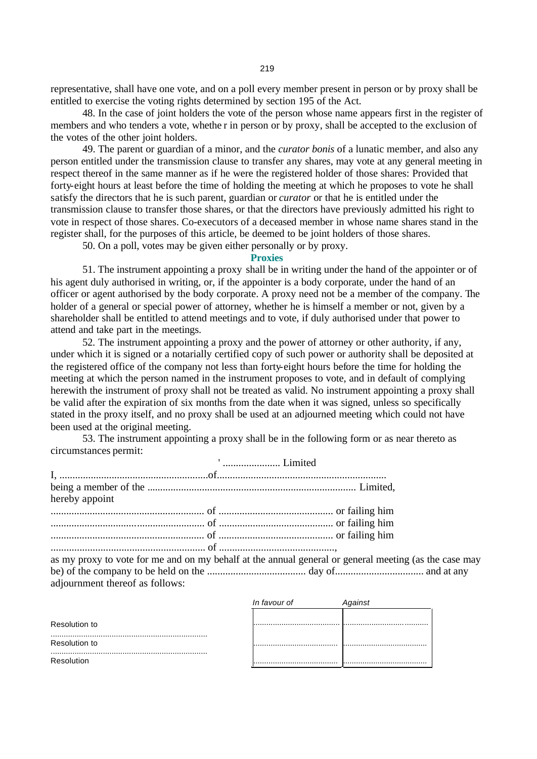representative, shall have one vote, and on a poll every member present in person or by proxy shall be entitled to exercise the voting rights determined by section 195 of the Act.

48. In the case of joint holders the vote of the person whose name appears first in the register of members and who tenders a vote, whethe r in person or by proxy, shall be accepted to the exclusion of the votes of the other joint holders.

49. The parent or guardian of a minor, and the *curator bonis* of a lunatic member, and also any person entitled under the transmission clause to transfer any shares, may vote at any general meeting in respect thereof in the same manner as if he were the registered holder of those shares: Provided that forty-eight hours at least before the time of holding the meeting at which he proposes to vote he shall satisfy the directors that he is such parent, guardian or *curator* or that he is entitled under the transmission clause to transfer those shares, or that the directors have previously admitted his right to vote in respect of those shares. Co-executors of a deceased member in whose name shares stand in the register shall, for the purposes of this article, be deemed to be joint holders of those shares.

50. On a poll, votes may be given either personally or by proxy.

### Proxies

51. The instrument appointing a proxy shall be in writing under the hand of the appointer or of his agent duly authorised in writing, or, if the appointer is a body corporate, under the hand of an officer or agent authorised by the body corporate. A proxy need not be a member of the company. The holder of a general or special power of attorney, whether he is himself a member or not, given by a shareholder shall be entitled to attend meetings and to vote, if duly authorised under that power to attend and take part in the meetings.

52. The instrument appointing a proxy and the power of attorney or other authority, if any, under which it is signed or a notarially certified copy of such power or authority shall be deposited at the registered office of the company not less than forty-eight hours before the time for holding the meeting at which the person named in the instrument proposes to vote, and in default of complying herewith the instrument of proxy shall not be treated as valid. No instrument appointing a proxy shall be valid after the expiration of six months from the date when it was signed, unless so specifically stated in the proxy itself, and no proxy shall be used at an adjourned meeting which could not have been used at the original meeting.

53. The instrument appointing a proxy shall be in the following form or as near thereto as circumstances permit:

' ...................... Limited

I, .........................................................of................................................................
being a member of the ................................................................................ Limited,
hereby appoint
........................................................... of ............................................ or failing him
........................................................... of ............................................ or failing him
........................................................... of ............................................ or failing him
........................................................... of ............................................,
as my proxy to vote for me and on my behalf at the annual general or general meeting (as the case may be) of the company to be held on the ...................................... day of.................................. and at any adjournment thereof as follows:

| | In favour of | Against |
|---|---|---|
| Resolution to ....................................................................... | ........................................ | ........................................ |
| Resolution to ....................................................................... | ........................................ | ........................................ |
| Resolution | ........................................ | ........................................ |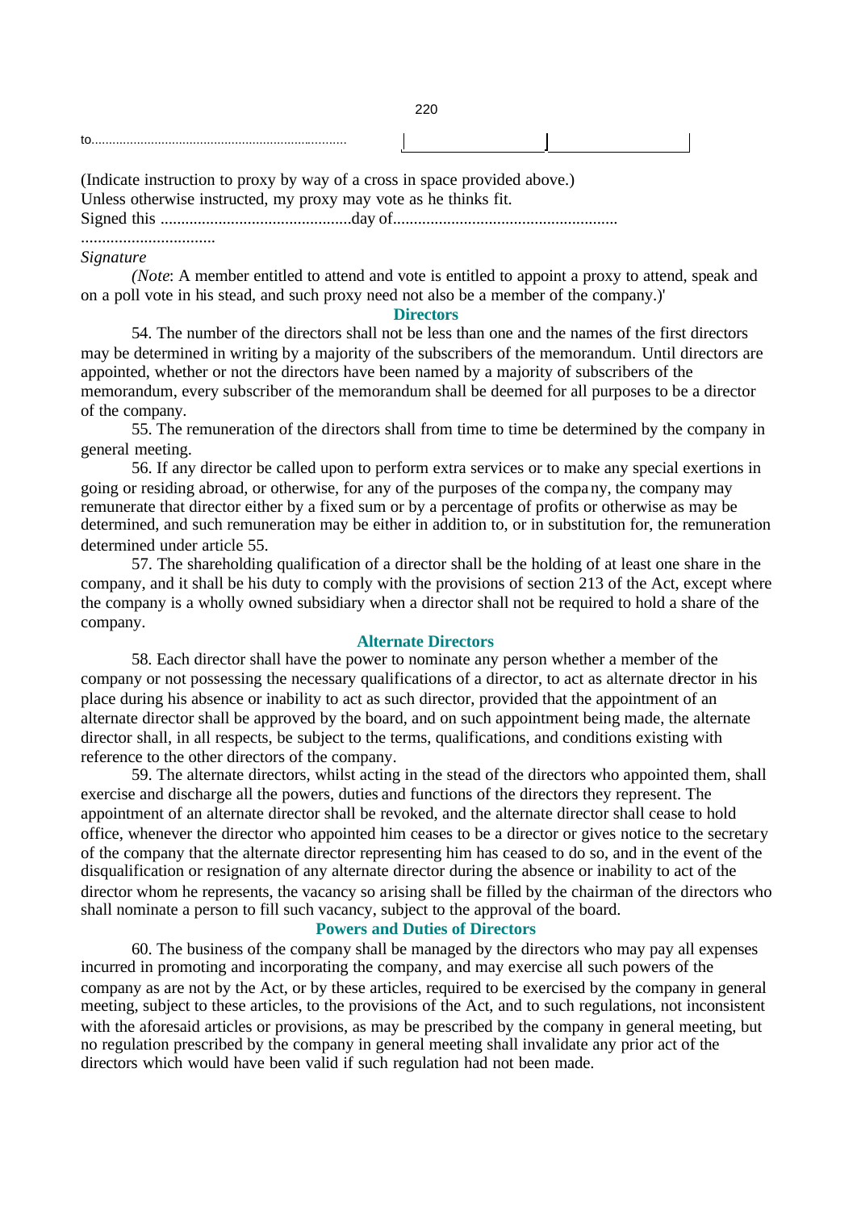to.........................................................................

| | |
|---|---|

(Indicate instruction to proxy by way of a cross in space provided above.)
Unless otherwise instructed, my proxy may vote as he thinks fit.
Signed this ..............................................day of......................................................

................................
*Signature*

*(Note*: A member entitled to attend and vote is entitled to appoint a proxy to attend, speak and on a poll vote in his stead, and such proxy need not also be a member of the company.)'

### Directors

54. The number of the directors shall not be less than one and the names of the first directors may be determined in writing by a majority of the subscribers of the memorandum. Until directors are appointed, whether or not the directors have been named by a majority of subscribers of the memorandum, every subscriber of the memorandum shall be deemed for all purposes to be a director of the company.

55. The remuneration of the directors shall from time to time be determined by the company in general meeting.

56. If any director be called upon to perform extra services or to make any special exertions in going or residing abroad, or otherwise, for any of the purposes of the company, the company may remunerate that director either by a fixed sum or by a percentage of profits or otherwise as may be determined, and such remuneration may be either in addition to, or in substitution for, the remuneration determined under article 55.

57. The shareholding qualification of a director shall be the holding of at least one share in the company, and it shall be his duty to comply with the provisions of section 213 of the Act, except where the company is a wholly owned subsidiary when a director shall not be required to hold a share of the company.

### Alternate Directors

58. Each director shall have the power to nominate any person whether a member of the company or not possessing the necessary qualifications of a director, to act as alternate director in his place during his absence or inability to act as such director, provided that the appointment of an alternate director shall be approved by the board, and on such appointment being made, the alternate director shall, in all respects, be subject to the terms, qualifications, and conditions existing with reference to the other directors of the company.

59. The alternate directors, whilst acting in the stead of the directors who appointed them, shall exercise and discharge all the powers, duties and functions of the directors they represent. The appointment of an alternate director shall be revoked, and the alternate director shall cease to hold office, whenever the director who appointed him ceases to be a director or gives notice to the secretary of the company that the alternate director representing him has ceased to do so, and in the event of the disqualification or resignation of any alternate director during the absence or inability to act of the director whom he represents, the vacancy so arising shall be filled by the chairman of the directors who shall nominate a person to fill such vacancy, subject to the approval of the board.

### Powers and Duties of Directors

60. The business of the company shall be managed by the directors who may pay all expenses incurred in promoting and incorporating the company, and may exercise all such powers of the company as are not by the Act, or by these articles, required to be exercised by the company in general meeting, subject to these articles, to the provisions of the Act, and to such regulations, not inconsistent with the aforesaid articles or provisions, as may be prescribed by the company in general meeting, but no regulation prescribed by the company in general meeting shall invalidate any prior act of the directors which would have been valid if such regulation had not been made.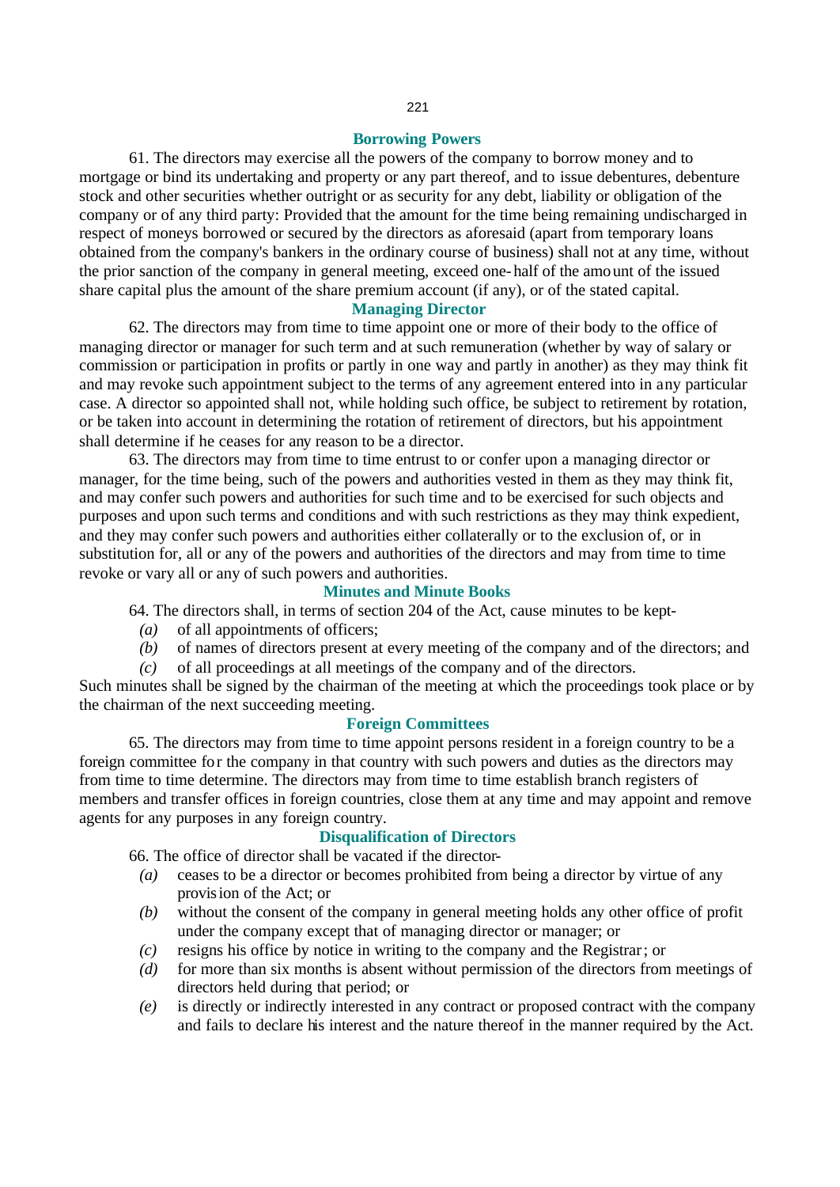### Borrowing Powers

61. The directors may exercise all the powers of the company to borrow money and to mortgage or bind its undertaking and property or any part thereof, and to issue debentures, debenture stock and other securities whether outright or as security for any debt, liability or obligation of the company or of any third party: Provided that the amount for the time being remaining undischarged in respect of moneys borrowed or secured by the directors as aforesaid (apart from temporary loans obtained from the company's bankers in the ordinary course of business) shall not at any time, without the prior sanction of the company in general meeting, exceed one-half of the amount of the issued share capital plus the amount of the share premium account (if any), or of the stated capital.

### Managing Director

62. The directors may from time to time appoint one or more of their body to the office of managing director or manager for such term and at such remuneration (whether by way of salary or commission or participation in profits or partly in one way and partly in another) as they may think fit and may revoke such appointment subject to the terms of any agreement entered into in any particular case. A director so appointed shall not, while holding such office, be subject to retirement by rotation, or be taken into account in determining the rotation of retirement of directors, but his appointment shall determine if he ceases for any reason to be a director.

63. The directors may from time to time entrust to or confer upon a managing director or manager, for the time being, such of the powers and authorities vested in them as they may think fit, and may confer such powers and authorities for such time and to be exercised for such objects and purposes and upon such terms and conditions and with such restrictions as they may think expedient, and they may confer such powers and authorities either collaterally or to the exclusion of, or in substitution for, all or any of the powers and authorities of the directors and may from time to time revoke or vary all or any of such powers and authorities.

### Minutes and Minute Books

64. The directors shall, in terms of section 204 of the Act, cause minutes to be kept-

- *(a)* of all appointments of officers;
- *(b)* of names of directors present at every meeting of the company and of the directors; and
- *(c)* of all proceedings at all meetings of the company and of the directors.

Such minutes shall be signed by the chairman of the meeting at which the proceedings took place or by the chairman of the next succeeding meeting.

### Foreign Committees

65. The directors may from time to time appoint persons resident in a foreign country to be a foreign committee for the company in that country with such powers and duties as the directors may from time to time determine. The directors may from time to time establish branch registers of members and transfer offices in foreign countries, close them at any time and may appoint and remove agents for any purposes in any foreign country.

### Disqualification of Directors

66. The office of director shall be vacated if the director-

- *(a)* ceases to be a director or becomes prohibited from being a director by virtue of any provision of the Act; or
- *(b)* without the consent of the company in general meeting holds any other office of profit under the company except that of managing director or manager; or
- *(c)* resigns his office by notice in writing to the company and the Registrar; or
- *(d)* for more than six months is absent without permission of the directors from meetings of directors held during that period; or
- *(e)* is directly or indirectly interested in any contract or proposed contract with the company and fails to declare his interest and the nature thereof in the manner required by the Act.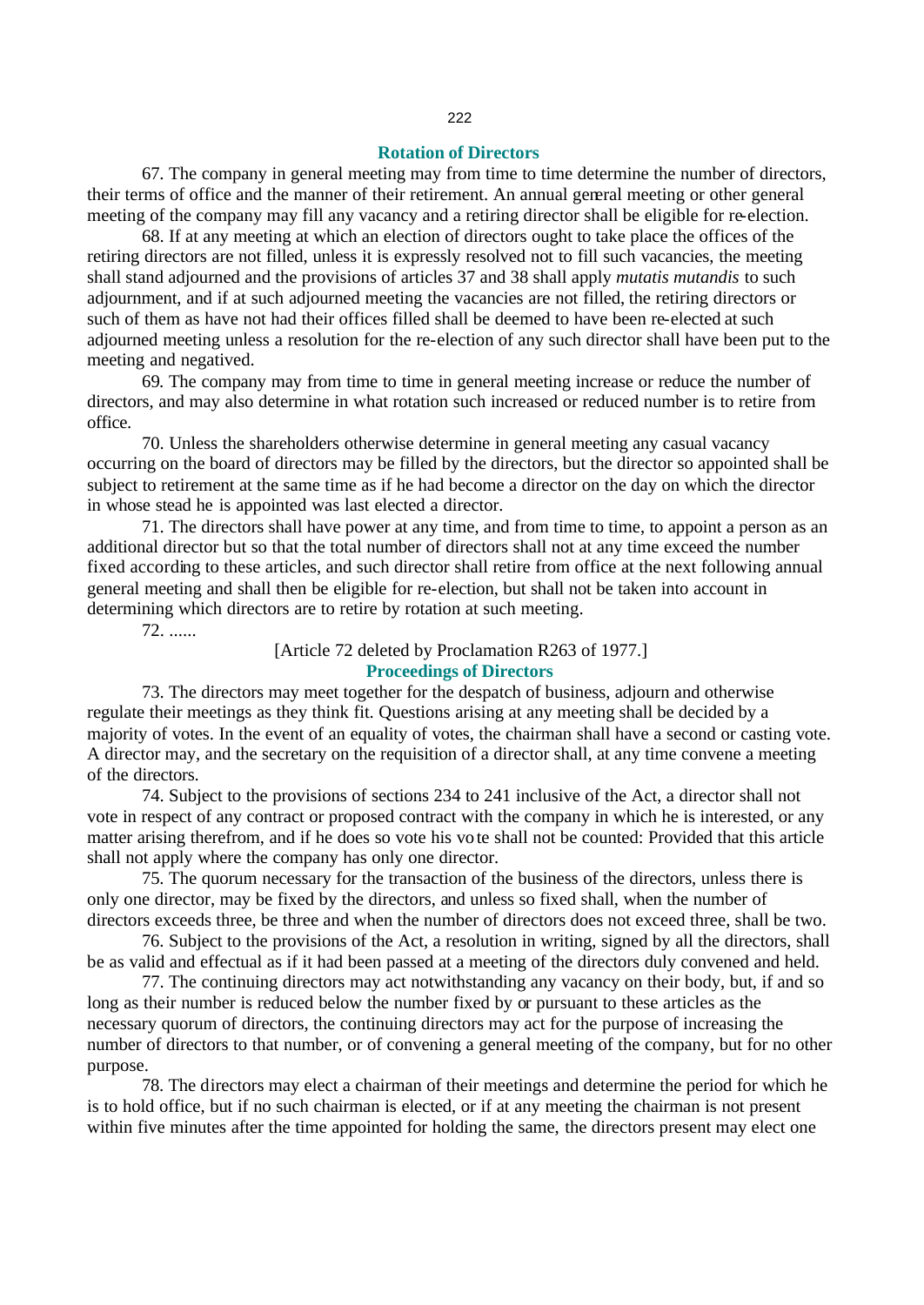## Rotation of Directors

67. The company in general meeting may from time to time determine the number of directors, their terms of office and the manner of their retirement. An annual general meeting or other general meeting of the company may fill any vacancy and a retiring director shall be eligible for re-election.

68. If at any meeting at which an election of directors ought to take place the offices of the retiring directors are not filled, unless it is expressly resolved not to fill such vacancies, the meeting shall stand adjourned and the provisions of articles 37 and 38 shall apply *mutatis mutandis* to such adjournment, and if at such adjourned meeting the vacancies are not filled, the retiring directors or such of them as have not had their offices filled shall be deemed to have been re-elected at such adjourned meeting unless a resolution for the re-election of any such director shall have been put to the meeting and negatived.

69. The company may from time to time in general meeting increase or reduce the number of directors, and may also determine in what rotation such increased or reduced number is to retire from office.

70. Unless the shareholders otherwise determine in general meeting any casual vacancy occurring on the board of directors may be filled by the directors, but the director so appointed shall be subject to retirement at the same time as if he had become a director on the day on which the director in whose stead he is appointed was last elected a director.

71. The directors shall have power at any time, and from time to time, to appoint a person as an additional director but so that the total number of directors shall not at any time exceed the number fixed according to these articles, and such director shall retire from office at the next following annual general meeting and shall then be eligible for re-election, but shall not be taken into account in determining which directors are to retire by rotation at such meeting.

72. ......

[Article 72 deleted by Proclamation R263 of 1977.]

## Proceedings of Directors

73. The directors may meet together for the despatch of business, adjourn and otherwise regulate their meetings as they think fit. Questions arising at any meeting shall be decided by a majority of votes. In the event of an equality of votes, the chairman shall have a second or casting vote. A director may, and the secretary on the requisition of a director shall, at any time convene a meeting of the directors.

74. Subject to the provisions of sections 234 to 241 inclusive of the Act, a director shall not vote in respect of any contract or proposed contract with the company in which he is interested, or any matter arising therefrom, and if he does so vote his vote shall not be counted: Provided that this article shall not apply where the company has only one director.

75. The quorum necessary for the transaction of the business of the directors, unless there is only one director, may be fixed by the directors, and unless so fixed shall, when the number of directors exceeds three, be three and when the number of directors does not exceed three, shall be two.

76. Subject to the provisions of the Act, a resolution in writing, signed by all the directors, shall be as valid and effectual as if it had been passed at a meeting of the directors duly convened and held.

77. The continuing directors may act notwithstanding any vacancy on their body, but, if and so long as their number is reduced below the number fixed by or pursuant to these articles as the necessary quorum of directors, the continuing directors may act for the purpose of increasing the number of directors to that number, or of convening a general meeting of the company, but for no other purpose.

78. The directors may elect a chairman of their meetings and determine the period for which he is to hold office, but if no such chairman is elected, or if at any meeting the chairman is not present within five minutes after the time appointed for holding the same, the directors present may elect one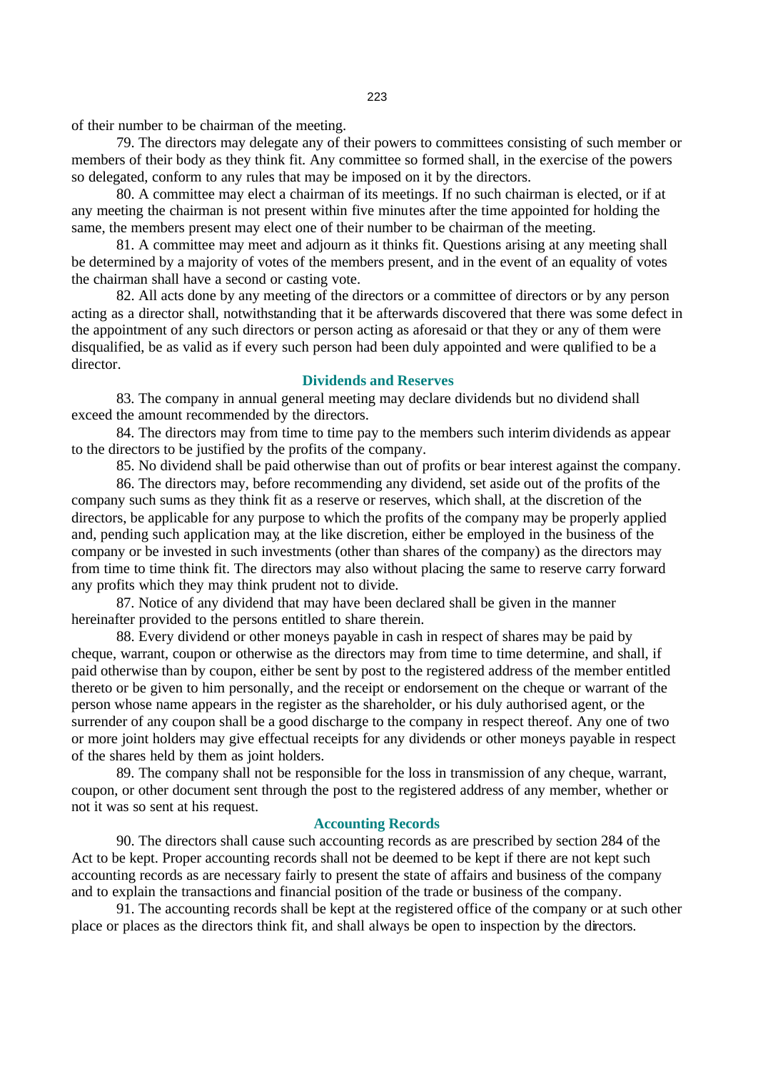of their number to be chairman of the meeting.

79. The directors may delegate any of their powers to committees consisting of such member or members of their body as they think fit. Any committee so formed shall, in the exercise of the powers so delegated, conform to any rules that may be imposed on it by the directors.

80. A committee may elect a chairman of its meetings. If no such chairman is elected, or if at any meeting the chairman is not present within five minutes after the time appointed for holding the same, the members present may elect one of their number to be chairman of the meeting.

81. A committee may meet and adjourn as it thinks fit. Questions arising at any meeting shall be determined by a majority of votes of the members present, and in the event of an equality of votes the chairman shall have a second or casting vote.

82. All acts done by any meeting of the directors or a committee of directors or by any person acting as a director shall, notwithstanding that it be afterwards discovered that there was some defect in the appointment of any such directors or person acting as aforesaid or that they or any of them were disqualified, be as valid as if every such person had been duly appointed and were qualified to be a director.

## Dividends and Reserves

83. The company in annual general meeting may declare dividends but no dividend shall exceed the amount recommended by the directors.

84. The directors may from time to time pay to the members such interim dividends as appear to the directors to be justified by the profits of the company.

85. No dividend shall be paid otherwise than out of profits or bear interest against the company.

86. The directors may, before recommending any dividend, set aside out of the profits of the company such sums as they think fit as a reserve or reserves, which shall, at the discretion of the directors, be applicable for any purpose to which the profits of the company may be properly applied and, pending such application may, at the like discretion, either be employed in the business of the company or be invested in such investments (other than shares of the company) as the directors may from time to time think fit. The directors may also without placing the same to reserve carry forward any profits which they may think prudent not to divide.

87. Notice of any dividend that may have been declared shall be given in the manner hereinafter provided to the persons entitled to share therein.

88. Every dividend or other moneys payable in cash in respect of shares may be paid by cheque, warrant, coupon or otherwise as the directors may from time to time determine, and shall, if paid otherwise than by coupon, either be sent by post to the registered address of the member entitled thereto or be given to him personally, and the receipt or endorsement on the cheque or warrant of the person whose name appears in the register as the shareholder, or his duly authorised agent, or the surrender of any coupon shall be a good discharge to the company in respect thereof. Any one of two or more joint holders may give effectual receipts for any dividends or other moneys payable in respect of the shares held by them as joint holders.

89. The company shall not be responsible for the loss in transmission of any cheque, warrant, coupon, or other document sent through the post to the registered address of any member, whether or not it was so sent at his request.

## Accounting Records

90. The directors shall cause such accounting records as are prescribed by section 284 of the Act to be kept. Proper accounting records shall not be deemed to be kept if there are not kept such accounting records as are necessary fairly to present the state of affairs and business of the company and to explain the transactions and financial position of the trade or business of the company.

91. The accounting records shall be kept at the registered office of the company or at such other place or places as the directors think fit, and shall always be open to inspection by the directors.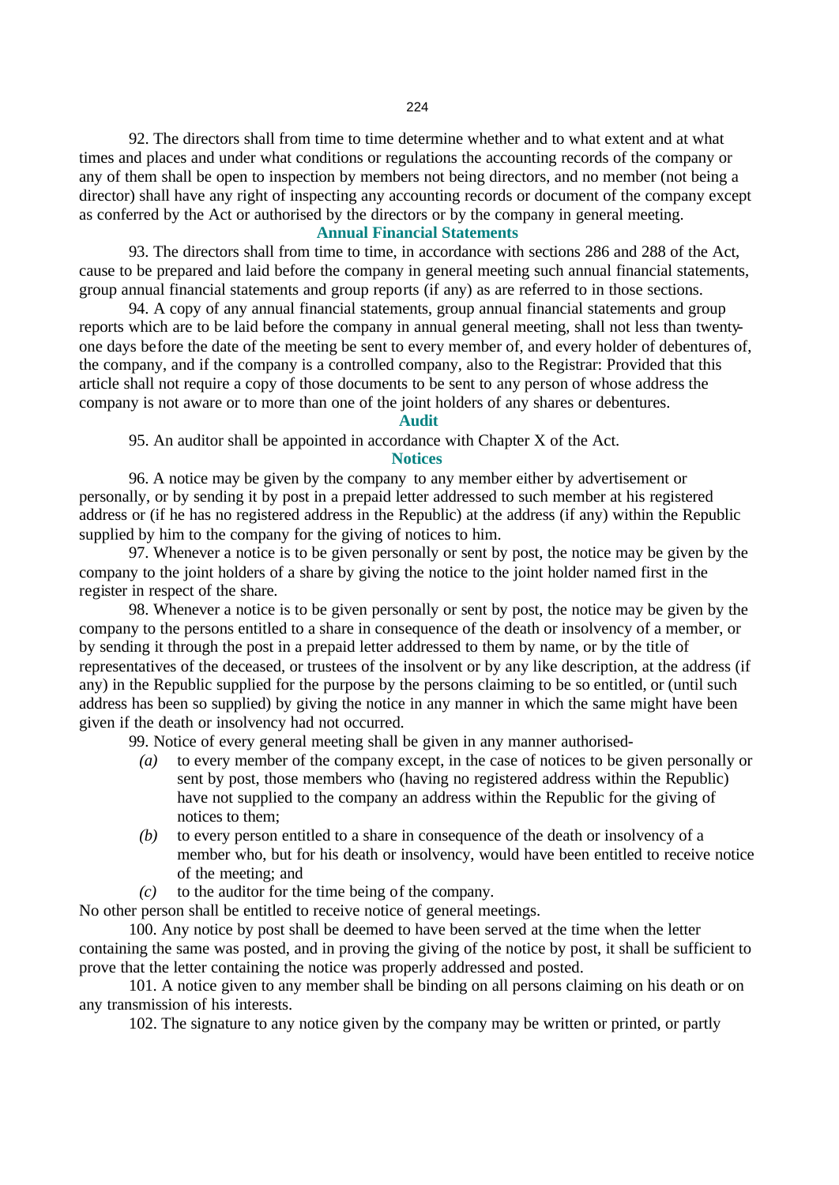92. The directors shall from time to time determine whether and to what extent and at what times and places and under what conditions or regulations the accounting records of the company or any of them shall be open to inspection by members not being directors, and no member (not being a director) shall have any right of inspecting any accounting records or document of the company except as conferred by the Act or authorised by the directors or by the company in general meeting.

### Annual Financial Statements

93. The directors shall from time to time, in accordance with sections 286 and 288 of the Act, cause to be prepared and laid before the company in general meeting such annual financial statements, group annual financial statements and group reports (if any) as are referred to in those sections.

94. A copy of any annual financial statements, group annual financial statements and group reports which are to be laid before the company in annual general meeting, shall not less than twenty-one days before the date of the meeting be sent to every member of, and every holder of debentures of, the company, and if the company is a controlled company, also to the Registrar: Provided that this article shall not require a copy of those documents to be sent to any person of whose address the company is not aware or to more than one of the joint holders of any shares or debentures.

### Audit

95. An auditor shall be appointed in accordance with Chapter X of the Act.

### Notices

96. A notice may be given by the company to any member either by advertisement or personally, or by sending it by post in a prepaid letter addressed to such member at his registered address or (if he has no registered address in the Republic) at the address (if any) within the Republic supplied by him to the company for the giving of notices to him.

97. Whenever a notice is to be given personally or sent by post, the notice may be given by the company to the joint holders of a share by giving the notice to the joint holder named first in the register in respect of the share.

98. Whenever a notice is to be given personally or sent by post, the notice may be given by the company to the persons entitled to a share in consequence of the death or insolvency of a member, or by sending it through the post in a prepaid letter addressed to them by name, or by the title of representatives of the deceased, or trustees of the insolvent or by any like description, at the address (if any) in the Republic supplied for the purpose by the persons claiming to be so entitled, or (until such address has been so supplied) by giving the notice in any manner in which the same might have been given if the death or insolvency had not occurred.

99. Notice of every general meeting shall be given in any manner authorised-

*(a)* to every member of the company except, in the case of notices to be given personally or sent by post, those members who (having no registered address within the Republic) have not supplied to the company an address within the Republic for the giving of notices to them;

*(b)* to every person entitled to a share in consequence of the death or insolvency of a member who, but for his death or insolvency, would have been entitled to receive notice of the meeting; and

*(c)* to the auditor for the time being of the company.

No other person shall be entitled to receive notice of general meetings.

100. Any notice by post shall be deemed to have been served at the time when the letter containing the same was posted, and in proving the giving of the notice by post, it shall be sufficient to prove that the letter containing the notice was properly addressed and posted.

101. A notice given to any member shall be binding on all persons claiming on his death or on any transmission of his interests.

102. The signature to any notice given by the company may be written or printed, or partly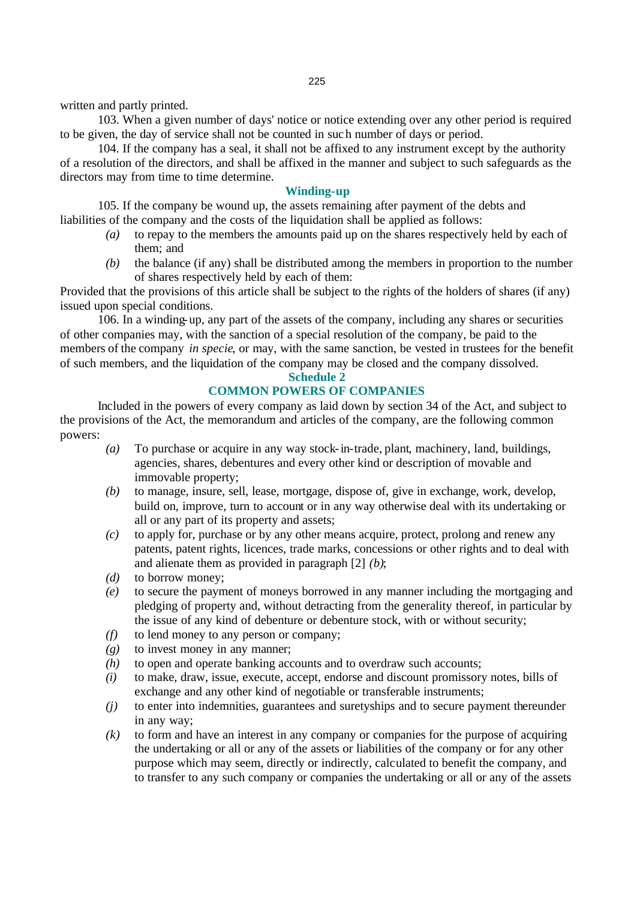written and partly printed.

103. When a given number of days' notice or notice extending over any other period is required to be given, the day of service shall not be counted in such number of days or period.

104. If the company has a seal, it shall not be affixed to any instrument except by the authority of a resolution of the directors, and shall be affixed in the manner and subject to such safeguards as the directors may from time to time determine.

### Winding-up

105. If the company be wound up, the assets remaining after payment of the debts and liabilities of the company and the costs of the liquidation shall be applied as follows:

- *(a)* to repay to the members the amounts paid up on the shares respectively held by each of them; and
- *(b)* the balance (if any) shall be distributed among the members in proportion to the number of shares respectively held by each of them:

Provided that the provisions of this article shall be subject to the rights of the holders of shares (if any) issued upon special conditions.

106. In a winding-up, any part of the assets of the company, including any shares or securities of other companies may, with the sanction of a special resolution of the company, be paid to the members of the company *in specie*, or may, with the same sanction, be vested in trustees for the benefit of such members, and the liquidation of the company may be closed and the company dissolved.

## Schedule 2

## COMMON POWERS OF COMPANIES

Included in the powers of every company as laid down by section 34 of the Act, and subject to the provisions of the Act, the memorandum and articles of the company, are the following common powers:

- *(a)* To purchase or acquire in any way stock-in-trade, plant, machinery, land, buildings, agencies, shares, debentures and every other kind or description of movable and immovable property;
- *(b)* to manage, insure, sell, lease, mortgage, dispose of, give in exchange, work, develop, build on, improve, turn to account or in any way otherwise deal with its undertaking or all or any part of its property and assets;
- *(c)* to apply for, purchase or by any other means acquire, protect, prolong and renew any patents, patent rights, licences, trade marks, concessions or other rights and to deal with and alienate them as provided in paragraph [2] *(b)*;
- *(d)* to borrow money;
- *(e)* to secure the payment of moneys borrowed in any manner including the mortgaging and pledging of property and, without detracting from the generality thereof, in particular by the issue of any kind of debenture or debenture stock, with or without security;
- *(f)* to lend money to any person or company;
- *(g)* to invest money in any manner;
- *(h)* to open and operate banking accounts and to overdraw such accounts;
- *(i)* to make, draw, issue, execute, accept, endorse and discount promissory notes, bills of exchange and any other kind of negotiable or transferable instruments;
- *(j)* to enter into indemnities, guarantees and suretyships and to secure payment thereunder in any way;
- *(k)* to form and have an interest in any company or companies for the purpose of acquiring the undertaking or all or any of the assets or liabilities of the company or for any other purpose which may seem, directly or indirectly, calculated to benefit the company, and to transfer to any such company or companies the undertaking or all or any of the assets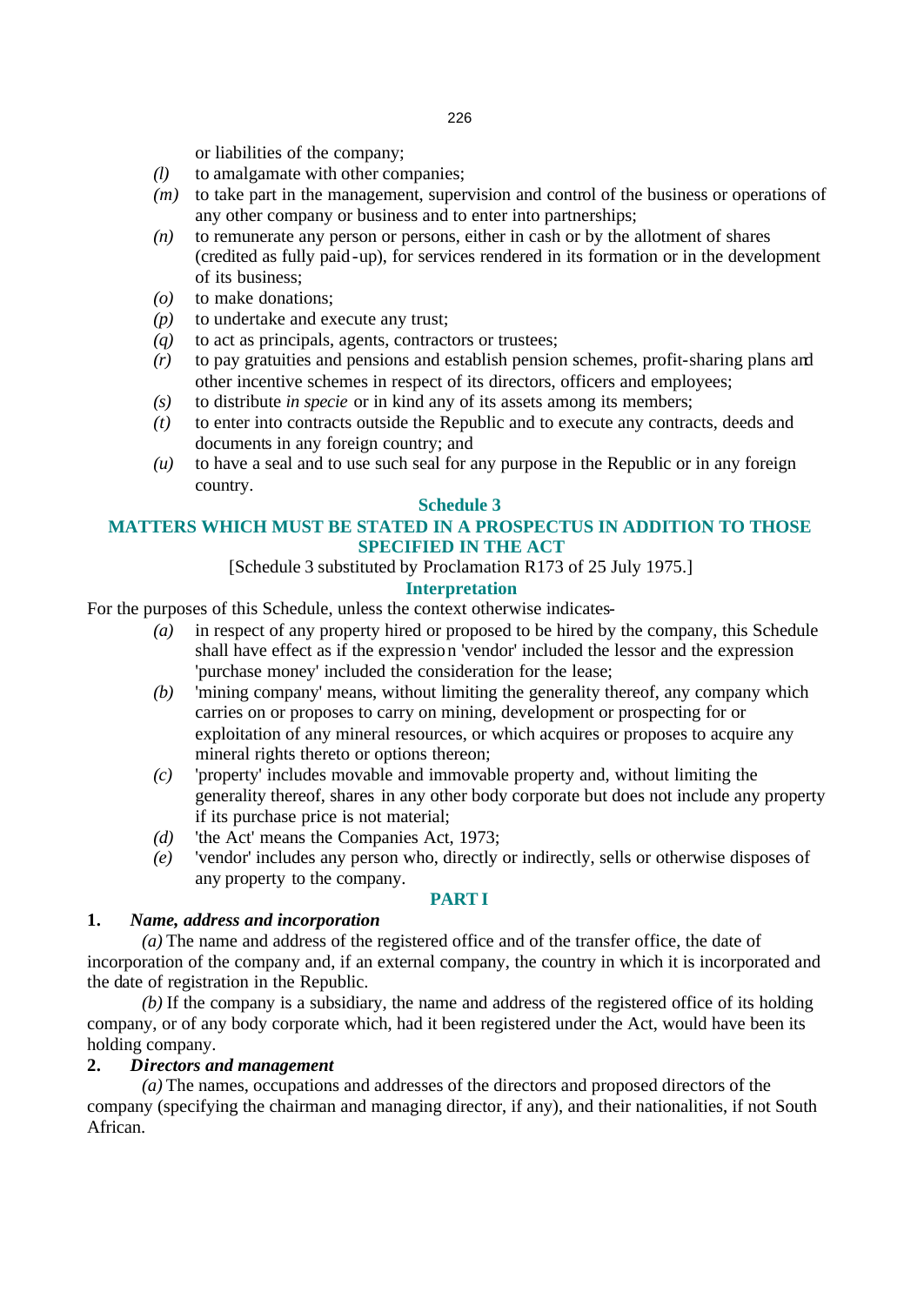or liabilities of the company;

*(l)* to amalgamate with other companies;

*(m)* to take part in the management, supervision and control of the business or operations of any other company or business and to enter into partnerships;

*(n)* to remunerate any person or persons, either in cash or by the allotment of shares (credited as fully paid-up), for services rendered in its formation or in the development of its business;

*(o)* to make donations;

*(p)* to undertake and execute any trust;

*(q)* to act as principals, agents, contractors or trustees;

*(r)* to pay gratuities and pensions and establish pension schemes, profit-sharing plans and other incentive schemes in respect of its directors, officers and employees;

*(s)* to distribute *in specie* or in kind any of its assets among its members;

*(t)* to enter into contracts outside the Republic and to execute any contracts, deeds and documents in any foreign country; and

*(u)* to have a seal and to use such seal for any purpose in the Republic or in any foreign country.

## Schedule 3

## MATTERS WHICH MUST BE STATED IN A PROSPECTUS IN ADDITION TO THOSE SPECIFIED IN THE ACT

[Schedule 3 substituted by Proclamation R173 of 25 July 1975.]

### Interpretation

For the purposes of this Schedule, unless the context otherwise indicates-

*(a)* in respect of any property hired or proposed to be hired by the company, this Schedule shall have effect as if the expression 'vendor' included the lessor and the expression 'purchase money' included the consideration for the lease;

*(b)* 'mining company' means, without limiting the generality thereof, any company which carries on or proposes to carry on mining, development or prospecting for or exploitation of any mineral resources, or which acquires or proposes to acquire any mineral rights thereto or options thereon;

*(c)* 'property' includes movable and immovable property and, without limiting the generality thereof, shares in any other body corporate but does not include any property if its purchase price is not material;

*(d)* 'the Act' means the Companies Act, 1973;

*(e)* 'vendor' includes any person who, directly or indirectly, sells or otherwise disposes of any property to the company.

### PART I

**1. *Name, address and incorporation***

*(a)* The name and address of the registered office and of the transfer office, the date of incorporation of the company and, if an external company, the country in which it is incorporated and the date of registration in the Republic.

*(b)* If the company is a subsidiary, the name and address of the registered office of its holding company, or of any body corporate which, had it been registered under the Act, would have been its holding company.

**2. *Directors and management***

*(a)* The names, occupations and addresses of the directors and proposed directors of the company (specifying the chairman and managing director, if any), and their nationalities, if not South African.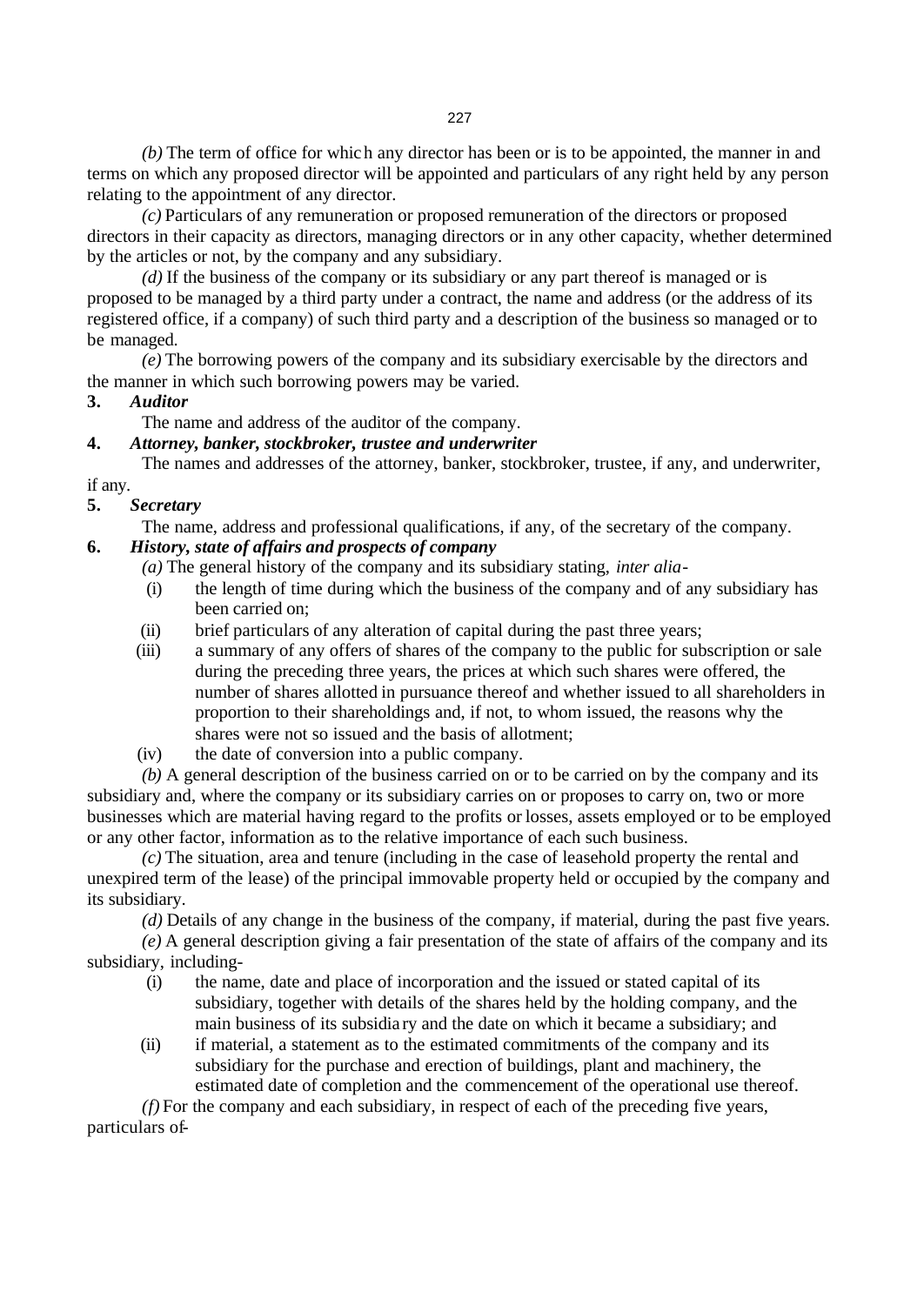*(b)* The term of office for which any director has been or is to be appointed, the manner in and terms on which any proposed director will be appointed and particulars of any right held by any person relating to the appointment of any director.

*(c)* Particulars of any remuneration or proposed remuneration of the directors or proposed directors in their capacity as directors, managing directors or in any other capacity, whether determined by the articles or not, by the company and any subsidiary.

*(d)* If the business of the company or its subsidiary or any part thereof is managed or is proposed to be managed by a third party under a contract, the name and address (or the address of its registered office, if a company) of such third party and a description of the business so managed or to be managed.

*(e)* The borrowing powers of the company and its subsidiary exercisable by the directors and the manner in which such borrowing powers may be varied.

**3. *Auditor***

The name and address of the auditor of the company.

**4. *Attorney, banker, stockbroker, trustee and underwriter***

The names and addresses of the attorney, banker, stockbroker, trustee, if any, and underwriter, if any.

**5. *Secretary***

The name, address and professional qualifications, if any, of the secretary of the company.

**6. *History, state of affairs and prospects of company***

*(a)* The general history of the company and its subsidiary stating, *inter alia*-

(i) the length of time during which the business of the company and of any subsidiary has been carried on;

(ii) brief particulars of any alteration of capital during the past three years;

(iii) a summary of any offers of shares of the company to the public for subscription or sale during the preceding three years, the prices at which such shares were offered, the number of shares allotted in pursuance thereof and whether issued to all shareholders in proportion to their shareholdings and, if not, to whom issued, the reasons why the shares were not so issued and the basis of allotment;

(iv) the date of conversion into a public company.

*(b)* A general description of the business carried on or to be carried on by the company and its subsidiary and, where the company or its subsidiary carries on or proposes to carry on, two or more businesses which are material having regard to the profits or losses, assets employed or to be employed or any other factor, information as to the relative importance of each such business.

*(c)* The situation, area and tenure (including in the case of leasehold property the rental and unexpired term of the lease) of the principal immovable property held or occupied by the company and its subsidiary.

*(d)* Details of any change in the business of the company, if material, during the past five years.

*(e)* A general description giving a fair presentation of the state of affairs of the company and its subsidiary, including-

(i) the name, date and place of incorporation and the issued or stated capital of its subsidiary, together with details of the shares held by the holding company, and the main business of its subsidiary and the date on which it became a subsidiary; and

(ii) if material, a statement as to the estimated commitments of the company and its subsidiary for the purchase and erection of buildings, plant and machinery, the estimated date of completion and the commencement of the operational use thereof.

*(f)* For the company and each subsidiary, in respect of each of the preceding five years, particulars of-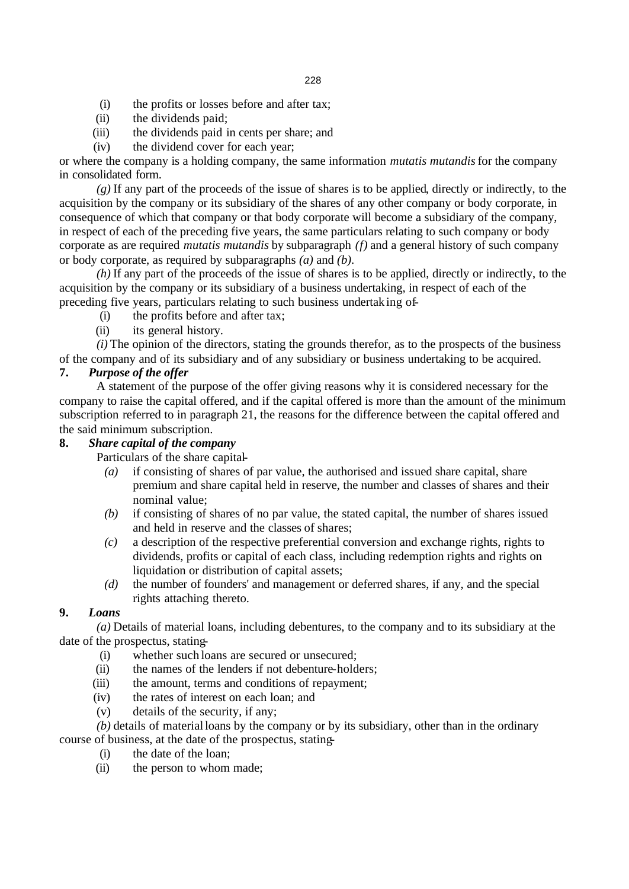(i) the profits or losses before and after tax;

(ii) the dividends paid;

(iii) the dividends paid in cents per share; and

(iv) the dividend cover for each year;

or where the company is a holding company, the same information *mutatis mutandis* for the company in consolidated form.

*(g)* If any part of the proceeds of the issue of shares is to be applied, directly or indirectly, to the acquisition by the company or its subsidiary of the shares of any other company or body corporate, in consequence of which that company or that body corporate will become a subsidiary of the company, in respect of each of the preceding five years, the same particulars relating to such company or body corporate as are required *mutatis mutandis* by subparagraph *(f)* and a general history of such company or body corporate, as required by subparagraphs *(a)* and *(b)*.

*(h)* If any part of the proceeds of the issue of shares is to be applied, directly or indirectly, to the acquisition by the company or its subsidiary of a business undertaking, in respect of each of the preceding five years, particulars relating to such business undertaking of–

(i) the profits before and after tax;

(ii) its general history.

*(i)* The opinion of the directors, stating the grounds therefor, as to the prospects of the business of the company and of its subsidiary and of any subsidiary or business undertaking to be acquired.

**7. *Purpose of the offer***

A statement of the purpose of the offer giving reasons why it is considered necessary for the company to raise the capital offered, and if the capital offered is more than the amount of the minimum subscription referred to in paragraph 21, the reasons for the difference between the capital offered and the said minimum subscription.

**8. *Share capital of the company***

Particulars of the share capital–

*(a)* if consisting of shares of par value, the authorised and issued share capital, share premium and share capital held in reserve, the number and classes of shares and their nominal value;

*(b)* if consisting of shares of no par value, the stated capital, the number of shares issued and held in reserve and the classes of shares;

*(c)* a description of the respective preferential conversion and exchange rights, rights to dividends, profits or capital of each class, including redemption rights and rights on liquidation or distribution of capital assets;

*(d)* the number of founders' and management or deferred shares, if any, and the special rights attaching thereto.

**9. *Loans***

*(a)* Details of material loans, including debentures, to the company and to its subsidiary at the date of the prospectus, stating–

(i) whether such loans are secured or unsecured;

(ii) the names of the lenders if not debenture-holders;

(iii) the amount, terms and conditions of repayment;

(iv) the rates of interest on each loan; and

(v) details of the security, if any;

*(b)* details of material loans by the company or by its subsidiary, other than in the ordinary course of business, at the date of the prospectus, stating–

(i) the date of the loan;

(ii) the person to whom made;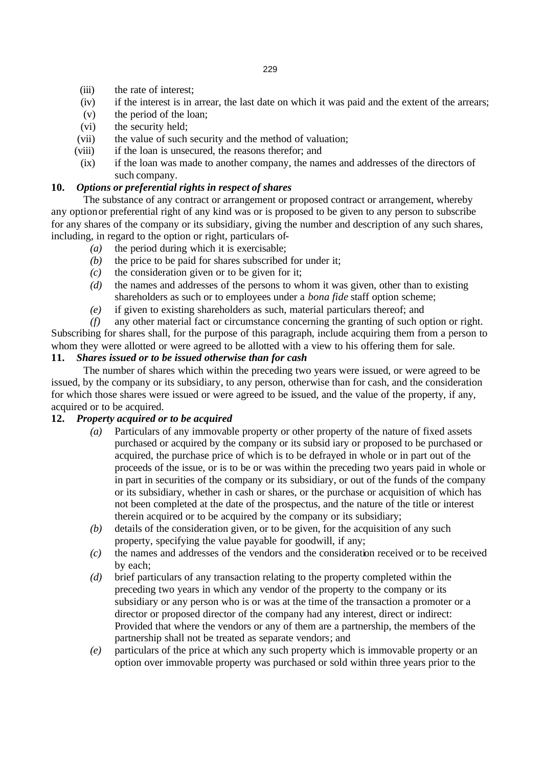(iii) the rate of interest;

(iv) if the interest is in arrear, the last date on which it was paid and the extent of the arrears;

(v) the period of the loan;

(vi) the security held;

(vii) the value of such security and the method of valuation;

(viii) if the loan is unsecured, the reasons therefor; and

(ix) if the loan was made to another company, the names and addresses of the directors of such company.

**10.** ***Options or preferential rights in respect of shares***

The substance of any contract or arrangement or proposed contract or arrangement, whereby any option or preferential right of any kind was or is proposed to be given to any person to subscribe for any shares of the company or its subsidiary, giving the number and description of any such shares, including, in regard to the option or right, particulars of-

*(a)* the period during which it is exercisable;

*(b)* the price to be paid for shares subscribed for under it;

*(c)* the consideration given or to be given for it;

*(d)* the names and addresses of the persons to whom it was given, other than to existing shareholders as such or to employees under a *bona fide* staff option scheme;

*(e)* if given to existing shareholders as such, material particulars thereof; and

*(f)* any other material fact or circumstance concerning the granting of such option or right.

Subscribing for shares shall, for the purpose of this paragraph, include acquiring them from a person to whom they were allotted or were agreed to be allotted with a view to his offering them for sale.

**11.** ***Shares issued or to be issued otherwise than for cash***

The number of shares which within the preceding two years were issued, or were agreed to be issued, by the company or its subsidiary, to any person, otherwise than for cash, and the consideration for which those shares were issued or were agreed to be issued, and the value of the property, if any, acquired or to be acquired.

**12.** ***Property acquired or to be acquired***

*(a)* Particulars of any immovable property or other property of the nature of fixed assets purchased or acquired by the company or its subsidiary or proposed to be purchased or acquired, the purchase price of which is to be defrayed in whole or in part out of the proceeds of the issue, or is to be or was within the preceding two years paid in whole or in part in securities of the company or its subsidiary, or out of the funds of the company or its subsidiary, whether in cash or shares, or the purchase or acquisition of which has not been completed at the date of the prospectus, and the nature of the title or interest therein acquired or to be acquired by the company or its subsidiary;

*(b)* details of the consideration given, or to be given, for the acquisition of any such property, specifying the value payable for goodwill, if any;

*(c)* the names and addresses of the vendors and the consideration received or to be received by each;

*(d)* brief particulars of any transaction relating to the property completed within the preceding two years in which any vendor of the property to the company or its subsidiary or any person who is or was at the time of the transaction a promoter or a director or proposed director of the company had any interest, direct or indirect: Provided that where the vendors or any of them are a partnership, the members of the partnership shall not be treated as separate vendors; and

*(e)* particulars of the price at which any such property which is immovable property or an option over immovable property was purchased or sold within three years prior to the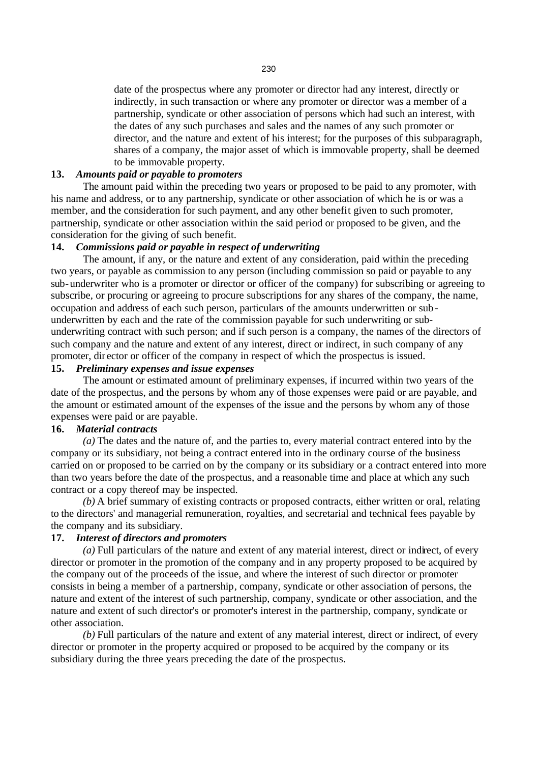date of the prospectus where any promoter or director had any interest, directly or indirectly, in such transaction or where any promoter or director was a member of a partnership, syndicate or other association of persons which had such an interest, with the dates of any such purchases and sales and the names of any such promoter or director, and the nature and extent of his interest; for the purposes of this subparagraph, shares of a company, the major asset of which is immovable property, shall be deemed to be immovable property.

**13. *Amounts paid or payable to promoters***

The amount paid within the preceding two years or proposed to be paid to any promoter, with his name and address, or to any partnership, syndicate or other association of which he is or was a member, and the consideration for such payment, and any other benefit given to such promoter, partnership, syndicate or other association within the said period or proposed to be given, and the consideration for the giving of such benefit.

**14. *Commissions paid or payable in respect of underwriting***

The amount, if any, or the nature and extent of any consideration, paid within the preceding two years, or payable as commission to any person (including commission so paid or payable to any sub-underwriter who is a promoter or director or officer of the company) for subscribing or agreeing to subscribe, or procuring or agreeing to procure subscriptions for any shares of the company, the name, occupation and address of each such person, particulars of the amounts underwritten or sub-underwritten by each and the rate of the commission payable for such underwriting or sub-underwriting contract with such person; and if such person is a company, the names of the directors of such company and the nature and extent of any interest, direct or indirect, in such company of any promoter, director or officer of the company in respect of which the prospectus is issued.

**15. *Preliminary expenses and issue expenses***

The amount or estimated amount of preliminary expenses, if incurred within two years of the date of the prospectus, and the persons by whom any of those expenses were paid or are payable, and the amount or estimated amount of the expenses of the issue and the persons by whom any of those expenses were paid or are payable.

**16. *Material contracts***

*(a)* The dates and the nature of, and the parties to, every material contract entered into by the company or its subsidiary, not being a contract entered into in the ordinary course of the business carried on or proposed to be carried on by the company or its subsidiary or a contract entered into more than two years before the date of the prospectus, and a reasonable time and place at which any such contract or a copy thereof may be inspected.

*(b)* A brief summary of existing contracts or proposed contracts, either written or oral, relating to the directors' and managerial remuneration, royalties, and secretarial and technical fees payable by the company and its subsidiary.

**17. *Interest of directors and promoters***

*(a)* Full particulars of the nature and extent of any material interest, direct or indirect, of every director or promoter in the promotion of the company and in any property proposed to be acquired by the company out of the proceeds of the issue, and where the interest of such director or promoter consists in being a member of a partnership, company, syndicate or other association of persons, the nature and extent of the interest of such partnership, company, syndicate or other association, and the nature and extent of such director's or promoter's interest in the partnership, company, syndicate or other association.

*(b)* Full particulars of the nature and extent of any material interest, direct or indirect, of every director or promoter in the property acquired or proposed to be acquired by the company or its subsidiary during the three years preceding the date of the prospectus.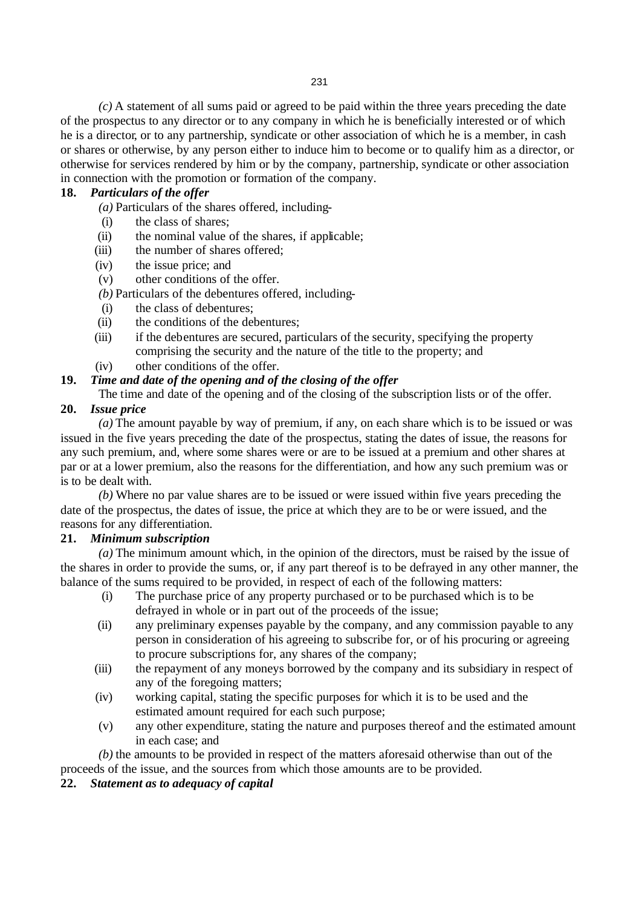*(c)* A statement of all sums paid or agreed to be paid within the three years preceding the date of the prospectus to any director or to any company in which he is beneficially interested or of which he is a director, or to any partnership, syndicate or other association of which he is a member, in cash or shares or otherwise, by any person either to induce him to become or to qualify him as a director, or otherwise for services rendered by him or by the company, partnership, syndicate or other association in connection with the promotion or formation of the company.

**18. *Particulars of the offer***

*(a)* Particulars of the shares offered, including-

- (i) the class of shares;
- (ii) the nominal value of the shares, if applicable;
- (iii) the number of shares offered;
- (iv) the issue price; and
- (v) other conditions of the offer.

*(b)* Particulars of the debentures offered, including-

- (i) the class of debentures;
- (ii) the conditions of the debentures;
- (iii) if the debentures are secured, particulars of the security, specifying the property comprising the security and the nature of the title to the property; and
- (iv) other conditions of the offer.

**19. *Time and date of the opening and of the closing of the offer***

The time and date of the opening and of the closing of the subscription lists or of the offer.

**20. *Issue price***

*(a)* The amount payable by way of premium, if any, on each share which is to be issued or was issued in the five years preceding the date of the prospectus, stating the dates of issue, the reasons for any such premium, and, where some shares were or are to be issued at a premium and other shares at par or at a lower premium, also the reasons for the differentiation, and how any such premium was or is to be dealt with.

*(b)* Where no par value shares are to be issued or were issued within five years preceding the date of the prospectus, the dates of issue, the price at which they are to be or were issued, and the reasons for any differentiation.

**21. *Minimum subscription***

*(a)* The minimum amount which, in the opinion of the directors, must be raised by the issue of the shares in order to provide the sums, or, if any part thereof is to be defrayed in any other manner, the balance of the sums required to be provided, in respect of each of the following matters:

- (i) The purchase price of any property purchased or to be purchased which is to be defrayed in whole or in part out of the proceeds of the issue;
- (ii) any preliminary expenses payable by the company, and any commission payable to any person in consideration of his agreeing to subscribe for, or of his procuring or agreeing to procure subscriptions for, any shares of the company;
- (iii) the repayment of any moneys borrowed by the company and its subsidiary in respect of any of the foregoing matters;
- (iv) working capital, stating the specific purposes for which it is to be used and the estimated amount required for each such purpose;
- (v) any other expenditure, stating the nature and purposes thereof and the estimated amount in each case; and

*(b)* the amounts to be provided in respect of the matters aforesaid otherwise than out of the proceeds of the issue, and the sources from which those amounts are to be provided.

**22. *Statement as to adequacy of capital***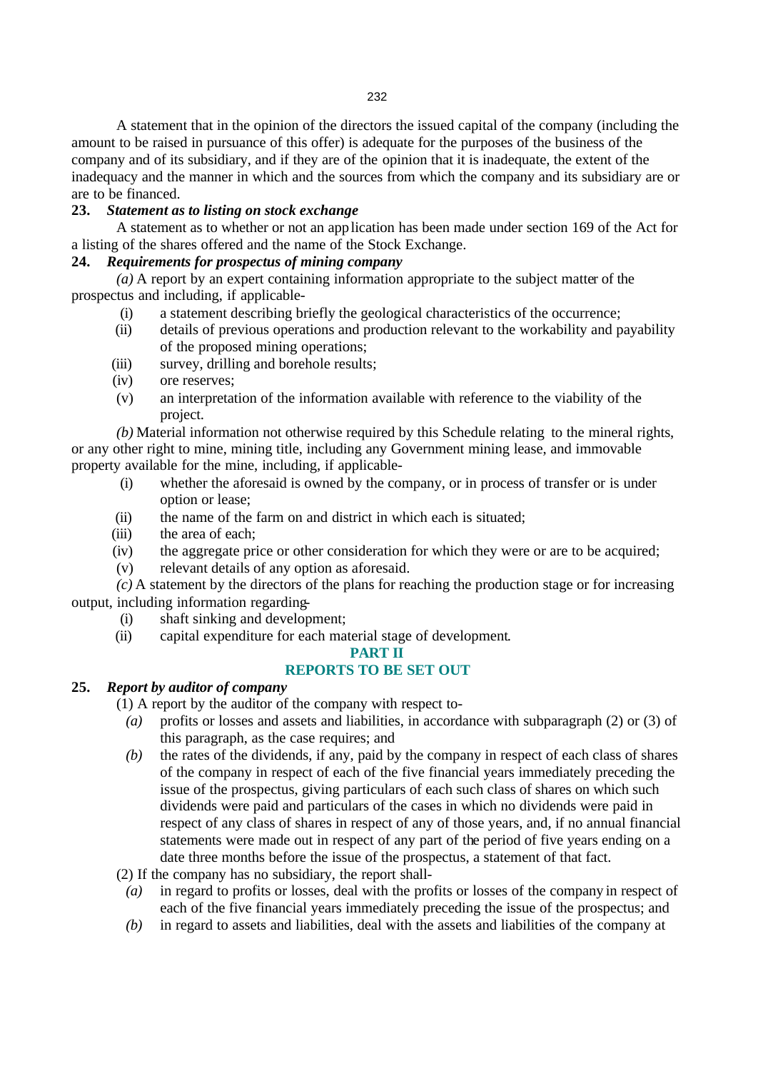A statement that in the opinion of the directors the issued capital of the company (including the amount to be raised in pursuance of this offer) is adequate for the purposes of the business of the company and of its subsidiary, and if they are of the opinion that it is inadequate, the extent of the inadequacy and the manner in which and the sources from which the company and its subsidiary are or are to be financed.

**23. *Statement as to listing on stock exchange***

A statement as to whether or not an application has been made under section 169 of the Act for a listing of the shares offered and the name of the Stock Exchange.

**24. *Requirements for prospectus of mining company***

*(a)* A report by an expert containing information appropriate to the subject matter of the prospectus and including, if applicable-

- (i) a statement describing briefly the geological characteristics of the occurrence;
- (ii) details of previous operations and production relevant to the workability and payability of the proposed mining operations;
- (iii) survey, drilling and borehole results;
- (iv) ore reserves;
- (v) an interpretation of the information available with reference to the viability of the project.

*(b)* Material information not otherwise required by this Schedule relating to the mineral rights, or any other right to mine, mining title, including any Government mining lease, and immovable property available for the mine, including, if applicable-

- (i) whether the aforesaid is owned by the company, or in process of transfer or is under option or lease;
- (ii) the name of the farm on and district in which each is situated;
- (iii) the area of each;
- (iv) the aggregate price or other consideration for which they were or are to be acquired;
- (v) relevant details of any option as aforesaid.

*(c)* A statement by the directors of the plans for reaching the production stage or for increasing output, including information regarding-

- (i) shaft sinking and development;
- (ii) capital expenditure for each material stage of development.

## PART II
## REPORTS TO BE SET OUT

**25. *Report by auditor of company***

(1) A report by the auditor of the company with respect to-

- *(a)* profits or losses and assets and liabilities, in accordance with subparagraph (2) or (3) of this paragraph, as the case requires; and
- *(b)* the rates of the dividends, if any, paid by the company in respect of each class of shares of the company in respect of each of the five financial years immediately preceding the issue of the prospectus, giving particulars of each such class of shares on which such dividends were paid and particulars of the cases in which no dividends were paid in respect of any class of shares in respect of any of those years, and, if no annual financial statements were made out in respect of any part of the period of five years ending on a date three months before the issue of the prospectus, a statement of that fact.

(2) If the company has no subsidiary, the report shall-

- *(a)* in regard to profits or losses, deal with the profits or losses of the company in respect of each of the five financial years immediately preceding the issue of the prospectus; and
- *(b)* in regard to assets and liabilities, deal with the assets and liabilities of the company at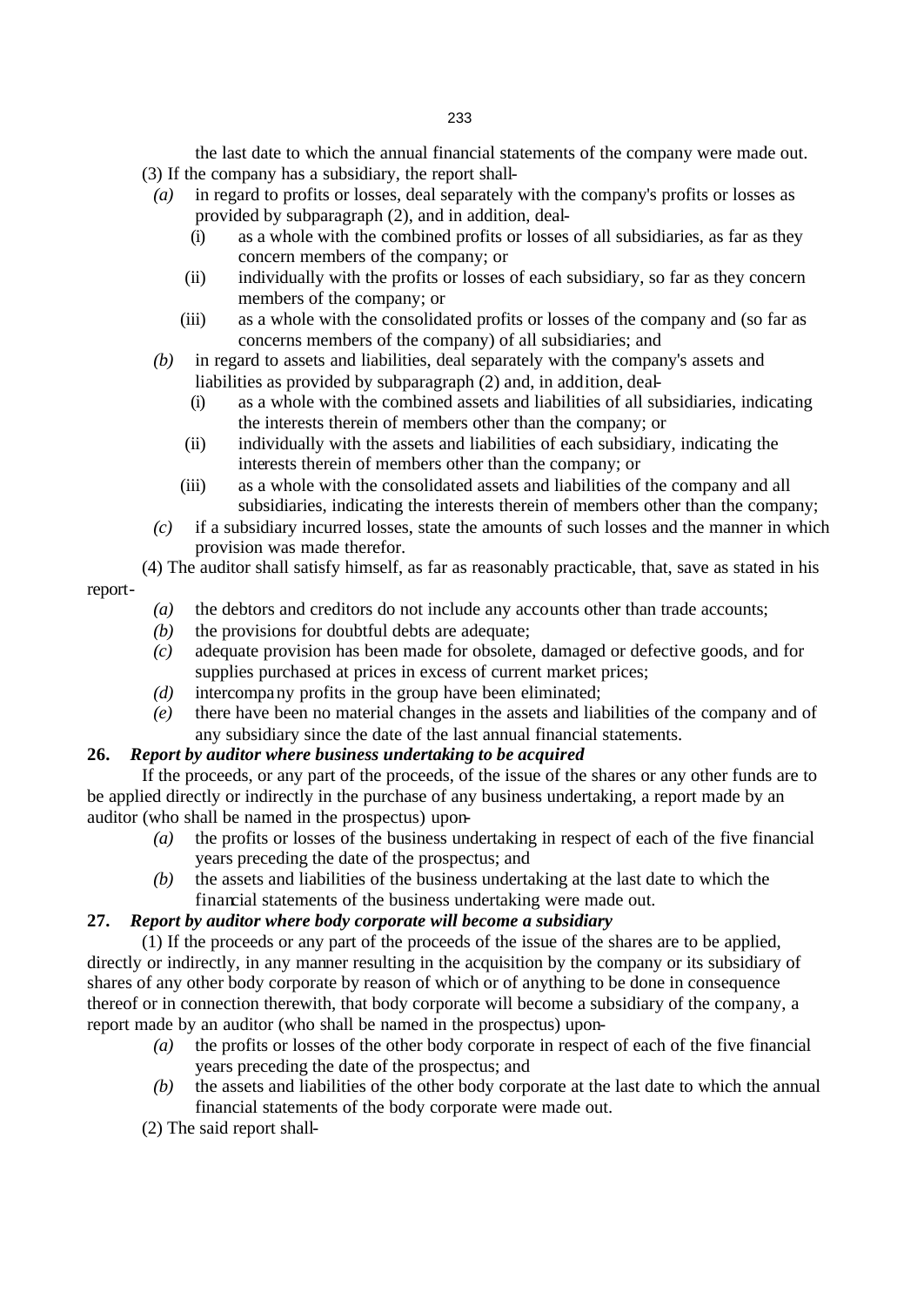the last date to which the annual financial statements of the company were made out.

(3) If the company has a subsidiary, the report shall-

- *(a)* in regard to profits or losses, deal separately with the company's profits or losses as provided by subparagraph (2), and in addition, deal-
  - (i) as a whole with the combined profits or losses of all subsidiaries, as far as they concern members of the company; or
  - (ii) individually with the profits or losses of each subsidiary, so far as they concern members of the company; or
  - (iii) as a whole with the consolidated profits or losses of the company and (so far as concerns members of the company) of all subsidiaries; and
- *(b)* in regard to assets and liabilities, deal separately with the company's assets and liabilities as provided by subparagraph (2) and, in addition, deal-
  - (i) as a whole with the combined assets and liabilities of all subsidiaries, indicating the interests therein of members other than the company; or
  - (ii) individually with the assets and liabilities of each subsidiary, indicating the interests therein of members other than the company; or
  - (iii) as a whole with the consolidated assets and liabilities of the company and all subsidiaries, indicating the interests therein of members other than the company;
- *(c)* if a subsidiary incurred losses, state the amounts of such losses and the manner in which provision was made therefor.

(4) The auditor shall satisfy himself, as far as reasonably practicable, that, save as stated in his report-

- *(a)* the debtors and creditors do not include any accounts other than trade accounts;
- *(b)* the provisions for doubtful debts are adequate;
- *(c)* adequate provision has been made for obsolete, damaged or defective goods, and for supplies purchased at prices in excess of current market prices;
- *(d)* intercompany profits in the group have been eliminated;
- *(e)* there have been no material changes in the assets and liabilities of the company and of any subsidiary since the date of the last annual financial statements.

**26.** ***Report by auditor where business undertaking to be acquired***

If the proceeds, or any part of the proceeds, of the issue of the shares or any other funds are to be applied directly or indirectly in the purchase of any business undertaking, a report made by an auditor (who shall be named in the prospectus) upon-

- *(a)* the profits or losses of the business undertaking in respect of each of the five financial years preceding the date of the prospectus; and
- *(b)* the assets and liabilities of the business undertaking at the last date to which the financial statements of the business undertaking were made out.

**27.** ***Report by auditor where body corporate will become a subsidiary***

(1) If the proceeds or any part of the proceeds of the issue of the shares are to be applied, directly or indirectly, in any manner resulting in the acquisition by the company or its subsidiary of shares of any other body corporate by reason of which or of anything to be done in consequence thereof or in connection therewith, that body corporate will become a subsidiary of the company, a report made by an auditor (who shall be named in the prospectus) upon-

- *(a)* the profits or losses of the other body corporate in respect of each of the five financial years preceding the date of the prospectus; and
- *(b)* the assets and liabilities of the other body corporate at the last date to which the annual financial statements of the body corporate were made out.

(2) The said report shall-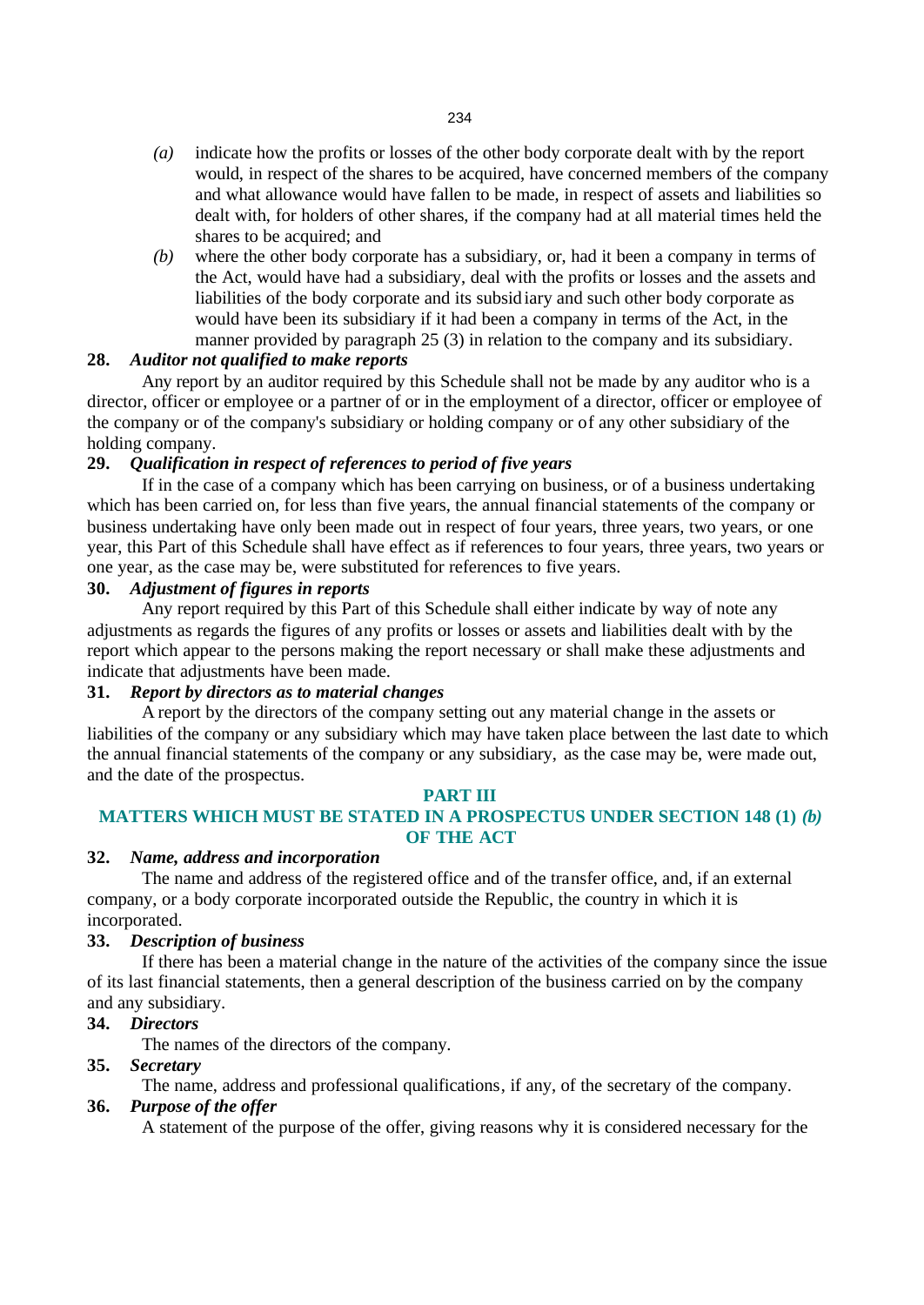*(a)* indicate how the profits or losses of the other body corporate dealt with by the report would, in respect of the shares to be acquired, have concerned members of the company and what allowance would have fallen to be made, in respect of assets and liabilities so dealt with, for holders of other shares, if the company had at all material times held the shares to be acquired; and

*(b)* where the other body corporate has a subsidiary, or, had it been a company in terms of the Act, would have had a subsidiary, deal with the profits or losses and the assets and liabilities of the body corporate and its subsidiary and such other body corporate as would have been its subsidiary if it had been a company in terms of the Act, in the manner provided by paragraph 25 (3) in relation to the company and its subsidiary.

**28.** ***Auditor not qualified to make reports***

Any report by an auditor required by this Schedule shall not be made by any auditor who is a director, officer or employee or a partner of or in the employment of a director, officer or employee of the company or of the company's subsidiary or holding company or of any other subsidiary of the holding company.

**29.** ***Qualification in respect of references to period of five years***

If in the case of a company which has been carrying on business, or of a business undertaking which has been carried on, for less than five years, the annual financial statements of the company or business undertaking have only been made out in respect of four years, three years, two years, or one year, this Part of this Schedule shall have effect as if references to four years, three years, two years or one year, as the case may be, were substituted for references to five years.

**30.** ***Adjustment of figures in reports***

Any report required by this Part of this Schedule shall either indicate by way of note any adjustments as regards the figures of any profits or losses or assets and liabilities dealt with by the report which appear to the persons making the report necessary or shall make these adjustments and indicate that adjustments have been made.

**31.** ***Report by directors as to material changes***

A report by the directors of the company setting out any material change in the assets or liabilities of the company or any subsidiary which may have taken place between the last date to which the annual financial statements of the company or any subsidiary, as the case may be, were made out, and the date of the prospectus.

## PART III
## MATTERS WHICH MUST BE STATED IN A PROSPECTUS UNDER SECTION 148 (1) *(b)* OF THE ACT

**32.** ***Name, address and incorporation***

The name and address of the registered office and of the transfer office, and, if an external company, or a body corporate incorporated outside the Republic, the country in which it is incorporated.

**33.** ***Description of business***

If there has been a material change in the nature of the activities of the company since the issue of its last financial statements, then a general description of the business carried on by the company and any subsidiary.

**34.** ***Directors***

The names of the directors of the company.

**35.** ***Secretary***

The name, address and professional qualifications, if any, of the secretary of the company.

**36.** ***Purpose of the offer***

A statement of the purpose of the offer, giving reasons why it is considered necessary for the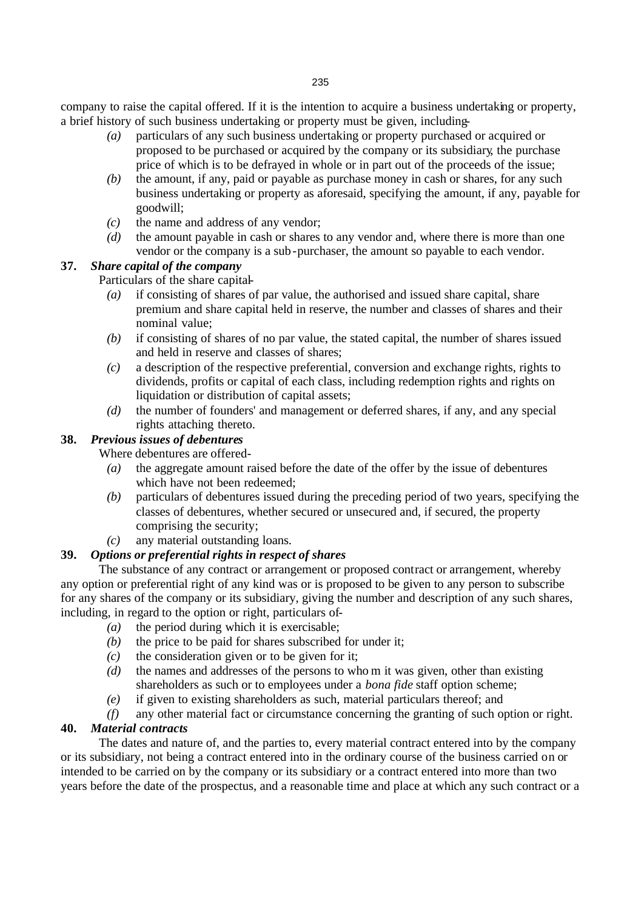company to raise the capital offered. If it is the intention to acquire a business undertaking or property, a brief history of such business undertaking or property must be given, including-

- *(a)* particulars of any such business undertaking or property purchased or acquired or proposed to be purchased or acquired by the company or its subsidiary, the purchase price of which is to be defrayed in whole or in part out of the proceeds of the issue;
- *(b)* the amount, if any, paid or payable as purchase money in cash or shares, for any such business undertaking or property as aforesaid, specifying the amount, if any, payable for goodwill;
- *(c)* the name and address of any vendor;
- *(d)* the amount payable in cash or shares to any vendor and, where there is more than one vendor or the company is a sub-purchaser, the amount so payable to each vendor.

**37. *Share capital of the company***

Particulars of the share capital-

- *(a)* if consisting of shares of par value, the authorised and issued share capital, share premium and share capital held in reserve, the number and classes of shares and their nominal value;
- *(b)* if consisting of shares of no par value, the stated capital, the number of shares issued and held in reserve and classes of shares;
- *(c)* a description of the respective preferential, conversion and exchange rights, rights to dividends, profits or capital of each class, including redemption rights and rights on liquidation or distribution of capital assets;
- *(d)* the number of founders' and management or deferred shares, if any, and any special rights attaching thereto.

**38. *Previous issues of debentures***

Where debentures are offered-

- *(a)* the aggregate amount raised before the date of the offer by the issue of debentures which have not been redeemed;
- *(b)* particulars of debentures issued during the preceding period of two years, specifying the classes of debentures, whether secured or unsecured and, if secured, the property comprising the security;
- *(c)* any material outstanding loans.

**39. *Options or preferential rights in respect of shares***

The substance of any contract or arrangement or proposed contract or arrangement, whereby any option or preferential right of any kind was or is proposed to be given to any person to subscribe for any shares of the company or its subsidiary, giving the number and description of any such shares, including, in regard to the option or right, particulars of-

- *(a)* the period during which it is exercisable;
- *(b)* the price to be paid for shares subscribed for under it;
- *(c)* the consideration given or to be given for it;
- *(d)* the names and addresses of the persons to whom it was given, other than existing shareholders as such or to employees under a *bona fide* staff option scheme;
- *(e)* if given to existing shareholders as such, material particulars thereof; and
- *(f)* any other material fact or circumstance concerning the granting of such option or right.

**40. *Material contracts***

The dates and nature of, and the parties to, every material contract entered into by the company or its subsidiary, not being a contract entered into in the ordinary course of the business carried on or intended to be carried on by the company or its subsidiary or a contract entered into more than two years before the date of the prospectus, and a reasonable time and place at which any such contract or a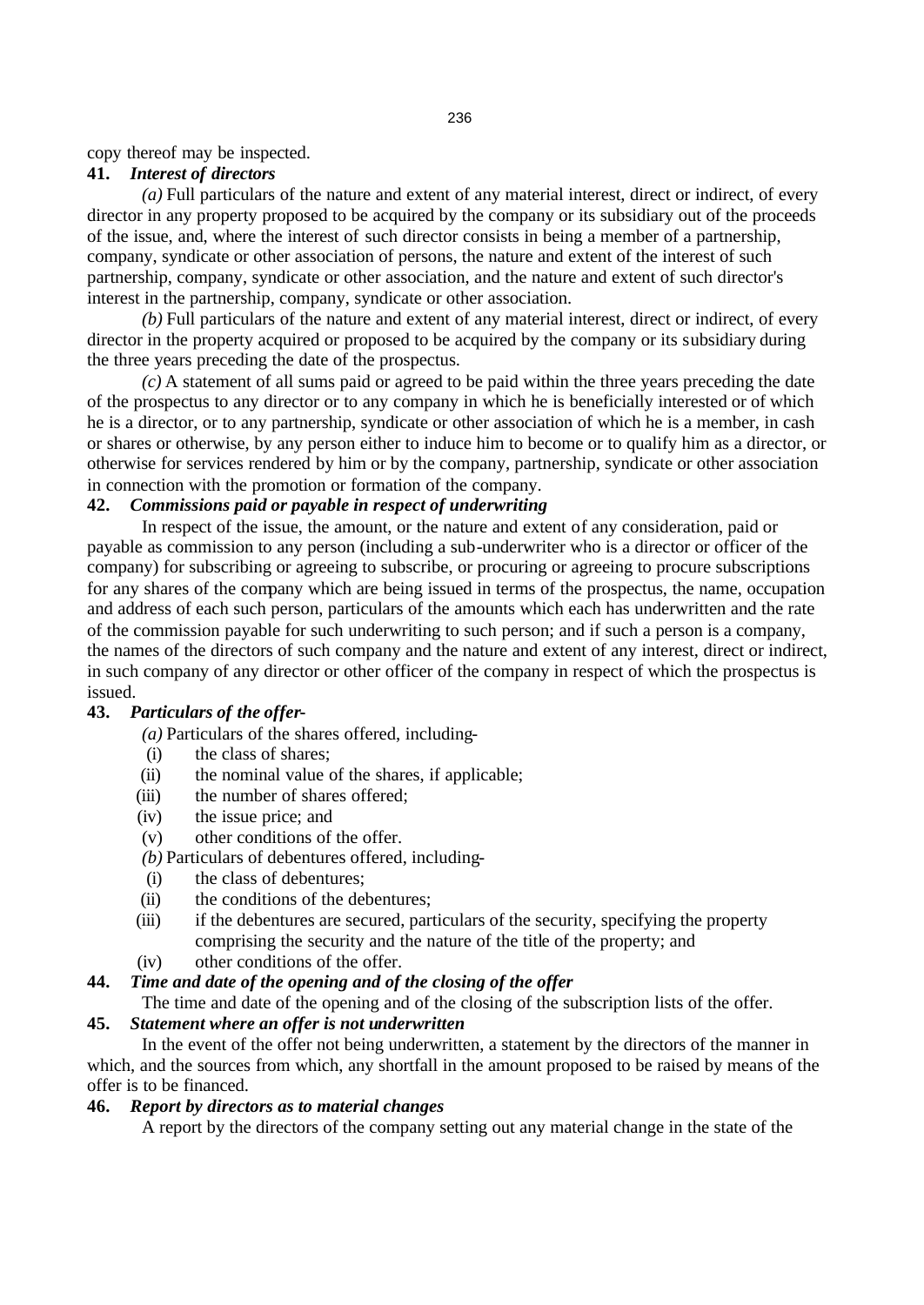copy thereof may be inspected.

**41.** ***Interest of directors***

*(a)* Full particulars of the nature and extent of any material interest, direct or indirect, of every director in any property proposed to be acquired by the company or its subsidiary out of the proceeds of the issue, and, where the interest of such director consists in being a member of a partnership, company, syndicate or other association of persons, the nature and extent of the interest of such partnership, company, syndicate or other association, and the nature and extent of such director's interest in the partnership, company, syndicate or other association.

*(b)* Full particulars of the nature and extent of any material interest, direct or indirect, of every director in the property acquired or proposed to be acquired by the company or its subsidiary during the three years preceding the date of the prospectus.

*(c)* A statement of all sums paid or agreed to be paid within the three years preceding the date of the prospectus to any director or to any company in which he is beneficially interested or of which he is a director, or to any partnership, syndicate or other association of which he is a member, in cash or shares or otherwise, by any person either to induce him to become or to qualify him as a director, or otherwise for services rendered by him or by the company, partnership, syndicate or other association in connection with the promotion or formation of the company.

**42.** ***Commissions paid or payable in respect of underwriting***

In respect of the issue, the amount, or the nature and extent of any consideration, paid or payable as commission to any person (including a sub-underwriter who is a director or officer of the company) for subscribing or agreeing to subscribe, or procuring or agreeing to procure subscriptions for any shares of the company which are being issued in terms of the prospectus, the name, occupation and address of each such person, particulars of the amounts which each has underwritten and the rate of the commission payable for such underwriting to such person; and if such a person is a company, the names of the directors of such company and the nature and extent of any interest, direct or indirect, in such company of any director or other officer of the company in respect of which the prospectus is issued.

**43.** ***Particulars of the offer-***

*(a)* Particulars of the shares offered, including-

(i) the class of shares;

(ii) the nominal value of the shares, if applicable;

(iii) the number of shares offered;

(iv) the issue price; and

(v) other conditions of the offer.

*(b)* Particulars of debentures offered, including-

(i) the class of debentures;

(ii) the conditions of the debentures;

(iii) if the debentures are secured, particulars of the security, specifying the property comprising the security and the nature of the title of the property; and

(iv) other conditions of the offer.

**44.** ***Time and date of the opening and of the closing of the offer***

The time and date of the opening and of the closing of the subscription lists of the offer.

**45.** ***Statement where an offer is not underwritten***

In the event of the offer not being underwritten, a statement by the directors of the manner in which, and the sources from which, any shortfall in the amount proposed to be raised by means of the offer is to be financed.

**46.** ***Report by directors as to material changes***

A report by the directors of the company setting out any material change in the state of the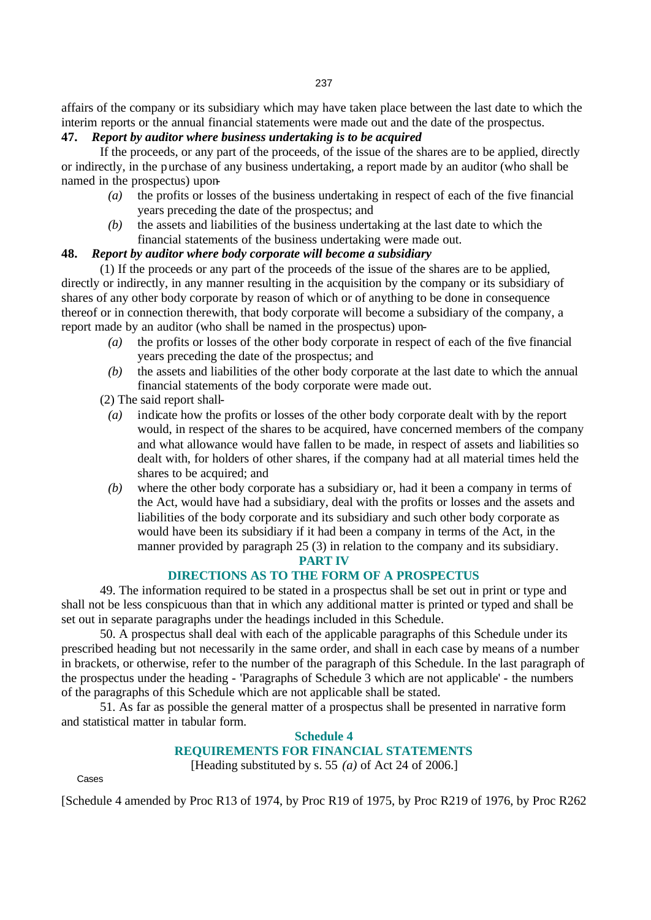affairs of the company or its subsidiary which may have taken place between the last date to which the interim reports or the annual financial statements were made out and the date of the prospectus.

**47.** ***Report by auditor where business undertaking is to be acquired***

If the proceeds, or any part of the proceeds, of the issue of the shares are to be applied, directly or indirectly, in the purchase of any business undertaking, a report made by an auditor (who shall be named in the prospectus) upon-

- *(a)* the profits or losses of the business undertaking in respect of each of the five financial years preceding the date of the prospectus; and
- *(b)* the assets and liabilities of the business undertaking at the last date to which the financial statements of the business undertaking were made out.

**48.** ***Report by auditor where body corporate will become a subsidiary***

(1) If the proceeds or any part of the proceeds of the issue of the shares are to be applied, directly or indirectly, in any manner resulting in the acquisition by the company or its subsidiary of shares of any other body corporate by reason of which or of anything to be done in consequence thereof or in connection therewith, that body corporate will become a subsidiary of the company, a report made by an auditor (who shall be named in the prospectus) upon-

- *(a)* the profits or losses of the other body corporate in respect of each of the five financial years preceding the date of the prospectus; and
- *(b)* the assets and liabilities of the other body corporate at the last date to which the annual financial statements of the body corporate were made out.

(2) The said report shall-

- *(a)* indicate how the profits or losses of the other body corporate dealt with by the report would, in respect of the shares to be acquired, have concerned members of the company and what allowance would have fallen to be made, in respect of assets and liabilities so dealt with, for holders of other shares, if the company had at all material times held the shares to be acquired; and
- *(b)* where the other body corporate has a subsidiary or, had it been a company in terms of the Act, would have had a subsidiary, deal with the profits or losses and the assets and liabilities of the body corporate and its subsidiary and such other body corporate as would have been its subsidiary if it had been a company in terms of the Act, in the manner provided by paragraph 25 (3) in relation to the company and its subsidiary.

## PART IV

## DIRECTIONS AS TO THE FORM OF A PROSPECTUS

49. The information required to be stated in a prospectus shall be set out in print or type and shall not be less conspicuous than that in which any additional matter is printed or typed and shall be set out in separate paragraphs under the headings included in this Schedule.

50. A prospectus shall deal with each of the applicable paragraphs of this Schedule under its prescribed heading but not necessarily in the same order, and shall in each case by means of a number in brackets, or otherwise, refer to the number of the paragraph of this Schedule. In the last paragraph of the prospectus under the heading - 'Paragraphs of Schedule 3 which are not applicable' - the numbers of the paragraphs of this Schedule which are not applicable shall be stated.

51. As far as possible the general matter of a prospectus shall be presented in narrative form and statistical matter in tabular form.

## Schedule 4

## REQUIREMENTS FOR FINANCIAL STATEMENTS

[Heading substituted by s. 55 *(a)* of Act 24 of 2006.]

Cases

[Schedule 4 amended by Proc R13 of 1974, by Proc R19 of 1975, by Proc R219 of 1976, by Proc R262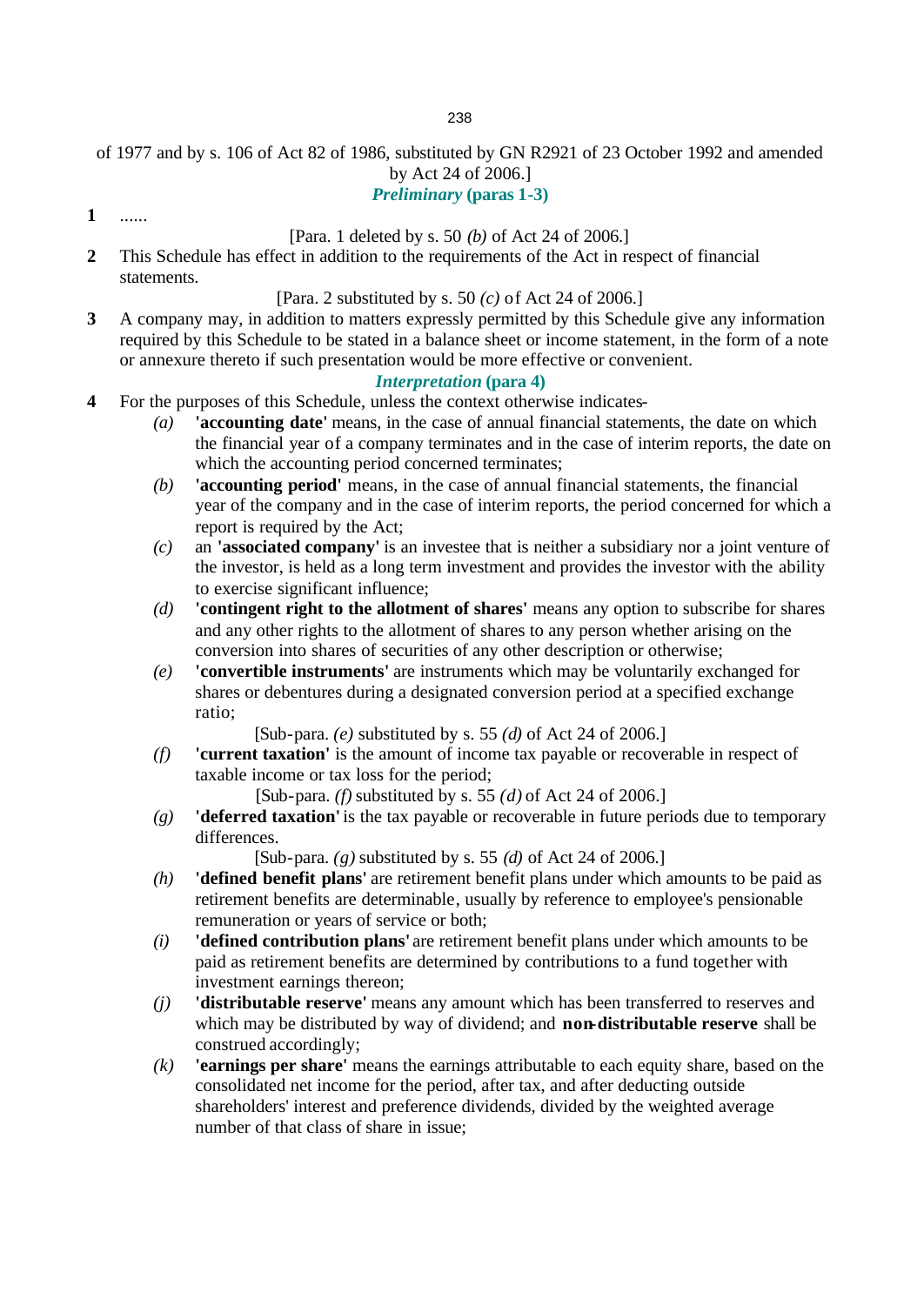of 1977 and by s. 106 of Act 82 of 1986, substituted by GN R2921 of 23 October 1992 and amended by Act 24 of 2006.]

***Preliminary* (paras 1-3)**

**1** ......

[Para. 1 deleted by s. 50 *(b)* of Act 24 of 2006.]

**2** This Schedule has effect in addition to the requirements of the Act in respect of financial statements.

[Para. 2 substituted by s. 50 *(c)* of Act 24 of 2006.]

**3** A company may, in addition to matters expressly permitted by this Schedule give any information required by this Schedule to be stated in a balance sheet or income statement, in the form of a note or annexure thereto if such presentation would be more effective or convenient.

***Interpretation* (para 4)**

**4** For the purposes of this Schedule, unless the context otherwise indicates-

*(a)* **'accounting date'** means, in the case of annual financial statements, the date on which the financial year of a company terminates and in the case of interim reports, the date on which the accounting period concerned terminates;

*(b)* **'accounting period'** means, in the case of annual financial statements, the financial year of the company and in the case of interim reports, the period concerned for which a report is required by the Act;

*(c)* an **'associated company'** is an investee that is neither a subsidiary nor a joint venture of the investor, is held as a long term investment and provides the investor with the ability to exercise significant influence;

*(d)* **'contingent right to the allotment of shares'** means any option to subscribe for shares and any other rights to the allotment of shares to any person whether arising on the conversion into shares of securities of any other description or otherwise;

*(e)* **'convertible instruments'** are instruments which may be voluntarily exchanged for shares or debentures during a designated conversion period at a specified exchange ratio;

[Sub-para. *(e)* substituted by s. 55 *(d)* of Act 24 of 2006.]

*(f)* **'current taxation'** is the amount of income tax payable or recoverable in respect of taxable income or tax loss for the period;

[Sub-para. *(f)* substituted by s. 55 *(d)* of Act 24 of 2006.]

*(g)* **'deferred taxation'** is the tax payable or recoverable in future periods due to temporary differences.

[Sub-para. *(g)* substituted by s. 55 *(d)* of Act 24 of 2006.]

*(h)* **'defined benefit plans'** are retirement benefit plans under which amounts to be paid as retirement benefits are determinable, usually by reference to employee's pensionable remuneration or years of service or both;

*(i)* **'defined contribution plans'** are retirement benefit plans under which amounts to be paid as retirement benefits are determined by contributions to a fund together with investment earnings thereon;

*(j)* **'distributable reserve'** means any amount which has been transferred to reserves and which may be distributed by way of dividend; and **non-distributable reserve** shall be construed accordingly;

*(k)* **'earnings per share'** means the earnings attributable to each equity share, based on the consolidated net income for the period, after tax, and after deducting outside shareholders' interest and preference dividends, divided by the weighted average number of that class of share in issue;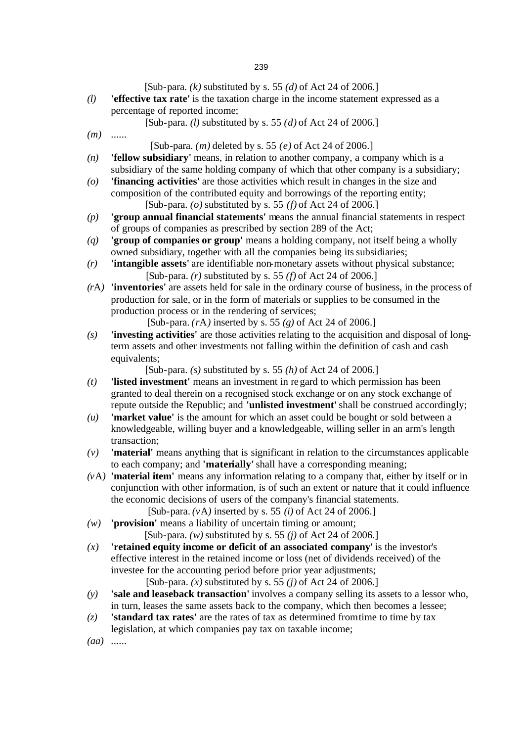[Sub-para. *(k)* substituted by s. 55 *(d)* of Act 24 of 2006.]

*(l)* **'effective tax rate'** is the taxation charge in the income statement expressed as a percentage of reported income;

[Sub-para. *(l)* substituted by s. 55 *(d)* of Act 24 of 2006.]

*(m)* ......

[Sub-para. *(m)* deleted by s. 55 *(e)* of Act 24 of 2006.]

*(n)* **'fellow subsidiary'** means, in relation to another company, a company which is a subsidiary of the same holding company of which that other company is a subsidiary;

*(o)* **'financing activities'** are those activities which result in changes in the size and composition of the contributed equity and borrowings of the reporting entity;

[Sub-para. *(o)* substituted by s. 55 *(f)* of Act 24 of 2006.]

*(p)* **'group annual financial statements'** means the annual financial statements in respect of groups of companies as prescribed by section 289 of the Act;

*(q)* **'group of companies or group'** means a holding company, not itself being a wholly owned subsidiary, together with all the companies being its subsidiaries;

*(r)* **'intangible assets'** are identifiable non-monetary assets without physical substance;

[Sub-para. *(r)* substituted by s. 55 *(f)* of Act 24 of 2006.]

*(r*A*)* **'inventories'** are assets held for sale in the ordinary course of business, in the process of production for sale, or in the form of materials or supplies to be consumed in the production process or in the rendering of services;

[Sub-para. *(r*A*)* inserted by s. 55 *(g)* of Act 24 of 2006.]

*(s)* **'investing activities'** are those activities relating to the acquisition and disposal of long-term assets and other investments not falling within the definition of cash and cash equivalents;

[Sub-para. *(s)* substituted by s. 55 *(h)* of Act 24 of 2006.]

*(t)* **'listed investment'** means an investment in regard to which permission has been granted to deal therein on a recognised stock exchange or on any stock exchange of repute outside the Republic; and **'unlisted investment'** shall be construed accordingly;

*(u)* **'market value'** is the amount for which an asset could be bought or sold between a knowledgeable, willing buyer and a knowledgeable, willing seller in an arm's length transaction;

*(v)* **'material'** means anything that is significant in relation to the circumstances applicable to each company; and **'materially'** shall have a corresponding meaning;

*(v*A*)* **'material item'** means any information relating to a company that, either by itself or in conjunction with other information, is of such an extent or nature that it could influence the economic decisions of users of the company's financial statements.

[Sub-para. *(v*A*)* inserted by s. 55 *(i)* of Act 24 of 2006.]

*(w)* **'provision'** means a liability of uncertain timing or amount;

[Sub-para. *(w)* substituted by s. 55 *(j)* of Act 24 of 2006.]

*(x)* **'retained equity income or deficit of an associated company'** is the investor's effective interest in the retained income or loss (net of dividends received) of the investee for the accounting period before prior year adjustments;

[Sub-para. *(x)* substituted by s. 55 *(j)* of Act 24 of 2006.]

*(y)* **'sale and leaseback transaction'** involves a company selling its assets to a lessor who, in turn, leases the same assets back to the company, which then becomes a lessee;

*(z)* **'standard tax rates'** are the rates of tax as determined from time to time by tax legislation, at which companies pay tax on taxable income;

*(aa)* ......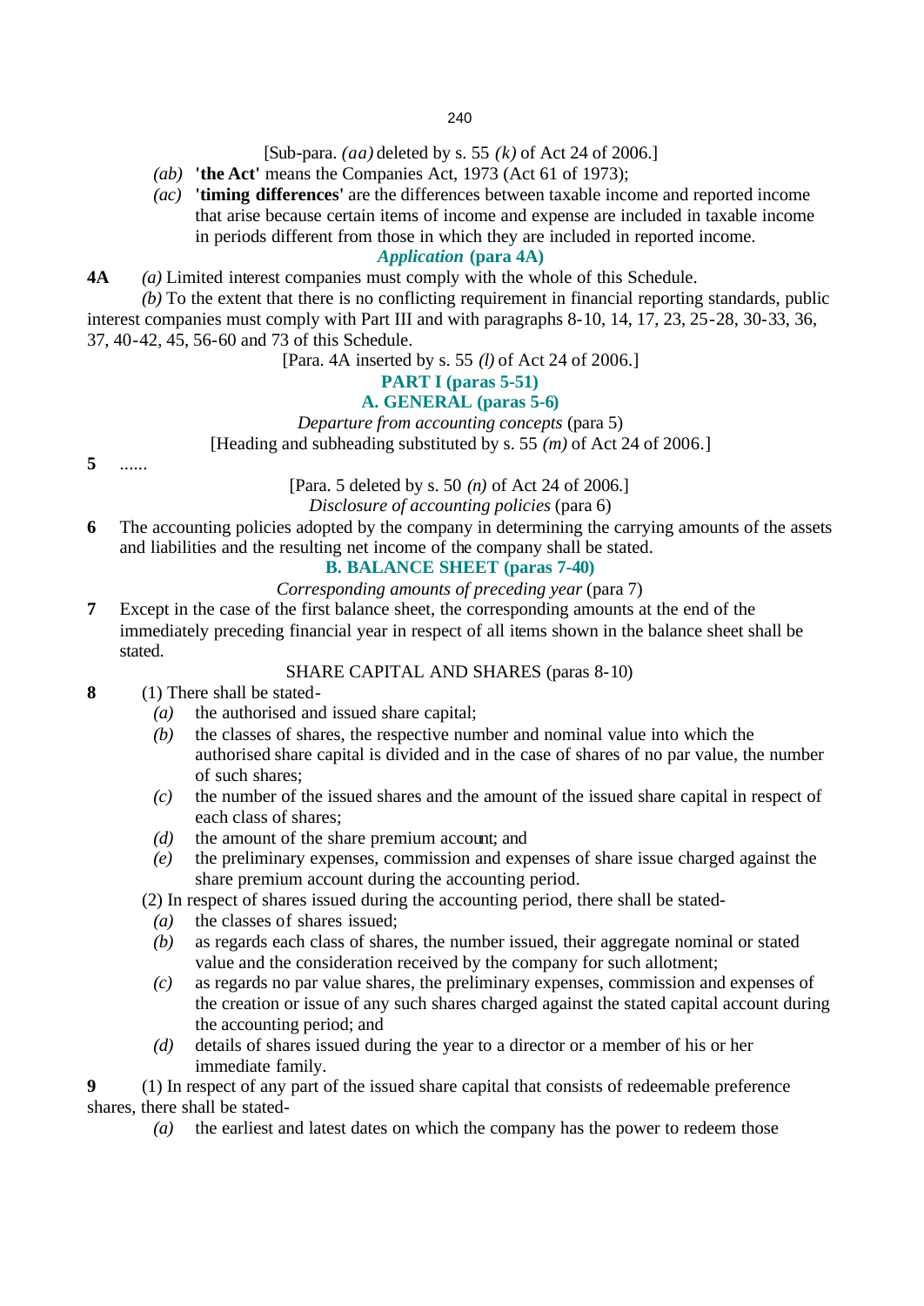[Sub-para. *(aa)* deleted by s. 55 *(k)* of Act 24 of 2006.]

*(ab)* **'the Act'** means the Companies Act, 1973 (Act 61 of 1973);

*(ac)* **'timing differences'** are the differences between taxable income and reported income that arise because certain items of income and expense are included in taxable income in periods different from those in which they are included in reported income.

***Application* (para 4A)**

**4A** *(a)* Limited interest companies must comply with the whole of this Schedule.

*(b)* To the extent that there is no conflicting requirement in financial reporting standards, public interest companies must comply with Part III and with paragraphs 8-10, 14, 17, 23, 25-28, 30-33, 36, 37, 40-42, 45, 56-60 and 73 of this Schedule.

[Para. 4A inserted by s. 55 *(l)* of Act 24 of 2006.]

## PART I (paras 5-51)

### A. GENERAL (paras 5-6)

*Departure from accounting concepts* (para 5)

[Heading and subheading substituted by s. 55 *(m)* of Act 24 of 2006.]

**5** ......

[Para. 5 deleted by s. 50 *(n)* of Act 24 of 2006.]

*Disclosure of accounting policies* (para 6)

**6** The accounting policies adopted by the company in determining the carrying amounts of the assets and liabilities and the resulting net income of the company shall be stated.

### B. BALANCE SHEET (paras 7-40)

*Corresponding amounts of preceding year* (para 7)

**7** Except in the case of the first balance sheet, the corresponding amounts at the end of the immediately preceding financial year in respect of all items shown in the balance sheet shall be stated.

SHARE CAPITAL AND SHARES (paras 8-10)

**8** (1) There shall be stated-

*(a)* the authorised and issued share capital;

*(b)* the classes of shares, the respective number and nominal value into which the authorised share capital is divided and in the case of shares of no par value, the number of such shares;

*(c)* the number of the issued shares and the amount of the issued share capital in respect of each class of shares;

*(d)* the amount of the share premium account; and

*(e)* the preliminary expenses, commission and expenses of share issue charged against the share premium account during the accounting period.

(2) In respect of shares issued during the accounting period, there shall be stated-

*(a)* the classes of shares issued;

*(b)* as regards each class of shares, the number issued, their aggregate nominal or stated value and the consideration received by the company for such allotment;

*(c)* as regards no par value shares, the preliminary expenses, commission and expenses of the creation or issue of any such shares charged against the stated capital account during the accounting period; and

*(d)* details of shares issued during the year to a director or a member of his or her immediate family.

**9** (1) In respect of any part of the issued share capital that consists of redeemable preference shares, there shall be stated-

*(a)* the earliest and latest dates on which the company has the power to redeem those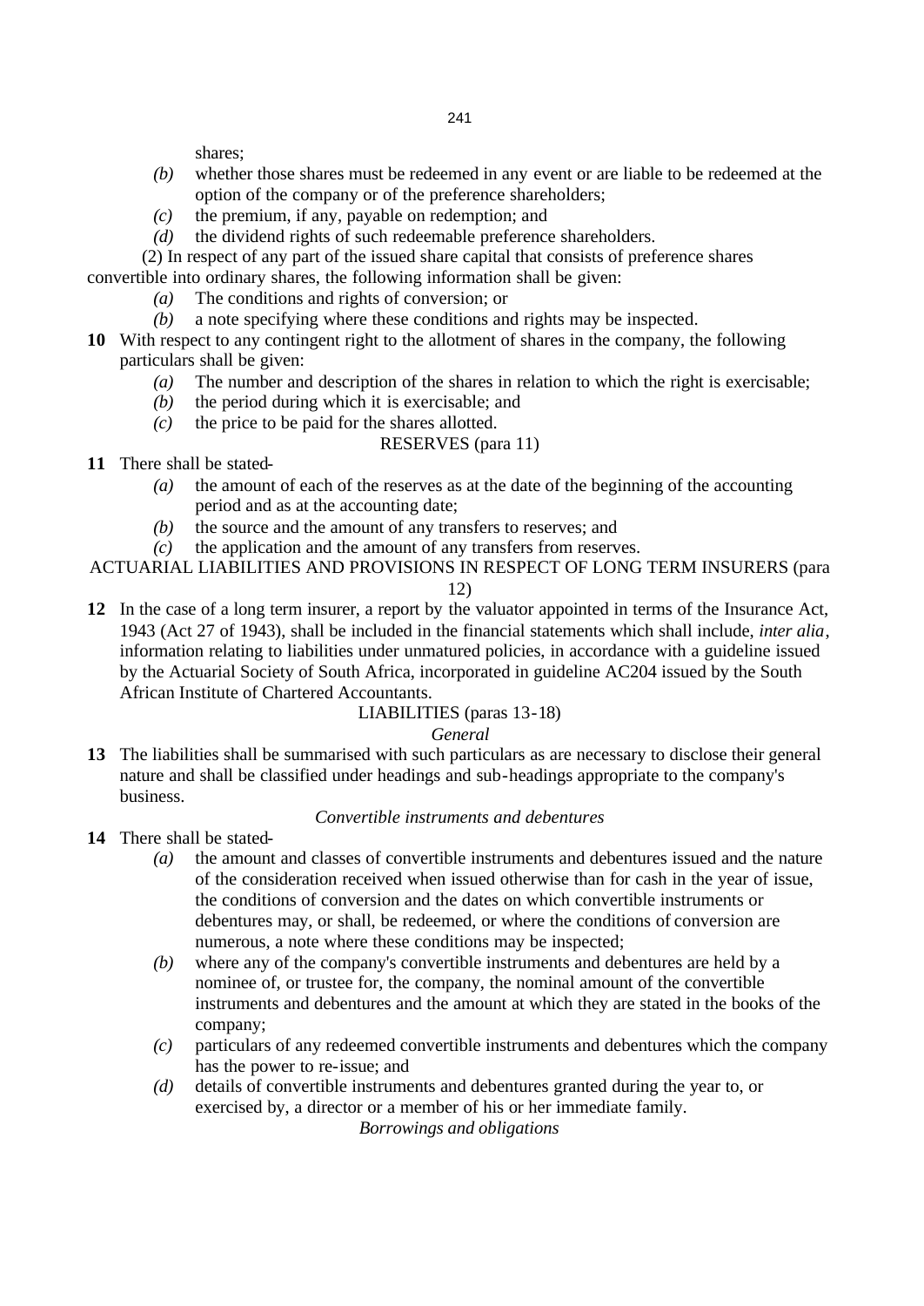shares;

- *(b)* whether those shares must be redeemed in any event or are liable to be redeemed at the option of the company or of the preference shareholders;
- *(c)* the premium, if any, payable on redemption; and
- *(d)* the dividend rights of such redeemable preference shareholders.

(2) In respect of any part of the issued share capital that consists of preference shares convertible into ordinary shares, the following information shall be given:

- *(a)* The conditions and rights of conversion; or
- *(b)* a note specifying where these conditions and rights may be inspected.

**10** With respect to any contingent right to the allotment of shares in the company, the following particulars shall be given:

- *(a)* The number and description of the shares in relation to which the right is exercisable;
- *(b)* the period during which it is exercisable; and
- *(c)* the price to be paid for the shares allotted.

RESERVES (para 11)

**11** There shall be stated-

- *(a)* the amount of each of the reserves as at the date of the beginning of the accounting period and as at the accounting date;
- *(b)* the source and the amount of any transfers to reserves; and
- *(c)* the application and the amount of any transfers from reserves.

ACTUARIAL LIABILITIES AND PROVISIONS IN RESPECT OF LONG TERM INSURERS (para 12)

**12** In the case of a long term insurer, a report by the valuator appointed in terms of the Insurance Act, 1943 (Act 27 of 1943), shall be included in the financial statements which shall include, *inter alia*, information relating to liabilities under unmatured policies, in accordance with a guideline issued by the Actuarial Society of South Africa, incorporated in guideline AC204 issued by the South African Institute of Chartered Accountants.

LIABILITIES (paras 13-18)

*General*

**13** The liabilities shall be summarised with such particulars as are necessary to disclose their general nature and shall be classified under headings and sub-headings appropriate to the company's business.

*Convertible instruments and debentures*

**14** There shall be stated-

- *(a)* the amount and classes of convertible instruments and debentures issued and the nature of the consideration received when issued otherwise than for cash in the year of issue, the conditions of conversion and the dates on which convertible instruments or debentures may, or shall, be redeemed, or where the conditions of conversion are numerous, a note where these conditions may be inspected;
- *(b)* where any of the company's convertible instruments and debentures are held by a nominee of, or trustee for, the company, the nominal amount of the convertible instruments and debentures and the amount at which they are stated in the books of the company;
- *(c)* particulars of any redeemed convertible instruments and debentures which the company has the power to re-issue; and
- *(d)* details of convertible instruments and debentures granted during the year to, or exercised by, a director or a member of his or her immediate family.

*Borrowings and obligations*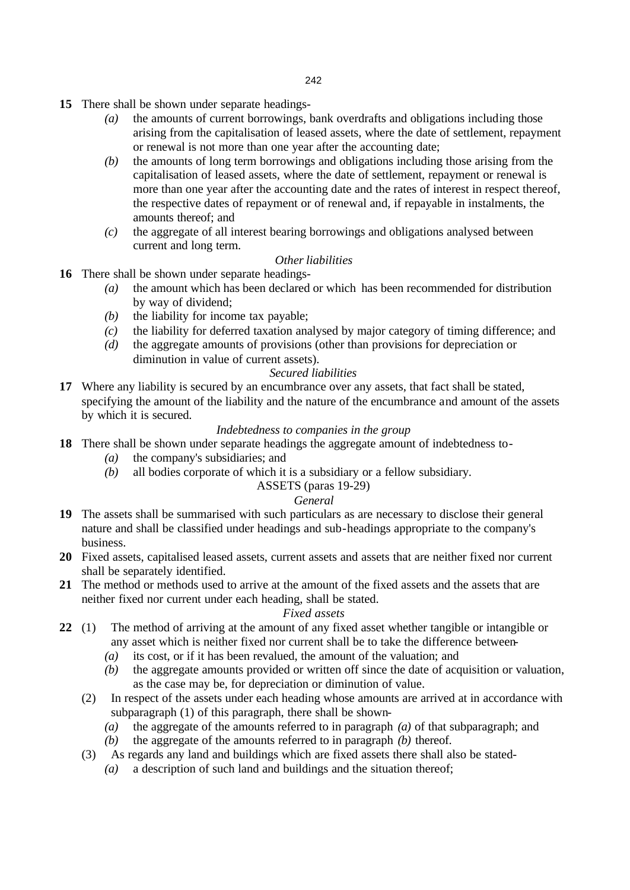**15** There shall be shown under separate headings-

- *(a)* the amounts of current borrowings, bank overdrafts and obligations including those arising from the capitalisation of leased assets, where the date of settlement, repayment or renewal is not more than one year after the accounting date;
- *(b)* the amounts of long term borrowings and obligations including those arising from the capitalisation of leased assets, where the date of settlement, repayment or renewal is more than one year after the accounting date and the rates of interest in respect thereof, the respective dates of repayment or of renewal and, if repayable in instalments, the amounts thereof; and
- *(c)* the aggregate of all interest bearing borrowings and obligations analysed between current and long term.

*Other liabilities*

**16** There shall be shown under separate headings-

- *(a)* the amount which has been declared or which has been recommended for distribution by way of dividend;
- *(b)* the liability for income tax payable;
- *(c)* the liability for deferred taxation analysed by major category of timing difference; and
- *(d)* the aggregate amounts of provisions (other than provisions for depreciation or diminution in value of current assets).

*Secured liabilities*

**17** Where any liability is secured by an encumbrance over any assets, that fact shall be stated, specifying the amount of the liability and the nature of the encumbrance and amount of the assets by which it is secured.

*Indebtedness to companies in the group*

**18** There shall be shown under separate headings the aggregate amount of indebtedness to-

- *(a)* the company's subsidiaries; and
- *(b)* all bodies corporate of which it is a subsidiary or a fellow subsidiary.

ASSETS (paras 19-29)

*General*

**19** The assets shall be summarised with such particulars as are necessary to disclose their general nature and shall be classified under headings and sub-headings appropriate to the company's business.

**20** Fixed assets, capitalised leased assets, current assets and assets that are neither fixed nor current shall be separately identified.

**21** The method or methods used to arrive at the amount of the fixed assets and the assets that are neither fixed nor current under each heading, shall be stated.

*Fixed assets*

**22** (1) The method of arriving at the amount of any fixed asset whether tangible or intangible or any asset which is neither fixed nor current shall be to take the difference between-

- *(a)* its cost, or if it has been revalued, the amount of the valuation; and
- *(b)* the aggregate amounts provided or written off since the date of acquisition or valuation, as the case may be, for depreciation or diminution of value.

(2) In respect of the assets under each heading whose amounts are arrived at in accordance with subparagraph (1) of this paragraph, there shall be shown-

- *(a)* the aggregate of the amounts referred to in paragraph *(a)* of that subparagraph; and
- *(b)* the aggregate of the amounts referred to in paragraph *(b)* thereof.

(3) As regards any land and buildings which are fixed assets there shall also be stated-

- *(a)* a description of such land and buildings and the situation thereof;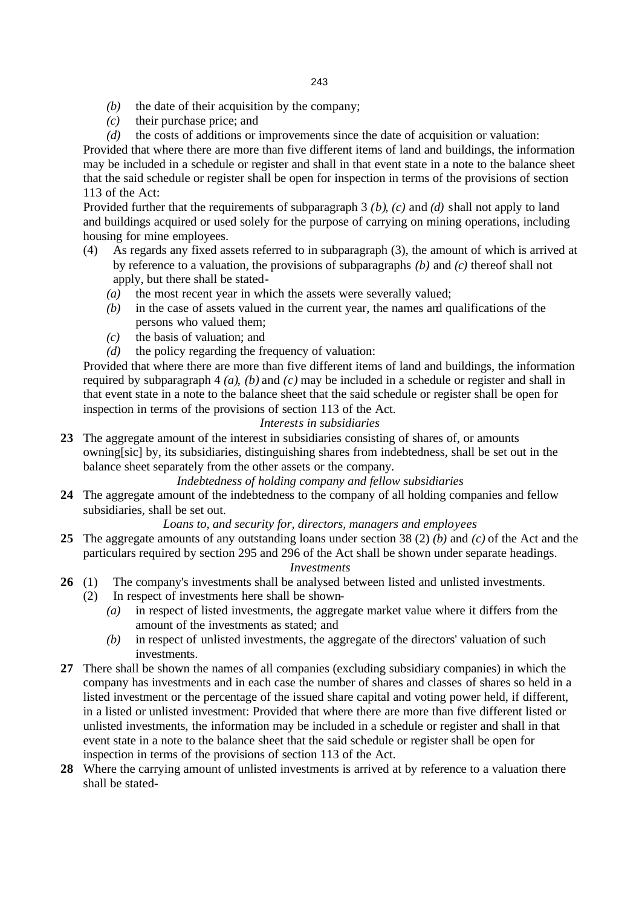- *(b)* the date of their acquisition by the company;
- *(c)* their purchase price; and
- *(d)* the costs of additions or improvements since the date of acquisition or valuation:

Provided that where there are more than five different items of land and buildings, the information may be included in a schedule or register and shall in that event state in a note to the balance sheet that the said schedule or register shall be open for inspection in terms of the provisions of section 113 of the Act:

Provided further that the requirements of subparagraph 3 *(b)*, *(c)* and *(d)* shall not apply to land and buildings acquired or used solely for the purpose of carrying on mining operations, including housing for mine employees.

(4) As regards any fixed assets referred to in subparagraph (3), the amount of which is arrived at by reference to a valuation, the provisions of subparagraphs *(b)* and *(c)* thereof shall not apply, but there shall be stated-

- *(a)* the most recent year in which the assets were severally valued;
- *(b)* in the case of assets valued in the current year, the names and qualifications of the persons who valued them;
- *(c)* the basis of valuation; and
- *(d)* the policy regarding the frequency of valuation:

Provided that where there are more than five different items of land and buildings, the information required by subparagraph 4 *(a)*, *(b)* and *(c)* may be included in a schedule or register and shall in that event state in a note to the balance sheet that the said schedule or register shall be open for inspection in terms of the provisions of section 113 of the Act.

*Interests in subsidiaries*

**23** The aggregate amount of the interest in subsidiaries consisting of shares of, or amounts owning[sic] by, its subsidiaries, distinguishing shares from indebtedness, shall be set out in the balance sheet separately from the other assets or the company.

*Indebtedness of holding company and fellow subsidiaries*

**24** The aggregate amount of the indebtedness to the company of all holding companies and fellow subsidiaries, shall be set out.

*Loans to, and security for, directors, managers and employees*

**25** The aggregate amounts of any outstanding loans under section 38 (2) *(b)* and *(c)* of the Act and the particulars required by section 295 and 296 of the Act shall be shown under separate headings.

*Investments*

**26** (1) The company's investments shall be analysed between listed and unlisted investments.

(2) In respect of investments here shall be shown-

- *(a)* in respect of listed investments, the aggregate market value where it differs from the amount of the investments as stated; and
- *(b)* in respect of unlisted investments, the aggregate of the directors' valuation of such investments.

**27** There shall be shown the names of all companies (excluding subsidiary companies) in which the company has investments and in each case the number of shares and classes of shares so held in a listed investment or the percentage of the issued share capital and voting power held, if different, in a listed or unlisted investment: Provided that where there are more than five different listed or unlisted investments, the information may be included in a schedule or register and shall in that event state in a note to the balance sheet that the said schedule or register shall be open for inspection in terms of the provisions of section 113 of the Act.

**28** Where the carrying amount of unlisted investments is arrived at by reference to a valuation there shall be stated-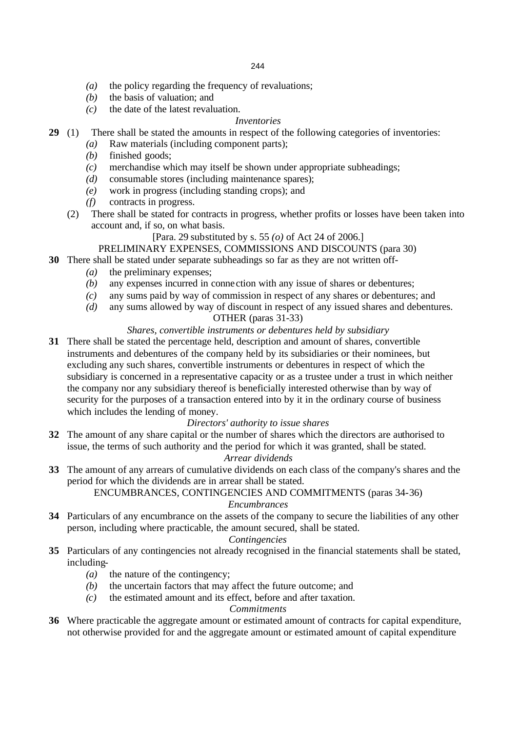*(a)* the policy regarding the frequency of revaluations;

*(b)* the basis of valuation; and

*(c)* the date of the latest revaluation.

*Inventories*

**29** (1) There shall be stated the amounts in respect of the following categories of inventories:

*(a)* Raw materials (including component parts);

*(b)* finished goods;

*(c)* merchandise which may itself be shown under appropriate subheadings;

*(d)* consumable stores (including maintenance spares);

*(e)* work in progress (including standing crops); and

*(f)* contracts in progress.

(2) There shall be stated for contracts in progress, whether profits or losses have been taken into account and, if so, on what basis.

[Para. 29 substituted by s. 55 *(o)* of Act 24 of 2006.]

PRELIMINARY EXPENSES, COMMISSIONS AND DISCOUNTS (para 30)

**30** There shall be stated under separate subheadings so far as they are not written off-

*(a)* the preliminary expenses;

*(b)* any expenses incurred in connection with any issue of shares or debentures;

*(c)* any sums paid by way of commission in respect of any shares or debentures; and

*(d)* any sums allowed by way of discount in respect of any issued shares and debentures.

OTHER (paras 31-33)

*Shares, convertible instruments or debentures held by subsidiary*

**31** There shall be stated the percentage held, description and amount of shares, convertible instruments and debentures of the company held by its subsidiaries or their nominees, but excluding any such shares, convertible instruments or debentures in respect of which the subsidiary is concerned in a representative capacity or as a trustee under a trust in which neither the company nor any subsidiary thereof is beneficially interested otherwise than by way of security for the purposes of a transaction entered into by it in the ordinary course of business which includes the lending of money.

*Directors' authority to issue shares*

**32** The amount of any share capital or the number of shares which the directors are authorised to issue, the terms of such authority and the period for which it was granted, shall be stated.

*Arrear dividends*

**33** The amount of any arrears of cumulative dividends on each class of the company's shares and the period for which the dividends are in arrear shall be stated.

ENCUMBRANCES, CONTINGENCIES AND COMMITMENTS (paras 34-36)

*Encumbrances*

**34** Particulars of any encumbrance on the assets of the company to secure the liabilities of any other person, including where practicable, the amount secured, shall be stated.

*Contingencies*

**35** Particulars of any contingencies not already recognised in the financial statements shall be stated, including-

*(a)* the nature of the contingency;

*(b)* the uncertain factors that may affect the future outcome; and

*(c)* the estimated amount and its effect, before and after taxation.

*Commitments*

**36** Where practicable the aggregate amount or estimated amount of contracts for capital expenditure, not otherwise provided for and the aggregate amount or estimated amount of capital expenditure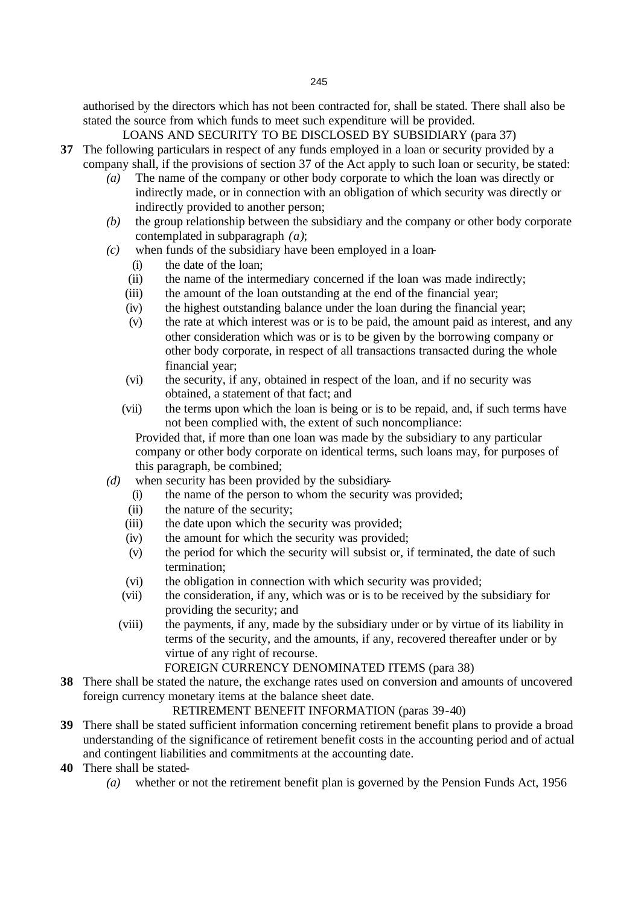authorised by the directors which has not been contracted for, shall be stated. There shall also be stated the source from which funds to meet such expenditure will be provided.

LOANS AND SECURITY TO BE DISCLOSED BY SUBSIDIARY (para 37)

**37** The following particulars in respect of any funds employed in a loan or security provided by a company shall, if the provisions of section 37 of the Act apply to such loan or security, be stated:

*(a)* The name of the company or other body corporate to which the loan was directly or indirectly made, or in connection with an obligation of which security was directly or indirectly provided to another person;

*(b)* the group relationship between the subsidiary and the company or other body corporate contemplated in subparagraph *(a)*;

*(c)* when funds of the subsidiary have been employed in a loan-

- (i) the date of the loan;
- (ii) the name of the intermediary concerned if the loan was made indirectly;
- (iii) the amount of the loan outstanding at the end of the financial year;
- (iv) the highest outstanding balance under the loan during the financial year;
- (v) the rate at which interest was or is to be paid, the amount paid as interest, and any other consideration which was or is to be given by the borrowing company or other body corporate, in respect of all transactions transacted during the whole financial year;
- (vi) the security, if any, obtained in respect of the loan, and if no security was obtained, a statement of that fact; and
- (vii) the terms upon which the loan is being or is to be repaid, and, if such terms have not been complied with, the extent of such noncompliance:

Provided that, if more than one loan was made by the subsidiary to any particular company or other body corporate on identical terms, such loans may, for purposes of this paragraph, be combined;

*(d)* when security has been provided by the subsidiary-

- (i) the name of the person to whom the security was provided;
- (ii) the nature of the security;
- (iii) the date upon which the security was provided;
- (iv) the amount for which the security was provided;
- (v) the period for which the security will subsist or, if terminated, the date of such termination;
- (vi) the obligation in connection with which security was provided;
- (vii) the consideration, if any, which was or is to be received by the subsidiary for providing the security; and
- (viii) the payments, if any, made by the subsidiary under or by virtue of its liability in terms of the security, and the amounts, if any, recovered thereafter under or by virtue of any right of recourse.

FOREIGN CURRENCY DENOMINATED ITEMS (para 38)

**38** There shall be stated the nature, the exchange rates used on conversion and amounts of uncovered foreign currency monetary items at the balance sheet date.

RETIREMENT BENEFIT INFORMATION (paras 39-40)

**39** There shall be stated sufficient information concerning retirement benefit plans to provide a broad understanding of the significance of retirement benefit costs in the accounting period and of actual and contingent liabilities and commitments at the accounting date.

**40** There shall be stated-

*(a)* whether or not the retirement benefit plan is governed by the Pension Funds Act, 1956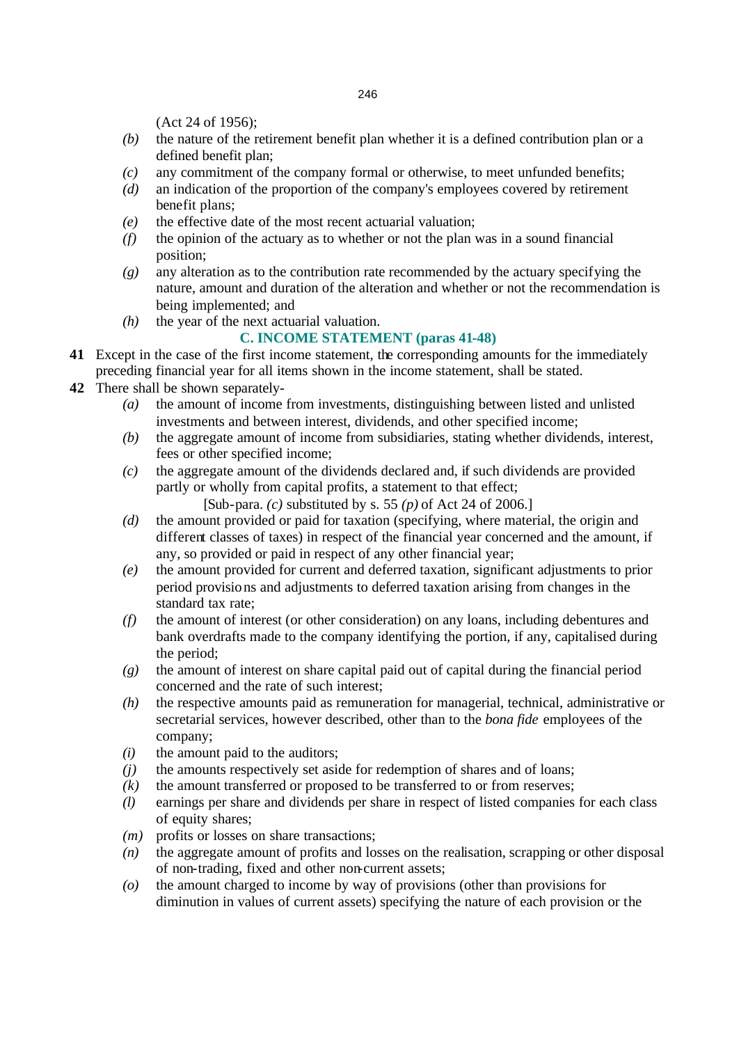(Act 24 of 1956);

- *(b)* the nature of the retirement benefit plan whether it is a defined contribution plan or a defined benefit plan;
- *(c)* any commitment of the company formal or otherwise, to meet unfunded benefits;
- *(d)* an indication of the proportion of the company's employees covered by retirement benefit plans;
- *(e)* the effective date of the most recent actuarial valuation;
- *(f)* the opinion of the actuary as to whether or not the plan was in a sound financial position;
- *(g)* any alteration as to the contribution rate recommended by the actuary specifying the nature, amount and duration of the alteration and whether or not the recommendation is being implemented; and
- *(h)* the year of the next actuarial valuation.

## C. INCOME STATEMENT (paras 41-48)

**41** Except in the case of the first income statement, the corresponding amounts for the immediately preceding financial year for all items shown in the income statement, shall be stated.

**42** There shall be shown separately-

- *(a)* the amount of income from investments, distinguishing between listed and unlisted investments and between interest, dividends, and other specified income;
- *(b)* the aggregate amount of income from subsidiaries, stating whether dividends, interest, fees or other specified income;
- *(c)* the aggregate amount of the dividends declared and, if such dividends are provided partly or wholly from capital profits, a statement to that effect;

  [Sub-para. *(c)* substituted by s. 55 *(p)* of Act 24 of 2006.]
- *(d)* the amount provided or paid for taxation (specifying, where material, the origin and different classes of taxes) in respect of the financial year concerned and the amount, if any, so provided or paid in respect of any other financial year;
- *(e)* the amount provided for current and deferred taxation, significant adjustments to prior period provisions and adjustments to deferred taxation arising from changes in the standard tax rate;
- *(f)* the amount of interest (or other consideration) on any loans, including debentures and bank overdrafts made to the company identifying the portion, if any, capitalised during the period;
- *(g)* the amount of interest on share capital paid out of capital during the financial period concerned and the rate of such interest;
- *(h)* the respective amounts paid as remuneration for managerial, technical, administrative or secretarial services, however described, other than to the *bona fide* employees of the company;
- *(i)* the amount paid to the auditors;
- *(j)* the amounts respectively set aside for redemption of shares and of loans;
- *(k)* the amount transferred or proposed to be transferred to or from reserves;
- *(l)* earnings per share and dividends per share in respect of listed companies for each class of equity shares;
- *(m)* profits or losses on share transactions;
- *(n)* the aggregate amount of profits and losses on the realisation, scrapping or other disposal of non-trading, fixed and other non-current assets;
- *(o)* the amount charged to income by way of provisions (other than provisions for diminution in values of current assets) specifying the nature of each provision or the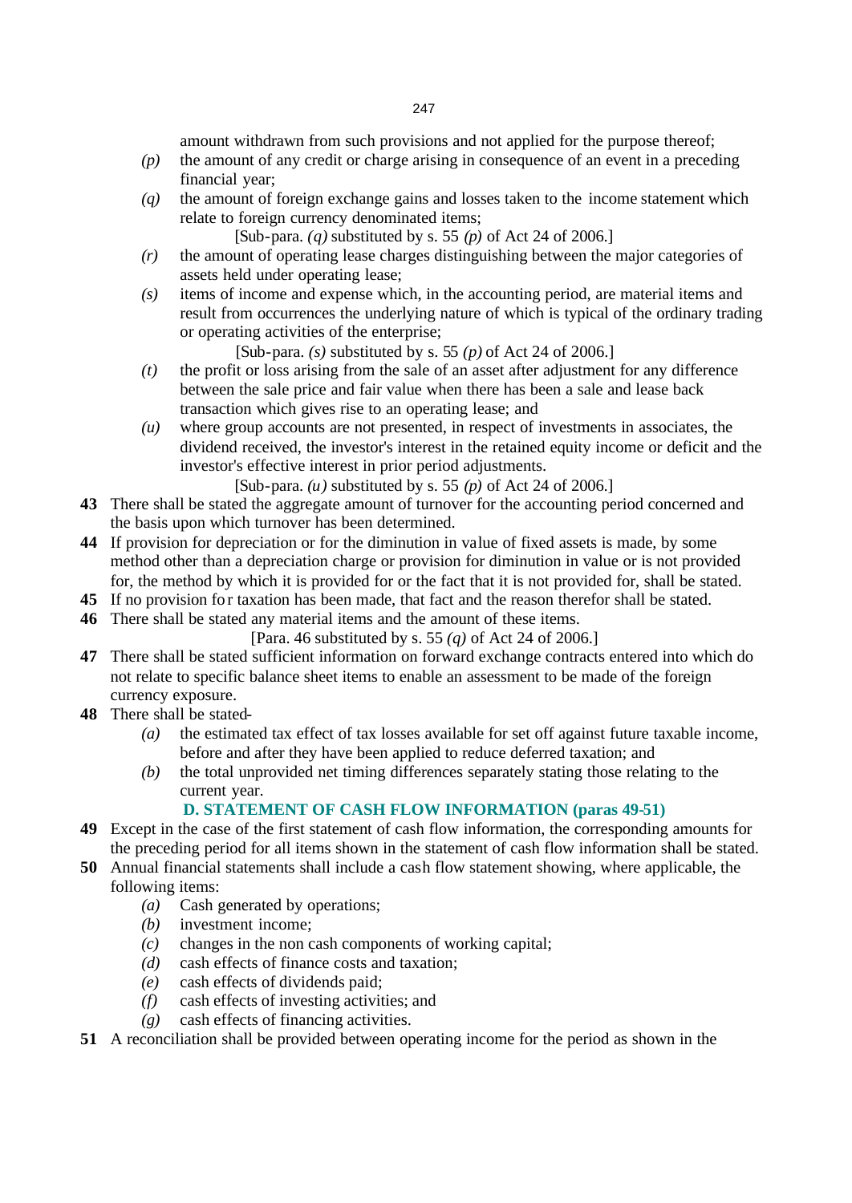amount withdrawn from such provisions and not applied for the purpose thereof;

- *(p)* the amount of any credit or charge arising in consequence of an event in a preceding financial year;
- *(q)* the amount of foreign exchange gains and losses taken to the income statement which relate to foreign currency denominated items;

  [Sub-para. *(q)* substituted by s. 55 *(p)* of Act 24 of 2006.]
- *(r)* the amount of operating lease charges distinguishing between the major categories of assets held under operating lease;
- *(s)* items of income and expense which, in the accounting period, are material items and result from occurrences the underlying nature of which is typical of the ordinary trading or operating activities of the enterprise;

  [Sub-para. *(s)* substituted by s. 55 *(p)* of Act 24 of 2006.]
- *(t)* the profit or loss arising from the sale of an asset after adjustment for any difference between the sale price and fair value when there has been a sale and lease back transaction which gives rise to an operating lease; and
- *(u)* where group accounts are not presented, in respect of investments in associates, the dividend received, the investor's interest in the retained equity income or deficit and the investor's effective interest in prior period adjustments.

  [Sub-para. *(u)* substituted by s. 55 *(p)* of Act 24 of 2006.]

**43** There shall be stated the aggregate amount of turnover for the accounting period concerned and the basis upon which turnover has been determined.

**44** If provision for depreciation or for the diminution in value of fixed assets is made, by some method other than a depreciation charge or provision for diminution in value or is not provided for, the method by which it is provided for or the fact that it is not provided for, shall be stated.

**45** If no provision for taxation has been made, that fact and the reason therefor shall be stated.

**46** There shall be stated any material items and the amount of these items.

[Para. 46 substituted by s. 55 *(q)* of Act 24 of 2006.]

**47** There shall be stated sufficient information on forward exchange contracts entered into which do not relate to specific balance sheet items to enable an assessment to be made of the foreign currency exposure.

**48** There shall be stated-

- *(a)* the estimated tax effect of tax losses available for set off against future taxable income, before and after they have been applied to reduce deferred taxation; and
- *(b)* the total unprovided net timing differences separately stating those relating to the current year.

### D. STATEMENT OF CASH FLOW INFORMATION (paras 49-51)

**49** Except in the case of the first statement of cash flow information, the corresponding amounts for the preceding period for all items shown in the statement of cash flow information shall be stated.

**50** Annual financial statements shall include a cash flow statement showing, where applicable, the following items:

- *(a)* Cash generated by operations;
- *(b)* investment income;
- *(c)* changes in the non cash components of working capital;
- *(d)* cash effects of finance costs and taxation;
- *(e)* cash effects of dividends paid;
- *(f)* cash effects of investing activities; and
- *(g)* cash effects of financing activities.

**51** A reconciliation shall be provided between operating income for the period as shown in the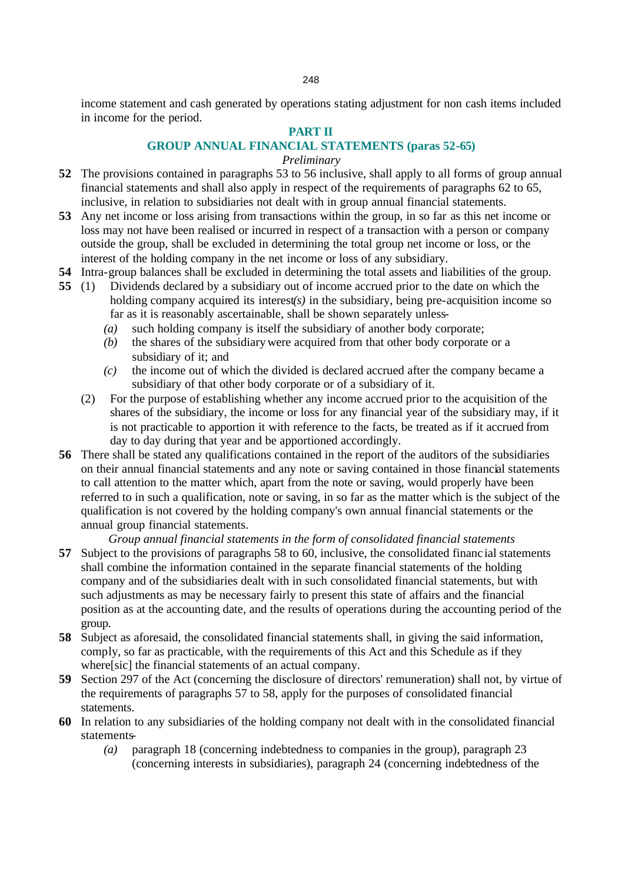income statement and cash generated by operations stating adjustment for non cash items included in income for the period.

## PART II

## GROUP ANNUAL FINANCIAL STATEMENTS (paras 52-65)

*Preliminary*

**52** The provisions contained in paragraphs 53 to 56 inclusive, shall apply to all forms of group annual financial statements and shall also apply in respect of the requirements of paragraphs 62 to 65, inclusive, in relation to subsidiaries not dealt with in group annual financial statements.

**53** Any net income or loss arising from transactions within the group, in so far as this net income or loss may not have been realised or incurred in respect of a transaction with a person or company outside the group, shall be excluded in determining the total group net income or loss, or the interest of the holding company in the net income or loss of any subsidiary.

**54** Intra-group balances shall be excluded in determining the total assets and liabilities of the group.

**55** (1) Dividends declared by a subsidiary out of income accrued prior to the date on which the holding company acquired its interest*(s)* in the subsidiary, being pre-acquisition income so far as it is reasonably ascertainable, shall be shown separately unless-

*(a)* such holding company is itself the subsidiary of another body corporate;

*(b)* the shares of the subsidiary were acquired from that other body corporate or a subsidiary of it; and

*(c)* the income out of which the divided is declared accrued after the company became a subsidiary of that other body corporate or of a subsidiary of it.

(2) For the purpose of establishing whether any income accrued prior to the acquisition of the shares of the subsidiary, the income or loss for any financial year of the subsidiary may, if it is not practicable to apportion it with reference to the facts, be treated as if it accrued from day to day during that year and be apportioned accordingly.

**56** There shall be stated any qualifications contained in the report of the auditors of the subsidiaries on their annual financial statements and any note or saving contained in those financial statements to call attention to the matter which, apart from the note or saving, would properly have been referred to in such a qualification, note or saving, in so far as the matter which is the subject of the qualification is not covered by the holding company's own annual financial statements or the annual group financial statements.

*Group annual financial statements in the form of consolidated financial statements*

**57** Subject to the provisions of paragraphs 58 to 60, inclusive, the consolidated financial statements shall combine the information contained in the separate financial statements of the holding company and of the subsidiaries dealt with in such consolidated financial statements, but with such adjustments as may be necessary fairly to present this state of affairs and the financial position as at the accounting date, and the results of operations during the accounting period of the group.

**58** Subject as aforesaid, the consolidated financial statements shall, in giving the said information, comply, so far as practicable, with the requirements of this Act and this Schedule as if they where[sic] the financial statements of an actual company.

**59** Section 297 of the Act (concerning the disclosure of directors' remuneration) shall not, by virtue of the requirements of paragraphs 57 to 58, apply for the purposes of consolidated financial statements.

**60** In relation to any subsidiaries of the holding company not dealt with in the consolidated financial statements-

*(a)* paragraph 18 (concerning indebtedness to companies in the group), paragraph 23 (concerning interests in subsidiaries), paragraph 24 (concerning indebtedness of the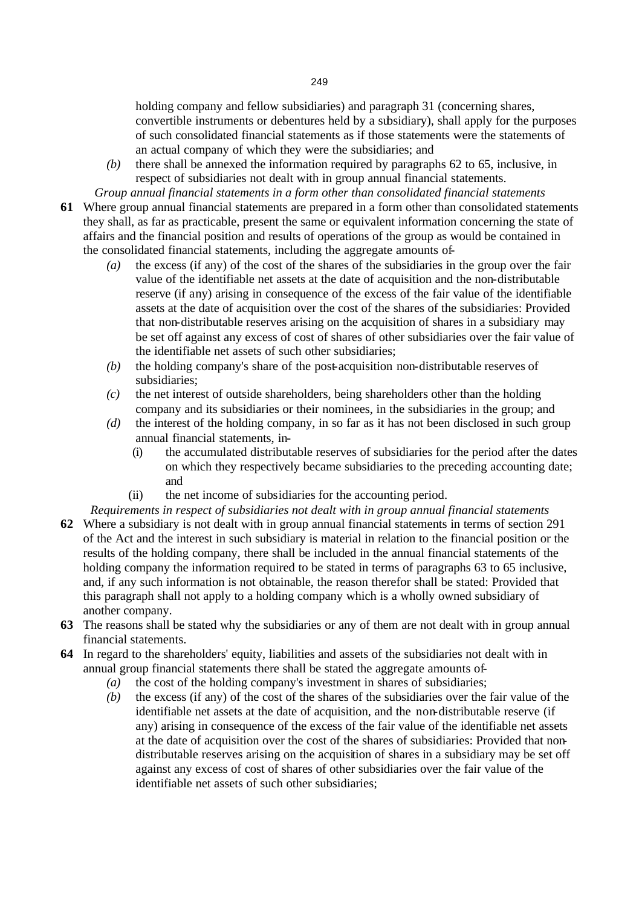holding company and fellow subsidiaries) and paragraph 31 (concerning shares, convertible instruments or debentures held by a subsidiary), shall apply for the purposes of such consolidated financial statements as if those statements were the statements of an actual company of which they were the subsidiaries; and

*(b)* there shall be annexed the information required by paragraphs 62 to 65, inclusive, in respect of subsidiaries not dealt with in group annual financial statements.

*Group annual financial statements in a form other than consolidated financial statements*

**61** Where group annual financial statements are prepared in a form other than consolidated statements they shall, as far as practicable, present the same or equivalent information concerning the state of affairs and the financial position and results of operations of the group as would be contained in the consolidated financial statements, including the aggregate amounts of-

*(a)* the excess (if any) of the cost of the shares of the subsidiaries in the group over the fair value of the identifiable net assets at the date of acquisition and the non-distributable reserve (if any) arising in consequence of the excess of the fair value of the identifiable assets at the date of acquisition over the cost of the shares of the subsidiaries: Provided that non-distributable reserves arising on the acquisition of shares in a subsidiary may be set off against any excess of cost of shares of other subsidiaries over the fair value of the identifiable net assets of such other subsidiaries;

*(b)* the holding company's share of the post-acquisition non-distributable reserves of subsidiaries;

*(c)* the net interest of outside shareholders, being shareholders other than the holding company and its subsidiaries or their nominees, in the subsidiaries in the group; and

*(d)* the interest of the holding company, in so far as it has not been disclosed in such group annual financial statements, in-

(i) the accumulated distributable reserves of subsidiaries for the period after the dates on which they respectively became subsidiaries to the preceding accounting date; and

(ii) the net income of subsidiaries for the accounting period.

*Requirements in respect of subsidiaries not dealt with in group annual financial statements*

**62** Where a subsidiary is not dealt with in group annual financial statements in terms of section 291 of the Act and the interest in such subsidiary is material in relation to the financial position or the results of the holding company, there shall be included in the annual financial statements of the holding company the information required to be stated in terms of paragraphs 63 to 65 inclusive, and, if any such information is not obtainable, the reason therefor shall be stated: Provided that this paragraph shall not apply to a holding company which is a wholly owned subsidiary of another company.

**63** The reasons shall be stated why the subsidiaries or any of them are not dealt with in group annual financial statements.

**64** In regard to the shareholders' equity, liabilities and assets of the subsidiaries not dealt with in annual group financial statements there shall be stated the aggregate amounts of-

*(a)* the cost of the holding company's investment in shares of subsidiaries;

*(b)* the excess (if any) of the cost of the shares of the subsidiaries over the fair value of the identifiable net assets at the date of acquisition, and the non-distributable reserve (if any) arising in consequence of the excess of the fair value of the identifiable net assets at the date of acquisition over the cost of the shares of subsidiaries: Provided that non-distributable reserves arising on the acquisition of shares in a subsidiary may be set off against any excess of cost of shares of other subsidiaries over the fair value of the identifiable net assets of such other subsidiaries;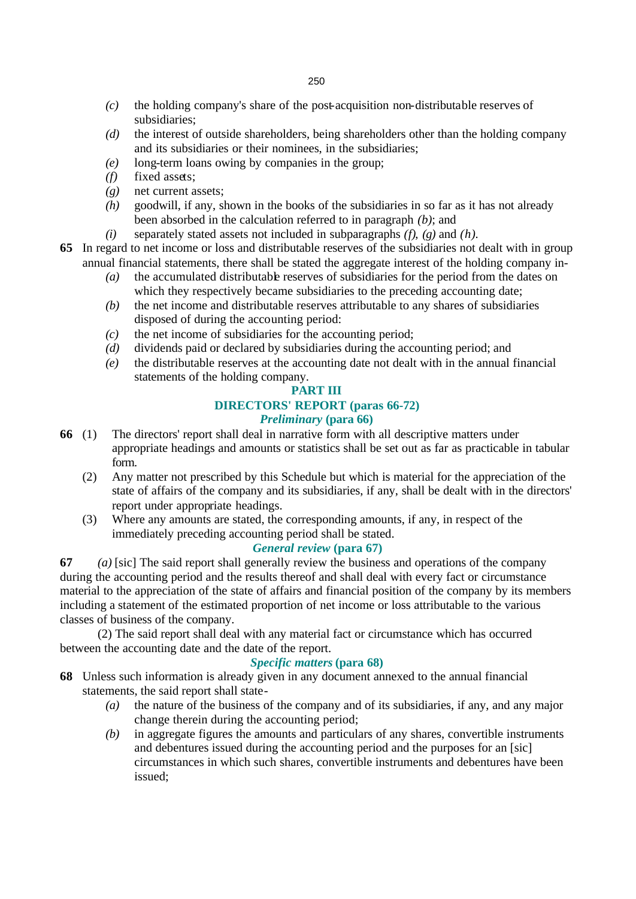- *(c)* the holding company's share of the post-acquisition non-distributable reserves of subsidiaries;
- *(d)* the interest of outside shareholders, being shareholders other than the holding company and its subsidiaries or their nominees, in the subsidiaries;
- *(e)* long-term loans owing by companies in the group;
- *(f)* fixed assets;
- *(g)* net current assets;
- *(h)* goodwill, if any, shown in the books of the subsidiaries in so far as it has not already been absorbed in the calculation referred to in paragraph *(b)*; and
- *(i)* separately stated assets not included in subparagraphs *(f)*, *(g)* and *(h)*.

**65** In regard to net income or loss and distributable reserves of the subsidiaries not dealt with in group annual financial statements, there shall be stated the aggregate interest of the holding company in-

- *(a)* the accumulated distributable reserves of subsidiaries for the period from the dates on which they respectively became subsidiaries to the preceding accounting date;
- *(b)* the net income and distributable reserves attributable to any shares of subsidiaries disposed of during the accounting period:
- *(c)* the net income of subsidiaries for the accounting period;
- *(d)* dividends paid or declared by subsidiaries during the accounting period; and
- *(e)* the distributable reserves at the accounting date not dealt with in the annual financial statements of the holding company.

## PART III

## DIRECTORS' REPORT (paras 66-72)

### *Preliminary* (para 66)

**66** (1) The directors' report shall deal in narrative form with all descriptive matters under appropriate headings and amounts or statistics shall be set out as far as practicable in tabular form.

(2) Any matter not prescribed by this Schedule but which is material for the appreciation of the state of affairs of the company and its subsidiaries, if any, shall be dealt with in the directors' report under appropriate headings.

(3) Where any amounts are stated, the corresponding amounts, if any, in respect of the immediately preceding accounting period shall be stated.

### *General review* (para 67)

**67** *(a)* [sic] The said report shall generally review the business and operations of the company during the accounting period and the results thereof and shall deal with every fact or circumstance material to the appreciation of the state of affairs and financial position of the company by its members including a statement of the estimated proportion of net income or loss attributable to the various classes of business of the company.

(2) The said report shall deal with any material fact or circumstance which has occurred between the accounting date and the date of the report.

### *Specific matters* (para 68)

**68** Unless such information is already given in any document annexed to the annual financial statements, the said report shall state-

- *(a)* the nature of the business of the company and of its subsidiaries, if any, and any major change therein during the accounting period;
- *(b)* in aggregate figures the amounts and particulars of any shares, convertible instruments and debentures issued during the accounting period and the purposes for an [sic] circumstances in which such shares, convertible instruments and debentures have been issued;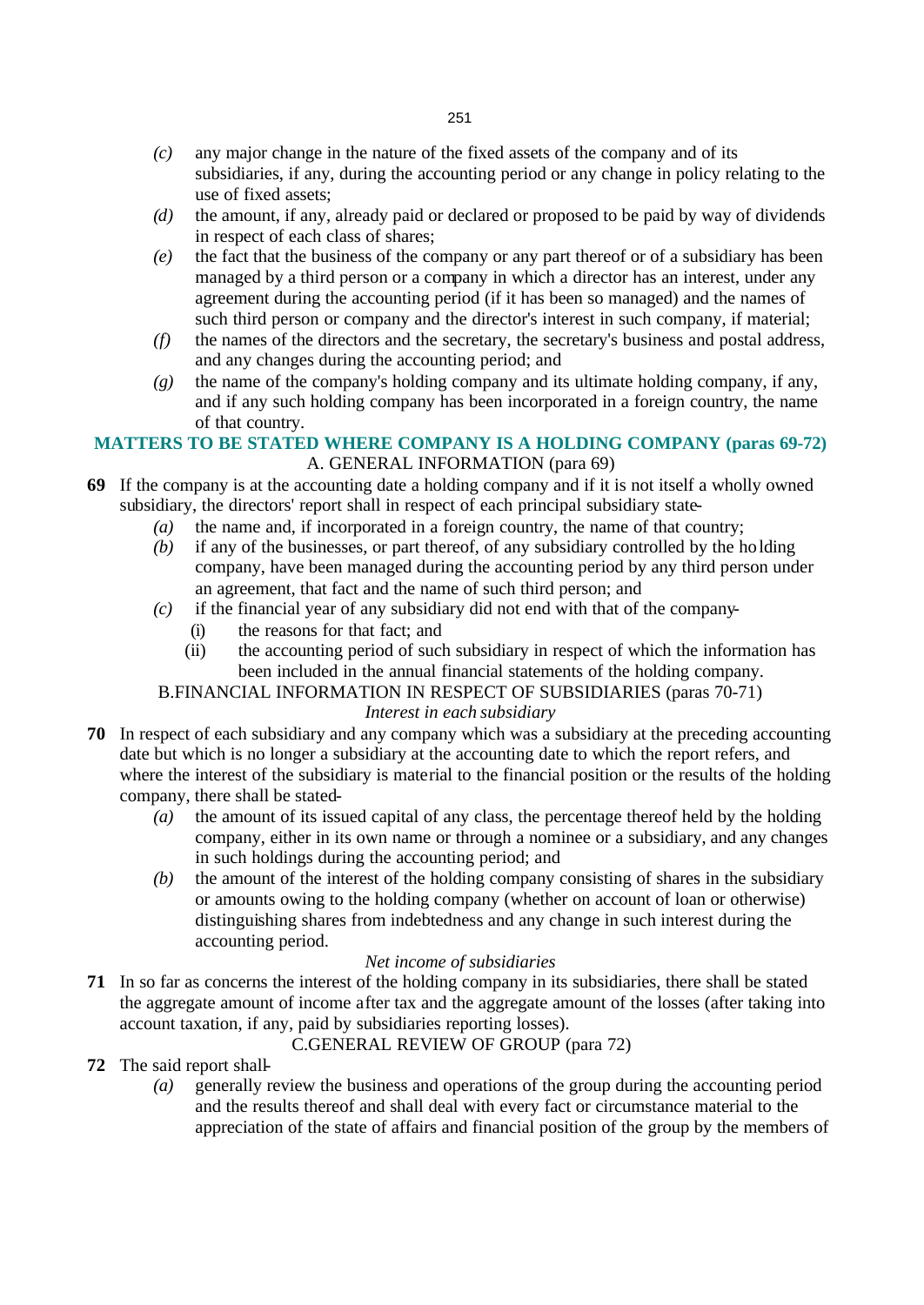- *(c)* any major change in the nature of the fixed assets of the company and of its subsidiaries, if any, during the accounting period or any change in policy relating to the use of fixed assets;
- *(d)* the amount, if any, already paid or declared or proposed to be paid by way of dividends in respect of each class of shares;
- *(e)* the fact that the business of the company or any part thereof or of a subsidiary has been managed by a third person or a company in which a director has an interest, under any agreement during the accounting period (if it has been so managed) and the names of such third person or company and the director's interest in such company, if material;
- *(f)* the names of the directors and the secretary, the secretary's business and postal address, and any changes during the accounting period; and
- *(g)* the name of the company's holding company and its ultimate holding company, if any, and if any such holding company has been incorporated in a foreign country, the name of that country.

## MATTERS TO BE STATED WHERE COMPANY IS A HOLDING COMPANY (paras 69-72)

### A. GENERAL INFORMATION (para 69)

**69** If the company is at the accounting date a holding company and if it is not itself a wholly owned subsidiary, the directors' report shall in respect of each principal subsidiary state-

- *(a)* the name and, if incorporated in a foreign country, the name of that country;
- *(b)* if any of the businesses, or part thereof, of any subsidiary controlled by the holding company, have been managed during the accounting period by any third person under an agreement, that fact and the name of such third person; and
- *(c)* if the financial year of any subsidiary did not end with that of the company-
  - (i) the reasons for that fact; and
  - (ii) the accounting period of such subsidiary in respect of which the information has been included in the annual financial statements of the holding company.

### B.FINANCIAL INFORMATION IN RESPECT OF SUBSIDIARIES (paras 70-71)

*Interest in each subsidiary*

**70** In respect of each subsidiary and any company which was a subsidiary at the preceding accounting date but which is no longer a subsidiary at the accounting date to which the report refers, and where the interest of the subsidiary is material to the financial position or the results of the holding company, there shall be stated-

- *(a)* the amount of its issued capital of any class, the percentage thereof held by the holding company, either in its own name or through a nominee or a subsidiary, and any changes in such holdings during the accounting period; and
- *(b)* the amount of the interest of the holding company consisting of shares in the subsidiary or amounts owing to the holding company (whether on account of loan or otherwise) distinguishing shares from indebtedness and any change in such interest during the accounting period.

*Net income of subsidiaries*

**71** In so far as concerns the interest of the holding company in its subsidiaries, there shall be stated the aggregate amount of income after tax and the aggregate amount of the losses (after taking into account taxation, if any, paid by subsidiaries reporting losses).

### C.GENERAL REVIEW OF GROUP (para 72)

**72** The said report shall-

- *(a)* generally review the business and operations of the group during the accounting period and the results thereof and shall deal with every fact or circumstance material to the appreciation of the state of affairs and financial position of the group by the members of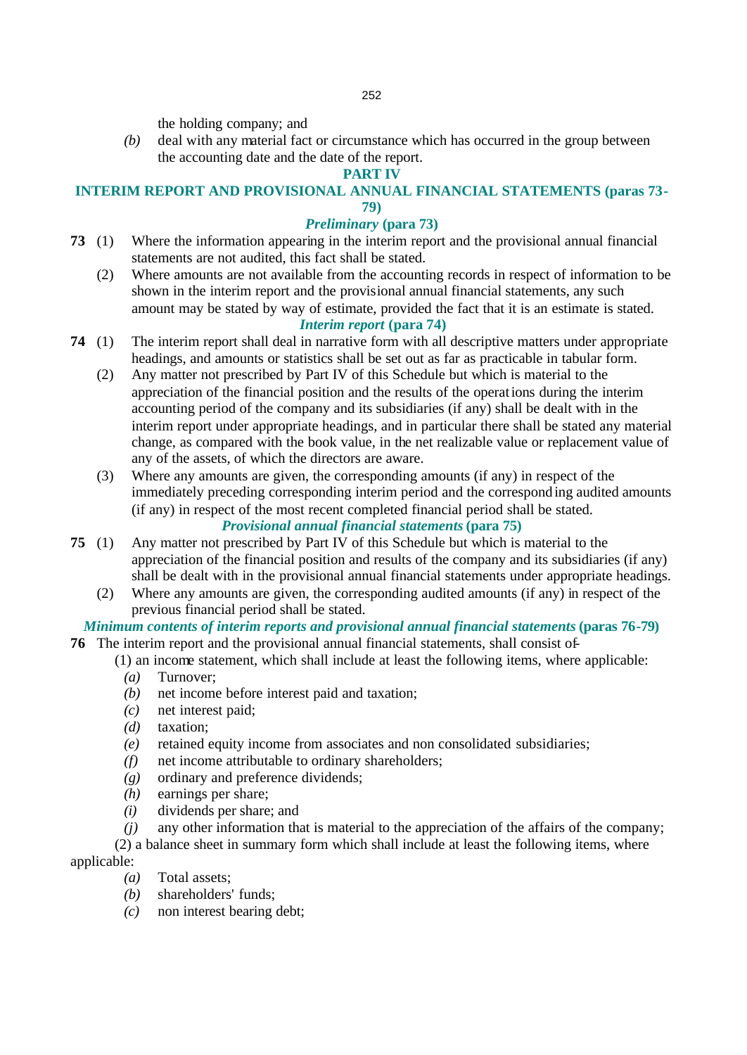the holding company; and

*(b)* deal with any material fact or circumstance which has occurred in the group between the accounting date and the date of the report.

## PART IV

## INTERIM REPORT AND PROVISIONAL ANNUAL FINANCIAL STATEMENTS (paras 73-79)

### *Preliminary* (para 73)

**73** (1) Where the information appearing in the interim report and the provisional annual financial statements are not audited, this fact shall be stated.

(2) Where amounts are not available from the accounting records in respect of information to be shown in the interim report and the provisional annual financial statements, any such amount may be stated by way of estimate, provided the fact that it is an estimate is stated.

### *Interim report* (para 74)

**74** (1) The interim report shall deal in narrative form with all descriptive matters under appropriate headings, and amounts or statistics shall be set out as far as practicable in tabular form.

(2) Any matter not prescribed by Part IV of this Schedule but which is material to the appreciation of the financial position and the results of the operations during the interim accounting period of the company and its subsidiaries (if any) shall be dealt with in the interim report under appropriate headings, and in particular there shall be stated any material change, as compared with the book value, in the net realizable value or replacement value of any of the assets, of which the directors are aware.

(3) Where any amounts are given, the corresponding amounts (if any) in respect of the immediately preceding corresponding interim period and the corresponding audited amounts (if any) in respect of the most recent completed financial period shall be stated.

### *Provisional annual financial statements* (para 75)

**75** (1) Any matter not prescribed by Part IV of this Schedule but which is material to the appreciation of the financial position and results of the company and its subsidiaries (if any) shall be dealt with in the provisional annual financial statements under appropriate headings.

(2) Where any amounts are given, the corresponding audited amounts (if any) in respect of the previous financial period shall be stated.

### *Minimum contents of interim reports and provisional annual financial statements* (paras 76-79)

**76** The interim report and the provisional annual financial statements, shall consist of—

(1) an income statement, which shall include at least the following items, where applicable:

*(a)* Turnover;

*(b)* net income before interest paid and taxation;

*(c)* net interest paid;

*(d)* taxation;

*(e)* retained equity income from associates and non consolidated subsidiaries;

*(f)* net income attributable to ordinary shareholders;

*(g)* ordinary and preference dividends;

*(h)* earnings per share;

*(i)* dividends per share; and

*(j)* any other information that is material to the appreciation of the affairs of the company;

(2) a balance sheet in summary form which shall include at least the following items, where applicable:

*(a)* Total assets;

*(b)* shareholders' funds;

*(c)* non interest bearing debt;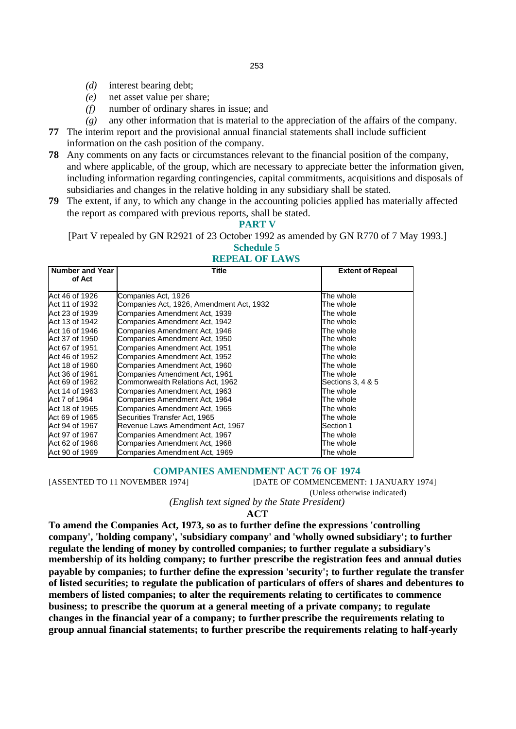- *(d)* interest bearing debt;
- *(e)* net asset value per share;
- *(f)* number of ordinary shares in issue; and
- *(g)* any other information that is material to the appreciation of the affairs of the company.

**77** The interim report and the provisional annual financial statements shall include sufficient information on the cash position of the company.

**78** Any comments on any facts or circumstances relevant to the financial position of the company, and where applicable, of the group, which are necessary to appreciate better the information given, including information regarding contingencies, capital commitments, acquisitions and disposals of subsidiaries and changes in the relative holding in any subsidiary shall be stated.

**79** The extent, if any, to which any change in the accounting policies applied has materially affected the report as compared with previous reports, shall be stated.

## PART V

[Part V repealed by GN R2921 of 23 October 1992 as amended by GN R770 of 7 May 1993.]

## Schedule 5

## REPEAL OF LAWS

| Number and Year of Act | Title | Extent of Repeal |
|---|---|---|
| Act 46 of 1926 | Companies Act, 1926 | The whole |
| Act 11 of 1932 | Companies Act, 1926, Amendment Act, 1932 | The whole |
| Act 23 of 1939 | Companies Amendment Act, 1939 | The whole |
| Act 13 of 1942 | Companies Amendment Act, 1942 | The whole |
| Act 16 of 1946 | Companies Amendment Act, 1946 | The whole |
| Act 37 of 1950 | Companies Amendment Act, 1950 | The whole |
| Act 67 of 1951 | Companies Amendment Act, 1951 | The whole |
| Act 46 of 1952 | Companies Amendment Act, 1952 | The whole |
| Act 18 of 1960 | Companies Amendment Act, 1960 | The whole |
| Act 36 of 1961 | Companies Amendment Act, 1961 | The whole |
| Act 69 of 1962 | Commonwealth Relations Act, 1962 | Sections 3, 4 & 5 |
| Act 14 of 1963 | Companies Amendment Act, 1963 | The whole |
| Act 7 of 1964 | Companies Amendment Act, 1964 | The whole |
| Act 18 of 1965 | Companies Amendment Act, 1965 | The whole |
| Act 69 of 1965 | Securities Transfer Act, 1965 | The whole |
| Act 94 of 1967 | Revenue Laws Amendment Act, 1967 | Section 1 |
| Act 97 of 1967 | Companies Amendment Act, 1967 | The whole |
| Act 62 of 1968 | Companies Amendment Act, 1968 | The whole |
| Act 90 of 1969 | Companies Amendment Act, 1969 | The whole |

## COMPANIES AMENDMENT ACT 76 OF 1974

[ASSENTED TO 11 NOVEMBER 1974] [DATE OF COMMENCEMENT: 1 JANUARY 1974]

(Unless otherwise indicated)

*(English text signed by the State President)*

**ACT**

**To amend the Companies Act, 1973, so as to further define the expressions 'controlling company', 'holding company', 'subsidiary company' and 'wholly owned subsidiary'; to further regulate the lending of money by controlled companies; to further regulate a subsidiary's membership of its holding company; to further prescribe the registration fees and annual duties payable by companies; to further define the expression 'security'; to further regulate the transfer of listed securities; to regulate the publication of particulars of offers of shares and debentures to members of listed companies; to alter the requirements relating to certificates to commence business; to prescribe the quorum at a general meeting of a private company; to regulate changes in the financial year of a company; to further prescribe the requirements relating to group annual financial statements; to further prescribe the requirements relating to half-yearly**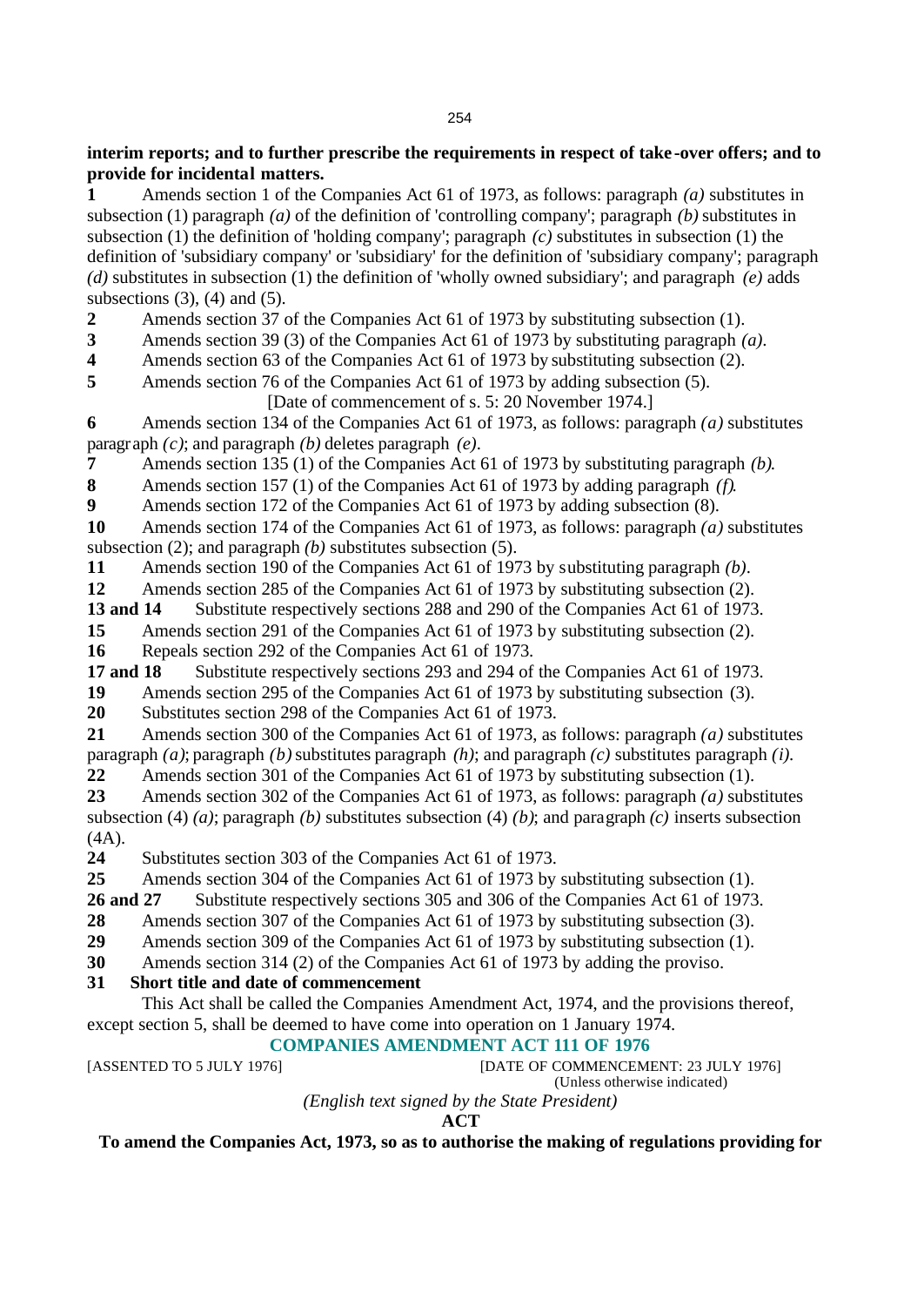**interim reports; and to further prescribe the requirements in respect of take-over offers; and to provide for incidental matters.**

**1** Amends section 1 of the Companies Act 61 of 1973, as follows: paragraph *(a)* substitutes in subsection (1) paragraph *(a)* of the definition of 'controlling company'; paragraph *(b)* substitutes in subsection (1) the definition of 'holding company'; paragraph *(c)* substitutes in subsection (1) the definition of 'subsidiary company' or 'subsidiary' for the definition of 'subsidiary company'; paragraph *(d)* substitutes in subsection (1) the definition of 'wholly owned subsidiary'; and paragraph *(e)* adds subsections (3), (4) and (5).

**2** Amends section 37 of the Companies Act 61 of 1973 by substituting subsection (1).

**3** Amends section 39 (3) of the Companies Act 61 of 1973 by substituting paragraph *(a)*.

**4** Amends section 63 of the Companies Act 61 of 1973 by substituting subsection (2).

**5** Amends section 76 of the Companies Act 61 of 1973 by adding subsection (5).

[Date of commencement of s. 5: 20 November 1974.]

**6** Amends section 134 of the Companies Act 61 of 1973, as follows: paragraph *(a)* substitutes paragraph *(c)*; and paragraph *(b)* deletes paragraph *(e)*.

**7** Amends section 135 (1) of the Companies Act 61 of 1973 by substituting paragraph *(b)*.

**8** Amends section 157 (1) of the Companies Act 61 of 1973 by adding paragraph *(f)*.

**9** Amends section 172 of the Companies Act 61 of 1973 by adding subsection (8).

**10** Amends section 174 of the Companies Act 61 of 1973, as follows: paragraph *(a)* substitutes subsection (2); and paragraph *(b)* substitutes subsection (5).

**11** Amends section 190 of the Companies Act 61 of 1973 by substituting paragraph *(b)*.

**12** Amends section 285 of the Companies Act 61 of 1973 by substituting subsection (2).

**13 and 14** Substitute respectively sections 288 and 290 of the Companies Act 61 of 1973.

**15** Amends section 291 of the Companies Act 61 of 1973 by substituting subsection (2).

**16** Repeals section 292 of the Companies Act 61 of 1973.

**17 and 18** Substitute respectively sections 293 and 294 of the Companies Act 61 of 1973.

**19** Amends section 295 of the Companies Act 61 of 1973 by substituting subsection (3).

**20** Substitutes section 298 of the Companies Act 61 of 1973.

**21** Amends section 300 of the Companies Act 61 of 1973, as follows: paragraph *(a)* substitutes paragraph *(a)*; paragraph *(b)* substitutes paragraph *(h)*; and paragraph *(c)* substitutes paragraph *(i)*.

**22** Amends section 301 of the Companies Act 61 of 1973 by substituting subsection (1).

**23** Amends section 302 of the Companies Act 61 of 1973, as follows: paragraph *(a)* substitutes subsection (4) *(a)*; paragraph *(b)* substitutes subsection (4) *(b)*; and paragraph *(c)* inserts subsection (4A).

**24** Substitutes section 303 of the Companies Act 61 of 1973.

**25** Amends section 304 of the Companies Act 61 of 1973 by substituting subsection (1).

**26 and 27** Substitute respectively sections 305 and 306 of the Companies Act 61 of 1973.

**28** Amends section 307 of the Companies Act 61 of 1973 by substituting subsection (3).

**29** Amends section 309 of the Companies Act 61 of 1973 by substituting subsection (1).

**30** Amends section 314 (2) of the Companies Act 61 of 1973 by adding the proviso.

**31 Short title and date of commencement**

This Act shall be called the Companies Amendment Act, 1974, and the provisions thereof, except section 5, shall be deemed to have come into operation on 1 January 1974.

## COMPANIES AMENDMENT ACT 111 OF 1976

[ASSENTED TO 5 JULY 1976] [DATE OF COMMENCEMENT: 23 JULY 1976]

(Unless otherwise indicated)

*(English text signed by the State President)*

**ACT**

**To amend the Companies Act, 1973, so as to authorise the making of regulations providing for**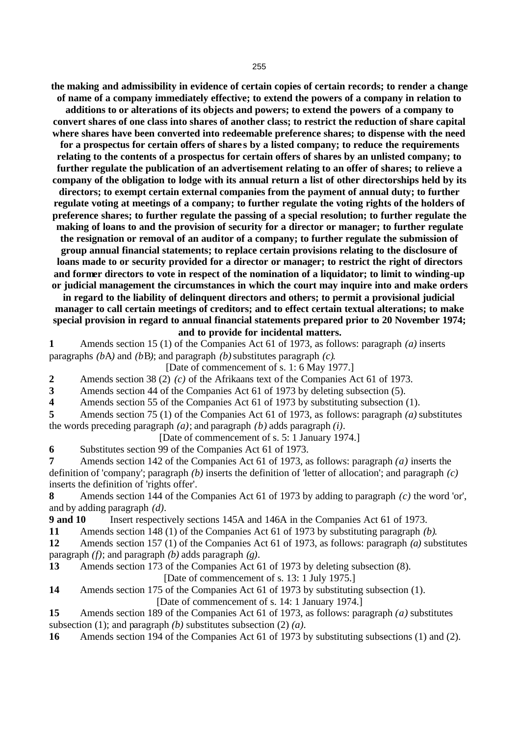**the making and admissibility in evidence of certain copies of certain records; to render a change of name of a company immediately effective; to extend the powers of a company in relation to additions to or alterations of its objects and powers; to extend the powers of a company to convert shares of one class into shares of another class; to restrict the reduction of share capital where shares have been converted into redeemable preference shares; to dispense with the need for a prospectus for certain offers of shares by a listed company; to reduce the requirements relating to the contents of a prospectus for certain offers of shares by an unlisted company; to further regulate the publication of an advertisement relating to an offer of shares; to relieve a company of the obligation to lodge with its annual return a list of other directorships held by its directors; to exempt certain external companies from the payment of annual duty; to further regulate voting at meetings of a company; to further regulate the voting rights of the holders of preference shares; to further regulate the passing of a special resolution; to further regulate the making of loans to and the provision of security for a director or manager; to further regulate the resignation or removal of an auditor of a company; to further regulate the submission of group annual financial statements; to replace certain provisions relating to the disclosure of loans made to or security provided for a director or manager; to restrict the right of directors and former directors to vote in respect of the nomination of a liquidator; to limit to winding-up or judicial management the circumstances in which the court may inquire into and make orders in regard to the liability of delinquent directors and others; to permit a provisional judicial manager to call certain meetings of creditors; and to effect certain textual alterations; to make special provision in regard to annual financial statements prepared prior to 20 November 1974; and to provide for incidental matters.**

**1** Amends section 15 (1) of the Companies Act 61 of 1973, as follows: paragraph *(a)* inserts paragraphs *(b*A*)* and *(b*B*)*; and paragraph *(b)* substitutes paragraph *(c)*.

[Date of commencement of s. 1: 6 May 1977.]

**2** Amends section 38 (2) *(c)* of the Afrikaans text of the Companies Act 61 of 1973.

**3** Amends section 44 of the Companies Act 61 of 1973 by deleting subsection (5).

**4** Amends section 55 of the Companies Act 61 of 1973 by substituting subsection (1).

**5** Amends section 75 (1) of the Companies Act 61 of 1973, as follows: paragraph *(a)* substitutes the words preceding paragraph *(a)*; and paragraph *(b)* adds paragraph *(i)*.

[Date of commencement of s. 5: 1 January 1974.]

**6** Substitutes section 99 of the Companies Act 61 of 1973.

**7** Amends section 142 of the Companies Act 61 of 1973, as follows: paragraph *(a)* inserts the definition of 'company'; paragraph *(b)* inserts the definition of 'letter of allocation'; and paragraph *(c)* inserts the definition of 'rights offer'.

**8** Amends section 144 of the Companies Act 61 of 1973 by adding to paragraph *(c)* the word 'or', and by adding paragraph *(d)*.

**9 and 10** Insert respectively sections 145A and 146A in the Companies Act 61 of 1973.

**11** Amends section 148 (1) of the Companies Act 61 of 1973 by substituting paragraph *(b)*.

**12** Amends section 157 (1) of the Companies Act 61 of 1973, as follows: paragraph *(a)* substitutes paragraph *(f)*; and paragraph *(b)* adds paragraph *(g)*.

**13** Amends section 173 of the Companies Act 61 of 1973 by deleting subsection (8).

[Date of commencement of s. 13: 1 July 1975.]

**14** Amends section 175 of the Companies Act 61 of 1973 by substituting subsection (1).

[Date of commencement of s. 14: 1 January 1974.]

**15** Amends section 189 of the Companies Act 61 of 1973, as follows: paragraph *(a)* substitutes subsection (1); and paragraph *(b)* substitutes subsection (2) *(a)*.

**16** Amends section 194 of the Companies Act 61 of 1973 by substituting subsections (1) and (2).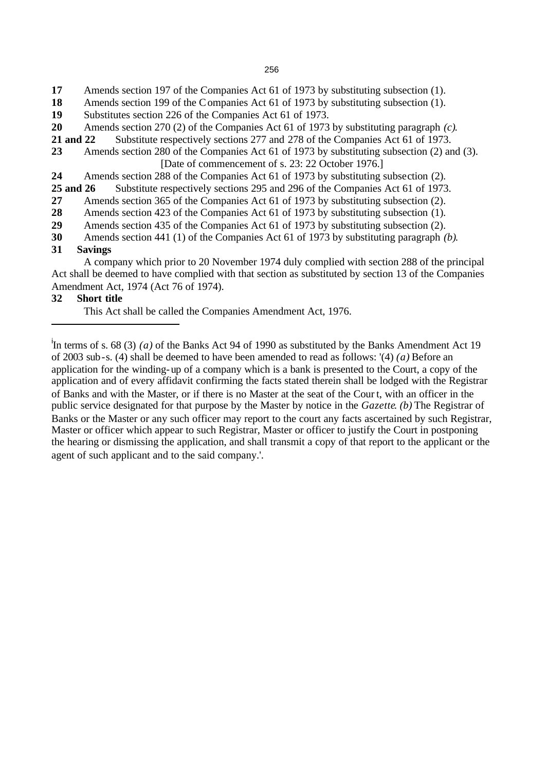**17** Amends section 197 of the Companies Act 61 of 1973 by substituting subsection (1).

**18** Amends section 199 of the Companies Act 61 of 1973 by substituting subsection (1).

**19** Substitutes section 226 of the Companies Act 61 of 1973.

**20** Amends section 270 (2) of the Companies Act 61 of 1973 by substituting paragraph *(c)*.

**21 and 22** Substitute respectively sections 277 and 278 of the Companies Act 61 of 1973.

**23** Amends section 280 of the Companies Act 61 of 1973 by substituting subsection (2) and (3).

[Date of commencement of s. 23: 22 October 1976.]

**24** Amends section 288 of the Companies Act 61 of 1973 by substituting subsection (2).

**25 and 26** Substitute respectively sections 295 and 296 of the Companies Act 61 of 1973.

**27** Amends section 365 of the Companies Act 61 of 1973 by substituting subsection (2).

**28** Amends section 423 of the Companies Act 61 of 1973 by substituting subsection (1).

**29** Amends section 435 of the Companies Act 61 of 1973 by substituting subsection (2).

**30** Amends section 441 (1) of the Companies Act 61 of 1973 by substituting paragraph *(b)*.

**31 Savings**

A company which prior to 20 November 1974 duly complied with section 288 of the principal Act shall be deemed to have complied with that section as substituted by section 13 of the Companies Amendment Act, 1974 (Act 76 of 1974).

**32 Short title**

This Act shall be called the Companies Amendment Act, 1976.

---

[i] In terms of s. 68 (3) *(a)* of the Banks Act 94 of 1990 as substituted by the Banks Amendment Act 19 of 2003 sub-s. (4) shall be deemed to have been amended to read as follows: '(4) *(a)* Before an application for the winding-up of a company which is a bank is presented to the Court, a copy of the application and of every affidavit confirming the facts stated therein shall be lodged with the Registrar of Banks and with the Master, or if there is no Master at the seat of the Court, with an officer in the public service designated for that purpose by the Master by notice in the *Gazette*. *(b)* The Registrar of Banks or the Master or any such officer may report to the court any facts ascertained by such Registrar, Master or officer which appear to such Registrar, Master or officer to justify the Court in postponing the hearing or dismissing the application, and shall transmit a copy of that report to the applicant or the agent of such applicant and to the said company.'.